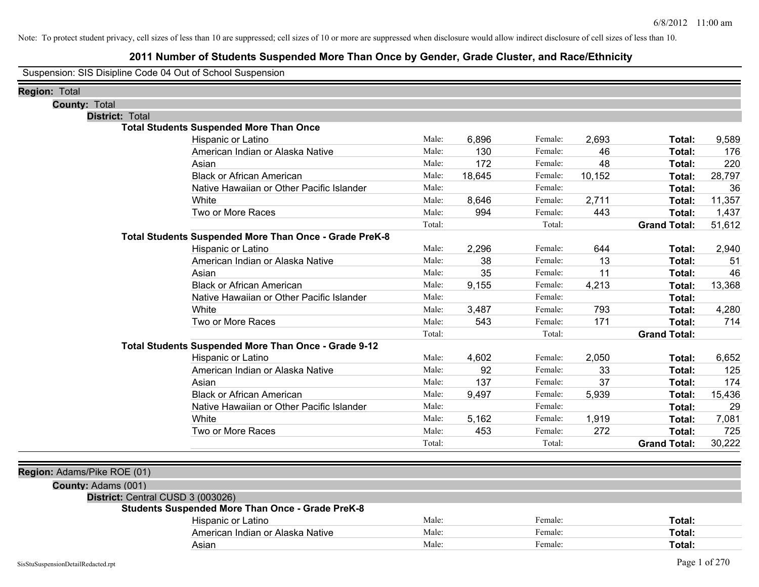Note: To protect student privacy, cell sizes of less than 10 are suppressed; cell sizes of 10 or more are suppressed when disclosure would allow indirect disclosure of cell sizes of less than 10.

# 2011 Number of Students Suspended More Than Once by Gender, Grade Cluster, and Race/Ethnicity

Suspension: SIS Disipline Code 04 Out of School Suspension

**Region:** Total

**County:** Total

**District:** Total

**Total Students Suspended More Than Once**

| Race/Ethnicity | Male: | | Female: | | | |
|---|---|---|---|---|---|---|
| Hispanic or Latino | Male: | 6,896 | Female: | 2,693 | **Total:** | 9,589 |
| American Indian or Alaska Native | Male: | 130 | Female: | 46 | **Total:** | 176 |
| Asian | Male: | 172 | Female: | 48 | **Total:** | 220 |
| Black or African American | Male: | 18,645 | Female: | 10,152 | **Total:** | 28,797 |
| Native Hawaiian or Other Pacific Islander | Male: | | Female: | | **Total:** | 36 |
| White | Male: | 8,646 | Female: | 2,711 | **Total:** | 11,357 |
| Two or More Races | Male: | 994 | Female: | 443 | **Total:** | 1,437 |
| | Total: | | Total: | | **Grand Total:** | 51,612 |

**Total Students Suspended More Than Once - Grade PreK-8**

| Race/Ethnicity | Male: | | Female: | | | |
|---|---|---|---|---|---|---|
| Hispanic or Latino | Male: | 2,296 | Female: | 644 | **Total:** | 2,940 |
| American Indian or Alaska Native | Male: | 38 | Female: | 13 | **Total:** | 51 |
| Asian | Male: | 35 | Female: | 11 | **Total:** | 46 |
| Black or African American | Male: | 9,155 | Female: | 4,213 | **Total:** | 13,368 |
| Native Hawaiian or Other Pacific Islander | Male: | | Female: | | **Total:** | |
| White | Male: | 3,487 | Female: | 793 | **Total:** | 4,280 |
| Two or More Races | Male: | 543 | Female: | 171 | **Total:** | 714 |
| | Total: | | Total: | | **Grand Total:** | |

**Total Students Suspended More Than Once - Grade 9-12**

| Race/Ethnicity | Male: | | Female: | | | |
|---|---|---|---|---|---|---|
| Hispanic or Latino | Male: | 4,602 | Female: | 2,050 | **Total:** | 6,652 |
| American Indian or Alaska Native | Male: | 92 | Female: | 33 | **Total:** | 125 |
| Asian | Male: | 137 | Female: | 37 | **Total:** | 174 |
| Black or African American | Male: | 9,497 | Female: | 5,939 | **Total:** | 15,436 |
| Native Hawaiian or Other Pacific Islander | Male: | | Female: | | **Total:** | 29 |
| White | Male: | 5,162 | Female: | 1,919 | **Total:** | 7,081 |
| Two or More Races | Male: | 453 | Female: | 272 | **Total:** | 725 |
| | Total: | | Total: | | **Grand Total:** | 30,222 |

**Region:** Adams/Pike ROE (01)

**County:** Adams (001)

**District:** Central CUSD 3 (003026)

**Students Suspended More Than Once - Grade PreK-8**

| Race/Ethnicity | Male: | | Female: | | | |
|---|---|---|---|---|---|---|
| Hispanic or Latino | Male: | | Female: | | **Total:** | |
| American Indian or Alaska Native | Male: | | Female: | | **Total:** | |
| Asian | Male: | | Female: | | **Total:** | |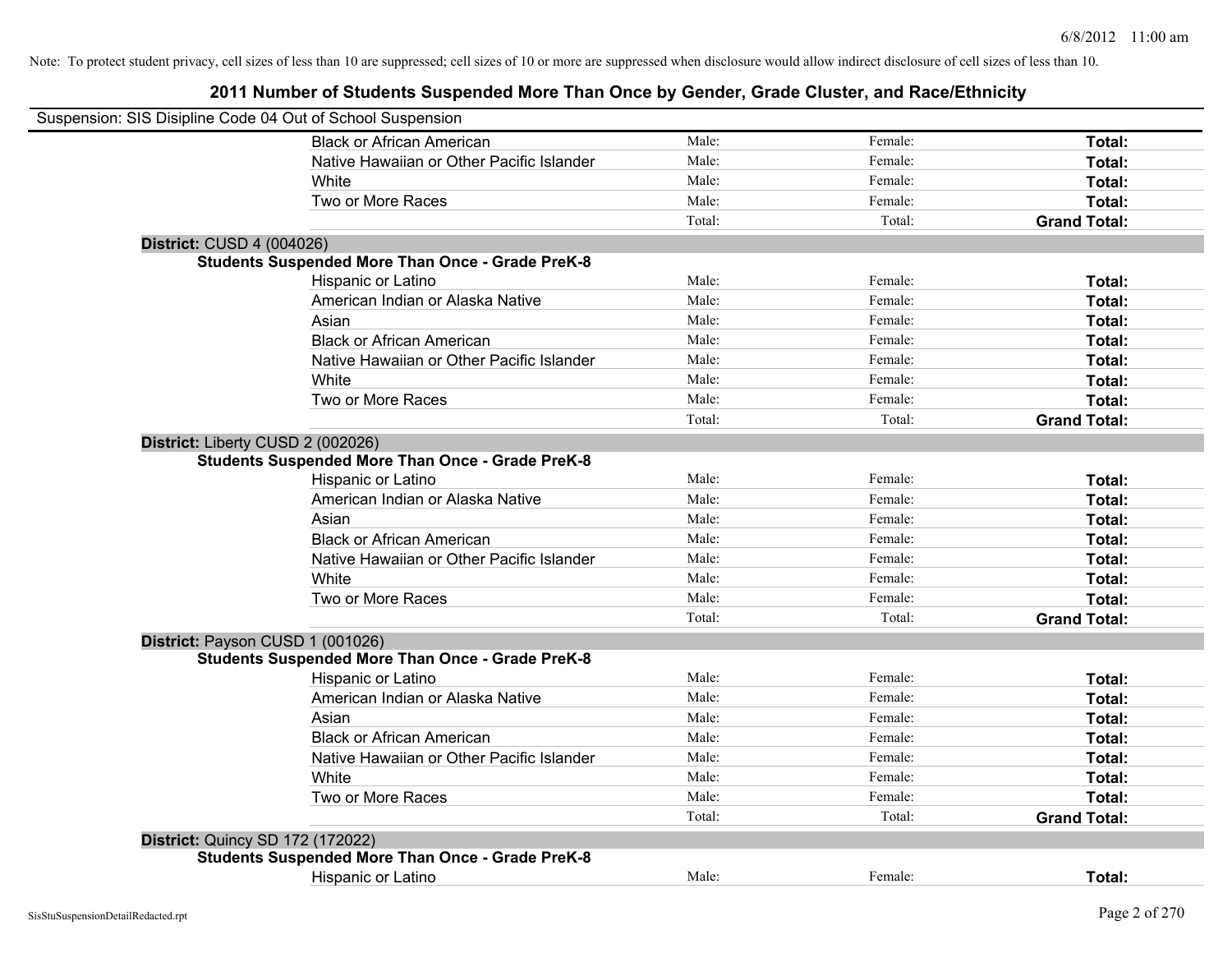Note: To protect student privacy, cell sizes of less than 10 are suppressed; cell sizes of 10 or more are suppressed when disclosure would allow indirect disclosure of cell sizes of less than 10.

## 2011 Number of Students Suspended More Than Once by Gender, Grade Cluster, and Race/Ethnicity

Suspension: SIS Disipline Code 04 Out of School Suspension

| | | | |
|---|---|---|---|
| Black or African American | Male: | Female: | **Total:** |
| Native Hawaiian or Other Pacific Islander | Male: | Female: | **Total:** |
| White | Male: | Female: | **Total:** |
| Two or More Races | Male: | Female: | **Total:** |
| | Total: | Total: | **Grand Total:** |

**District:** CUSD 4 (004026)

**Students Suspended More Than Once - Grade PreK-8**

| | | | |
|---|---|---|---|
| Hispanic or Latino | Male: | Female: | **Total:** |
| American Indian or Alaska Native | Male: | Female: | **Total:** |
| Asian | Male: | Female: | **Total:** |
| Black or African American | Male: | Female: | **Total:** |
| Native Hawaiian or Other Pacific Islander | Male: | Female: | **Total:** |
| White | Male: | Female: | **Total:** |
| Two or More Races | Male: | Female: | **Total:** |
| | Total: | Total: | **Grand Total:** |

**District:** Liberty CUSD 2 (002026)

**Students Suspended More Than Once - Grade PreK-8**

| | | | |
|---|---|---|---|
| Hispanic or Latino | Male: | Female: | **Total:** |
| American Indian or Alaska Native | Male: | Female: | **Total:** |
| Asian | Male: | Female: | **Total:** |
| Black or African American | Male: | Female: | **Total:** |
| Native Hawaiian or Other Pacific Islander | Male: | Female: | **Total:** |
| White | Male: | Female: | **Total:** |
| Two or More Races | Male: | Female: | **Total:** |
| | Total: | Total: | **Grand Total:** |

**District:** Payson CUSD 1 (001026)

**Students Suspended More Than Once - Grade PreK-8**

| | | | |
|---|---|---|---|
| Hispanic or Latino | Male: | Female: | **Total:** |
| American Indian or Alaska Native | Male: | Female: | **Total:** |
| Asian | Male: | Female: | **Total:** |
| Black or African American | Male: | Female: | **Total:** |
| Native Hawaiian or Other Pacific Islander | Male: | Female: | **Total:** |
| White | Male: | Female: | **Total:** |
| Two or More Races | Male: | Female: | **Total:** |
| | Total: | Total: | **Grand Total:** |

**District:** Quincy SD 172 (172022)

**Students Suspended More Than Once - Grade PreK-8**

| | | | |
|---|---|---|---|
| Hispanic or Latino | Male: | Female: | **Total:** |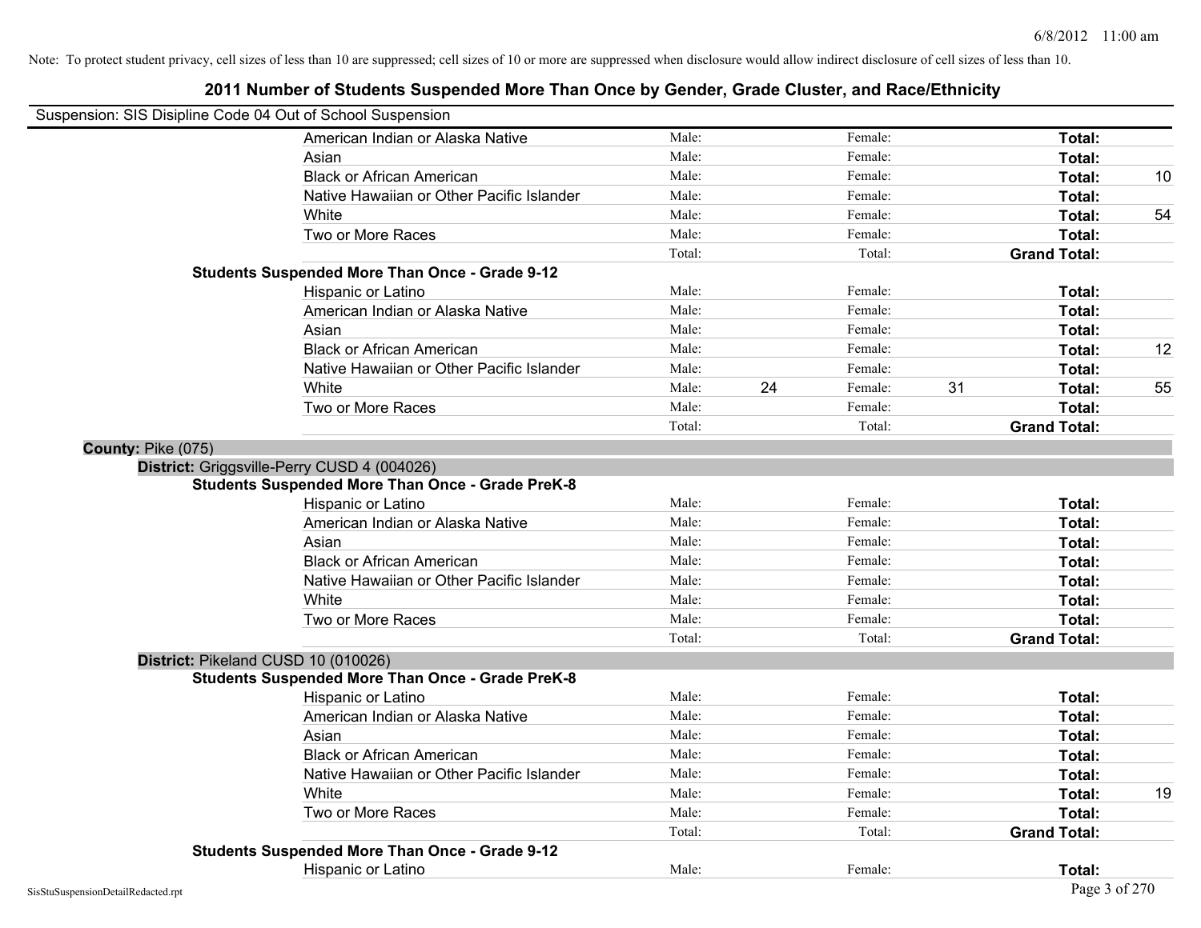Note: To protect student privacy, cell sizes of less than 10 are suppressed; cell sizes of 10 or more are suppressed when disclosure would allow indirect disclosure of cell sizes of less than 10.

# 2011 Number of Students Suspended More Than Once by Gender, Grade Cluster, and Race/Ethnicity

Suspension: SIS Disipline Code 04 Out of School Suspension

| | | | | | | |
|---|---|---|---|---|---|---|
| American Indian or Alaska Native | Male: | | Female: | | **Total:** | |
| Asian | Male: | | Female: | | **Total:** | |
| Black or African American | Male: | | Female: | | **Total:** | 10 |
| Native Hawaiian or Other Pacific Islander | Male: | | Female: | | **Total:** | |
| White | Male: | | Female: | | **Total:** | 54 |
| Two or More Races | Male: | | Female: | | **Total:** | |
| | Total: | | Total: | | **Grand Total:** | |

**Students Suspended More Than Once - Grade 9-12**

| | | | | | | |
|---|---|---|---|---|---|---|
| Hispanic or Latino | Male: | | Female: | | **Total:** | |
| American Indian or Alaska Native | Male: | | Female: | | **Total:** | |
| Asian | Male: | | Female: | | **Total:** | |
| Black or African American | Male: | | Female: | | **Total:** | 12 |
| Native Hawaiian or Other Pacific Islander | Male: | | Female: | | **Total:** | |
| White | Male: | 24 | Female: | 31 | **Total:** | 55 |
| Two or More Races | Male: | | Female: | | **Total:** | |
| | Total: | | Total: | | **Grand Total:** | |

**County:** Pike (075)

**District:** Griggsville-Perry CUSD 4 (004026)

**Students Suspended More Than Once - Grade PreK-8**

| | | | | | | |
|---|---|---|---|---|---|---|
| Hispanic or Latino | Male: | | Female: | | **Total:** | |
| American Indian or Alaska Native | Male: | | Female: | | **Total:** | |
| Asian | Male: | | Female: | | **Total:** | |
| Black or African American | Male: | | Female: | | **Total:** | |
| Native Hawaiian or Other Pacific Islander | Male: | | Female: | | **Total:** | |
| White | Male: | | Female: | | **Total:** | |
| Two or More Races | Male: | | Female: | | **Total:** | |
| | Total: | | Total: | | **Grand Total:** | |

**District:** Pikeland CUSD 10 (010026)

**Students Suspended More Than Once - Grade PreK-8**

| | | | | | | |
|---|---|---|---|---|---|---|
| Hispanic or Latino | Male: | | Female: | | **Total:** | |
| American Indian or Alaska Native | Male: | | Female: | | **Total:** | |
| Asian | Male: | | Female: | | **Total:** | |
| Black or African American | Male: | | Female: | | **Total:** | |
| Native Hawaiian or Other Pacific Islander | Male: | | Female: | | **Total:** | |
| White | Male: | | Female: | | **Total:** | 19 |
| Two or More Races | Male: | | Female: | | **Total:** | |
| | Total: | | Total: | | **Grand Total:** | |

**Students Suspended More Than Once - Grade 9-12**

| | | | | | | |
|---|---|---|---|---|---|---|
| Hispanic or Latino | Male: | | Female: | | **Total:** | |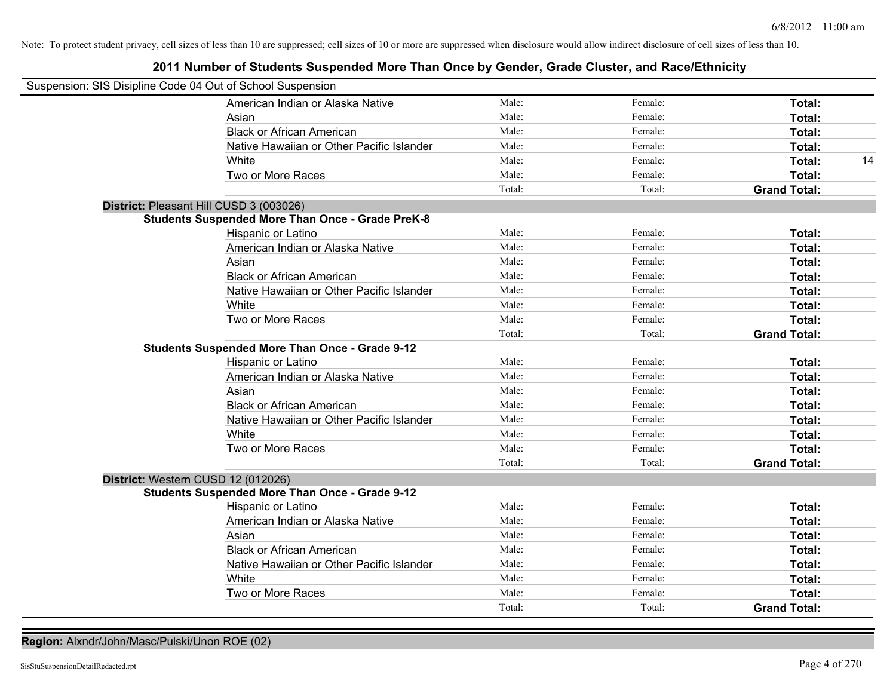Note: To protect student privacy, cell sizes of less than 10 are suppressed; cell sizes of 10 or more are suppressed when disclosure would allow indirect disclosure of cell sizes of less than 10.

## 2011 Number of Students Suspended More Than Once by Gender, Grade Cluster, and Race/Ethnicity

Suspension: SIS Disipline Code 04 Out of School Suspension

| | | | | |
|---|---|---|---|---|
| American Indian or Alaska Native | Male: | Female: | **Total:** | |
| Asian | Male: | Female: | **Total:** | |
| Black or African American | Male: | Female: | **Total:** | |
| Native Hawaiian or Other Pacific Islander | Male: | Female: | **Total:** | |
| White | Male: | Female: | **Total:** | 14 |
| Two or More Races | Male: | Female: | **Total:** | |
| | Total: | Total: | **Grand Total:** | |

**District:** Pleasant Hill CUSD 3 (003026)

**Students Suspended More Than Once - Grade PreK-8**

| | | | | |
|---|---|---|---|---|
| Hispanic or Latino | Male: | Female: | **Total:** | |
| American Indian or Alaska Native | Male: | Female: | **Total:** | |
| Asian | Male: | Female: | **Total:** | |
| Black or African American | Male: | Female: | **Total:** | |
| Native Hawaiian or Other Pacific Islander | Male: | Female: | **Total:** | |
| White | Male: | Female: | **Total:** | |
| Two or More Races | Male: | Female: | **Total:** | |
| | Total: | Total: | **Grand Total:** | |

**Students Suspended More Than Once - Grade 9-12**

| | | | | |
|---|---|---|---|---|
| Hispanic or Latino | Male: | Female: | **Total:** | |
| American Indian or Alaska Native | Male: | Female: | **Total:** | |
| Asian | Male: | Female: | **Total:** | |
| Black or African American | Male: | Female: | **Total:** | |
| Native Hawaiian or Other Pacific Islander | Male: | Female: | **Total:** | |
| White | Male: | Female: | **Total:** | |
| Two or More Races | Male: | Female: | **Total:** | |
| | Total: | Total: | **Grand Total:** | |

**District:** Western CUSD 12 (012026)

**Students Suspended More Than Once - Grade 9-12**

| | | | | |
|---|---|---|---|---|
| Hispanic or Latino | Male: | Female: | **Total:** | |
| American Indian or Alaska Native | Male: | Female: | **Total:** | |
| Asian | Male: | Female: | **Total:** | |
| Black or African American | Male: | Female: | **Total:** | |
| Native Hawaiian or Other Pacific Islander | Male: | Female: | **Total:** | |
| White | Male: | Female: | **Total:** | |
| Two or More Races | Male: | Female: | **Total:** | |
| | Total: | Total: | **Grand Total:** | |

**Region:** Alxndr/John/Masc/Pulski/Unon ROE (02)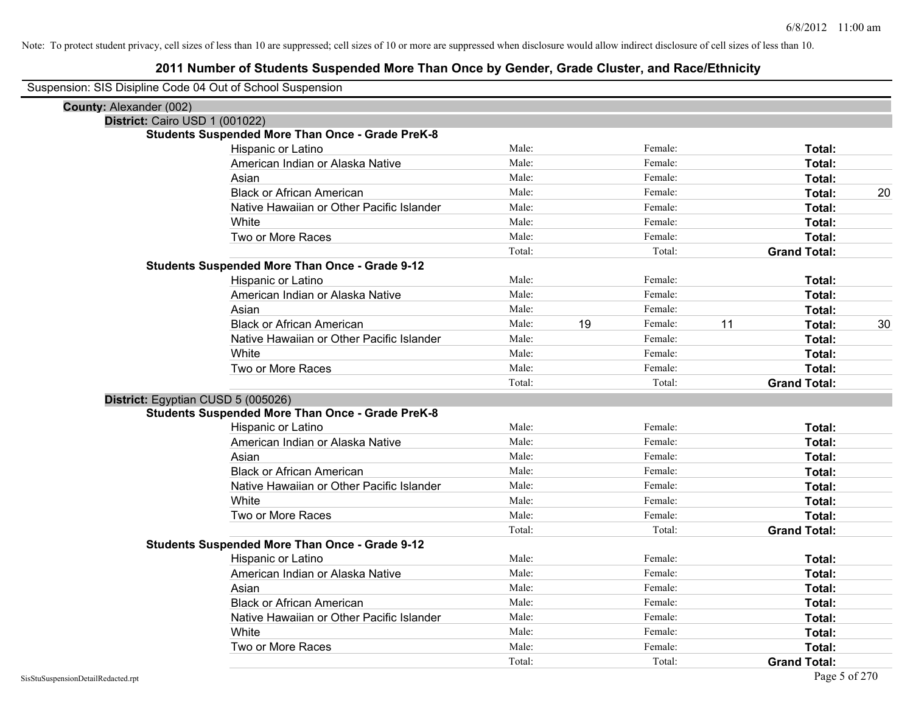Note: To protect student privacy, cell sizes of less than 10 are suppressed; cell sizes of 10 or more are suppressed when disclosure would allow indirect disclosure of cell sizes of less than 10.

# 2011 Number of Students Suspended More Than Once by Gender, Grade Cluster, and Race/Ethnicity

Suspension: SIS Disipline Code 04 Out of School Suspension

**County:** Alexander (002)

**District:** Cairo USD 1 (001022)

**Students Suspended More Than Once - Grade PreK-8**

| | | | | | | |
|---|---|---|---|---|---|---|
| Hispanic or Latino | Male: | | Female: | | **Total:** | |
| American Indian or Alaska Native | Male: | | Female: | | **Total:** | |
| Asian | Male: | | Female: | | **Total:** | |
| Black or African American | Male: | | Female: | | **Total:** | 20 |
| Native Hawaiian or Other Pacific Islander | Male: | | Female: | | **Total:** | |
| White | Male: | | Female: | | **Total:** | |
| Two or More Races | Male: | | Female: | | **Total:** | |
| | Total: | | Total: | | **Grand Total:** | |

**Students Suspended More Than Once - Grade 9-12**

| | | | | | | |
|---|---|---|---|---|---|---|
| Hispanic or Latino | Male: | | Female: | | **Total:** | |
| American Indian or Alaska Native | Male: | | Female: | | **Total:** | |
| Asian | Male: | | Female: | | **Total:** | |
| Black or African American | Male: | 19 | Female: | 11 | **Total:** | 30 |
| Native Hawaiian or Other Pacific Islander | Male: | | Female: | | **Total:** | |
| White | Male: | | Female: | | **Total:** | |
| Two or More Races | Male: | | Female: | | **Total:** | |
| | Total: | | Total: | | **Grand Total:** | |

**District:** Egyptian CUSD 5 (005026)

**Students Suspended More Than Once - Grade PreK-8**

| | | | | | | |
|---|---|---|---|---|---|---|
| Hispanic or Latino | Male: | | Female: | | **Total:** | |
| American Indian or Alaska Native | Male: | | Female: | | **Total:** | |
| Asian | Male: | | Female: | | **Total:** | |
| Black or African American | Male: | | Female: | | **Total:** | |
| Native Hawaiian or Other Pacific Islander | Male: | | Female: | | **Total:** | |
| White | Male: | | Female: | | **Total:** | |
| Two or More Races | Male: | | Female: | | **Total:** | |
| | Total: | | Total: | | **Grand Total:** | |

**Students Suspended More Than Once - Grade 9-12**

| | | | | | | |
|---|---|---|---|---|---|---|
| Hispanic or Latino | Male: | | Female: | | **Total:** | |
| American Indian or Alaska Native | Male: | | Female: | | **Total:** | |
| Asian | Male: | | Female: | | **Total:** | |
| Black or African American | Male: | | Female: | | **Total:** | |
| Native Hawaiian or Other Pacific Islander | Male: | | Female: | | **Total:** | |
| White | Male: | | Female: | | **Total:** | |
| Two or More Races | Male: | | Female: | | **Total:** | |
| | Total: | | Total: | | **Grand Total:** | |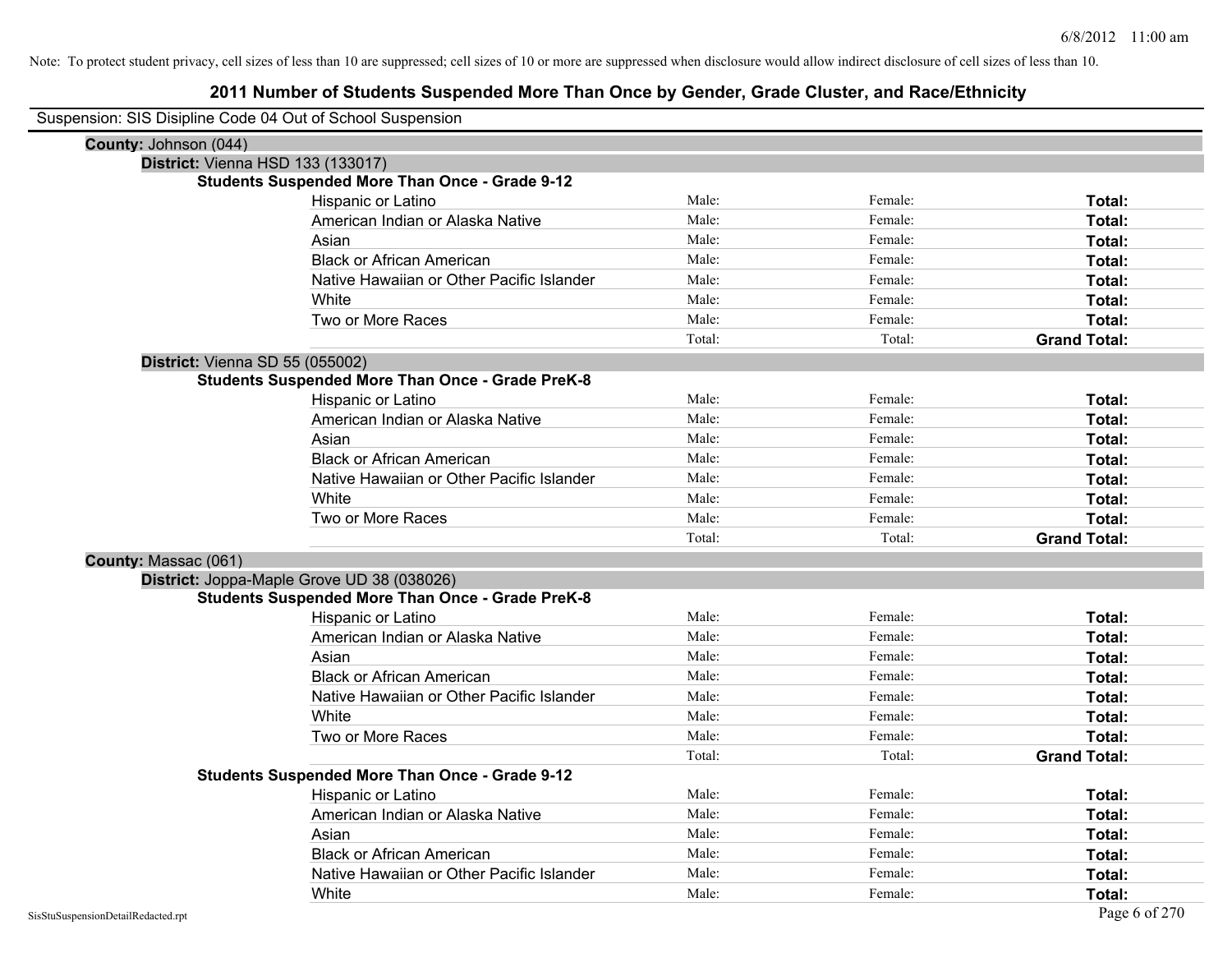Note: To protect student privacy, cell sizes of less than 10 are suppressed; cell sizes of 10 or more are suppressed when disclosure would allow indirect disclosure of cell sizes of less than 10.

# 2011 Number of Students Suspended More Than Once by Gender, Grade Cluster, and Race/Ethnicity

Suspension: SIS Disipline Code 04 Out of School Suspension

**County:** Johnson (044)

**District:** Vienna HSD 133 (133017)

**Students Suspended More Than Once - Grade 9-12**

| | | | |
|---|---|---|---|
| Hispanic or Latino | Male: | Female: | **Total:** |
| American Indian or Alaska Native | Male: | Female: | **Total:** |
| Asian | Male: | Female: | **Total:** |
| Black or African American | Male: | Female: | **Total:** |
| Native Hawaiian or Other Pacific Islander | Male: | Female: | **Total:** |
| White | Male: | Female: | **Total:** |
| Two or More Races | Male: | Female: | **Total:** |
| | Total: | Total: | **Grand Total:** |

**District:** Vienna SD 55 (055002)

**Students Suspended More Than Once - Grade PreK-8**

| | | | |
|---|---|---|---|
| Hispanic or Latino | Male: | Female: | **Total:** |
| American Indian or Alaska Native | Male: | Female: | **Total:** |
| Asian | Male: | Female: | **Total:** |
| Black or African American | Male: | Female: | **Total:** |
| Native Hawaiian or Other Pacific Islander | Male: | Female: | **Total:** |
| White | Male: | Female: | **Total:** |
| Two or More Races | Male: | Female: | **Total:** |
| | Total: | Total: | **Grand Total:** |

**County:** Massac (061)

**District:** Joppa-Maple Grove UD 38 (038026)

**Students Suspended More Than Once - Grade PreK-8**

| | | | |
|---|---|---|---|
| Hispanic or Latino | Male: | Female: | **Total:** |
| American Indian or Alaska Native | Male: | Female: | **Total:** |
| Asian | Male: | Female: | **Total:** |
| Black or African American | Male: | Female: | **Total:** |
| Native Hawaiian or Other Pacific Islander | Male: | Female: | **Total:** |
| White | Male: | Female: | **Total:** |
| Two or More Races | Male: | Female: | **Total:** |
| | Total: | Total: | **Grand Total:** |

**Students Suspended More Than Once - Grade 9-12**

| | | | |
|---|---|---|---|
| Hispanic or Latino | Male: | Female: | **Total:** |
| American Indian or Alaska Native | Male: | Female: | **Total:** |
| Asian | Male: | Female: | **Total:** |
| Black or African American | Male: | Female: | **Total:** |
| Native Hawaiian or Other Pacific Islander | Male: | Female: | **Total:** |
| White | Male: | Female: | **Total:** |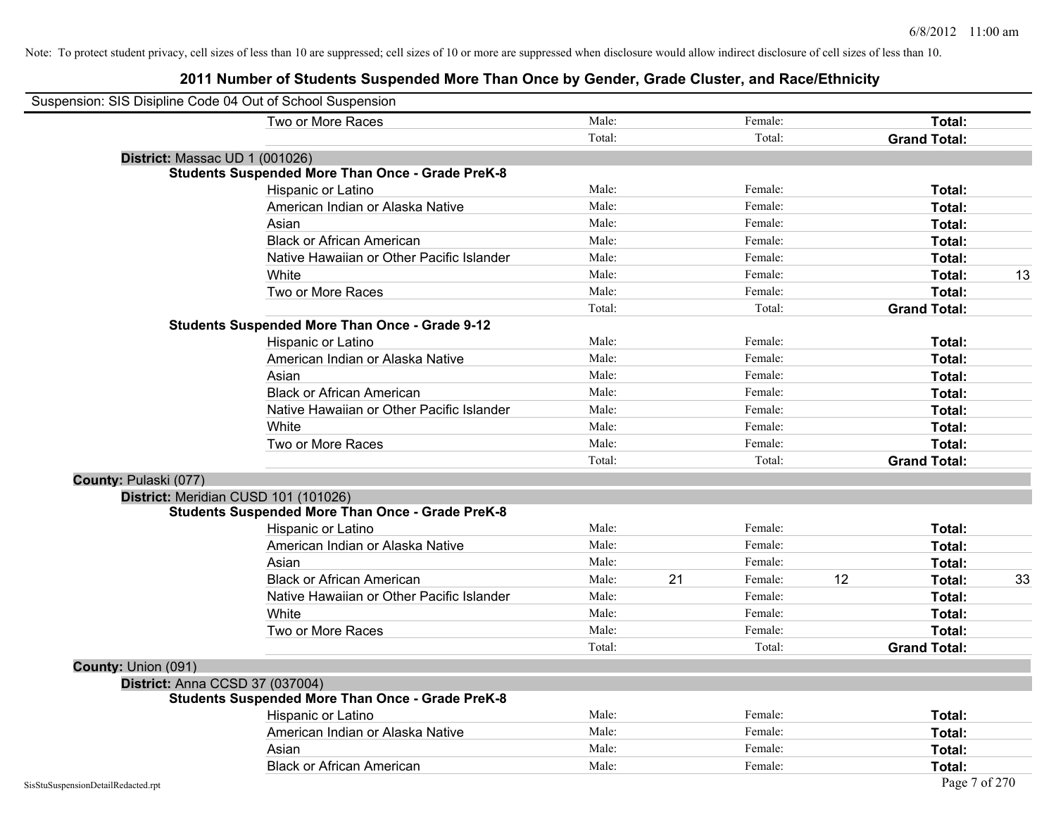Note: To protect student privacy, cell sizes of less than 10 are suppressed; cell sizes of 10 or more are suppressed when disclosure would allow indirect disclosure of cell sizes of less than 10.

# 2011 Number of Students Suspended More Than Once by Gender, Grade Cluster, and Race/Ethnicity

Suspension: SIS Disipline Code 04 Out of School Suspension

| | | | | | | | |
|---|---|---|---|---|---|---|---|
| Two or More Races | Male: | | Female: | | **Total:** | |
| | Total: | | Total: | | **Grand Total:** | |

**District:** Massac UD 1 (001026)

**Students Suspended More Than Once - Grade PreK-8**

| | | | | | | |
|---|---|---|---|---|---|---|
| Hispanic or Latino | Male: | | Female: | | **Total:** | |
| American Indian or Alaska Native | Male: | | Female: | | **Total:** | |
| Asian | Male: | | Female: | | **Total:** | |
| Black or African American | Male: | | Female: | | **Total:** | |
| Native Hawaiian or Other Pacific Islander | Male: | | Female: | | **Total:** | |
| White | Male: | | Female: | | **Total:** | 13 |
| Two or More Races | Male: | | Female: | | **Total:** | |
| | Total: | | Total: | | **Grand Total:** | |

**Students Suspended More Than Once - Grade 9-12**

| | | | | | | |
|---|---|---|---|---|---|---|
| Hispanic or Latino | Male: | | Female: | | **Total:** | |
| American Indian or Alaska Native | Male: | | Female: | | **Total:** | |
| Asian | Male: | | Female: | | **Total:** | |
| Black or African American | Male: | | Female: | | **Total:** | |
| Native Hawaiian or Other Pacific Islander | Male: | | Female: | | **Total:** | |
| White | Male: | | Female: | | **Total:** | |
| Two or More Races | Male: | | Female: | | **Total:** | |
| | Total: | | Total: | | **Grand Total:** | |

**County:** Pulaski (077)

**District:** Meridian CUSD 101 (101026)

**Students Suspended More Than Once - Grade PreK-8**

| | | | | | | |
|---|---|---|---|---|---|---|
| Hispanic or Latino | Male: | | Female: | | **Total:** | |
| American Indian or Alaska Native | Male: | | Female: | | **Total:** | |
| Asian | Male: | | Female: | | **Total:** | |
| Black or African American | Male: | 21 | Female: | 12 | **Total:** | 33 |
| Native Hawaiian or Other Pacific Islander | Male: | | Female: | | **Total:** | |
| White | Male: | | Female: | | **Total:** | |
| Two or More Races | Male: | | Female: | | **Total:** | |
| | Total: | | Total: | | **Grand Total:** | |

**County:** Union (091)

**District:** Anna CCSD 37 (037004)

**Students Suspended More Than Once - Grade PreK-8**

| | | | | | | |
|---|---|---|---|---|---|---|
| Hispanic or Latino | Male: | | Female: | | **Total:** | |
| American Indian or Alaska Native | Male: | | Female: | | **Total:** | |
| Asian | Male: | | Female: | | **Total:** | |
| Black or African American | Male: | | Female: | | **Total:** | |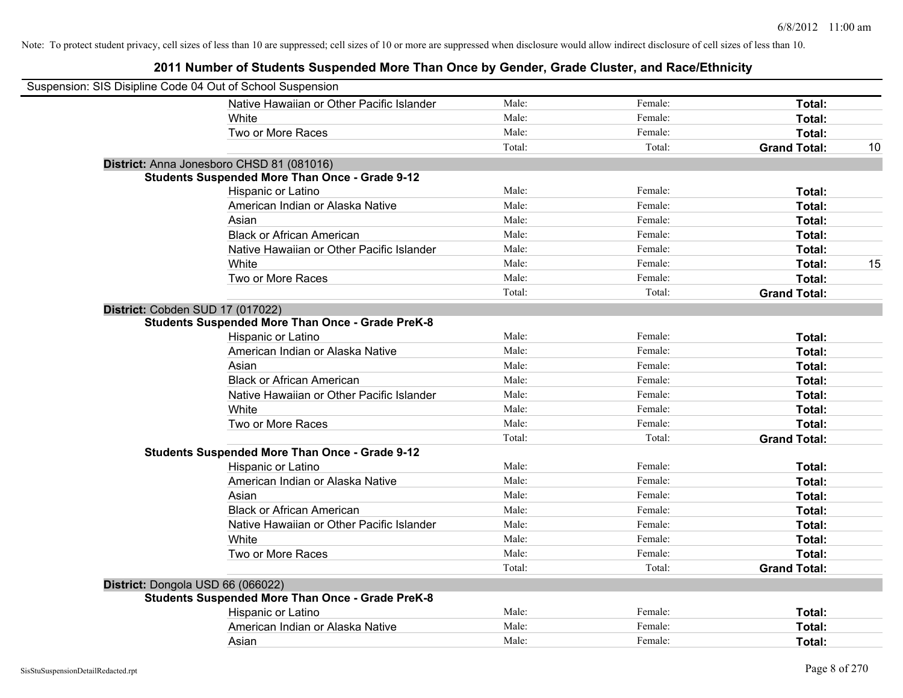Note: To protect student privacy, cell sizes of less than 10 are suppressed; cell sizes of 10 or more are suppressed when disclosure would allow indirect disclosure of cell sizes of less than 10.

## 2011 Number of Students Suspended More Than Once by Gender, Grade Cluster, and Race/Ethnicity

Suspension: SIS Disipline Code 04 Out of School Suspension

| | | | | | |
|---|---|---|---|---|---|
| | Native Hawaiian or Other Pacific Islander | Male: | Female: | **Total:** | |
| | White | Male: | Female: | **Total:** | |
| | Two or More Races | Male: | Female: | **Total:** | |
| | | Total: | Total: | **Grand Total:** | 10 |
| **District:** Anna Jonesboro CHSD 81 (081016) | | | | | |
| **Students Suspended More Than Once - Grade 9-12** | | | | | |
| | Hispanic or Latino | Male: | Female: | **Total:** | |
| | American Indian or Alaska Native | Male: | Female: | **Total:** | |
| | Asian | Male: | Female: | **Total:** | |
| | Black or African American | Male: | Female: | **Total:** | |
| | Native Hawaiian or Other Pacific Islander | Male: | Female: | **Total:** | |
| | White | Male: | Female: | **Total:** | 15 |
| | Two or More Races | Male: | Female: | **Total:** | |
| | | Total: | Total: | **Grand Total:** | |
| **District:** Cobden SUD 17 (017022) | | | | | |
| **Students Suspended More Than Once - Grade PreK-8** | | | | | |
| | Hispanic or Latino | Male: | Female: | **Total:** | |
| | American Indian or Alaska Native | Male: | Female: | **Total:** | |
| | Asian | Male: | Female: | **Total:** | |
| | Black or African American | Male: | Female: | **Total:** | |
| | Native Hawaiian or Other Pacific Islander | Male: | Female: | **Total:** | |
| | White | Male: | Female: | **Total:** | |
| | Two or More Races | Male: | Female: | **Total:** | |
| | | Total: | Total: | **Grand Total:** | |
| **Students Suspended More Than Once - Grade 9-12** | | | | | |
| | Hispanic or Latino | Male: | Female: | **Total:** | |
| | American Indian or Alaska Native | Male: | Female: | **Total:** | |
| | Asian | Male: | Female: | **Total:** | |
| | Black or African American | Male: | Female: | **Total:** | |
| | Native Hawaiian or Other Pacific Islander | Male: | Female: | **Total:** | |
| | White | Male: | Female: | **Total:** | |
| | Two or More Races | Male: | Female: | **Total:** | |
| | | Total: | Total: | **Grand Total:** | |
| **District:** Dongola USD 66 (066022) | | | | | |
| **Students Suspended More Than Once - Grade PreK-8** | | | | | |
| | Hispanic or Latino | Male: | Female: | **Total:** | |
| | American Indian or Alaska Native | Male: | Female: | **Total:** | |
| | Asian | Male: | Female: | **Total:** | |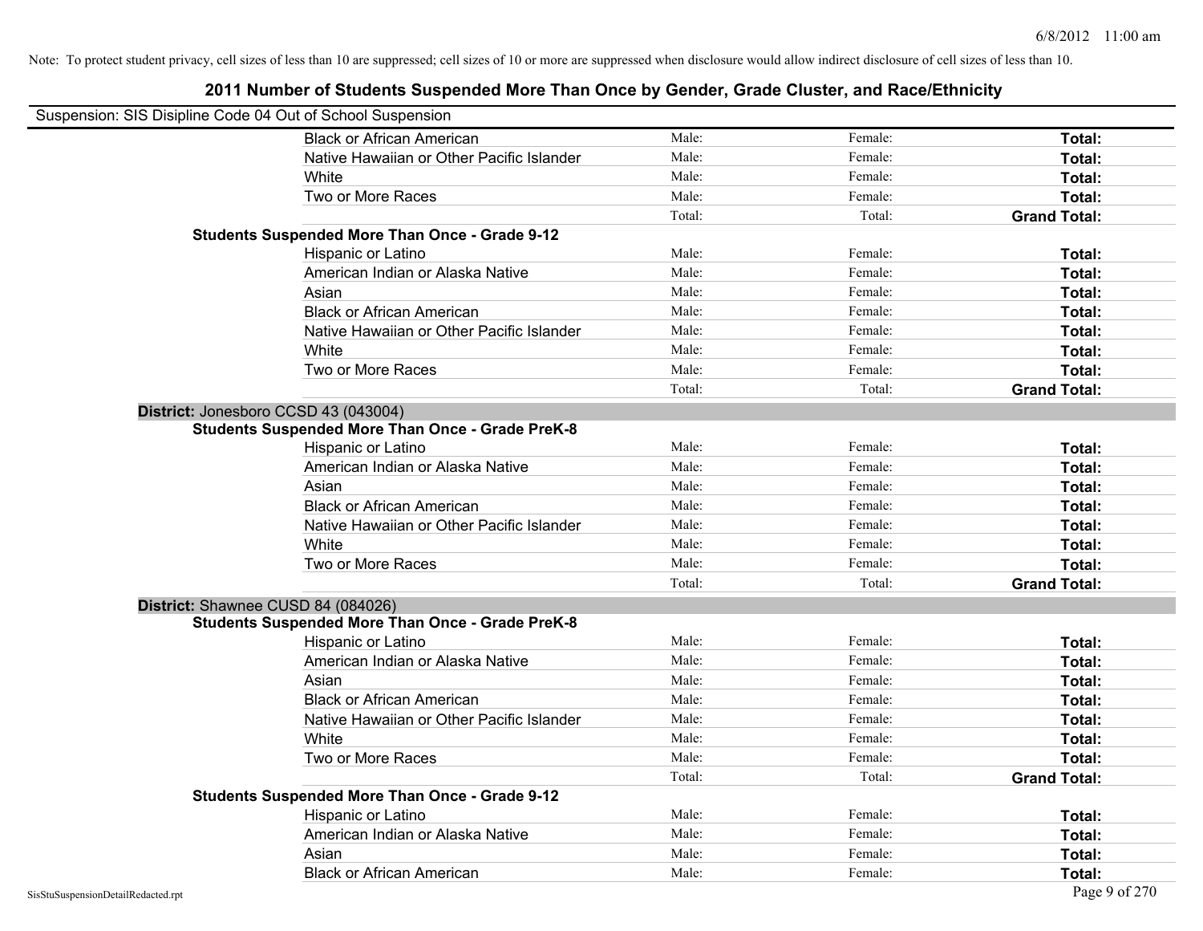Note: To protect student privacy, cell sizes of less than 10 are suppressed; cell sizes of 10 or more are suppressed when disclosure would allow indirect disclosure of cell sizes of less than 10.

# 2011 Number of Students Suspended More Than Once by Gender, Grade Cluster, and Race/Ethnicity

Suspension: SIS Disipline Code 04 Out of School Suspension

| | | | |
|---|---|---|---|
| Black or African American | Male: | Female: | **Total:** |
| Native Hawaiian or Other Pacific Islander | Male: | Female: | **Total:** |
| White | Male: | Female: | **Total:** |
| Two or More Races | Male: | Female: | **Total:** |
| | Total: | Total: | **Grand Total:** |

**Students Suspended More Than Once - Grade 9-12**

| | | | |
|---|---|---|---|
| Hispanic or Latino | Male: | Female: | **Total:** |
| American Indian or Alaska Native | Male: | Female: | **Total:** |
| Asian | Male: | Female: | **Total:** |
| Black or African American | Male: | Female: | **Total:** |
| Native Hawaiian or Other Pacific Islander | Male: | Female: | **Total:** |
| White | Male: | Female: | **Total:** |
| Two or More Races | Male: | Female: | **Total:** |
| | Total: | Total: | **Grand Total:** |

**District:** Jonesboro CCSD 43 (043004)

**Students Suspended More Than Once - Grade PreK-8**

| | | | |
|---|---|---|---|
| Hispanic or Latino | Male: | Female: | **Total:** |
| American Indian or Alaska Native | Male: | Female: | **Total:** |
| Asian | Male: | Female: | **Total:** |
| Black or African American | Male: | Female: | **Total:** |
| Native Hawaiian or Other Pacific Islander | Male: | Female: | **Total:** |
| White | Male: | Female: | **Total:** |
| Two or More Races | Male: | Female: | **Total:** |
| | Total: | Total: | **Grand Total:** |

**District:** Shawnee CUSD 84 (084026)

**Students Suspended More Than Once - Grade PreK-8**

| | | | |
|---|---|---|---|
| Hispanic or Latino | Male: | Female: | **Total:** |
| American Indian or Alaska Native | Male: | Female: | **Total:** |
| Asian | Male: | Female: | **Total:** |
| Black or African American | Male: | Female: | **Total:** |
| Native Hawaiian or Other Pacific Islander | Male: | Female: | **Total:** |
| White | Male: | Female: | **Total:** |
| Two or More Races | Male: | Female: | **Total:** |
| | Total: | Total: | **Grand Total:** |

**Students Suspended More Than Once - Grade 9-12**

| | | | |
|---|---|---|---|
| Hispanic or Latino | Male: | Female: | **Total:** |
| American Indian or Alaska Native | Male: | Female: | **Total:** |
| Asian | Male: | Female: | **Total:** |
| Black or African American | Male: | Female: | **Total:** |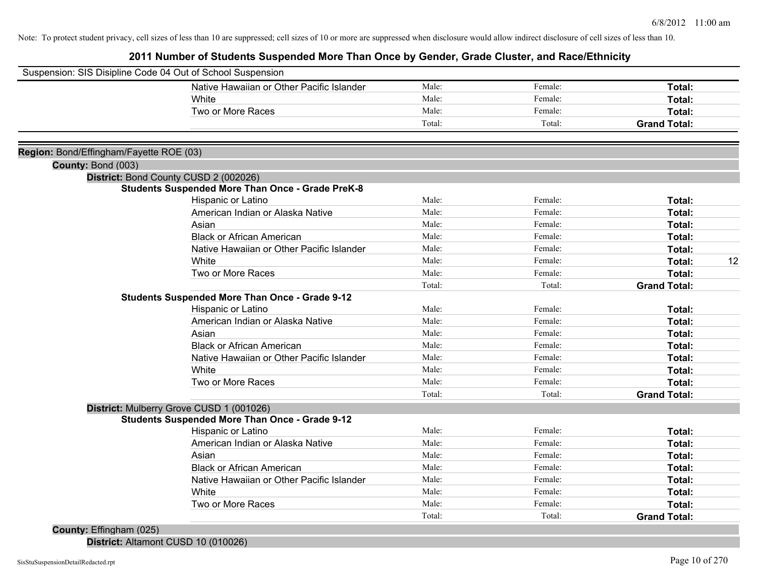Note: To protect student privacy, cell sizes of less than 10 are suppressed; cell sizes of 10 or more are suppressed when disclosure would allow indirect disclosure of cell sizes of less than 10.

# 2011 Number of Students Suspended More Than Once by Gender, Grade Cluster, and Race/Ethnicity

Suspension: SIS Disipline Code 04 Out of School Suspension

| | | | | |
|---|---|---|---|---|
| Native Hawaiian or Other Pacific Islander | Male: | Female: | **Total:** | |
| White | Male: | Female: | **Total:** | |
| Two or More Races | Male: | Female: | **Total:** | |
| | Total: | Total: | **Grand Total:** | |

**Region:** Bond/Effingham/Fayette ROE (03)

**County:** Bond (003)

**District:** Bond County CUSD 2 (002026)

**Students Suspended More Than Once - Grade PreK-8**

| | | | | |
|---|---|---|---|---|
| Hispanic or Latino | Male: | Female: | **Total:** | |
| American Indian or Alaska Native | Male: | Female: | **Total:** | |
| Asian | Male: | Female: | **Total:** | |
| Black or African American | Male: | Female: | **Total:** | |
| Native Hawaiian or Other Pacific Islander | Male: | Female: | **Total:** | |
| White | Male: | Female: | **Total:** | 12 |
| Two or More Races | Male: | Female: | **Total:** | |
| | Total: | Total: | **Grand Total:** | |

**Students Suspended More Than Once - Grade 9-12**

| | | | | |
|---|---|---|---|---|
| Hispanic or Latino | Male: | Female: | **Total:** | |
| American Indian or Alaska Native | Male: | Female: | **Total:** | |
| Asian | Male: | Female: | **Total:** | |
| Black or African American | Male: | Female: | **Total:** | |
| Native Hawaiian or Other Pacific Islander | Male: | Female: | **Total:** | |
| White | Male: | Female: | **Total:** | |
| Two or More Races | Male: | Female: | **Total:** | |
| | Total: | Total: | **Grand Total:** | |

**District:** Mulberry Grove CUSD 1 (001026)

**Students Suspended More Than Once - Grade 9-12**

| | | | | |
|---|---|---|---|---|
| Hispanic or Latino | Male: | Female: | **Total:** | |
| American Indian or Alaska Native | Male: | Female: | **Total:** | |
| Asian | Male: | Female: | **Total:** | |
| Black or African American | Male: | Female: | **Total:** | |
| Native Hawaiian or Other Pacific Islander | Male: | Female: | **Total:** | |
| White | Male: | Female: | **Total:** | |
| Two or More Races | Male: | Female: | **Total:** | |
| | Total: | Total: | **Grand Total:** | |

**County:** Effingham (025)

**District:** Altamont CUSD 10 (010026)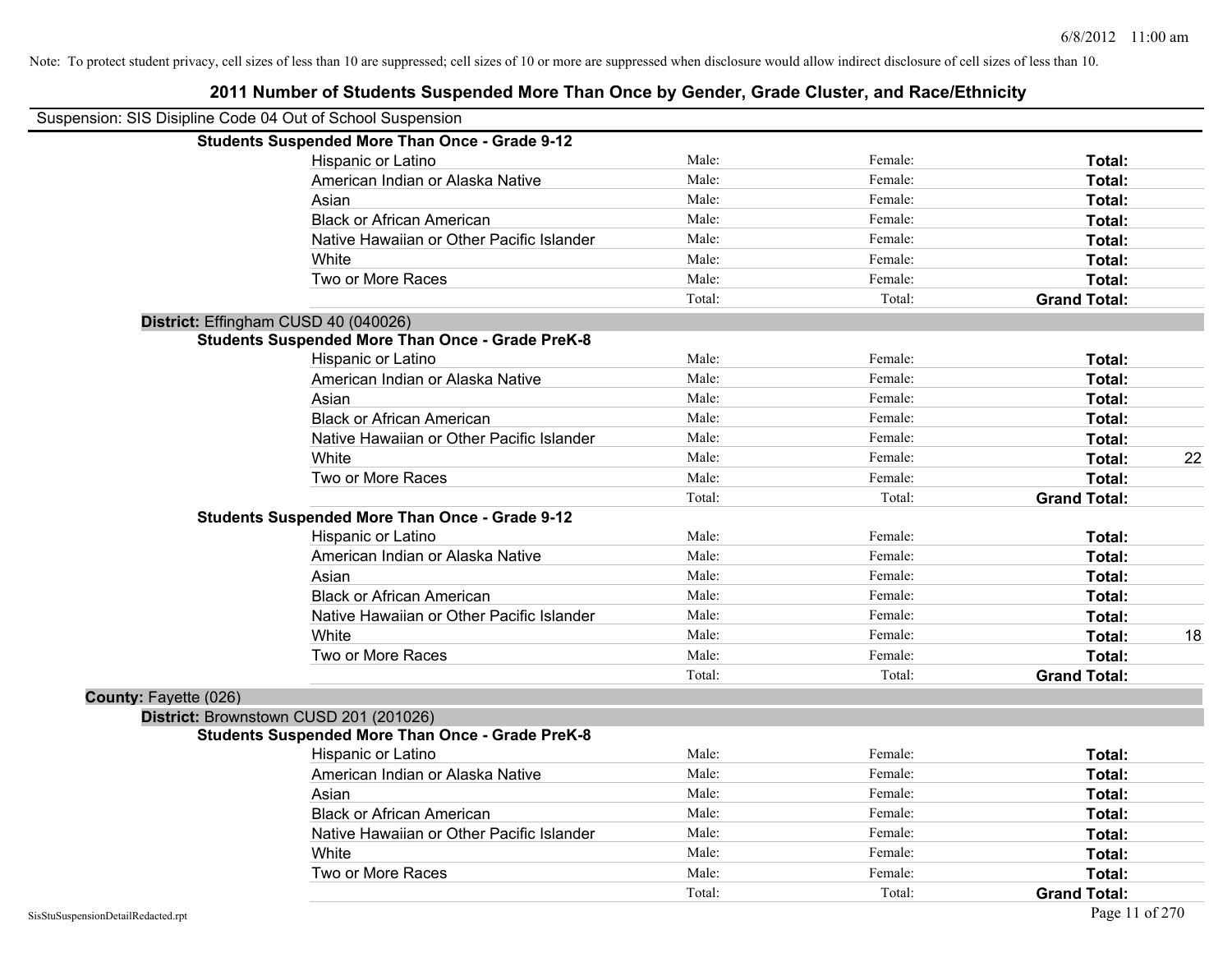Note: To protect student privacy, cell sizes of less than 10 are suppressed; cell sizes of 10 or more are suppressed when disclosure would allow indirect disclosure of cell sizes of less than 10.

## 2011 Number of Students Suspended More Than Once by Gender, Grade Cluster, and Race/Ethnicity

Suspension: SIS Disipline Code 04 Out of School Suspension

**Students Suspended More Than Once - Grade 9-12**

| Race/Ethnicity | Male | Female | Total | |
|---|---|---|---|---|
| Hispanic or Latino | Male: | Female: | **Total:** | |
| American Indian or Alaska Native | Male: | Female: | **Total:** | |
| Asian | Male: | Female: | **Total:** | |
| Black or African American | Male: | Female: | **Total:** | |
| Native Hawaiian or Other Pacific Islander | Male: | Female: | **Total:** | |
| White | Male: | Female: | **Total:** | |
| Two or More Races | Male: | Female: | **Total:** | |
| | Total: | Total: | **Grand Total:** | |

**District:** Effingham CUSD 40 (040026)

**Students Suspended More Than Once - Grade PreK-8**

| Race/Ethnicity | Male | Female | Total | |
|---|---|---|---|---|
| Hispanic or Latino | Male: | Female: | **Total:** | |
| American Indian or Alaska Native | Male: | Female: | **Total:** | |
| Asian | Male: | Female: | **Total:** | |
| Black or African American | Male: | Female: | **Total:** | |
| Native Hawaiian or Other Pacific Islander | Male: | Female: | **Total:** | |
| White | Male: | Female: | **Total:** | 22 |
| Two or More Races | Male: | Female: | **Total:** | |
| | Total: | Total: | **Grand Total:** | |

**Students Suspended More Than Once - Grade 9-12**

| Race/Ethnicity | Male | Female | Total | |
|---|---|---|---|---|
| Hispanic or Latino | Male: | Female: | **Total:** | |
| American Indian or Alaska Native | Male: | Female: | **Total:** | |
| Asian | Male: | Female: | **Total:** | |
| Black or African American | Male: | Female: | **Total:** | |
| Native Hawaiian or Other Pacific Islander | Male: | Female: | **Total:** | |
| White | Male: | Female: | **Total:** | 18 |
| Two or More Races | Male: | Female: | **Total:** | |
| | Total: | Total: | **Grand Total:** | |

**County:** Fayette (026)

**District:** Brownstown CUSD 201 (201026)

**Students Suspended More Than Once - Grade PreK-8**

| Race/Ethnicity | Male | Female | Total | |
|---|---|---|---|---|
| Hispanic or Latino | Male: | Female: | **Total:** | |
| American Indian or Alaska Native | Male: | Female: | **Total:** | |
| Asian | Male: | Female: | **Total:** | |
| Black or African American | Male: | Female: | **Total:** | |
| Native Hawaiian or Other Pacific Islander | Male: | Female: | **Total:** | |
| White | Male: | Female: | **Total:** | |
| Two or More Races | Male: | Female: | **Total:** | |
| | Total: | Total: | **Grand Total:** | |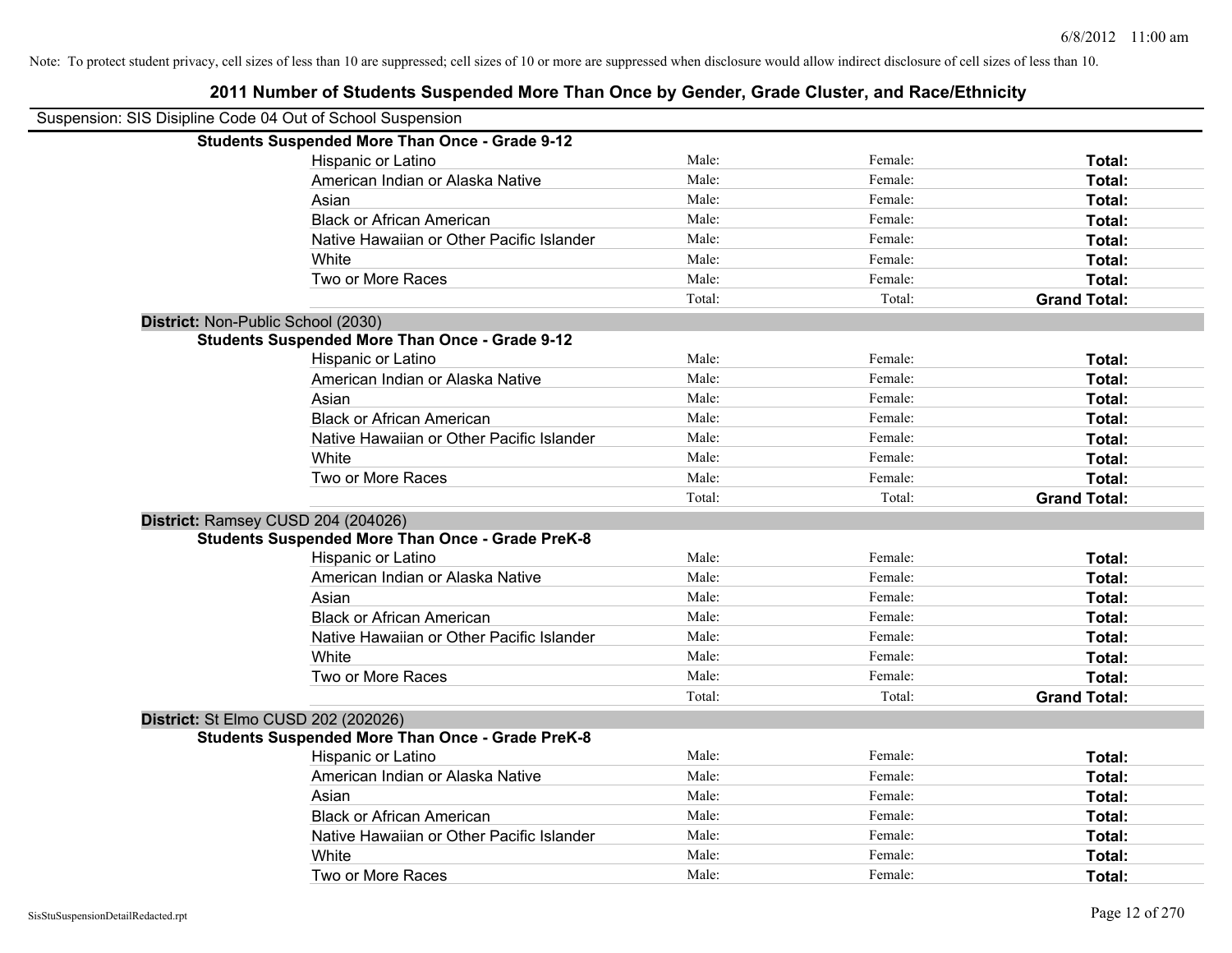Note: To protect student privacy, cell sizes of less than 10 are suppressed; cell sizes of 10 or more are suppressed when disclosure would allow indirect disclosure of cell sizes of less than 10.

## 2011 Number of Students Suspended More Than Once by Gender, Grade Cluster, and Race/Ethnicity

Suspension: SIS Disipline Code 04 Out of School Suspension

**Students Suspended More Than Once - Grade 9-12**

| | | | |
|---|---|---|---|
| Hispanic or Latino | Male: | Female: | **Total:** |
| American Indian or Alaska Native | Male: | Female: | **Total:** |
| Asian | Male: | Female: | **Total:** |
| Black or African American | Male: | Female: | **Total:** |
| Native Hawaiian or Other Pacific Islander | Male: | Female: | **Total:** |
| White | Male: | Female: | **Total:** |
| Two or More Races | Male: | Female: | **Total:** |
| | Total: | Total: | **Grand Total:** |

**District:** Non-Public School (2030)

**Students Suspended More Than Once - Grade 9-12**

| | | | |
|---|---|---|---|
| Hispanic or Latino | Male: | Female: | **Total:** |
| American Indian or Alaska Native | Male: | Female: | **Total:** |
| Asian | Male: | Female: | **Total:** |
| Black or African American | Male: | Female: | **Total:** |
| Native Hawaiian or Other Pacific Islander | Male: | Female: | **Total:** |
| White | Male: | Female: | **Total:** |
| Two or More Races | Male: | Female: | **Total:** |
| | Total: | Total: | **Grand Total:** |

**District:** Ramsey CUSD 204 (204026)

**Students Suspended More Than Once - Grade PreK-8**

| | | | |
|---|---|---|---|
| Hispanic or Latino | Male: | Female: | **Total:** |
| American Indian or Alaska Native | Male: | Female: | **Total:** |
| Asian | Male: | Female: | **Total:** |
| Black or African American | Male: | Female: | **Total:** |
| Native Hawaiian or Other Pacific Islander | Male: | Female: | **Total:** |
| White | Male: | Female: | **Total:** |
| Two or More Races | Male: | Female: | **Total:** |
| | Total: | Total: | **Grand Total:** |

**District:** St Elmo CUSD 202 (202026)

**Students Suspended More Than Once - Grade PreK-8**

| | | | |
|---|---|---|---|
| Hispanic or Latino | Male: | Female: | **Total:** |
| American Indian or Alaska Native | Male: | Female: | **Total:** |
| Asian | Male: | Female: | **Total:** |
| Black or African American | Male: | Female: | **Total:** |
| Native Hawaiian or Other Pacific Islander | Male: | Female: | **Total:** |
| White | Male: | Female: | **Total:** |
| Two or More Races | Male: | Female: | **Total:** |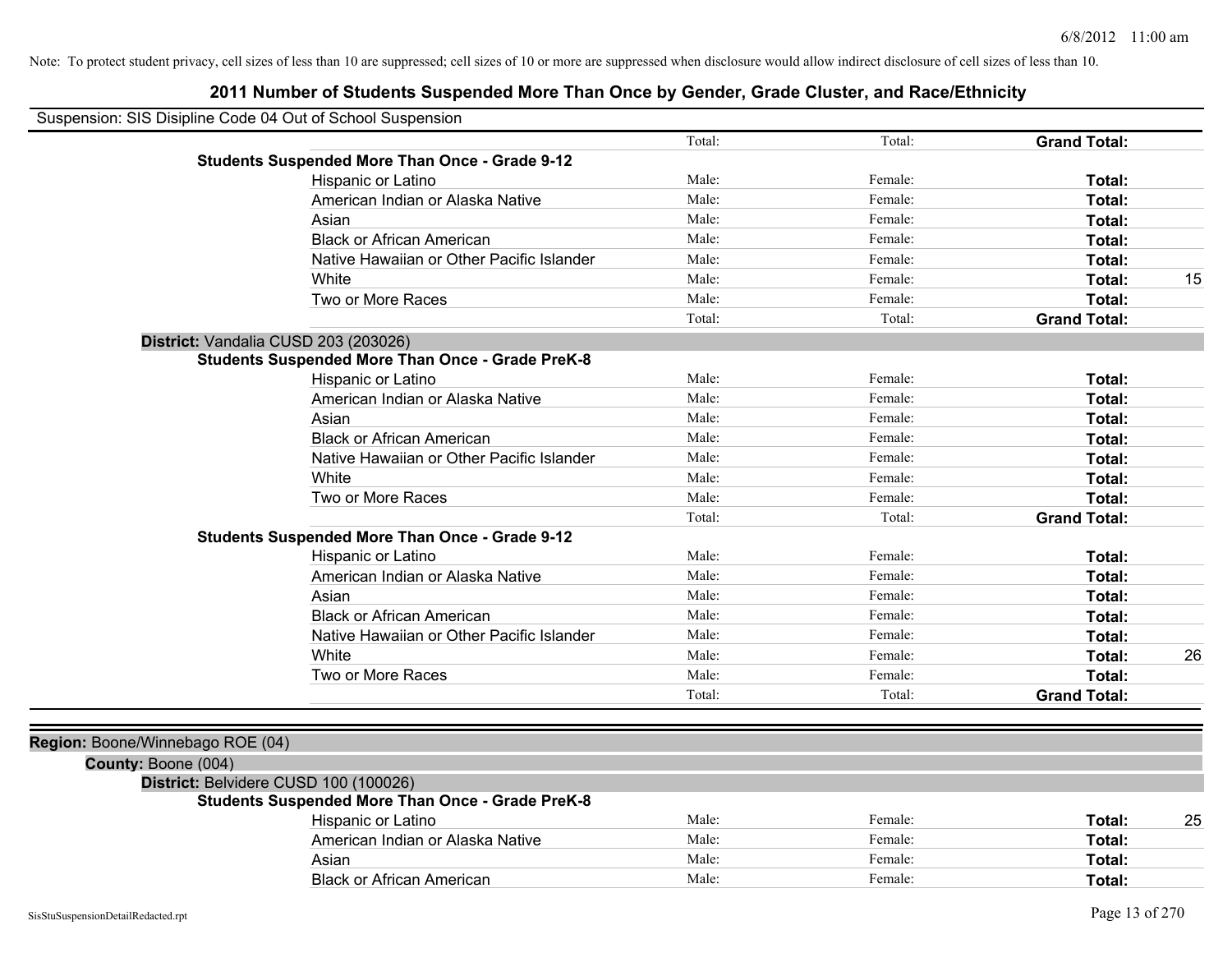Note: To protect student privacy, cell sizes of less than 10 are suppressed; cell sizes of 10 or more are suppressed when disclosure would allow indirect disclosure of cell sizes of less than 10.

# 2011 Number of Students Suspended More Than Once by Gender, Grade Cluster, and Race/Ethnicity

Suspension: SIS Disipline Code 04 Out of School Suspension

| | Male/Total | Female/Total | Total | |
|---|---|---|---|---|
| | Total: | Total: | **Grand Total:** | |
| **Students Suspended More Than Once - Grade 9-12** | | | | |
| Hispanic or Latino | Male: | Female: | **Total:** | |
| American Indian or Alaska Native | Male: | Female: | **Total:** | |
| Asian | Male: | Female: | **Total:** | |
| Black or African American | Male: | Female: | **Total:** | |
| Native Hawaiian or Other Pacific Islander | Male: | Female: | **Total:** | |
| White | Male: | Female: | **Total:** | 15 |
| Two or More Races | Male: | Female: | **Total:** | |
| | Total: | Total: | **Grand Total:** | |

**District:** Vandalia CUSD 203 (203026)

| | Male/Total | Female/Total | Total | |
|---|---|---|---|---|
| **Students Suspended More Than Once - Grade PreK-8** | | | | |
| Hispanic or Latino | Male: | Female: | **Total:** | |
| American Indian or Alaska Native | Male: | Female: | **Total:** | |
| Asian | Male: | Female: | **Total:** | |
| Black or African American | Male: | Female: | **Total:** | |
| Native Hawaiian or Other Pacific Islander | Male: | Female: | **Total:** | |
| White | Male: | Female: | **Total:** | |
| Two or More Races | Male: | Female: | **Total:** | |
| | Total: | Total: | **Grand Total:** | |
| **Students Suspended More Than Once - Grade 9-12** | | | | |
| Hispanic or Latino | Male: | Female: | **Total:** | |
| American Indian or Alaska Native | Male: | Female: | **Total:** | |
| Asian | Male: | Female: | **Total:** | |
| Black or African American | Male: | Female: | **Total:** | |
| Native Hawaiian or Other Pacific Islander | Male: | Female: | **Total:** | |
| White | Male: | Female: | **Total:** | 26 |
| Two or More Races | Male: | Female: | **Total:** | |
| | Total: | Total: | **Grand Total:** | |

**Region:** Boone/Winnebago ROE (04)

**County:** Boone (004)

**District:** Belvidere CUSD 100 (100026)

| | Male/Total | Female/Total | Total | |
|---|---|---|---|---|
| **Students Suspended More Than Once - Grade PreK-8** | | | | |
| Hispanic or Latino | Male: | Female: | **Total:** | 25 |
| American Indian or Alaska Native | Male: | Female: | **Total:** | |
| Asian | Male: | Female: | **Total:** | |
| Black or African American | Male: | Female: | **Total:** | |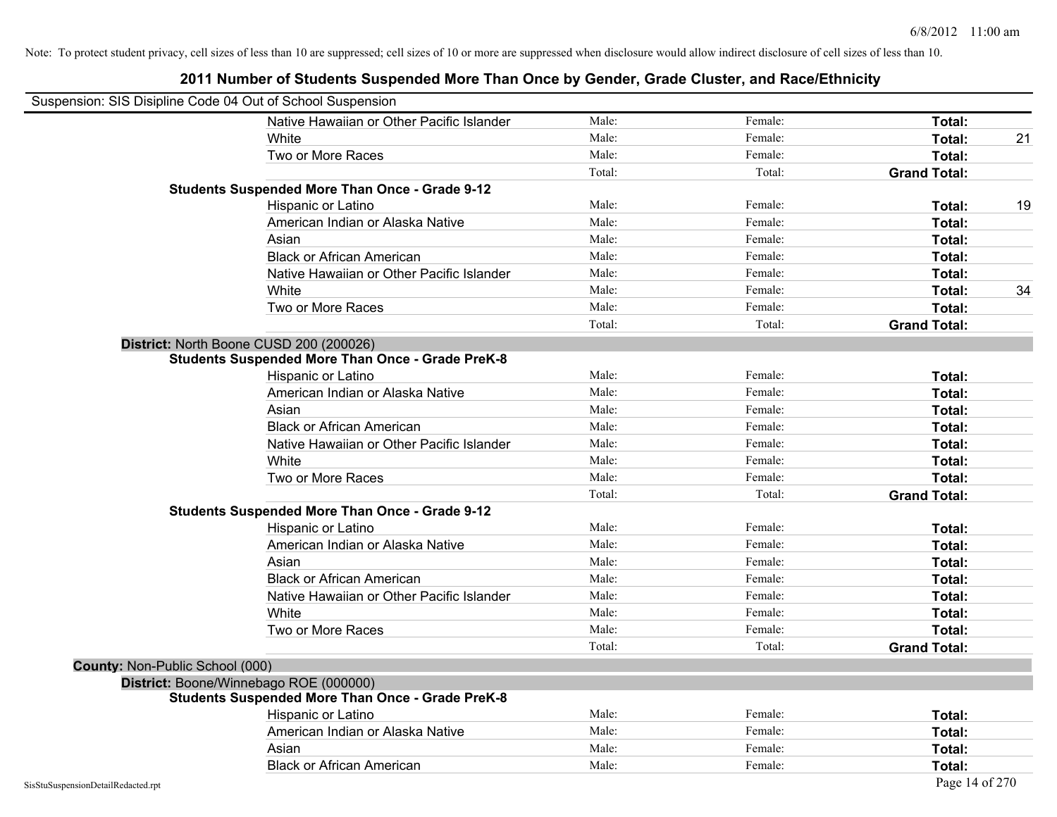Note: To protect student privacy, cell sizes of less than 10 are suppressed; cell sizes of 10 or more are suppressed when disclosure would allow indirect disclosure of cell sizes of less than 10.

# 2011 Number of Students Suspended More Than Once by Gender, Grade Cluster, and Race/Ethnicity

Suspension: SIS Disipline Code 04 Out of School Suspension

| | Male | Female | Total | |
|---|---|---|---|---|
| Native Hawaiian or Other Pacific Islander | Male: | Female: | **Total:** | |
| White | Male: | Female: | **Total:** | 21 |
| Two or More Races | Male: | Female: | **Total:** | |
| | Total: | Total: | **Grand Total:** | |

**Students Suspended More Than Once - Grade 9-12**

| | Male | Female | Total | |
|---|---|---|---|---|
| Hispanic or Latino | Male: | Female: | **Total:** | 19 |
| American Indian or Alaska Native | Male: | Female: | **Total:** | |
| Asian | Male: | Female: | **Total:** | |
| Black or African American | Male: | Female: | **Total:** | |
| Native Hawaiian or Other Pacific Islander | Male: | Female: | **Total:** | |
| White | Male: | Female: | **Total:** | 34 |
| Two or More Races | Male: | Female: | **Total:** | |
| | Total: | Total: | **Grand Total:** | |

**District:** North Boone CUSD 200 (200026)

**Students Suspended More Than Once - Grade PreK-8**

| | Male | Female | Total | |
|---|---|---|---|---|
| Hispanic or Latino | Male: | Female: | **Total:** | |
| American Indian or Alaska Native | Male: | Female: | **Total:** | |
| Asian | Male: | Female: | **Total:** | |
| Black or African American | Male: | Female: | **Total:** | |
| Native Hawaiian or Other Pacific Islander | Male: | Female: | **Total:** | |
| White | Male: | Female: | **Total:** | |
| Two or More Races | Male: | Female: | **Total:** | |
| | Total: | Total: | **Grand Total:** | |

**Students Suspended More Than Once - Grade 9-12**

| | Male | Female | Total | |
|---|---|---|---|---|
| Hispanic or Latino | Male: | Female: | **Total:** | |
| American Indian or Alaska Native | Male: | Female: | **Total:** | |
| Asian | Male: | Female: | **Total:** | |
| Black or African American | Male: | Female: | **Total:** | |
| Native Hawaiian or Other Pacific Islander | Male: | Female: | **Total:** | |
| White | Male: | Female: | **Total:** | |
| Two or More Races | Male: | Female: | **Total:** | |
| | Total: | Total: | **Grand Total:** | |

**County:** Non-Public School (000)

**District:** Boone/Winnebago ROE (000000)

**Students Suspended More Than Once - Grade PreK-8**

| | Male | Female | Total | |
|---|---|---|---|---|
| Hispanic or Latino | Male: | Female: | **Total:** | |
| American Indian or Alaska Native | Male: | Female: | **Total:** | |
| Asian | Male: | Female: | **Total:** | |
| Black or African American | Male: | Female: | **Total:** | |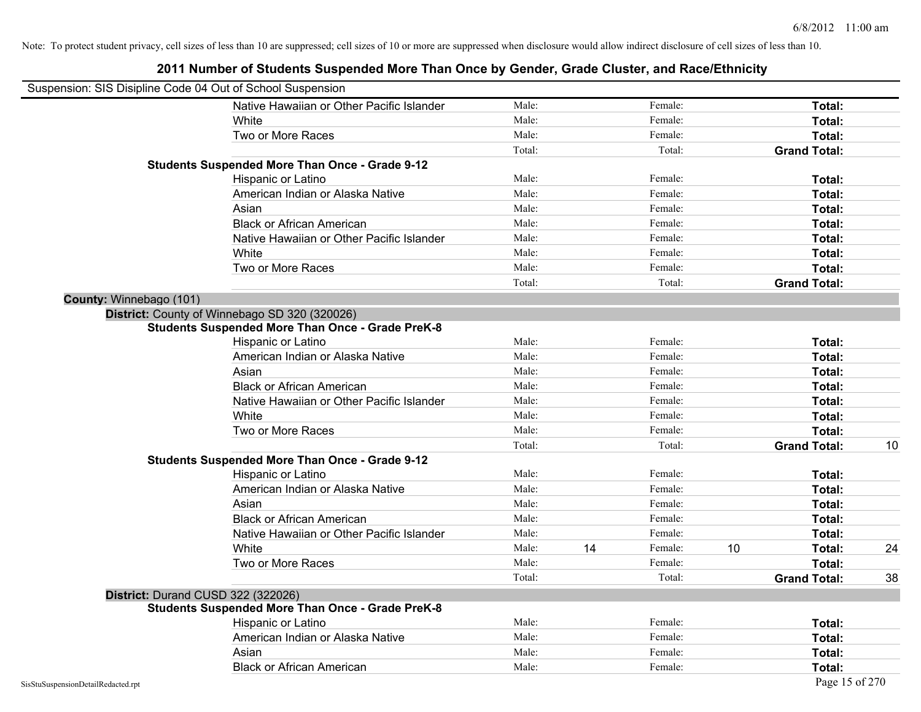Note: To protect student privacy, cell sizes of less than 10 are suppressed; cell sizes of 10 or more are suppressed when disclosure would allow indirect disclosure of cell sizes of less than 10.

# 2011 Number of Students Suspended More Than Once by Gender, Grade Cluster, and Race/Ethnicity

Suspension: SIS Disipline Code 04 Out of School Suspension

| | | | | | |
|---|---|---|---|---|---|
| Native Hawaiian or Other Pacific Islander | Male: | | Female: | | **Total:** | |
| White | Male: | | Female: | | **Total:** | |
| Two or More Races | Male: | | Female: | | **Total:** | |
| | Total: | | Total: | | **Grand Total:** | |

**Students Suspended More Than Once - Grade 9-12**

| | | | | | | |
|---|---|---|---|---|---|---|
| Hispanic or Latino | Male: | | Female: | | **Total:** | |
| American Indian or Alaska Native | Male: | | Female: | | **Total:** | |
| Asian | Male: | | Female: | | **Total:** | |
| Black or African American | Male: | | Female: | | **Total:** | |
| Native Hawaiian or Other Pacific Islander | Male: | | Female: | | **Total:** | |
| White | Male: | | Female: | | **Total:** | |
| Two or More Races | Male: | | Female: | | **Total:** | |
| | Total: | | Total: | | **Grand Total:** | |

**County:** Winnebago (101)

**District:** County of Winnebago SD 320 (320026)

**Students Suspended More Than Once - Grade PreK-8**

| | | | | | | |
|---|---|---|---|---|---|---|
| Hispanic or Latino | Male: | | Female: | | **Total:** | |
| American Indian or Alaska Native | Male: | | Female: | | **Total:** | |
| Asian | Male: | | Female: | | **Total:** | |
| Black or African American | Male: | | Female: | | **Total:** | |
| Native Hawaiian or Other Pacific Islander | Male: | | Female: | | **Total:** | |
| White | Male: | | Female: | | **Total:** | |
| Two or More Races | Male: | | Female: | | **Total:** | |
| | Total: | | Total: | | **Grand Total:** | 10 |

**Students Suspended More Than Once - Grade 9-12**

| | | | | | | |
|---|---|---|---|---|---|---|
| Hispanic or Latino | Male: | | Female: | | **Total:** | |
| American Indian or Alaska Native | Male: | | Female: | | **Total:** | |
| Asian | Male: | | Female: | | **Total:** | |
| Black or African American | Male: | | Female: | | **Total:** | |
| Native Hawaiian or Other Pacific Islander | Male: | | Female: | | **Total:** | |
| White | Male: | 14 | Female: | 10 | **Total:** | 24 |
| Two or More Races | Male: | | Female: | | **Total:** | |
| | Total: | | Total: | | **Grand Total:** | 38 |

**District:** Durand CUSD 322 (322026)

**Students Suspended More Than Once - Grade PreK-8**

| | | | | | | |
|---|---|---|---|---|---|---|
| Hispanic or Latino | Male: | | Female: | | **Total:** | |
| American Indian or Alaska Native | Male: | | Female: | | **Total:** | |
| Asian | Male: | | Female: | | **Total:** | |
| Black or African American | Male: | | Female: | | **Total:** | |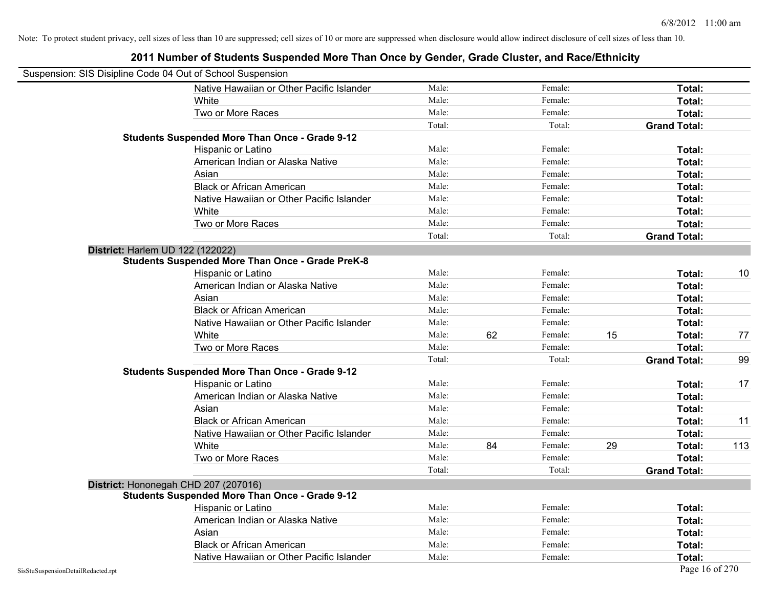Note: To protect student privacy, cell sizes of less than 10 are suppressed; cell sizes of 10 or more are suppressed when disclosure would allow indirect disclosure of cell sizes of less than 10.

# 2011 Number of Students Suspended More Than Once by Gender, Grade Cluster, and Race/Ethnicity

Suspension: SIS Disipline Code 04 Out of School Suspension

| | | | | | | |
|---|---|---|---|---|---|---|
| Native Hawaiian or Other Pacific Islander | Male: | | Female: | | **Total:** | |
| White | Male: | | Female: | | **Total:** | |
| Two or More Races | Male: | | Female: | | **Total:** | |
| | Total: | | Total: | | **Grand Total:** | |
| **Students Suspended More Than Once - Grade 9-12** | | | | | | |
| Hispanic or Latino | Male: | | Female: | | **Total:** | |
| American Indian or Alaska Native | Male: | | Female: | | **Total:** | |
| Asian | Male: | | Female: | | **Total:** | |
| Black or African American | Male: | | Female: | | **Total:** | |
| Native Hawaiian or Other Pacific Islander | Male: | | Female: | | **Total:** | |
| White | Male: | | Female: | | **Total:** | |
| Two or More Races | Male: | | Female: | | **Total:** | |
| | Total: | | Total: | | **Grand Total:** | |

**District:** Harlem UD 122 (122022)

| | | | | | | |
|---|---|---|---|---|---|---|
| **Students Suspended More Than Once - Grade PreK-8** | | | | | | |
| Hispanic or Latino | Male: | | Female: | | **Total:** | 10 |
| American Indian or Alaska Native | Male: | | Female: | | **Total:** | |
| Asian | Male: | | Female: | | **Total:** | |
| Black or African American | Male: | | Female: | | **Total:** | |
| Native Hawaiian or Other Pacific Islander | Male: | | Female: | | **Total:** | |
| White | Male: | 62 | Female: | 15 | **Total:** | 77 |
| Two or More Races | Male: | | Female: | | **Total:** | |
| | Total: | | Total: | | **Grand Total:** | 99 |
| **Students Suspended More Than Once - Grade 9-12** | | | | | | |
| Hispanic or Latino | Male: | | Female: | | **Total:** | 17 |
| American Indian or Alaska Native | Male: | | Female: | | **Total:** | |
| Asian | Male: | | Female: | | **Total:** | |
| Black or African American | Male: | | Female: | | **Total:** | 11 |
| Native Hawaiian or Other Pacific Islander | Male: | | Female: | | **Total:** | |
| White | Male: | 84 | Female: | 29 | **Total:** | 113 |
| Two or More Races | Male: | | Female: | | **Total:** | |
| | Total: | | Total: | | **Grand Total:** | |

**District:** Hononegah CHD 207 (207016)

| | | | | | | |
|---|---|---|---|---|---|---|
| **Students Suspended More Than Once - Grade 9-12** | | | | | | |
| Hispanic or Latino | Male: | | Female: | | **Total:** | |
| American Indian or Alaska Native | Male: | | Female: | | **Total:** | |
| Asian | Male: | | Female: | | **Total:** | |
| Black or African American | Male: | | Female: | | **Total:** | |
| Native Hawaiian or Other Pacific Islander | Male: | | Female: | | **Total:** | |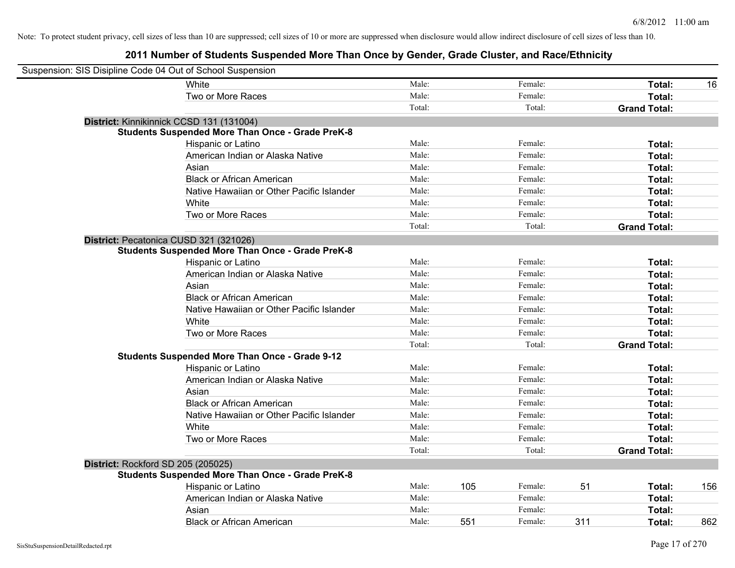Note: To protect student privacy, cell sizes of less than 10 are suppressed; cell sizes of 10 or more are suppressed when disclosure would allow indirect disclosure of cell sizes of less than 10.

## 2011 Number of Students Suspended More Than Once by Gender, Grade Cluster, and Race/Ethnicity

Suspension: SIS Disipline Code 04 Out of School Suspension

| | Male | | Female | | Total | |
|---|---|---|---|---|---|---|
| White | Male: | | Female: | | **Total:** | 16 |
| Two or More Races | Male: | | Female: | | **Total:** | |
| | Total: | | Total: | | **Grand Total:** | |

**District:** Kinnikinnick CCSD 131 (131004)

**Students Suspended More Than Once - Grade PreK-8**

| | Male | | Female | | Total | |
|---|---|---|---|---|---|---|
| Hispanic or Latino | Male: | | Female: | | **Total:** | |
| American Indian or Alaska Native | Male: | | Female: | | **Total:** | |
| Asian | Male: | | Female: | | **Total:** | |
| Black or African American | Male: | | Female: | | **Total:** | |
| Native Hawaiian or Other Pacific Islander | Male: | | Female: | | **Total:** | |
| White | Male: | | Female: | | **Total:** | |
| Two or More Races | Male: | | Female: | | **Total:** | |
| | Total: | | Total: | | **Grand Total:** | |

**District:** Pecatonica CUSD 321 (321026)

**Students Suspended More Than Once - Grade PreK-8**

| | Male | | Female | | Total | |
|---|---|---|---|---|---|---|
| Hispanic or Latino | Male: | | Female: | | **Total:** | |
| American Indian or Alaska Native | Male: | | Female: | | **Total:** | |
| Asian | Male: | | Female: | | **Total:** | |
| Black or African American | Male: | | Female: | | **Total:** | |
| Native Hawaiian or Other Pacific Islander | Male: | | Female: | | **Total:** | |
| White | Male: | | Female: | | **Total:** | |
| Two or More Races | Male: | | Female: | | **Total:** | |
| | Total: | | Total: | | **Grand Total:** | |

**Students Suspended More Than Once - Grade 9-12**

| | Male | | Female | | Total | |
|---|---|---|---|---|---|---|
| Hispanic or Latino | Male: | | Female: | | **Total:** | |
| American Indian or Alaska Native | Male: | | Female: | | **Total:** | |
| Asian | Male: | | Female: | | **Total:** | |
| Black or African American | Male: | | Female: | | **Total:** | |
| Native Hawaiian or Other Pacific Islander | Male: | | Female: | | **Total:** | |
| White | Male: | | Female: | | **Total:** | |
| Two or More Races | Male: | | Female: | | **Total:** | |
| | Total: | | Total: | | **Grand Total:** | |

**District:** Rockford SD 205 (205025)

**Students Suspended More Than Once - Grade PreK-8**

| | Male | | Female | | Total | |
|---|---|---|---|---|---|---|
| Hispanic or Latino | Male: | 105 | Female: | 51 | **Total:** | 156 |
| American Indian or Alaska Native | Male: | | Female: | | **Total:** | |
| Asian | Male: | | Female: | | **Total:** | |
| Black or African American | Male: | 551 | Female: | 311 | **Total:** | 862 |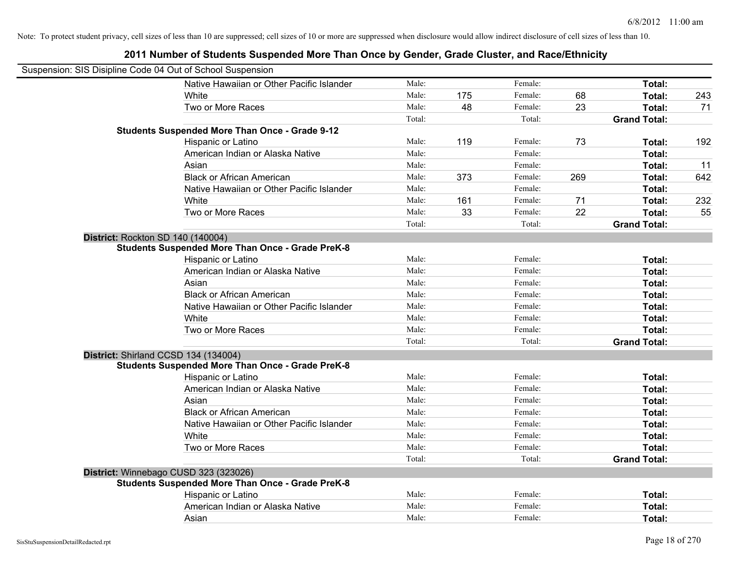Note: To protect student privacy, cell sizes of less than 10 are suppressed; cell sizes of 10 or more are suppressed when disclosure would allow indirect disclosure of cell sizes of less than 10.

## 2011 Number of Students Suspended More Than Once by Gender, Grade Cluster, and Race/Ethnicity

Suspension: SIS Disipline Code 04 Out of School Suspension

| | | | | | | |
|---|---|---|---|---|---|---|
| Native Hawaiian or Other Pacific Islander | Male: | | Female: | | **Total:** | |
| White | Male: | 175 | Female: | 68 | **Total:** | 243 |
| Two or More Races | Male: | 48 | Female: | 23 | **Total:** | 71 |
| | Total: | | Total: | | **Grand Total:** | |

**Students Suspended More Than Once - Grade 9-12**

| | | | | | | |
|---|---|---|---|---|---|---|
| Hispanic or Latino | Male: | 119 | Female: | 73 | **Total:** | 192 |
| American Indian or Alaska Native | Male: | | Female: | | **Total:** | |
| Asian | Male: | | Female: | | **Total:** | 11 |
| Black or African American | Male: | 373 | Female: | 269 | **Total:** | 642 |
| Native Hawaiian or Other Pacific Islander | Male: | | Female: | | **Total:** | |
| White | Male: | 161 | Female: | 71 | **Total:** | 232 |
| Two or More Races | Male: | 33 | Female: | 22 | **Total:** | 55 |
| | Total: | | Total: | | **Grand Total:** | |

**District:** Rockton SD 140 (140004)

**Students Suspended More Than Once - Grade PreK-8**

| | | | | | | |
|---|---|---|---|---|---|---|
| Hispanic or Latino | Male: | | Female: | | **Total:** | |
| American Indian or Alaska Native | Male: | | Female: | | **Total:** | |
| Asian | Male: | | Female: | | **Total:** | |
| Black or African American | Male: | | Female: | | **Total:** | |
| Native Hawaiian or Other Pacific Islander | Male: | | Female: | | **Total:** | |
| White | Male: | | Female: | | **Total:** | |
| Two or More Races | Male: | | Female: | | **Total:** | |
| | Total: | | Total: | | **Grand Total:** | |

**District:** Shirland CCSD 134 (134004)

**Students Suspended More Than Once - Grade PreK-8**

| | | | | | | |
|---|---|---|---|---|---|---|
| Hispanic or Latino | Male: | | Female: | | **Total:** | |
| American Indian or Alaska Native | Male: | | Female: | | **Total:** | |
| Asian | Male: | | Female: | | **Total:** | |
| Black or African American | Male: | | Female: | | **Total:** | |
| Native Hawaiian or Other Pacific Islander | Male: | | Female: | | **Total:** | |
| White | Male: | | Female: | | **Total:** | |
| Two or More Races | Male: | | Female: | | **Total:** | |
| | Total: | | Total: | | **Grand Total:** | |

**District:** Winnebago CUSD 323 (323026)

**Students Suspended More Than Once - Grade PreK-8**

| | | | | | | |
|---|---|---|---|---|---|---|
| Hispanic or Latino | Male: | | Female: | | **Total:** | |
| American Indian or Alaska Native | Male: | | Female: | | **Total:** | |
| Asian | Male: | | Female: | | **Total:** | |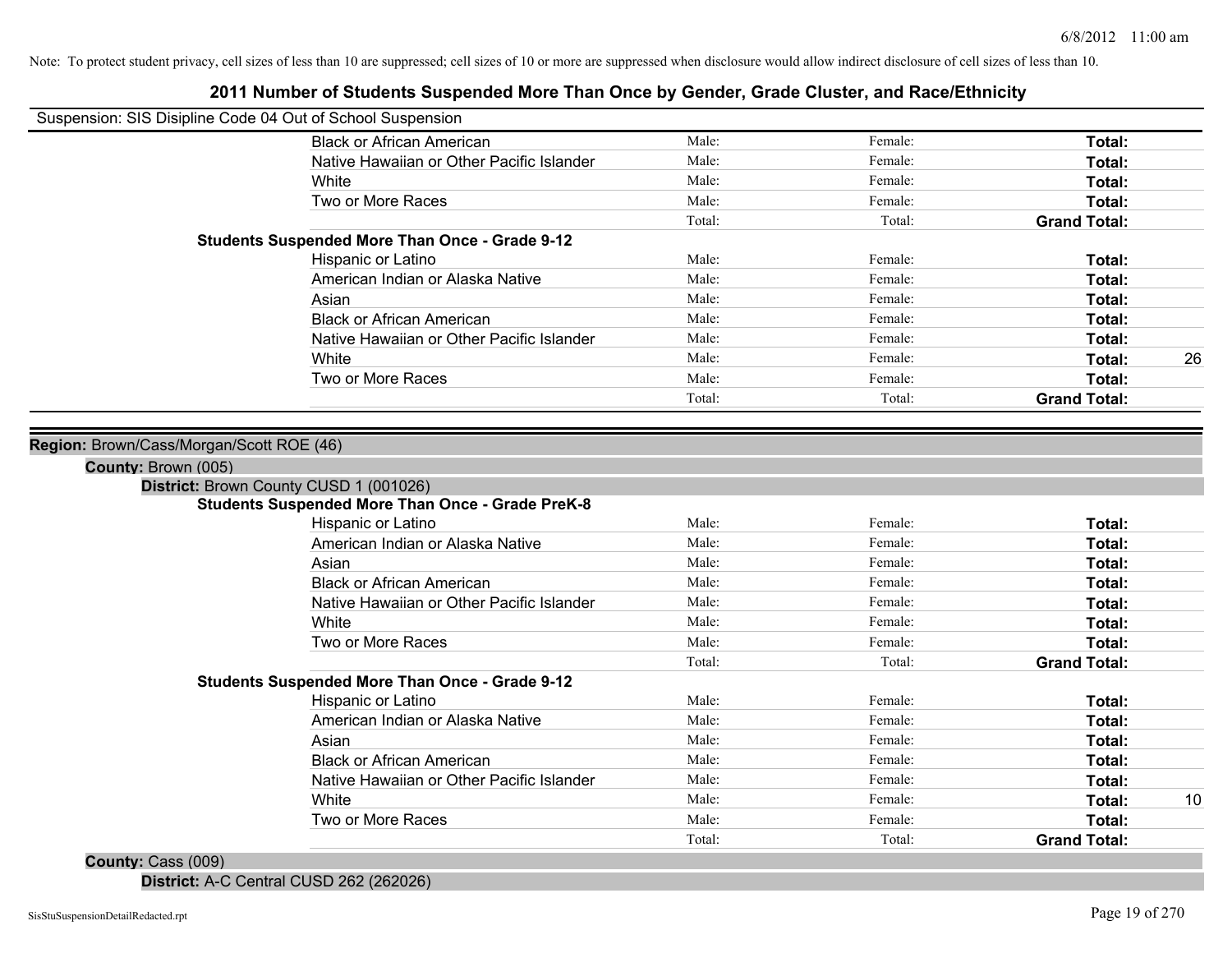Note: To protect student privacy, cell sizes of less than 10 are suppressed; cell sizes of 10 or more are suppressed when disclosure would allow indirect disclosure of cell sizes of less than 10.

# 2011 Number of Students Suspended More Than Once by Gender, Grade Cluster, and Race/Ethnicity

Suspension: SIS Disipline Code 04 Out of School Suspension

| | | | | |
|---|---|---|---|---|
| Black or African American | Male: | Female: | **Total:** | |
| Native Hawaiian or Other Pacific Islander | Male: | Female: | **Total:** | |
| White | Male: | Female: | **Total:** | |
| Two or More Races | Male: | Female: | **Total:** | |
| | Total: | Total: | **Grand Total:** | |

**Students Suspended More Than Once - Grade 9-12**

| | | | | |
|---|---|---|---|---|
| Hispanic or Latino | Male: | Female: | **Total:** | |
| American Indian or Alaska Native | Male: | Female: | **Total:** | |
| Asian | Male: | Female: | **Total:** | |
| Black or African American | Male: | Female: | **Total:** | |
| Native Hawaiian or Other Pacific Islander | Male: | Female: | **Total:** | |
| White | Male: | Female: | **Total:** | 26 |
| Two or More Races | Male: | Female: | **Total:** | |
| | Total: | Total: | **Grand Total:** | |

**Region:** Brown/Cass/Morgan/Scott ROE (46)

**County:** Brown (005)

**District:** Brown County CUSD 1 (001026)

**Students Suspended More Than Once - Grade PreK-8**

| | | | | |
|---|---|---|---|---|
| Hispanic or Latino | Male: | Female: | **Total:** | |
| American Indian or Alaska Native | Male: | Female: | **Total:** | |
| Asian | Male: | Female: | **Total:** | |
| Black or African American | Male: | Female: | **Total:** | |
| Native Hawaiian or Other Pacific Islander | Male: | Female: | **Total:** | |
| White | Male: | Female: | **Total:** | |
| Two or More Races | Male: | Female: | **Total:** | |
| | Total: | Total: | **Grand Total:** | |

**Students Suspended More Than Once - Grade 9-12**

| | | | | |
|---|---|---|---|---|
| Hispanic or Latino | Male: | Female: | **Total:** | |
| American Indian or Alaska Native | Male: | Female: | **Total:** | |
| Asian | Male: | Female: | **Total:** | |
| Black or African American | Male: | Female: | **Total:** | |
| Native Hawaiian or Other Pacific Islander | Male: | Female: | **Total:** | |
| White | Male: | Female: | **Total:** | 10 |
| Two or More Races | Male: | Female: | **Total:** | |
| | Total: | Total: | **Grand Total:** | |

**County:** Cass (009)

**District:** A-C Central CUSD 262 (262026)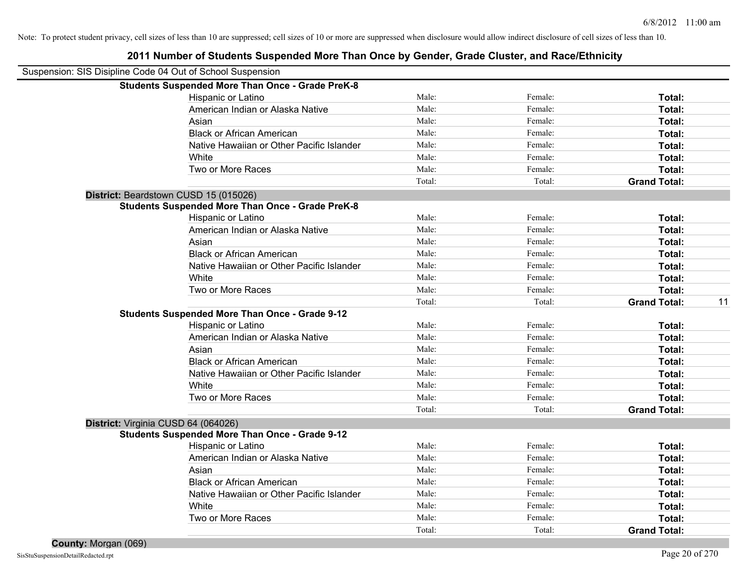Note: To protect student privacy, cell sizes of less than 10 are suppressed; cell sizes of 10 or more are suppressed when disclosure would allow indirect disclosure of cell sizes of less than 10.

# 2011 Number of Students Suspended More Than Once by Gender, Grade Cluster, and Race/Ethnicity

Suspension: SIS Disipline Code 04 Out of School Suspension

**Students Suspended More Than Once - Grade PreK-8**

| | | | | |
|---|---|---|---|---|
| Hispanic or Latino | Male: | Female: | **Total:** | |
| American Indian or Alaska Native | Male: | Female: | **Total:** | |
| Asian | Male: | Female: | **Total:** | |
| Black or African American | Male: | Female: | **Total:** | |
| Native Hawaiian or Other Pacific Islander | Male: | Female: | **Total:** | |
| White | Male: | Female: | **Total:** | |
| Two or More Races | Male: | Female: | **Total:** | |
| | Total: | Total: | **Grand Total:** | |

**District:** Beardstown CUSD 15 (015026)

**Students Suspended More Than Once - Grade PreK-8**

| | | | | |
|---|---|---|---|---|
| Hispanic or Latino | Male: | Female: | **Total:** | |
| American Indian or Alaska Native | Male: | Female: | **Total:** | |
| Asian | Male: | Female: | **Total:** | |
| Black or African American | Male: | Female: | **Total:** | |
| Native Hawaiian or Other Pacific Islander | Male: | Female: | **Total:** | |
| White | Male: | Female: | **Total:** | |
| Two or More Races | Male: | Female: | **Total:** | |
| | Total: | Total: | **Grand Total:** | 11 |

**Students Suspended More Than Once - Grade 9-12**

| | | | | |
|---|---|---|---|---|
| Hispanic or Latino | Male: | Female: | **Total:** | |
| American Indian or Alaska Native | Male: | Female: | **Total:** | |
| Asian | Male: | Female: | **Total:** | |
| Black or African American | Male: | Female: | **Total:** | |
| Native Hawaiian or Other Pacific Islander | Male: | Female: | **Total:** | |
| White | Male: | Female: | **Total:** | |
| Two or More Races | Male: | Female: | **Total:** | |
| | Total: | Total: | **Grand Total:** | |

**District:** Virginia CUSD 64 (064026)

**Students Suspended More Than Once - Grade 9-12**

| | | | | |
|---|---|---|---|---|
| Hispanic or Latino | Male: | Female: | **Total:** | |
| American Indian or Alaska Native | Male: | Female: | **Total:** | |
| Asian | Male: | Female: | **Total:** | |
| Black or African American | Male: | Female: | **Total:** | |
| Native Hawaiian or Other Pacific Islander | Male: | Female: | **Total:** | |
| White | Male: | Female: | **Total:** | |
| Two or More Races | Male: | Female: | **Total:** | |
| | Total: | Total: | **Grand Total:** | |

**County:** Morgan (069)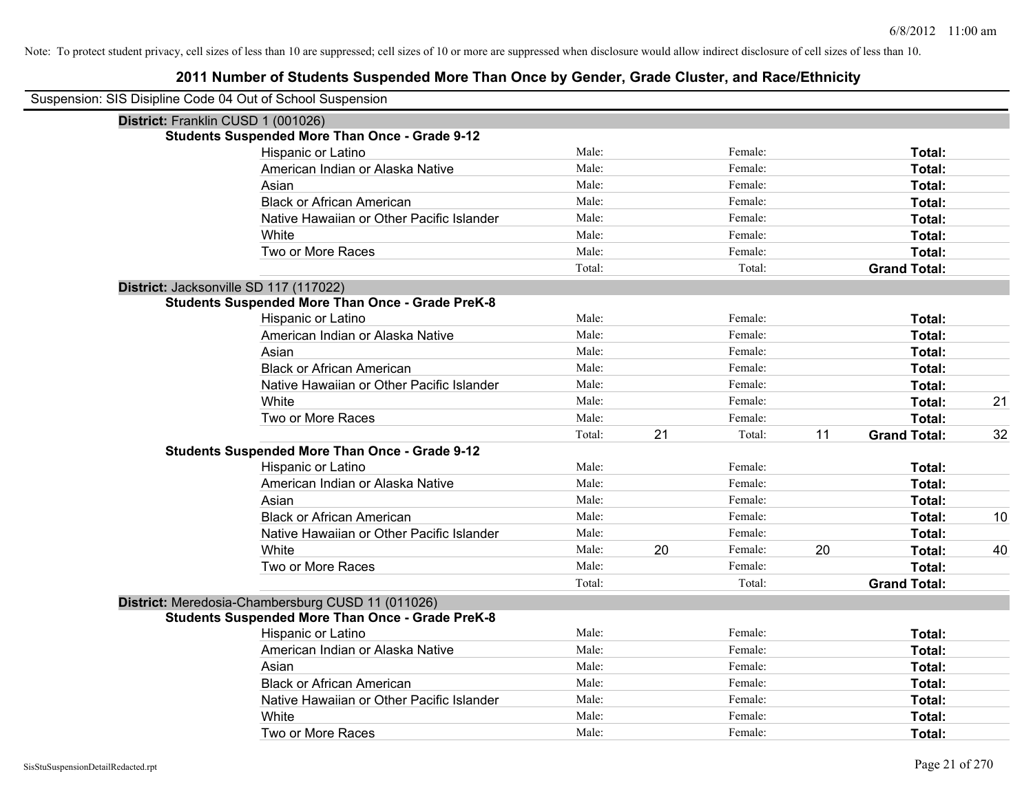Note: To protect student privacy, cell sizes of less than 10 are suppressed; cell sizes of 10 or more are suppressed when disclosure would allow indirect disclosure of cell sizes of less than 10.

## 2011 Number of Students Suspended More Than Once by Gender, Grade Cluster, and Race/Ethnicity

Suspension: SIS Disipline Code 04 Out of School Suspension

**District:** Franklin CUSD 1 (001026)

**Students Suspended More Than Once - Grade 9-12**

| Race/Ethnicity | | Male | | Female | | Total |
|---|---|---|---|---|---|---|
| Hispanic or Latino | Male: | | Female: | | **Total:** | |
| American Indian or Alaska Native | Male: | | Female: | | **Total:** | |
| Asian | Male: | | Female: | | **Total:** | |
| Black or African American | Male: | | Female: | | **Total:** | |
| Native Hawaiian or Other Pacific Islander | Male: | | Female: | | **Total:** | |
| White | Male: | | Female: | | **Total:** | |
| Two or More Races | Male: | | Female: | | **Total:** | |
| | Total: | | Total: | | **Grand Total:** | |

**District:** Jacksonville SD 117 (117022)

**Students Suspended More Than Once - Grade PreK-8**

| Race/Ethnicity | | Male | | Female | | Total |
|---|---|---|---|---|---|---|
| Hispanic or Latino | Male: | | Female: | | **Total:** | |
| American Indian or Alaska Native | Male: | | Female: | | **Total:** | |
| Asian | Male: | | Female: | | **Total:** | |
| Black or African American | Male: | | Female: | | **Total:** | |
| Native Hawaiian or Other Pacific Islander | Male: | | Female: | | **Total:** | |
| White | Male: | | Female: | | **Total:** | 21 |
| Two or More Races | Male: | | Female: | | **Total:** | |
| | Total: | 21 | Total: | 11 | **Grand Total:** | 32 |

**Students Suspended More Than Once - Grade 9-12**

| Race/Ethnicity | | Male | | Female | | Total |
|---|---|---|---|---|---|---|
| Hispanic or Latino | Male: | | Female: | | **Total:** | |
| American Indian or Alaska Native | Male: | | Female: | | **Total:** | |
| Asian | Male: | | Female: | | **Total:** | |
| Black or African American | Male: | | Female: | | **Total:** | 10 |
| Native Hawaiian or Other Pacific Islander | Male: | | Female: | | **Total:** | |
| White | Male: | 20 | Female: | 20 | **Total:** | 40 |
| Two or More Races | Male: | | Female: | | **Total:** | |
| | Total: | | Total: | | **Grand Total:** | |

**District:** Meredosia-Chambersburg CUSD 11 (011026)

**Students Suspended More Than Once - Grade PreK-8**

| Race/Ethnicity | | Male | | Female | | Total |
|---|---|---|---|---|---|---|
| Hispanic or Latino | Male: | | Female: | | **Total:** | |
| American Indian or Alaska Native | Male: | | Female: | | **Total:** | |
| Asian | Male: | | Female: | | **Total:** | |
| Black or African American | Male: | | Female: | | **Total:** | |
| Native Hawaiian or Other Pacific Islander | Male: | | Female: | | **Total:** | |
| White | Male: | | Female: | | **Total:** | |
| Two or More Races | Male: | | Female: | | **Total:** | |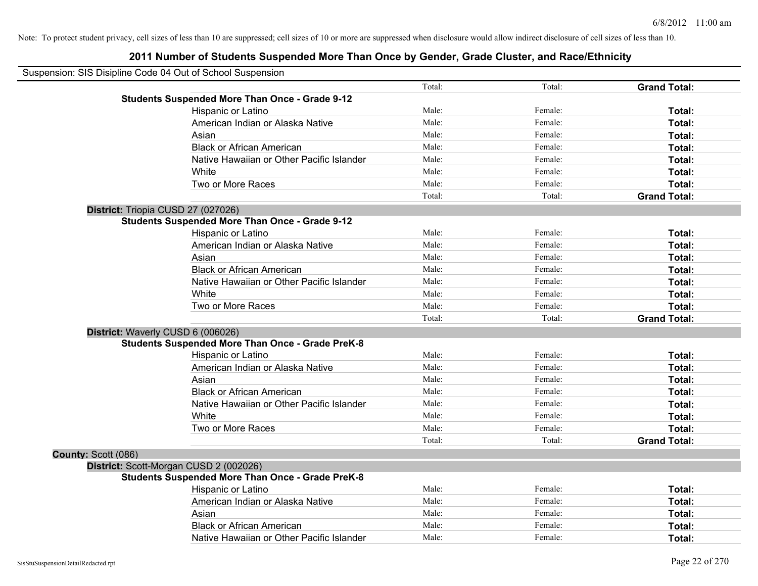Note: To protect student privacy, cell sizes of less than 10 are suppressed; cell sizes of 10 or more are suppressed when disclosure would allow indirect disclosure of cell sizes of less than 10.

## 2011 Number of Students Suspended More Than Once by Gender, Grade Cluster, and Race/Ethnicity

Suspension: SIS Disipline Code 04 Out of School Suspension

| | | | |
|---|---|---|---|
| | Total: | Total: | **Grand Total:** |
| **Students Suspended More Than Once - Grade 9-12** | | | |
| Hispanic or Latino | Male: | Female: | **Total:** |
| American Indian or Alaska Native | Male: | Female: | **Total:** |
| Asian | Male: | Female: | **Total:** |
| Black or African American | Male: | Female: | **Total:** |
| Native Hawaiian or Other Pacific Islander | Male: | Female: | **Total:** |
| White | Male: | Female: | **Total:** |
| Two or More Races | Male: | Female: | **Total:** |
| | Total: | Total: | **Grand Total:** |
| **District:** Triopia CUSD 27 (027026) | | | |
| **Students Suspended More Than Once - Grade 9-12** | | | |
| Hispanic or Latino | Male: | Female: | **Total:** |
| American Indian or Alaska Native | Male: | Female: | **Total:** |
| Asian | Male: | Female: | **Total:** |
| Black or African American | Male: | Female: | **Total:** |
| Native Hawaiian or Other Pacific Islander | Male: | Female: | **Total:** |
| White | Male: | Female: | **Total:** |
| Two or More Races | Male: | Female: | **Total:** |
| | Total: | Total: | **Grand Total:** |
| **District:** Waverly CUSD 6 (006026) | | | |
| **Students Suspended More Than Once - Grade PreK-8** | | | |
| Hispanic or Latino | Male: | Female: | **Total:** |
| American Indian or Alaska Native | Male: | Female: | **Total:** |
| Asian | Male: | Female: | **Total:** |
| Black or African American | Male: | Female: | **Total:** |
| Native Hawaiian or Other Pacific Islander | Male: | Female: | **Total:** |
| White | Male: | Female: | **Total:** |
| Two or More Races | Male: | Female: | **Total:** |
| | Total: | Total: | **Grand Total:** |
| **County:** Scott (086) | | | |
| **District:** Scott-Morgan CUSD 2 (002026) | | | |
| **Students Suspended More Than Once - Grade PreK-8** | | | |
| Hispanic or Latino | Male: | Female: | **Total:** |
| American Indian or Alaska Native | Male: | Female: | **Total:** |
| Asian | Male: | Female: | **Total:** |
| Black or African American | Male: | Female: | **Total:** |
| Native Hawaiian or Other Pacific Islander | Male: | Female: | **Total:** |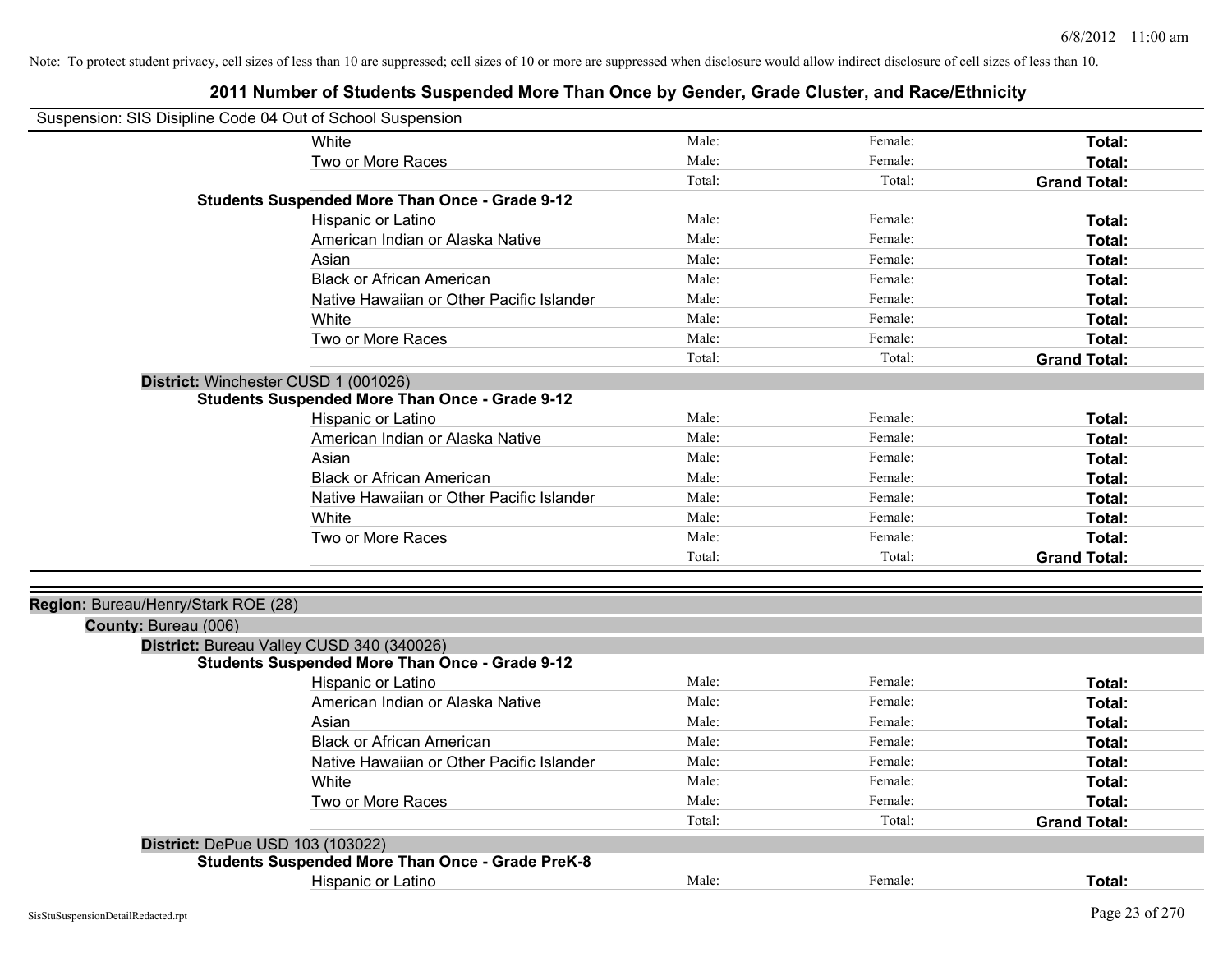Note: To protect student privacy, cell sizes of less than 10 are suppressed; cell sizes of 10 or more are suppressed when disclosure would allow indirect disclosure of cell sizes of less than 10.

# 2011 Number of Students Suspended More Than Once by Gender, Grade Cluster, and Race/Ethnicity

Suspension: SIS Disipline Code 04 Out of School Suspension

| | | | |
|---|---|---|---|
| White | Male: | Female: | **Total:** |
| Two or More Races | Male: | Female: | **Total:** |
| | Total: | Total: | **Grand Total:** |

**Students Suspended More Than Once - Grade 9-12**

| | | | |
|---|---|---|---|
| Hispanic or Latino | Male: | Female: | **Total:** |
| American Indian or Alaska Native | Male: | Female: | **Total:** |
| Asian | Male: | Female: | **Total:** |
| Black or African American | Male: | Female: | **Total:** |
| Native Hawaiian or Other Pacific Islander | Male: | Female: | **Total:** |
| White | Male: | Female: | **Total:** |
| Two or More Races | Male: | Female: | **Total:** |
| | Total: | Total: | **Grand Total:** |

**District:** Winchester CUSD 1 (001026)

**Students Suspended More Than Once - Grade 9-12**

| | | | |
|---|---|---|---|
| Hispanic or Latino | Male: | Female: | **Total:** |
| American Indian or Alaska Native | Male: | Female: | **Total:** |
| Asian | Male: | Female: | **Total:** |
| Black or African American | Male: | Female: | **Total:** |
| Native Hawaiian or Other Pacific Islander | Male: | Female: | **Total:** |
| White | Male: | Female: | **Total:** |
| Two or More Races | Male: | Female: | **Total:** |
| | Total: | Total: | **Grand Total:** |

**Region:** Bureau/Henry/Stark ROE (28)

**County:** Bureau (006)

**District:** Bureau Valley CUSD 340 (340026)

**Students Suspended More Than Once - Grade 9-12**

| | | | |
|---|---|---|---|
| Hispanic or Latino | Male: | Female: | **Total:** |
| American Indian or Alaska Native | Male: | Female: | **Total:** |
| Asian | Male: | Female: | **Total:** |
| Black or African American | Male: | Female: | **Total:** |
| Native Hawaiian or Other Pacific Islander | Male: | Female: | **Total:** |
| White | Male: | Female: | **Total:** |
| Two or More Races | Male: | Female: | **Total:** |
| | Total: | Total: | **Grand Total:** |

**District:** DePue USD 103 (103022)

**Students Suspended More Than Once - Grade PreK-8**

| | | | |
|---|---|---|---|
| Hispanic or Latino | Male: | Female: | **Total:** |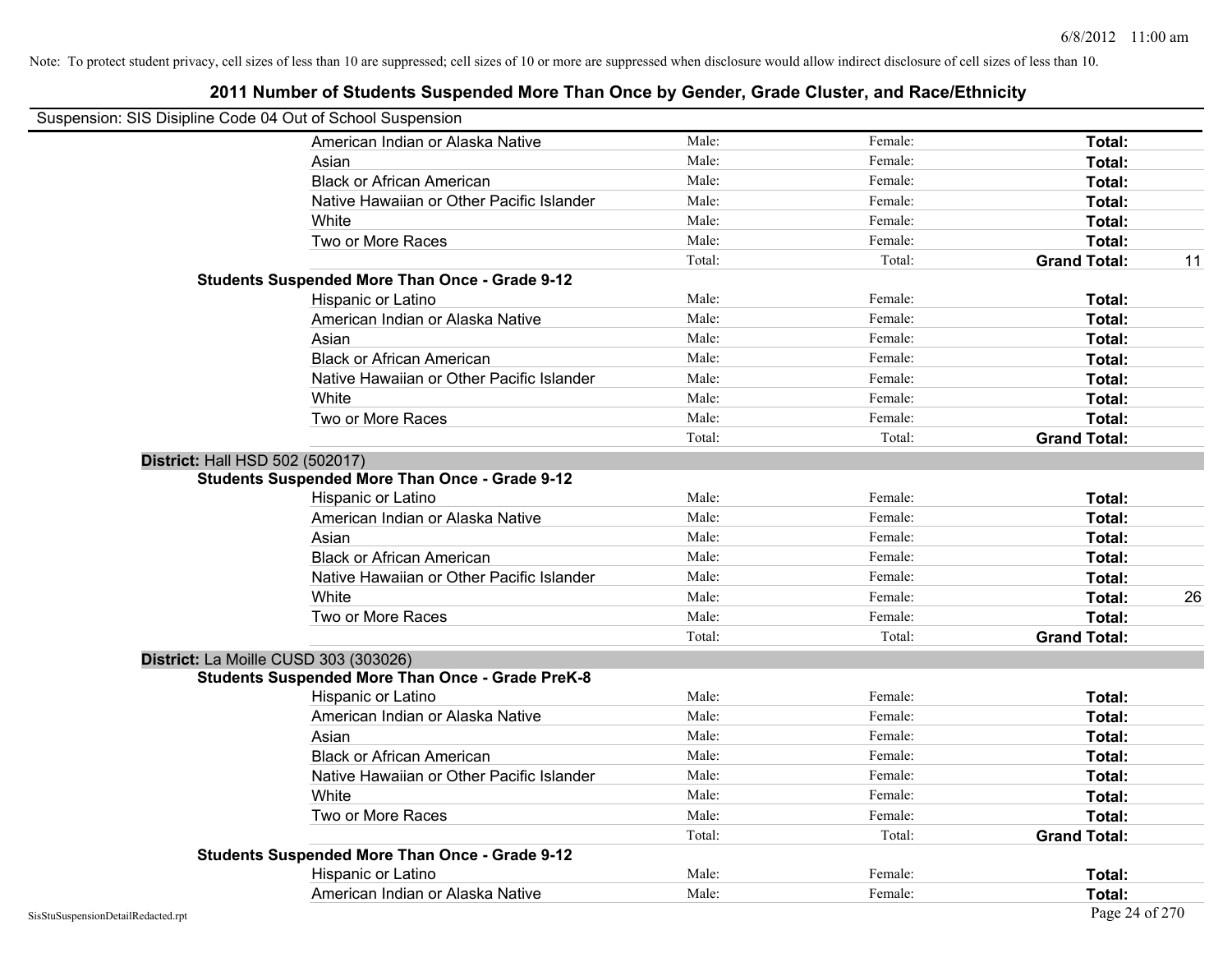Note: To protect student privacy, cell sizes of less than 10 are suppressed; cell sizes of 10 or more are suppressed when disclosure would allow indirect disclosure of cell sizes of less than 10.

# 2011 Number of Students Suspended More Than Once by Gender, Grade Cluster, and Race/Ethnicity

Suspension: SIS Disipline Code 04 Out of School Suspension

| | | | | |
|---|---|---|---|---|
| American Indian or Alaska Native | Male: | Female: | **Total:** | |
| Asian | Male: | Female: | **Total:** | |
| Black or African American | Male: | Female: | **Total:** | |
| Native Hawaiian or Other Pacific Islander | Male: | Female: | **Total:** | |
| White | Male: | Female: | **Total:** | |
| Two or More Races | Male: | Female: | **Total:** | |
| | Total: | Total: | **Grand Total:** | 11 |
| **Students Suspended More Than Once - Grade 9-12** | | | | |
| Hispanic or Latino | Male: | Female: | **Total:** | |
| American Indian or Alaska Native | Male: | Female: | **Total:** | |
| Asian | Male: | Female: | **Total:** | |
| Black or African American | Male: | Female: | **Total:** | |
| Native Hawaiian or Other Pacific Islander | Male: | Female: | **Total:** | |
| White | Male: | Female: | **Total:** | |
| Two or More Races | Male: | Female: | **Total:** | |
| | Total: | Total: | **Grand Total:** | |

**District:** Hall HSD 502 (502017)

| | | | | |
|---|---|---|---|---|
| **Students Suspended More Than Once - Grade 9-12** | | | | |
| Hispanic or Latino | Male: | Female: | **Total:** | |
| American Indian or Alaska Native | Male: | Female: | **Total:** | |
| Asian | Male: | Female: | **Total:** | |
| Black or African American | Male: | Female: | **Total:** | |
| Native Hawaiian or Other Pacific Islander | Male: | Female: | **Total:** | |
| White | Male: | Female: | **Total:** | 26 |
| Two or More Races | Male: | Female: | **Total:** | |
| | Total: | Total: | **Grand Total:** | |

**District:** La Moille CUSD 303 (303026)

| | | | | |
|---|---|---|---|---|
| **Students Suspended More Than Once - Grade PreK-8** | | | | |
| Hispanic or Latino | Male: | Female: | **Total:** | |
| American Indian or Alaska Native | Male: | Female: | **Total:** | |
| Asian | Male: | Female: | **Total:** | |
| Black or African American | Male: | Female: | **Total:** | |
| Native Hawaiian or Other Pacific Islander | Male: | Female: | **Total:** | |
| White | Male: | Female: | **Total:** | |
| Two or More Races | Male: | Female: | **Total:** | |
| | Total: | Total: | **Grand Total:** | |
| **Students Suspended More Than Once - Grade 9-12** | | | | |
| Hispanic or Latino | Male: | Female: | **Total:** | |
| American Indian or Alaska Native | Male: | Female: | **Total:** | |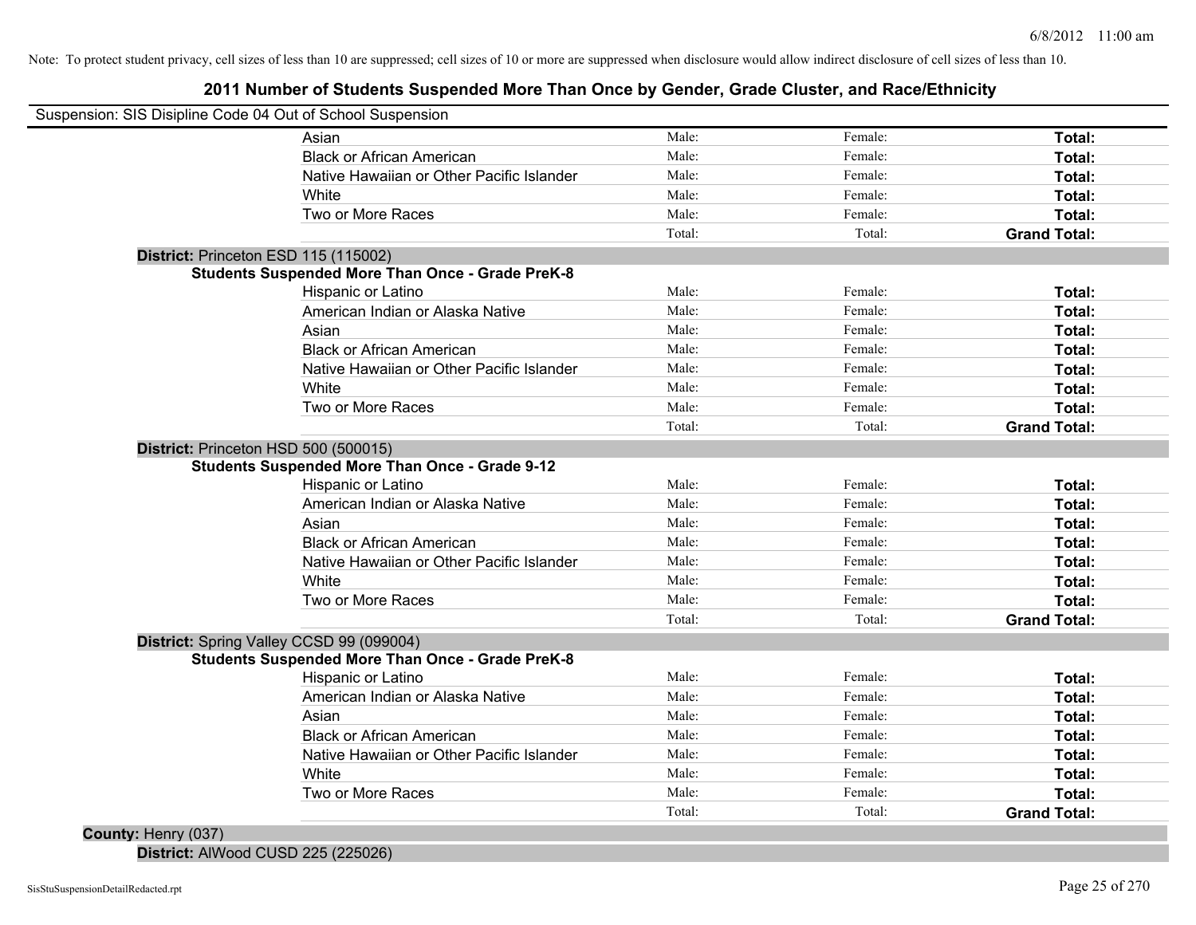Note: To protect student privacy, cell sizes of less than 10 are suppressed; cell sizes of 10 or more are suppressed when disclosure would allow indirect disclosure of cell sizes of less than 10.

# 2011 Number of Students Suspended More Than Once by Gender, Grade Cluster, and Race/Ethnicity

Suspension: SIS Disipline Code 04 Out of School Suspension

| | | | |
|---|---|---|---|
| Asian | Male: | Female: | **Total:** |
| Black or African American | Male: | Female: | **Total:** |
| Native Hawaiian or Other Pacific Islander | Male: | Female: | **Total:** |
| White | Male: | Female: | **Total:** |
| Two or More Races | Male: | Female: | **Total:** |
| | Total: | Total: | **Grand Total:** |

**District:** Princeton ESD 115 (115002)

**Students Suspended More Than Once - Grade PreK-8**

| | | | |
|---|---|---|---|
| Hispanic or Latino | Male: | Female: | **Total:** |
| American Indian or Alaska Native | Male: | Female: | **Total:** |
| Asian | Male: | Female: | **Total:** |
| Black or African American | Male: | Female: | **Total:** |
| Native Hawaiian or Other Pacific Islander | Male: | Female: | **Total:** |
| White | Male: | Female: | **Total:** |
| Two or More Races | Male: | Female: | **Total:** |
| | Total: | Total: | **Grand Total:** |

**District:** Princeton HSD 500 (500015)

**Students Suspended More Than Once - Grade 9-12**

| | | | |
|---|---|---|---|
| Hispanic or Latino | Male: | Female: | **Total:** |
| American Indian or Alaska Native | Male: | Female: | **Total:** |
| Asian | Male: | Female: | **Total:** |
| Black or African American | Male: | Female: | **Total:** |
| Native Hawaiian or Other Pacific Islander | Male: | Female: | **Total:** |
| White | Male: | Female: | **Total:** |
| Two or More Races | Male: | Female: | **Total:** |
| | Total: | Total: | **Grand Total:** |

**District:** Spring Valley CCSD 99 (099004)

**Students Suspended More Than Once - Grade PreK-8**

| | | | |
|---|---|---|---|
| Hispanic or Latino | Male: | Female: | **Total:** |
| American Indian or Alaska Native | Male: | Female: | **Total:** |
| Asian | Male: | Female: | **Total:** |
| Black or African American | Male: | Female: | **Total:** |
| Native Hawaiian or Other Pacific Islander | Male: | Female: | **Total:** |
| White | Male: | Female: | **Total:** |
| Two or More Races | Male: | Female: | **Total:** |
| | Total: | Total: | **Grand Total:** |

**County:** Henry (037)

**District:** AlWood CUSD 225 (225026)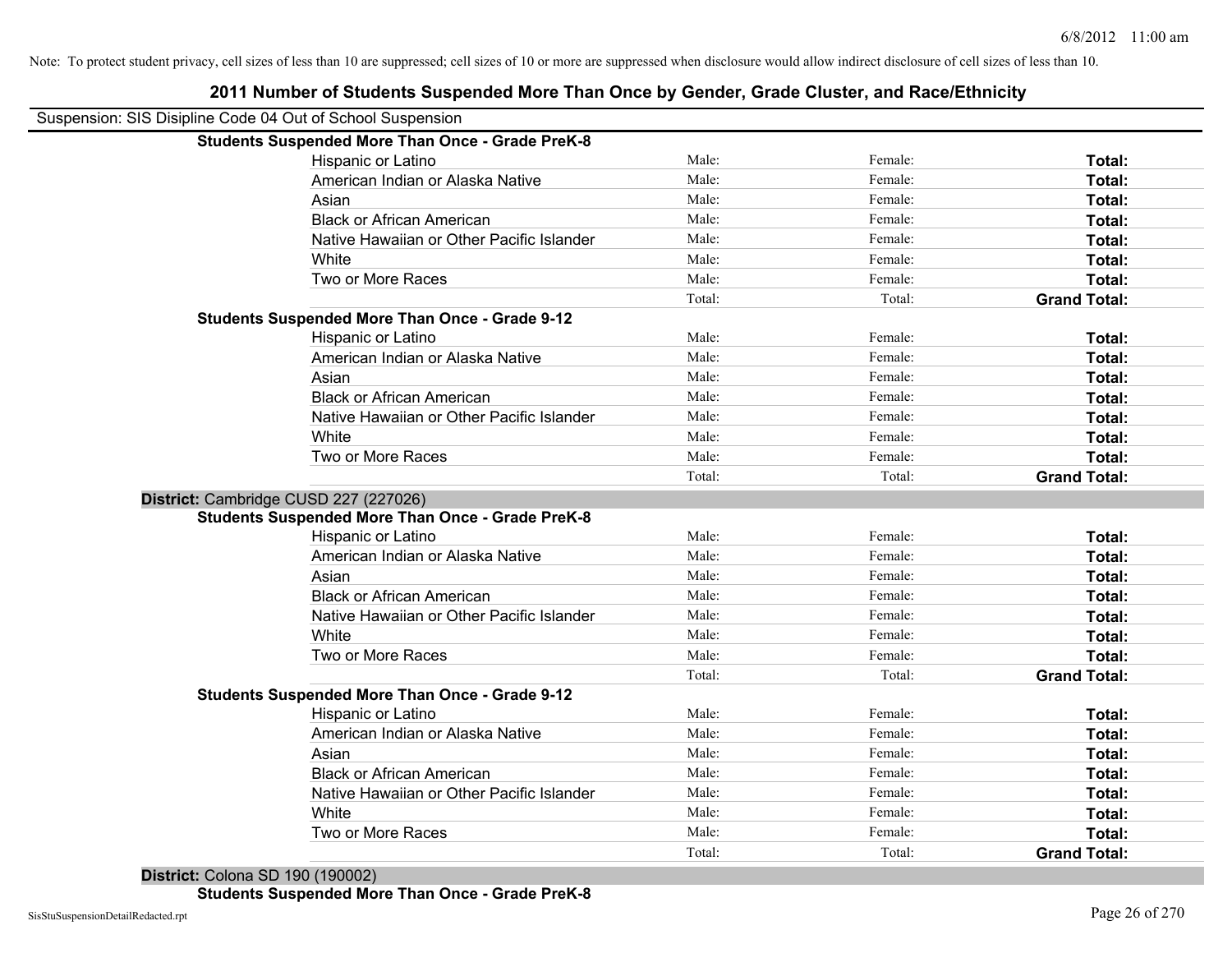Note: To protect student privacy, cell sizes of less than 10 are suppressed; cell sizes of 10 or more are suppressed when disclosure would allow indirect disclosure of cell sizes of less than 10.

# 2011 Number of Students Suspended More Than Once by Gender, Grade Cluster, and Race/Ethnicity

Suspension: SIS Disipline Code 04 Out of School Suspension

**Students Suspended More Than Once - Grade PreK-8**

| | | | |
|---|---|---|---|
| Hispanic or Latino | Male: | Female: | **Total:** |
| American Indian or Alaska Native | Male: | Female: | **Total:** |
| Asian | Male: | Female: | **Total:** |
| Black or African American | Male: | Female: | **Total:** |
| Native Hawaiian or Other Pacific Islander | Male: | Female: | **Total:** |
| White | Male: | Female: | **Total:** |
| Two or More Races | Male: | Female: | **Total:** |
| | Total: | Total: | **Grand Total:** |

**Students Suspended More Than Once - Grade 9-12**

| | | | |
|---|---|---|---|
| Hispanic or Latino | Male: | Female: | **Total:** |
| American Indian or Alaska Native | Male: | Female: | **Total:** |
| Asian | Male: | Female: | **Total:** |
| Black or African American | Male: | Female: | **Total:** |
| Native Hawaiian or Other Pacific Islander | Male: | Female: | **Total:** |
| White | Male: | Female: | **Total:** |
| Two or More Races | Male: | Female: | **Total:** |
| | Total: | Total: | **Grand Total:** |

**District:** Cambridge CUSD 227 (227026)

**Students Suspended More Than Once - Grade PreK-8**

| | | | |
|---|---|---|---|
| Hispanic or Latino | Male: | Female: | **Total:** |
| American Indian or Alaska Native | Male: | Female: | **Total:** |
| Asian | Male: | Female: | **Total:** |
| Black or African American | Male: | Female: | **Total:** |
| Native Hawaiian or Other Pacific Islander | Male: | Female: | **Total:** |
| White | Male: | Female: | **Total:** |
| Two or More Races | Male: | Female: | **Total:** |
| | Total: | Total: | **Grand Total:** |

**Students Suspended More Than Once - Grade 9-12**

| | | | |
|---|---|---|---|
| Hispanic or Latino | Male: | Female: | **Total:** |
| American Indian or Alaska Native | Male: | Female: | **Total:** |
| Asian | Male: | Female: | **Total:** |
| Black or African American | Male: | Female: | **Total:** |
| Native Hawaiian or Other Pacific Islander | Male: | Female: | **Total:** |
| White | Male: | Female: | **Total:** |
| Two or More Races | Male: | Female: | **Total:** |
| | Total: | Total: | **Grand Total:** |

**District:** Colona SD 190 (190002)

**Students Suspended More Than Once - Grade PreK-8**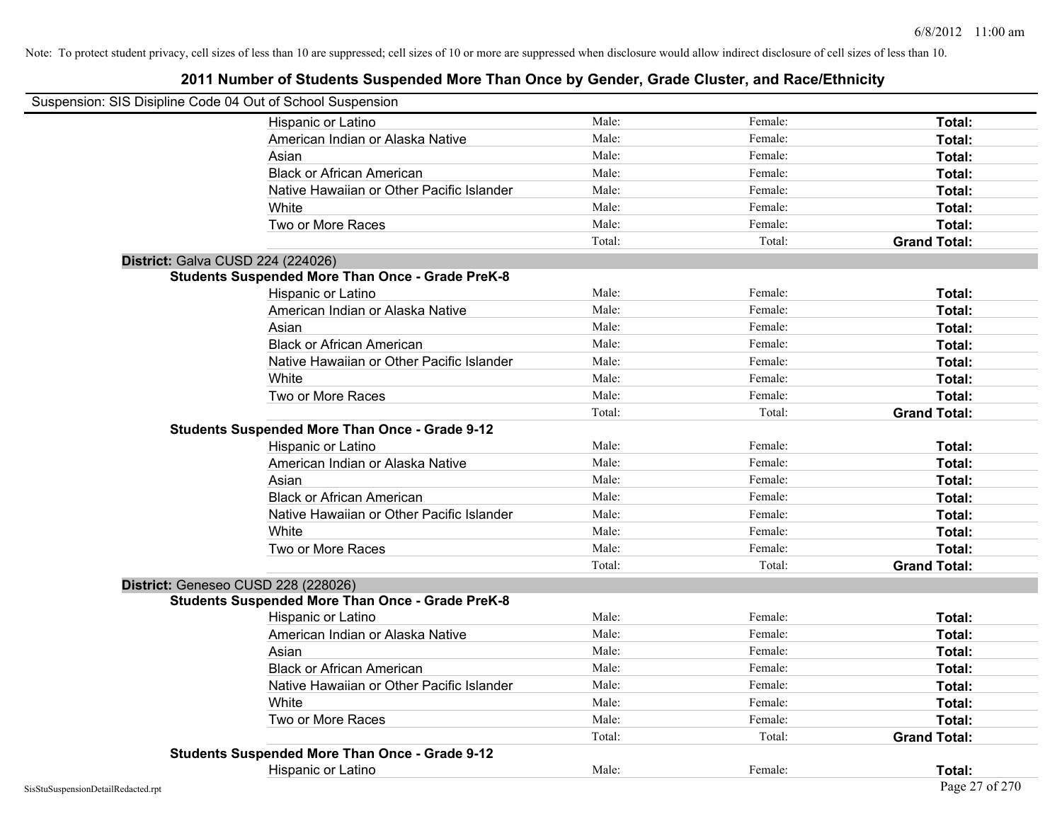Note: To protect student privacy, cell sizes of less than 10 are suppressed; cell sizes of 10 or more are suppressed when disclosure would allow indirect disclosure of cell sizes of less than 10.

## 2011 Number of Students Suspended More Than Once by Gender, Grade Cluster, and Race/Ethnicity

Suspension: SIS Disipline Code 04 Out of School Suspension

| | Male | Female | Total |
|---|---|---|---|
| Hispanic or Latino | Male: | Female: | **Total:** |
| American Indian or Alaska Native | Male: | Female: | **Total:** |
| Asian | Male: | Female: | **Total:** |
| Black or African American | Male: | Female: | **Total:** |
| Native Hawaiian or Other Pacific Islander | Male: | Female: | **Total:** |
| White | Male: | Female: | **Total:** |
| Two or More Races | Male: | Female: | **Total:** |
| | Total: | Total: | **Grand Total:** |

**District:** Galva CUSD 224 (224026)

**Students Suspended More Than Once - Grade PreK-8**

| | Male | Female | Total |
|---|---|---|---|
| Hispanic or Latino | Male: | Female: | **Total:** |
| American Indian or Alaska Native | Male: | Female: | **Total:** |
| Asian | Male: | Female: | **Total:** |
| Black or African American | Male: | Female: | **Total:** |
| Native Hawaiian or Other Pacific Islander | Male: | Female: | **Total:** |
| White | Male: | Female: | **Total:** |
| Two or More Races | Male: | Female: | **Total:** |
| | Total: | Total: | **Grand Total:** |

**Students Suspended More Than Once - Grade 9-12**

| | Male | Female | Total |
|---|---|---|---|
| Hispanic or Latino | Male: | Female: | **Total:** |
| American Indian or Alaska Native | Male: | Female: | **Total:** |
| Asian | Male: | Female: | **Total:** |
| Black or African American | Male: | Female: | **Total:** |
| Native Hawaiian or Other Pacific Islander | Male: | Female: | **Total:** |
| White | Male: | Female: | **Total:** |
| Two or More Races | Male: | Female: | **Total:** |
| | Total: | Total: | **Grand Total:** |

**District:** Geneseo CUSD 228 (228026)

**Students Suspended More Than Once - Grade PreK-8**

| | Male | Female | Total |
|---|---|---|---|
| Hispanic or Latino | Male: | Female: | **Total:** |
| American Indian or Alaska Native | Male: | Female: | **Total:** |
| Asian | Male: | Female: | **Total:** |
| Black or African American | Male: | Female: | **Total:** |
| Native Hawaiian or Other Pacific Islander | Male: | Female: | **Total:** |
| White | Male: | Female: | **Total:** |
| Two or More Races | Male: | Female: | **Total:** |
| | Total: | Total: | **Grand Total:** |

**Students Suspended More Than Once - Grade 9-12**

| | Male | Female | Total |
|---|---|---|---|
| Hispanic or Latino | Male: | Female: | **Total:** |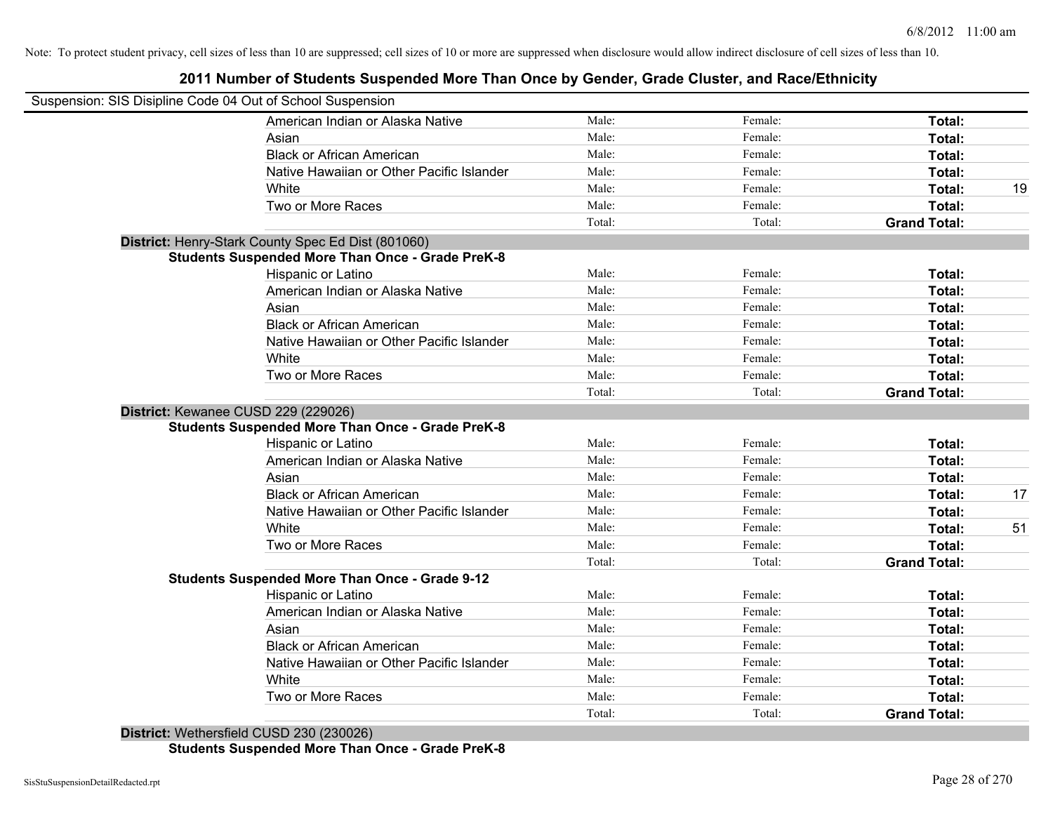Note: To protect student privacy, cell sizes of less than 10 are suppressed; cell sizes of 10 or more are suppressed when disclosure would allow indirect disclosure of cell sizes of less than 10.

## 2011 Number of Students Suspended More Than Once by Gender, Grade Cluster, and Race/Ethnicity

Suspension: SIS Disipline Code 04 Out of School Suspension

| | Male | Female | Total | |
|---|---|---|---|---|
| American Indian or Alaska Native | Male: | Female: | **Total:** | |
| Asian | Male: | Female: | **Total:** | |
| Black or African American | Male: | Female: | **Total:** | |
| Native Hawaiian or Other Pacific Islander | Male: | Female: | **Total:** | |
| White | Male: | Female: | **Total:** | 19 |
| Two or More Races | Male: | Female: | **Total:** | |
| | Total: | Total: | **Grand Total:** | |

**District:** Henry-Stark County Spec Ed Dist (801060)

**Students Suspended More Than Once - Grade PreK-8**

| | Male | Female | Total | |
|---|---|---|---|---|
| Hispanic or Latino | Male: | Female: | **Total:** | |
| American Indian or Alaska Native | Male: | Female: | **Total:** | |
| Asian | Male: | Female: | **Total:** | |
| Black or African American | Male: | Female: | **Total:** | |
| Native Hawaiian or Other Pacific Islander | Male: | Female: | **Total:** | |
| White | Male: | Female: | **Total:** | |
| Two or More Races | Male: | Female: | **Total:** | |
| | Total: | Total: | **Grand Total:** | |

**District:** Kewanee CUSD 229 (229026)

**Students Suspended More Than Once - Grade PreK-8**

| | Male | Female | Total | |
|---|---|---|---|---|
| Hispanic or Latino | Male: | Female: | **Total:** | |
| American Indian or Alaska Native | Male: | Female: | **Total:** | |
| Asian | Male: | Female: | **Total:** | |
| Black or African American | Male: | Female: | **Total:** | 17 |
| Native Hawaiian or Other Pacific Islander | Male: | Female: | **Total:** | |
| White | Male: | Female: | **Total:** | 51 |
| Two or More Races | Male: | Female: | **Total:** | |
| | Total: | Total: | **Grand Total:** | |

**Students Suspended More Than Once - Grade 9-12**

| | Male | Female | Total | |
|---|---|---|---|---|
| Hispanic or Latino | Male: | Female: | **Total:** | |
| American Indian or Alaska Native | Male: | Female: | **Total:** | |
| Asian | Male: | Female: | **Total:** | |
| Black or African American | Male: | Female: | **Total:** | |
| Native Hawaiian or Other Pacific Islander | Male: | Female: | **Total:** | |
| White | Male: | Female: | **Total:** | |
| Two or More Races | Male: | Female: | **Total:** | |
| | Total: | Total: | **Grand Total:** | |

**District:** Wethersfield CUSD 230 (230026)

**Students Suspended More Than Once - Grade PreK-8**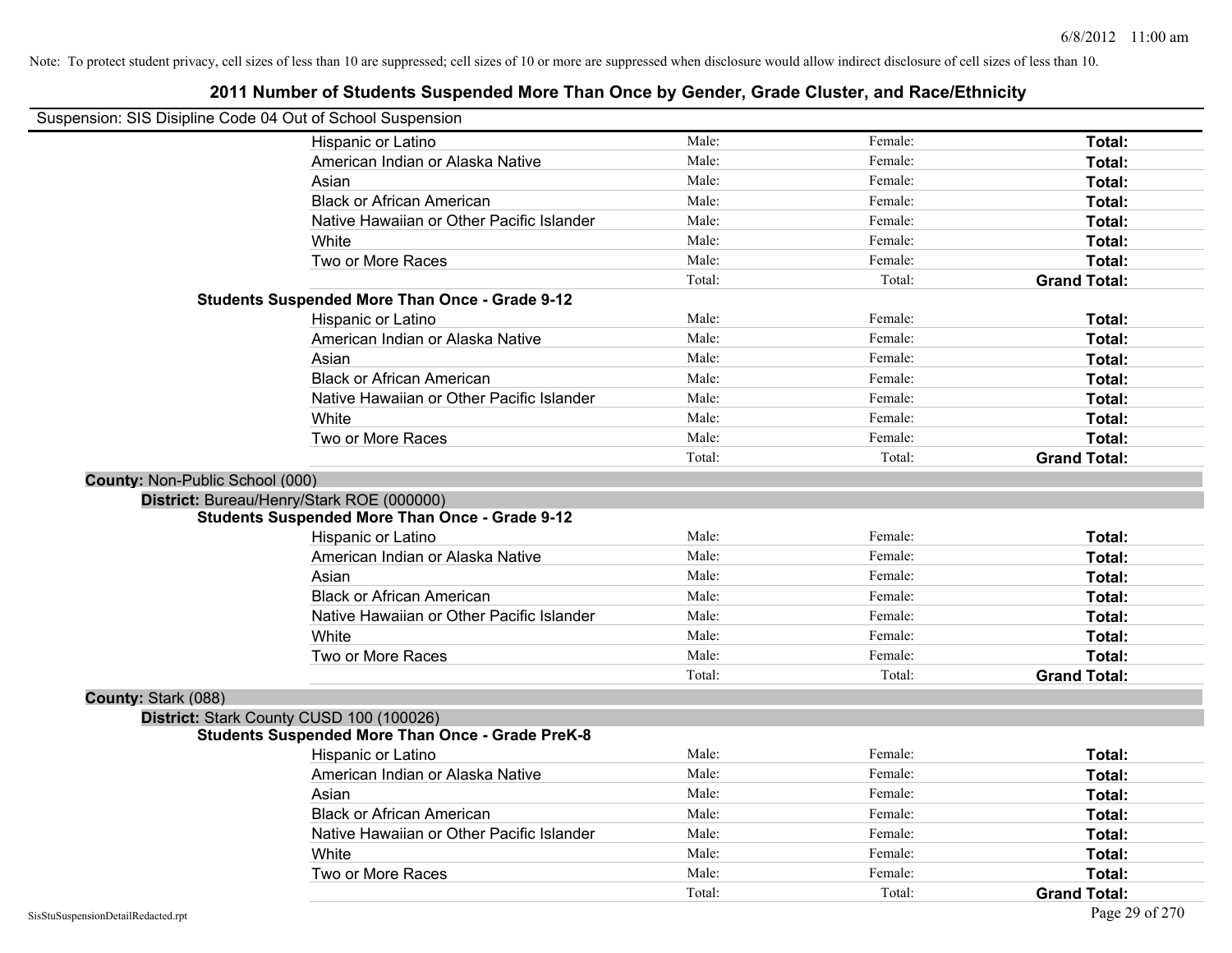Note: To protect student privacy, cell sizes of less than 10 are suppressed; cell sizes of 10 or more are suppressed when disclosure would allow indirect disclosure of cell sizes of less than 10.

## 2011 Number of Students Suspended More Than Once by Gender, Grade Cluster, and Race/Ethnicity

Suspension: SIS Disipline Code 04 Out of School Suspension

| | | | |
|---|---|---|---|
| Hispanic or Latino | Male: | Female: | **Total:** |
| American Indian or Alaska Native | Male: | Female: | **Total:** |
| Asian | Male: | Female: | **Total:** |
| Black or African American | Male: | Female: | **Total:** |
| Native Hawaiian or Other Pacific Islander | Male: | Female: | **Total:** |
| White | Male: | Female: | **Total:** |
| Two or More Races | Male: | Female: | **Total:** |
| | Total: | Total: | **Grand Total:** |

**Students Suspended More Than Once - Grade 9-12**

| | | | |
|---|---|---|---|
| Hispanic or Latino | Male: | Female: | **Total:** |
| American Indian or Alaska Native | Male: | Female: | **Total:** |
| Asian | Male: | Female: | **Total:** |
| Black or African American | Male: | Female: | **Total:** |
| Native Hawaiian or Other Pacific Islander | Male: | Female: | **Total:** |
| White | Male: | Female: | **Total:** |
| Two or More Races | Male: | Female: | **Total:** |
| | Total: | Total: | **Grand Total:** |

**County:** Non-Public School (000)

**District:** Bureau/Henry/Stark ROE (000000)

**Students Suspended More Than Once - Grade 9-12**

| | | | |
|---|---|---|---|
| Hispanic or Latino | Male: | Female: | **Total:** |
| American Indian or Alaska Native | Male: | Female: | **Total:** |
| Asian | Male: | Female: | **Total:** |
| Black or African American | Male: | Female: | **Total:** |
| Native Hawaiian or Other Pacific Islander | Male: | Female: | **Total:** |
| White | Male: | Female: | **Total:** |
| Two or More Races | Male: | Female: | **Total:** |
| | Total: | Total: | **Grand Total:** |

**County:** Stark (088)

**District:** Stark County CUSD 100 (100026)

**Students Suspended More Than Once - Grade PreK-8**

| | | | |
|---|---|---|---|
| Hispanic or Latino | Male: | Female: | **Total:** |
| American Indian or Alaska Native | Male: | Female: | **Total:** |
| Asian | Male: | Female: | **Total:** |
| Black or African American | Male: | Female: | **Total:** |
| Native Hawaiian or Other Pacific Islander | Male: | Female: | **Total:** |
| White | Male: | Female: | **Total:** |
| Two or More Races | Male: | Female: | **Total:** |
| | Total: | Total: | **Grand Total:** |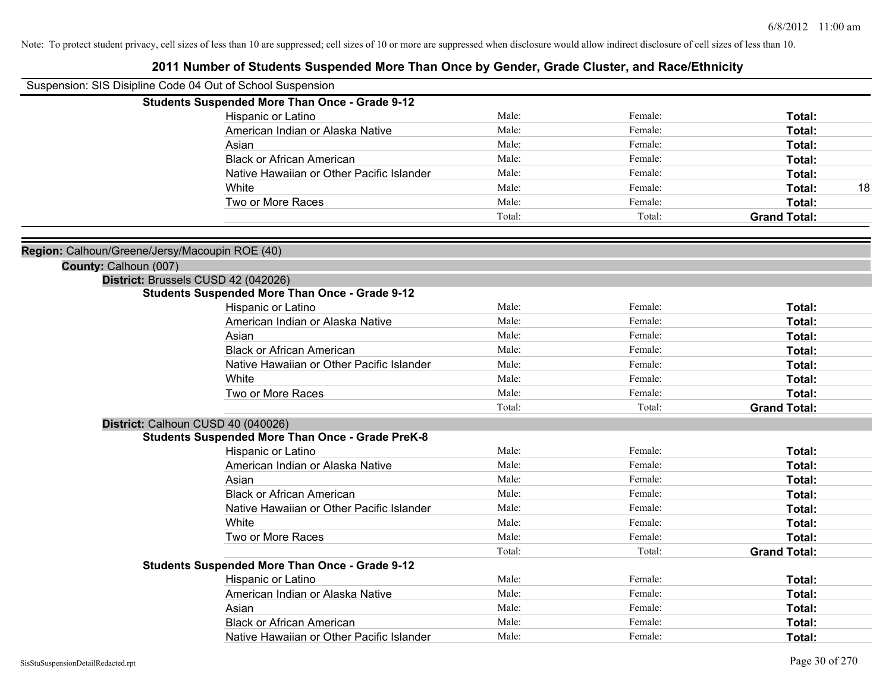Note: To protect student privacy, cell sizes of less than 10 are suppressed; cell sizes of 10 or more are suppressed when disclosure would allow indirect disclosure of cell sizes of less than 10.

# 2011 Number of Students Suspended More Than Once by Gender, Grade Cluster, and Race/Ethnicity

Suspension: SIS Disipline Code 04 Out of School Suspension

**Students Suspended More Than Once - Grade 9-12**

| | | | | |
|---|---|---|---|---|
| Hispanic or Latino | Male: | Female: | **Total:** | |
| American Indian or Alaska Native | Male: | Female: | **Total:** | |
| Asian | Male: | Female: | **Total:** | |
| Black or African American | Male: | Female: | **Total:** | |
| Native Hawaiian or Other Pacific Islander | Male: | Female: | **Total:** | |
| White | Male: | Female: | **Total:** | 18 |
| Two or More Races | Male: | Female: | **Total:** | |
| | Total: | Total: | **Grand Total:** | |

**Region:** Calhoun/Greene/Jersy/Macoupin ROE (40)

**County:** Calhoun (007)

**District:** Brussels CUSD 42 (042026)

**Students Suspended More Than Once - Grade 9-12**

| | | | | |
|---|---|---|---|---|
| Hispanic or Latino | Male: | Female: | **Total:** | |
| American Indian or Alaska Native | Male: | Female: | **Total:** | |
| Asian | Male: | Female: | **Total:** | |
| Black or African American | Male: | Female: | **Total:** | |
| Native Hawaiian or Other Pacific Islander | Male: | Female: | **Total:** | |
| White | Male: | Female: | **Total:** | |
| Two or More Races | Male: | Female: | **Total:** | |
| | Total: | Total: | **Grand Total:** | |

**District:** Calhoun CUSD 40 (040026)

**Students Suspended More Than Once - Grade PreK-8**

| | | | | |
|---|---|---|---|---|
| Hispanic or Latino | Male: | Female: | **Total:** | |
| American Indian or Alaska Native | Male: | Female: | **Total:** | |
| Asian | Male: | Female: | **Total:** | |
| Black or African American | Male: | Female: | **Total:** | |
| Native Hawaiian or Other Pacific Islander | Male: | Female: | **Total:** | |
| White | Male: | Female: | **Total:** | |
| Two or More Races | Male: | Female: | **Total:** | |
| | Total: | Total: | **Grand Total:** | |

**Students Suspended More Than Once - Grade 9-12**

| | | | | |
|---|---|---|---|---|
| Hispanic or Latino | Male: | Female: | **Total:** | |
| American Indian or Alaska Native | Male: | Female: | **Total:** | |
| Asian | Male: | Female: | **Total:** | |
| Black or African American | Male: | Female: | **Total:** | |
| Native Hawaiian or Other Pacific Islander | Male: | Female: | **Total:** | |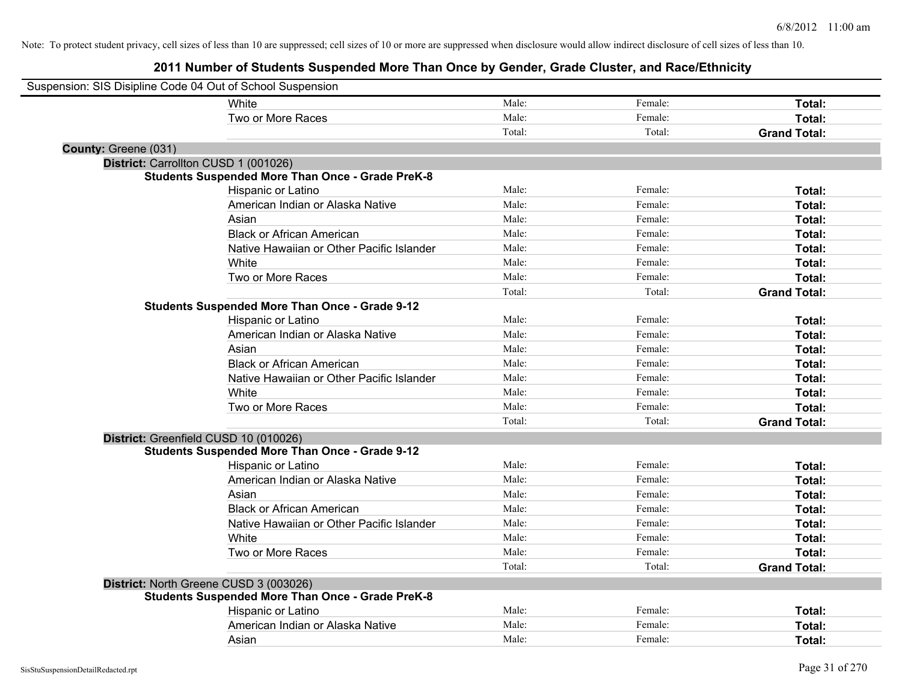Note: To protect student privacy, cell sizes of less than 10 are suppressed; cell sizes of 10 or more are suppressed when disclosure would allow indirect disclosure of cell sizes of less than 10.

# 2011 Number of Students Suspended More Than Once by Gender, Grade Cluster, and Race/Ethnicity

Suspension: SIS Disipline Code 04 Out of School Suspension

| | Male | Female | Total |
|---|---|---|---|
| White | Male: | Female: | **Total:** |
| Two or More Races | Male: | Female: | **Total:** |
| | Total: | Total: | **Grand Total:** |

**County:** Greene (031)

**District:** Carrollton CUSD 1 (001026)

**Students Suspended More Than Once - Grade PreK-8**

| | Male | Female | Total |
|---|---|---|---|
| Hispanic or Latino | Male: | Female: | **Total:** |
| American Indian or Alaska Native | Male: | Female: | **Total:** |
| Asian | Male: | Female: | **Total:** |
| Black or African American | Male: | Female: | **Total:** |
| Native Hawaiian or Other Pacific Islander | Male: | Female: | **Total:** |
| White | Male: | Female: | **Total:** |
| Two or More Races | Male: | Female: | **Total:** |
| | Total: | Total: | **Grand Total:** |

**Students Suspended More Than Once - Grade 9-12**

| | Male | Female | Total |
|---|---|---|---|
| Hispanic or Latino | Male: | Female: | **Total:** |
| American Indian or Alaska Native | Male: | Female: | **Total:** |
| Asian | Male: | Female: | **Total:** |
| Black or African American | Male: | Female: | **Total:** |
| Native Hawaiian or Other Pacific Islander | Male: | Female: | **Total:** |
| White | Male: | Female: | **Total:** |
| Two or More Races | Male: | Female: | **Total:** |
| | Total: | Total: | **Grand Total:** |

**District:** Greenfield CUSD 10 (010026)

**Students Suspended More Than Once - Grade 9-12**

| | Male | Female | Total |
|---|---|---|---|
| Hispanic or Latino | Male: | Female: | **Total:** |
| American Indian or Alaska Native | Male: | Female: | **Total:** |
| Asian | Male: | Female: | **Total:** |
| Black or African American | Male: | Female: | **Total:** |
| Native Hawaiian or Other Pacific Islander | Male: | Female: | **Total:** |
| White | Male: | Female: | **Total:** |
| Two or More Races | Male: | Female: | **Total:** |
| | Total: | Total: | **Grand Total:** |

**District:** North Greene CUSD 3 (003026)

**Students Suspended More Than Once - Grade PreK-8**

| | Male | Female | Total |
|---|---|---|---|
| Hispanic or Latino | Male: | Female: | **Total:** |
| American Indian or Alaska Native | Male: | Female: | **Total:** |
| Asian | Male: | Female: | **Total:** |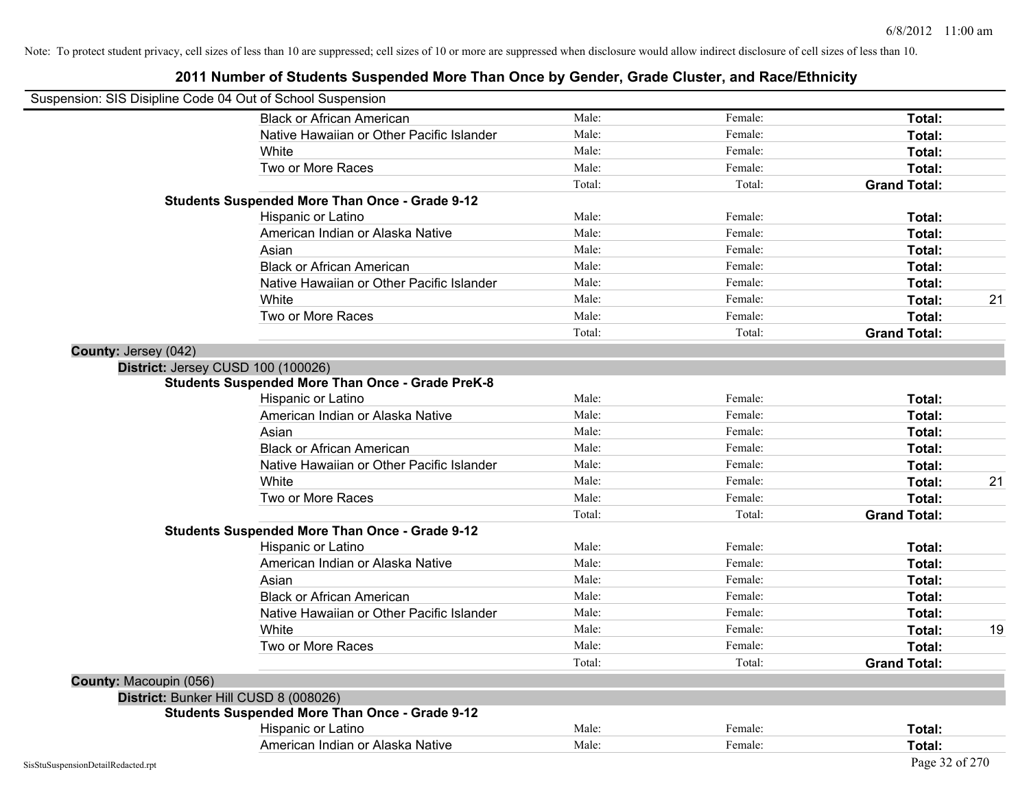Note: To protect student privacy, cell sizes of less than 10 are suppressed; cell sizes of 10 or more are suppressed when disclosure would allow indirect disclosure of cell sizes of less than 10.

# 2011 Number of Students Suspended More Than Once by Gender, Grade Cluster, and Race/Ethnicity

Suspension: SIS Disipline Code 04 Out of School Suspension

| | | | | |
|---|---|---|---|---|
| Black or African American | Male: | Female: | **Total:** | |
| Native Hawaiian or Other Pacific Islander | Male: | Female: | **Total:** | |
| White | Male: | Female: | **Total:** | |
| Two or More Races | Male: | Female: | **Total:** | |
| | Total: | Total: | **Grand Total:** | |

**Students Suspended More Than Once - Grade 9-12**

| | | | | |
|---|---|---|---|---|
| Hispanic or Latino | Male: | Female: | **Total:** | |
| American Indian or Alaska Native | Male: | Female: | **Total:** | |
| Asian | Male: | Female: | **Total:** | |
| Black or African American | Male: | Female: | **Total:** | |
| Native Hawaiian or Other Pacific Islander | Male: | Female: | **Total:** | |
| White | Male: | Female: | **Total:** | 21 |
| Two or More Races | Male: | Female: | **Total:** | |
| | Total: | Total: | **Grand Total:** | |

**County:** Jersey (042)

**District:** Jersey CUSD 100 (100026)

**Students Suspended More Than Once - Grade PreK-8**

| | | | | |
|---|---|---|---|---|
| Hispanic or Latino | Male: | Female: | **Total:** | |
| American Indian or Alaska Native | Male: | Female: | **Total:** | |
| Asian | Male: | Female: | **Total:** | |
| Black or African American | Male: | Female: | **Total:** | |
| Native Hawaiian or Other Pacific Islander | Male: | Female: | **Total:** | |
| White | Male: | Female: | **Total:** | 21 |
| Two or More Races | Male: | Female: | **Total:** | |
| | Total: | Total: | **Grand Total:** | |

**Students Suspended More Than Once - Grade 9-12**

| | | | | |
|---|---|---|---|---|
| Hispanic or Latino | Male: | Female: | **Total:** | |
| American Indian or Alaska Native | Male: | Female: | **Total:** | |
| Asian | Male: | Female: | **Total:** | |
| Black or African American | Male: | Female: | **Total:** | |
| Native Hawaiian or Other Pacific Islander | Male: | Female: | **Total:** | |
| White | Male: | Female: | **Total:** | 19 |
| Two or More Races | Male: | Female: | **Total:** | |
| | Total: | Total: | **Grand Total:** | |

**County:** Macoupin (056)

**District:** Bunker Hill CUSD 8 (008026)

**Students Suspended More Than Once - Grade 9-12**

| | | | | |
|---|---|---|---|---|
| Hispanic or Latino | Male: | Female: | **Total:** | |
| American Indian or Alaska Native | Male: | Female: | **Total:** | |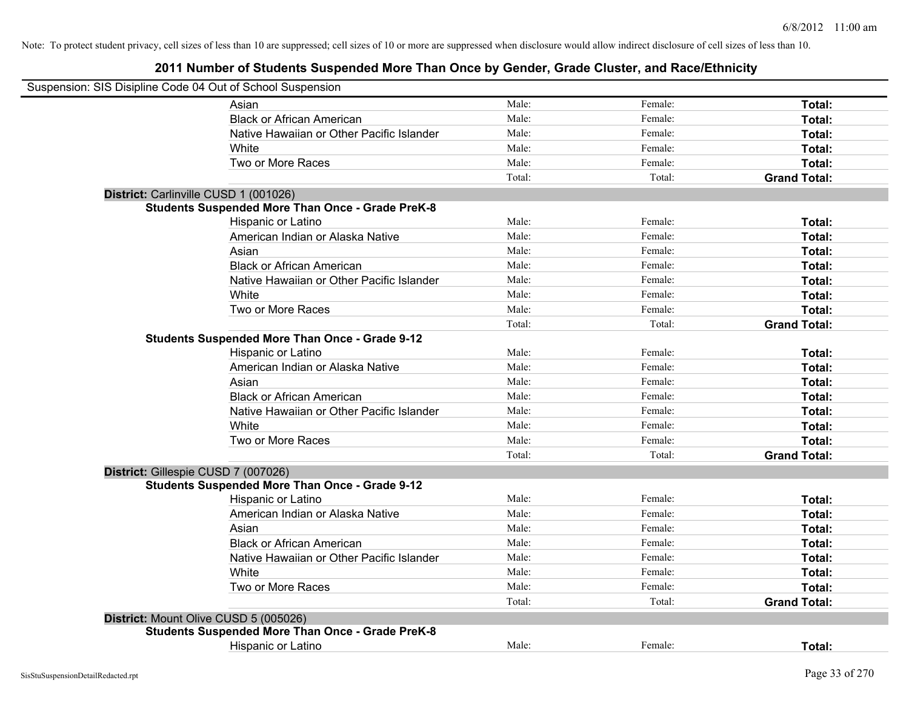Note: To protect student privacy, cell sizes of less than 10 are suppressed; cell sizes of 10 or more are suppressed when disclosure would allow indirect disclosure of cell sizes of less than 10.

## 2011 Number of Students Suspended More Than Once by Gender, Grade Cluster, and Race/Ethnicity

Suspension: SIS Disipline Code 04 Out of School Suspension

| | | | |
|---|---|---|---|
| Asian | Male: | Female: | **Total:** |
| Black or African American | Male: | Female: | **Total:** |
| Native Hawaiian or Other Pacific Islander | Male: | Female: | **Total:** |
| White | Male: | Female: | **Total:** |
| Two or More Races | Male: | Female: | **Total:** |
| | Total: | Total: | **Grand Total:** |

**District:** Carlinville CUSD 1 (001026)

**Students Suspended More Than Once - Grade PreK-8**

| | | | |
|---|---|---|---|
| Hispanic or Latino | Male: | Female: | **Total:** |
| American Indian or Alaska Native | Male: | Female: | **Total:** |
| Asian | Male: | Female: | **Total:** |
| Black or African American | Male: | Female: | **Total:** |
| Native Hawaiian or Other Pacific Islander | Male: | Female: | **Total:** |
| White | Male: | Female: | **Total:** |
| Two or More Races | Male: | Female: | **Total:** |
| | Total: | Total: | **Grand Total:** |

**Students Suspended More Than Once - Grade 9-12**

| | | | |
|---|---|---|---|
| Hispanic or Latino | Male: | Female: | **Total:** |
| American Indian or Alaska Native | Male: | Female: | **Total:** |
| Asian | Male: | Female: | **Total:** |
| Black or African American | Male: | Female: | **Total:** |
| Native Hawaiian or Other Pacific Islander | Male: | Female: | **Total:** |
| White | Male: | Female: | **Total:** |
| Two or More Races | Male: | Female: | **Total:** |
| | Total: | Total: | **Grand Total:** |

**District:** Gillespie CUSD 7 (007026)

**Students Suspended More Than Once - Grade 9-12**

| | | | |
|---|---|---|---|
| Hispanic or Latino | Male: | Female: | **Total:** |
| American Indian or Alaska Native | Male: | Female: | **Total:** |
| Asian | Male: | Female: | **Total:** |
| Black or African American | Male: | Female: | **Total:** |
| Native Hawaiian or Other Pacific Islander | Male: | Female: | **Total:** |
| White | Male: | Female: | **Total:** |
| Two or More Races | Male: | Female: | **Total:** |
| | Total: | Total: | **Grand Total:** |

**District:** Mount Olive CUSD 5 (005026)

**Students Suspended More Than Once - Grade PreK-8**

| | | | |
|---|---|---|---|
| Hispanic or Latino | Male: | Female: | **Total:** |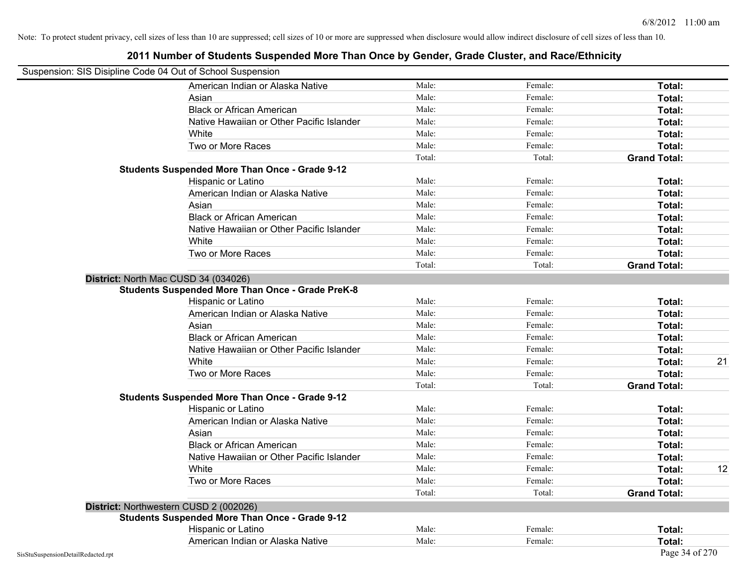Note: To protect student privacy, cell sizes of less than 10 are suppressed; cell sizes of 10 or more are suppressed when disclosure would allow indirect disclosure of cell sizes of less than 10.

# 2011 Number of Students Suspended More Than Once by Gender, Grade Cluster, and Race/Ethnicity

Suspension: SIS Disipline Code 04 Out of School Suspension

| | | | | |
|---|---|---|---|---|
| American Indian or Alaska Native | Male: | Female: | **Total:** | |
| Asian | Male: | Female: | **Total:** | |
| Black or African American | Male: | Female: | **Total:** | |
| Native Hawaiian or Other Pacific Islander | Male: | Female: | **Total:** | |
| White | Male: | Female: | **Total:** | |
| Two or More Races | Male: | Female: | **Total:** | |
| | Total: | Total: | **Grand Total:** | |
| **Students Suspended More Than Once - Grade 9-12** | | | | |
| Hispanic or Latino | Male: | Female: | **Total:** | |
| American Indian or Alaska Native | Male: | Female: | **Total:** | |
| Asian | Male: | Female: | **Total:** | |
| Black or African American | Male: | Female: | **Total:** | |
| Native Hawaiian or Other Pacific Islander | Male: | Female: | **Total:** | |
| White | Male: | Female: | **Total:** | |
| Two or More Races | Male: | Female: | **Total:** | |
| | Total: | Total: | **Grand Total:** | |

**District:** North Mac CUSD 34 (034026)

| | | | | |
|---|---|---|---|---|
| **Students Suspended More Than Once - Grade PreK-8** | | | | |
| Hispanic or Latino | Male: | Female: | **Total:** | |
| American Indian or Alaska Native | Male: | Female: | **Total:** | |
| Asian | Male: | Female: | **Total:** | |
| Black or African American | Male: | Female: | **Total:** | |
| Native Hawaiian or Other Pacific Islander | Male: | Female: | **Total:** | |
| White | Male: | Female: | **Total:** | 21 |
| Two or More Races | Male: | Female: | **Total:** | |
| | Total: | Total: | **Grand Total:** | |
| **Students Suspended More Than Once - Grade 9-12** | | | | |
| Hispanic or Latino | Male: | Female: | **Total:** | |
| American Indian or Alaska Native | Male: | Female: | **Total:** | |
| Asian | Male: | Female: | **Total:** | |
| Black or African American | Male: | Female: | **Total:** | |
| Native Hawaiian or Other Pacific Islander | Male: | Female: | **Total:** | |
| White | Male: | Female: | **Total:** | 12 |
| Two or More Races | Male: | Female: | **Total:** | |
| | Total: | Total: | **Grand Total:** | |

**District:** Northwestern CUSD 2 (002026)

| | | | | |
|---|---|---|---|---|
| **Students Suspended More Than Once - Grade 9-12** | | | | |
| Hispanic or Latino | Male: | Female: | **Total:** | |
| American Indian or Alaska Native | Male: | Female: | **Total:** | |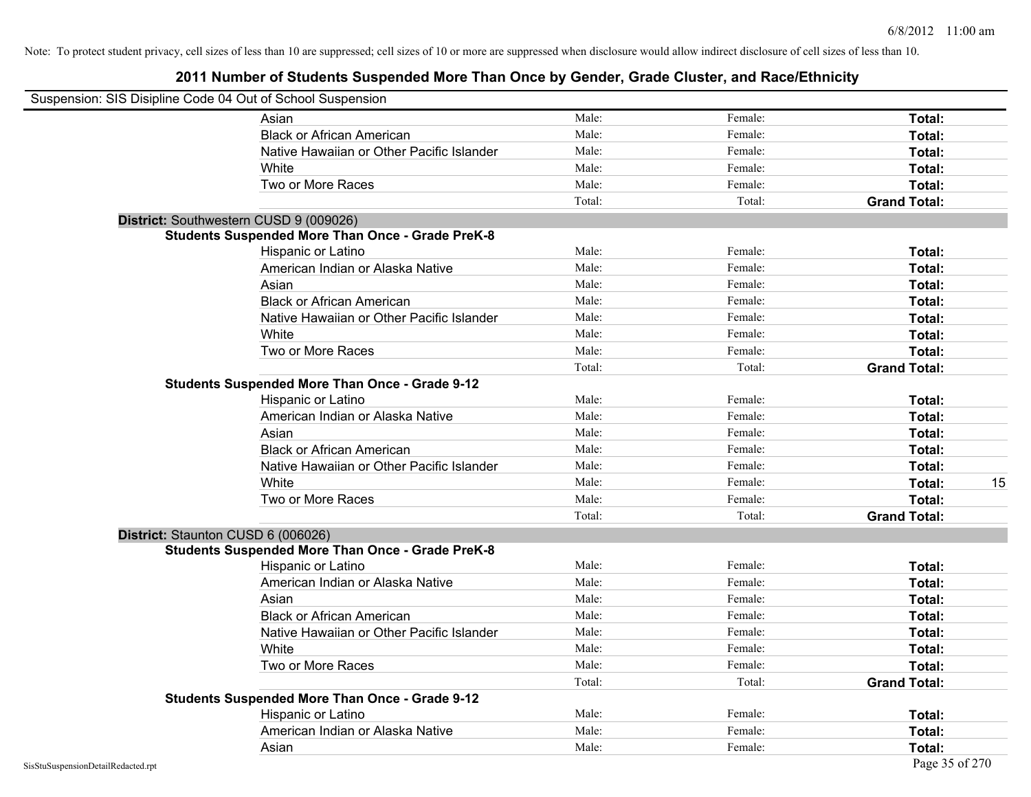Note: To protect student privacy, cell sizes of less than 10 are suppressed; cell sizes of 10 or more are suppressed when disclosure would allow indirect disclosure of cell sizes of less than 10.

# 2011 Number of Students Suspended More Than Once by Gender, Grade Cluster, and Race/Ethnicity

Suspension: SIS Disipline Code 04 Out of School Suspension

| | | | | |
|---|---|---|---|---|
| Asian | Male: | Female: | **Total:** | |
| Black or African American | Male: | Female: | **Total:** | |
| Native Hawaiian or Other Pacific Islander | Male: | Female: | **Total:** | |
| White | Male: | Female: | **Total:** | |
| Two or More Races | Male: | Female: | **Total:** | |
| | Total: | Total: | **Grand Total:** | |

**District:** Southwestern CUSD 9 (009026)

**Students Suspended More Than Once - Grade PreK-8**

| | | | | |
|---|---|---|---|---|
| Hispanic or Latino | Male: | Female: | **Total:** | |
| American Indian or Alaska Native | Male: | Female: | **Total:** | |
| Asian | Male: | Female: | **Total:** | |
| Black or African American | Male: | Female: | **Total:** | |
| Native Hawaiian or Other Pacific Islander | Male: | Female: | **Total:** | |
| White | Male: | Female: | **Total:** | |
| Two or More Races | Male: | Female: | **Total:** | |
| | Total: | Total: | **Grand Total:** | |

**Students Suspended More Than Once - Grade 9-12**

| | | | | |
|---|---|---|---|---|
| Hispanic or Latino | Male: | Female: | **Total:** | |
| American Indian or Alaska Native | Male: | Female: | **Total:** | |
| Asian | Male: | Female: | **Total:** | |
| Black or African American | Male: | Female: | **Total:** | |
| Native Hawaiian or Other Pacific Islander | Male: | Female: | **Total:** | |
| White | Male: | Female: | **Total:** | 15 |
| Two or More Races | Male: | Female: | **Total:** | |
| | Total: | Total: | **Grand Total:** | |

**District:** Staunton CUSD 6 (006026)

**Students Suspended More Than Once - Grade PreK-8**

| | | | | |
|---|---|---|---|---|
| Hispanic or Latino | Male: | Female: | **Total:** | |
| American Indian or Alaska Native | Male: | Female: | **Total:** | |
| Asian | Male: | Female: | **Total:** | |
| Black or African American | Male: | Female: | **Total:** | |
| Native Hawaiian or Other Pacific Islander | Male: | Female: | **Total:** | |
| White | Male: | Female: | **Total:** | |
| Two or More Races | Male: | Female: | **Total:** | |
| | Total: | Total: | **Grand Total:** | |

**Students Suspended More Than Once - Grade 9-12**

| | | | | |
|---|---|---|---|---|
| Hispanic or Latino | Male: | Female: | **Total:** | |
| American Indian or Alaska Native | Male: | Female: | **Total:** | |
| Asian | Male: | Female: | **Total:** | |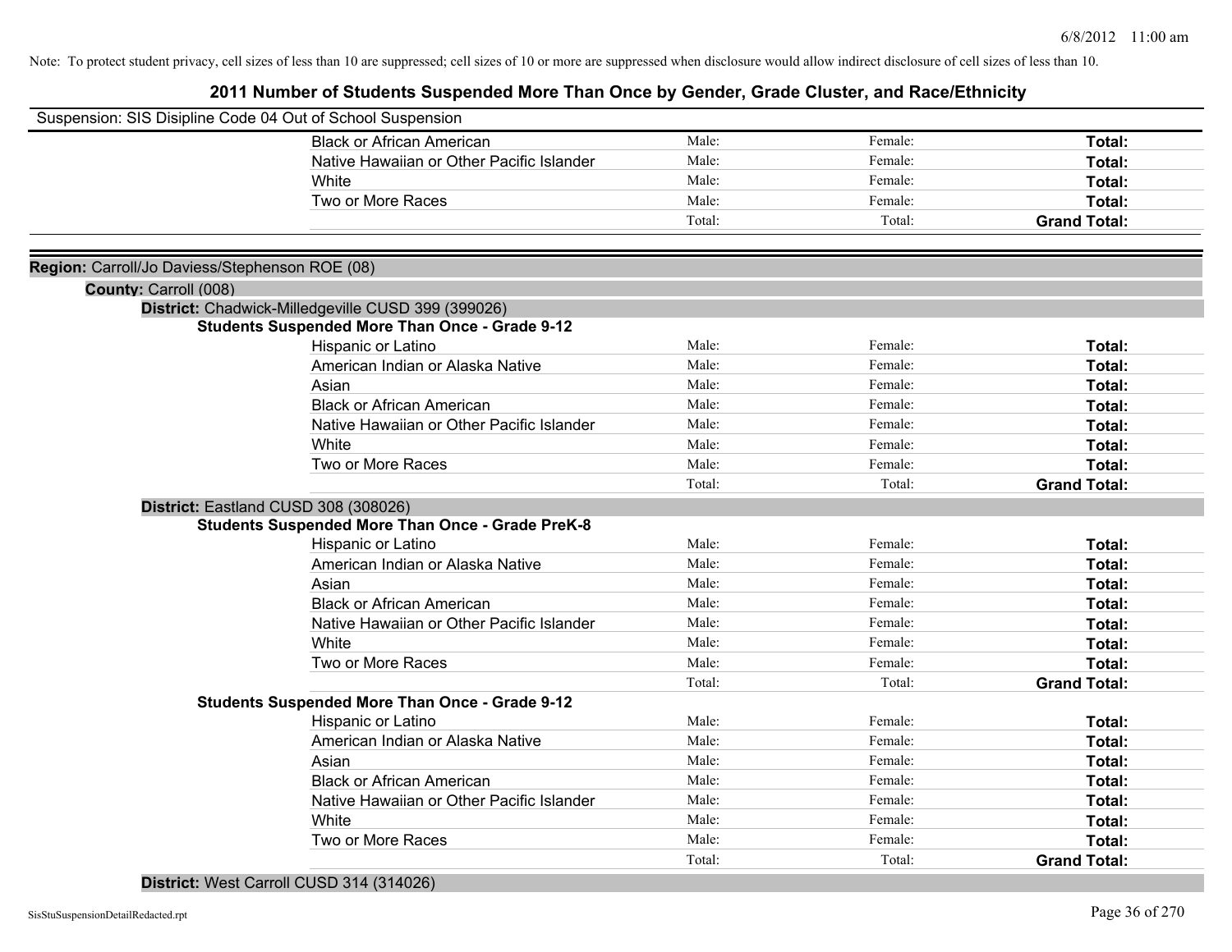Note: To protect student privacy, cell sizes of less than 10 are suppressed; cell sizes of 10 or more are suppressed when disclosure would allow indirect disclosure of cell sizes of less than 10.

## 2011 Number of Students Suspended More Than Once by Gender, Grade Cluster, and Race/Ethnicity

Suspension: SIS Disipline Code 04 Out of School Suspension

| | | | |
|---|---|---|---|
| Black or African American | Male: | Female: | **Total:** |
| Native Hawaiian or Other Pacific Islander | Male: | Female: | **Total:** |
| White | Male: | Female: | **Total:** |
| Two or More Races | Male: | Female: | **Total:** |
| | Total: | Total: | **Grand Total:** |

**Region:** Carroll/Jo Daviess/Stephenson ROE (08)

**County:** Carroll (008)

**District:** Chadwick-Milledgeville CUSD 399 (399026)

**Students Suspended More Than Once - Grade 9-12**

| | | | |
|---|---|---|---|
| Hispanic or Latino | Male: | Female: | **Total:** |
| American Indian or Alaska Native | Male: | Female: | **Total:** |
| Asian | Male: | Female: | **Total:** |
| Black or African American | Male: | Female: | **Total:** |
| Native Hawaiian or Other Pacific Islander | Male: | Female: | **Total:** |
| White | Male: | Female: | **Total:** |
| Two or More Races | Male: | Female: | **Total:** |
| | Total: | Total: | **Grand Total:** |

**District:** Eastland CUSD 308 (308026)

**Students Suspended More Than Once - Grade PreK-8**

| | | | |
|---|---|---|---|
| Hispanic or Latino | Male: | Female: | **Total:** |
| American Indian or Alaska Native | Male: | Female: | **Total:** |
| Asian | Male: | Female: | **Total:** |
| Black or African American | Male: | Female: | **Total:** |
| Native Hawaiian or Other Pacific Islander | Male: | Female: | **Total:** |
| White | Male: | Female: | **Total:** |
| Two or More Races | Male: | Female: | **Total:** |
| | Total: | Total: | **Grand Total:** |

**Students Suspended More Than Once - Grade 9-12**

| | | | |
|---|---|---|---|
| Hispanic or Latino | Male: | Female: | **Total:** |
| American Indian or Alaska Native | Male: | Female: | **Total:** |
| Asian | Male: | Female: | **Total:** |
| Black or African American | Male: | Female: | **Total:** |
| Native Hawaiian or Other Pacific Islander | Male: | Female: | **Total:** |
| White | Male: | Female: | **Total:** |
| Two or More Races | Male: | Female: | **Total:** |
| | Total: | Total: | **Grand Total:** |

**District:** West Carroll CUSD 314 (314026)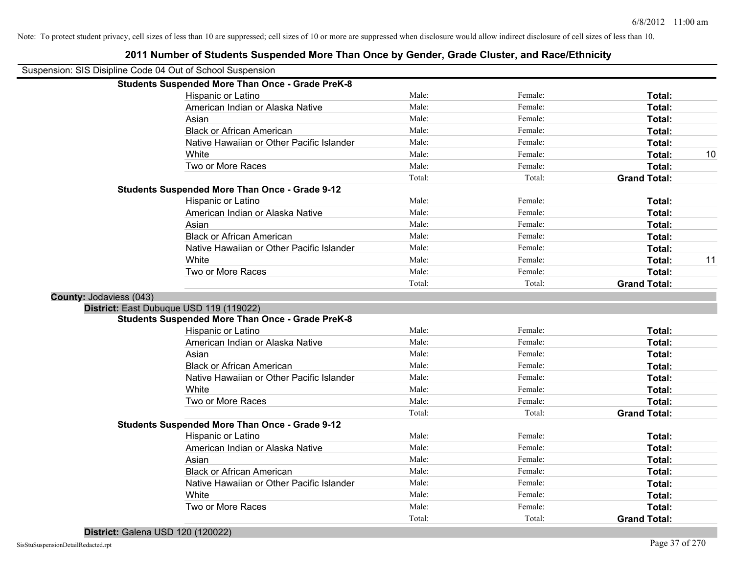Note: To protect student privacy, cell sizes of less than 10 are suppressed; cell sizes of 10 or more are suppressed when disclosure would allow indirect disclosure of cell sizes of less than 10.

# 2011 Number of Students Suspended More Than Once by Gender, Grade Cluster, and Race/Ethnicity

Suspension: SIS Disipline Code 04 Out of School Suspension

**Students Suspended More Than Once - Grade PreK-8**

| | | | | |
|---|---|---|---|---|
| Hispanic or Latino | Male: | Female: | **Total:** | |
| American Indian or Alaska Native | Male: | Female: | **Total:** | |
| Asian | Male: | Female: | **Total:** | |
| Black or African American | Male: | Female: | **Total:** | |
| Native Hawaiian or Other Pacific Islander | Male: | Female: | **Total:** | |
| White | Male: | Female: | **Total:** | 10 |
| Two or More Races | Male: | Female: | **Total:** | |
| | Total: | Total: | **Grand Total:** | |

**Students Suspended More Than Once - Grade 9-12**

| | | | | |
|---|---|---|---|---|
| Hispanic or Latino | Male: | Female: | **Total:** | |
| American Indian or Alaska Native | Male: | Female: | **Total:** | |
| Asian | Male: | Female: | **Total:** | |
| Black or African American | Male: | Female: | **Total:** | |
| Native Hawaiian or Other Pacific Islander | Male: | Female: | **Total:** | |
| White | Male: | Female: | **Total:** | 11 |
| Two or More Races | Male: | Female: | **Total:** | |
| | Total: | Total: | **Grand Total:** | |

**County:** Jodaviess (043)

**District:** East Dubuque USD 119 (119022)

**Students Suspended More Than Once - Grade PreK-8**

| | | | | |
|---|---|---|---|---|
| Hispanic or Latino | Male: | Female: | **Total:** | |
| American Indian or Alaska Native | Male: | Female: | **Total:** | |
| Asian | Male: | Female: | **Total:** | |
| Black or African American | Male: | Female: | **Total:** | |
| Native Hawaiian or Other Pacific Islander | Male: | Female: | **Total:** | |
| White | Male: | Female: | **Total:** | |
| Two or More Races | Male: | Female: | **Total:** | |
| | Total: | Total: | **Grand Total:** | |

**Students Suspended More Than Once - Grade 9-12**

| | | | | |
|---|---|---|---|---|
| Hispanic or Latino | Male: | Female: | **Total:** | |
| American Indian or Alaska Native | Male: | Female: | **Total:** | |
| Asian | Male: | Female: | **Total:** | |
| Black or African American | Male: | Female: | **Total:** | |
| Native Hawaiian or Other Pacific Islander | Male: | Female: | **Total:** | |
| White | Male: | Female: | **Total:** | |
| Two or More Races | Male: | Female: | **Total:** | |
| | Total: | Total: | **Grand Total:** | |

**District:** Galena USD 120 (120022)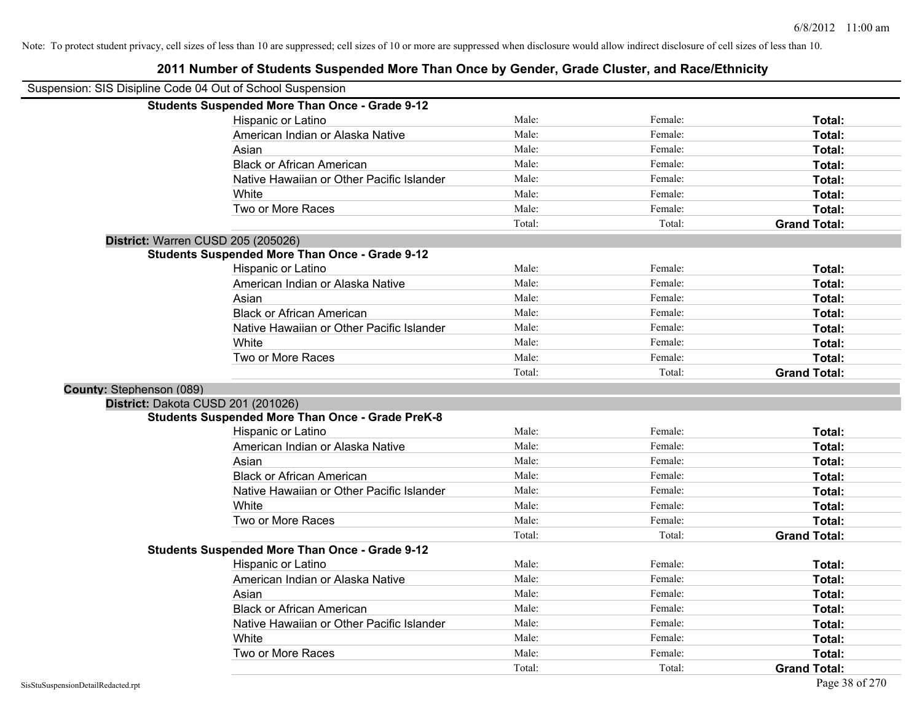Note: To protect student privacy, cell sizes of less than 10 are suppressed; cell sizes of 10 or more are suppressed when disclosure would allow indirect disclosure of cell sizes of less than 10.

# 2011 Number of Students Suspended More Than Once by Gender, Grade Cluster, and Race/Ethnicity

Suspension: SIS Disipline Code 04 Out of School Suspension

**Students Suspended More Than Once - Grade 9-12**

| | | | |
|---|---|---|---|
| Hispanic or Latino | Male: | Female: | **Total:** |
| American Indian or Alaska Native | Male: | Female: | **Total:** |
| Asian | Male: | Female: | **Total:** |
| Black or African American | Male: | Female: | **Total:** |
| Native Hawaiian or Other Pacific Islander | Male: | Female: | **Total:** |
| White | Male: | Female: | **Total:** |
| Two or More Races | Male: | Female: | **Total:** |
| | Total: | Total: | **Grand Total:** |

**District:** Warren CUSD 205 (205026)

**Students Suspended More Than Once - Grade 9-12**

| | | | |
|---|---|---|---|
| Hispanic or Latino | Male: | Female: | **Total:** |
| American Indian or Alaska Native | Male: | Female: | **Total:** |
| Asian | Male: | Female: | **Total:** |
| Black or African American | Male: | Female: | **Total:** |
| Native Hawaiian or Other Pacific Islander | Male: | Female: | **Total:** |
| White | Male: | Female: | **Total:** |
| Two or More Races | Male: | Female: | **Total:** |
| | Total: | Total: | **Grand Total:** |

**County:** Stephenson (089)

**District:** Dakota CUSD 201 (201026)

**Students Suspended More Than Once - Grade PreK-8**

| | | | |
|---|---|---|---|
| Hispanic or Latino | Male: | Female: | **Total:** |
| American Indian or Alaska Native | Male: | Female: | **Total:** |
| Asian | Male: | Female: | **Total:** |
| Black or African American | Male: | Female: | **Total:** |
| Native Hawaiian or Other Pacific Islander | Male: | Female: | **Total:** |
| White | Male: | Female: | **Total:** |
| Two or More Races | Male: | Female: | **Total:** |
| | Total: | Total: | **Grand Total:** |

**Students Suspended More Than Once - Grade 9-12**

| | | | |
|---|---|---|---|
| Hispanic or Latino | Male: | Female: | **Total:** |
| American Indian or Alaska Native | Male: | Female: | **Total:** |
| Asian | Male: | Female: | **Total:** |
| Black or African American | Male: | Female: | **Total:** |
| Native Hawaiian or Other Pacific Islander | Male: | Female: | **Total:** |
| White | Male: | Female: | **Total:** |
| Two or More Races | Male: | Female: | **Total:** |
| | Total: | Total: | **Grand Total:** |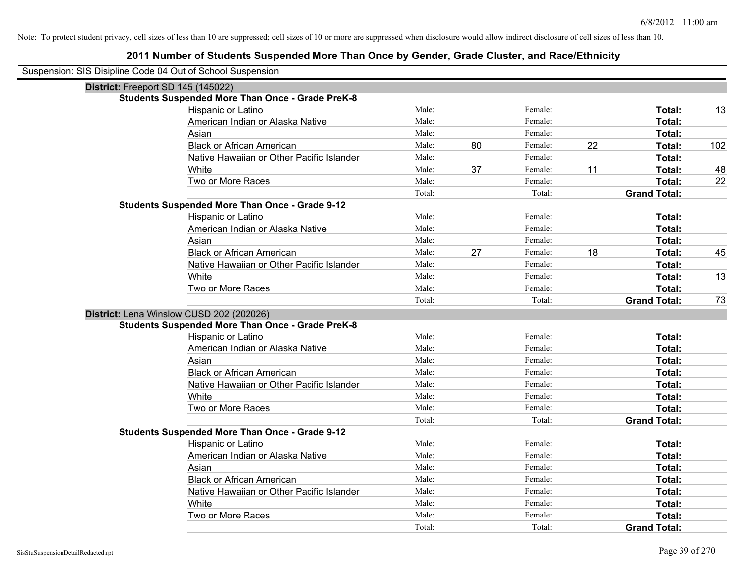Note: To protect student privacy, cell sizes of less than 10 are suppressed; cell sizes of 10 or more are suppressed when disclosure would allow indirect disclosure of cell sizes of less than 10.

# 2011 Number of Students Suspended More Than Once by Gender, Grade Cluster, and Race/Ethnicity

Suspension: SIS Disipline Code 04 Out of School Suspension

## District: Freeport SD 145 (145022)

### Students Suspended More Than Once - Grade PreK-8

| Race/Ethnicity | | Male | | Female | | Total |
|---|---|---|---|---|---|---|
| Hispanic or Latino | Male: | | Female: | | **Total:** | 13 |
| American Indian or Alaska Native | Male: | | Female: | | **Total:** | |
| Asian | Male: | | Female: | | **Total:** | |
| Black or African American | Male: | 80 | Female: | 22 | **Total:** | 102 |
| Native Hawaiian or Other Pacific Islander | Male: | | Female: | | **Total:** | |
| White | Male: | 37 | Female: | 11 | **Total:** | 48 |
| Two or More Races | Male: | | Female: | | **Total:** | 22 |
| | Total: | | Total: | | **Grand Total:** | |

### Students Suspended More Than Once - Grade 9-12

| Race/Ethnicity | | Male | | Female | | Total |
|---|---|---|---|---|---|---|
| Hispanic or Latino | Male: | | Female: | | **Total:** | |
| American Indian or Alaska Native | Male: | | Female: | | **Total:** | |
| Asian | Male: | | Female: | | **Total:** | |
| Black or African American | Male: | 27 | Female: | 18 | **Total:** | 45 |
| Native Hawaiian or Other Pacific Islander | Male: | | Female: | | **Total:** | |
| White | Male: | | Female: | | **Total:** | 13 |
| Two or More Races | Male: | | Female: | | **Total:** | |
| | Total: | | Total: | | **Grand Total:** | 73 |

## District: Lena Winslow CUSD 202 (202026)

### Students Suspended More Than Once - Grade PreK-8

| Race/Ethnicity | | Male | | Female | | Total |
|---|---|---|---|---|---|---|
| Hispanic or Latino | Male: | | Female: | | **Total:** | |
| American Indian or Alaska Native | Male: | | Female: | | **Total:** | |
| Asian | Male: | | Female: | | **Total:** | |
| Black or African American | Male: | | Female: | | **Total:** | |
| Native Hawaiian or Other Pacific Islander | Male: | | Female: | | **Total:** | |
| White | Male: | | Female: | | **Total:** | |
| Two or More Races | Male: | | Female: | | **Total:** | |
| | Total: | | Total: | | **Grand Total:** | |

### Students Suspended More Than Once - Grade 9-12

| Race/Ethnicity | | Male | | Female | | Total |
|---|---|---|---|---|---|---|
| Hispanic or Latino | Male: | | Female: | | **Total:** | |
| American Indian or Alaska Native | Male: | | Female: | | **Total:** | |
| Asian | Male: | | Female: | | **Total:** | |
| Black or African American | Male: | | Female: | | **Total:** | |
| Native Hawaiian or Other Pacific Islander | Male: | | Female: | | **Total:** | |
| White | Male: | | Female: | | **Total:** | |
| Two or More Races | Male: | | Female: | | **Total:** | |
| | Total: | | Total: | | **Grand Total:** | |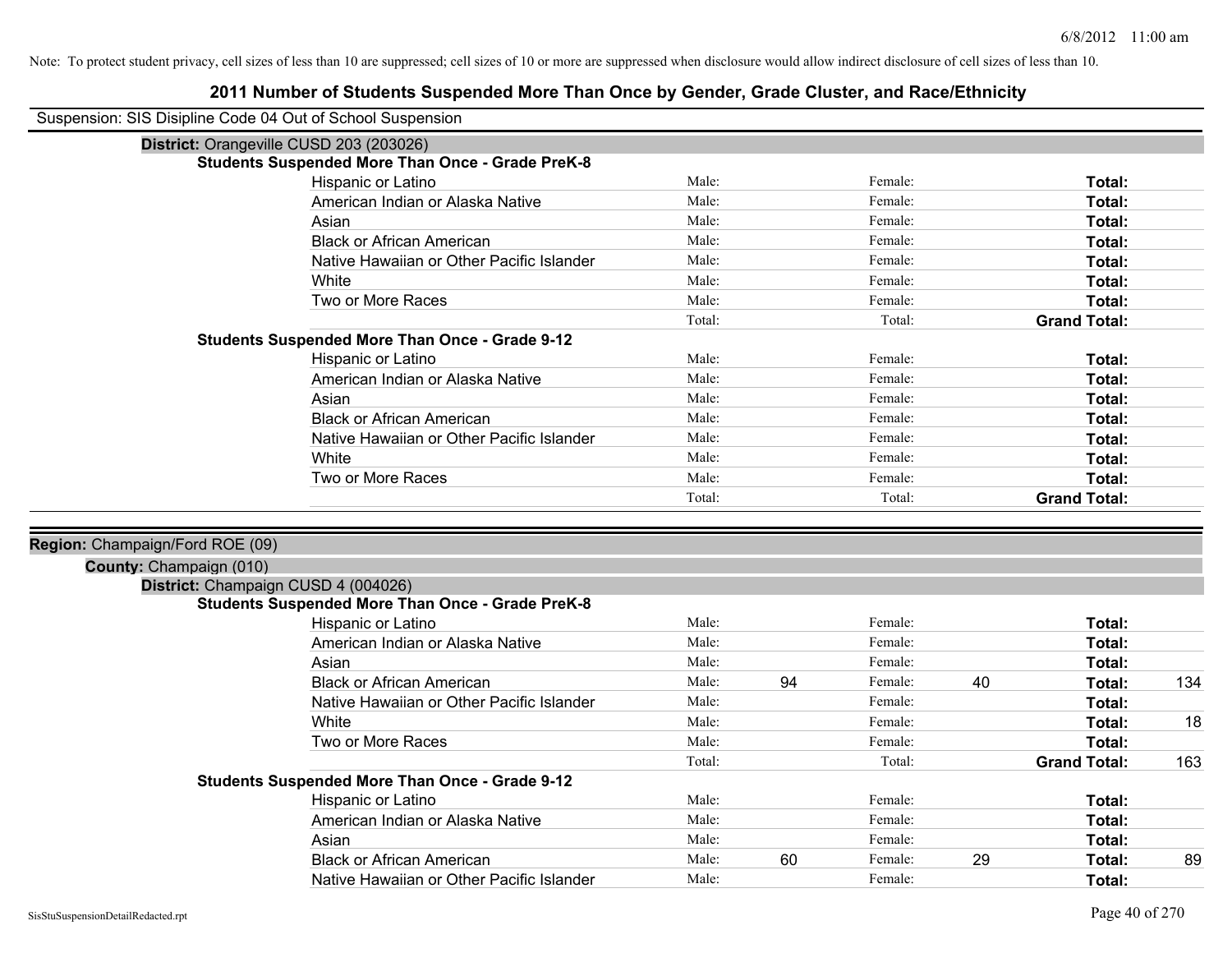Note: To protect student privacy, cell sizes of less than 10 are suppressed; cell sizes of 10 or more are suppressed when disclosure would allow indirect disclosure of cell sizes of less than 10.

# 2011 Number of Students Suspended More Than Once by Gender, Grade Cluster, and Race/Ethnicity

Suspension: SIS Disipline Code 04 Out of School Suspension

**District:** Orangeville CUSD 203 (203026)

**Students Suspended More Than Once - Grade PreK-8**

| Race/Ethnicity | Male: | | Female: | | Total: | |
|---|---|---|---|---|---|---|
| Hispanic or Latino | Male: | | Female: | | **Total:** | |
| American Indian or Alaska Native | Male: | | Female: | | **Total:** | |
| Asian | Male: | | Female: | | **Total:** | |
| Black or African American | Male: | | Female: | | **Total:** | |
| Native Hawaiian or Other Pacific Islander | Male: | | Female: | | **Total:** | |
| White | Male: | | Female: | | **Total:** | |
| Two or More Races | Male: | | Female: | | **Total:** | |
| | Total: | | Total: | | **Grand Total:** | |

**Students Suspended More Than Once - Grade 9-12**

| Race/Ethnicity | Male: | | Female: | | Total: | |
|---|---|---|---|---|---|---|
| Hispanic or Latino | Male: | | Female: | | **Total:** | |
| American Indian or Alaska Native | Male: | | Female: | | **Total:** | |
| Asian | Male: | | Female: | | **Total:** | |
| Black or African American | Male: | | Female: | | **Total:** | |
| Native Hawaiian or Other Pacific Islander | Male: | | Female: | | **Total:** | |
| White | Male: | | Female: | | **Total:** | |
| Two or More Races | Male: | | Female: | | **Total:** | |
| | Total: | | Total: | | **Grand Total:** | |

**Region:** Champaign/Ford ROE (09)

**County:** Champaign (010)

**District:** Champaign CUSD 4 (004026)

**Students Suspended More Than Once - Grade PreK-8**

| Race/Ethnicity | Male: | | Female: | | Total: | |
|---|---|---|---|---|---|---|
| Hispanic or Latino | Male: | | Female: | | **Total:** | |
| American Indian or Alaska Native | Male: | | Female: | | **Total:** | |
| Asian | Male: | | Female: | | **Total:** | |
| Black or African American | Male: | 94 | Female: | 40 | **Total:** | 134 |
| Native Hawaiian or Other Pacific Islander | Male: | | Female: | | **Total:** | |
| White | Male: | | Female: | | **Total:** | 18 |
| Two or More Races | Male: | | Female: | | **Total:** | |
| | Total: | | Total: | | **Grand Total:** | 163 |

**Students Suspended More Than Once - Grade 9-12**

| Race/Ethnicity | Male: | | Female: | | Total: | |
|---|---|---|---|---|---|---|
| Hispanic or Latino | Male: | | Female: | | **Total:** | |
| American Indian or Alaska Native | Male: | | Female: | | **Total:** | |
| Asian | Male: | | Female: | | **Total:** | |
| Black or African American | Male: | 60 | Female: | 29 | **Total:** | 89 |
| Native Hawaiian or Other Pacific Islander | Male: | | Female: | | **Total:** | |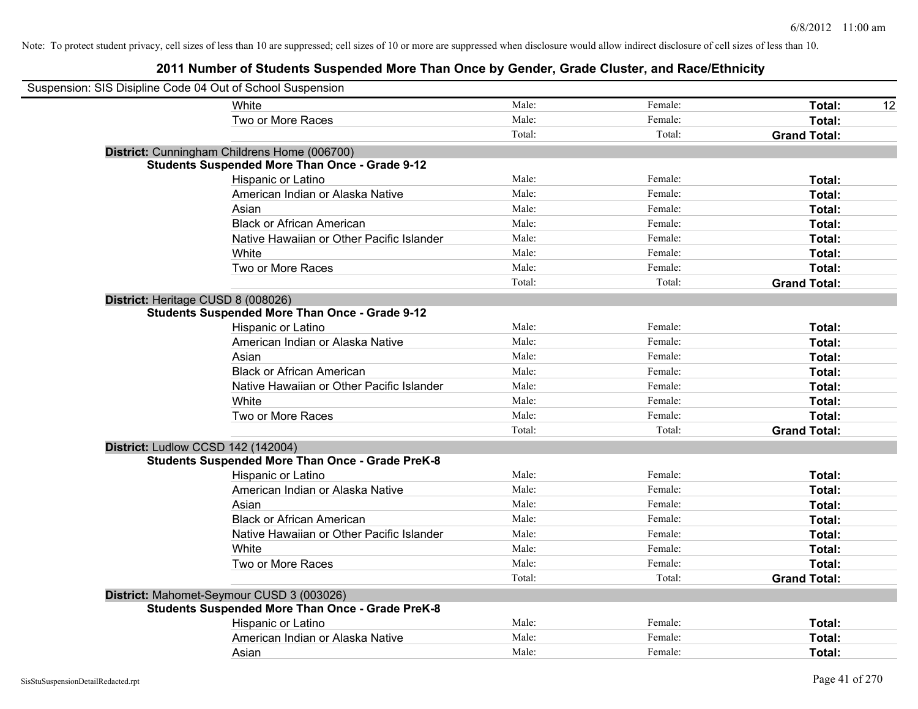Note: To protect student privacy, cell sizes of less than 10 are suppressed; cell sizes of 10 or more are suppressed when disclosure would allow indirect disclosure of cell sizes of less than 10.

## 2011 Number of Students Suspended More Than Once by Gender, Grade Cluster, and Race/Ethnicity

Suspension: SIS Disipline Code 04 Out of School Suspension

| | Male: | Female: | Total: | |
|---|---|---|---|---|
| White | Male: | Female: | **Total:** | 12 |
| Two or More Races | Male: | Female: | **Total:** | |
| | Total: | Total: | **Grand Total:** | |

**District:** Cunningham Childrens Home (006700)

**Students Suspended More Than Once - Grade 9-12**

| | | | | |
|---|---|---|---|---|
| Hispanic or Latino | Male: | Female: | **Total:** | |
| American Indian or Alaska Native | Male: | Female: | **Total:** | |
| Asian | Male: | Female: | **Total:** | |
| Black or African American | Male: | Female: | **Total:** | |
| Native Hawaiian or Other Pacific Islander | Male: | Female: | **Total:** | |
| White | Male: | Female: | **Total:** | |
| Two or More Races | Male: | Female: | **Total:** | |
| | Total: | Total: | **Grand Total:** | |

**District:** Heritage CUSD 8 (008026)

**Students Suspended More Than Once - Grade 9-12**

| | | | | |
|---|---|---|---|---|
| Hispanic or Latino | Male: | Female: | **Total:** | |
| American Indian or Alaska Native | Male: | Female: | **Total:** | |
| Asian | Male: | Female: | **Total:** | |
| Black or African American | Male: | Female: | **Total:** | |
| Native Hawaiian or Other Pacific Islander | Male: | Female: | **Total:** | |
| White | Male: | Female: | **Total:** | |
| Two or More Races | Male: | Female: | **Total:** | |
| | Total: | Total: | **Grand Total:** | |

**District:** Ludlow CCSD 142 (142004)

**Students Suspended More Than Once - Grade PreK-8**

| | | | | |
|---|---|---|---|---|
| Hispanic or Latino | Male: | Female: | **Total:** | |
| American Indian or Alaska Native | Male: | Female: | **Total:** | |
| Asian | Male: | Female: | **Total:** | |
| Black or African American | Male: | Female: | **Total:** | |
| Native Hawaiian or Other Pacific Islander | Male: | Female: | **Total:** | |
| White | Male: | Female: | **Total:** | |
| Two or More Races | Male: | Female: | **Total:** | |
| | Total: | Total: | **Grand Total:** | |

**District:** Mahomet-Seymour CUSD 3 (003026)

**Students Suspended More Than Once - Grade PreK-8**

| | | | | |
|---|---|---|---|---|
| Hispanic or Latino | Male: | Female: | **Total:** | |
| American Indian or Alaska Native | Male: | Female: | **Total:** | |
| Asian | Male: | Female: | **Total:** | |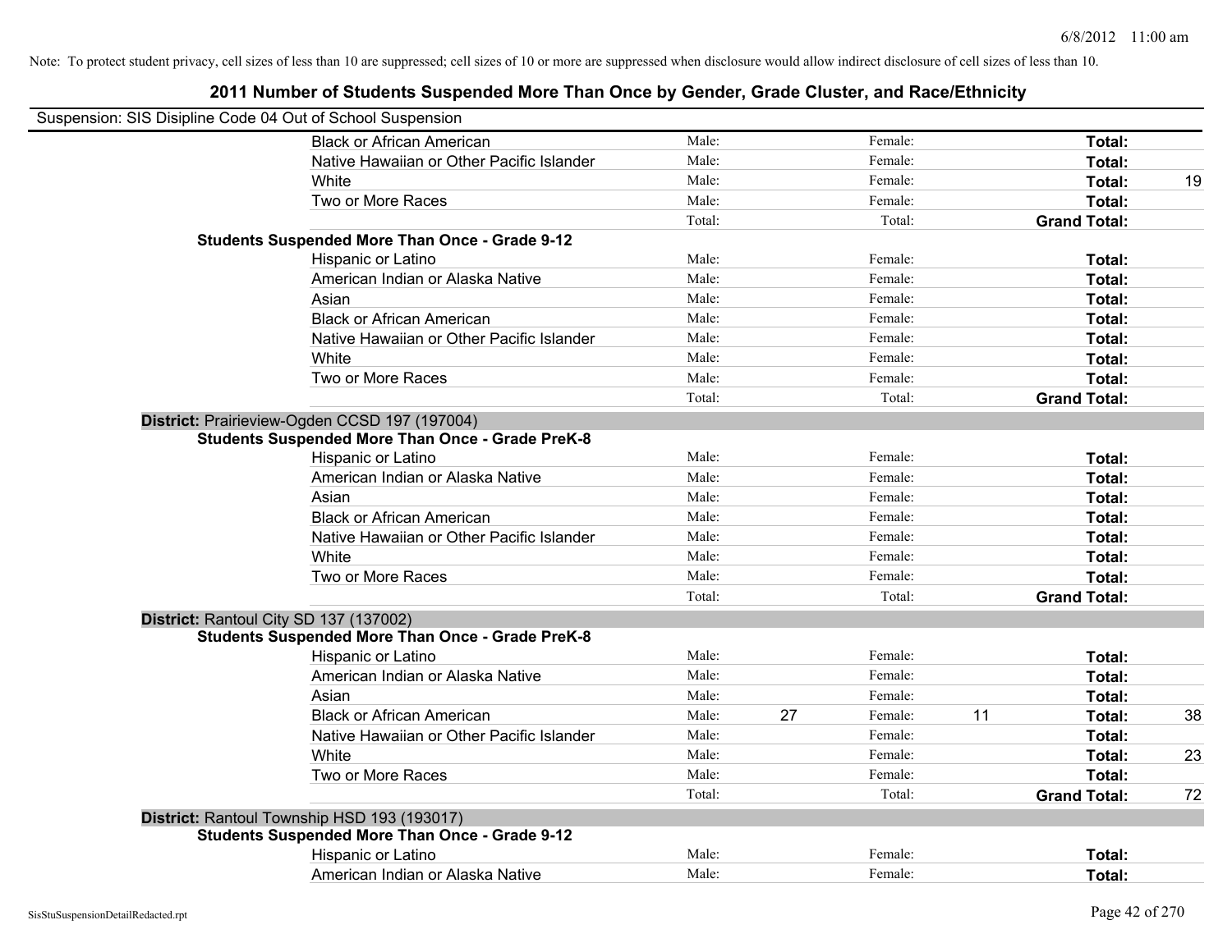Note: To protect student privacy, cell sizes of less than 10 are suppressed; cell sizes of 10 or more are suppressed when disclosure would allow indirect disclosure of cell sizes of less than 10.

## 2011 Number of Students Suspended More Than Once by Gender, Grade Cluster, and Race/Ethnicity

Suspension: SIS Disipline Code 04 Out of School Suspension

| | | | | | | |
|---|---|---|---|---|---|---|
| Black or African American | Male: | | Female: | | **Total:** | |
| Native Hawaiian or Other Pacific Islander | Male: | | Female: | | **Total:** | |
| White | Male: | | Female: | | **Total:** | 19 |
| Two or More Races | Male: | | Female: | | **Total:** | |
| | Total: | | Total: | | **Grand Total:** | |

**Students Suspended More Than Once - Grade 9-12**

| | | | | | | |
|---|---|---|---|---|---|---|
| Hispanic or Latino | Male: | | Female: | | **Total:** | |
| American Indian or Alaska Native | Male: | | Female: | | **Total:** | |
| Asian | Male: | | Female: | | **Total:** | |
| Black or African American | Male: | | Female: | | **Total:** | |
| Native Hawaiian or Other Pacific Islander | Male: | | Female: | | **Total:** | |
| White | Male: | | Female: | | **Total:** | |
| Two or More Races | Male: | | Female: | | **Total:** | |
| | Total: | | Total: | | **Grand Total:** | |

**District:** Prairieview-Ogden CCSD 197 (197004)

**Students Suspended More Than Once - Grade PreK-8**

| | | | | | | |
|---|---|---|---|---|---|---|
| Hispanic or Latino | Male: | | Female: | | **Total:** | |
| American Indian or Alaska Native | Male: | | Female: | | **Total:** | |
| Asian | Male: | | Female: | | **Total:** | |
| Black or African American | Male: | | Female: | | **Total:** | |
| Native Hawaiian or Other Pacific Islander | Male: | | Female: | | **Total:** | |
| White | Male: | | Female: | | **Total:** | |
| Two or More Races | Male: | | Female: | | **Total:** | |
| | Total: | | Total: | | **Grand Total:** | |

**District:** Rantoul City SD 137 (137002)

**Students Suspended More Than Once - Grade PreK-8**

| | | | | | | |
|---|---|---|---|---|---|---|
| Hispanic or Latino | Male: | | Female: | | **Total:** | |
| American Indian or Alaska Native | Male: | | Female: | | **Total:** | |
| Asian | Male: | | Female: | | **Total:** | |
| Black or African American | Male: | 27 | Female: | 11 | **Total:** | 38 |
| Native Hawaiian or Other Pacific Islander | Male: | | Female: | | **Total:** | |
| White | Male: | | Female: | | **Total:** | 23 |
| Two or More Races | Male: | | Female: | | **Total:** | |
| | Total: | | Total: | | **Grand Total:** | 72 |

**District:** Rantoul Township HSD 193 (193017)

**Students Suspended More Than Once - Grade 9-12**

| | | | | | | |
|---|---|---|---|---|---|---|
| Hispanic or Latino | Male: | | Female: | | **Total:** | |
| American Indian or Alaska Native | Male: | | Female: | | **Total:** | |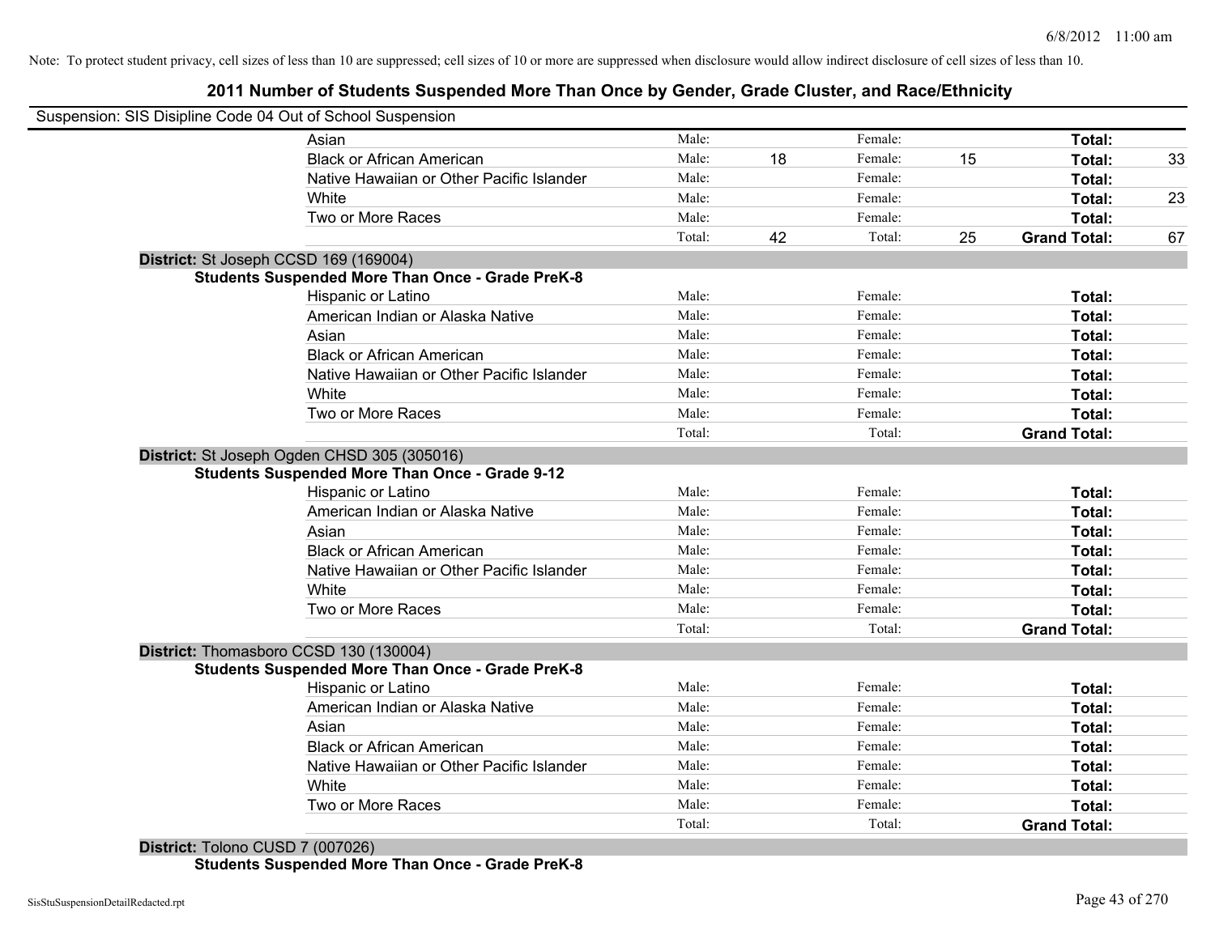Note: To protect student privacy, cell sizes of less than 10 are suppressed; cell sizes of 10 or more are suppressed when disclosure would allow indirect disclosure of cell sizes of less than 10.

## 2011 Number of Students Suspended More Than Once by Gender, Grade Cluster, and Race/Ethnicity

Suspension: SIS Disipline Code 04 Out of School Suspension

| | Male: | | Female: | | | |
|---|---|---|---|---|---|---|
| Asian | Male: | | Female: | | **Total:** | |
| Black or African American | Male: | 18 | Female: | 15 | **Total:** | 33 |
| Native Hawaiian or Other Pacific Islander | Male: | | Female: | | **Total:** | |
| White | Male: | | Female: | | **Total:** | 23 |
| Two or More Races | Male: | | Female: | | **Total:** | |
| | Total: | 42 | Total: | 25 | **Grand Total:** | 67 |

**District:** St Joseph CCSD 169 (169004)

**Students Suspended More Than Once - Grade PreK-8**

| | | | | | | |
|---|---|---|---|---|---|---|
| Hispanic or Latino | Male: | | Female: | | **Total:** | |
| American Indian or Alaska Native | Male: | | Female: | | **Total:** | |
| Asian | Male: | | Female: | | **Total:** | |
| Black or African American | Male: | | Female: | | **Total:** | |
| Native Hawaiian or Other Pacific Islander | Male: | | Female: | | **Total:** | |
| White | Male: | | Female: | | **Total:** | |
| Two or More Races | Male: | | Female: | | **Total:** | |
| | Total: | | Total: | | **Grand Total:** | |

**District:** St Joseph Ogden CHSD 305 (305016)

**Students Suspended More Than Once - Grade 9-12**

| | | | | | | |
|---|---|---|---|---|---|---|
| Hispanic or Latino | Male: | | Female: | | **Total:** | |
| American Indian or Alaska Native | Male: | | Female: | | **Total:** | |
| Asian | Male: | | Female: | | **Total:** | |
| Black or African American | Male: | | Female: | | **Total:** | |
| Native Hawaiian or Other Pacific Islander | Male: | | Female: | | **Total:** | |
| White | Male: | | Female: | | **Total:** | |
| Two or More Races | Male: | | Female: | | **Total:** | |
| | Total: | | Total: | | **Grand Total:** | |

**District:** Thomasboro CCSD 130 (130004)

**Students Suspended More Than Once - Grade PreK-8**

| | | | | | | |
|---|---|---|---|---|---|---|
| Hispanic or Latino | Male: | | Female: | | **Total:** | |
| American Indian or Alaska Native | Male: | | Female: | | **Total:** | |
| Asian | Male: | | Female: | | **Total:** | |
| Black or African American | Male: | | Female: | | **Total:** | |
| Native Hawaiian or Other Pacific Islander | Male: | | Female: | | **Total:** | |
| White | Male: | | Female: | | **Total:** | |
| Two or More Races | Male: | | Female: | | **Total:** | |
| | Total: | | Total: | | **Grand Total:** | |

**District:** Tolono CUSD 7 (007026)

**Students Suspended More Than Once - Grade PreK-8**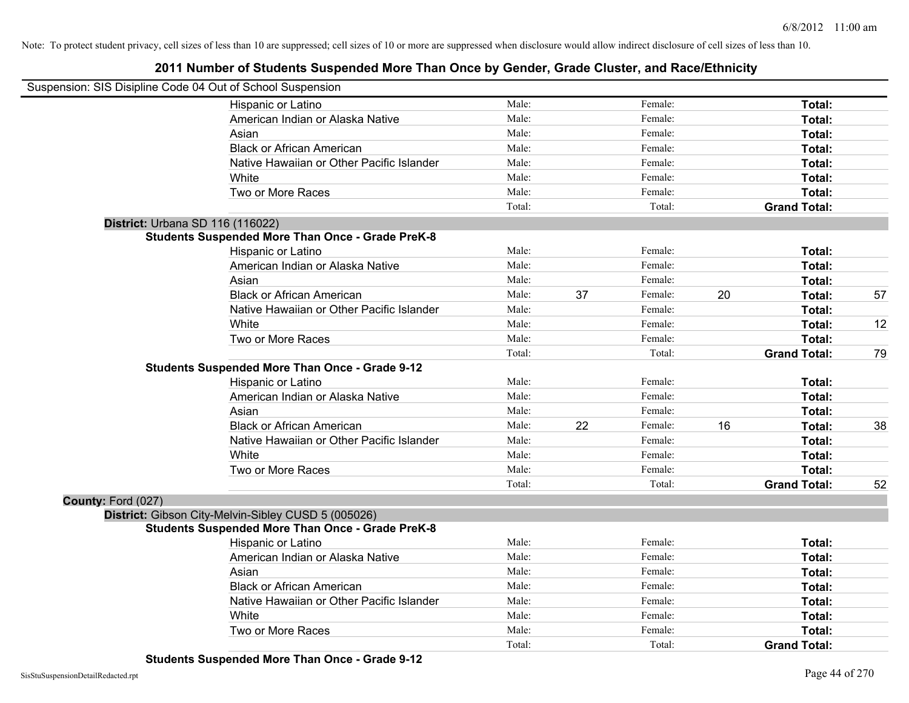Note: To protect student privacy, cell sizes of less than 10 are suppressed; cell sizes of 10 or more are suppressed when disclosure would allow indirect disclosure of cell sizes of less than 10.

# 2011 Number of Students Suspended More Than Once by Gender, Grade Cluster, and Race/Ethnicity

Suspension: SIS Disipline Code 04 Out of School Suspension

| | Male: | | Female: | | | |
|---|---|---|---|---|---|---|
| Hispanic or Latino | Male: | | Female: | | **Total:** | |
| American Indian or Alaska Native | Male: | | Female: | | **Total:** | |
| Asian | Male: | | Female: | | **Total:** | |
| Black or African American | Male: | | Female: | | **Total:** | |
| Native Hawaiian or Other Pacific Islander | Male: | | Female: | | **Total:** | |
| White | Male: | | Female: | | **Total:** | |
| Two or More Races | Male: | | Female: | | **Total:** | |
| | Total: | | Total: | | **Grand Total:** | |

**District:** Urbana SD 116 (116022)

**Students Suspended More Than Once - Grade PreK-8**

| | | | | | | |
|---|---|---|---|---|---|---|
| Hispanic or Latino | Male: | | Female: | | **Total:** | |
| American Indian or Alaska Native | Male: | | Female: | | **Total:** | |
| Asian | Male: | | Female: | | **Total:** | |
| Black or African American | Male: | 37 | Female: | 20 | **Total:** | 57 |
| Native Hawaiian or Other Pacific Islander | Male: | | Female: | | **Total:** | |
| White | Male: | | Female: | | **Total:** | 12 |
| Two or More Races | Male: | | Female: | | **Total:** | |
| | Total: | | Total: | | **Grand Total:** | 79 |

**Students Suspended More Than Once - Grade 9-12**

| | | | | | | |
|---|---|---|---|---|---|---|
| Hispanic or Latino | Male: | | Female: | | **Total:** | |
| American Indian or Alaska Native | Male: | | Female: | | **Total:** | |
| Asian | Male: | | Female: | | **Total:** | |
| Black or African American | Male: | 22 | Female: | 16 | **Total:** | 38 |
| Native Hawaiian or Other Pacific Islander | Male: | | Female: | | **Total:** | |
| White | Male: | | Female: | | **Total:** | |
| Two or More Races | Male: | | Female: | | **Total:** | |
| | Total: | | Total: | | **Grand Total:** | 52 |

**County:** Ford (027)

**District:** Gibson City-Melvin-Sibley CUSD 5 (005026)

**Students Suspended More Than Once - Grade PreK-8**

| | | | | | | |
|---|---|---|---|---|---|---|
| Hispanic or Latino | Male: | | Female: | | **Total:** | |
| American Indian or Alaska Native | Male: | | Female: | | **Total:** | |
| Asian | Male: | | Female: | | **Total:** | |
| Black or African American | Male: | | Female: | | **Total:** | |
| Native Hawaiian or Other Pacific Islander | Male: | | Female: | | **Total:** | |
| White | Male: | | Female: | | **Total:** | |
| Two or More Races | Male: | | Female: | | **Total:** | |
| | Total: | | Total: | | **Grand Total:** | |

**Students Suspended More Than Once - Grade 9-12**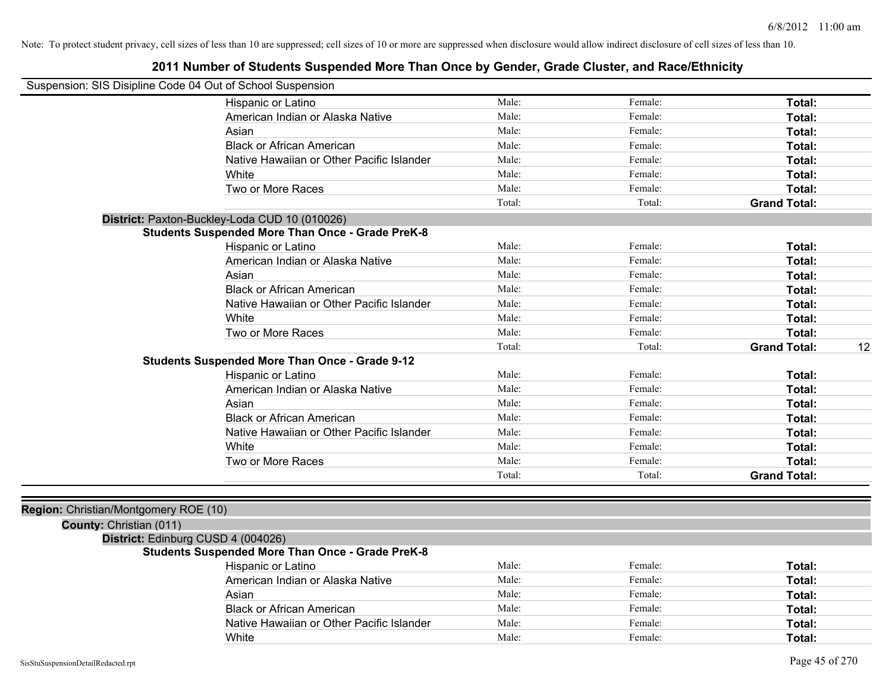Note: To protect student privacy, cell sizes of less than 10 are suppressed; cell sizes of 10 or more are suppressed when disclosure would allow indirect disclosure of cell sizes of less than 10.

# 2011 Number of Students Suspended More Than Once by Gender, Grade Cluster, and Race/Ethnicity

Suspension: SIS Disipline Code 04 Out of School Suspension

| | Male | Female | Total |
|---|---|---|---|
| Hispanic or Latino | Male: | Female: | Total: |
| American Indian or Alaska Native | Male: | Female: | Total: |
| Asian | Male: | Female: | Total: |
| Black or African American | Male: | Female: | Total: |
| Native Hawaiian or Other Pacific Islander | Male: | Female: | Total: |
| White | Male: | Female: | Total: |
| Two or More Races | Male: | Female: | Total: |
| | Total: | Total: | Grand Total: |

**District:** Paxton-Buckley-Loda CUD 10 (010026)

**Students Suspended More Than Once - Grade PreK-8**

| | Male | Female | Total |
|---|---|---|---|
| Hispanic or Latino | Male: | Female: | Total: |
| American Indian or Alaska Native | Male: | Female: | Total: |
| Asian | Male: | Female: | Total: |
| Black or African American | Male: | Female: | Total: |
| Native Hawaiian or Other Pacific Islander | Male: | Female: | Total: |
| White | Male: | Female: | Total: |
| Two or More Races | Male: | Female: | Total: |
| | Total: | Total: | Grand Total: 12 |

**Students Suspended More Than Once - Grade 9-12**

| | Male | Female | Total |
|---|---|---|---|
| Hispanic or Latino | Male: | Female: | Total: |
| American Indian or Alaska Native | Male: | Female: | Total: |
| Asian | Male: | Female: | Total: |
| Black or African American | Male: | Female: | Total: |
| Native Hawaiian or Other Pacific Islander | Male: | Female: | Total: |
| White | Male: | Female: | Total: |
| Two or More Races | Male: | Female: | Total: |
| | Total: | Total: | Grand Total: |

**Region:** Christian/Montgomery ROE (10)

**County:** Christian (011)

**District:** Edinburg CUSD 4 (004026)

**Students Suspended More Than Once - Grade PreK-8**

| | Male | Female | Total |
|---|---|---|---|
| Hispanic or Latino | Male: | Female: | Total: |
| American Indian or Alaska Native | Male: | Female: | Total: |
| Asian | Male: | Female: | Total: |
| Black or African American | Male: | Female: | Total: |
| Native Hawaiian or Other Pacific Islander | Male: | Female: | Total: |
| White | Male: | Female: | Total: |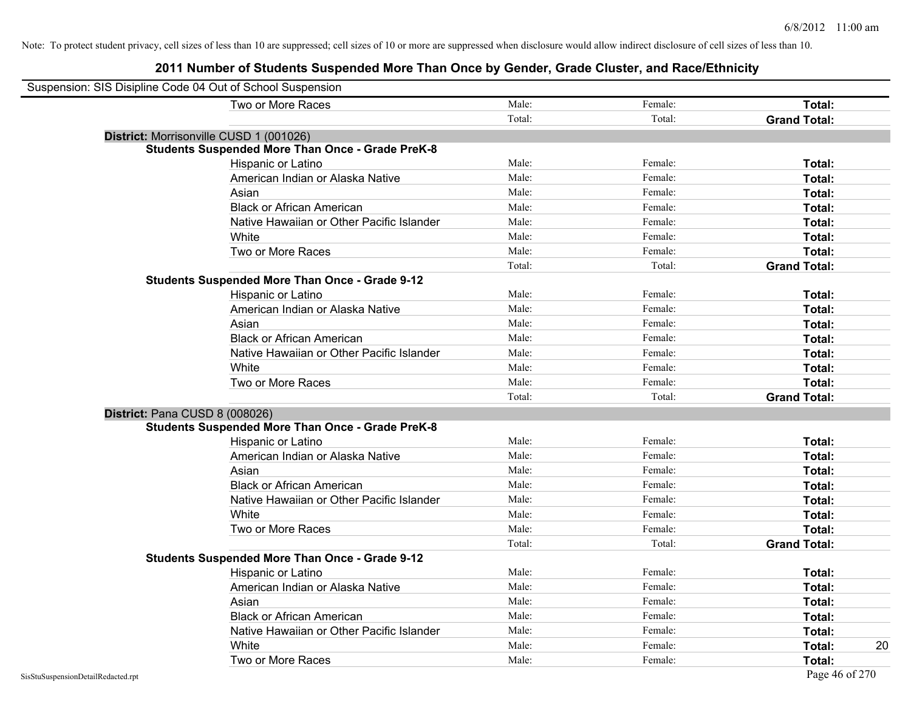Note: To protect student privacy, cell sizes of less than 10 are suppressed; cell sizes of 10 or more are suppressed when disclosure would allow indirect disclosure of cell sizes of less than 10.

# 2011 Number of Students Suspended More Than Once by Gender, Grade Cluster, and Race/Ethnicity

Suspension: SIS Disipline Code 04 Out of School Suspension

| | Male | Female | Total | |
|---|---|---|---|---|
| Two or More Races | Male: | Female: | **Total:** | |
| | Total: | Total: | **Grand Total:** | |

**District:** Morrisonville CUSD 1 (001026)

**Students Suspended More Than Once - Grade PreK-8**

| | Male | Female | Total | |
|---|---|---|---|---|
| Hispanic or Latino | Male: | Female: | **Total:** | |
| American Indian or Alaska Native | Male: | Female: | **Total:** | |
| Asian | Male: | Female: | **Total:** | |
| Black or African American | Male: | Female: | **Total:** | |
| Native Hawaiian or Other Pacific Islander | Male: | Female: | **Total:** | |
| White | Male: | Female: | **Total:** | |
| Two or More Races | Male: | Female: | **Total:** | |
| | Total: | Total: | **Grand Total:** | |

**Students Suspended More Than Once - Grade 9-12**

| | Male | Female | Total | |
|---|---|---|---|---|
| Hispanic or Latino | Male: | Female: | **Total:** | |
| American Indian or Alaska Native | Male: | Female: | **Total:** | |
| Asian | Male: | Female: | **Total:** | |
| Black or African American | Male: | Female: | **Total:** | |
| Native Hawaiian or Other Pacific Islander | Male: | Female: | **Total:** | |
| White | Male: | Female: | **Total:** | |
| Two or More Races | Male: | Female: | **Total:** | |
| | Total: | Total: | **Grand Total:** | |

**District:** Pana CUSD 8 (008026)

**Students Suspended More Than Once - Grade PreK-8**

| | Male | Female | Total | |
|---|---|---|---|---|
| Hispanic or Latino | Male: | Female: | **Total:** | |
| American Indian or Alaska Native | Male: | Female: | **Total:** | |
| Asian | Male: | Female: | **Total:** | |
| Black or African American | Male: | Female: | **Total:** | |
| Native Hawaiian or Other Pacific Islander | Male: | Female: | **Total:** | |
| White | Male: | Female: | **Total:** | |
| Two or More Races | Male: | Female: | **Total:** | |
| | Total: | Total: | **Grand Total:** | |

**Students Suspended More Than Once - Grade 9-12**

| | Male | Female | Total | |
|---|---|---|---|---|
| Hispanic or Latino | Male: | Female: | **Total:** | |
| American Indian or Alaska Native | Male: | Female: | **Total:** | |
| Asian | Male: | Female: | **Total:** | |
| Black or African American | Male: | Female: | **Total:** | |
| Native Hawaiian or Other Pacific Islander | Male: | Female: | **Total:** | |
| White | Male: | Female: | **Total:** | 20 |
| Two or More Races | Male: | Female: | **Total:** | |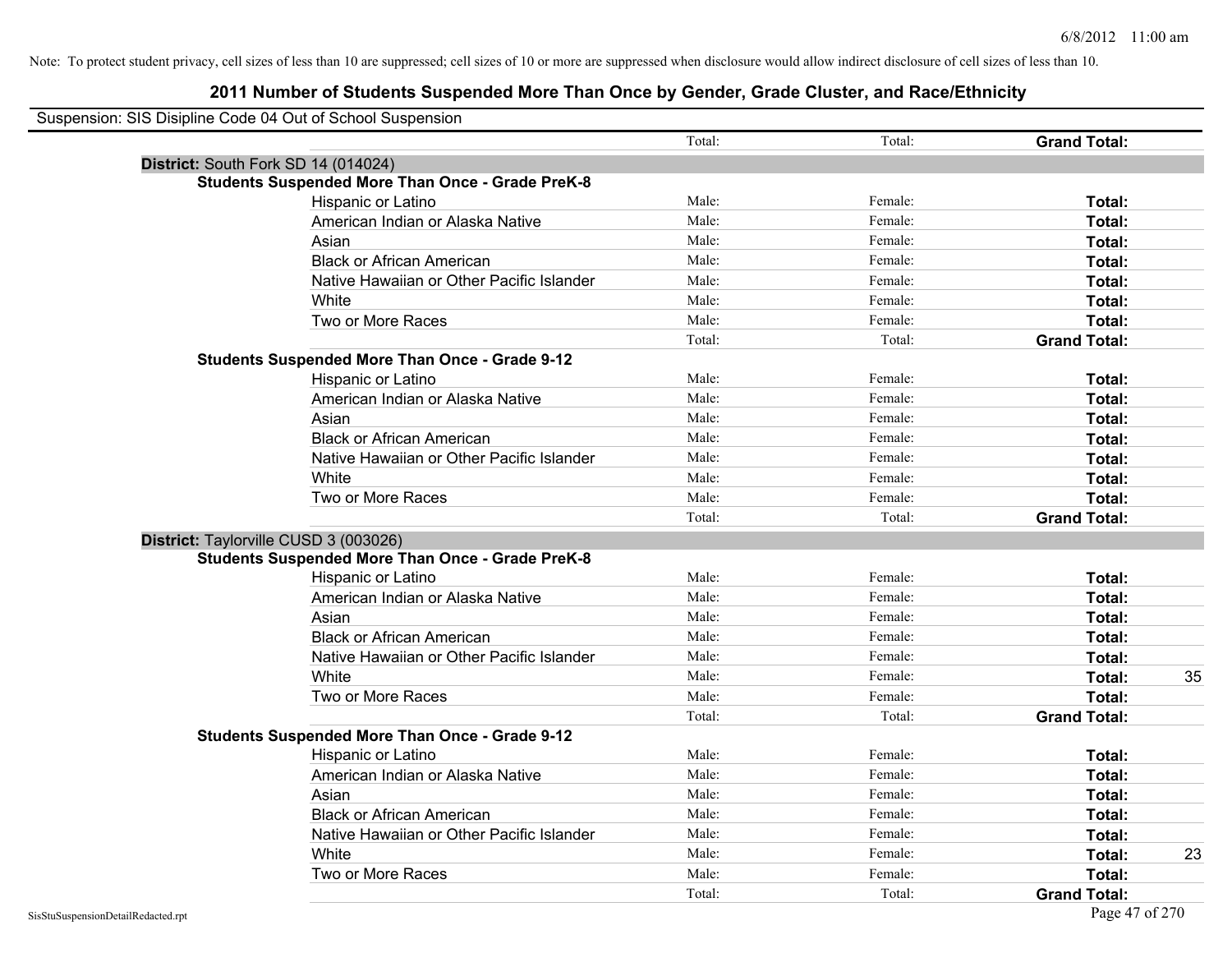Note: To protect student privacy, cell sizes of less than 10 are suppressed; cell sizes of 10 or more are suppressed when disclosure would allow indirect disclosure of cell sizes of less than 10.

## 2011 Number of Students Suspended More Than Once by Gender, Grade Cluster, and Race/Ethnicity

Suspension: SIS Disipline Code 04 Out of School Suspension

| | | Total: | Total: | **Grand Total:** | |
|---|---|---|---|---|---|
| **District:** South Fork SD 14 (014024) | | | | | |
| **Students Suspended More Than Once - Grade PreK-8** | | | | | |
| | Hispanic or Latino | Male: | Female: | **Total:** | |
| | American Indian or Alaska Native | Male: | Female: | **Total:** | |
| | Asian | Male: | Female: | **Total:** | |
| | Black or African American | Male: | Female: | **Total:** | |
| | Native Hawaiian or Other Pacific Islander | Male: | Female: | **Total:** | |
| | White | Male: | Female: | **Total:** | |
| | Two or More Races | Male: | Female: | **Total:** | |
| | | Total: | Total: | **Grand Total:** | |
| **Students Suspended More Than Once - Grade 9-12** | | | | | |
| | Hispanic or Latino | Male: | Female: | **Total:** | |
| | American Indian or Alaska Native | Male: | Female: | **Total:** | |
| | Asian | Male: | Female: | **Total:** | |
| | Black or African American | Male: | Female: | **Total:** | |
| | Native Hawaiian or Other Pacific Islander | Male: | Female: | **Total:** | |
| | White | Male: | Female: | **Total:** | |
| | Two or More Races | Male: | Female: | **Total:** | |
| | | Total: | Total: | **Grand Total:** | |
| **District:** Taylorville CUSD 3 (003026) | | | | | |
| **Students Suspended More Than Once - Grade PreK-8** | | | | | |
| | Hispanic or Latino | Male: | Female: | **Total:** | |
| | American Indian or Alaska Native | Male: | Female: | **Total:** | |
| | Asian | Male: | Female: | **Total:** | |
| | Black or African American | Male: | Female: | **Total:** | |
| | Native Hawaiian or Other Pacific Islander | Male: | Female: | **Total:** | |
| | White | Male: | Female: | **Total:** | 35 |
| | Two or More Races | Male: | Female: | **Total:** | |
| | | Total: | Total: | **Grand Total:** | |
| **Students Suspended More Than Once - Grade 9-12** | | | | | |
| | Hispanic or Latino | Male: | Female: | **Total:** | |
| | American Indian or Alaska Native | Male: | Female: | **Total:** | |
| | Asian | Male: | Female: | **Total:** | |
| | Black or African American | Male: | Female: | **Total:** | |
| | Native Hawaiian or Other Pacific Islander | Male: | Female: | **Total:** | |
| | White | Male: | Female: | **Total:** | 23 |
| | Two or More Races | Male: | Female: | **Total:** | |
| | | Total: | Total: | **Grand Total:** | |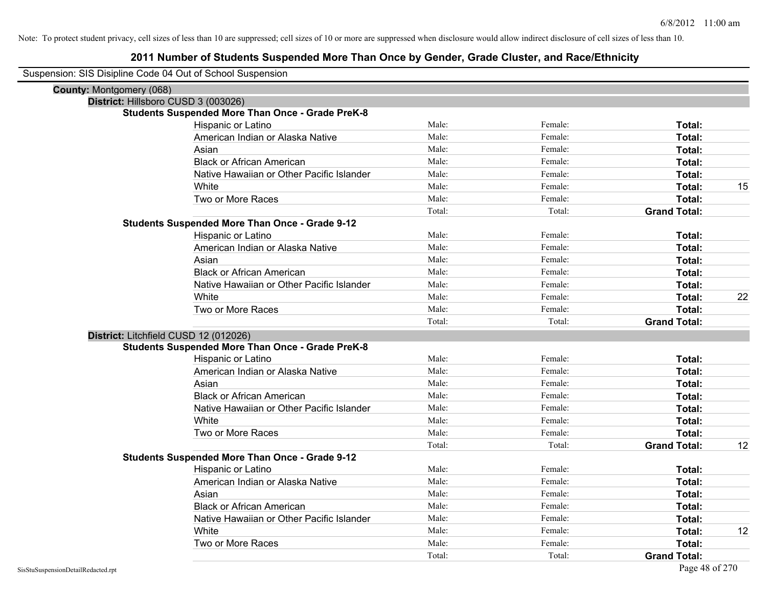Note: To protect student privacy, cell sizes of less than 10 are suppressed; cell sizes of 10 or more are suppressed when disclosure would allow indirect disclosure of cell sizes of less than 10.

## 2011 Number of Students Suspended More Than Once by Gender, Grade Cluster, and Race/Ethnicity

Suspension: SIS Disipline Code 04 Out of School Suspension

**County:** Montgomery (068)

**District:** Hillsboro CUSD 3 (003026)

**Students Suspended More Than Once - Grade PreK-8**

| | | | | |
|---|---|---|---|---|
| Hispanic or Latino | Male: | Female: | **Total:** | |
| American Indian or Alaska Native | Male: | Female: | **Total:** | |
| Asian | Male: | Female: | **Total:** | |
| Black or African American | Male: | Female: | **Total:** | |
| Native Hawaiian or Other Pacific Islander | Male: | Female: | **Total:** | |
| White | Male: | Female: | **Total:** | 15 |
| Two or More Races | Male: | Female: | **Total:** | |
| | Total: | Total: | **Grand Total:** | |

**Students Suspended More Than Once - Grade 9-12**

| | | | | |
|---|---|---|---|---|
| Hispanic or Latino | Male: | Female: | **Total:** | |
| American Indian or Alaska Native | Male: | Female: | **Total:** | |
| Asian | Male: | Female: | **Total:** | |
| Black or African American | Male: | Female: | **Total:** | |
| Native Hawaiian or Other Pacific Islander | Male: | Female: | **Total:** | |
| White | Male: | Female: | **Total:** | 22 |
| Two or More Races | Male: | Female: | **Total:** | |
| | Total: | Total: | **Grand Total:** | |

**District:** Litchfield CUSD 12 (012026)

**Students Suspended More Than Once - Grade PreK-8**

| | | | | |
|---|---|---|---|---|
| Hispanic or Latino | Male: | Female: | **Total:** | |
| American Indian or Alaska Native | Male: | Female: | **Total:** | |
| Asian | Male: | Female: | **Total:** | |
| Black or African American | Male: | Female: | **Total:** | |
| Native Hawaiian or Other Pacific Islander | Male: | Female: | **Total:** | |
| White | Male: | Female: | **Total:** | |
| Two or More Races | Male: | Female: | **Total:** | |
| | Total: | Total: | **Grand Total:** | 12 |

**Students Suspended More Than Once - Grade 9-12**

| | | | | |
|---|---|---|---|---|
| Hispanic or Latino | Male: | Female: | **Total:** | |
| American Indian or Alaska Native | Male: | Female: | **Total:** | |
| Asian | Male: | Female: | **Total:** | |
| Black or African American | Male: | Female: | **Total:** | |
| Native Hawaiian or Other Pacific Islander | Male: | Female: | **Total:** | |
| White | Male: | Female: | **Total:** | 12 |
| Two or More Races | Male: | Female: | **Total:** | |
| | Total: | Total: | **Grand Total:** | |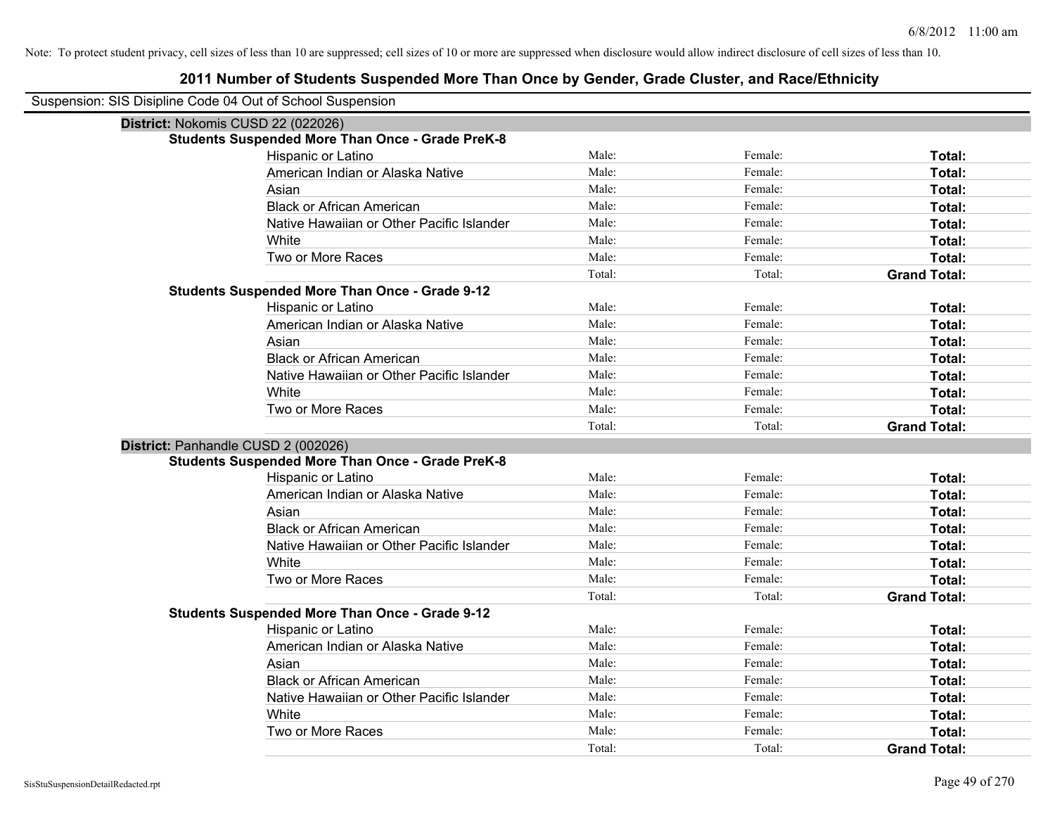Note: To protect student privacy, cell sizes of less than 10 are suppressed; cell sizes of 10 or more are suppressed when disclosure would allow indirect disclosure of cell sizes of less than 10.

# 2011 Number of Students Suspended More Than Once by Gender, Grade Cluster, and Race/Ethnicity

Suspension: SIS Disipline Code 04 Out of School Suspension

## District: Nokomis CUSD 22 (022026)

### Students Suspended More Than Once - Grade PreK-8

| | | | |
|---|---|---|---|
| Hispanic or Latino | Male: | Female: | **Total:** |
| American Indian or Alaska Native | Male: | Female: | **Total:** |
| Asian | Male: | Female: | **Total:** |
| Black or African American | Male: | Female: | **Total:** |
| Native Hawaiian or Other Pacific Islander | Male: | Female: | **Total:** |
| White | Male: | Female: | **Total:** |
| Two or More Races | Male: | Female: | **Total:** |
| | Total: | Total: | **Grand Total:** |

### Students Suspended More Than Once - Grade 9-12

| | | | |
|---|---|---|---|
| Hispanic or Latino | Male: | Female: | **Total:** |
| American Indian or Alaska Native | Male: | Female: | **Total:** |
| Asian | Male: | Female: | **Total:** |
| Black or African American | Male: | Female: | **Total:** |
| Native Hawaiian or Other Pacific Islander | Male: | Female: | **Total:** |
| White | Male: | Female: | **Total:** |
| Two or More Races | Male: | Female: | **Total:** |
| | Total: | Total: | **Grand Total:** |

## District: Panhandle CUSD 2 (002026)

### Students Suspended More Than Once - Grade PreK-8

| | | | |
|---|---|---|---|
| Hispanic or Latino | Male: | Female: | **Total:** |
| American Indian or Alaska Native | Male: | Female: | **Total:** |
| Asian | Male: | Female: | **Total:** |
| Black or African American | Male: | Female: | **Total:** |
| Native Hawaiian or Other Pacific Islander | Male: | Female: | **Total:** |
| White | Male: | Female: | **Total:** |
| Two or More Races | Male: | Female: | **Total:** |
| | Total: | Total: | **Grand Total:** |

### Students Suspended More Than Once - Grade 9-12

| | | | |
|---|---|---|---|
| Hispanic or Latino | Male: | Female: | **Total:** |
| American Indian or Alaska Native | Male: | Female: | **Total:** |
| Asian | Male: | Female: | **Total:** |
| Black or African American | Male: | Female: | **Total:** |
| Native Hawaiian or Other Pacific Islander | Male: | Female: | **Total:** |
| White | Male: | Female: | **Total:** |
| Two or More Races | Male: | Female: | **Total:** |
| | Total: | Total: | **Grand Total:** |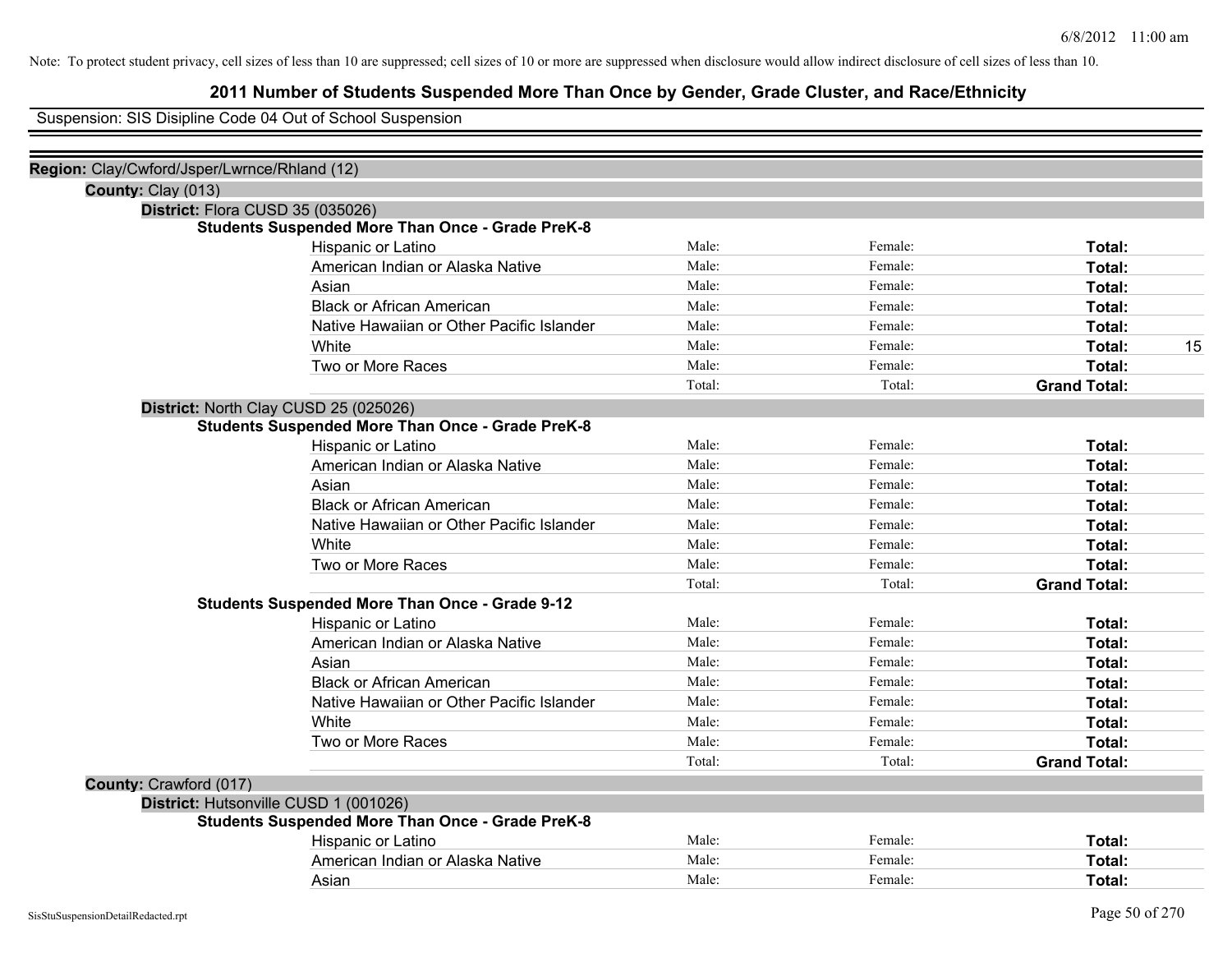Note: To protect student privacy, cell sizes of less than 10 are suppressed; cell sizes of 10 or more are suppressed when disclosure would allow indirect disclosure of cell sizes of less than 10.

# 2011 Number of Students Suspended More Than Once by Gender, Grade Cluster, and Race/Ethnicity

Suspension: SIS Disipline Code 04 Out of School Suspension

**Region:** Clay/Cwford/Jsper/Lwrnce/Rhland (12)

**County:** Clay (013)

**District:** Flora CUSD 35 (035026)

**Students Suspended More Than Once - Grade PreK-8**

| | | | | |
|---|---|---|---|---|
| Hispanic or Latino | Male: | Female: | **Total:** | |
| American Indian or Alaska Native | Male: | Female: | **Total:** | |
| Asian | Male: | Female: | **Total:** | |
| Black or African American | Male: | Female: | **Total:** | |
| Native Hawaiian or Other Pacific Islander | Male: | Female: | **Total:** | |
| White | Male: | Female: | **Total:** | 15 |
| Two or More Races | Male: | Female: | **Total:** | |
| | Total: | Total: | **Grand Total:** | |

**District:** North Clay CUSD 25 (025026)

**Students Suspended More Than Once - Grade PreK-8**

| | | | | |
|---|---|---|---|---|
| Hispanic or Latino | Male: | Female: | **Total:** | |
| American Indian or Alaska Native | Male: | Female: | **Total:** | |
| Asian | Male: | Female: | **Total:** | |
| Black or African American | Male: | Female: | **Total:** | |
| Native Hawaiian or Other Pacific Islander | Male: | Female: | **Total:** | |
| White | Male: | Female: | **Total:** | |
| Two or More Races | Male: | Female: | **Total:** | |
| | Total: | Total: | **Grand Total:** | |

**Students Suspended More Than Once - Grade 9-12**

| | | | | |
|---|---|---|---|---|
| Hispanic or Latino | Male: | Female: | **Total:** | |
| American Indian or Alaska Native | Male: | Female: | **Total:** | |
| Asian | Male: | Female: | **Total:** | |
| Black or African American | Male: | Female: | **Total:** | |
| Native Hawaiian or Other Pacific Islander | Male: | Female: | **Total:** | |
| White | Male: | Female: | **Total:** | |
| Two or More Races | Male: | Female: | **Total:** | |
| | Total: | Total: | **Grand Total:** | |

**County:** Crawford (017)

**District:** Hutsonville CUSD 1 (001026)

**Students Suspended More Than Once - Grade PreK-8**

| | | | | |
|---|---|---|---|---|
| Hispanic or Latino | Male: | Female: | **Total:** | |
| American Indian or Alaska Native | Male: | Female: | **Total:** | |
| Asian | Male: | Female: | **Total:** | |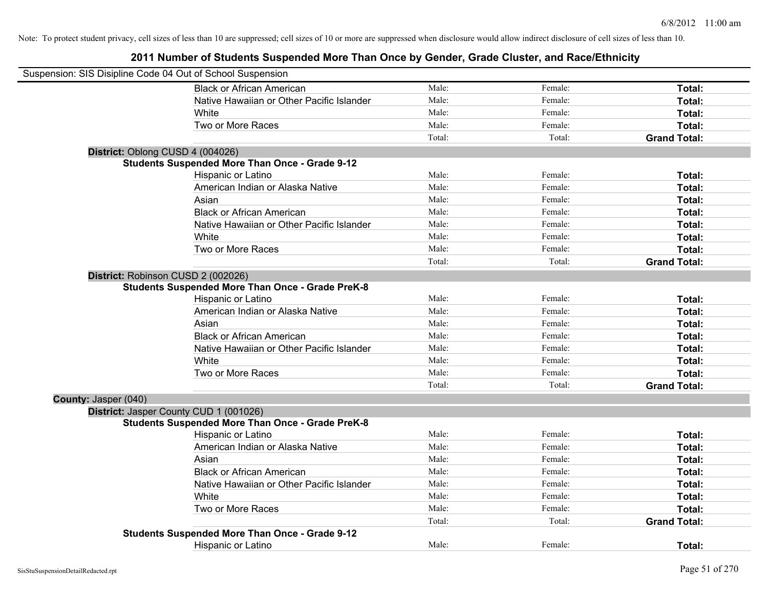Note: To protect student privacy, cell sizes of less than 10 are suppressed; cell sizes of 10 or more are suppressed when disclosure would allow indirect disclosure of cell sizes of less than 10.

# 2011 Number of Students Suspended More Than Once by Gender, Grade Cluster, and Race/Ethnicity

Suspension: SIS Disipline Code 04 Out of School Suspension

| | | | |
|---|---|---|---|
| Black or African American | Male: | Female: | **Total:** |
| Native Hawaiian or Other Pacific Islander | Male: | Female: | **Total:** |
| White | Male: | Female: | **Total:** |
| Two or More Races | Male: | Female: | **Total:** |
| | Total: | Total: | **Grand Total:** |

**District:** Oblong CUSD 4 (004026)

**Students Suspended More Than Once - Grade 9-12**

| | | | |
|---|---|---|---|
| Hispanic or Latino | Male: | Female: | **Total:** |
| American Indian or Alaska Native | Male: | Female: | **Total:** |
| Asian | Male: | Female: | **Total:** |
| Black or African American | Male: | Female: | **Total:** |
| Native Hawaiian or Other Pacific Islander | Male: | Female: | **Total:** |
| White | Male: | Female: | **Total:** |
| Two or More Races | Male: | Female: | **Total:** |
| | Total: | Total: | **Grand Total:** |

**District:** Robinson CUSD 2 (002026)

**Students Suspended More Than Once - Grade PreK-8**

| | | | |
|---|---|---|---|
| Hispanic or Latino | Male: | Female: | **Total:** |
| American Indian or Alaska Native | Male: | Female: | **Total:** |
| Asian | Male: | Female: | **Total:** |
| Black or African American | Male: | Female: | **Total:** |
| Native Hawaiian or Other Pacific Islander | Male: | Female: | **Total:** |
| White | Male: | Female: | **Total:** |
| Two or More Races | Male: | Female: | **Total:** |
| | Total: | Total: | **Grand Total:** |

**County:** Jasper (040)

**District:** Jasper County CUD 1 (001026)

**Students Suspended More Than Once - Grade PreK-8**

| | | | |
|---|---|---|---|
| Hispanic or Latino | Male: | Female: | **Total:** |
| American Indian or Alaska Native | Male: | Female: | **Total:** |
| Asian | Male: | Female: | **Total:** |
| Black or African American | Male: | Female: | **Total:** |
| Native Hawaiian or Other Pacific Islander | Male: | Female: | **Total:** |
| White | Male: | Female: | **Total:** |
| Two or More Races | Male: | Female: | **Total:** |
| | Total: | Total: | **Grand Total:** |

**Students Suspended More Than Once - Grade 9-12**

| | | | |
|---|---|---|---|
| Hispanic or Latino | Male: | Female: | **Total:** |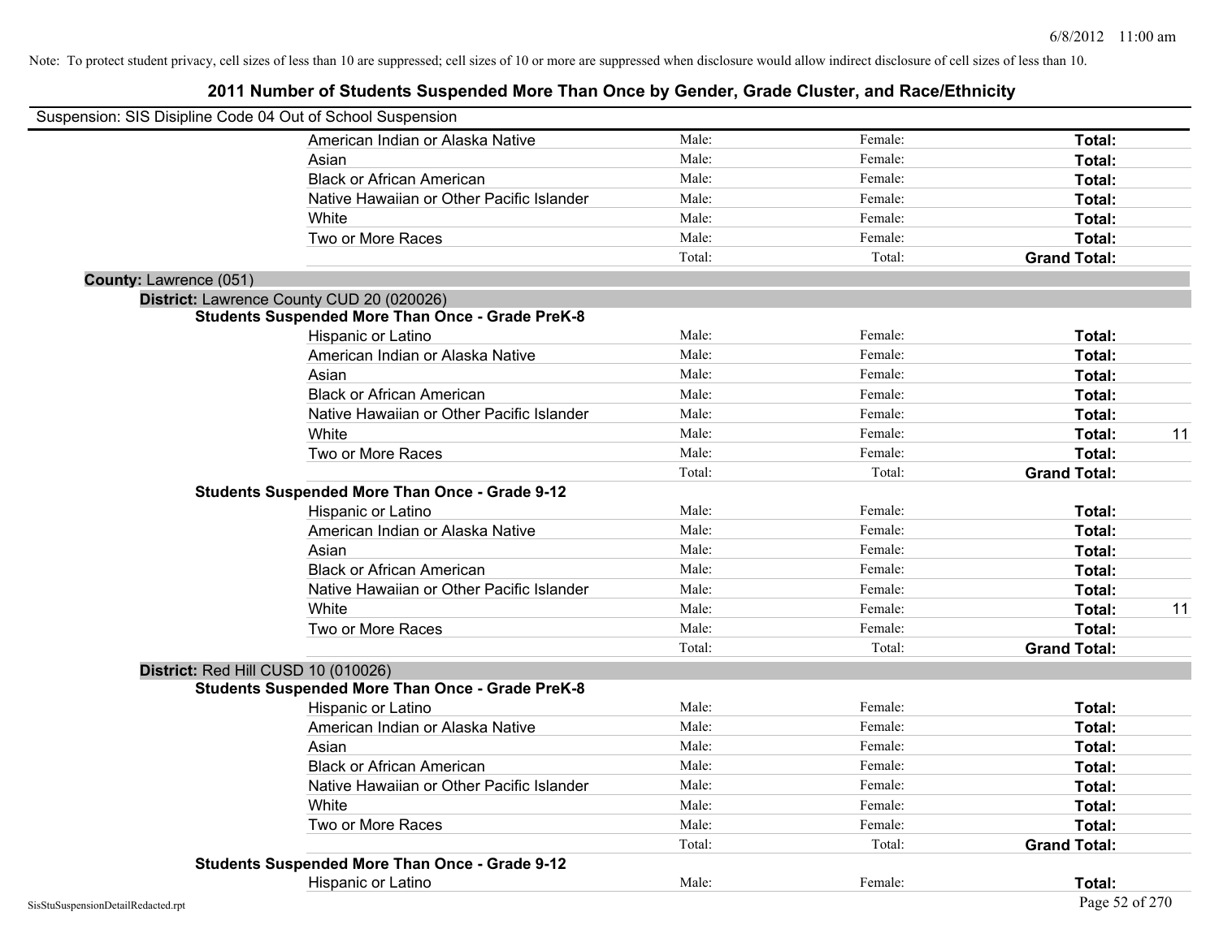Note: To protect student privacy, cell sizes of less than 10 are suppressed; cell sizes of 10 or more are suppressed when disclosure would allow indirect disclosure of cell sizes of less than 10.

# 2011 Number of Students Suspended More Than Once by Gender, Grade Cluster, and Race/Ethnicity

Suspension: SIS Disipline Code 04 Out of School Suspension

| | | | | |
|---|---|---|---|---|
| American Indian or Alaska Native | Male: | Female: | **Total:** | |
| Asian | Male: | Female: | **Total:** | |
| Black or African American | Male: | Female: | **Total:** | |
| Native Hawaiian or Other Pacific Islander | Male: | Female: | **Total:** | |
| White | Male: | Female: | **Total:** | |
| Two or More Races | Male: | Female: | **Total:** | |
| | Total: | Total: | **Grand Total:** | |

**County:** Lawrence (051)

**District:** Lawrence County CUD 20 (020026)

**Students Suspended More Than Once - Grade PreK-8**

| | | | | |
|---|---|---|---|---|
| Hispanic or Latino | Male: | Female: | **Total:** | |
| American Indian or Alaska Native | Male: | Female: | **Total:** | |
| Asian | Male: | Female: | **Total:** | |
| Black or African American | Male: | Female: | **Total:** | |
| Native Hawaiian or Other Pacific Islander | Male: | Female: | **Total:** | |
| White | Male: | Female: | **Total:** | 11 |
| Two or More Races | Male: | Female: | **Total:** | |
| | Total: | Total: | **Grand Total:** | |

**Students Suspended More Than Once - Grade 9-12**

| | | | | |
|---|---|---|---|---|
| Hispanic or Latino | Male: | Female: | **Total:** | |
| American Indian or Alaska Native | Male: | Female: | **Total:** | |
| Asian | Male: | Female: | **Total:** | |
| Black or African American | Male: | Female: | **Total:** | |
| Native Hawaiian or Other Pacific Islander | Male: | Female: | **Total:** | |
| White | Male: | Female: | **Total:** | 11 |
| Two or More Races | Male: | Female: | **Total:** | |
| | Total: | Total: | **Grand Total:** | |

**District:** Red Hill CUSD 10 (010026)

**Students Suspended More Than Once - Grade PreK-8**

| | | | | |
|---|---|---|---|---|
| Hispanic or Latino | Male: | Female: | **Total:** | |
| American Indian or Alaska Native | Male: | Female: | **Total:** | |
| Asian | Male: | Female: | **Total:** | |
| Black or African American | Male: | Female: | **Total:** | |
| Native Hawaiian or Other Pacific Islander | Male: | Female: | **Total:** | |
| White | Male: | Female: | **Total:** | |
| Two or More Races | Male: | Female: | **Total:** | |
| | Total: | Total: | **Grand Total:** | |

**Students Suspended More Than Once - Grade 9-12**

| | | | | |
|---|---|---|---|---|
| Hispanic or Latino | Male: | Female: | **Total:** | |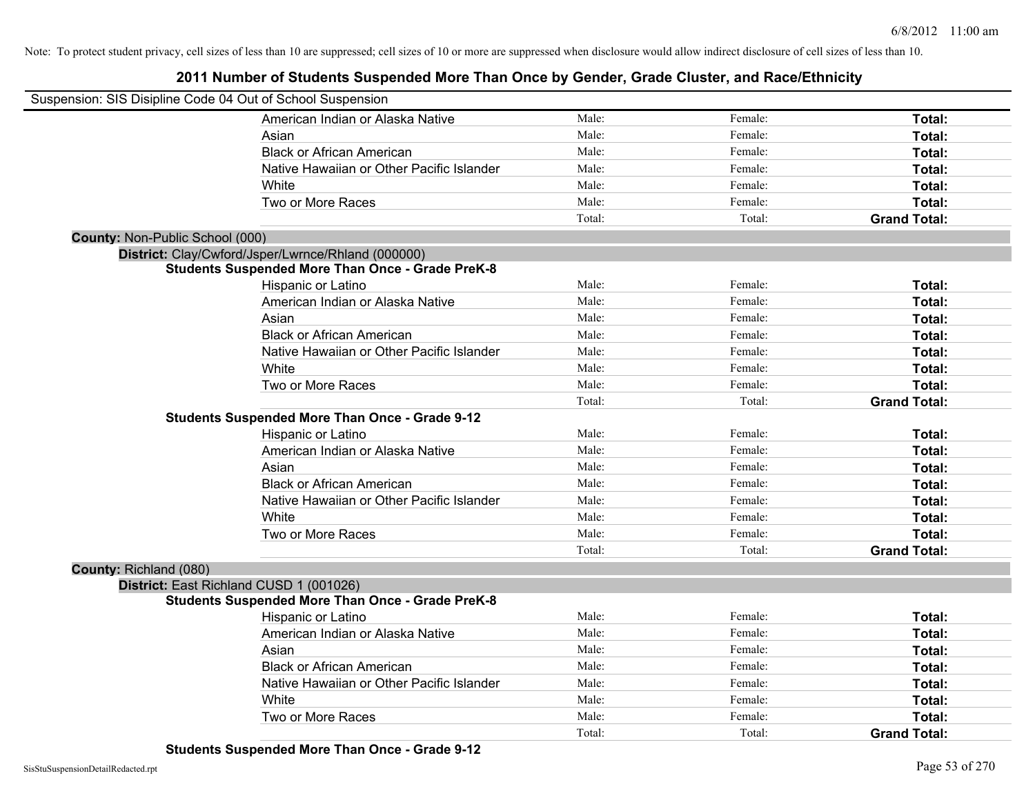Note: To protect student privacy, cell sizes of less than 10 are suppressed; cell sizes of 10 or more are suppressed when disclosure would allow indirect disclosure of cell sizes of less than 10.

# 2011 Number of Students Suspended More Than Once by Gender, Grade Cluster, and Race/Ethnicity

Suspension: SIS Disipline Code 04 Out of School Suspension

| | | | |
|---|---|---|---|
| American Indian or Alaska Native | Male: | Female: | **Total:** |
| Asian | Male: | Female: | **Total:** |
| Black or African American | Male: | Female: | **Total:** |
| Native Hawaiian or Other Pacific Islander | Male: | Female: | **Total:** |
| White | Male: | Female: | **Total:** |
| Two or More Races | Male: | Female: | **Total:** |
| | Total: | Total: | **Grand Total:** |

**County:** Non-Public School (000)

**District:** Clay/Cwford/Jsper/Lwrnce/Rhland (000000)

**Students Suspended More Than Once - Grade PreK-8**

| | | | |
|---|---|---|---|
| Hispanic or Latino | Male: | Female: | **Total:** |
| American Indian or Alaska Native | Male: | Female: | **Total:** |
| Asian | Male: | Female: | **Total:** |
| Black or African American | Male: | Female: | **Total:** |
| Native Hawaiian or Other Pacific Islander | Male: | Female: | **Total:** |
| White | Male: | Female: | **Total:** |
| Two or More Races | Male: | Female: | **Total:** |
| | Total: | Total: | **Grand Total:** |

**Students Suspended More Than Once - Grade 9-12**

| | | | |
|---|---|---|---|
| Hispanic or Latino | Male: | Female: | **Total:** |
| American Indian or Alaska Native | Male: | Female: | **Total:** |
| Asian | Male: | Female: | **Total:** |
| Black or African American | Male: | Female: | **Total:** |
| Native Hawaiian or Other Pacific Islander | Male: | Female: | **Total:** |
| White | Male: | Female: | **Total:** |
| Two or More Races | Male: | Female: | **Total:** |
| | Total: | Total: | **Grand Total:** |

**County:** Richland (080)

**District:** East Richland CUSD 1 (001026)

**Students Suspended More Than Once - Grade PreK-8**

| | | | |
|---|---|---|---|
| Hispanic or Latino | Male: | Female: | **Total:** |
| American Indian or Alaska Native | Male: | Female: | **Total:** |
| Asian | Male: | Female: | **Total:** |
| Black or African American | Male: | Female: | **Total:** |
| Native Hawaiian or Other Pacific Islander | Male: | Female: | **Total:** |
| White | Male: | Female: | **Total:** |
| Two or More Races | Male: | Female: | **Total:** |
| | Total: | Total: | **Grand Total:** |

**Students Suspended More Than Once - Grade 9-12**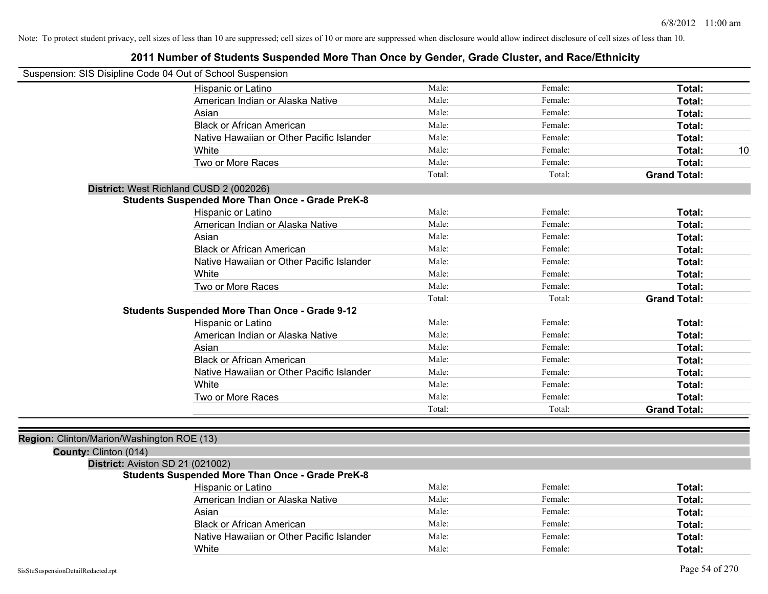Note: To protect student privacy, cell sizes of less than 10 are suppressed; cell sizes of 10 or more are suppressed when disclosure would allow indirect disclosure of cell sizes of less than 10.

## 2011 Number of Students Suspended More Than Once by Gender, Grade Cluster, and Race/Ethnicity

Suspension: SIS Disipline Code 04 Out of School Suspension

| | | | | |
|---|---|---|---|---|
| Hispanic or Latino | Male: | Female: | **Total:** | |
| American Indian or Alaska Native | Male: | Female: | **Total:** | |
| Asian | Male: | Female: | **Total:** | |
| Black or African American | Male: | Female: | **Total:** | |
| Native Hawaiian or Other Pacific Islander | Male: | Female: | **Total:** | |
| White | Male: | Female: | **Total:** | 10 |
| Two or More Races | Male: | Female: | **Total:** | |
| | Total: | Total: | **Grand Total:** | |

**District:** West Richland CUSD 2 (002026)

**Students Suspended More Than Once - Grade PreK-8**

| | | | | |
|---|---|---|---|---|
| Hispanic or Latino | Male: | Female: | **Total:** | |
| American Indian or Alaska Native | Male: | Female: | **Total:** | |
| Asian | Male: | Female: | **Total:** | |
| Black or African American | Male: | Female: | **Total:** | |
| Native Hawaiian or Other Pacific Islander | Male: | Female: | **Total:** | |
| White | Male: | Female: | **Total:** | |
| Two or More Races | Male: | Female: | **Total:** | |
| | Total: | Total: | **Grand Total:** | |

**Students Suspended More Than Once - Grade 9-12**

| | | | | |
|---|---|---|---|---|
| Hispanic or Latino | Male: | Female: | **Total:** | |
| American Indian or Alaska Native | Male: | Female: | **Total:** | |
| Asian | Male: | Female: | **Total:** | |
| Black or African American | Male: | Female: | **Total:** | |
| Native Hawaiian or Other Pacific Islander | Male: | Female: | **Total:** | |
| White | Male: | Female: | **Total:** | |
| Two or More Races | Male: | Female: | **Total:** | |
| | Total: | Total: | **Grand Total:** | |

**Region:** Clinton/Marion/Washington ROE (13)

**County:** Clinton (014)

**District:** Aviston SD 21 (021002)

**Students Suspended More Than Once - Grade PreK-8**

| | | | | |
|---|---|---|---|---|
| Hispanic or Latino | Male: | Female: | **Total:** | |
| American Indian or Alaska Native | Male: | Female: | **Total:** | |
| Asian | Male: | Female: | **Total:** | |
| Black or African American | Male: | Female: | **Total:** | |
| Native Hawaiian or Other Pacific Islander | Male: | Female: | **Total:** | |
| White | Male: | Female: | **Total:** | |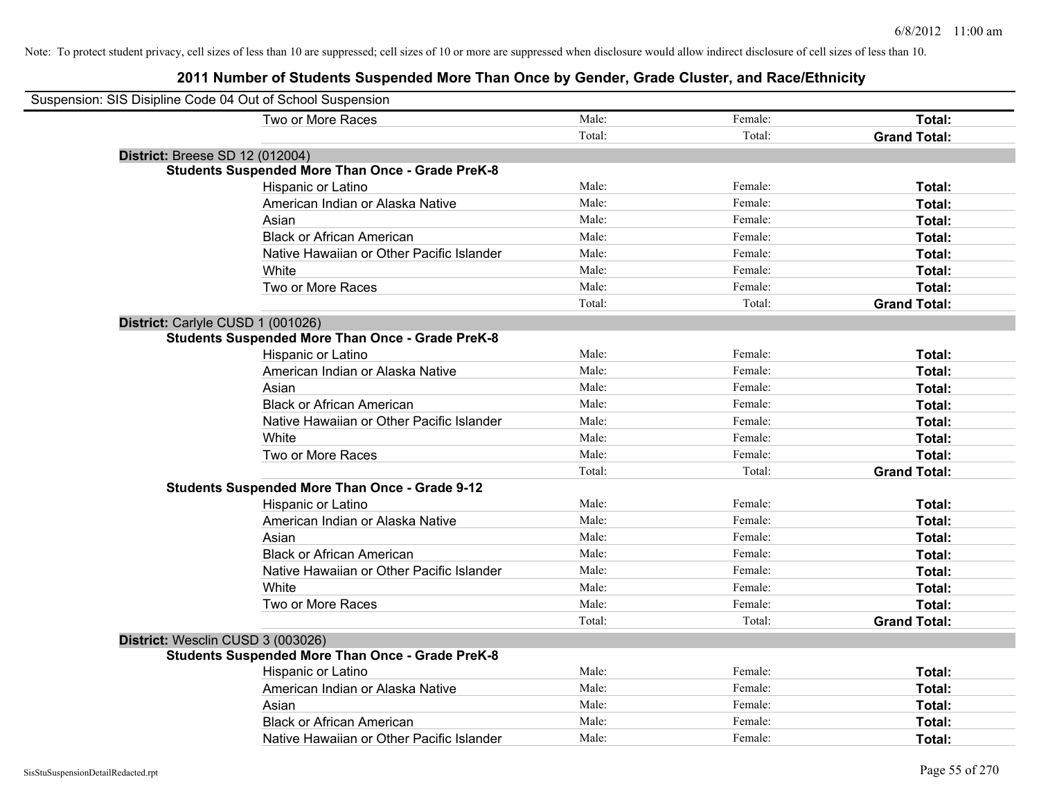Note: To protect student privacy, cell sizes of less than 10 are suppressed; cell sizes of 10 or more are suppressed when disclosure would allow indirect disclosure of cell sizes of less than 10.

## 2011 Number of Students Suspended More Than Once by Gender, Grade Cluster, and Race/Ethnicity

Suspension: SIS Disipline Code 04 Out of School Suspension

| | | | |
|---|---|---|---|
| Two or More Races | Male: | Female: | **Total:** |
| | Total: | Total: | **Grand Total:** |

**District:** Breese SD 12 (012004)

**Students Suspended More Than Once - Grade PreK-8**

| | | | |
|---|---|---|---|
| Hispanic or Latino | Male: | Female: | **Total:** |
| American Indian or Alaska Native | Male: | Female: | **Total:** |
| Asian | Male: | Female: | **Total:** |
| Black or African American | Male: | Female: | **Total:** |
| Native Hawaiian or Other Pacific Islander | Male: | Female: | **Total:** |
| White | Male: | Female: | **Total:** |
| Two or More Races | Male: | Female: | **Total:** |
| | Total: | Total: | **Grand Total:** |

**District:** Carlyle CUSD 1 (001026)

**Students Suspended More Than Once - Grade PreK-8**

| | | | |
|---|---|---|---|
| Hispanic or Latino | Male: | Female: | **Total:** |
| American Indian or Alaska Native | Male: | Female: | **Total:** |
| Asian | Male: | Female: | **Total:** |
| Black or African American | Male: | Female: | **Total:** |
| Native Hawaiian or Other Pacific Islander | Male: | Female: | **Total:** |
| White | Male: | Female: | **Total:** |
| Two or More Races | Male: | Female: | **Total:** |
| | Total: | Total: | **Grand Total:** |

**Students Suspended More Than Once - Grade 9-12**

| | | | |
|---|---|---|---|
| Hispanic or Latino | Male: | Female: | **Total:** |
| American Indian or Alaska Native | Male: | Female: | **Total:** |
| Asian | Male: | Female: | **Total:** |
| Black or African American | Male: | Female: | **Total:** |
| Native Hawaiian or Other Pacific Islander | Male: | Female: | **Total:** |
| White | Male: | Female: | **Total:** |
| Two or More Races | Male: | Female: | **Total:** |
| | Total: | Total: | **Grand Total:** |

**District:** Wesclin CUSD 3 (003026)

**Students Suspended More Than Once - Grade PreK-8**

| | | | |
|---|---|---|---|
| Hispanic or Latino | Male: | Female: | **Total:** |
| American Indian or Alaska Native | Male: | Female: | **Total:** |
| Asian | Male: | Female: | **Total:** |
| Black or African American | Male: | Female: | **Total:** |
| Native Hawaiian or Other Pacific Islander | Male: | Female: | **Total:** |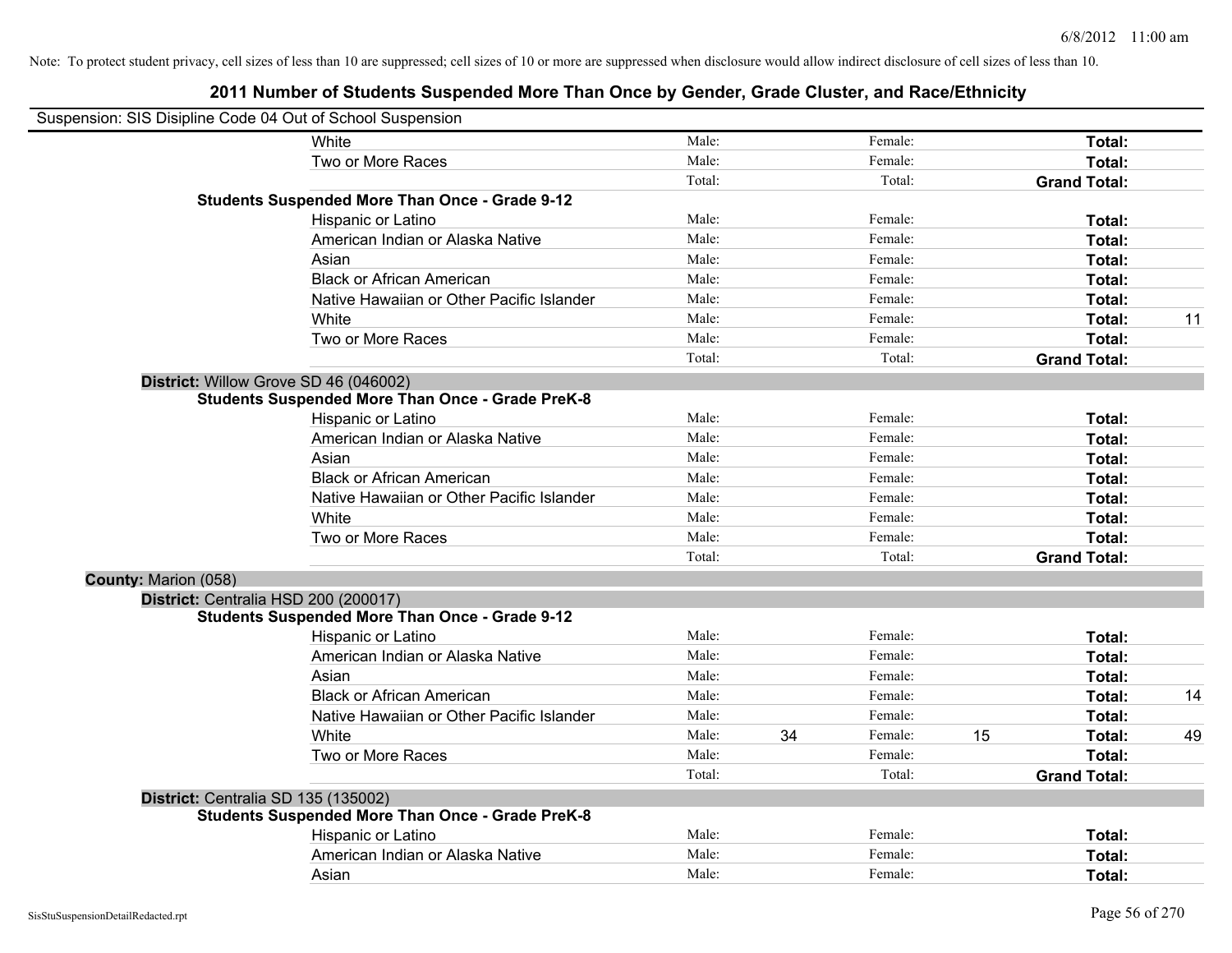Note: To protect student privacy, cell sizes of less than 10 are suppressed; cell sizes of 10 or more are suppressed when disclosure would allow indirect disclosure of cell sizes of less than 10.

# 2011 Number of Students Suspended More Than Once by Gender, Grade Cluster, and Race/Ethnicity

Suspension: SIS Disipline Code 04 Out of School Suspension

| | | | | | | |
|---|---|---|---|---|---|---|
| White | Male: | | Female: | | **Total:** | |
| Two or More Races | Male: | | Female: | | **Total:** | |
| | Total: | | Total: | | **Grand Total:** | |
| **Students Suspended More Than Once - Grade 9-12** | | | | | | |
| Hispanic or Latino | Male: | | Female: | | **Total:** | |
| American Indian or Alaska Native | Male: | | Female: | | **Total:** | |
| Asian | Male: | | Female: | | **Total:** | |
| Black or African American | Male: | | Female: | | **Total:** | |
| Native Hawaiian or Other Pacific Islander | Male: | | Female: | | **Total:** | |
| White | Male: | | Female: | | **Total:** | 11 |
| Two or More Races | Male: | | Female: | | **Total:** | |
| | Total: | | Total: | | **Grand Total:** | |

**District:** Willow Grove SD 46 (046002)

| | | | | | | |
|---|---|---|---|---|---|---|
| **Students Suspended More Than Once - Grade PreK-8** | | | | | | |
| Hispanic or Latino | Male: | | Female: | | **Total:** | |
| American Indian or Alaska Native | Male: | | Female: | | **Total:** | |
| Asian | Male: | | Female: | | **Total:** | |
| Black or African American | Male: | | Female: | | **Total:** | |
| Native Hawaiian or Other Pacific Islander | Male: | | Female: | | **Total:** | |
| White | Male: | | Female: | | **Total:** | |
| Two or More Races | Male: | | Female: | | **Total:** | |
| | Total: | | Total: | | **Grand Total:** | |

**County:** Marion (058)

**District:** Centralia HSD 200 (200017)

| | | | | | | |
|---|---|---|---|---|---|---|
| **Students Suspended More Than Once - Grade 9-12** | | | | | | |
| Hispanic or Latino | Male: | | Female: | | **Total:** | |
| American Indian or Alaska Native | Male: | | Female: | | **Total:** | |
| Asian | Male: | | Female: | | **Total:** | |
| Black or African American | Male: | | Female: | | **Total:** | 14 |
| Native Hawaiian or Other Pacific Islander | Male: | | Female: | | **Total:** | |
| White | Male: | 34 | Female: | 15 | **Total:** | 49 |
| Two or More Races | Male: | | Female: | | **Total:** | |
| | Total: | | Total: | | **Grand Total:** | |

**District:** Centralia SD 135 (135002)

| | | | | | | |
|---|---|---|---|---|---|---|
| **Students Suspended More Than Once - Grade PreK-8** | | | | | | |
| Hispanic or Latino | Male: | | Female: | | **Total:** | |
| American Indian or Alaska Native | Male: | | Female: | | **Total:** | |
| Asian | Male: | | Female: | | **Total:** | |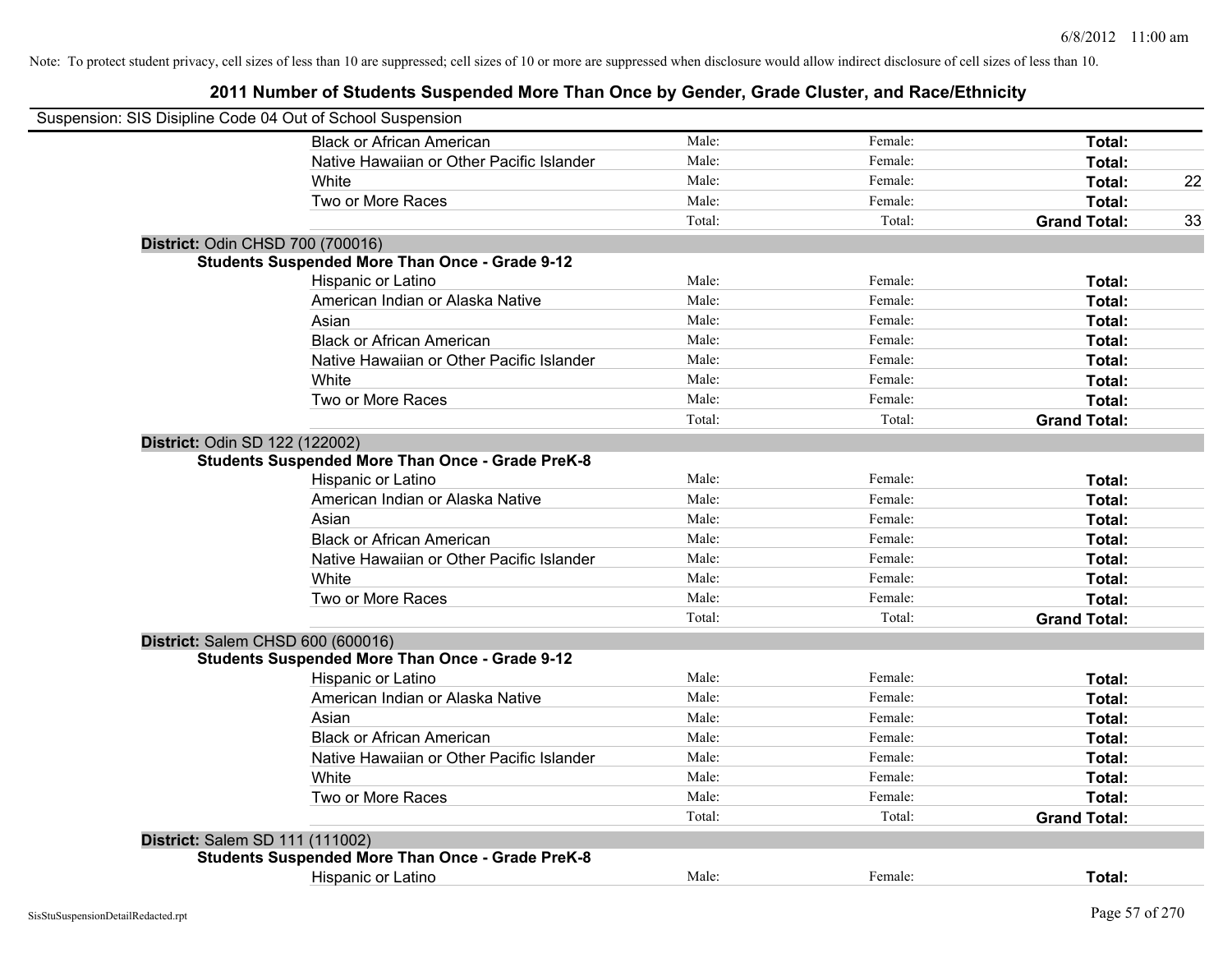Note: To protect student privacy, cell sizes of less than 10 are suppressed; cell sizes of 10 or more are suppressed when disclosure would allow indirect disclosure of cell sizes of less than 10.

## 2011 Number of Students Suspended More Than Once by Gender, Grade Cluster, and Race/Ethnicity

Suspension: SIS Disipline Code 04 Out of School Suspension

| | | | | | |
|---|---|---|---|---|---|
| | Black or African American | Male: | Female: | **Total:** | |
| | Native Hawaiian or Other Pacific Islander | Male: | Female: | **Total:** | |
| | White | Male: | Female: | **Total:** | 22 |
| | Two or More Races | Male: | Female: | **Total:** | |
| | | Total: | Total: | **Grand Total:** | 33 |
| **District:** Odin CHSD 700 (700016) | | | | | |
| **Students Suspended More Than Once - Grade 9-12** | | | | | |
| | Hispanic or Latino | Male: | Female: | **Total:** | |
| | American Indian or Alaska Native | Male: | Female: | **Total:** | |
| | Asian | Male: | Female: | **Total:** | |
| | Black or African American | Male: | Female: | **Total:** | |
| | Native Hawaiian or Other Pacific Islander | Male: | Female: | **Total:** | |
| | White | Male: | Female: | **Total:** | |
| | Two or More Races | Male: | Female: | **Total:** | |
| | | Total: | Total: | **Grand Total:** | |
| **District:** Odin SD 122 (122002) | | | | | |
| **Students Suspended More Than Once - Grade PreK-8** | | | | | |
| | Hispanic or Latino | Male: | Female: | **Total:** | |
| | American Indian or Alaska Native | Male: | Female: | **Total:** | |
| | Asian | Male: | Female: | **Total:** | |
| | Black or African American | Male: | Female: | **Total:** | |
| | Native Hawaiian or Other Pacific Islander | Male: | Female: | **Total:** | |
| | White | Male: | Female: | **Total:** | |
| | Two or More Races | Male: | Female: | **Total:** | |
| | | Total: | Total: | **Grand Total:** | |
| **District:** Salem CHSD 600 (600016) | | | | | |
| **Students Suspended More Than Once - Grade 9-12** | | | | | |
| | Hispanic or Latino | Male: | Female: | **Total:** | |
| | American Indian or Alaska Native | Male: | Female: | **Total:** | |
| | Asian | Male: | Female: | **Total:** | |
| | Black or African American | Male: | Female: | **Total:** | |
| | Native Hawaiian or Other Pacific Islander | Male: | Female: | **Total:** | |
| | White | Male: | Female: | **Total:** | |
| | Two or More Races | Male: | Female: | **Total:** | |
| | | Total: | Total: | **Grand Total:** | |
| **District:** Salem SD 111 (111002) | | | | | |
| **Students Suspended More Than Once - Grade PreK-8** | | | | | |
| | Hispanic or Latino | Male: | Female: | **Total:** | |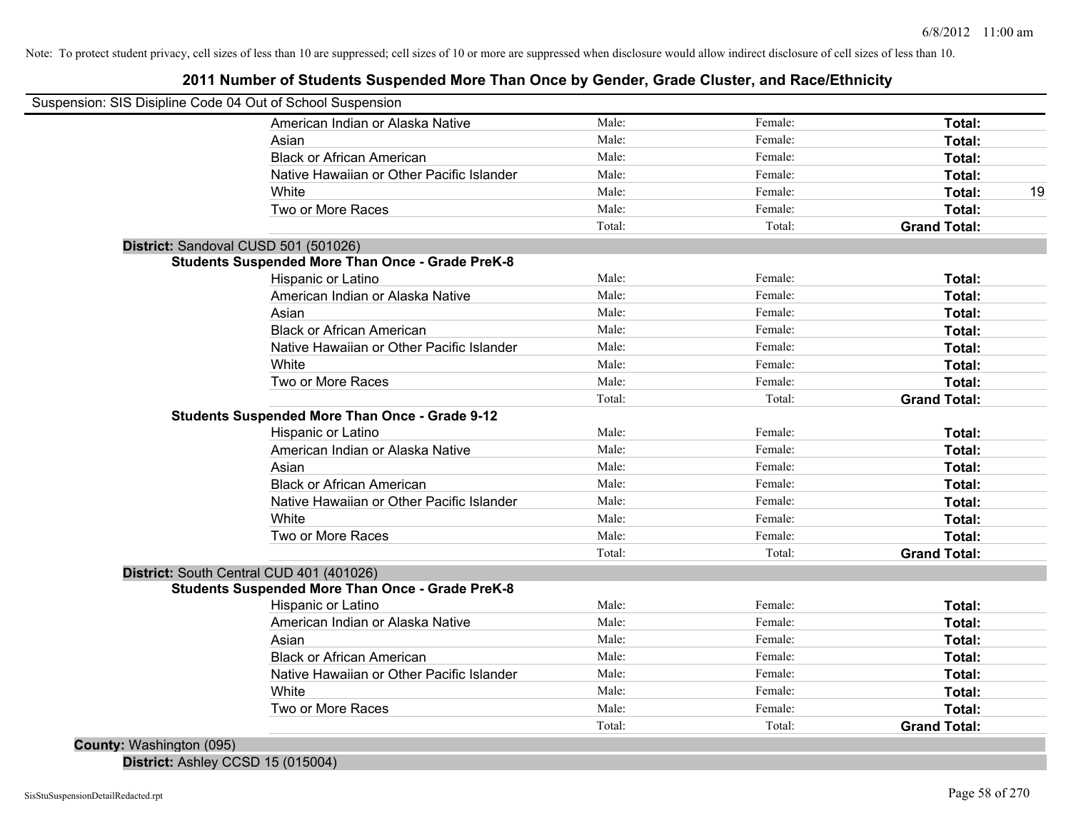Note: To protect student privacy, cell sizes of less than 10 are suppressed; cell sizes of 10 or more are suppressed when disclosure would allow indirect disclosure of cell sizes of less than 10.

# 2011 Number of Students Suspended More Than Once by Gender, Grade Cluster, and Race/Ethnicity

Suspension: SIS Disipline Code 04 Out of School Suspension

| | | | | | |
|---|---|---|---|---|---|
| | American Indian or Alaska Native | Male: | Female: | **Total:** | |
| | Asian | Male: | Female: | **Total:** | |
| | Black or African American | Male: | Female: | **Total:** | |
| | Native Hawaiian or Other Pacific Islander | Male: | Female: | **Total:** | |
| | White | Male: | Female: | **Total:** | 19 |
| | Two or More Races | Male: | Female: | **Total:** | |
| | | Total: | Total: | **Grand Total:** | |

**District:** Sandoval CUSD 501 (501026)

**Students Suspended More Than Once - Grade PreK-8**

| | | | | |
|---|---|---|---|---|
| Hispanic or Latino | Male: | Female: | **Total:** | |
| American Indian or Alaska Native | Male: | Female: | **Total:** | |
| Asian | Male: | Female: | **Total:** | |
| Black or African American | Male: | Female: | **Total:** | |
| Native Hawaiian or Other Pacific Islander | Male: | Female: | **Total:** | |
| White | Male: | Female: | **Total:** | |
| Two or More Races | Male: | Female: | **Total:** | |
| | Total: | Total: | **Grand Total:** | |

**Students Suspended More Than Once - Grade 9-12**

| | | | | |
|---|---|---|---|---|
| Hispanic or Latino | Male: | Female: | **Total:** | |
| American Indian or Alaska Native | Male: | Female: | **Total:** | |
| Asian | Male: | Female: | **Total:** | |
| Black or African American | Male: | Female: | **Total:** | |
| Native Hawaiian or Other Pacific Islander | Male: | Female: | **Total:** | |
| White | Male: | Female: | **Total:** | |
| Two or More Races | Male: | Female: | **Total:** | |
| | Total: | Total: | **Grand Total:** | |

**District:** South Central CUD 401 (401026)

**Students Suspended More Than Once - Grade PreK-8**

| | | | | |
|---|---|---|---|---|
| Hispanic or Latino | Male: | Female: | **Total:** | |
| American Indian or Alaska Native | Male: | Female: | **Total:** | |
| Asian | Male: | Female: | **Total:** | |
| Black or African American | Male: | Female: | **Total:** | |
| Native Hawaiian or Other Pacific Islander | Male: | Female: | **Total:** | |
| White | Male: | Female: | **Total:** | |
| Two or More Races | Male: | Female: | **Total:** | |
| | Total: | Total: | **Grand Total:** | |

**County:** Washington (095)

**District:** Ashley CCSD 15 (015004)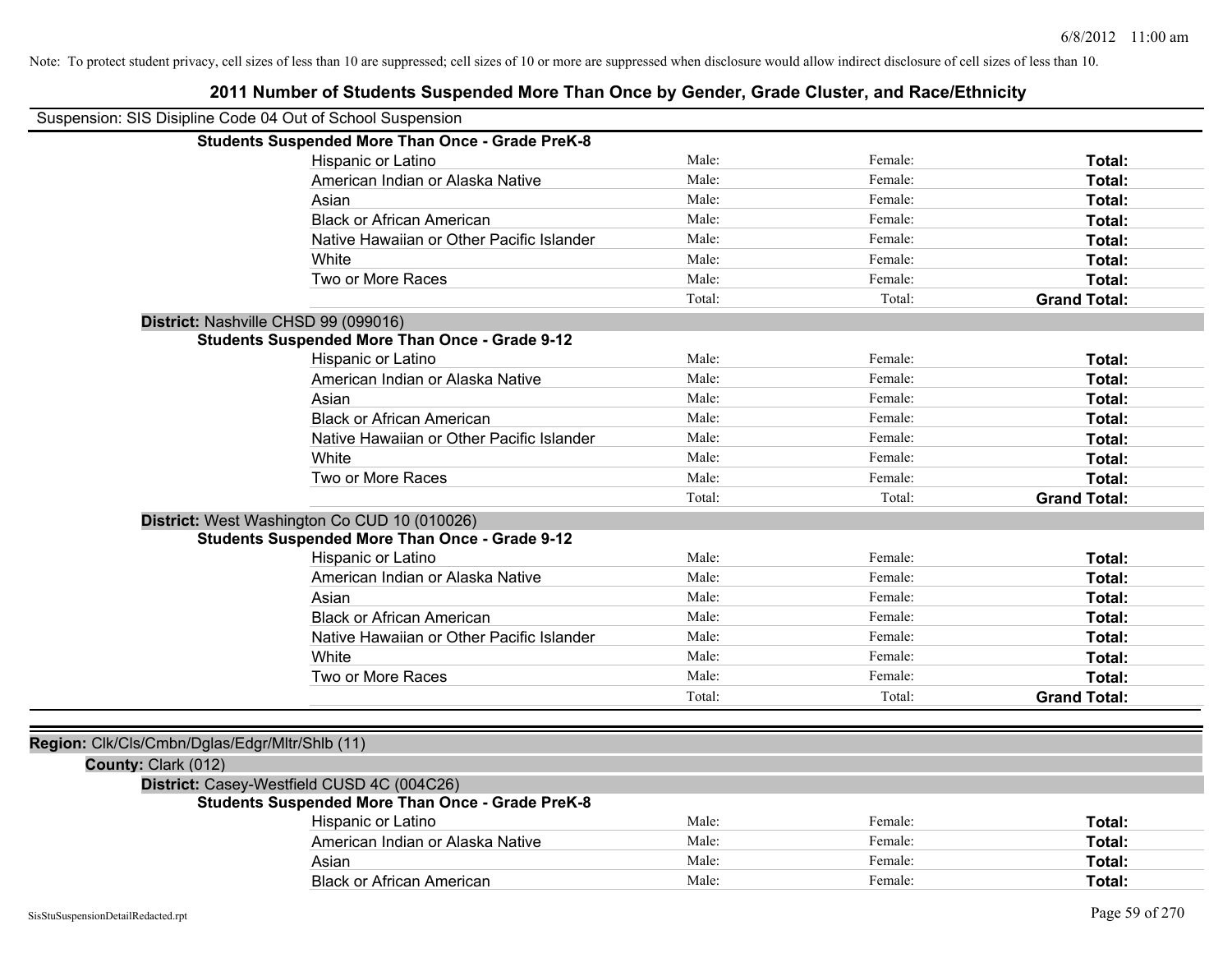Note: To protect student privacy, cell sizes of less than 10 are suppressed; cell sizes of 10 or more are suppressed when disclosure would allow indirect disclosure of cell sizes of less than 10.

## 2011 Number of Students Suspended More Than Once by Gender, Grade Cluster, and Race/Ethnicity

Suspension: SIS Disipline Code 04 Out of School Suspension

**Students Suspended More Than Once - Grade PreK-8**

| | | | |
|---|---|---|---|
| Hispanic or Latino | Male: | Female: | **Total:** |
| American Indian or Alaska Native | Male: | Female: | **Total:** |
| Asian | Male: | Female: | **Total:** |
| Black or African American | Male: | Female: | **Total:** |
| Native Hawaiian or Other Pacific Islander | Male: | Female: | **Total:** |
| White | Male: | Female: | **Total:** |
| Two or More Races | Male: | Female: | **Total:** |
| | Total: | Total: | **Grand Total:** |

**District:** Nashville CHSD 99 (099016)

**Students Suspended More Than Once - Grade 9-12**

| | | | |
|---|---|---|---|
| Hispanic or Latino | Male: | Female: | **Total:** |
| American Indian or Alaska Native | Male: | Female: | **Total:** |
| Asian | Male: | Female: | **Total:** |
| Black or African American | Male: | Female: | **Total:** |
| Native Hawaiian or Other Pacific Islander | Male: | Female: | **Total:** |
| White | Male: | Female: | **Total:** |
| Two or More Races | Male: | Female: | **Total:** |
| | Total: | Total: | **Grand Total:** |

**District:** West Washington Co CUD 10 (010026)

**Students Suspended More Than Once - Grade 9-12**

| | | | |
|---|---|---|---|
| Hispanic or Latino | Male: | Female: | **Total:** |
| American Indian or Alaska Native | Male: | Female: | **Total:** |
| Asian | Male: | Female: | **Total:** |
| Black or African American | Male: | Female: | **Total:** |
| Native Hawaiian or Other Pacific Islander | Male: | Female: | **Total:** |
| White | Male: | Female: | **Total:** |
| Two or More Races | Male: | Female: | **Total:** |
| | Total: | Total: | **Grand Total:** |

**Region:** Clk/Cls/Cmbn/Dglas/Edgr/Mltr/Shlb (11)

**County:** Clark (012)

**District:** Casey-Westfield CUSD 4C (004C26)

**Students Suspended More Than Once - Grade PreK-8**

| | | | |
|---|---|---|---|
| Hispanic or Latino | Male: | Female: | **Total:** |
| American Indian or Alaska Native | Male: | Female: | **Total:** |
| Asian | Male: | Female: | **Total:** |
| Black or African American | Male: | Female: | **Total:** |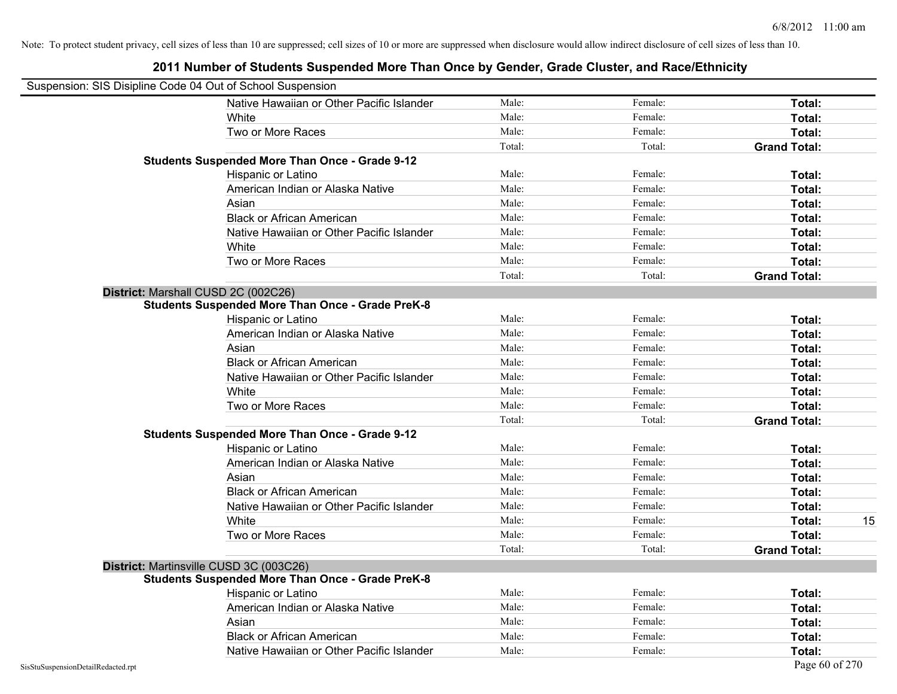Note: To protect student privacy, cell sizes of less than 10 are suppressed; cell sizes of 10 or more are suppressed when disclosure would allow indirect disclosure of cell sizes of less than 10.

## 2011 Number of Students Suspended More Than Once by Gender, Grade Cluster, and Race/Ethnicity

Suspension: SIS Disipline Code 04 Out of School Suspension

| | | | | |
|---|---|---|---|---|
| Native Hawaiian or Other Pacific Islander | Male: | Female: | **Total:** | |
| White | Male: | Female: | **Total:** | |
| Two or More Races | Male: | Female: | **Total:** | |
| | Total: | Total: | **Grand Total:** | |
| **Students Suspended More Than Once - Grade 9-12** | | | | |
| Hispanic or Latino | Male: | Female: | **Total:** | |
| American Indian or Alaska Native | Male: | Female: | **Total:** | |
| Asian | Male: | Female: | **Total:** | |
| Black or African American | Male: | Female: | **Total:** | |
| Native Hawaiian or Other Pacific Islander | Male: | Female: | **Total:** | |
| White | Male: | Female: | **Total:** | |
| Two or More Races | Male: | Female: | **Total:** | |
| | Total: | Total: | **Grand Total:** | |
| **District:** Marshall CUSD 2C (002C26) | | | | |
| **Students Suspended More Than Once - Grade PreK-8** | | | | |
| Hispanic or Latino | Male: | Female: | **Total:** | |
| American Indian or Alaska Native | Male: | Female: | **Total:** | |
| Asian | Male: | Female: | **Total:** | |
| Black or African American | Male: | Female: | **Total:** | |
| Native Hawaiian or Other Pacific Islander | Male: | Female: | **Total:** | |
| White | Male: | Female: | **Total:** | |
| Two or More Races | Male: | Female: | **Total:** | |
| | Total: | Total: | **Grand Total:** | |
| **Students Suspended More Than Once - Grade 9-12** | | | | |
| Hispanic or Latino | Male: | Female: | **Total:** | |
| American Indian or Alaska Native | Male: | Female: | **Total:** | |
| Asian | Male: | Female: | **Total:** | |
| Black or African American | Male: | Female: | **Total:** | |
| Native Hawaiian or Other Pacific Islander | Male: | Female: | **Total:** | |
| White | Male: | Female: | **Total:** | 15 |
| Two or More Races | Male: | Female: | **Total:** | |
| | Total: | Total: | **Grand Total:** | |
| **District:** Martinsville CUSD 3C (003C26) | | | | |
| **Students Suspended More Than Once - Grade PreK-8** | | | | |
| Hispanic or Latino | Male: | Female: | **Total:** | |
| American Indian or Alaska Native | Male: | Female: | **Total:** | |
| Asian | Male: | Female: | **Total:** | |
| Black or African American | Male: | Female: | **Total:** | |
| Native Hawaiian or Other Pacific Islander | Male: | Female: | **Total:** | |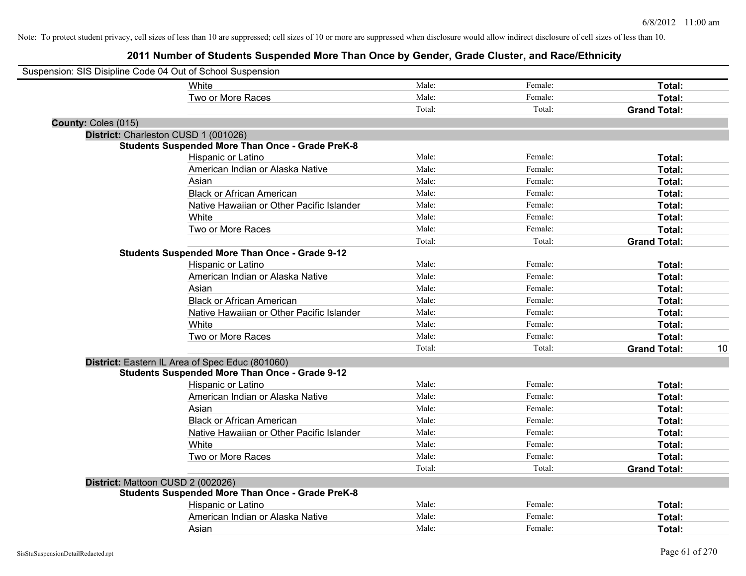Note: To protect student privacy, cell sizes of less than 10 are suppressed; cell sizes of 10 or more are suppressed when disclosure would allow indirect disclosure of cell sizes of less than 10.

# 2011 Number of Students Suspended More Than Once by Gender, Grade Cluster, and Race/Ethnicity

Suspension: SIS Disipline Code 04 Out of School Suspension

| | | | | |
|---|---|---|---|---|
| White | Male: | Female: | **Total:** | |
| Two or More Races | Male: | Female: | **Total:** | |
| | Total: | Total: | **Grand Total:** | |

**County:** Coles (015)

**District:** Charleston CUSD 1 (001026)

**Students Suspended More Than Once - Grade PreK-8**

| | | | | |
|---|---|---|---|---|
| Hispanic or Latino | Male: | Female: | **Total:** | |
| American Indian or Alaska Native | Male: | Female: | **Total:** | |
| Asian | Male: | Female: | **Total:** | |
| Black or African American | Male: | Female: | **Total:** | |
| Native Hawaiian or Other Pacific Islander | Male: | Female: | **Total:** | |
| White | Male: | Female: | **Total:** | |
| Two or More Races | Male: | Female: | **Total:** | |
| | Total: | Total: | **Grand Total:** | |

**Students Suspended More Than Once - Grade 9-12**

| | | | | |
|---|---|---|---|---|
| Hispanic or Latino | Male: | Female: | **Total:** | |
| American Indian or Alaska Native | Male: | Female: | **Total:** | |
| Asian | Male: | Female: | **Total:** | |
| Black or African American | Male: | Female: | **Total:** | |
| Native Hawaiian or Other Pacific Islander | Male: | Female: | **Total:** | |
| White | Male: | Female: | **Total:** | |
| Two or More Races | Male: | Female: | **Total:** | |
| | Total: | Total: | **Grand Total:** | 10 |

**District:** Eastern IL Area of Spec Educ (801060)

**Students Suspended More Than Once - Grade 9-12**

| | | | | |
|---|---|---|---|---|
| Hispanic or Latino | Male: | Female: | **Total:** | |
| American Indian or Alaska Native | Male: | Female: | **Total:** | |
| Asian | Male: | Female: | **Total:** | |
| Black or African American | Male: | Female: | **Total:** | |
| Native Hawaiian or Other Pacific Islander | Male: | Female: | **Total:** | |
| White | Male: | Female: | **Total:** | |
| Two or More Races | Male: | Female: | **Total:** | |
| | Total: | Total: | **Grand Total:** | |

**District:** Mattoon CUSD 2 (002026)

**Students Suspended More Than Once - Grade PreK-8**

| | | | | |
|---|---|---|---|---|
| Hispanic or Latino | Male: | Female: | **Total:** | |
| American Indian or Alaska Native | Male: | Female: | **Total:** | |
| Asian | Male: | Female: | **Total:** | |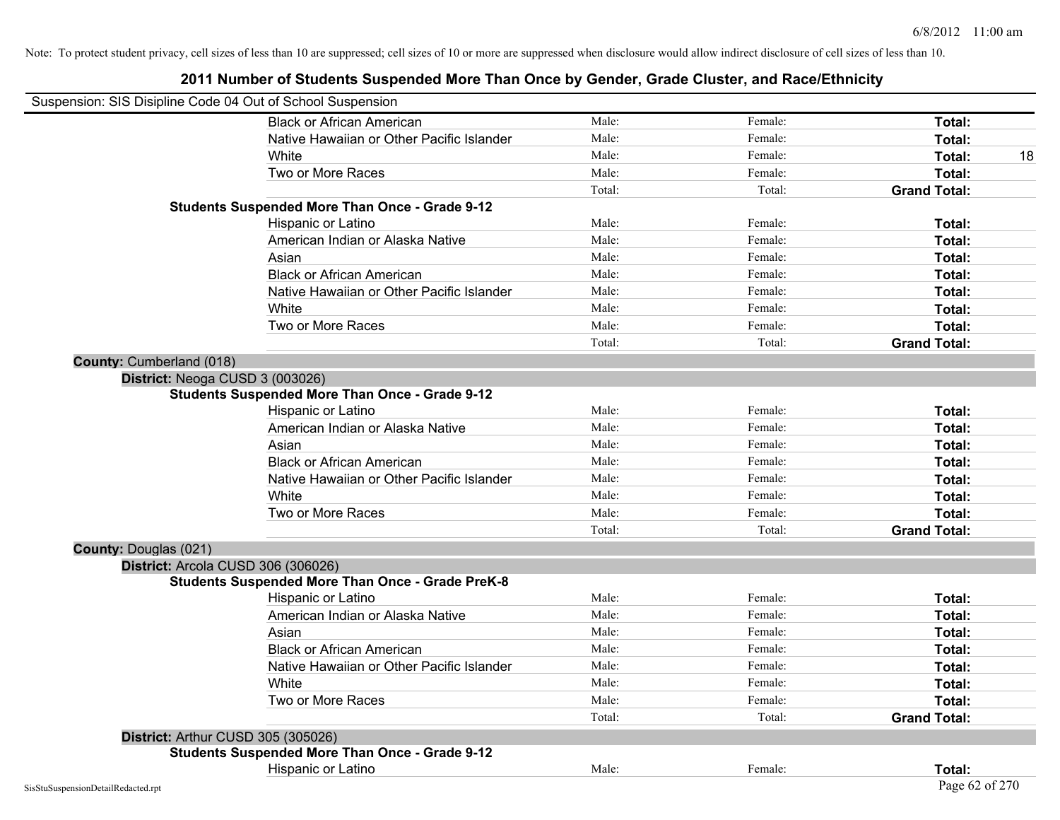Note: To protect student privacy, cell sizes of less than 10 are suppressed; cell sizes of 10 or more are suppressed when disclosure would allow indirect disclosure of cell sizes of less than 10.

# 2011 Number of Students Suspended More Than Once by Gender, Grade Cluster, and Race/Ethnicity

Suspension: SIS Disipline Code 04 Out of School Suspension

| | | | | |
|---|---|---|---|---|
| Black or African American | Male: | Female: | **Total:** | |
| Native Hawaiian or Other Pacific Islander | Male: | Female: | **Total:** | |
| White | Male: | Female: | **Total:** | 18 |
| Two or More Races | Male: | Female: | **Total:** | |
| | Total: | Total: | **Grand Total:** | |

**Students Suspended More Than Once - Grade 9-12**

| | | | | |
|---|---|---|---|---|
| Hispanic or Latino | Male: | Female: | **Total:** | |
| American Indian or Alaska Native | Male: | Female: | **Total:** | |
| Asian | Male: | Female: | **Total:** | |
| Black or African American | Male: | Female: | **Total:** | |
| Native Hawaiian or Other Pacific Islander | Male: | Female: | **Total:** | |
| White | Male: | Female: | **Total:** | |
| Two or More Races | Male: | Female: | **Total:** | |
| | Total: | Total: | **Grand Total:** | |

**County:** Cumberland (018)

**District:** Neoga CUSD 3 (003026)

**Students Suspended More Than Once - Grade 9-12**

| | | | | |
|---|---|---|---|---|
| Hispanic or Latino | Male: | Female: | **Total:** | |
| American Indian or Alaska Native | Male: | Female: | **Total:** | |
| Asian | Male: | Female: | **Total:** | |
| Black or African American | Male: | Female: | **Total:** | |
| Native Hawaiian or Other Pacific Islander | Male: | Female: | **Total:** | |
| White | Male: | Female: | **Total:** | |
| Two or More Races | Male: | Female: | **Total:** | |
| | Total: | Total: | **Grand Total:** | |

**County:** Douglas (021)

**District:** Arcola CUSD 306 (306026)

**Students Suspended More Than Once - Grade PreK-8**

| | | | | |
|---|---|---|---|---|
| Hispanic or Latino | Male: | Female: | **Total:** | |
| American Indian or Alaska Native | Male: | Female: | **Total:** | |
| Asian | Male: | Female: | **Total:** | |
| Black or African American | Male: | Female: | **Total:** | |
| Native Hawaiian or Other Pacific Islander | Male: | Female: | **Total:** | |
| White | Male: | Female: | **Total:** | |
| Two or More Races | Male: | Female: | **Total:** | |
| | Total: | Total: | **Grand Total:** | |

**District:** Arthur CUSD 305 (305026)

**Students Suspended More Than Once - Grade 9-12**

| | | | | |
|---|---|---|---|---|
| Hispanic or Latino | Male: | Female: | **Total:** | |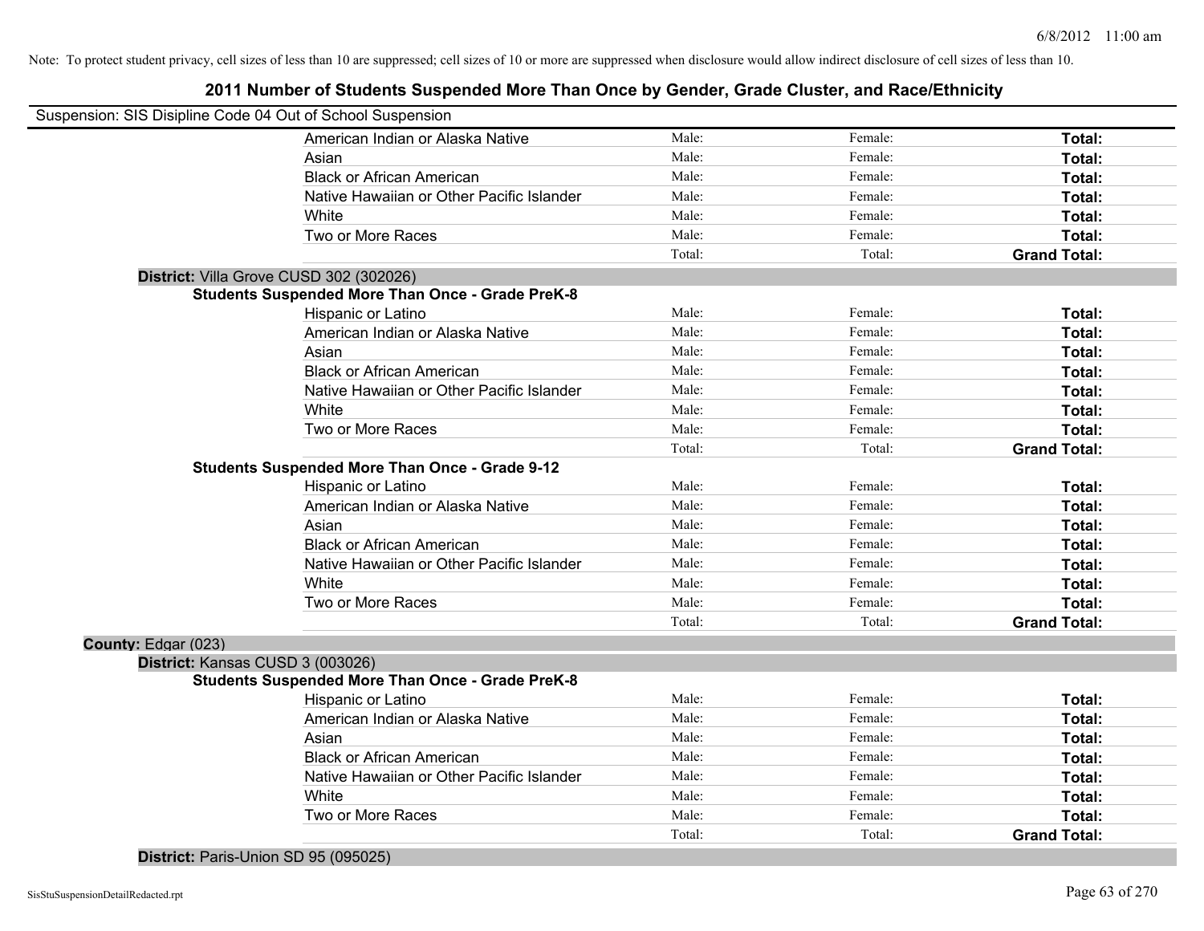Note: To protect student privacy, cell sizes of less than 10 are suppressed; cell sizes of 10 or more are suppressed when disclosure would allow indirect disclosure of cell sizes of less than 10.

## 2011 Number of Students Suspended More Than Once by Gender, Grade Cluster, and Race/Ethnicity

Suspension: SIS Disipline Code 04 Out of School Suspension

| | | | |
|---|---|---|---|
| American Indian or Alaska Native | Male: | Female: | **Total:** |
| Asian | Male: | Female: | **Total:** |
| Black or African American | Male: | Female: | **Total:** |
| Native Hawaiian or Other Pacific Islander | Male: | Female: | **Total:** |
| White | Male: | Female: | **Total:** |
| Two or More Races | Male: | Female: | **Total:** |
| | Total: | Total: | **Grand Total:** |

**District:** Villa Grove CUSD 302 (302026)

**Students Suspended More Than Once - Grade PreK-8**

| | | | |
|---|---|---|---|
| Hispanic or Latino | Male: | Female: | **Total:** |
| American Indian or Alaska Native | Male: | Female: | **Total:** |
| Asian | Male: | Female: | **Total:** |
| Black or African American | Male: | Female: | **Total:** |
| Native Hawaiian or Other Pacific Islander | Male: | Female: | **Total:** |
| White | Male: | Female: | **Total:** |
| Two or More Races | Male: | Female: | **Total:** |
| | Total: | Total: | **Grand Total:** |

**Students Suspended More Than Once - Grade 9-12**

| | | | |
|---|---|---|---|
| Hispanic or Latino | Male: | Female: | **Total:** |
| American Indian or Alaska Native | Male: | Female: | **Total:** |
| Asian | Male: | Female: | **Total:** |
| Black or African American | Male: | Female: | **Total:** |
| Native Hawaiian or Other Pacific Islander | Male: | Female: | **Total:** |
| White | Male: | Female: | **Total:** |
| Two or More Races | Male: | Female: | **Total:** |
| | Total: | Total: | **Grand Total:** |

**County:** Edgar (023)

**District:** Kansas CUSD 3 (003026)

**Students Suspended More Than Once - Grade PreK-8**

| | | | |
|---|---|---|---|
| Hispanic or Latino | Male: | Female: | **Total:** |
| American Indian or Alaska Native | Male: | Female: | **Total:** |
| Asian | Male: | Female: | **Total:** |
| Black or African American | Male: | Female: | **Total:** |
| Native Hawaiian or Other Pacific Islander | Male: | Female: | **Total:** |
| White | Male: | Female: | **Total:** |
| Two or More Races | Male: | Female: | **Total:** |
| | Total: | Total: | **Grand Total:** |

**District:** Paris-Union SD 95 (095025)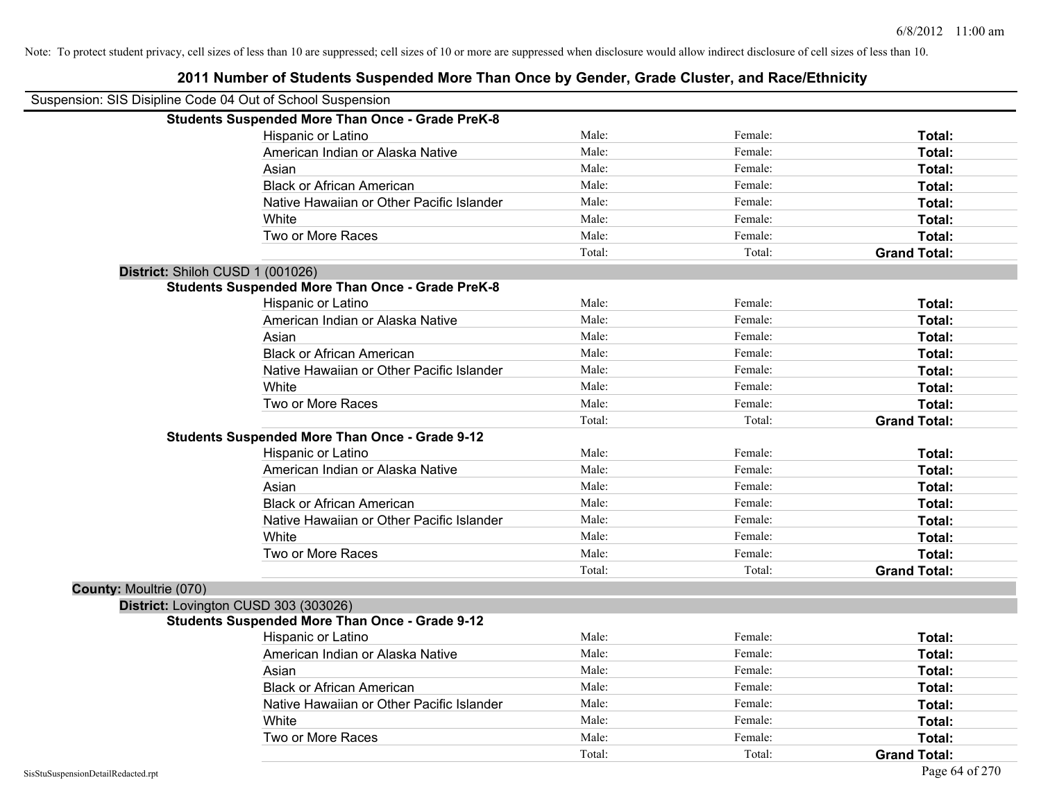Note: To protect student privacy, cell sizes of less than 10 are suppressed; cell sizes of 10 or more are suppressed when disclosure would allow indirect disclosure of cell sizes of less than 10.

# 2011 Number of Students Suspended More Than Once by Gender, Grade Cluster, and Race/Ethnicity

Suspension: SIS Disipline Code 04 Out of School Suspension

**Students Suspended More Than Once - Grade PreK-8**

| | | | |
|---|---|---|---|
| Hispanic or Latino | Male: | Female: | **Total:** |
| American Indian or Alaska Native | Male: | Female: | **Total:** |
| Asian | Male: | Female: | **Total:** |
| Black or African American | Male: | Female: | **Total:** |
| Native Hawaiian or Other Pacific Islander | Male: | Female: | **Total:** |
| White | Male: | Female: | **Total:** |
| Two or More Races | Male: | Female: | **Total:** |
| | Total: | Total: | **Grand Total:** |

**District:** Shiloh CUSD 1 (001026)

**Students Suspended More Than Once - Grade PreK-8**

| | | | |
|---|---|---|---|
| Hispanic or Latino | Male: | Female: | **Total:** |
| American Indian or Alaska Native | Male: | Female: | **Total:** |
| Asian | Male: | Female: | **Total:** |
| Black or African American | Male: | Female: | **Total:** |
| Native Hawaiian or Other Pacific Islander | Male: | Female: | **Total:** |
| White | Male: | Female: | **Total:** |
| Two or More Races | Male: | Female: | **Total:** |
| | Total: | Total: | **Grand Total:** |

**Students Suspended More Than Once - Grade 9-12**

| | | | |
|---|---|---|---|
| Hispanic or Latino | Male: | Female: | **Total:** |
| American Indian or Alaska Native | Male: | Female: | **Total:** |
| Asian | Male: | Female: | **Total:** |
| Black or African American | Male: | Female: | **Total:** |
| Native Hawaiian or Other Pacific Islander | Male: | Female: | **Total:** |
| White | Male: | Female: | **Total:** |
| Two or More Races | Male: | Female: | **Total:** |
| | Total: | Total: | **Grand Total:** |

**County:** Moultrie (070)

**District:** Lovington CUSD 303 (303026)

**Students Suspended More Than Once - Grade 9-12**

| | | | |
|---|---|---|---|
| Hispanic or Latino | Male: | Female: | **Total:** |
| American Indian or Alaska Native | Male: | Female: | **Total:** |
| Asian | Male: | Female: | **Total:** |
| Black or African American | Male: | Female: | **Total:** |
| Native Hawaiian or Other Pacific Islander | Male: | Female: | **Total:** |
| White | Male: | Female: | **Total:** |
| Two or More Races | Male: | Female: | **Total:** |
| | Total: | Total: | **Grand Total:** |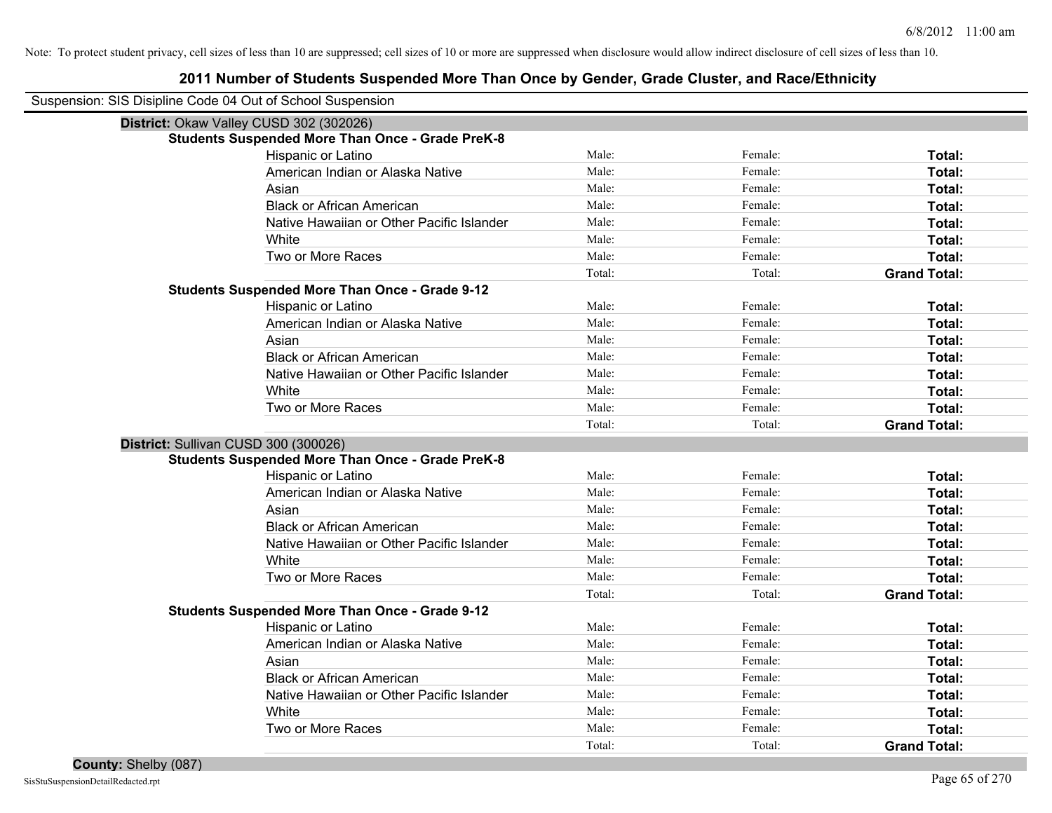Note: To protect student privacy, cell sizes of less than 10 are suppressed; cell sizes of 10 or more are suppressed when disclosure would allow indirect disclosure of cell sizes of less than 10.

# 2011 Number of Students Suspended More Than Once by Gender, Grade Cluster, and Race/Ethnicity

Suspension: SIS Disipline Code 04 Out of School Suspension

## District: Okaw Valley CUSD 302 (302026)

### Students Suspended More Than Once - Grade PreK-8

| | | | |
|---|---|---|---|
| Hispanic or Latino | Male: | Female: | **Total:** |
| American Indian or Alaska Native | Male: | Female: | **Total:** |
| Asian | Male: | Female: | **Total:** |
| Black or African American | Male: | Female: | **Total:** |
| Native Hawaiian or Other Pacific Islander | Male: | Female: | **Total:** |
| White | Male: | Female: | **Total:** |
| Two or More Races | Male: | Female: | **Total:** |
| | Total: | Total: | **Grand Total:** |

### Students Suspended More Than Once - Grade 9-12

| | | | |
|---|---|---|---|
| Hispanic or Latino | Male: | Female: | **Total:** |
| American Indian or Alaska Native | Male: | Female: | **Total:** |
| Asian | Male: | Female: | **Total:** |
| Black or African American | Male: | Female: | **Total:** |
| Native Hawaiian or Other Pacific Islander | Male: | Female: | **Total:** |
| White | Male: | Female: | **Total:** |
| Two or More Races | Male: | Female: | **Total:** |
| | Total: | Total: | **Grand Total:** |

## District: Sullivan CUSD 300 (300026)

### Students Suspended More Than Once - Grade PreK-8

| | | | |
|---|---|---|---|
| Hispanic or Latino | Male: | Female: | **Total:** |
| American Indian or Alaska Native | Male: | Female: | **Total:** |
| Asian | Male: | Female: | **Total:** |
| Black or African American | Male: | Female: | **Total:** |
| Native Hawaiian or Other Pacific Islander | Male: | Female: | **Total:** |
| White | Male: | Female: | **Total:** |
| Two or More Races | Male: | Female: | **Total:** |
| | Total: | Total: | **Grand Total:** |

### Students Suspended More Than Once - Grade 9-12

| | | | |
|---|---|---|---|
| Hispanic or Latino | Male: | Female: | **Total:** |
| American Indian or Alaska Native | Male: | Female: | **Total:** |
| Asian | Male: | Female: | **Total:** |
| Black or African American | Male: | Female: | **Total:** |
| Native Hawaiian or Other Pacific Islander | Male: | Female: | **Total:** |
| White | Male: | Female: | **Total:** |
| Two or More Races | Male: | Female: | **Total:** |
| | Total: | Total: | **Grand Total:** |

## County: Shelby (087)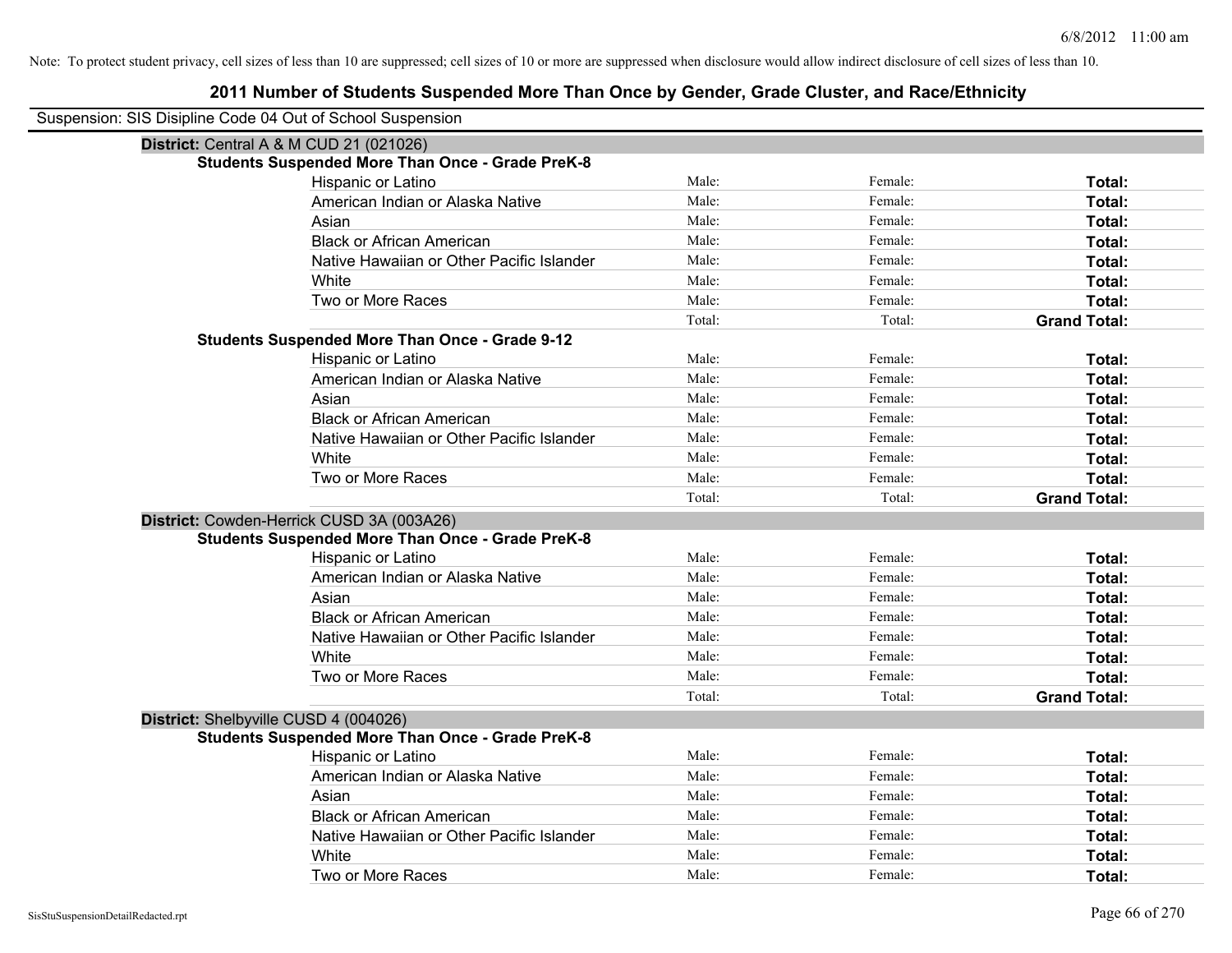Note: To protect student privacy, cell sizes of less than 10 are suppressed; cell sizes of 10 or more are suppressed when disclosure would allow indirect disclosure of cell sizes of less than 10.

# 2011 Number of Students Suspended More Than Once by Gender, Grade Cluster, and Race/Ethnicity

Suspension: SIS Disipline Code 04 Out of School Suspension

## District: Central A & M CUD 21 (021026)

### Students Suspended More Than Once - Grade PreK-8

| | | | |
|---|---|---|---|
| Hispanic or Latino | Male: | Female: | **Total:** |
| American Indian or Alaska Native | Male: | Female: | **Total:** |
| Asian | Male: | Female: | **Total:** |
| Black or African American | Male: | Female: | **Total:** |
| Native Hawaiian or Other Pacific Islander | Male: | Female: | **Total:** |
| White | Male: | Female: | **Total:** |
| Two or More Races | Male: | Female: | **Total:** |
| | Total: | Total: | **Grand Total:** |

### Students Suspended More Than Once - Grade 9-12

| | | | |
|---|---|---|---|
| Hispanic or Latino | Male: | Female: | **Total:** |
| American Indian or Alaska Native | Male: | Female: | **Total:** |
| Asian | Male: | Female: | **Total:** |
| Black or African American | Male: | Female: | **Total:** |
| Native Hawaiian or Other Pacific Islander | Male: | Female: | **Total:** |
| White | Male: | Female: | **Total:** |
| Two or More Races | Male: | Female: | **Total:** |
| | Total: | Total: | **Grand Total:** |

## District: Cowden-Herrick CUSD 3A (003A26)

### Students Suspended More Than Once - Grade PreK-8

| | | | |
|---|---|---|---|
| Hispanic or Latino | Male: | Female: | **Total:** |
| American Indian or Alaska Native | Male: | Female: | **Total:** |
| Asian | Male: | Female: | **Total:** |
| Black or African American | Male: | Female: | **Total:** |
| Native Hawaiian or Other Pacific Islander | Male: | Female: | **Total:** |
| White | Male: | Female: | **Total:** |
| Two or More Races | Male: | Female: | **Total:** |
| | Total: | Total: | **Grand Total:** |

## District: Shelbyville CUSD 4 (004026)

### Students Suspended More Than Once - Grade PreK-8

| | | | |
|---|---|---|---|
| Hispanic or Latino | Male: | Female: | **Total:** |
| American Indian or Alaska Native | Male: | Female: | **Total:** |
| Asian | Male: | Female: | **Total:** |
| Black or African American | Male: | Female: | **Total:** |
| Native Hawaiian or Other Pacific Islander | Male: | Female: | **Total:** |
| White | Male: | Female: | **Total:** |
| Two or More Races | Male: | Female: | **Total:** |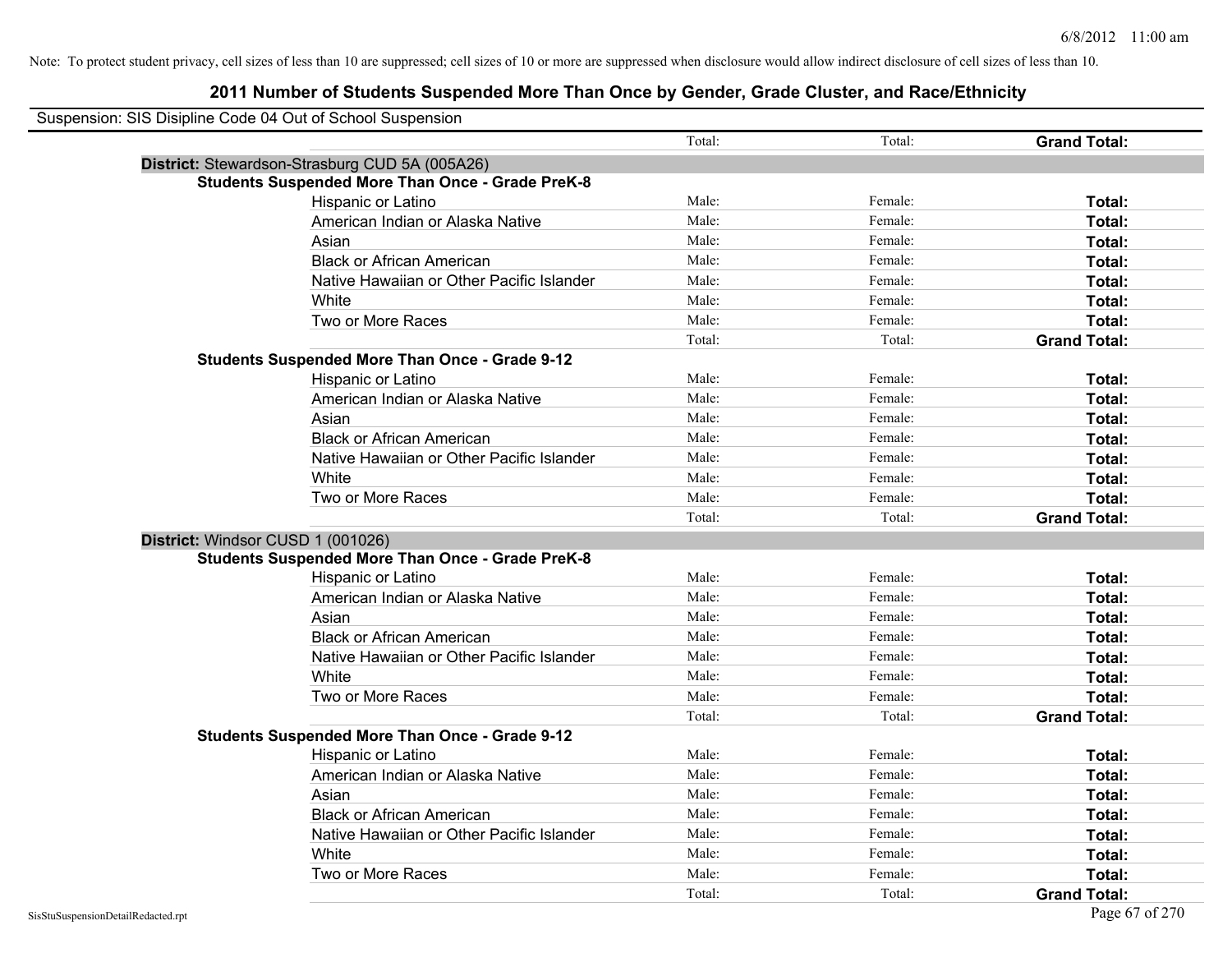Note: To protect student privacy, cell sizes of less than 10 are suppressed; cell sizes of 10 or more are suppressed when disclosure would allow indirect disclosure of cell sizes of less than 10.

## 2011 Number of Students Suspended More Than Once by Gender, Grade Cluster, and Race/Ethnicity

Suspension: SIS Disipline Code 04 Out of School Suspension

| | | | | |
|---|---|---|---|---|
| | | Total: | Total: | **Grand Total:** |
| **District:** Stewardson-Strasburg CUD 5A (005A26) | | | | |
| **Students Suspended More Than Once - Grade PreK-8** | | | | |
| | Hispanic or Latino | Male: | Female: | **Total:** |
| | American Indian or Alaska Native | Male: | Female: | **Total:** |
| | Asian | Male: | Female: | **Total:** |
| | Black or African American | Male: | Female: | **Total:** |
| | Native Hawaiian or Other Pacific Islander | Male: | Female: | **Total:** |
| | White | Male: | Female: | **Total:** |
| | Two or More Races | Male: | Female: | **Total:** |
| | | Total: | Total: | **Grand Total:** |
| **Students Suspended More Than Once - Grade 9-12** | | | | |
| | Hispanic or Latino | Male: | Female: | **Total:** |
| | American Indian or Alaska Native | Male: | Female: | **Total:** |
| | Asian | Male: | Female: | **Total:** |
| | Black or African American | Male: | Female: | **Total:** |
| | Native Hawaiian or Other Pacific Islander | Male: | Female: | **Total:** |
| | White | Male: | Female: | **Total:** |
| | Two or More Races | Male: | Female: | **Total:** |
| | | Total: | Total: | **Grand Total:** |
| **District:** Windsor CUSD 1 (001026) | | | | |
| **Students Suspended More Than Once - Grade PreK-8** | | | | |
| | Hispanic or Latino | Male: | Female: | **Total:** |
| | American Indian or Alaska Native | Male: | Female: | **Total:** |
| | Asian | Male: | Female: | **Total:** |
| | Black or African American | Male: | Female: | **Total:** |
| | Native Hawaiian or Other Pacific Islander | Male: | Female: | **Total:** |
| | White | Male: | Female: | **Total:** |
| | Two or More Races | Male: | Female: | **Total:** |
| | | Total: | Total: | **Grand Total:** |
| **Students Suspended More Than Once - Grade 9-12** | | | | |
| | Hispanic or Latino | Male: | Female: | **Total:** |
| | American Indian or Alaska Native | Male: | Female: | **Total:** |
| | Asian | Male: | Female: | **Total:** |
| | Black or African American | Male: | Female: | **Total:** |
| | Native Hawaiian or Other Pacific Islander | Male: | Female: | **Total:** |
| | White | Male: | Female: | **Total:** |
| | Two or More Races | Male: | Female: | **Total:** |
| | | Total: | Total: | **Grand Total:** |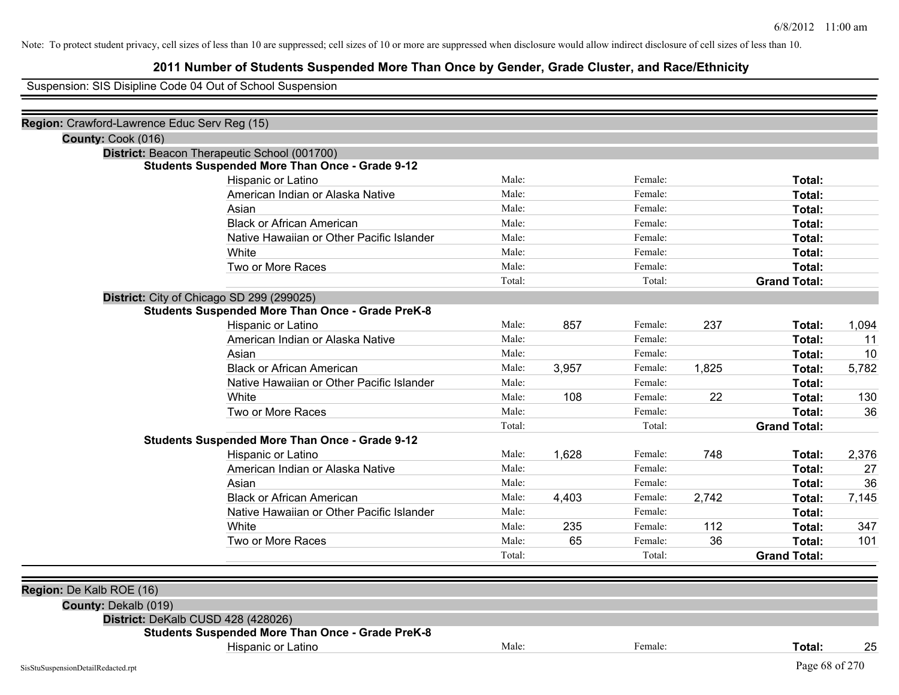Note: To protect student privacy, cell sizes of less than 10 are suppressed; cell sizes of 10 or more are suppressed when disclosure would allow indirect disclosure of cell sizes of less than 10.

# 2011 Number of Students Suspended More Than Once by Gender, Grade Cluster, and Race/Ethnicity

Suspension: SIS Disipline Code 04 Out of School Suspension

**Region:** Crawford-Lawrence Educ Serv Reg (15)

**County:** Cook (016)

**District:** Beacon Therapeutic School (001700)

**Students Suspended More Than Once - Grade 9-12**

| Race/Ethnicity | | Male | | Female | | Total |
|---|---|---|---|---|---|---|
| Hispanic or Latino | Male: | | Female: | | **Total:** | |
| American Indian or Alaska Native | Male: | | Female: | | **Total:** | |
| Asian | Male: | | Female: | | **Total:** | |
| Black or African American | Male: | | Female: | | **Total:** | |
| Native Hawaiian or Other Pacific Islander | Male: | | Female: | | **Total:** | |
| White | Male: | | Female: | | **Total:** | |
| Two or More Races | Male: | | Female: | | **Total:** | |
| | Total: | | Total: | | **Grand Total:** | |

**District:** City of Chicago SD 299 (299025)

**Students Suspended More Than Once - Grade PreK-8**

| Race/Ethnicity | | Male | | Female | | Total |
|---|---|---|---|---|---|---|
| Hispanic or Latino | Male: | 857 | Female: | 237 | **Total:** | 1,094 |
| American Indian or Alaska Native | Male: | | Female: | | **Total:** | 11 |
| Asian | Male: | | Female: | | **Total:** | 10 |
| Black or African American | Male: | 3,957 | Female: | 1,825 | **Total:** | 5,782 |
| Native Hawaiian or Other Pacific Islander | Male: | | Female: | | **Total:** | |
| White | Male: | 108 | Female: | 22 | **Total:** | 130 |
| Two or More Races | Male: | | Female: | | **Total:** | 36 |
| | Total: | | Total: | | **Grand Total:** | |

**Students Suspended More Than Once - Grade 9-12**

| Race/Ethnicity | | Male | | Female | | Total |
|---|---|---|---|---|---|---|
| Hispanic or Latino | Male: | 1,628 | Female: | 748 | **Total:** | 2,376 |
| American Indian or Alaska Native | Male: | | Female: | | **Total:** | 27 |
| Asian | Male: | | Female: | | **Total:** | 36 |
| Black or African American | Male: | 4,403 | Female: | 2,742 | **Total:** | 7,145 |
| Native Hawaiian or Other Pacific Islander | Male: | | Female: | | **Total:** | |
| White | Male: | 235 | Female: | 112 | **Total:** | 347 |
| Two or More Races | Male: | 65 | Female: | 36 | **Total:** | 101 |
| | Total: | | Total: | | **Grand Total:** | |

**Region:** De Kalb ROE (16)

**County:** Dekalb (019)

**District:** DeKalb CUSD 428 (428026)

**Students Suspended More Than Once - Grade PreK-8**

| Race/Ethnicity | | Male | | Female | | Total |
|---|---|---|---|---|---|---|
| Hispanic or Latino | Male: | | Female: | | **Total:** | 25 |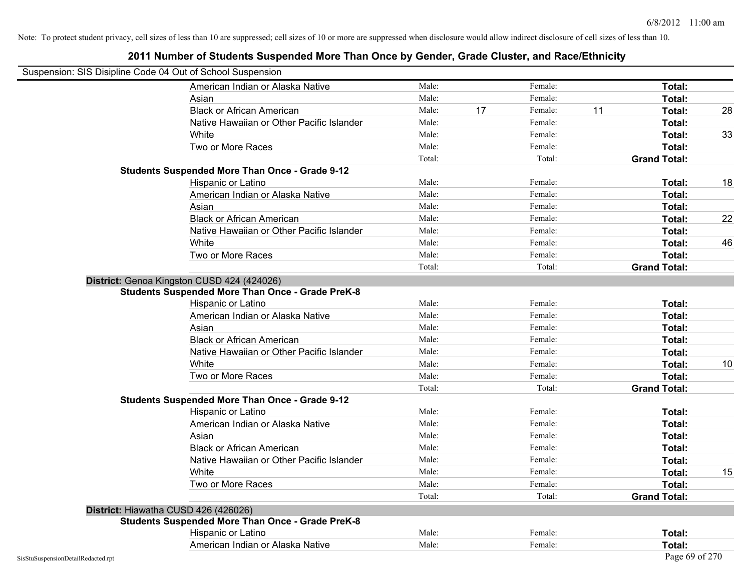Note: To protect student privacy, cell sizes of less than 10 are suppressed; cell sizes of 10 or more are suppressed when disclosure would allow indirect disclosure of cell sizes of less than 10.

# 2011 Number of Students Suspended More Than Once by Gender, Grade Cluster, and Race/Ethnicity

Suspension: SIS Disipline Code 04 Out of School Suspension

| | | | | | | |
|---|---|---|---|---|---|---|
| American Indian or Alaska Native | Male: | | Female: | | **Total:** | |
| Asian | Male: | | Female: | | **Total:** | |
| Black or African American | Male: | 17 | Female: | 11 | **Total:** | 28 |
| Native Hawaiian or Other Pacific Islander | Male: | | Female: | | **Total:** | |
| White | Male: | | Female: | | **Total:** | 33 |
| Two or More Races | Male: | | Female: | | **Total:** | |
| | Total: | | Total: | | **Grand Total:** | |

**Students Suspended More Than Once - Grade 9-12**

| | | | | | | |
|---|---|---|---|---|---|---|
| Hispanic or Latino | Male: | | Female: | | **Total:** | 18 |
| American Indian or Alaska Native | Male: | | Female: | | **Total:** | |
| Asian | Male: | | Female: | | **Total:** | |
| Black or African American | Male: | | Female: | | **Total:** | 22 |
| Native Hawaiian or Other Pacific Islander | Male: | | Female: | | **Total:** | |
| White | Male: | | Female: | | **Total:** | 46 |
| Two or More Races | Male: | | Female: | | **Total:** | |
| | Total: | | Total: | | **Grand Total:** | |

**District:** Genoa Kingston CUSD 424 (424026)

**Students Suspended More Than Once - Grade PreK-8**

| | | | | | | |
|---|---|---|---|---|---|---|
| Hispanic or Latino | Male: | | Female: | | **Total:** | |
| American Indian or Alaska Native | Male: | | Female: | | **Total:** | |
| Asian | Male: | | Female: | | **Total:** | |
| Black or African American | Male: | | Female: | | **Total:** | |
| Native Hawaiian or Other Pacific Islander | Male: | | Female: | | **Total:** | |
| White | Male: | | Female: | | **Total:** | 10 |
| Two or More Races | Male: | | Female: | | **Total:** | |
| | Total: | | Total: | | **Grand Total:** | |

**Students Suspended More Than Once - Grade 9-12**

| | | | | | | |
|---|---|---|---|---|---|---|
| Hispanic or Latino | Male: | | Female: | | **Total:** | |
| American Indian or Alaska Native | Male: | | Female: | | **Total:** | |
| Asian | Male: | | Female: | | **Total:** | |
| Black or African American | Male: | | Female: | | **Total:** | |
| Native Hawaiian or Other Pacific Islander | Male: | | Female: | | **Total:** | |
| White | Male: | | Female: | | **Total:** | 15 |
| Two or More Races | Male: | | Female: | | **Total:** | |
| | Total: | | Total: | | **Grand Total:** | |

**District:** Hiawatha CUSD 426 (426026)

**Students Suspended More Than Once - Grade PreK-8**

| | | | | | | |
|---|---|---|---|---|---|---|
| Hispanic or Latino | Male: | | Female: | | **Total:** | |
| American Indian or Alaska Native | Male: | | Female: | | **Total:** | |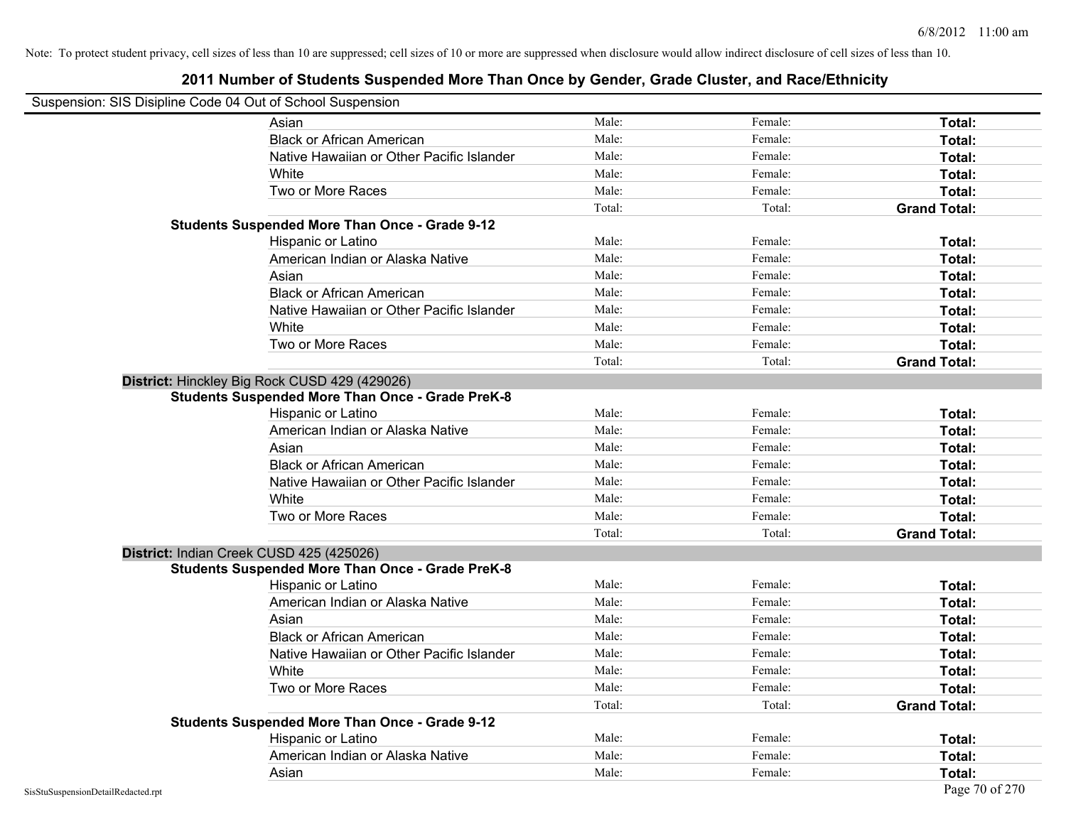Note: To protect student privacy, cell sizes of less than 10 are suppressed; cell sizes of 10 or more are suppressed when disclosure would allow indirect disclosure of cell sizes of less than 10.

# 2011 Number of Students Suspended More Than Once by Gender, Grade Cluster, and Race/Ethnicity

Suspension: SIS Disipline Code 04 Out of School Suspension

| | | | | |
|---|---|---|---|---|
| | Asian | Male: | Female: | **Total:** |
| | Black or African American | Male: | Female: | **Total:** |
| | Native Hawaiian or Other Pacific Islander | Male: | Female: | **Total:** |
| | White | Male: | Female: | **Total:** |
| | Two or More Races | Male: | Female: | **Total:** |
| | | Total: | Total: | **Grand Total:** |
| **Students Suspended More Than Once - Grade 9-12** | | | | |
| | Hispanic or Latino | Male: | Female: | **Total:** |
| | American Indian or Alaska Native | Male: | Female: | **Total:** |
| | Asian | Male: | Female: | **Total:** |
| | Black or African American | Male: | Female: | **Total:** |
| | Native Hawaiian or Other Pacific Islander | Male: | Female: | **Total:** |
| | White | Male: | Female: | **Total:** |
| | Two or More Races | Male: | Female: | **Total:** |
| | | Total: | Total: | **Grand Total:** |
| **District:** Hinckley Big Rock CUSD 429 (429026) | | | | |
| **Students Suspended More Than Once - Grade PreK-8** | | | | |
| | Hispanic or Latino | Male: | Female: | **Total:** |
| | American Indian or Alaska Native | Male: | Female: | **Total:** |
| | Asian | Male: | Female: | **Total:** |
| | Black or African American | Male: | Female: | **Total:** |
| | Native Hawaiian or Other Pacific Islander | Male: | Female: | **Total:** |
| | White | Male: | Female: | **Total:** |
| | Two or More Races | Male: | Female: | **Total:** |
| | | Total: | Total: | **Grand Total:** |
| **District:** Indian Creek CUSD 425 (425026) | | | | |
| **Students Suspended More Than Once - Grade PreK-8** | | | | |
| | Hispanic or Latino | Male: | Female: | **Total:** |
| | American Indian or Alaska Native | Male: | Female: | **Total:** |
| | Asian | Male: | Female: | **Total:** |
| | Black or African American | Male: | Female: | **Total:** |
| | Native Hawaiian or Other Pacific Islander | Male: | Female: | **Total:** |
| | White | Male: | Female: | **Total:** |
| | Two or More Races | Male: | Female: | **Total:** |
| | | Total: | Total: | **Grand Total:** |
| **Students Suspended More Than Once - Grade 9-12** | | | | |
| | Hispanic or Latino | Male: | Female: | **Total:** |
| | American Indian or Alaska Native | Male: | Female: | **Total:** |
| | Asian | Male: | Female: | **Total:** |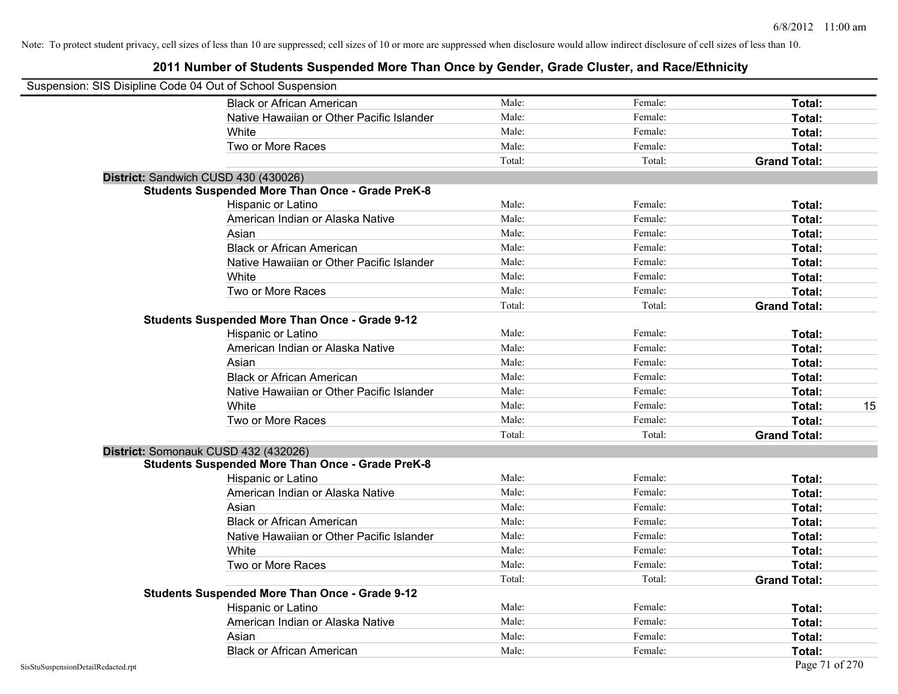Note: To protect student privacy, cell sizes of less than 10 are suppressed; cell sizes of 10 or more are suppressed when disclosure would allow indirect disclosure of cell sizes of less than 10.

# 2011 Number of Students Suspended More Than Once by Gender, Grade Cluster, and Race/Ethnicity

Suspension: SIS Disipline Code 04 Out of School Suspension

| | | | | |
|---|---|---|---|---|
| Black or African American | Male: | Female: | **Total:** | |
| Native Hawaiian or Other Pacific Islander | Male: | Female: | **Total:** | |
| White | Male: | Female: | **Total:** | |
| Two or More Races | Male: | Female: | **Total:** | |
| | Total: | Total: | **Grand Total:** | |

**District:** Sandwich CUSD 430 (430026)

**Students Suspended More Than Once - Grade PreK-8**

| | | | | |
|---|---|---|---|---|
| Hispanic or Latino | Male: | Female: | **Total:** | |
| American Indian or Alaska Native | Male: | Female: | **Total:** | |
| Asian | Male: | Female: | **Total:** | |
| Black or African American | Male: | Female: | **Total:** | |
| Native Hawaiian or Other Pacific Islander | Male: | Female: | **Total:** | |
| White | Male: | Female: | **Total:** | |
| Two or More Races | Male: | Female: | **Total:** | |
| | Total: | Total: | **Grand Total:** | |

**Students Suspended More Than Once - Grade 9-12**

| | | | | |
|---|---|---|---|---|
| Hispanic or Latino | Male: | Female: | **Total:** | |
| American Indian or Alaska Native | Male: | Female: | **Total:** | |
| Asian | Male: | Female: | **Total:** | |
| Black or African American | Male: | Female: | **Total:** | |
| Native Hawaiian or Other Pacific Islander | Male: | Female: | **Total:** | |
| White | Male: | Female: | **Total:** | 15 |
| Two or More Races | Male: | Female: | **Total:** | |
| | Total: | Total: | **Grand Total:** | |

**District:** Somonauk CUSD 432 (432026)

**Students Suspended More Than Once - Grade PreK-8**

| | | | | |
|---|---|---|---|---|
| Hispanic or Latino | Male: | Female: | **Total:** | |
| American Indian or Alaska Native | Male: | Female: | **Total:** | |
| Asian | Male: | Female: | **Total:** | |
| Black or African American | Male: | Female: | **Total:** | |
| Native Hawaiian or Other Pacific Islander | Male: | Female: | **Total:** | |
| White | Male: | Female: | **Total:** | |
| Two or More Races | Male: | Female: | **Total:** | |
| | Total: | Total: | **Grand Total:** | |

**Students Suspended More Than Once - Grade 9-12**

| | | | | |
|---|---|---|---|---|
| Hispanic or Latino | Male: | Female: | **Total:** | |
| American Indian or Alaska Native | Male: | Female: | **Total:** | |
| Asian | Male: | Female: | **Total:** | |
| Black or African American | Male: | Female: | **Total:** | |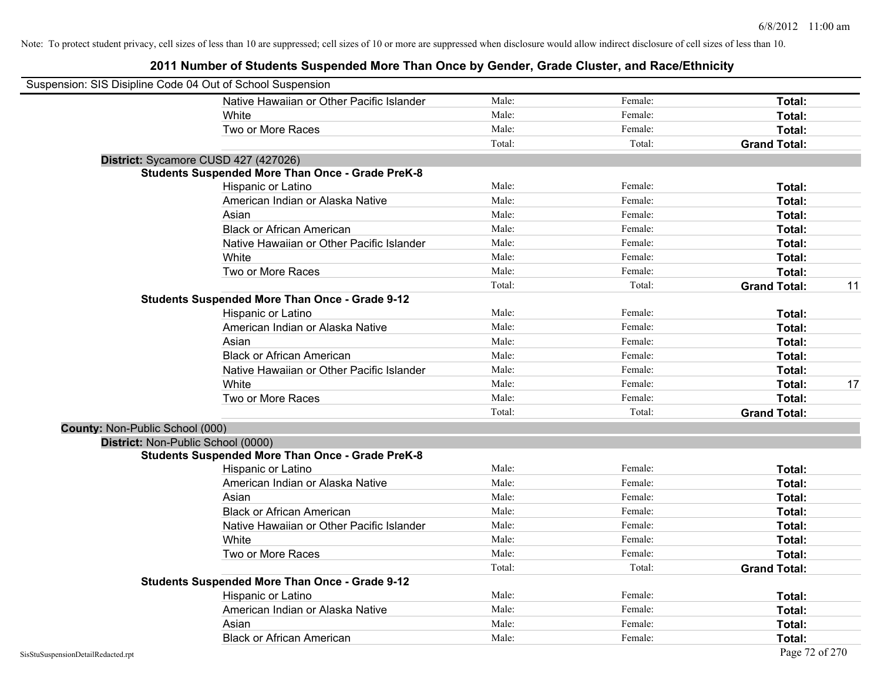Note: To protect student privacy, cell sizes of less than 10 are suppressed; cell sizes of 10 or more are suppressed when disclosure would allow indirect disclosure of cell sizes of less than 10.

# 2011 Number of Students Suspended More Than Once by Gender, Grade Cluster, and Race/Ethnicity

Suspension: SIS Disipline Code 04 Out of School Suspension

| | Male: | Female: | Total: | |
|---|---|---|---|---|
| Native Hawaiian or Other Pacific Islander | Male: | Female: | **Total:** | |
| White | Male: | Female: | **Total:** | |
| Two or More Races | Male: | Female: | **Total:** | |
| | Total: | Total: | **Grand Total:** | |

**District:** Sycamore CUSD 427 (427026)

**Students Suspended More Than Once - Grade PreK-8**

| | | | | |
|---|---|---|---|---|
| Hispanic or Latino | Male: | Female: | **Total:** | |
| American Indian or Alaska Native | Male: | Female: | **Total:** | |
| Asian | Male: | Female: | **Total:** | |
| Black or African American | Male: | Female: | **Total:** | |
| Native Hawaiian or Other Pacific Islander | Male: | Female: | **Total:** | |
| White | Male: | Female: | **Total:** | |
| Two or More Races | Male: | Female: | **Total:** | |
| | Total: | Total: | **Grand Total:** | 11 |

**Students Suspended More Than Once - Grade 9-12**

| | | | | |
|---|---|---|---|---|
| Hispanic or Latino | Male: | Female: | **Total:** | |
| American Indian or Alaska Native | Male: | Female: | **Total:** | |
| Asian | Male: | Female: | **Total:** | |
| Black or African American | Male: | Female: | **Total:** | |
| Native Hawaiian or Other Pacific Islander | Male: | Female: | **Total:** | |
| White | Male: | Female: | **Total:** | 17 |
| Two or More Races | Male: | Female: | **Total:** | |
| | Total: | Total: | **Grand Total:** | |

**County:** Non-Public School (000)

**District:** Non-Public School (0000)

**Students Suspended More Than Once - Grade PreK-8**

| | | | | |
|---|---|---|---|---|
| Hispanic or Latino | Male: | Female: | **Total:** | |
| American Indian or Alaska Native | Male: | Female: | **Total:** | |
| Asian | Male: | Female: | **Total:** | |
| Black or African American | Male: | Female: | **Total:** | |
| Native Hawaiian or Other Pacific Islander | Male: | Female: | **Total:** | |
| White | Male: | Female: | **Total:** | |
| Two or More Races | Male: | Female: | **Total:** | |
| | Total: | Total: | **Grand Total:** | |

**Students Suspended More Than Once - Grade 9-12**

| | | | | |
|---|---|---|---|---|
| Hispanic or Latino | Male: | Female: | **Total:** | |
| American Indian or Alaska Native | Male: | Female: | **Total:** | |
| Asian | Male: | Female: | **Total:** | |
| Black or African American | Male: | Female: | **Total:** | |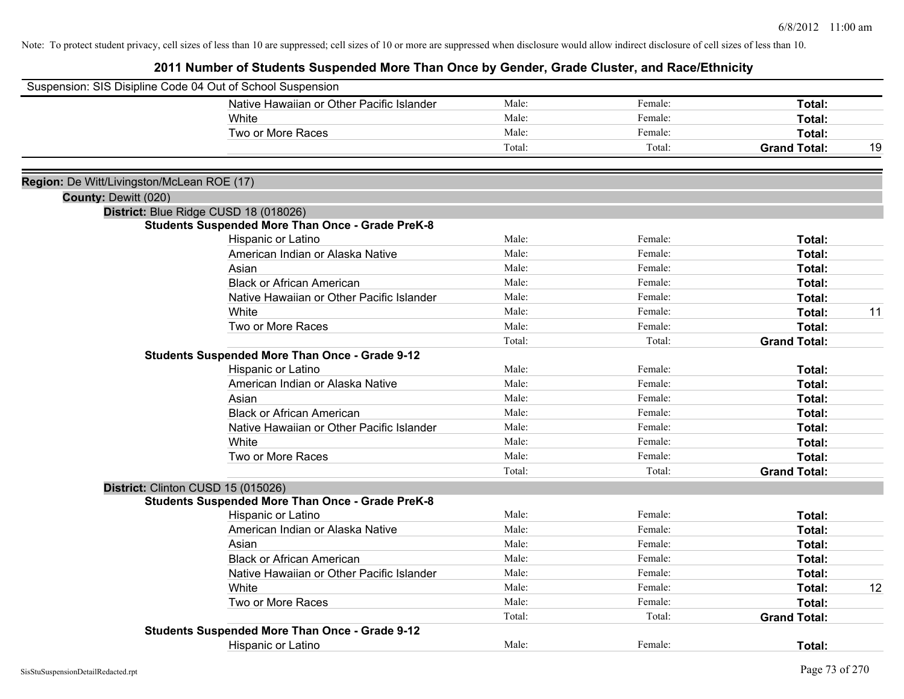Note: To protect student privacy, cell sizes of less than 10 are suppressed; cell sizes of 10 or more are suppressed when disclosure would allow indirect disclosure of cell sizes of less than 10.

# 2011 Number of Students Suspended More Than Once by Gender, Grade Cluster, and Race/Ethnicity

Suspension: SIS Disipline Code 04 Out of School Suspension

| | Male | Female | Total | |
|---|---|---|---|---|
| Native Hawaiian or Other Pacific Islander | Male: | Female: | **Total:** | |
| White | Male: | Female: | **Total:** | |
| Two or More Races | Male: | Female: | **Total:** | |
| | Total: | Total: | **Grand Total:** | 19 |

**Region:** De Witt/Livingston/McLean ROE (17)

**County:** Dewitt (020)

**District:** Blue Ridge CUSD 18 (018026)

**Students Suspended More Than Once - Grade PreK-8**

| | Male | Female | Total | |
|---|---|---|---|---|
| Hispanic or Latino | Male: | Female: | **Total:** | |
| American Indian or Alaska Native | Male: | Female: | **Total:** | |
| Asian | Male: | Female: | **Total:** | |
| Black or African American | Male: | Female: | **Total:** | |
| Native Hawaiian or Other Pacific Islander | Male: | Female: | **Total:** | |
| White | Male: | Female: | **Total:** | 11 |
| Two or More Races | Male: | Female: | **Total:** | |
| | Total: | Total: | **Grand Total:** | |

**Students Suspended More Than Once - Grade 9-12**

| | Male | Female | Total | |
|---|---|---|---|---|
| Hispanic or Latino | Male: | Female: | **Total:** | |
| American Indian or Alaska Native | Male: | Female: | **Total:** | |
| Asian | Male: | Female: | **Total:** | |
| Black or African American | Male: | Female: | **Total:** | |
| Native Hawaiian or Other Pacific Islander | Male: | Female: | **Total:** | |
| White | Male: | Female: | **Total:** | |
| Two or More Races | Male: | Female: | **Total:** | |
| | Total: | Total: | **Grand Total:** | |

**District:** Clinton CUSD 15 (015026)

**Students Suspended More Than Once - Grade PreK-8**

| | Male | Female | Total | |
|---|---|---|---|---|
| Hispanic or Latino | Male: | Female: | **Total:** | |
| American Indian or Alaska Native | Male: | Female: | **Total:** | |
| Asian | Male: | Female: | **Total:** | |
| Black or African American | Male: | Female: | **Total:** | |
| Native Hawaiian or Other Pacific Islander | Male: | Female: | **Total:** | |
| White | Male: | Female: | **Total:** | 12 |
| Two or More Races | Male: | Female: | **Total:** | |
| | Total: | Total: | **Grand Total:** | |

**Students Suspended More Than Once - Grade 9-12**

| | Male | Female | Total | |
|---|---|---|---|---|
| Hispanic or Latino | Male: | Female: | **Total:** | |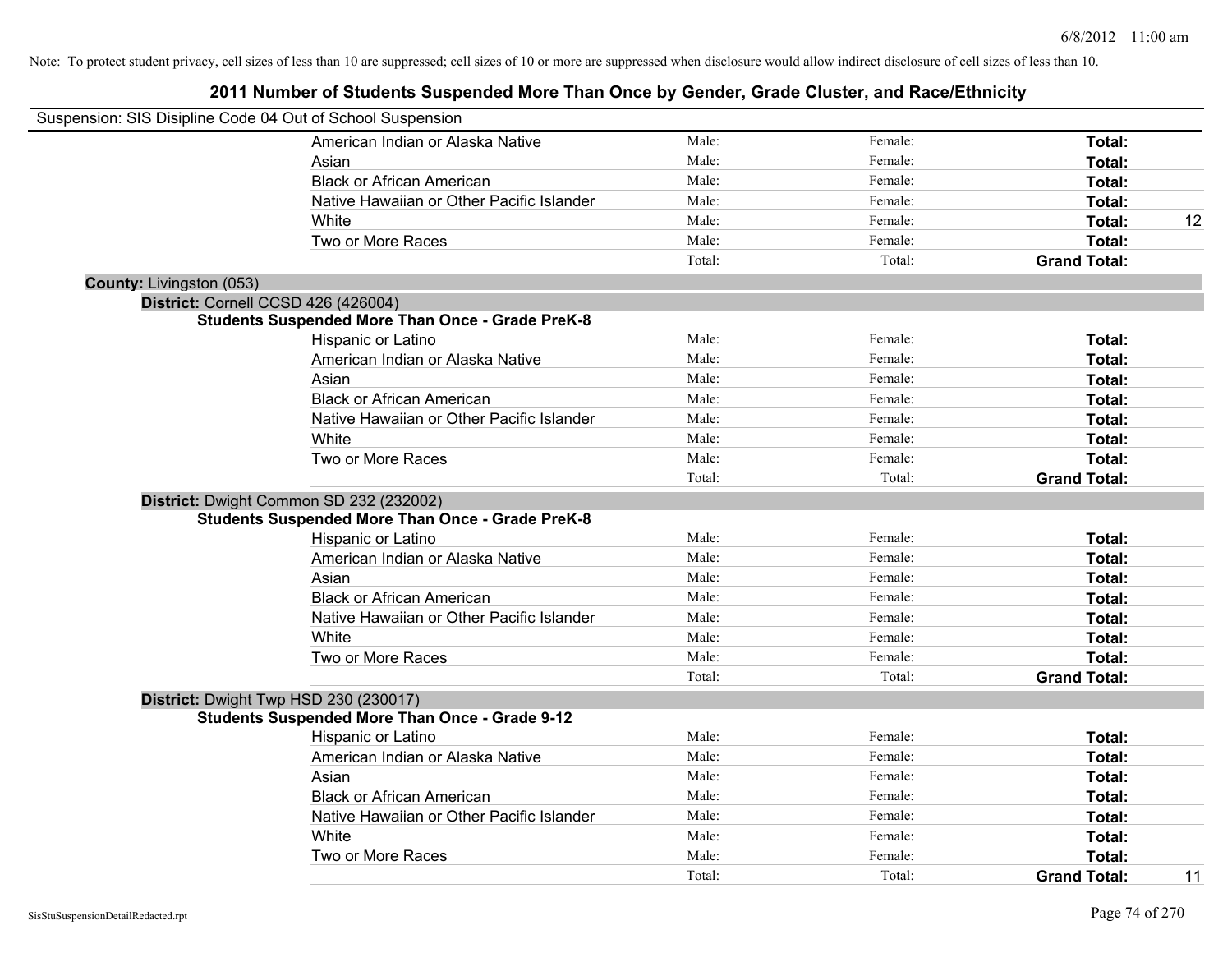Note: To protect student privacy, cell sizes of less than 10 are suppressed; cell sizes of 10 or more are suppressed when disclosure would allow indirect disclosure of cell sizes of less than 10.

## 2011 Number of Students Suspended More Than Once by Gender, Grade Cluster, and Race/Ethnicity

Suspension: SIS Disipline Code 04 Out of School Suspension

| | Male | Female | Total | |
|---|---|---|---|---|
| American Indian or Alaska Native | Male: | Female: | **Total:** | |
| Asian | Male: | Female: | **Total:** | |
| Black or African American | Male: | Female: | **Total:** | |
| Native Hawaiian or Other Pacific Islander | Male: | Female: | **Total:** | |
| White | Male: | Female: | **Total:** | 12 |
| Two or More Races | Male: | Female: | **Total:** | |
| | Total: | Total: | **Grand Total:** | |

**County:** Livingston (053)

**District:** Cornell CCSD 426 (426004)

**Students Suspended More Than Once - Grade PreK-8**

| | Male | Female | Total | |
|---|---|---|---|---|
| Hispanic or Latino | Male: | Female: | **Total:** | |
| American Indian or Alaska Native | Male: | Female: | **Total:** | |
| Asian | Male: | Female: | **Total:** | |
| Black or African American | Male: | Female: | **Total:** | |
| Native Hawaiian or Other Pacific Islander | Male: | Female: | **Total:** | |
| White | Male: | Female: | **Total:** | |
| Two or More Races | Male: | Female: | **Total:** | |
| | Total: | Total: | **Grand Total:** | |

**District:** Dwight Common SD 232 (232002)

**Students Suspended More Than Once - Grade PreK-8**

| | Male | Female | Total | |
|---|---|---|---|---|
| Hispanic or Latino | Male: | Female: | **Total:** | |
| American Indian or Alaska Native | Male: | Female: | **Total:** | |
| Asian | Male: | Female: | **Total:** | |
| Black or African American | Male: | Female: | **Total:** | |
| Native Hawaiian or Other Pacific Islander | Male: | Female: | **Total:** | |
| White | Male: | Female: | **Total:** | |
| Two or More Races | Male: | Female: | **Total:** | |
| | Total: | Total: | **Grand Total:** | |

**District:** Dwight Twp HSD 230 (230017)

**Students Suspended More Than Once - Grade 9-12**

| | Male | Female | Total | |
|---|---|---|---|---|
| Hispanic or Latino | Male: | Female: | **Total:** | |
| American Indian or Alaska Native | Male: | Female: | **Total:** | |
| Asian | Male: | Female: | **Total:** | |
| Black or African American | Male: | Female: | **Total:** | |
| Native Hawaiian or Other Pacific Islander | Male: | Female: | **Total:** | |
| White | Male: | Female: | **Total:** | |
| Two or More Races | Male: | Female: | **Total:** | |
| | Total: | Total: | **Grand Total:** | 11 |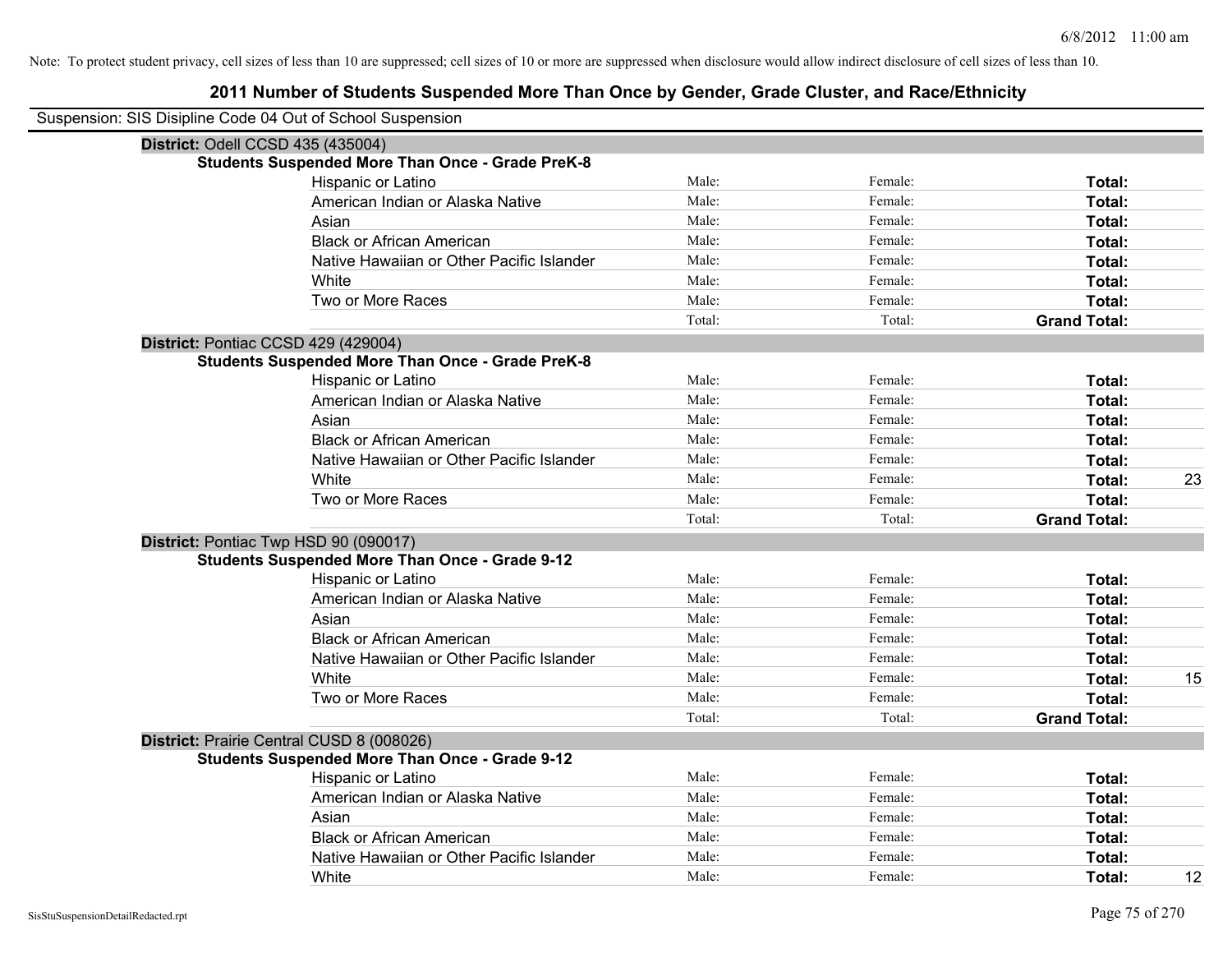Note: To protect student privacy, cell sizes of less than 10 are suppressed; cell sizes of 10 or more are suppressed when disclosure would allow indirect disclosure of cell sizes of less than 10.

# 2011 Number of Students Suspended More Than Once by Gender, Grade Cluster, and Race/Ethnicity

Suspension: SIS Disipline Code 04 Out of School Suspension

**District:** Odell CCSD 435 (435004)

**Students Suspended More Than Once - Grade PreK-8**

| | | | | |
|---|---|---|---|---|
| Hispanic or Latino | Male: | Female: | **Total:** | |
| American Indian or Alaska Native | Male: | Female: | **Total:** | |
| Asian | Male: | Female: | **Total:** | |
| Black or African American | Male: | Female: | **Total:** | |
| Native Hawaiian or Other Pacific Islander | Male: | Female: | **Total:** | |
| White | Male: | Female: | **Total:** | |
| Two or More Races | Male: | Female: | **Total:** | |
| | Total: | Total: | **Grand Total:** | |

**District:** Pontiac CCSD 429 (429004)

**Students Suspended More Than Once - Grade PreK-8**

| | | | | |
|---|---|---|---|---|
| Hispanic or Latino | Male: | Female: | **Total:** | |
| American Indian or Alaska Native | Male: | Female: | **Total:** | |
| Asian | Male: | Female: | **Total:** | |
| Black or African American | Male: | Female: | **Total:** | |
| Native Hawaiian or Other Pacific Islander | Male: | Female: | **Total:** | |
| White | Male: | Female: | **Total:** | 23 |
| Two or More Races | Male: | Female: | **Total:** | |
| | Total: | Total: | **Grand Total:** | |

**District:** Pontiac Twp HSD 90 (090017)

**Students Suspended More Than Once - Grade 9-12**

| | | | | |
|---|---|---|---|---|
| Hispanic or Latino | Male: | Female: | **Total:** | |
| American Indian or Alaska Native | Male: | Female: | **Total:** | |
| Asian | Male: | Female: | **Total:** | |
| Black or African American | Male: | Female: | **Total:** | |
| Native Hawaiian or Other Pacific Islander | Male: | Female: | **Total:** | |
| White | Male: | Female: | **Total:** | 15 |
| Two or More Races | Male: | Female: | **Total:** | |
| | Total: | Total: | **Grand Total:** | |

**District:** Prairie Central CUSD 8 (008026)

**Students Suspended More Than Once - Grade 9-12**

| | | | | |
|---|---|---|---|---|
| Hispanic or Latino | Male: | Female: | **Total:** | |
| American Indian or Alaska Native | Male: | Female: | **Total:** | |
| Asian | Male: | Female: | **Total:** | |
| Black or African American | Male: | Female: | **Total:** | |
| Native Hawaiian or Other Pacific Islander | Male: | Female: | **Total:** | |
| White | Male: | Female: | **Total:** | 12 |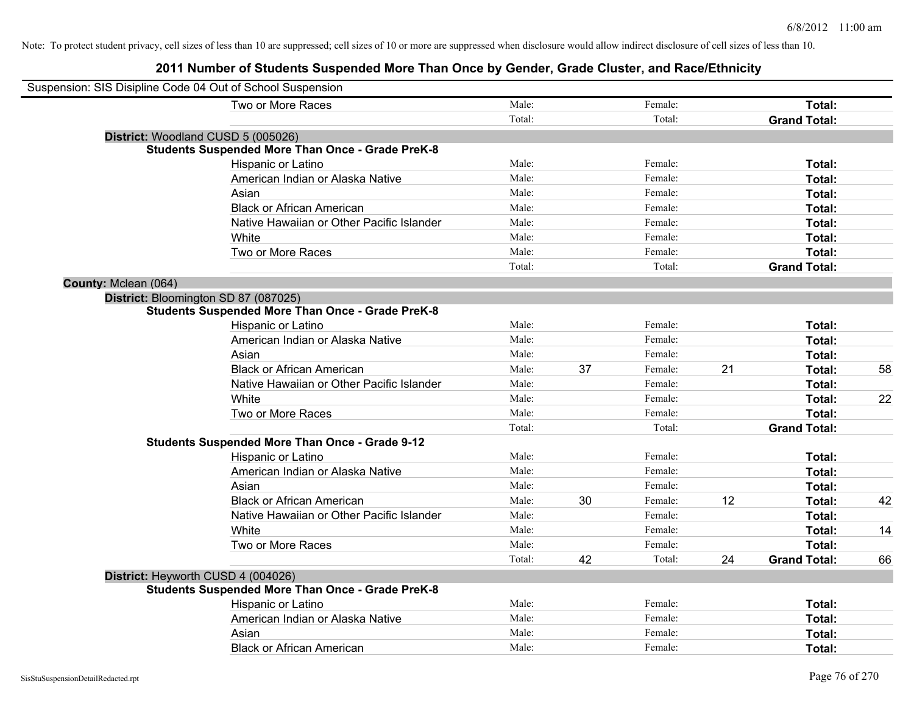Note: To protect student privacy, cell sizes of less than 10 are suppressed; cell sizes of 10 or more are suppressed when disclosure would allow indirect disclosure of cell sizes of less than 10.

# 2011 Number of Students Suspended More Than Once by Gender, Grade Cluster, and Race/Ethnicity

Suspension: SIS Disipline Code 04 Out of School Suspension

| | | | | | | |
|---|---|---|---|---|---|---|
| Two or More Races | Male: | | Female: | | **Total:** | |
| | Total: | | Total: | | **Grand Total:** | |

**District:** Woodland CUSD 5 (005026)

**Students Suspended More Than Once - Grade PreK-8**

| | | | | | | |
|---|---|---|---|---|---|---|
| Hispanic or Latino | Male: | | Female: | | **Total:** | |
| American Indian or Alaska Native | Male: | | Female: | | **Total:** | |
| Asian | Male: | | Female: | | **Total:** | |
| Black or African American | Male: | | Female: | | **Total:** | |
| Native Hawaiian or Other Pacific Islander | Male: | | Female: | | **Total:** | |
| White | Male: | | Female: | | **Total:** | |
| Two or More Races | Male: | | Female: | | **Total:** | |
| | Total: | | Total: | | **Grand Total:** | |

**County:** Mclean (064)

**District:** Bloomington SD 87 (087025)

**Students Suspended More Than Once - Grade PreK-8**

| | | | | | | |
|---|---|---|---|---|---|---|
| Hispanic or Latino | Male: | | Female: | | **Total:** | |
| American Indian or Alaska Native | Male: | | Female: | | **Total:** | |
| Asian | Male: | | Female: | | **Total:** | |
| Black or African American | Male: | 37 | Female: | 21 | **Total:** | 58 |
| Native Hawaiian or Other Pacific Islander | Male: | | Female: | | **Total:** | |
| White | Male: | | Female: | | **Total:** | 22 |
| Two or More Races | Male: | | Female: | | **Total:** | |
| | Total: | | Total: | | **Grand Total:** | |

**Students Suspended More Than Once - Grade 9-12**

| | | | | | | |
|---|---|---|---|---|---|---|
| Hispanic or Latino | Male: | | Female: | | **Total:** | |
| American Indian or Alaska Native | Male: | | Female: | | **Total:** | |
| Asian | Male: | | Female: | | **Total:** | |
| Black or African American | Male: | 30 | Female: | 12 | **Total:** | 42 |
| Native Hawaiian or Other Pacific Islander | Male: | | Female: | | **Total:** | |
| White | Male: | | Female: | | **Total:** | 14 |
| Two or More Races | Male: | | Female: | | **Total:** | |
| | Total: | 42 | Total: | 24 | **Grand Total:** | 66 |

**District:** Heyworth CUSD 4 (004026)

**Students Suspended More Than Once - Grade PreK-8**

| | | | | | | |
|---|---|---|---|---|---|---|
| Hispanic or Latino | Male: | | Female: | | **Total:** | |
| American Indian or Alaska Native | Male: | | Female: | | **Total:** | |
| Asian | Male: | | Female: | | **Total:** | |
| Black or African American | Male: | | Female: | | **Total:** | |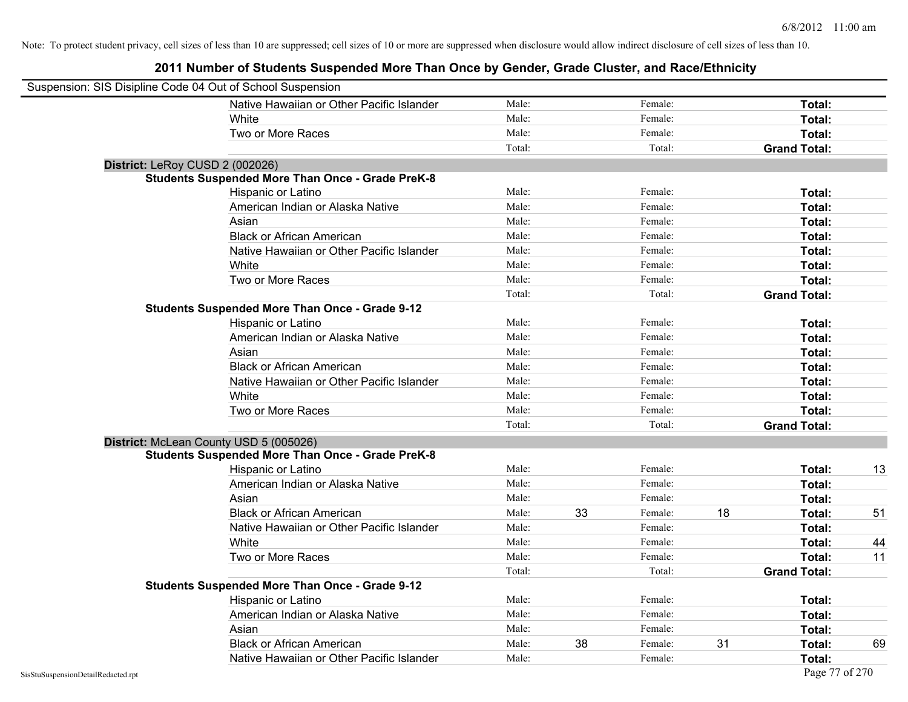Note: To protect student privacy, cell sizes of less than 10 are suppressed; cell sizes of 10 or more are suppressed when disclosure would allow indirect disclosure of cell sizes of less than 10.

# 2011 Number of Students Suspended More Than Once by Gender, Grade Cluster, and Race/Ethnicity

Suspension: SIS Disipline Code 04 Out of School Suspension

| | | | | | | | |
|---|---|---|---|---|---|---|---|
| Native Hawaiian or Other Pacific Islander | Male: | | Female: | | **Total:** | |
| White | Male: | | Female: | | **Total:** | |
| Two or More Races | Male: | | Female: | | **Total:** | |
| | Total: | | Total: | | **Grand Total:** | |

**District:** LeRoy CUSD 2 (002026)

**Students Suspended More Than Once - Grade PreK-8**

| | | | | | | |
|---|---|---|---|---|---|---|
| Hispanic or Latino | Male: | | Female: | | **Total:** | |
| American Indian or Alaska Native | Male: | | Female: | | **Total:** | |
| Asian | Male: | | Female: | | **Total:** | |
| Black or African American | Male: | | Female: | | **Total:** | |
| Native Hawaiian or Other Pacific Islander | Male: | | Female: | | **Total:** | |
| White | Male: | | Female: | | **Total:** | |
| Two or More Races | Male: | | Female: | | **Total:** | |
| | Total: | | Total: | | **Grand Total:** | |

**Students Suspended More Than Once - Grade 9-12**

| | | | | | | |
|---|---|---|---|---|---|---|
| Hispanic or Latino | Male: | | Female: | | **Total:** | |
| American Indian or Alaska Native | Male: | | Female: | | **Total:** | |
| Asian | Male: | | Female: | | **Total:** | |
| Black or African American | Male: | | Female: | | **Total:** | |
| Native Hawaiian or Other Pacific Islander | Male: | | Female: | | **Total:** | |
| White | Male: | | Female: | | **Total:** | |
| Two or More Races | Male: | | Female: | | **Total:** | |
| | Total: | | Total: | | **Grand Total:** | |

**District:** McLean County USD 5 (005026)

**Students Suspended More Than Once - Grade PreK-8**

| | | | | | | |
|---|---|---|---|---|---|---|
| Hispanic or Latino | Male: | | Female: | | **Total:** | 13 |
| American Indian or Alaska Native | Male: | | Female: | | **Total:** | |
| Asian | Male: | | Female: | | **Total:** | |
| Black or African American | Male: | 33 | Female: | 18 | **Total:** | 51 |
| Native Hawaiian or Other Pacific Islander | Male: | | Female: | | **Total:** | |
| White | Male: | | Female: | | **Total:** | 44 |
| Two or More Races | Male: | | Female: | | **Total:** | 11 |
| | Total: | | Total: | | **Grand Total:** | |

**Students Suspended More Than Once - Grade 9-12**

| | | | | | | |
|---|---|---|---|---|---|---|
| Hispanic or Latino | Male: | | Female: | | **Total:** | |
| American Indian or Alaska Native | Male: | | Female: | | **Total:** | |
| Asian | Male: | | Female: | | **Total:** | |
| Black or African American | Male: | 38 | Female: | 31 | **Total:** | 69 |
| Native Hawaiian or Other Pacific Islander | Male: | | Female: | | **Total:** | |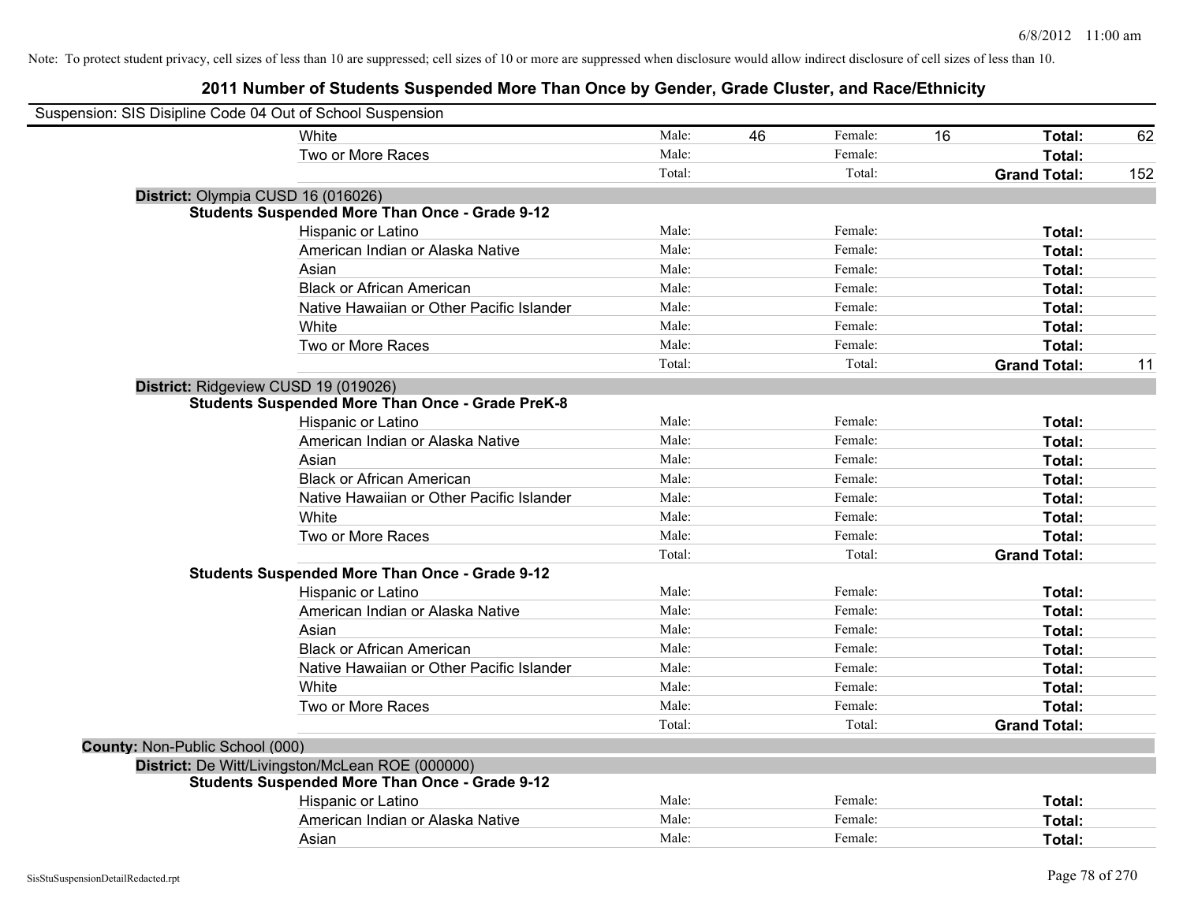Note: To protect student privacy, cell sizes of less than 10 are suppressed; cell sizes of 10 or more are suppressed when disclosure would allow indirect disclosure of cell sizes of less than 10.

# 2011 Number of Students Suspended More Than Once by Gender, Grade Cluster, and Race/Ethnicity

Suspension: SIS Disipline Code 04 Out of School Suspension

| | | | | | | |
|---|---|---|---|---|---|---|
| White | Male: | 46 | Female: | 16 | **Total:** | 62 |
| Two or More Races | Male: | | Female: | | **Total:** | |
| | Total: | | Total: | | **Grand Total:** | 152 |

**District:** Olympia CUSD 16 (016026)

**Students Suspended More Than Once - Grade 9-12**

| | | | | | | |
|---|---|---|---|---|---|---|
| Hispanic or Latino | Male: | | Female: | | **Total:** | |
| American Indian or Alaska Native | Male: | | Female: | | **Total:** | |
| Asian | Male: | | Female: | | **Total:** | |
| Black or African American | Male: | | Female: | | **Total:** | |
| Native Hawaiian or Other Pacific Islander | Male: | | Female: | | **Total:** | |
| White | Male: | | Female: | | **Total:** | |
| Two or More Races | Male: | | Female: | | **Total:** | |
| | Total: | | Total: | | **Grand Total:** | 11 |

**District:** Ridgeview CUSD 19 (019026)

**Students Suspended More Than Once - Grade PreK-8**

| | | | | | | |
|---|---|---|---|---|---|---|
| Hispanic or Latino | Male: | | Female: | | **Total:** | |
| American Indian or Alaska Native | Male: | | Female: | | **Total:** | |
| Asian | Male: | | Female: | | **Total:** | |
| Black or African American | Male: | | Female: | | **Total:** | |
| Native Hawaiian or Other Pacific Islander | Male: | | Female: | | **Total:** | |
| White | Male: | | Female: | | **Total:** | |
| Two or More Races | Male: | | Female: | | **Total:** | |
| | Total: | | Total: | | **Grand Total:** | |

**Students Suspended More Than Once - Grade 9-12**

| | | | | | | |
|---|---|---|---|---|---|---|
| Hispanic or Latino | Male: | | Female: | | **Total:** | |
| American Indian or Alaska Native | Male: | | Female: | | **Total:** | |
| Asian | Male: | | Female: | | **Total:** | |
| Black or African American | Male: | | Female: | | **Total:** | |
| Native Hawaiian or Other Pacific Islander | Male: | | Female: | | **Total:** | |
| White | Male: | | Female: | | **Total:** | |
| Two or More Races | Male: | | Female: | | **Total:** | |
| | Total: | | Total: | | **Grand Total:** | |

**County:** Non-Public School (000)

**District:** De Witt/Livingston/McLean ROE (000000)

**Students Suspended More Than Once - Grade 9-12**

| | | | | | | |
|---|---|---|---|---|---|---|
| Hispanic or Latino | Male: | | Female: | | **Total:** | |
| American Indian or Alaska Native | Male: | | Female: | | **Total:** | |
| Asian | Male: | | Female: | | **Total:** | |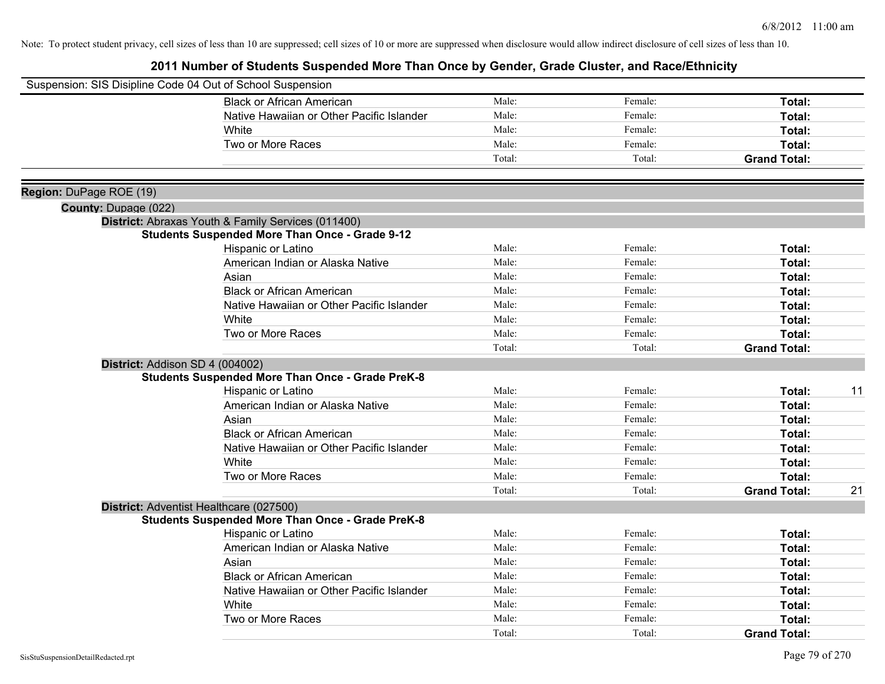Note: To protect student privacy, cell sizes of less than 10 are suppressed; cell sizes of 10 or more are suppressed when disclosure would allow indirect disclosure of cell sizes of less than 10.

# 2011 Number of Students Suspended More Than Once by Gender, Grade Cluster, and Race/Ethnicity

Suspension: SIS Disipline Code 04 Out of School Suspension

| | | | | |
|---|---|---|---|---|
| Black or African American | Male: | Female: | **Total:** | |
| Native Hawaiian or Other Pacific Islander | Male: | Female: | **Total:** | |
| White | Male: | Female: | **Total:** | |
| Two or More Races | Male: | Female: | **Total:** | |
| | Total: | Total: | **Grand Total:** | |

**Region:** DuPage ROE (19)

**County:** Dupage (022)

**District:** Abraxas Youth & Family Services (011400)

**Students Suspended More Than Once - Grade 9-12**

| | | | | |
|---|---|---|---|---|
| Hispanic or Latino | Male: | Female: | **Total:** | |
| American Indian or Alaska Native | Male: | Female: | **Total:** | |
| Asian | Male: | Female: | **Total:** | |
| Black or African American | Male: | Female: | **Total:** | |
| Native Hawaiian or Other Pacific Islander | Male: | Female: | **Total:** | |
| White | Male: | Female: | **Total:** | |
| Two or More Races | Male: | Female: | **Total:** | |
| | Total: | Total: | **Grand Total:** | |

**District:** Addison SD 4 (004002)

**Students Suspended More Than Once - Grade PreK-8**

| | | | | |
|---|---|---|---|---|
| Hispanic or Latino | Male: | Female: | **Total:** | 11 |
| American Indian or Alaska Native | Male: | Female: | **Total:** | |
| Asian | Male: | Female: | **Total:** | |
| Black or African American | Male: | Female: | **Total:** | |
| Native Hawaiian or Other Pacific Islander | Male: | Female: | **Total:** | |
| White | Male: | Female: | **Total:** | |
| Two or More Races | Male: | Female: | **Total:** | |
| | Total: | Total: | **Grand Total:** | 21 |

**District:** Adventist Healthcare (027500)

**Students Suspended More Than Once - Grade PreK-8**

| | | | | |
|---|---|---|---|---|
| Hispanic or Latino | Male: | Female: | **Total:** | |
| American Indian or Alaska Native | Male: | Female: | **Total:** | |
| Asian | Male: | Female: | **Total:** | |
| Black or African American | Male: | Female: | **Total:** | |
| Native Hawaiian or Other Pacific Islander | Male: | Female: | **Total:** | |
| White | Male: | Female: | **Total:** | |
| Two or More Races | Male: | Female: | **Total:** | |
| | Total: | Total: | **Grand Total:** | |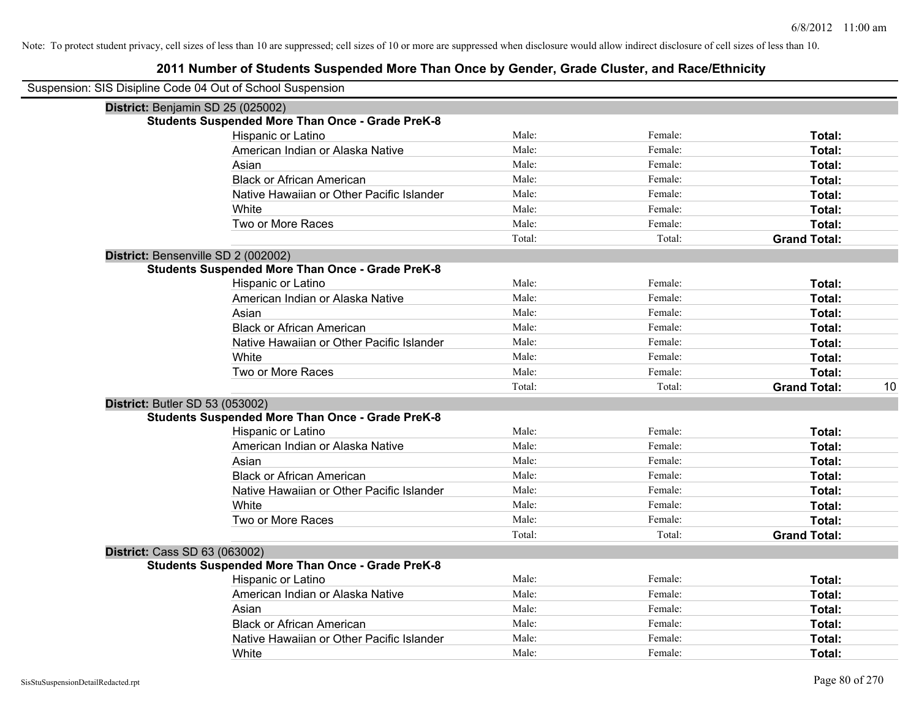Note: To protect student privacy, cell sizes of less than 10 are suppressed; cell sizes of 10 or more are suppressed when disclosure would allow indirect disclosure of cell sizes of less than 10.

## 2011 Number of Students Suspended More Than Once by Gender, Grade Cluster, and Race/Ethnicity

Suspension: SIS Disipline Code 04 Out of School Suspension

**District:** Benjamin SD 25 (025002)

**Students Suspended More Than Once - Grade PreK-8**

| | | | | |
|---|---|---|---|---|
| Hispanic or Latino | Male: | Female: | **Total:** | |
| American Indian or Alaska Native | Male: | Female: | **Total:** | |
| Asian | Male: | Female: | **Total:** | |
| Black or African American | Male: | Female: | **Total:** | |
| Native Hawaiian or Other Pacific Islander | Male: | Female: | **Total:** | |
| White | Male: | Female: | **Total:** | |
| Two or More Races | Male: | Female: | **Total:** | |
| | Total: | Total: | **Grand Total:** | |

**District:** Bensenville SD 2 (002002)

**Students Suspended More Than Once - Grade PreK-8**

| | | | | |
|---|---|---|---|---|
| Hispanic or Latino | Male: | Female: | **Total:** | |
| American Indian or Alaska Native | Male: | Female: | **Total:** | |
| Asian | Male: | Female: | **Total:** | |
| Black or African American | Male: | Female: | **Total:** | |
| Native Hawaiian or Other Pacific Islander | Male: | Female: | **Total:** | |
| White | Male: | Female: | **Total:** | |
| Two or More Races | Male: | Female: | **Total:** | |
| | Total: | Total: | **Grand Total:** | 10 |

**District:** Butler SD 53 (053002)

**Students Suspended More Than Once - Grade PreK-8**

| | | | | |
|---|---|---|---|---|
| Hispanic or Latino | Male: | Female: | **Total:** | |
| American Indian or Alaska Native | Male: | Female: | **Total:** | |
| Asian | Male: | Female: | **Total:** | |
| Black or African American | Male: | Female: | **Total:** | |
| Native Hawaiian or Other Pacific Islander | Male: | Female: | **Total:** | |
| White | Male: | Female: | **Total:** | |
| Two or More Races | Male: | Female: | **Total:** | |
| | Total: | Total: | **Grand Total:** | |

**District:** Cass SD 63 (063002)

**Students Suspended More Than Once - Grade PreK-8**

| | | | | |
|---|---|---|---|---|
| Hispanic or Latino | Male: | Female: | **Total:** | |
| American Indian or Alaska Native | Male: | Female: | **Total:** | |
| Asian | Male: | Female: | **Total:** | |
| Black or African American | Male: | Female: | **Total:** | |
| Native Hawaiian or Other Pacific Islander | Male: | Female: | **Total:** | |
| White | Male: | Female: | **Total:** | |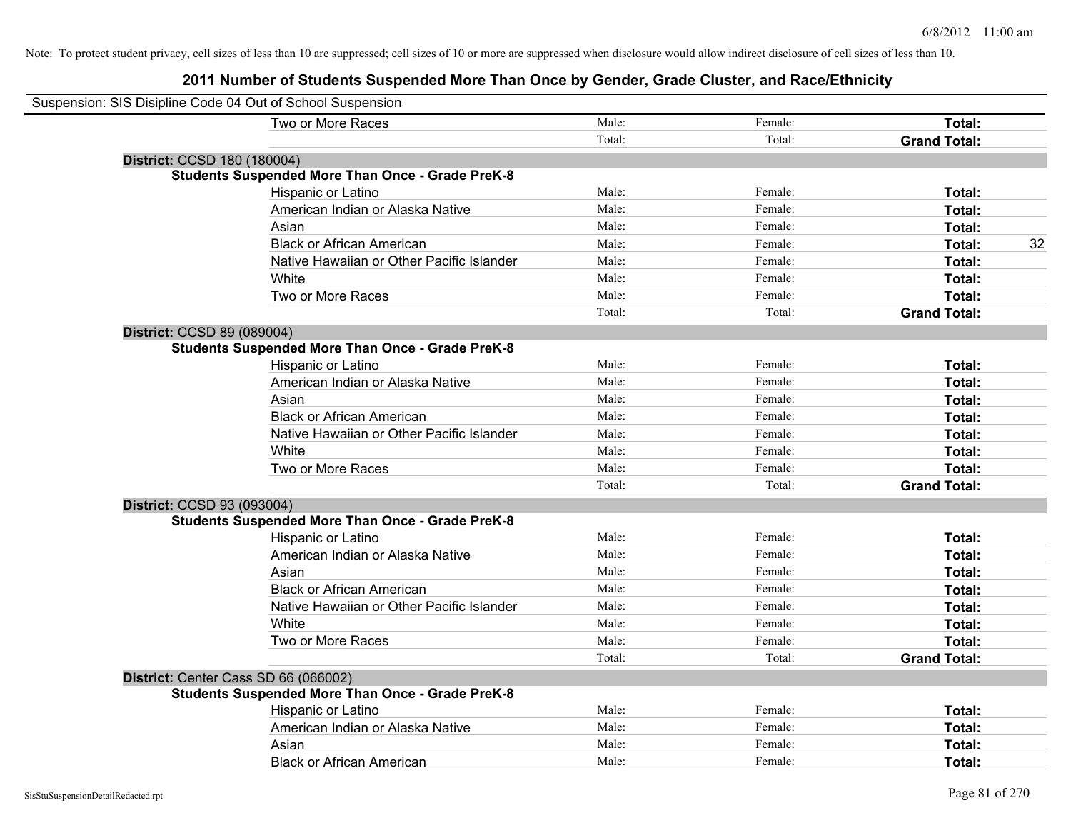Note: To protect student privacy, cell sizes of less than 10 are suppressed; cell sizes of 10 or more are suppressed when disclosure would allow indirect disclosure of cell sizes of less than 10.

# 2011 Number of Students Suspended More Than Once by Gender, Grade Cluster, and Race/Ethnicity

Suspension: SIS Disipline Code 04 Out of School Suspension

| | | | | |
|---|---|---|---|---|
| Two or More Races | Male: | Female: | **Total:** | |
| | Total: | Total: | **Grand Total:** | |

**District:** CCSD 180 (180004)

**Students Suspended More Than Once - Grade PreK-8**

| | | | | |
|---|---|---|---|---|
| Hispanic or Latino | Male: | Female: | **Total:** | |
| American Indian or Alaska Native | Male: | Female: | **Total:** | |
| Asian | Male: | Female: | **Total:** | |
| Black or African American | Male: | Female: | **Total:** | 32 |
| Native Hawaiian or Other Pacific Islander | Male: | Female: | **Total:** | |
| White | Male: | Female: | **Total:** | |
| Two or More Races | Male: | Female: | **Total:** | |
| | Total: | Total: | **Grand Total:** | |

**District:** CCSD 89 (089004)

**Students Suspended More Than Once - Grade PreK-8**

| | | | | |
|---|---|---|---|---|
| Hispanic or Latino | Male: | Female: | **Total:** | |
| American Indian or Alaska Native | Male: | Female: | **Total:** | |
| Asian | Male: | Female: | **Total:** | |
| Black or African American | Male: | Female: | **Total:** | |
| Native Hawaiian or Other Pacific Islander | Male: | Female: | **Total:** | |
| White | Male: | Female: | **Total:** | |
| Two or More Races | Male: | Female: | **Total:** | |
| | Total: | Total: | **Grand Total:** | |

**District:** CCSD 93 (093004)

**Students Suspended More Than Once - Grade PreK-8**

| | | | | |
|---|---|---|---|---|
| Hispanic or Latino | Male: | Female: | **Total:** | |
| American Indian or Alaska Native | Male: | Female: | **Total:** | |
| Asian | Male: | Female: | **Total:** | |
| Black or African American | Male: | Female: | **Total:** | |
| Native Hawaiian or Other Pacific Islander | Male: | Female: | **Total:** | |
| White | Male: | Female: | **Total:** | |
| Two or More Races | Male: | Female: | **Total:** | |
| | Total: | Total: | **Grand Total:** | |

**District:** Center Cass SD 66 (066002)

**Students Suspended More Than Once - Grade PreK-8**

| | | | | |
|---|---|---|---|---|
| Hispanic or Latino | Male: | Female: | **Total:** | |
| American Indian or Alaska Native | Male: | Female: | **Total:** | |
| Asian | Male: | Female: | **Total:** | |
| Black or African American | Male: | Female: | **Total:** | |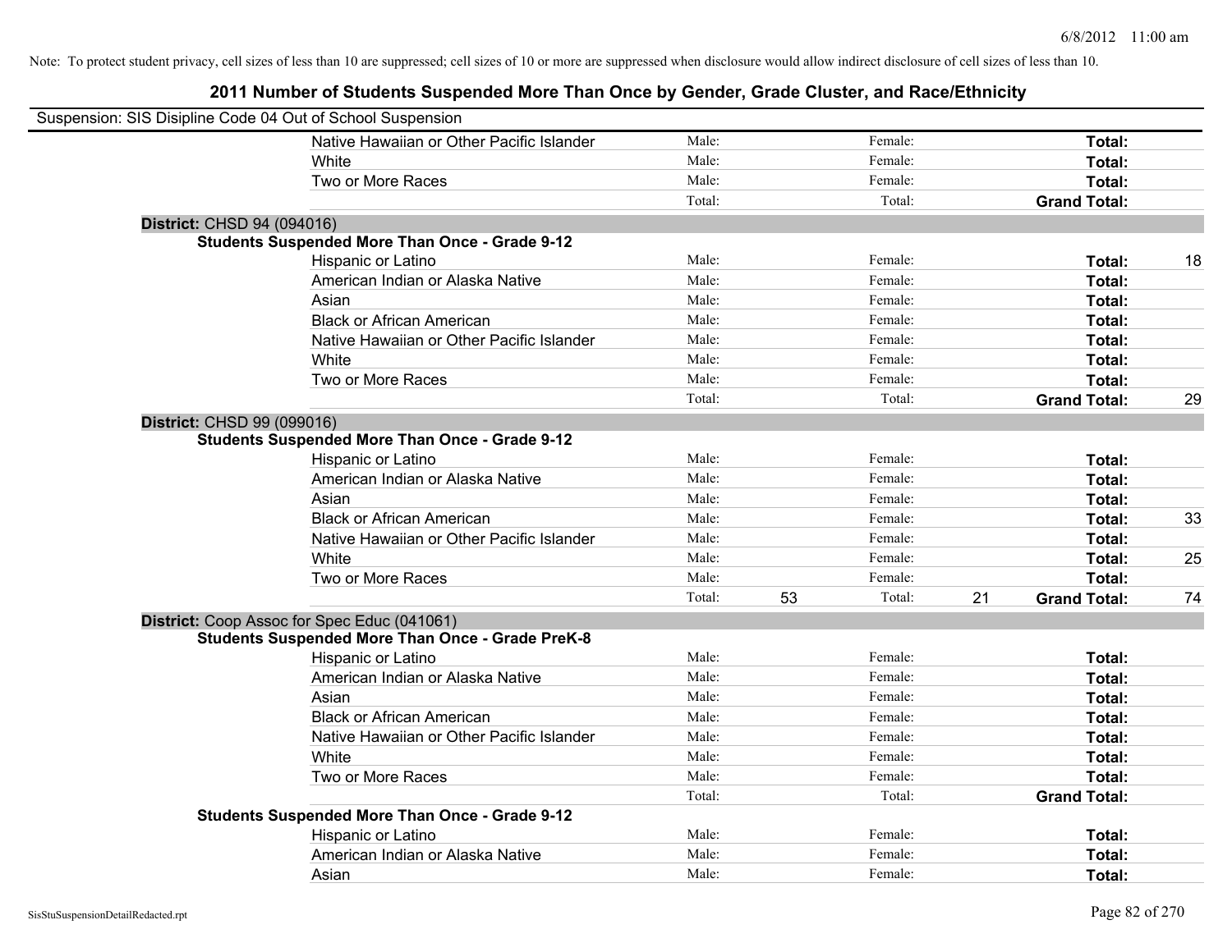Note: To protect student privacy, cell sizes of less than 10 are suppressed; cell sizes of 10 or more are suppressed when disclosure would allow indirect disclosure of cell sizes of less than 10.

## 2011 Number of Students Suspended More Than Once by Gender, Grade Cluster, and Race/Ethnicity

Suspension: SIS Disipline Code 04 Out of School Suspension

| | | | | | | |
|---|---|---|---|---|---|---|
| Native Hawaiian or Other Pacific Islander | Male: | | Female: | | **Total:** | |
| White | Male: | | Female: | | **Total:** | |
| Two or More Races | Male: | | Female: | | **Total:** | |
| | Total: | | Total: | | **Grand Total:** | |

**District:** CHSD 94 (094016)

**Students Suspended More Than Once - Grade 9-12**

| | | | | | | |
|---|---|---|---|---|---|---|
| Hispanic or Latino | Male: | | Female: | | **Total:** | 18 |
| American Indian or Alaska Native | Male: | | Female: | | **Total:** | |
| Asian | Male: | | Female: | | **Total:** | |
| Black or African American | Male: | | Female: | | **Total:** | |
| Native Hawaiian or Other Pacific Islander | Male: | | Female: | | **Total:** | |
| White | Male: | | Female: | | **Total:** | |
| Two or More Races | Male: | | Female: | | **Total:** | |
| | Total: | | Total: | | **Grand Total:** | 29 |

**District:** CHSD 99 (099016)

**Students Suspended More Than Once - Grade 9-12**

| | | | | | | |
|---|---|---|---|---|---|---|
| Hispanic or Latino | Male: | | Female: | | **Total:** | |
| American Indian or Alaska Native | Male: | | Female: | | **Total:** | |
| Asian | Male: | | Female: | | **Total:** | |
| Black or African American | Male: | | Female: | | **Total:** | 33 |
| Native Hawaiian or Other Pacific Islander | Male: | | Female: | | **Total:** | |
| White | Male: | | Female: | | **Total:** | 25 |
| Two or More Races | Male: | | Female: | | **Total:** | |
| | Total: | 53 | Total: | 21 | **Grand Total:** | 74 |

**District:** Coop Assoc for Spec Educ (041061)

**Students Suspended More Than Once - Grade PreK-8**

| | | | | | | |
|---|---|---|---|---|---|---|
| Hispanic or Latino | Male: | | Female: | | **Total:** | |
| American Indian or Alaska Native | Male: | | Female: | | **Total:** | |
| Asian | Male: | | Female: | | **Total:** | |
| Black or African American | Male: | | Female: | | **Total:** | |
| Native Hawaiian or Other Pacific Islander | Male: | | Female: | | **Total:** | |
| White | Male: | | Female: | | **Total:** | |
| Two or More Races | Male: | | Female: | | **Total:** | |
| | Total: | | Total: | | **Grand Total:** | |

**Students Suspended More Than Once - Grade 9-12**

| | | | | | | |
|---|---|---|---|---|---|---|
| Hispanic or Latino | Male: | | Female: | | **Total:** | |
| American Indian or Alaska Native | Male: | | Female: | | **Total:** | |
| Asian | Male: | | Female: | | **Total:** | |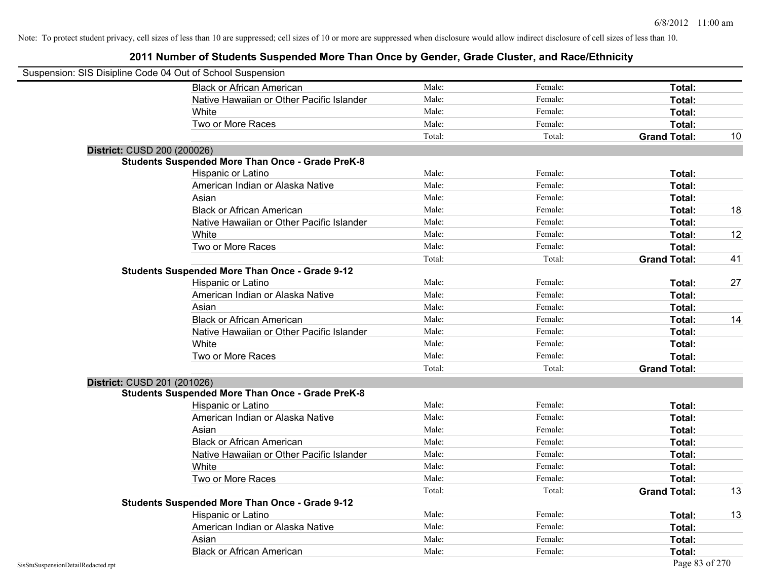Note: To protect student privacy, cell sizes of less than 10 are suppressed; cell sizes of 10 or more are suppressed when disclosure would allow indirect disclosure of cell sizes of less than 10.

# 2011 Number of Students Suspended More Than Once by Gender, Grade Cluster, and Race/Ethnicity

Suspension: SIS Disipline Code 04 Out of School Suspension

| | | | | |
|---|---|---|---|---|
| Black or African American | Male: | Female: | **Total:** | |
| Native Hawaiian or Other Pacific Islander | Male: | Female: | **Total:** | |
| White | Male: | Female: | **Total:** | |
| Two or More Races | Male: | Female: | **Total:** | |
| | Total: | Total: | **Grand Total:** | 10 |

**District:** CUSD 200 (200026)

**Students Suspended More Than Once - Grade PreK-8**

| | | | | |
|---|---|---|---|---|
| Hispanic or Latino | Male: | Female: | **Total:** | |
| American Indian or Alaska Native | Male: | Female: | **Total:** | |
| Asian | Male: | Female: | **Total:** | |
| Black or African American | Male: | Female: | **Total:** | 18 |
| Native Hawaiian or Other Pacific Islander | Male: | Female: | **Total:** | |
| White | Male: | Female: | **Total:** | 12 |
| Two or More Races | Male: | Female: | **Total:** | |
| | Total: | Total: | **Grand Total:** | 41 |

**Students Suspended More Than Once - Grade 9-12**

| | | | | |
|---|---|---|---|---|
| Hispanic or Latino | Male: | Female: | **Total:** | 27 |
| American Indian or Alaska Native | Male: | Female: | **Total:** | |
| Asian | Male: | Female: | **Total:** | |
| Black or African American | Male: | Female: | **Total:** | 14 |
| Native Hawaiian or Other Pacific Islander | Male: | Female: | **Total:** | |
| White | Male: | Female: | **Total:** | |
| Two or More Races | Male: | Female: | **Total:** | |
| | Total: | Total: | **Grand Total:** | |

**District:** CUSD 201 (201026)

**Students Suspended More Than Once - Grade PreK-8**

| | | | | |
|---|---|---|---|---|
| Hispanic or Latino | Male: | Female: | **Total:** | |
| American Indian or Alaska Native | Male: | Female: | **Total:** | |
| Asian | Male: | Female: | **Total:** | |
| Black or African American | Male: | Female: | **Total:** | |
| Native Hawaiian or Other Pacific Islander | Male: | Female: | **Total:** | |
| White | Male: | Female: | **Total:** | |
| Two or More Races | Male: | Female: | **Total:** | |
| | Total: | Total: | **Grand Total:** | 13 |

**Students Suspended More Than Once - Grade 9-12**

| | | | | |
|---|---|---|---|---|
| Hispanic or Latino | Male: | Female: | **Total:** | 13 |
| American Indian or Alaska Native | Male: | Female: | **Total:** | |
| Asian | Male: | Female: | **Total:** | |
| Black or African American | Male: | Female: | **Total:** | |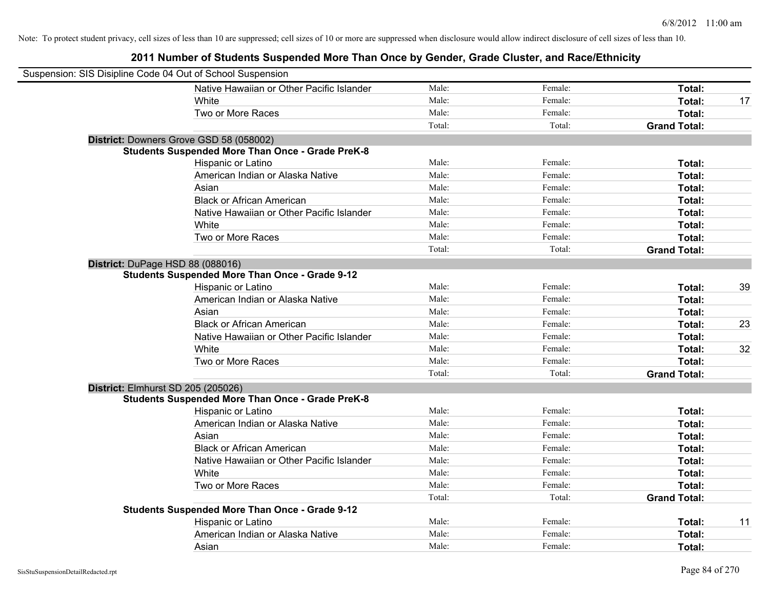Note: To protect student privacy, cell sizes of less than 10 are suppressed; cell sizes of 10 or more are suppressed when disclosure would allow indirect disclosure of cell sizes of less than 10.

## 2011 Number of Students Suspended More Than Once by Gender, Grade Cluster, and Race/Ethnicity

Suspension: SIS Disipline Code 04 Out of School Suspension

| | | | | |
|---|---|---|---|---|
| Native Hawaiian or Other Pacific Islander | Male: | Female: | **Total:** | |
| White | Male: | Female: | **Total:** | 17 |
| Two or More Races | Male: | Female: | **Total:** | |
| | Total: | Total: | **Grand Total:** | |

**District:** Downers Grove GSD 58 (058002)

**Students Suspended More Than Once - Grade PreK-8**

| | | | | |
|---|---|---|---|---|
| Hispanic or Latino | Male: | Female: | **Total:** | |
| American Indian or Alaska Native | Male: | Female: | **Total:** | |
| Asian | Male: | Female: | **Total:** | |
| Black or African American | Male: | Female: | **Total:** | |
| Native Hawaiian or Other Pacific Islander | Male: | Female: | **Total:** | |
| White | Male: | Female: | **Total:** | |
| Two or More Races | Male: | Female: | **Total:** | |
| | Total: | Total: | **Grand Total:** | |

**District:** DuPage HSD 88 (088016)

**Students Suspended More Than Once - Grade 9-12**

| | | | | |
|---|---|---|---|---|
| Hispanic or Latino | Male: | Female: | **Total:** | 39 |
| American Indian or Alaska Native | Male: | Female: | **Total:** | |
| Asian | Male: | Female: | **Total:** | |
| Black or African American | Male: | Female: | **Total:** | 23 |
| Native Hawaiian or Other Pacific Islander | Male: | Female: | **Total:** | |
| White | Male: | Female: | **Total:** | 32 |
| Two or More Races | Male: | Female: | **Total:** | |
| | Total: | Total: | **Grand Total:** | |

**District:** Elmhurst SD 205 (205026)

**Students Suspended More Than Once - Grade PreK-8**

| | | | | |
|---|---|---|---|---|
| Hispanic or Latino | Male: | Female: | **Total:** | |
| American Indian or Alaska Native | Male: | Female: | **Total:** | |
| Asian | Male: | Female: | **Total:** | |
| Black or African American | Male: | Female: | **Total:** | |
| Native Hawaiian or Other Pacific Islander | Male: | Female: | **Total:** | |
| White | Male: | Female: | **Total:** | |
| Two or More Races | Male: | Female: | **Total:** | |
| | Total: | Total: | **Grand Total:** | |

**Students Suspended More Than Once - Grade 9-12**

| | | | | |
|---|---|---|---|---|
| Hispanic or Latino | Male: | Female: | **Total:** | 11 |
| American Indian or Alaska Native | Male: | Female: | **Total:** | |
| Asian | Male: | Female: | **Total:** | |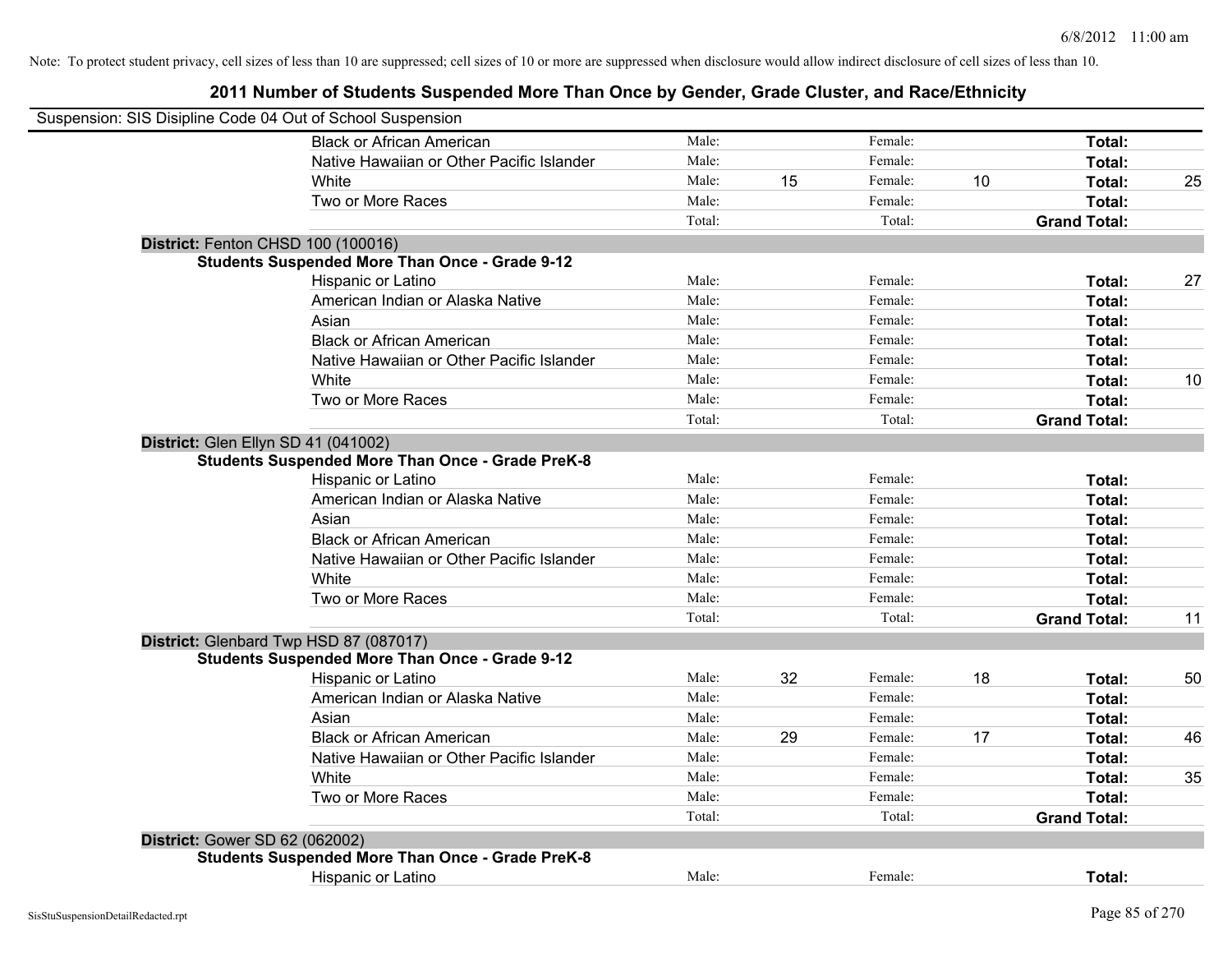Note: To protect student privacy, cell sizes of less than 10 are suppressed; cell sizes of 10 or more are suppressed when disclosure would allow indirect disclosure of cell sizes of less than 10.

# 2011 Number of Students Suspended More Than Once by Gender, Grade Cluster, and Race/Ethnicity

Suspension: SIS Disipline Code 04 Out of School Suspension

| | | | | | | |
|---|---|---|---|---|---|---|
| Black or African American | Male: | | Female: | | **Total:** | |
| Native Hawaiian or Other Pacific Islander | Male: | | Female: | | **Total:** | |
| White | Male: | 15 | Female: | 10 | **Total:** | 25 |
| Two or More Races | Male: | | Female: | | **Total:** | |
| | Total: | | Total: | | **Grand Total:** | |

**District:** Fenton CHSD 100 (100016)

**Students Suspended More Than Once - Grade 9-12**

| | | | | | | |
|---|---|---|---|---|---|---|
| Hispanic or Latino | Male: | | Female: | | **Total:** | 27 |
| American Indian or Alaska Native | Male: | | Female: | | **Total:** | |
| Asian | Male: | | Female: | | **Total:** | |
| Black or African American | Male: | | Female: | | **Total:** | |
| Native Hawaiian or Other Pacific Islander | Male: | | Female: | | **Total:** | |
| White | Male: | | Female: | | **Total:** | 10 |
| Two or More Races | Male: | | Female: | | **Total:** | |
| | Total: | | Total: | | **Grand Total:** | |

**District:** Glen Ellyn SD 41 (041002)

**Students Suspended More Than Once - Grade PreK-8**

| | | | | | | |
|---|---|---|---|---|---|---|
| Hispanic or Latino | Male: | | Female: | | **Total:** | |
| American Indian or Alaska Native | Male: | | Female: | | **Total:** | |
| Asian | Male: | | Female: | | **Total:** | |
| Black or African American | Male: | | Female: | | **Total:** | |
| Native Hawaiian or Other Pacific Islander | Male: | | Female: | | **Total:** | |
| White | Male: | | Female: | | **Total:** | |
| Two or More Races | Male: | | Female: | | **Total:** | |
| | Total: | | Total: | | **Grand Total:** | 11 |

**District:** Glenbard Twp HSD 87 (087017)

**Students Suspended More Than Once - Grade 9-12**

| | | | | | | |
|---|---|---|---|---|---|---|
| Hispanic or Latino | Male: | 32 | Female: | 18 | **Total:** | 50 |
| American Indian or Alaska Native | Male: | | Female: | | **Total:** | |
| Asian | Male: | | Female: | | **Total:** | |
| Black or African American | Male: | 29 | Female: | 17 | **Total:** | 46 |
| Native Hawaiian or Other Pacific Islander | Male: | | Female: | | **Total:** | |
| White | Male: | | Female: | | **Total:** | 35 |
| Two or More Races | Male: | | Female: | | **Total:** | |
| | Total: | | Total: | | **Grand Total:** | |

**District:** Gower SD 62 (062002)

**Students Suspended More Than Once - Grade PreK-8**

| | | | | | | |
|---|---|---|---|---|---|---|
| Hispanic or Latino | Male: | | Female: | | **Total:** | |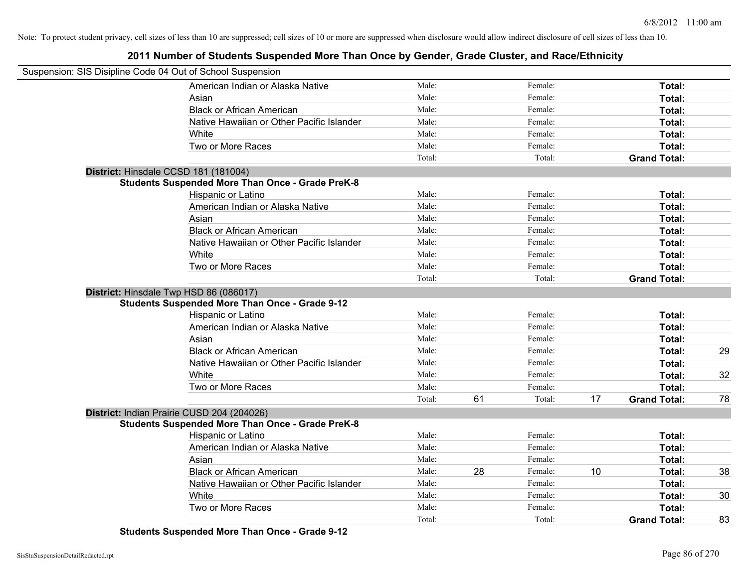Note: To protect student privacy, cell sizes of less than 10 are suppressed; cell sizes of 10 or more are suppressed when disclosure would allow indirect disclosure of cell sizes of less than 10.

# 2011 Number of Students Suspended More Than Once by Gender, Grade Cluster, and Race/Ethnicity

Suspension: SIS Disipline Code 04 Out of School Suspension

| | | | | | |
|---|---|---|---|---|---|
| American Indian or Alaska Native | Male: | | Female: | | **Total:** | |
| Asian | Male: | | Female: | | **Total:** | |
| Black or African American | Male: | | Female: | | **Total:** | |
| Native Hawaiian or Other Pacific Islander | Male: | | Female: | | **Total:** | |
| White | Male: | | Female: | | **Total:** | |
| Two or More Races | Male: | | Female: | | **Total:** | |
| | Total: | | Total: | | **Grand Total:** | |

**District:** Hinsdale CCSD 181 (181004)

**Students Suspended More Than Once - Grade PreK-8**

| | | | | | | |
|---|---|---|---|---|---|---|
| Hispanic or Latino | Male: | | Female: | | **Total:** | |
| American Indian or Alaska Native | Male: | | Female: | | **Total:** | |
| Asian | Male: | | Female: | | **Total:** | |
| Black or African American | Male: | | Female: | | **Total:** | |
| Native Hawaiian or Other Pacific Islander | Male: | | Female: | | **Total:** | |
| White | Male: | | Female: | | **Total:** | |
| Two or More Races | Male: | | Female: | | **Total:** | |
| | Total: | | Total: | | **Grand Total:** | |

**District:** Hinsdale Twp HSD 86 (086017)

**Students Suspended More Than Once - Grade 9-12**

| | | | | | | |
|---|---|---|---|---|---|---|
| Hispanic or Latino | Male: | | Female: | | **Total:** | |
| American Indian or Alaska Native | Male: | | Female: | | **Total:** | |
| Asian | Male: | | Female: | | **Total:** | |
| Black or African American | Male: | | Female: | | **Total:** | 29 |
| Native Hawaiian or Other Pacific Islander | Male: | | Female: | | **Total:** | |
| White | Male: | | Female: | | **Total:** | 32 |
| Two or More Races | Male: | | Female: | | **Total:** | |
| | Total: | 61 | Total: | 17 | **Grand Total:** | 78 |

**District:** Indian Prairie CUSD 204 (204026)

**Students Suspended More Than Once - Grade PreK-8**

| | | | | | | |
|---|---|---|---|---|---|---|
| Hispanic or Latino | Male: | | Female: | | **Total:** | |
| American Indian or Alaska Native | Male: | | Female: | | **Total:** | |
| Asian | Male: | | Female: | | **Total:** | |
| Black or African American | Male: | 28 | Female: | 10 | **Total:** | 38 |
| Native Hawaiian or Other Pacific Islander | Male: | | Female: | | **Total:** | |
| White | Male: | | Female: | | **Total:** | 30 |
| Two or More Races | Male: | | Female: | | **Total:** | |
| | Total: | | Total: | | **Grand Total:** | 83 |

**Students Suspended More Than Once - Grade 9-12**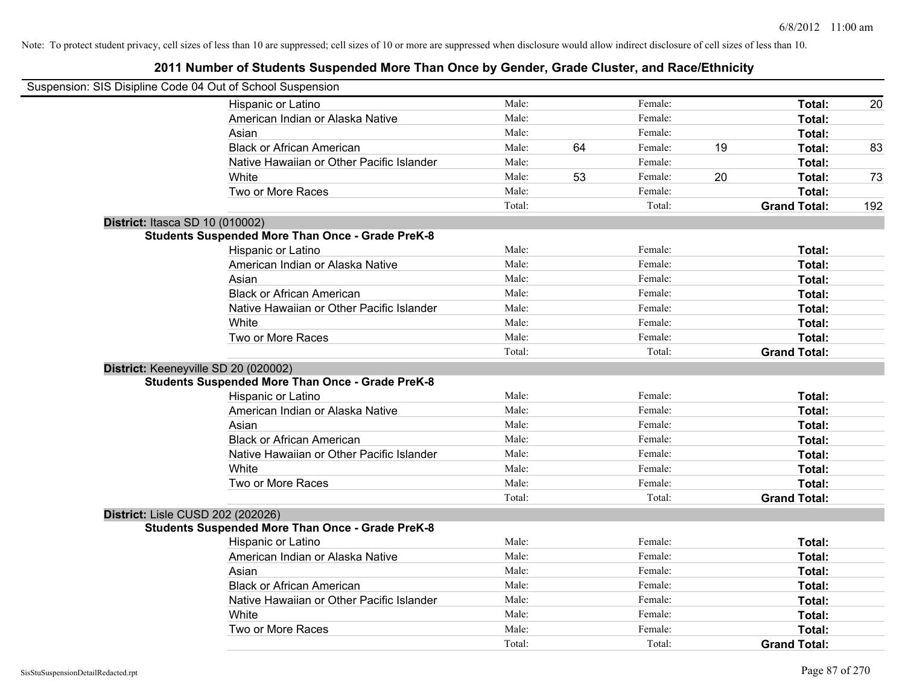Note: To protect student privacy, cell sizes of less than 10 are suppressed; cell sizes of 10 or more are suppressed when disclosure would allow indirect disclosure of cell sizes of less than 10.

# 2011 Number of Students Suspended More Than Once by Gender, Grade Cluster, and Race/Ethnicity

Suspension: SIS Disipline Code 04 Out of School Suspension

| | Male: | | Female: | | | |
|---|---|---|---|---|---|---|
| Hispanic or Latino | Male: | | Female: | | **Total:** | 20 |
| American Indian or Alaska Native | Male: | | Female: | | **Total:** | |
| Asian | Male: | | Female: | | **Total:** | |
| Black or African American | Male: | 64 | Female: | 19 | **Total:** | 83 |
| Native Hawaiian or Other Pacific Islander | Male: | | Female: | | **Total:** | |
| White | Male: | 53 | Female: | 20 | **Total:** | 73 |
| Two or More Races | Male: | | Female: | | **Total:** | |
| | Total: | | Total: | | **Grand Total:** | 192 |

**District:** Itasca SD 10 (010002)

**Students Suspended More Than Once - Grade PreK-8**

| | | | | | | |
|---|---|---|---|---|---|---|
| Hispanic or Latino | Male: | | Female: | | **Total:** | |
| American Indian or Alaska Native | Male: | | Female: | | **Total:** | |
| Asian | Male: | | Female: | | **Total:** | |
| Black or African American | Male: | | Female: | | **Total:** | |
| Native Hawaiian or Other Pacific Islander | Male: | | Female: | | **Total:** | |
| White | Male: | | Female: | | **Total:** | |
| Two or More Races | Male: | | Female: | | **Total:** | |
| | Total: | | Total: | | **Grand Total:** | |

**District:** Keeneyville SD 20 (020002)

**Students Suspended More Than Once - Grade PreK-8**

| | | | | | | |
|---|---|---|---|---|---|---|
| Hispanic or Latino | Male: | | Female: | | **Total:** | |
| American Indian or Alaska Native | Male: | | Female: | | **Total:** | |
| Asian | Male: | | Female: | | **Total:** | |
| Black or African American | Male: | | Female: | | **Total:** | |
| Native Hawaiian or Other Pacific Islander | Male: | | Female: | | **Total:** | |
| White | Male: | | Female: | | **Total:** | |
| Two or More Races | Male: | | Female: | | **Total:** | |
| | Total: | | Total: | | **Grand Total:** | |

**District:** Lisle CUSD 202 (202026)

**Students Suspended More Than Once - Grade PreK-8**

| | | | | | | |
|---|---|---|---|---|---|---|
| Hispanic or Latino | Male: | | Female: | | **Total:** | |
| American Indian or Alaska Native | Male: | | Female: | | **Total:** | |
| Asian | Male: | | Female: | | **Total:** | |
| Black or African American | Male: | | Female: | | **Total:** | |
| Native Hawaiian or Other Pacific Islander | Male: | | Female: | | **Total:** | |
| White | Male: | | Female: | | **Total:** | |
| Two or More Races | Male: | | Female: | | **Total:** | |
| | Total: | | Total: | | **Grand Total:** | |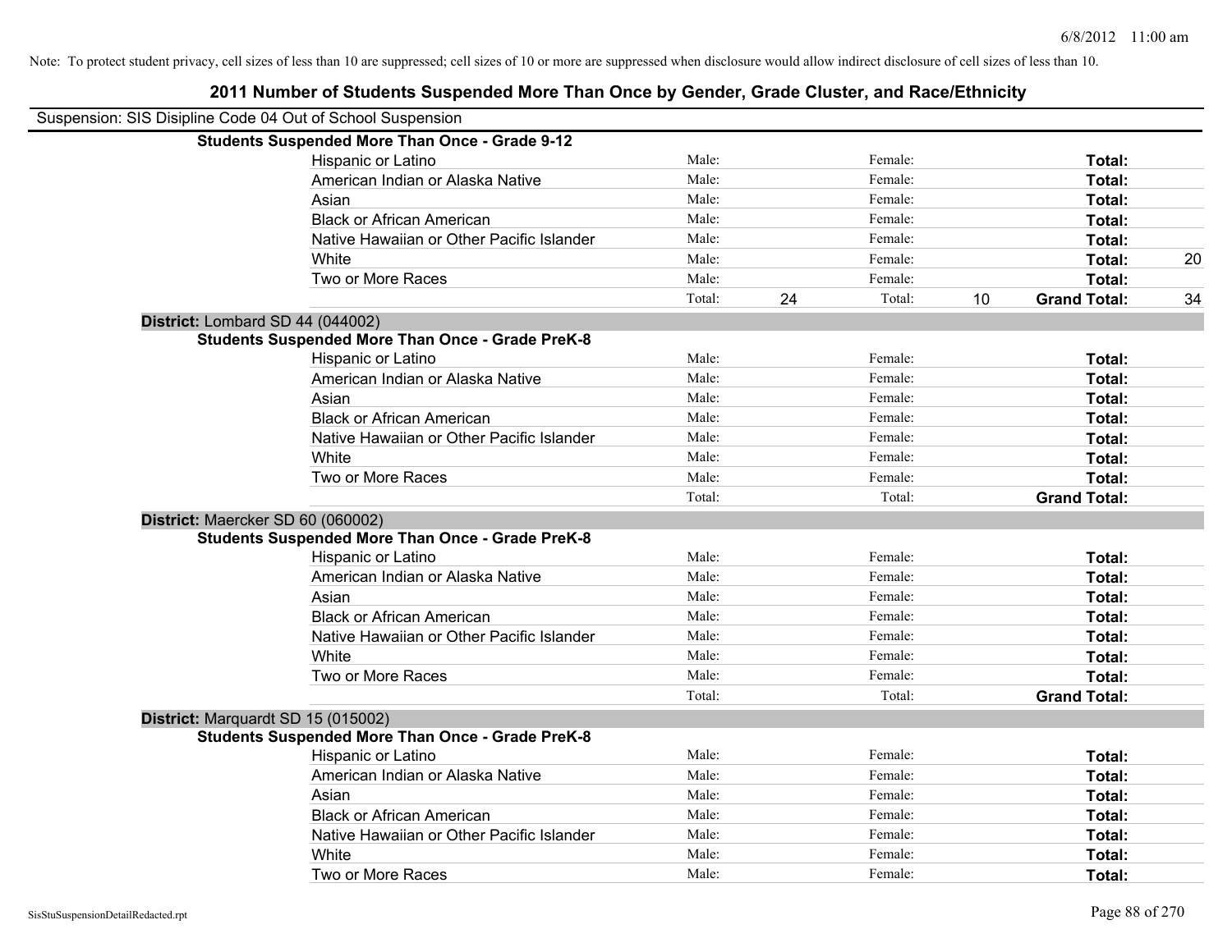Note: To protect student privacy, cell sizes of less than 10 are suppressed; cell sizes of 10 or more are suppressed when disclosure would allow indirect disclosure of cell sizes of less than 10.

# 2011 Number of Students Suspended More Than Once by Gender, Grade Cluster, and Race/Ethnicity

Suspension: SIS Disipline Code 04 Out of School Suspension

| | | | | | | |
|---|---|---|---|---|---|---|
| **Students Suspended More Than Once - Grade 9-12** | | | | | | |
| Hispanic or Latino | Male: | | Female: | | **Total:** | |
| American Indian or Alaska Native | Male: | | Female: | | **Total:** | |
| Asian | Male: | | Female: | | **Total:** | |
| Black or African American | Male: | | Female: | | **Total:** | |
| Native Hawaiian or Other Pacific Islander | Male: | | Female: | | **Total:** | |
| White | Male: | | Female: | | **Total:** | 20 |
| Two or More Races | Male: | | Female: | | **Total:** | |
| | Total: | 24 | Total: | 10 | **Grand Total:** | 34 |

**District:** Lombard SD 44 (044002)

| | | | | | | |
|---|---|---|---|---|---|---|
| **Students Suspended More Than Once - Grade PreK-8** | | | | | | |
| Hispanic or Latino | Male: | | Female: | | **Total:** | |
| American Indian or Alaska Native | Male: | | Female: | | **Total:** | |
| Asian | Male: | | Female: | | **Total:** | |
| Black or African American | Male: | | Female: | | **Total:** | |
| Native Hawaiian or Other Pacific Islander | Male: | | Female: | | **Total:** | |
| White | Male: | | Female: | | **Total:** | |
| Two or More Races | Male: | | Female: | | **Total:** | |
| | Total: | | Total: | | **Grand Total:** | |

**District:** Maercker SD 60 (060002)

| | | | | | | |
|---|---|---|---|---|---|---|
| **Students Suspended More Than Once - Grade PreK-8** | | | | | | |
| Hispanic or Latino | Male: | | Female: | | **Total:** | |
| American Indian or Alaska Native | Male: | | Female: | | **Total:** | |
| Asian | Male: | | Female: | | **Total:** | |
| Black or African American | Male: | | Female: | | **Total:** | |
| Native Hawaiian or Other Pacific Islander | Male: | | Female: | | **Total:** | |
| White | Male: | | Female: | | **Total:** | |
| Two or More Races | Male: | | Female: | | **Total:** | |
| | Total: | | Total: | | **Grand Total:** | |

**District:** Marquardt SD 15 (015002)

| | | | | | | |
|---|---|---|---|---|---|---|
| **Students Suspended More Than Once - Grade PreK-8** | | | | | | |
| Hispanic or Latino | Male: | | Female: | | **Total:** | |
| American Indian or Alaska Native | Male: | | Female: | | **Total:** | |
| Asian | Male: | | Female: | | **Total:** | |
| Black or African American | Male: | | Female: | | **Total:** | |
| Native Hawaiian or Other Pacific Islander | Male: | | Female: | | **Total:** | |
| White | Male: | | Female: | | **Total:** | |
| Two or More Races | Male: | | Female: | | **Total:** | |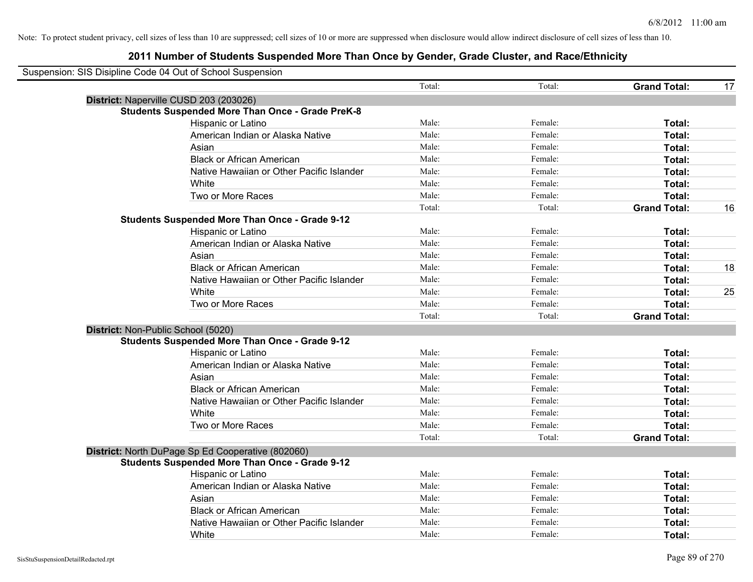Note: To protect student privacy, cell sizes of less than 10 are suppressed; cell sizes of 10 or more are suppressed when disclosure would allow indirect disclosure of cell sizes of less than 10.

# 2011 Number of Students Suspended More Than Once by Gender, Grade Cluster, and Race/Ethnicity

Suspension: SIS Disipline Code 04 Out of School Suspension

| | Total: | Total: | **Grand Total:** | 17 |
|---|---|---|---|---|

**District:** Naperville CUSD 203 (203026)

**Students Suspended More Than Once - Grade PreK-8**

| | | | | |
|---|---|---|---|---|
| Hispanic or Latino | Male: | Female: | **Total:** | |
| American Indian or Alaska Native | Male: | Female: | **Total:** | |
| Asian | Male: | Female: | **Total:** | |
| Black or African American | Male: | Female: | **Total:** | |
| Native Hawaiian or Other Pacific Islander | Male: | Female: | **Total:** | |
| White | Male: | Female: | **Total:** | |
| Two or More Races | Male: | Female: | **Total:** | |
| | Total: | Total: | **Grand Total:** | 16 |

**Students Suspended More Than Once - Grade 9-12**

| | | | | |
|---|---|---|---|---|
| Hispanic or Latino | Male: | Female: | **Total:** | |
| American Indian or Alaska Native | Male: | Female: | **Total:** | |
| Asian | Male: | Female: | **Total:** | |
| Black or African American | Male: | Female: | **Total:** | 18 |
| Native Hawaiian or Other Pacific Islander | Male: | Female: | **Total:** | |
| White | Male: | Female: | **Total:** | 25 |
| Two or More Races | Male: | Female: | **Total:** | |
| | Total: | Total: | **Grand Total:** | |

**District:** Non-Public School (5020)

**Students Suspended More Than Once - Grade 9-12**

| | | | | |
|---|---|---|---|---|
| Hispanic or Latino | Male: | Female: | **Total:** | |
| American Indian or Alaska Native | Male: | Female: | **Total:** | |
| Asian | Male: | Female: | **Total:** | |
| Black or African American | Male: | Female: | **Total:** | |
| Native Hawaiian or Other Pacific Islander | Male: | Female: | **Total:** | |
| White | Male: | Female: | **Total:** | |
| Two or More Races | Male: | Female: | **Total:** | |
| | Total: | Total: | **Grand Total:** | |

**District:** North DuPage Sp Ed Cooperative (802060)

**Students Suspended More Than Once - Grade 9-12**

| | | | | |
|---|---|---|---|---|
| Hispanic or Latino | Male: | Female: | **Total:** | |
| American Indian or Alaska Native | Male: | Female: | **Total:** | |
| Asian | Male: | Female: | **Total:** | |
| Black or African American | Male: | Female: | **Total:** | |
| Native Hawaiian or Other Pacific Islander | Male: | Female: | **Total:** | |
| White | Male: | Female: | **Total:** | |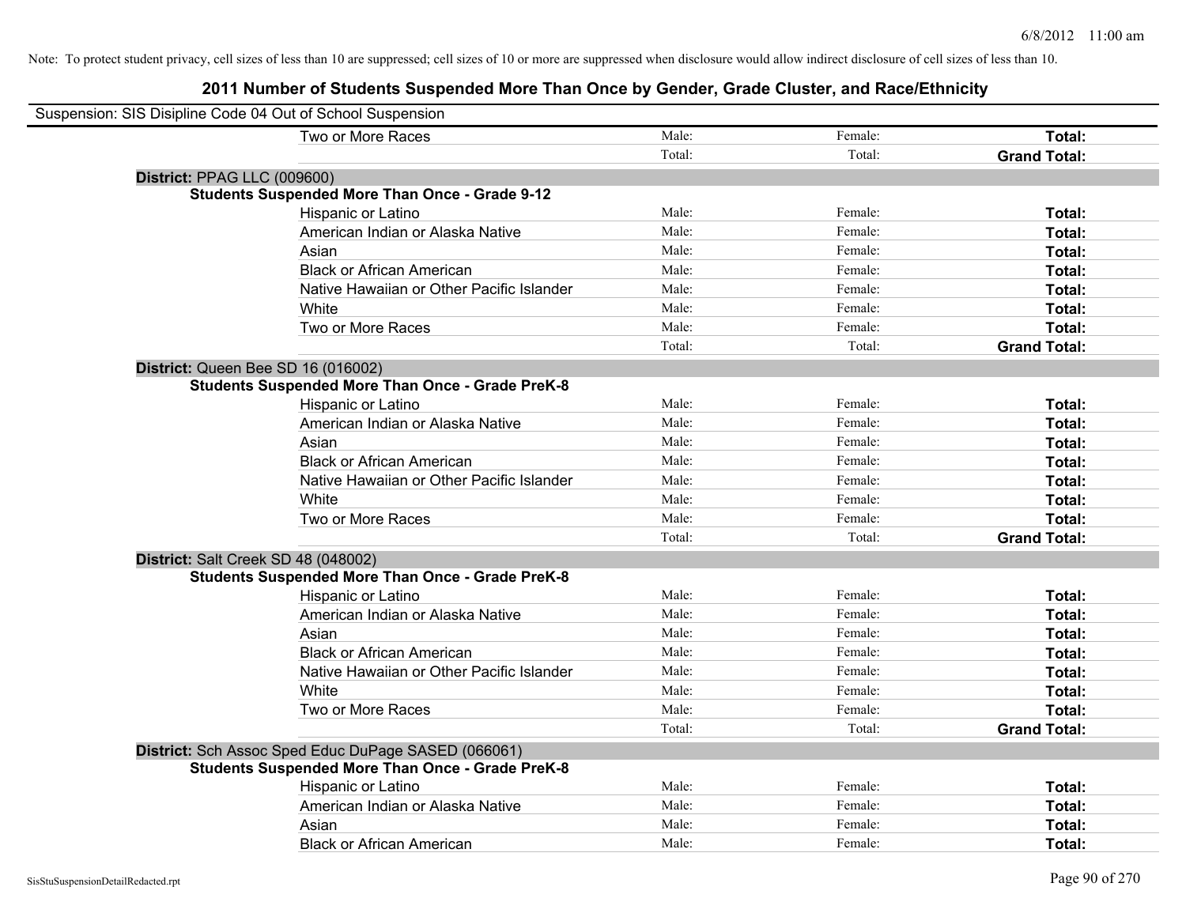Note: To protect student privacy, cell sizes of less than 10 are suppressed; cell sizes of 10 or more are suppressed when disclosure would allow indirect disclosure of cell sizes of less than 10.

## 2011 Number of Students Suspended More Than Once by Gender, Grade Cluster, and Race/Ethnicity

Suspension: SIS Disipline Code 04 Out of School Suspension

| | Male | Female | Total |
|---|---|---|---|
| Two or More Races | Male: | Female: | **Total:** |
| | Total: | Total: | **Grand Total:** |

**District:** PPAG LLC (009600)

**Students Suspended More Than Once - Grade 9-12**

| | Male | Female | Total |
|---|---|---|---|
| Hispanic or Latino | Male: | Female: | **Total:** |
| American Indian or Alaska Native | Male: | Female: | **Total:** |
| Asian | Male: | Female: | **Total:** |
| Black or African American | Male: | Female: | **Total:** |
| Native Hawaiian or Other Pacific Islander | Male: | Female: | **Total:** |
| White | Male: | Female: | **Total:** |
| Two or More Races | Male: | Female: | **Total:** |
| | Total: | Total: | **Grand Total:** |

**District:** Queen Bee SD 16 (016002)

**Students Suspended More Than Once - Grade PreK-8**

| | Male | Female | Total |
|---|---|---|---|
| Hispanic or Latino | Male: | Female: | **Total:** |
| American Indian or Alaska Native | Male: | Female: | **Total:** |
| Asian | Male: | Female: | **Total:** |
| Black or African American | Male: | Female: | **Total:** |
| Native Hawaiian or Other Pacific Islander | Male: | Female: | **Total:** |
| White | Male: | Female: | **Total:** |
| Two or More Races | Male: | Female: | **Total:** |
| | Total: | Total: | **Grand Total:** |

**District:** Salt Creek SD 48 (048002)

**Students Suspended More Than Once - Grade PreK-8**

| | Male | Female | Total |
|---|---|---|---|
| Hispanic or Latino | Male: | Female: | **Total:** |
| American Indian or Alaska Native | Male: | Female: | **Total:** |
| Asian | Male: | Female: | **Total:** |
| Black or African American | Male: | Female: | **Total:** |
| Native Hawaiian or Other Pacific Islander | Male: | Female: | **Total:** |
| White | Male: | Female: | **Total:** |
| Two or More Races | Male: | Female: | **Total:** |
| | Total: | Total: | **Grand Total:** |

**District:** Sch Assoc Sped Educ DuPage SASED (066061)

**Students Suspended More Than Once - Grade PreK-8**

| | Male | Female | Total |
|---|---|---|---|
| Hispanic or Latino | Male: | Female: | **Total:** |
| American Indian or Alaska Native | Male: | Female: | **Total:** |
| Asian | Male: | Female: | **Total:** |
| Black or African American | Male: | Female: | **Total:** |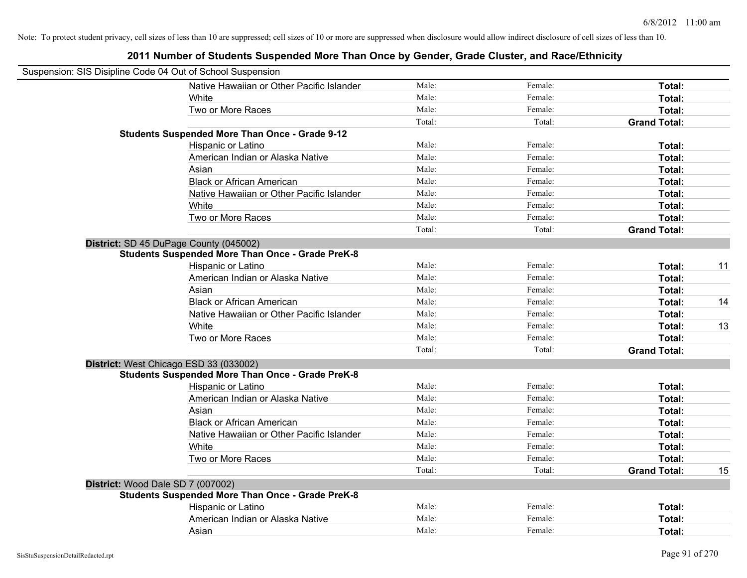Note: To protect student privacy, cell sizes of less than 10 are suppressed; cell sizes of 10 or more are suppressed when disclosure would allow indirect disclosure of cell sizes of less than 10.

## 2011 Number of Students Suspended More Than Once by Gender, Grade Cluster, and Race/Ethnicity

Suspension: SIS Disipline Code 04 Out of School Suspension

| | | | | | |
|---|---|---|---|---|---|
| | Native Hawaiian or Other Pacific Islander | Male: | Female: | **Total:** | |
| | White | Male: | Female: | **Total:** | |
| | Two or More Races | Male: | Female: | **Total:** | |
| | | Total: | Total: | **Grand Total:** | |
| **Students Suspended More Than Once - Grade 9-12** | | | | | |
| | Hispanic or Latino | Male: | Female: | **Total:** | |
| | American Indian or Alaska Native | Male: | Female: | **Total:** | |
| | Asian | Male: | Female: | **Total:** | |
| | Black or African American | Male: | Female: | **Total:** | |
| | Native Hawaiian or Other Pacific Islander | Male: | Female: | **Total:** | |
| | White | Male: | Female: | **Total:** | |
| | Two or More Races | Male: | Female: | **Total:** | |
| | | Total: | Total: | **Grand Total:** | |
| **District:** SD 45 DuPage County (045002) | | | | | |
| **Students Suspended More Than Once - Grade PreK-8** | | | | | |
| | Hispanic or Latino | Male: | Female: | **Total:** | 11 |
| | American Indian or Alaska Native | Male: | Female: | **Total:** | |
| | Asian | Male: | Female: | **Total:** | |
| | Black or African American | Male: | Female: | **Total:** | 14 |
| | Native Hawaiian or Other Pacific Islander | Male: | Female: | **Total:** | |
| | White | Male: | Female: | **Total:** | 13 |
| | Two or More Races | Male: | Female: | **Total:** | |
| | | Total: | Total: | **Grand Total:** | |
| **District:** West Chicago ESD 33 (033002) | | | | | |
| **Students Suspended More Than Once - Grade PreK-8** | | | | | |
| | Hispanic or Latino | Male: | Female: | **Total:** | |
| | American Indian or Alaska Native | Male: | Female: | **Total:** | |
| | Asian | Male: | Female: | **Total:** | |
| | Black or African American | Male: | Female: | **Total:** | |
| | Native Hawaiian or Other Pacific Islander | Male: | Female: | **Total:** | |
| | White | Male: | Female: | **Total:** | |
| | Two or More Races | Male: | Female: | **Total:** | |
| | | Total: | Total: | **Grand Total:** | 15 |
| **District:** Wood Dale SD 7 (007002) | | | | | |
| **Students Suspended More Than Once - Grade PreK-8** | | | | | |
| | Hispanic or Latino | Male: | Female: | **Total:** | |
| | American Indian or Alaska Native | Male: | Female: | **Total:** | |
| | Asian | Male: | Female: | **Total:** | |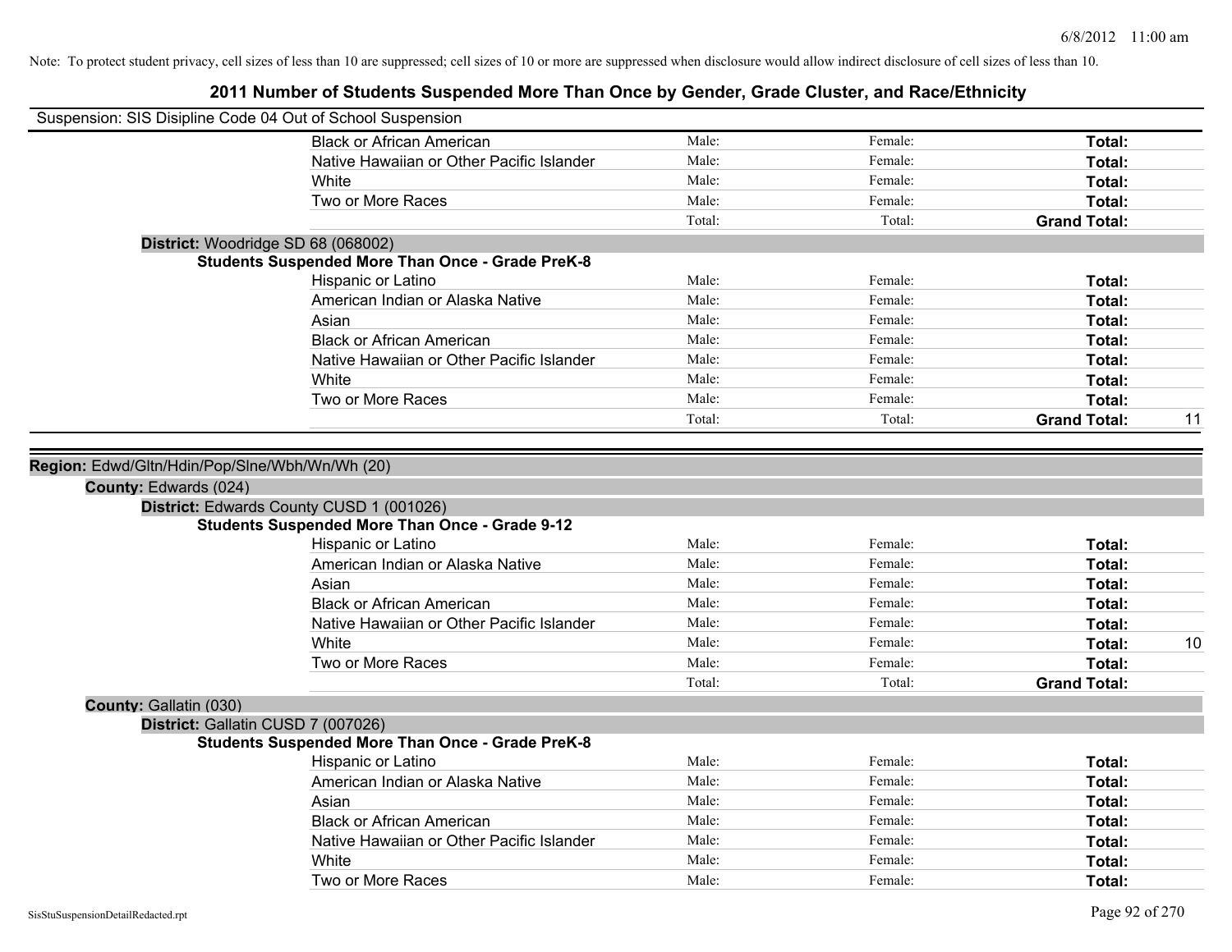Note: To protect student privacy, cell sizes of less than 10 are suppressed; cell sizes of 10 or more are suppressed when disclosure would allow indirect disclosure of cell sizes of less than 10.

# 2011 Number of Students Suspended More Than Once by Gender, Grade Cluster, and Race/Ethnicity

Suspension: SIS Disipline Code 04 Out of School Suspension

| | | | | |
|---|---|---|---|---|
| Black or African American | Male: | Female: | **Total:** | |
| Native Hawaiian or Other Pacific Islander | Male: | Female: | **Total:** | |
| White | Male: | Female: | **Total:** | |
| Two or More Races | Male: | Female: | **Total:** | |
| | Total: | Total: | **Grand Total:** | |

**District:** Woodridge SD 68 (068002)

**Students Suspended More Than Once - Grade PreK-8**

| | | | | |
|---|---|---|---|---|
| Hispanic or Latino | Male: | Female: | **Total:** | |
| American Indian or Alaska Native | Male: | Female: | **Total:** | |
| Asian | Male: | Female: | **Total:** | |
| Black or African American | Male: | Female: | **Total:** | |
| Native Hawaiian or Other Pacific Islander | Male: | Female: | **Total:** | |
| White | Male: | Female: | **Total:** | |
| Two or More Races | Male: | Female: | **Total:** | |
| | Total: | Total: | **Grand Total:** | 11 |

**Region:** Edwd/Gltn/Hdin/Pop/Slne/Wbh/Wn/Wh (20)

**County:** Edwards (024)

**District:** Edwards County CUSD 1 (001026)

**Students Suspended More Than Once - Grade 9-12**

| | | | | |
|---|---|---|---|---|
| Hispanic or Latino | Male: | Female: | **Total:** | |
| American Indian or Alaska Native | Male: | Female: | **Total:** | |
| Asian | Male: | Female: | **Total:** | |
| Black or African American | Male: | Female: | **Total:** | |
| Native Hawaiian or Other Pacific Islander | Male: | Female: | **Total:** | |
| White | Male: | Female: | **Total:** | 10 |
| Two or More Races | Male: | Female: | **Total:** | |
| | Total: | Total: | **Grand Total:** | |

**County:** Gallatin (030)

**District:** Gallatin CUSD 7 (007026)

**Students Suspended More Than Once - Grade PreK-8**

| | | | | |
|---|---|---|---|---|
| Hispanic or Latino | Male: | Female: | **Total:** | |
| American Indian or Alaska Native | Male: | Female: | **Total:** | |
| Asian | Male: | Female: | **Total:** | |
| Black or African American | Male: | Female: | **Total:** | |
| Native Hawaiian or Other Pacific Islander | Male: | Female: | **Total:** | |
| White | Male: | Female: | **Total:** | |
| Two or More Races | Male: | Female: | **Total:** | |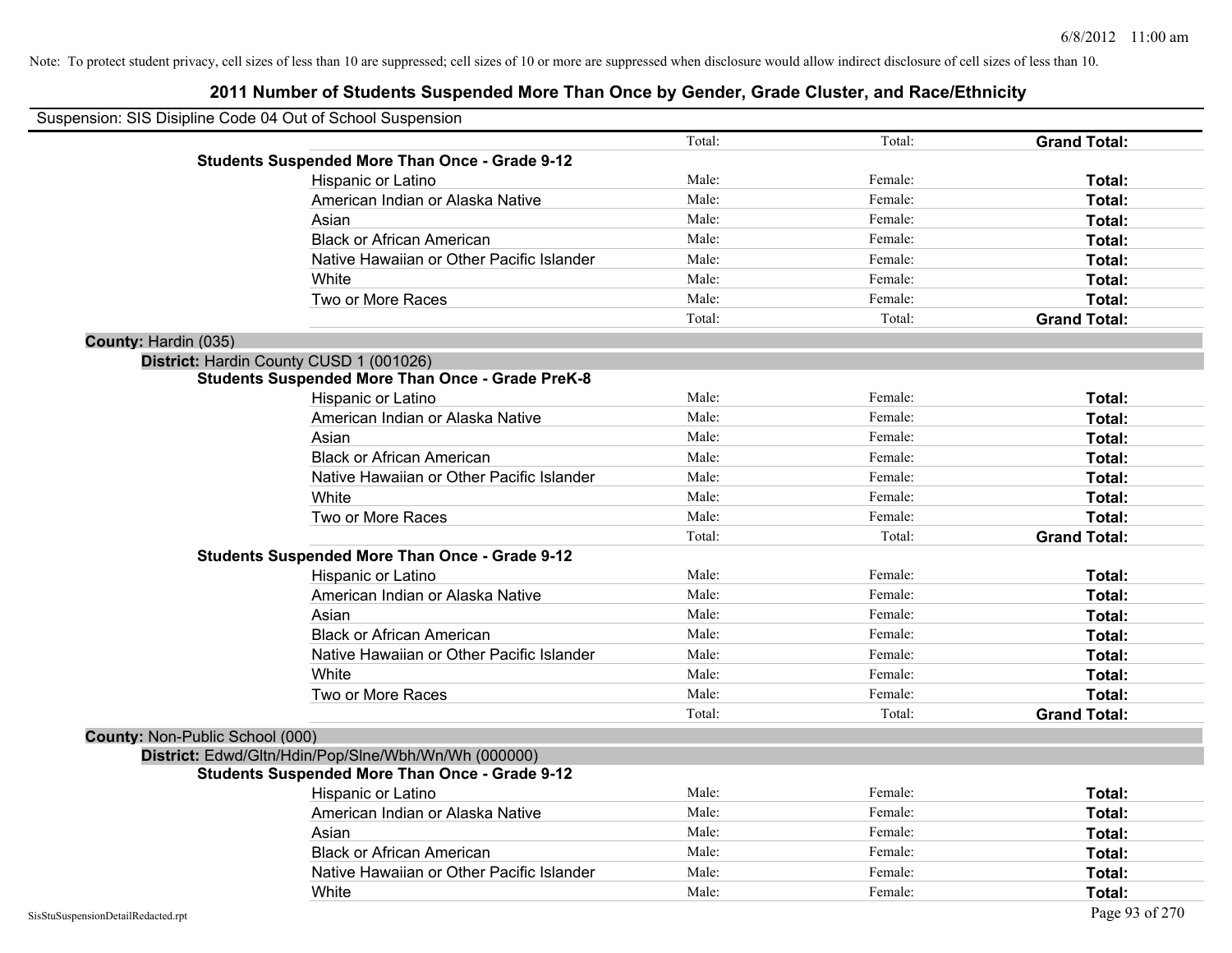Note: To protect student privacy, cell sizes of less than 10 are suppressed; cell sizes of 10 or more are suppressed when disclosure would allow indirect disclosure of cell sizes of less than 10.

# 2011 Number of Students Suspended More Than Once by Gender, Grade Cluster, and Race/Ethnicity

Suspension: SIS Disipline Code 04 Out of School Suspension

| | | | | |
|---|---|---|---|---|
| | | Total: | Total: | **Grand Total:** |
| **Students Suspended More Than Once - Grade 9-12** | | | | |
| | Hispanic or Latino | Male: | Female: | **Total:** |
| | American Indian or Alaska Native | Male: | Female: | **Total:** |
| | Asian | Male: | Female: | **Total:** |
| | Black or African American | Male: | Female: | **Total:** |
| | Native Hawaiian or Other Pacific Islander | Male: | Female: | **Total:** |
| | White | Male: | Female: | **Total:** |
| | Two or More Races | Male: | Female: | **Total:** |
| | | Total: | Total: | **Grand Total:** |

**County:** Hardin (035)

**District:** Hardin County CUSD 1 (001026)

| | | | | |
|---|---|---|---|---|
| **Students Suspended More Than Once - Grade PreK-8** | | | | |
| | Hispanic or Latino | Male: | Female: | **Total:** |
| | American Indian or Alaska Native | Male: | Female: | **Total:** |
| | Asian | Male: | Female: | **Total:** |
| | Black or African American | Male: | Female: | **Total:** |
| | Native Hawaiian or Other Pacific Islander | Male: | Female: | **Total:** |
| | White | Male: | Female: | **Total:** |
| | Two or More Races | Male: | Female: | **Total:** |
| | | Total: | Total: | **Grand Total:** |
| **Students Suspended More Than Once - Grade 9-12** | | | | |
| | Hispanic or Latino | Male: | Female: | **Total:** |
| | American Indian or Alaska Native | Male: | Female: | **Total:** |
| | Asian | Male: | Female: | **Total:** |
| | Black or African American | Male: | Female: | **Total:** |
| | Native Hawaiian or Other Pacific Islander | Male: | Female: | **Total:** |
| | White | Male: | Female: | **Total:** |
| | Two or More Races | Male: | Female: | **Total:** |
| | | Total: | Total: | **Grand Total:** |

**County:** Non-Public School (000)

**District:** Edwd/Gltn/Hdin/Pop/Slne/Wbh/Wn/Wh (000000)

| | | | | |
|---|---|---|---|---|
| **Students Suspended More Than Once - Grade 9-12** | | | | |
| | Hispanic or Latino | Male: | Female: | **Total:** |
| | American Indian or Alaska Native | Male: | Female: | **Total:** |
| | Asian | Male: | Female: | **Total:** |
| | Black or African American | Male: | Female: | **Total:** |
| | Native Hawaiian or Other Pacific Islander | Male: | Female: | **Total:** |
| | White | Male: | Female: | **Total:** |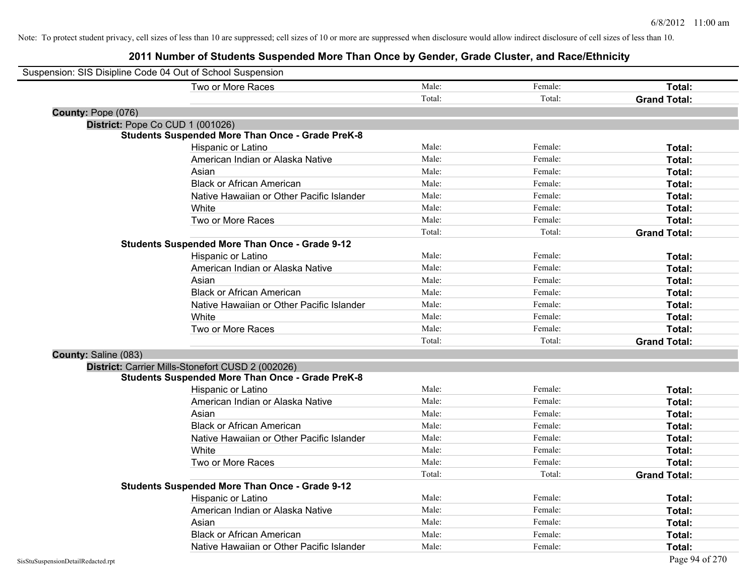Note: To protect student privacy, cell sizes of less than 10 are suppressed; cell sizes of 10 or more are suppressed when disclosure would allow indirect disclosure of cell sizes of less than 10.

# 2011 Number of Students Suspended More Than Once by Gender, Grade Cluster, and Race/Ethnicity

Suspension: SIS Disipline Code 04 Out of School Suspension

| | | | |
|---|---|---|---|
| Two or More Races | Male: | Female: | **Total:** |
| | Total: | Total: | **Grand Total:** |

**County:** Pope (076)

**District:** Pope Co CUD 1 (001026)

**Students Suspended More Than Once - Grade PreK-8**

| | | | |
|---|---|---|---|
| Hispanic or Latino | Male: | Female: | **Total:** |
| American Indian or Alaska Native | Male: | Female: | **Total:** |
| Asian | Male: | Female: | **Total:** |
| Black or African American | Male: | Female: | **Total:** |
| Native Hawaiian or Other Pacific Islander | Male: | Female: | **Total:** |
| White | Male: | Female: | **Total:** |
| Two or More Races | Male: | Female: | **Total:** |
| | Total: | Total: | **Grand Total:** |

**Students Suspended More Than Once - Grade 9-12**

| | | | |
|---|---|---|---|
| Hispanic or Latino | Male: | Female: | **Total:** |
| American Indian or Alaska Native | Male: | Female: | **Total:** |
| Asian | Male: | Female: | **Total:** |
| Black or African American | Male: | Female: | **Total:** |
| Native Hawaiian or Other Pacific Islander | Male: | Female: | **Total:** |
| White | Male: | Female: | **Total:** |
| Two or More Races | Male: | Female: | **Total:** |
| | Total: | Total: | **Grand Total:** |

**County:** Saline (083)

**District:** Carrier Mills-Stonefort CUSD 2 (002026)

**Students Suspended More Than Once - Grade PreK-8**

| | | | |
|---|---|---|---|
| Hispanic or Latino | Male: | Female: | **Total:** |
| American Indian or Alaska Native | Male: | Female: | **Total:** |
| Asian | Male: | Female: | **Total:** |
| Black or African American | Male: | Female: | **Total:** |
| Native Hawaiian or Other Pacific Islander | Male: | Female: | **Total:** |
| White | Male: | Female: | **Total:** |
| Two or More Races | Male: | Female: | **Total:** |
| | Total: | Total: | **Grand Total:** |

**Students Suspended More Than Once - Grade 9-12**

| | | | |
|---|---|---|---|
| Hispanic or Latino | Male: | Female: | **Total:** |
| American Indian or Alaska Native | Male: | Female: | **Total:** |
| Asian | Male: | Female: | **Total:** |
| Black or African American | Male: | Female: | **Total:** |
| Native Hawaiian or Other Pacific Islander | Male: | Female: | **Total:** |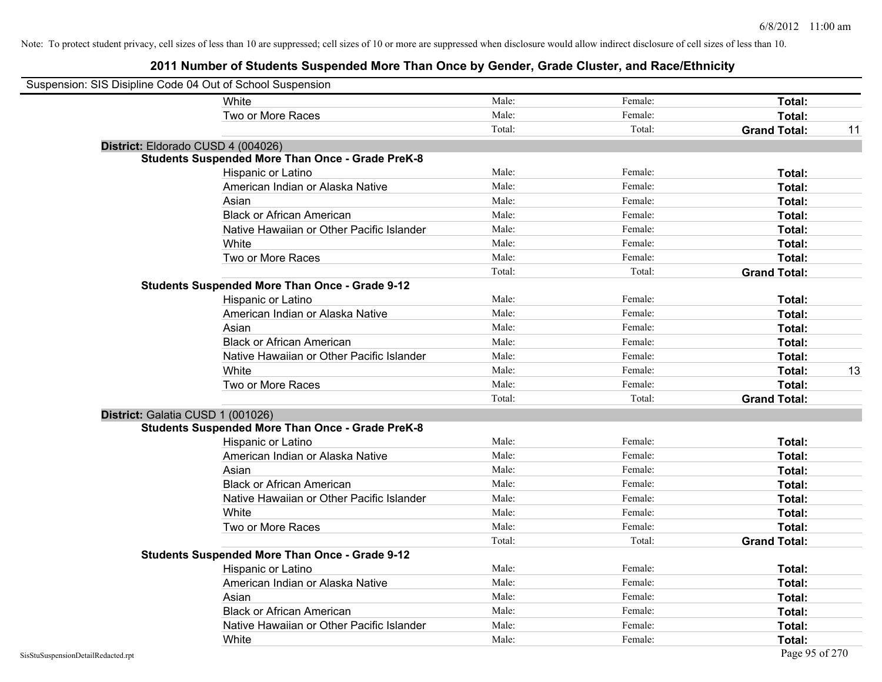Note: To protect student privacy, cell sizes of less than 10 are suppressed; cell sizes of 10 or more are suppressed when disclosure would allow indirect disclosure of cell sizes of less than 10.

# 2011 Number of Students Suspended More Than Once by Gender, Grade Cluster, and Race/Ethnicity

Suspension: SIS Disipline Code 04 Out of School Suspension

| | | | | |
|---|---|---|---|---|
| White | Male: | Female: | **Total:** | |
| Two or More Races | Male: | Female: | **Total:** | |
| | Total: | Total: | **Grand Total:** | 11 |

**District:** Eldorado CUSD 4 (004026)

**Students Suspended More Than Once - Grade PreK-8**

| | | | | |
|---|---|---|---|---|
| Hispanic or Latino | Male: | Female: | **Total:** | |
| American Indian or Alaska Native | Male: | Female: | **Total:** | |
| Asian | Male: | Female: | **Total:** | |
| Black or African American | Male: | Female: | **Total:** | |
| Native Hawaiian or Other Pacific Islander | Male: | Female: | **Total:** | |
| White | Male: | Female: | **Total:** | |
| Two or More Races | Male: | Female: | **Total:** | |
| | Total: | Total: | **Grand Total:** | |

**Students Suspended More Than Once - Grade 9-12**

| | | | | |
|---|---|---|---|---|
| Hispanic or Latino | Male: | Female: | **Total:** | |
| American Indian or Alaska Native | Male: | Female: | **Total:** | |
| Asian | Male: | Female: | **Total:** | |
| Black or African American | Male: | Female: | **Total:** | |
| Native Hawaiian or Other Pacific Islander | Male: | Female: | **Total:** | |
| White | Male: | Female: | **Total:** | 13 |
| Two or More Races | Male: | Female: | **Total:** | |
| | Total: | Total: | **Grand Total:** | |

**District:** Galatia CUSD 1 (001026)

**Students Suspended More Than Once - Grade PreK-8**

| | | | | |
|---|---|---|---|---|
| Hispanic or Latino | Male: | Female: | **Total:** | |
| American Indian or Alaska Native | Male: | Female: | **Total:** | |
| Asian | Male: | Female: | **Total:** | |
| Black or African American | Male: | Female: | **Total:** | |
| Native Hawaiian or Other Pacific Islander | Male: | Female: | **Total:** | |
| White | Male: | Female: | **Total:** | |
| Two or More Races | Male: | Female: | **Total:** | |
| | Total: | Total: | **Grand Total:** | |

**Students Suspended More Than Once - Grade 9-12**

| | | | | |
|---|---|---|---|---|
| Hispanic or Latino | Male: | Female: | **Total:** | |
| American Indian or Alaska Native | Male: | Female: | **Total:** | |
| Asian | Male: | Female: | **Total:** | |
| Black or African American | Male: | Female: | **Total:** | |
| Native Hawaiian or Other Pacific Islander | Male: | Female: | **Total:** | |
| White | Male: | Female: | **Total:** | |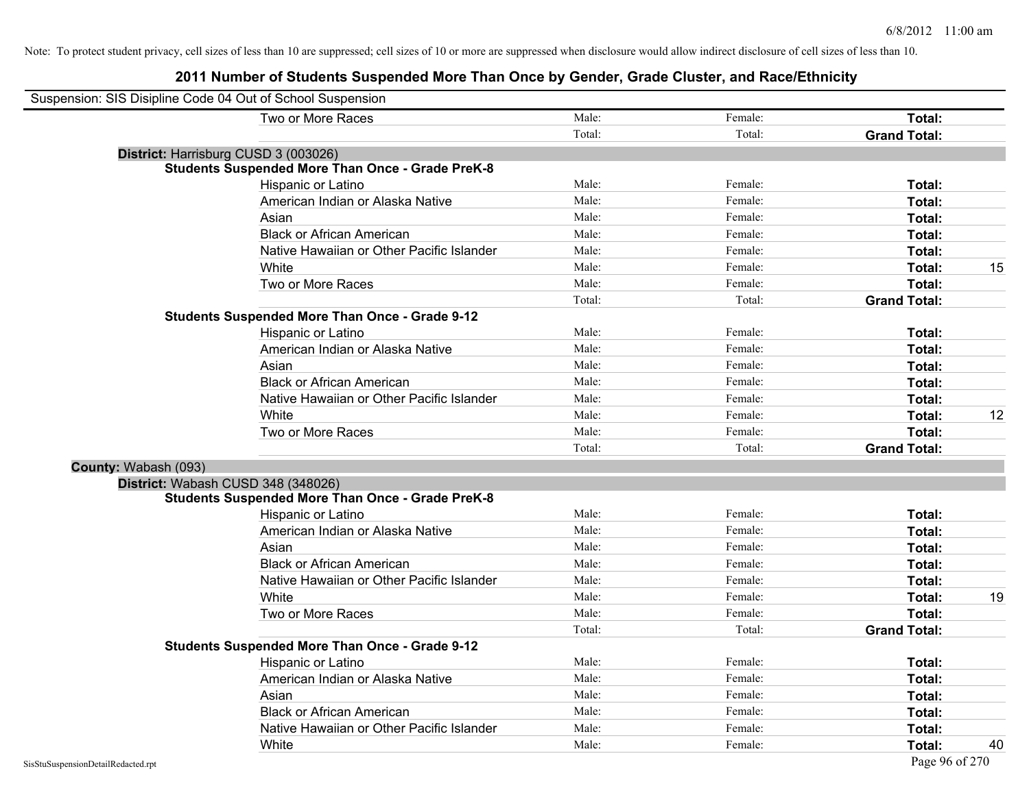Note: To protect student privacy, cell sizes of less than 10 are suppressed; cell sizes of 10 or more are suppressed when disclosure would allow indirect disclosure of cell sizes of less than 10.

## 2011 Number of Students Suspended More Than Once by Gender, Grade Cluster, and Race/Ethnicity

Suspension: SIS Disipline Code 04 Out of School Suspension

| | Male: | Female: | Total: | |
|---|---|---|---|---|
| Two or More Races | Male: | Female: | **Total:** | |
| | Total: | Total: | **Grand Total:** | |

**District:** Harrisburg CUSD 3 (003026)

**Students Suspended More Than Once - Grade PreK-8**

| | | | | |
|---|---|---|---|---|
| Hispanic or Latino | Male: | Female: | **Total:** | |
| American Indian or Alaska Native | Male: | Female: | **Total:** | |
| Asian | Male: | Female: | **Total:** | |
| Black or African American | Male: | Female: | **Total:** | |
| Native Hawaiian or Other Pacific Islander | Male: | Female: | **Total:** | |
| White | Male: | Female: | **Total:** | 15 |
| Two or More Races | Male: | Female: | **Total:** | |
| | Total: | Total: | **Grand Total:** | |

**Students Suspended More Than Once - Grade 9-12**

| | | | | |
|---|---|---|---|---|
| Hispanic or Latino | Male: | Female: | **Total:** | |
| American Indian or Alaska Native | Male: | Female: | **Total:** | |
| Asian | Male: | Female: | **Total:** | |
| Black or African American | Male: | Female: | **Total:** | |
| Native Hawaiian or Other Pacific Islander | Male: | Female: | **Total:** | |
| White | Male: | Female: | **Total:** | 12 |
| Two or More Races | Male: | Female: | **Total:** | |
| | Total: | Total: | **Grand Total:** | |

**County:** Wabash (093)

**District:** Wabash CUSD 348 (348026)

**Students Suspended More Than Once - Grade PreK-8**

| | | | | |
|---|---|---|---|---|
| Hispanic or Latino | Male: | Female: | **Total:** | |
| American Indian or Alaska Native | Male: | Female: | **Total:** | |
| Asian | Male: | Female: | **Total:** | |
| Black or African American | Male: | Female: | **Total:** | |
| Native Hawaiian or Other Pacific Islander | Male: | Female: | **Total:** | |
| White | Male: | Female: | **Total:** | 19 |
| Two or More Races | Male: | Female: | **Total:** | |
| | Total: | Total: | **Grand Total:** | |

**Students Suspended More Than Once - Grade 9-12**

| | | | | |
|---|---|---|---|---|
| Hispanic or Latino | Male: | Female: | **Total:** | |
| American Indian or Alaska Native | Male: | Female: | **Total:** | |
| Asian | Male: | Female: | **Total:** | |
| Black or African American | Male: | Female: | **Total:** | |
| Native Hawaiian or Other Pacific Islander | Male: | Female: | **Total:** | |
| White | Male: | Female: | **Total:** | 40 |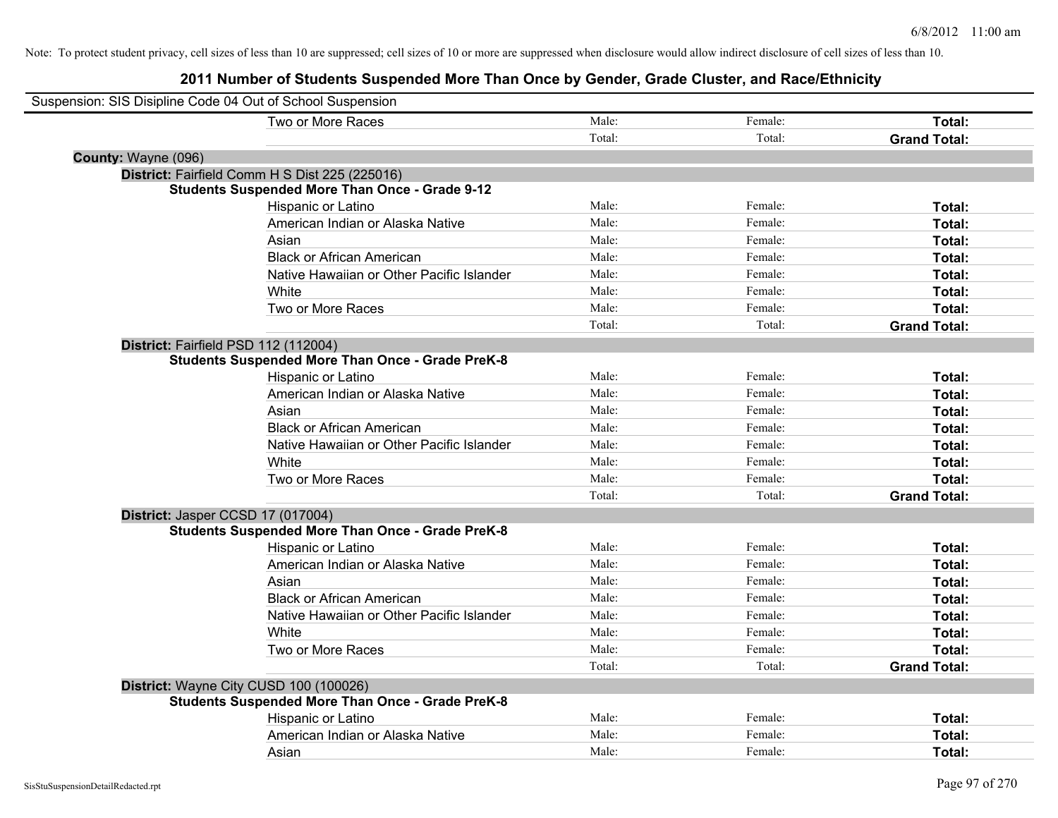Note: To protect student privacy, cell sizes of less than 10 are suppressed; cell sizes of 10 or more are suppressed when disclosure would allow indirect disclosure of cell sizes of less than 10.

## 2011 Number of Students Suspended More Than Once by Gender, Grade Cluster, and Race/Ethnicity

Suspension: SIS Disipline Code 04 Out of School Suspension

| | | | |
|---|---|---|---|
| Two or More Races | Male: | Female: | **Total:** |
| | Total: | Total: | **Grand Total:** |

**County:** Wayne (096)

**District:** Fairfield Comm H S Dist 225 (225016)

**Students Suspended More Than Once - Grade 9-12**

| | | | |
|---|---|---|---|
| Hispanic or Latino | Male: | Female: | **Total:** |
| American Indian or Alaska Native | Male: | Female: | **Total:** |
| Asian | Male: | Female: | **Total:** |
| Black or African American | Male: | Female: | **Total:** |
| Native Hawaiian or Other Pacific Islander | Male: | Female: | **Total:** |
| White | Male: | Female: | **Total:** |
| Two or More Races | Male: | Female: | **Total:** |
| | Total: | Total: | **Grand Total:** |

**District:** Fairfield PSD 112 (112004)

**Students Suspended More Than Once - Grade PreK-8**

| | | | |
|---|---|---|---|
| Hispanic or Latino | Male: | Female: | **Total:** |
| American Indian or Alaska Native | Male: | Female: | **Total:** |
| Asian | Male: | Female: | **Total:** |
| Black or African American | Male: | Female: | **Total:** |
| Native Hawaiian or Other Pacific Islander | Male: | Female: | **Total:** |
| White | Male: | Female: | **Total:** |
| Two or More Races | Male: | Female: | **Total:** |
| | Total: | Total: | **Grand Total:** |

**District:** Jasper CCSD 17 (017004)

**Students Suspended More Than Once - Grade PreK-8**

| | | | |
|---|---|---|---|
| Hispanic or Latino | Male: | Female: | **Total:** |
| American Indian or Alaska Native | Male: | Female: | **Total:** |
| Asian | Male: | Female: | **Total:** |
| Black or African American | Male: | Female: | **Total:** |
| Native Hawaiian or Other Pacific Islander | Male: | Female: | **Total:** |
| White | Male: | Female: | **Total:** |
| Two or More Races | Male: | Female: | **Total:** |
| | Total: | Total: | **Grand Total:** |

**District:** Wayne City CUSD 100 (100026)

**Students Suspended More Than Once - Grade PreK-8**

| | | | |
|---|---|---|---|
| Hispanic or Latino | Male: | Female: | **Total:** |
| American Indian or Alaska Native | Male: | Female: | **Total:** |
| Asian | Male: | Female: | **Total:** |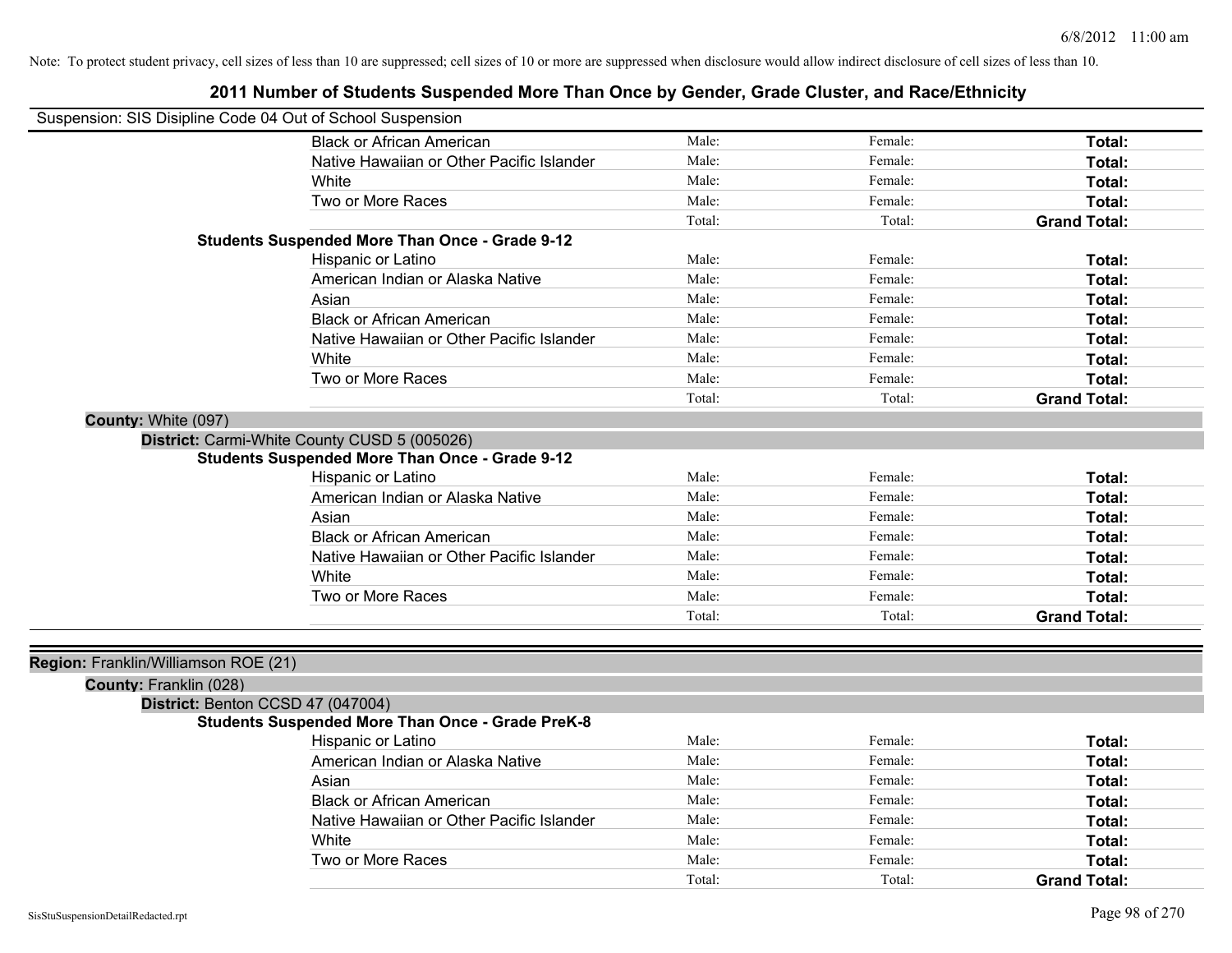Note: To protect student privacy, cell sizes of less than 10 are suppressed; cell sizes of 10 or more are suppressed when disclosure would allow indirect disclosure of cell sizes of less than 10.

# 2011 Number of Students Suspended More Than Once by Gender, Grade Cluster, and Race/Ethnicity

Suspension: SIS Disipline Code 04 Out of School Suspension

| | | | |
|---|---|---|---|
| Black or African American | Male: | Female: | **Total:** |
| Native Hawaiian or Other Pacific Islander | Male: | Female: | **Total:** |
| White | Male: | Female: | **Total:** |
| Two or More Races | Male: | Female: | **Total:** |
| | Total: | Total: | **Grand Total:** |

**Students Suspended More Than Once - Grade 9-12**

| | | | |
|---|---|---|---|
| Hispanic or Latino | Male: | Female: | **Total:** |
| American Indian or Alaska Native | Male: | Female: | **Total:** |
| Asian | Male: | Female: | **Total:** |
| Black or African American | Male: | Female: | **Total:** |
| Native Hawaiian or Other Pacific Islander | Male: | Female: | **Total:** |
| White | Male: | Female: | **Total:** |
| Two or More Races | Male: | Female: | **Total:** |
| | Total: | Total: | **Grand Total:** |

**County:** White (097)

**District:** Carmi-White County CUSD 5 (005026)

**Students Suspended More Than Once - Grade 9-12**

| | | | |
|---|---|---|---|
| Hispanic or Latino | Male: | Female: | **Total:** |
| American Indian or Alaska Native | Male: | Female: | **Total:** |
| Asian | Male: | Female: | **Total:** |
| Black or African American | Male: | Female: | **Total:** |
| Native Hawaiian or Other Pacific Islander | Male: | Female: | **Total:** |
| White | Male: | Female: | **Total:** |
| Two or More Races | Male: | Female: | **Total:** |
| | Total: | Total: | **Grand Total:** |

**Region:** Franklin/Williamson ROE (21)

**County:** Franklin (028)

**District:** Benton CCSD 47 (047004)

**Students Suspended More Than Once - Grade PreK-8**

| | | | |
|---|---|---|---|
| Hispanic or Latino | Male: | Female: | **Total:** |
| American Indian or Alaska Native | Male: | Female: | **Total:** |
| Asian | Male: | Female: | **Total:** |
| Black or African American | Male: | Female: | **Total:** |
| Native Hawaiian or Other Pacific Islander | Male: | Female: | **Total:** |
| White | Male: | Female: | **Total:** |
| Two or More Races | Male: | Female: | **Total:** |
| | Total: | Total: | **Grand Total:** |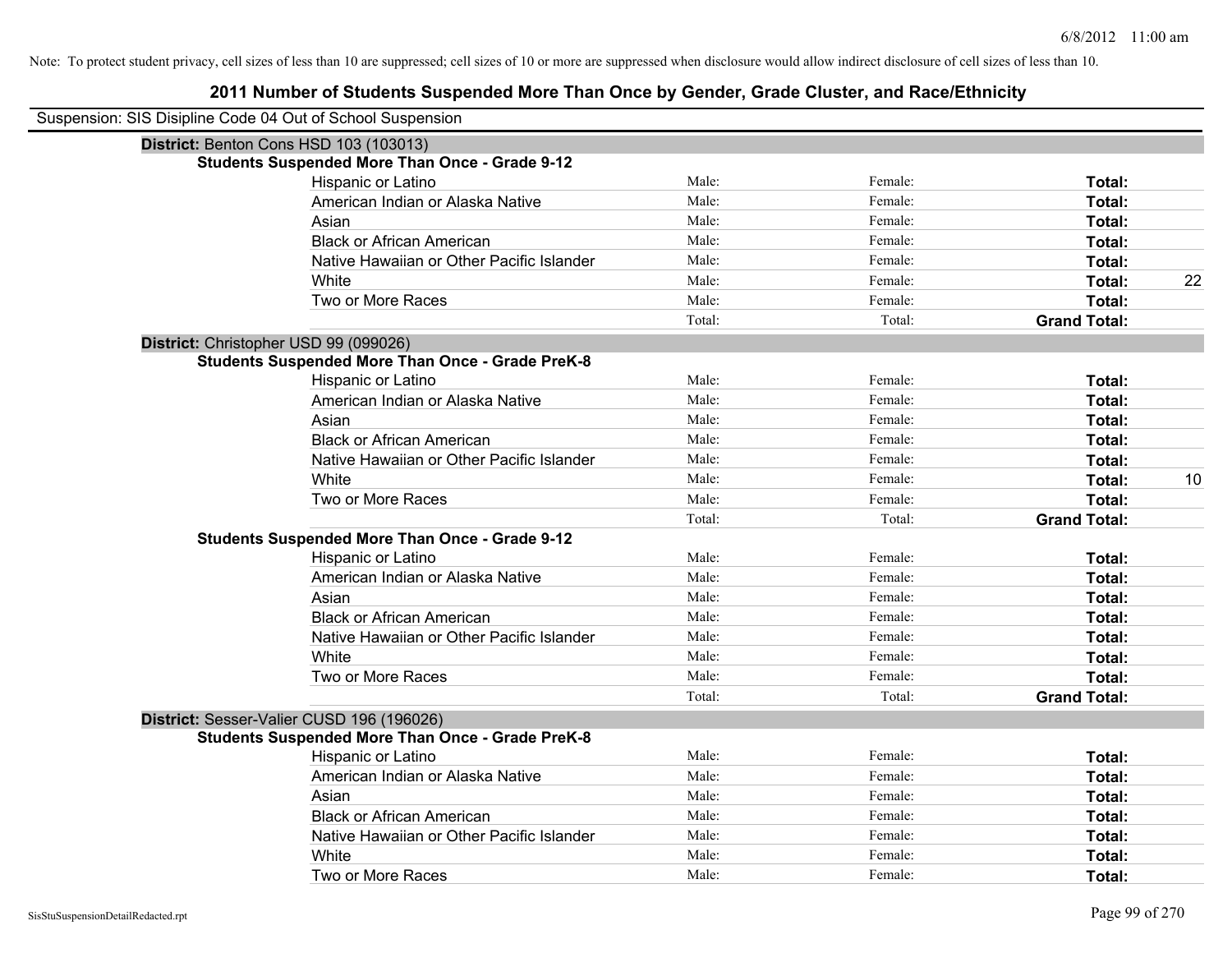Note: To protect student privacy, cell sizes of less than 10 are suppressed; cell sizes of 10 or more are suppressed when disclosure would allow indirect disclosure of cell sizes of less than 10.

# 2011 Number of Students Suspended More Than Once by Gender, Grade Cluster, and Race/Ethnicity

Suspension: SIS Disipline Code 04 Out of School Suspension

## District: Benton Cons HSD 103 (103013)

### Students Suspended More Than Once - Grade 9-12

| Race/Ethnicity | Male | Female | Total |
|---|---|---|---|
| Hispanic or Latino | Male: | Female: | Total: |
| American Indian or Alaska Native | Male: | Female: | Total: |
| Asian | Male: | Female: | Total: |
| Black or African American | Male: | Female: | Total: |
| Native Hawaiian or Other Pacific Islander | Male: | Female: | Total: |
| White | Male: | Female: | Total: 22 |
| Two or More Races | Male: | Female: | Total: |
| | Total: | Total: | Grand Total: |

## District: Christopher USD 99 (099026)

### Students Suspended More Than Once - Grade PreK-8

| Race/Ethnicity | Male | Female | Total |
|---|---|---|---|
| Hispanic or Latino | Male: | Female: | Total: |
| American Indian or Alaska Native | Male: | Female: | Total: |
| Asian | Male: | Female: | Total: |
| Black or African American | Male: | Female: | Total: |
| Native Hawaiian or Other Pacific Islander | Male: | Female: | Total: |
| White | Male: | Female: | Total: 10 |
| Two or More Races | Male: | Female: | Total: |
| | Total: | Total: | Grand Total: |

### Students Suspended More Than Once - Grade 9-12

| Race/Ethnicity | Male | Female | Total |
|---|---|---|---|
| Hispanic or Latino | Male: | Female: | Total: |
| American Indian or Alaska Native | Male: | Female: | Total: |
| Asian | Male: | Female: | Total: |
| Black or African American | Male: | Female: | Total: |
| Native Hawaiian or Other Pacific Islander | Male: | Female: | Total: |
| White | Male: | Female: | Total: |
| Two or More Races | Male: | Female: | Total: |
| | Total: | Total: | Grand Total: |

## District: Sesser-Valier CUSD 196 (196026)

### Students Suspended More Than Once - Grade PreK-8

| Race/Ethnicity | Male | Female | Total |
|---|---|---|---|
| Hispanic or Latino | Male: | Female: | Total: |
| American Indian or Alaska Native | Male: | Female: | Total: |
| Asian | Male: | Female: | Total: |
| Black or African American | Male: | Female: | Total: |
| Native Hawaiian or Other Pacific Islander | Male: | Female: | Total: |
| White | Male: | Female: | Total: |
| Two or More Races | Male: | Female: | Total: |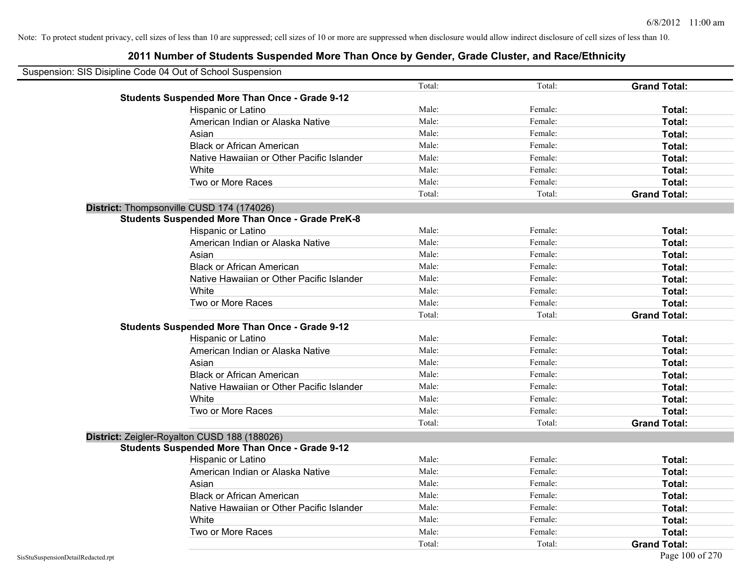Note: To protect student privacy, cell sizes of less than 10 are suppressed; cell sizes of 10 or more are suppressed when disclosure would allow indirect disclosure of cell sizes of less than 10.

# 2011 Number of Students Suspended More Than Once by Gender, Grade Cluster, and Race/Ethnicity

Suspension: SIS Disipline Code 04 Out of School Suspension

| | Total: | Total: | **Grand Total:** |
|---|---|---|---|
| **Students Suspended More Than Once - Grade 9-12** | | | |
| Hispanic or Latino | Male: | Female: | **Total:** |
| American Indian or Alaska Native | Male: | Female: | **Total:** |
| Asian | Male: | Female: | **Total:** |
| Black or African American | Male: | Female: | **Total:** |
| Native Hawaiian or Other Pacific Islander | Male: | Female: | **Total:** |
| White | Male: | Female: | **Total:** |
| Two or More Races | Male: | Female: | **Total:** |
| | Total: | Total: | **Grand Total:** |

**District:** Thompsonville CUSD 174 (174026)

| **Students Suspended More Than Once - Grade PreK-8** | | | |
|---|---|---|---|
| Hispanic or Latino | Male: | Female: | **Total:** |
| American Indian or Alaska Native | Male: | Female: | **Total:** |
| Asian | Male: | Female: | **Total:** |
| Black or African American | Male: | Female: | **Total:** |
| Native Hawaiian or Other Pacific Islander | Male: | Female: | **Total:** |
| White | Male: | Female: | **Total:** |
| Two or More Races | Male: | Female: | **Total:** |
| | Total: | Total: | **Grand Total:** |
| **Students Suspended More Than Once - Grade 9-12** | | | |
| Hispanic or Latino | Male: | Female: | **Total:** |
| American Indian or Alaska Native | Male: | Female: | **Total:** |
| Asian | Male: | Female: | **Total:** |
| Black or African American | Male: | Female: | **Total:** |
| Native Hawaiian or Other Pacific Islander | Male: | Female: | **Total:** |
| White | Male: | Female: | **Total:** |
| Two or More Races | Male: | Female: | **Total:** |
| | Total: | Total: | **Grand Total:** |

**District:** Zeigler-Royalton CUSD 188 (188026)

| **Students Suspended More Than Once - Grade 9-12** | | | |
|---|---|---|---|
| Hispanic or Latino | Male: | Female: | **Total:** |
| American Indian or Alaska Native | Male: | Female: | **Total:** |
| Asian | Male: | Female: | **Total:** |
| Black or African American | Male: | Female: | **Total:** |
| Native Hawaiian or Other Pacific Islander | Male: | Female: | **Total:** |
| White | Male: | Female: | **Total:** |
| Two or More Races | Male: | Female: | **Total:** |
| | Total: | Total: | **Grand Total:** |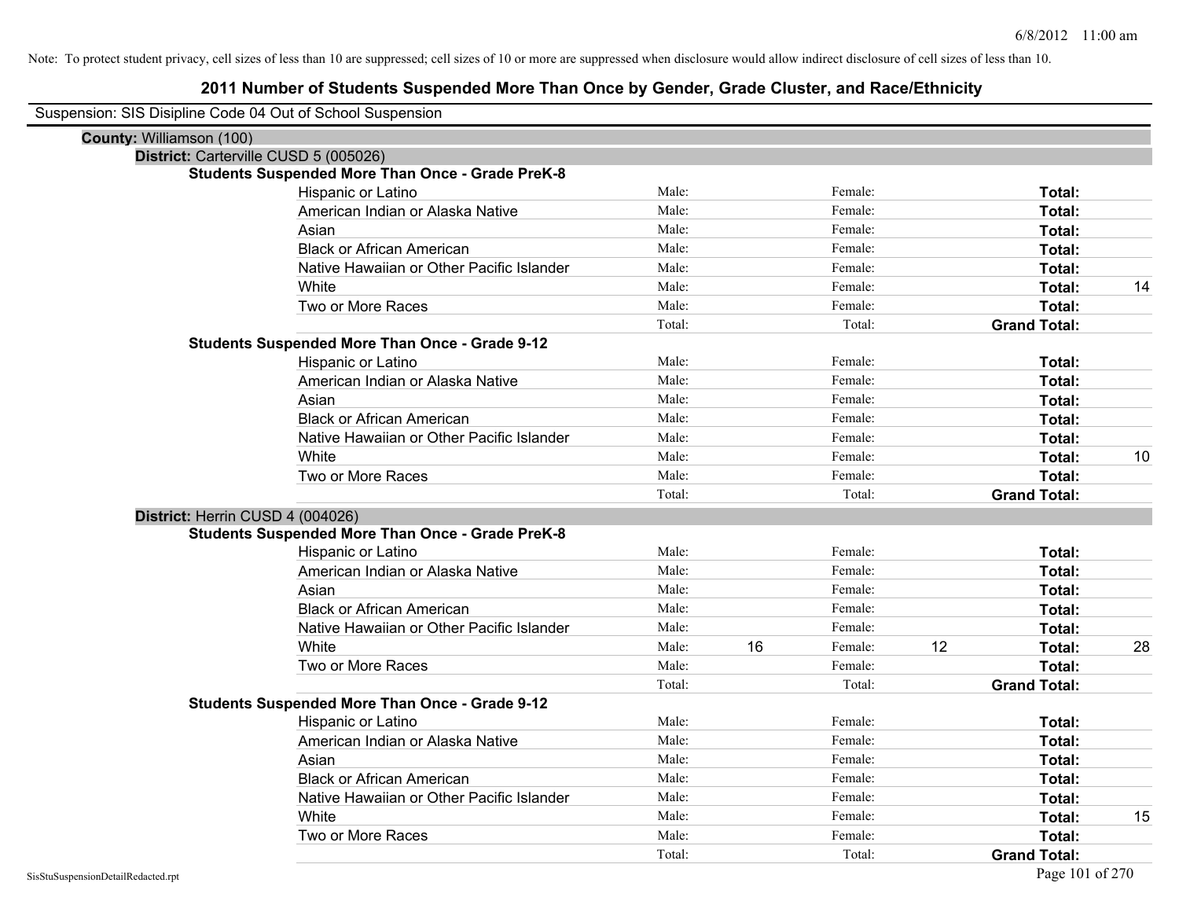Note: To protect student privacy, cell sizes of less than 10 are suppressed; cell sizes of 10 or more are suppressed when disclosure would allow indirect disclosure of cell sizes of less than 10.

# 2011 Number of Students Suspended More Than Once by Gender, Grade Cluster, and Race/Ethnicity

Suspension: SIS Disipline Code 04 Out of School Suspension

**County:** Williamson (100)

**District:** Carterville CUSD 5 (005026)

**Students Suspended More Than Once - Grade PreK-8**

| | | | | | | |
|---|---|---|---|---|---|---|
| Hispanic or Latino | Male: | | Female: | | **Total:** | |
| American Indian or Alaska Native | Male: | | Female: | | **Total:** | |
| Asian | Male: | | Female: | | **Total:** | |
| Black or African American | Male: | | Female: | | **Total:** | |
| Native Hawaiian or Other Pacific Islander | Male: | | Female: | | **Total:** | |
| White | Male: | | Female: | | **Total:** | 14 |
| Two or More Races | Male: | | Female: | | **Total:** | |
| | Total: | | Total: | | **Grand Total:** | |

**Students Suspended More Than Once - Grade 9-12**

| | | | | | | |
|---|---|---|---|---|---|---|
| Hispanic or Latino | Male: | | Female: | | **Total:** | |
| American Indian or Alaska Native | Male: | | Female: | | **Total:** | |
| Asian | Male: | | Female: | | **Total:** | |
| Black or African American | Male: | | Female: | | **Total:** | |
| Native Hawaiian or Other Pacific Islander | Male: | | Female: | | **Total:** | |
| White | Male: | | Female: | | **Total:** | 10 |
| Two or More Races | Male: | | Female: | | **Total:** | |
| | Total: | | Total: | | **Grand Total:** | |

**District:** Herrin CUSD 4 (004026)

**Students Suspended More Than Once - Grade PreK-8**

| | | | | | | |
|---|---|---|---|---|---|---|
| Hispanic or Latino | Male: | | Female: | | **Total:** | |
| American Indian or Alaska Native | Male: | | Female: | | **Total:** | |
| Asian | Male: | | Female: | | **Total:** | |
| Black or African American | Male: | | Female: | | **Total:** | |
| Native Hawaiian or Other Pacific Islander | Male: | | Female: | | **Total:** | |
| White | Male: | 16 | Female: | 12 | **Total:** | 28 |
| Two or More Races | Male: | | Female: | | **Total:** | |
| | Total: | | Total: | | **Grand Total:** | |

**Students Suspended More Than Once - Grade 9-12**

| | | | | | | |
|---|---|---|---|---|---|---|
| Hispanic or Latino | Male: | | Female: | | **Total:** | |
| American Indian or Alaska Native | Male: | | Female: | | **Total:** | |
| Asian | Male: | | Female: | | **Total:** | |
| Black or African American | Male: | | Female: | | **Total:** | |
| Native Hawaiian or Other Pacific Islander | Male: | | Female: | | **Total:** | |
| White | Male: | | Female: | | **Total:** | 15 |
| Two or More Races | Male: | | Female: | | **Total:** | |
| | Total: | | Total: | | **Grand Total:** | |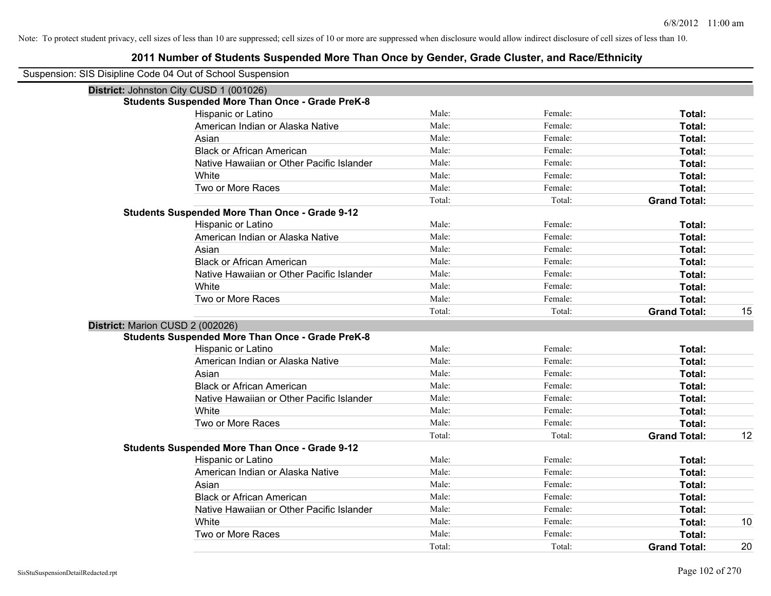Note: To protect student privacy, cell sizes of less than 10 are suppressed; cell sizes of 10 or more are suppressed when disclosure would allow indirect disclosure of cell sizes of less than 10.

## 2011 Number of Students Suspended More Than Once by Gender, Grade Cluster, and Race/Ethnicity

Suspension: SIS Disipline Code 04 Out of School Suspension

**District:** Johnston City CUSD 1 (001026)

**Students Suspended More Than Once - Grade PreK-8**

| Race/Ethnicity | Male | Female | Total |
|---|---|---|---|
| Hispanic or Latino | Male: | Female: | **Total:** |
| American Indian or Alaska Native | Male: | Female: | **Total:** |
| Asian | Male: | Female: | **Total:** |
| Black or African American | Male: | Female: | **Total:** |
| Native Hawaiian or Other Pacific Islander | Male: | Female: | **Total:** |
| White | Male: | Female: | **Total:** |
| Two or More Races | Male: | Female: | **Total:** |
| | Total: | Total: | **Grand Total:** |

**Students Suspended More Than Once - Grade 9-12**

| Race/Ethnicity | Male | Female | Total |
|---|---|---|---|
| Hispanic or Latino | Male: | Female: | **Total:** |
| American Indian or Alaska Native | Male: | Female: | **Total:** |
| Asian | Male: | Female: | **Total:** |
| Black or African American | Male: | Female: | **Total:** |
| Native Hawaiian or Other Pacific Islander | Male: | Female: | **Total:** |
| White | Male: | Female: | **Total:** |
| Two or More Races | Male: | Female: | **Total:** |
| | Total: | Total: | **Grand Total:** 15 |

**District:** Marion CUSD 2 (002026)

**Students Suspended More Than Once - Grade PreK-8**

| Race/Ethnicity | Male | Female | Total |
|---|---|---|---|
| Hispanic or Latino | Male: | Female: | **Total:** |
| American Indian or Alaska Native | Male: | Female: | **Total:** |
| Asian | Male: | Female: | **Total:** |
| Black or African American | Male: | Female: | **Total:** |
| Native Hawaiian or Other Pacific Islander | Male: | Female: | **Total:** |
| White | Male: | Female: | **Total:** |
| Two or More Races | Male: | Female: | **Total:** |
| | Total: | Total: | **Grand Total:** 12 |

**Students Suspended More Than Once - Grade 9-12**

| Race/Ethnicity | Male | Female | Total |
|---|---|---|---|
| Hispanic or Latino | Male: | Female: | **Total:** |
| American Indian or Alaska Native | Male: | Female: | **Total:** |
| Asian | Male: | Female: | **Total:** |
| Black or African American | Male: | Female: | **Total:** |
| Native Hawaiian or Other Pacific Islander | Male: | Female: | **Total:** |
| White | Male: | Female: | **Total:** 10 |
| Two or More Races | Male: | Female: | **Total:** |
| | Total: | Total: | **Grand Total:** 20 |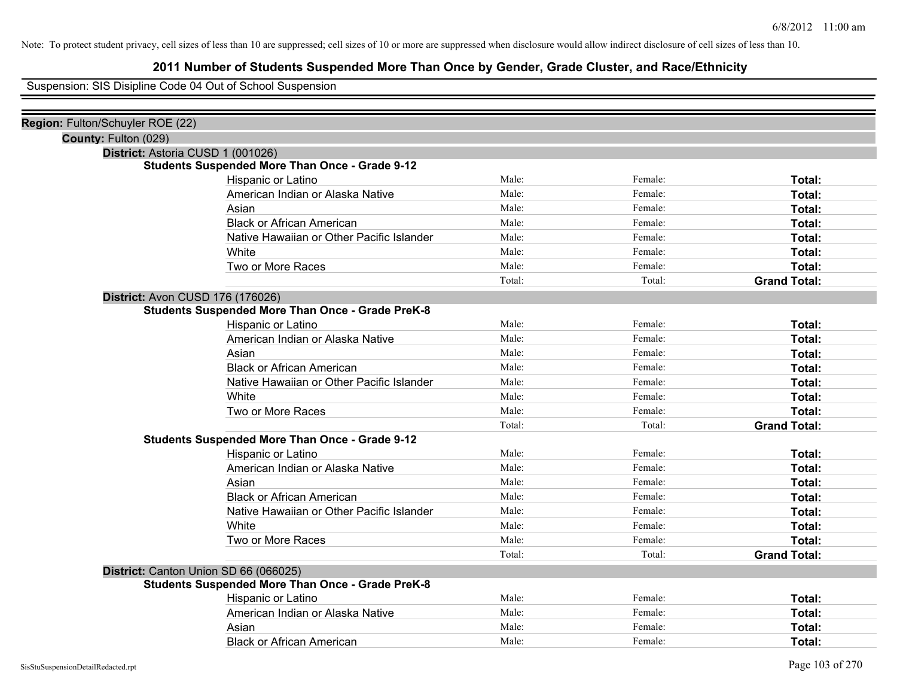Note: To protect student privacy, cell sizes of less than 10 are suppressed; cell sizes of 10 or more are suppressed when disclosure would allow indirect disclosure of cell sizes of less than 10.

# 2011 Number of Students Suspended More Than Once by Gender, Grade Cluster, and Race/Ethnicity

Suspension: SIS Disipline Code 04 Out of School Suspension

**Region:** Fulton/Schuyler ROE (22)

**County:** Fulton (029)

**District:** Astoria CUSD 1 (001026)

**Students Suspended More Than Once - Grade 9-12**

| | | | |
|---|---|---|---|
| Hispanic or Latino | Male: | Female: | **Total:** |
| American Indian or Alaska Native | Male: | Female: | **Total:** |
| Asian | Male: | Female: | **Total:** |
| Black or African American | Male: | Female: | **Total:** |
| Native Hawaiian or Other Pacific Islander | Male: | Female: | **Total:** |
| White | Male: | Female: | **Total:** |
| Two or More Races | Male: | Female: | **Total:** |
| | Total: | Total: | **Grand Total:** |

**District:** Avon CUSD 176 (176026)

**Students Suspended More Than Once - Grade PreK-8**

| | | | |
|---|---|---|---|
| Hispanic or Latino | Male: | Female: | **Total:** |
| American Indian or Alaska Native | Male: | Female: | **Total:** |
| Asian | Male: | Female: | **Total:** |
| Black or African American | Male: | Female: | **Total:** |
| Native Hawaiian or Other Pacific Islander | Male: | Female: | **Total:** |
| White | Male: | Female: | **Total:** |
| Two or More Races | Male: | Female: | **Total:** |
| | Total: | Total: | **Grand Total:** |

**Students Suspended More Than Once - Grade 9-12**

| | | | |
|---|---|---|---|
| Hispanic or Latino | Male: | Female: | **Total:** |
| American Indian or Alaska Native | Male: | Female: | **Total:** |
| Asian | Male: | Female: | **Total:** |
| Black or African American | Male: | Female: | **Total:** |
| Native Hawaiian or Other Pacific Islander | Male: | Female: | **Total:** |
| White | Male: | Female: | **Total:** |
| Two or More Races | Male: | Female: | **Total:** |
| | Total: | Total: | **Grand Total:** |

**District:** Canton Union SD 66 (066025)

**Students Suspended More Than Once - Grade PreK-8**

| | | | |
|---|---|---|---|
| Hispanic or Latino | Male: | Female: | **Total:** |
| American Indian or Alaska Native | Male: | Female: | **Total:** |
| Asian | Male: | Female: | **Total:** |
| Black or African American | Male: | Female: | **Total:** |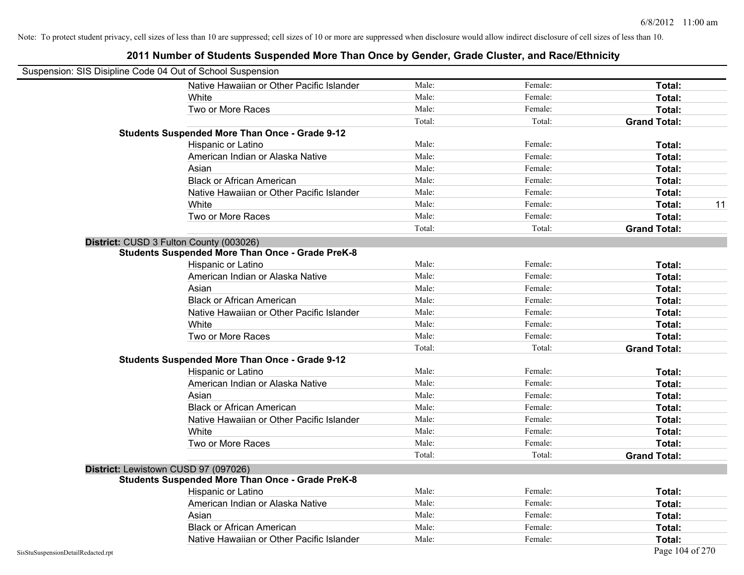Note: To protect student privacy, cell sizes of less than 10 are suppressed; cell sizes of 10 or more are suppressed when disclosure would allow indirect disclosure of cell sizes of less than 10.

## 2011 Number of Students Suspended More Than Once by Gender, Grade Cluster, and Race/Ethnicity

Suspension: SIS Disipline Code 04 Out of School Suspension

| | | | | |
|---|---|---|---|---|
| Native Hawaiian or Other Pacific Islander | Male: | Female: | **Total:** | |
| White | Male: | Female: | **Total:** | |
| Two or More Races | Male: | Female: | **Total:** | |
| | Total: | Total: | **Grand Total:** | |
| **Students Suspended More Than Once - Grade 9-12** | | | | |
| Hispanic or Latino | Male: | Female: | **Total:** | |
| American Indian or Alaska Native | Male: | Female: | **Total:** | |
| Asian | Male: | Female: | **Total:** | |
| Black or African American | Male: | Female: | **Total:** | |
| Native Hawaiian or Other Pacific Islander | Male: | Female: | **Total:** | |
| White | Male: | Female: | **Total:** | 11 |
| Two or More Races | Male: | Female: | **Total:** | |
| | Total: | Total: | **Grand Total:** | |

**District:** CUSD 3 Fulton County (003026)

| | | | | |
|---|---|---|---|---|
| **Students Suspended More Than Once - Grade PreK-8** | | | | |
| Hispanic or Latino | Male: | Female: | **Total:** | |
| American Indian or Alaska Native | Male: | Female: | **Total:** | |
| Asian | Male: | Female: | **Total:** | |
| Black or African American | Male: | Female: | **Total:** | |
| Native Hawaiian or Other Pacific Islander | Male: | Female: | **Total:** | |
| White | Male: | Female: | **Total:** | |
| Two or More Races | Male: | Female: | **Total:** | |
| | Total: | Total: | **Grand Total:** | |
| **Students Suspended More Than Once - Grade 9-12** | | | | |
| Hispanic or Latino | Male: | Female: | **Total:** | |
| American Indian or Alaska Native | Male: | Female: | **Total:** | |
| Asian | Male: | Female: | **Total:** | |
| Black or African American | Male: | Female: | **Total:** | |
| Native Hawaiian or Other Pacific Islander | Male: | Female: | **Total:** | |
| White | Male: | Female: | **Total:** | |
| Two or More Races | Male: | Female: | **Total:** | |
| | Total: | Total: | **Grand Total:** | |

**District:** Lewistown CUSD 97 (097026)

| | | | | |
|---|---|---|---|---|
| **Students Suspended More Than Once - Grade PreK-8** | | | | |
| Hispanic or Latino | Male: | Female: | **Total:** | |
| American Indian or Alaska Native | Male: | Female: | **Total:** | |
| Asian | Male: | Female: | **Total:** | |
| Black or African American | Male: | Female: | **Total:** | |
| Native Hawaiian or Other Pacific Islander | Male: | Female: | **Total:** | |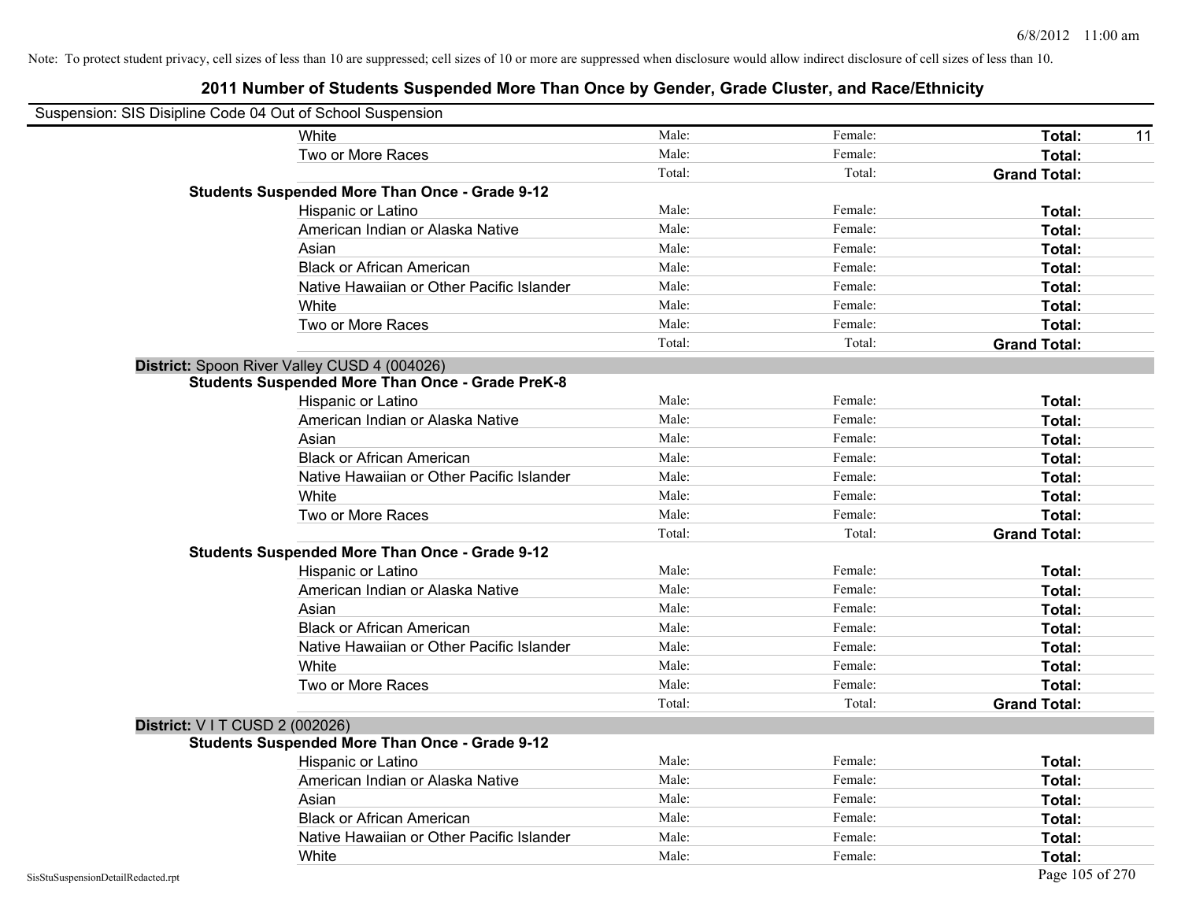Note: To protect student privacy, cell sizes of less than 10 are suppressed; cell sizes of 10 or more are suppressed when disclosure would allow indirect disclosure of cell sizes of less than 10.

## 2011 Number of Students Suspended More Than Once by Gender, Grade Cluster, and Race/Ethnicity

Suspension: SIS Disipline Code 04 Out of School Suspension

| | | | | |
|---|---|---|---|---|
| White | Male: | Female: | **Total:** | 11 |
| Two or More Races | Male: | Female: | **Total:** | |
| | Total: | Total: | **Grand Total:** | |

**Students Suspended More Than Once - Grade 9-12**

| | | | | |
|---|---|---|---|---|
| Hispanic or Latino | Male: | Female: | **Total:** | |
| American Indian or Alaska Native | Male: | Female: | **Total:** | |
| Asian | Male: | Female: | **Total:** | |
| Black or African American | Male: | Female: | **Total:** | |
| Native Hawaiian or Other Pacific Islander | Male: | Female: | **Total:** | |
| White | Male: | Female: | **Total:** | |
| Two or More Races | Male: | Female: | **Total:** | |
| | Total: | Total: | **Grand Total:** | |

**District:** Spoon River Valley CUSD 4 (004026)

**Students Suspended More Than Once - Grade PreK-8**

| | | | | |
|---|---|---|---|---|
| Hispanic or Latino | Male: | Female: | **Total:** | |
| American Indian or Alaska Native | Male: | Female: | **Total:** | |
| Asian | Male: | Female: | **Total:** | |
| Black or African American | Male: | Female: | **Total:** | |
| Native Hawaiian or Other Pacific Islander | Male: | Female: | **Total:** | |
| White | Male: | Female: | **Total:** | |
| Two or More Races | Male: | Female: | **Total:** | |
| | Total: | Total: | **Grand Total:** | |

**Students Suspended More Than Once - Grade 9-12**

| | | | | |
|---|---|---|---|---|
| Hispanic or Latino | Male: | Female: | **Total:** | |
| American Indian or Alaska Native | Male: | Female: | **Total:** | |
| Asian | Male: | Female: | **Total:** | |
| Black or African American | Male: | Female: | **Total:** | |
| Native Hawaiian or Other Pacific Islander | Male: | Female: | **Total:** | |
| White | Male: | Female: | **Total:** | |
| Two or More Races | Male: | Female: | **Total:** | |
| | Total: | Total: | **Grand Total:** | |

**District:** V I T CUSD 2 (002026)

**Students Suspended More Than Once - Grade 9-12**

| | | | | |
|---|---|---|---|---|
| Hispanic or Latino | Male: | Female: | **Total:** | |
| American Indian or Alaska Native | Male: | Female: | **Total:** | |
| Asian | Male: | Female: | **Total:** | |
| Black or African American | Male: | Female: | **Total:** | |
| Native Hawaiian or Other Pacific Islander | Male: | Female: | **Total:** | |
| White | Male: | Female: | **Total:** | |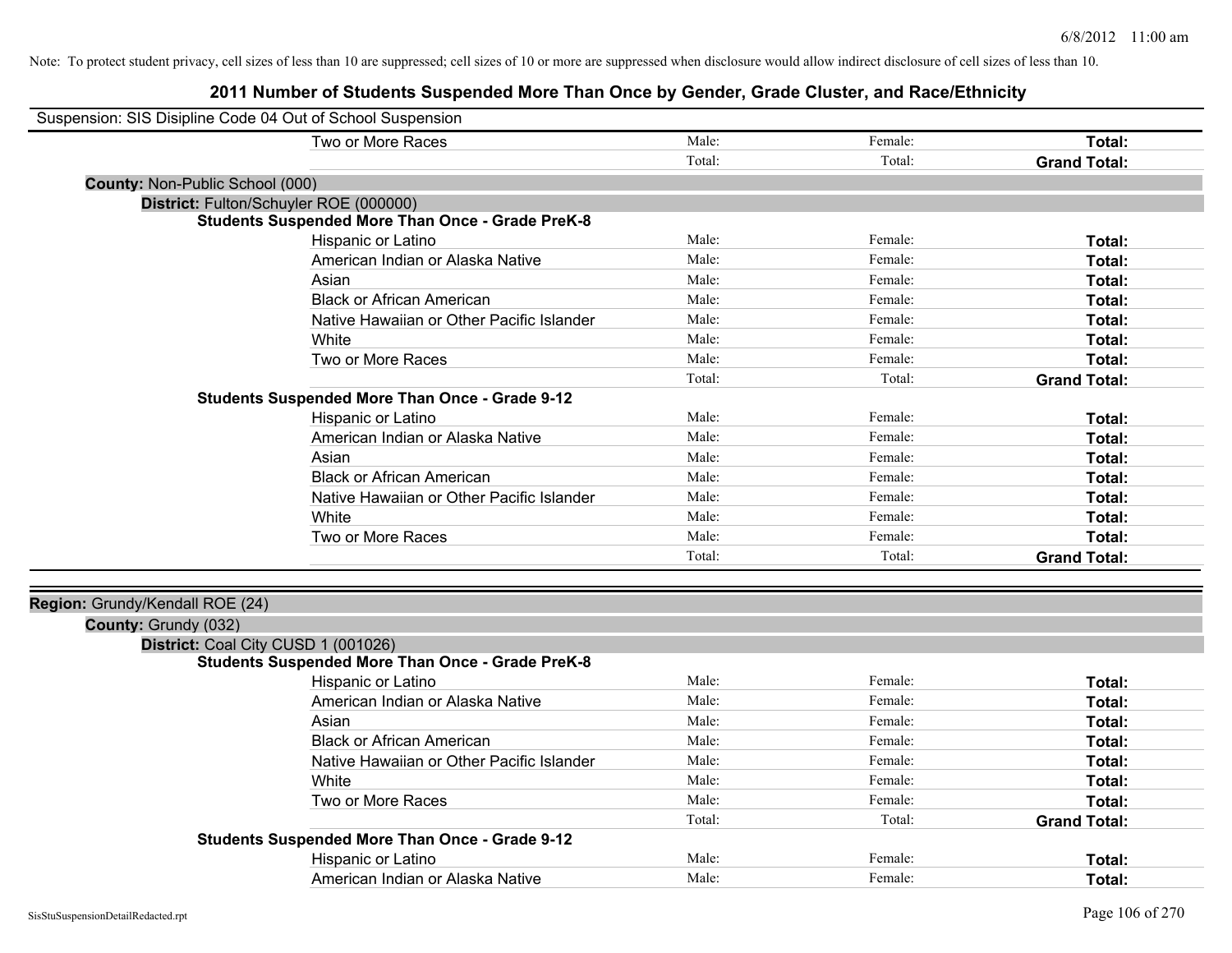Note: To protect student privacy, cell sizes of less than 10 are suppressed; cell sizes of 10 or more are suppressed when disclosure would allow indirect disclosure of cell sizes of less than 10.

# 2011 Number of Students Suspended More Than Once by Gender, Grade Cluster, and Race/Ethnicity

Suspension: SIS Disipline Code 04 Out of School Suspension

| | | | |
|---|---|---|---|
| Two or More Races | Male: | Female: | **Total:** |
| | Total: | Total: | **Grand Total:** |

**County:** Non-Public School (000)

**District:** Fulton/Schuyler ROE (000000)

**Students Suspended More Than Once - Grade PreK-8**

| | | | |
|---|---|---|---|
| Hispanic or Latino | Male: | Female: | **Total:** |
| American Indian or Alaska Native | Male: | Female: | **Total:** |
| Asian | Male: | Female: | **Total:** |
| Black or African American | Male: | Female: | **Total:** |
| Native Hawaiian or Other Pacific Islander | Male: | Female: | **Total:** |
| White | Male: | Female: | **Total:** |
| Two or More Races | Male: | Female: | **Total:** |
| | Total: | Total: | **Grand Total:** |

**Students Suspended More Than Once - Grade 9-12**

| | | | |
|---|---|---|---|
| Hispanic or Latino | Male: | Female: | **Total:** |
| American Indian or Alaska Native | Male: | Female: | **Total:** |
| Asian | Male: | Female: | **Total:** |
| Black or African American | Male: | Female: | **Total:** |
| Native Hawaiian or Other Pacific Islander | Male: | Female: | **Total:** |
| White | Male: | Female: | **Total:** |
| Two or More Races | Male: | Female: | **Total:** |
| | Total: | Total: | **Grand Total:** |

**Region:** Grundy/Kendall ROE (24)

**County:** Grundy (032)

**District:** Coal City CUSD 1 (001026)

**Students Suspended More Than Once - Grade PreK-8**

| | | | |
|---|---|---|---|
| Hispanic or Latino | Male: | Female: | **Total:** |
| American Indian or Alaska Native | Male: | Female: | **Total:** |
| Asian | Male: | Female: | **Total:** |
| Black or African American | Male: | Female: | **Total:** |
| Native Hawaiian or Other Pacific Islander | Male: | Female: | **Total:** |
| White | Male: | Female: | **Total:** |
| Two or More Races | Male: | Female: | **Total:** |
| | Total: | Total: | **Grand Total:** |

**Students Suspended More Than Once - Grade 9-12**

| | | | |
|---|---|---|---|
| Hispanic or Latino | Male: | Female: | **Total:** |
| American Indian or Alaska Native | Male: | Female: | **Total:** |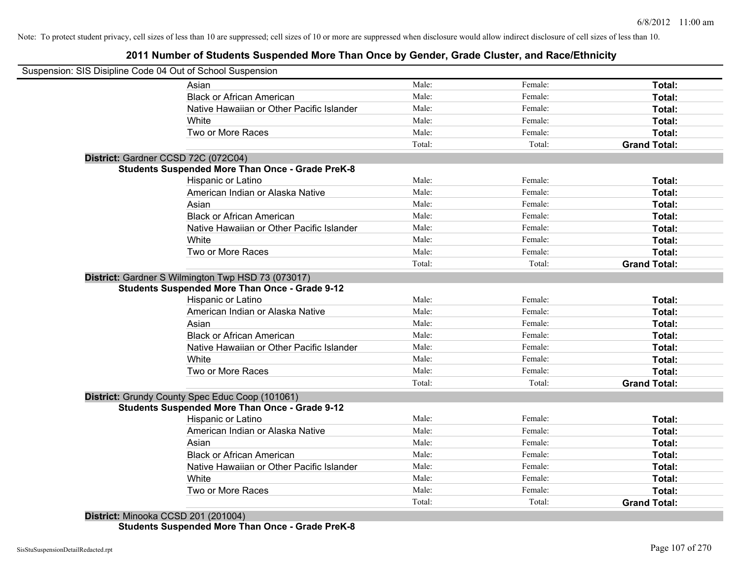Note: To protect student privacy, cell sizes of less than 10 are suppressed; cell sizes of 10 or more are suppressed when disclosure would allow indirect disclosure of cell sizes of less than 10.

# 2011 Number of Students Suspended More Than Once by Gender, Grade Cluster, and Race/Ethnicity

Suspension: SIS Disipline Code 04 Out of School Suspension

| | Male | Female | Total |
|---|---|---|---|
| Asian | Male: | Female: | **Total:** |
| Black or African American | Male: | Female: | **Total:** |
| Native Hawaiian or Other Pacific Islander | Male: | Female: | **Total:** |
| White | Male: | Female: | **Total:** |
| Two or More Races | Male: | Female: | **Total:** |
| | Total: | Total: | **Grand Total:** |

**District:** Gardner CCSD 72C (072C04)

**Students Suspended More Than Once - Grade PreK-8**

| | Male | Female | Total |
|---|---|---|---|
| Hispanic or Latino | Male: | Female: | **Total:** |
| American Indian or Alaska Native | Male: | Female: | **Total:** |
| Asian | Male: | Female: | **Total:** |
| Black or African American | Male: | Female: | **Total:** |
| Native Hawaiian or Other Pacific Islander | Male: | Female: | **Total:** |
| White | Male: | Female: | **Total:** |
| Two or More Races | Male: | Female: | **Total:** |
| | Total: | Total: | **Grand Total:** |

**District:** Gardner S Wilmington Twp HSD 73 (073017)

**Students Suspended More Than Once - Grade 9-12**

| | Male | Female | Total |
|---|---|---|---|
| Hispanic or Latino | Male: | Female: | **Total:** |
| American Indian or Alaska Native | Male: | Female: | **Total:** |
| Asian | Male: | Female: | **Total:** |
| Black or African American | Male: | Female: | **Total:** |
| Native Hawaiian or Other Pacific Islander | Male: | Female: | **Total:** |
| White | Male: | Female: | **Total:** |
| Two or More Races | Male: | Female: | **Total:** |
| | Total: | Total: | **Grand Total:** |

**District:** Grundy County Spec Educ Coop (101061)

**Students Suspended More Than Once - Grade 9-12**

| | Male | Female | Total |
|---|---|---|---|
| Hispanic or Latino | Male: | Female: | **Total:** |
| American Indian or Alaska Native | Male: | Female: | **Total:** |
| Asian | Male: | Female: | **Total:** |
| Black or African American | Male: | Female: | **Total:** |
| Native Hawaiian or Other Pacific Islander | Male: | Female: | **Total:** |
| White | Male: | Female: | **Total:** |
| Two or More Races | Male: | Female: | **Total:** |
| | Total: | Total: | **Grand Total:** |

**District:** Minooka CCSD 201 (201004)

**Students Suspended More Than Once - Grade PreK-8**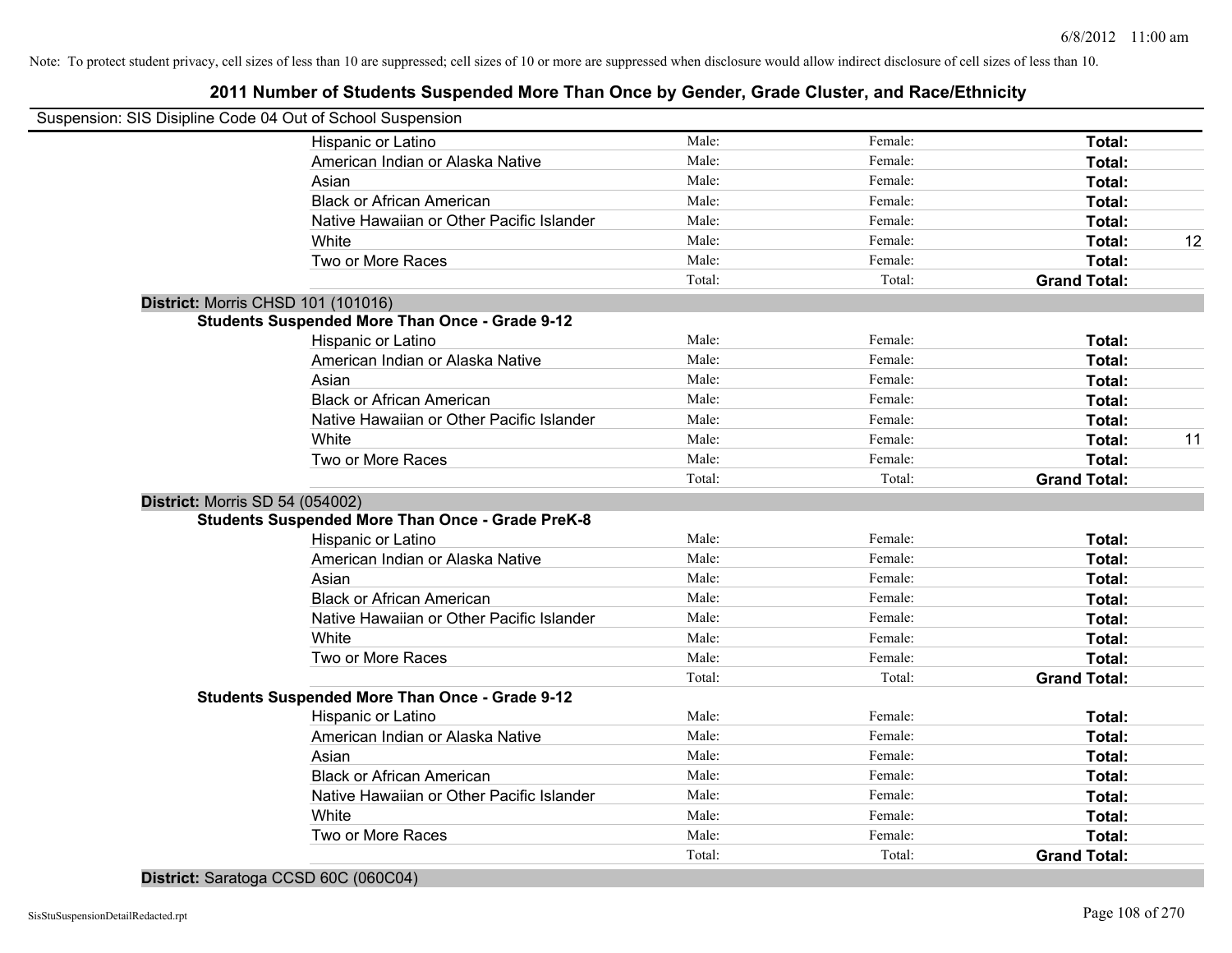Note: To protect student privacy, cell sizes of less than 10 are suppressed; cell sizes of 10 or more are suppressed when disclosure would allow indirect disclosure of cell sizes of less than 10.

## 2011 Number of Students Suspended More Than Once by Gender, Grade Cluster, and Race/Ethnicity

Suspension: SIS Disipline Code 04 Out of School Suspension

| | | | | |
|---|---|---|---|---|
| Hispanic or Latino | Male: | Female: | **Total:** | |
| American Indian or Alaska Native | Male: | Female: | **Total:** | |
| Asian | Male: | Female: | **Total:** | |
| Black or African American | Male: | Female: | **Total:** | |
| Native Hawaiian or Other Pacific Islander | Male: | Female: | **Total:** | |
| White | Male: | Female: | **Total:** | 12 |
| Two or More Races | Male: | Female: | **Total:** | |
| | Total: | Total: | **Grand Total:** | |

**District:** Morris CHSD 101 (101016)

**Students Suspended More Than Once - Grade 9-12**

| | | | | |
|---|---|---|---|---|
| Hispanic or Latino | Male: | Female: | **Total:** | |
| American Indian or Alaska Native | Male: | Female: | **Total:** | |
| Asian | Male: | Female: | **Total:** | |
| Black or African American | Male: | Female: | **Total:** | |
| Native Hawaiian or Other Pacific Islander | Male: | Female: | **Total:** | |
| White | Male: | Female: | **Total:** | 11 |
| Two or More Races | Male: | Female: | **Total:** | |
| | Total: | Total: | **Grand Total:** | |

**District:** Morris SD 54 (054002)

**Students Suspended More Than Once - Grade PreK-8**

| | | | | |
|---|---|---|---|---|
| Hispanic or Latino | Male: | Female: | **Total:** | |
| American Indian or Alaska Native | Male: | Female: | **Total:** | |
| Asian | Male: | Female: | **Total:** | |
| Black or African American | Male: | Female: | **Total:** | |
| Native Hawaiian or Other Pacific Islander | Male: | Female: | **Total:** | |
| White | Male: | Female: | **Total:** | |
| Two or More Races | Male: | Female: | **Total:** | |
| | Total: | Total: | **Grand Total:** | |

**Students Suspended More Than Once - Grade 9-12**

| | | | | |
|---|---|---|---|---|
| Hispanic or Latino | Male: | Female: | **Total:** | |
| American Indian or Alaska Native | Male: | Female: | **Total:** | |
| Asian | Male: | Female: | **Total:** | |
| Black or African American | Male: | Female: | **Total:** | |
| Native Hawaiian or Other Pacific Islander | Male: | Female: | **Total:** | |
| White | Male: | Female: | **Total:** | |
| Two or More Races | Male: | Female: | **Total:** | |
| | Total: | Total: | **Grand Total:** | |

**District:** Saratoga CCSD 60C (060C04)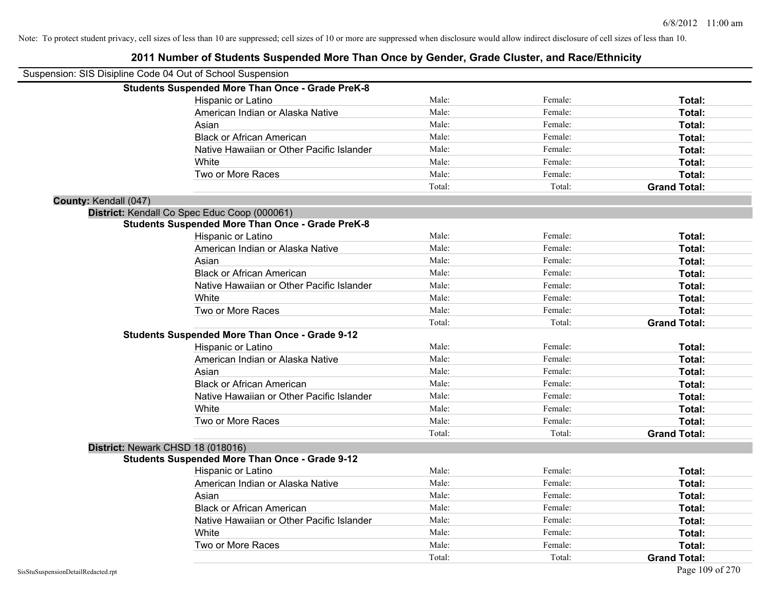Note: To protect student privacy, cell sizes of less than 10 are suppressed; cell sizes of 10 or more are suppressed when disclosure would allow indirect disclosure of cell sizes of less than 10.

# 2011 Number of Students Suspended More Than Once by Gender, Grade Cluster, and Race/Ethnicity

Suspension: SIS Disipline Code 04 Out of School Suspension

**Students Suspended More Than Once - Grade PreK-8**

| | | | |
|---|---|---|---|
| Hispanic or Latino | Male: | Female: | **Total:** |
| American Indian or Alaska Native | Male: | Female: | **Total:** |
| Asian | Male: | Female: | **Total:** |
| Black or African American | Male: | Female: | **Total:** |
| Native Hawaiian or Other Pacific Islander | Male: | Female: | **Total:** |
| White | Male: | Female: | **Total:** |
| Two or More Races | Male: | Female: | **Total:** |
| | Total: | Total: | **Grand Total:** |

**County:** Kendall (047)

**District:** Kendall Co Spec Educ Coop (000061)

**Students Suspended More Than Once - Grade PreK-8**

| | | | |
|---|---|---|---|
| Hispanic or Latino | Male: | Female: | **Total:** |
| American Indian or Alaska Native | Male: | Female: | **Total:** |
| Asian | Male: | Female: | **Total:** |
| Black or African American | Male: | Female: | **Total:** |
| Native Hawaiian or Other Pacific Islander | Male: | Female: | **Total:** |
| White | Male: | Female: | **Total:** |
| Two or More Races | Male: | Female: | **Total:** |
| | Total: | Total: | **Grand Total:** |

**Students Suspended More Than Once - Grade 9-12**

| | | | |
|---|---|---|---|
| Hispanic or Latino | Male: | Female: | **Total:** |
| American Indian or Alaska Native | Male: | Female: | **Total:** |
| Asian | Male: | Female: | **Total:** |
| Black or African American | Male: | Female: | **Total:** |
| Native Hawaiian or Other Pacific Islander | Male: | Female: | **Total:** |
| White | Male: | Female: | **Total:** |
| Two or More Races | Male: | Female: | **Total:** |
| | Total: | Total: | **Grand Total:** |

**District:** Newark CHSD 18 (018016)

**Students Suspended More Than Once - Grade 9-12**

| | | | |
|---|---|---|---|
| Hispanic or Latino | Male: | Female: | **Total:** |
| American Indian or Alaska Native | Male: | Female: | **Total:** |
| Asian | Male: | Female: | **Total:** |
| Black or African American | Male: | Female: | **Total:** |
| Native Hawaiian or Other Pacific Islander | Male: | Female: | **Total:** |
| White | Male: | Female: | **Total:** |
| Two or More Races | Male: | Female: | **Total:** |
| | Total: | Total: | **Grand Total:** |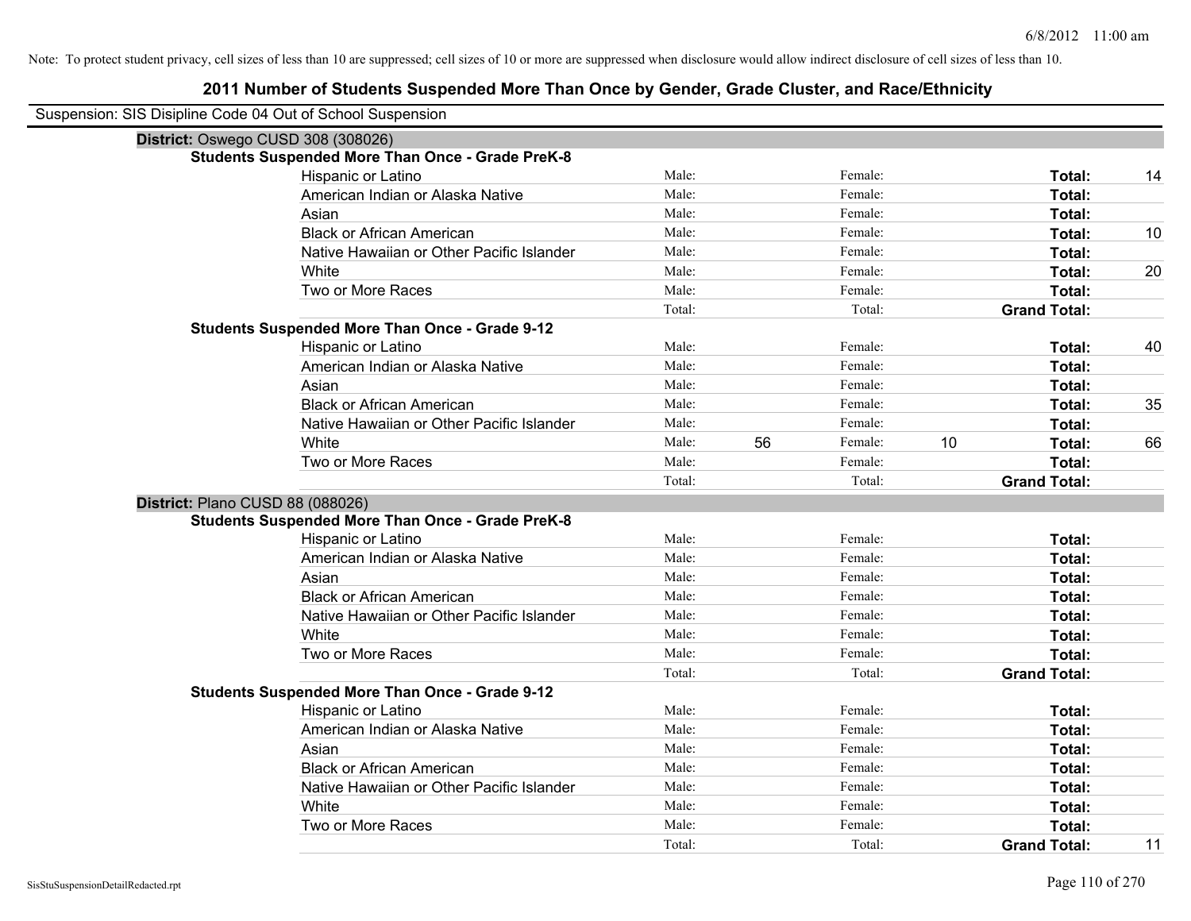Note: To protect student privacy, cell sizes of less than 10 are suppressed; cell sizes of 10 or more are suppressed when disclosure would allow indirect disclosure of cell sizes of less than 10.

# 2011 Number of Students Suspended More Than Once by Gender, Grade Cluster, and Race/Ethnicity

Suspension: SIS Disipline Code 04 Out of School Suspension

## District: Oswego CUSD 308 (308026)

### Students Suspended More Than Once - Grade PreK-8

| Race/Ethnicity | | | | | | |
|---|---|---|---|---|---|---|
| Hispanic or Latino | Male: | | Female: | | Total: | 14 |
| American Indian or Alaska Native | Male: | | Female: | | Total: | |
| Asian | Male: | | Female: | | Total: | |
| Black or African American | Male: | | Female: | | Total: | 10 |
| Native Hawaiian or Other Pacific Islander | Male: | | Female: | | Total: | |
| White | Male: | | Female: | | Total: | 20 |
| Two or More Races | Male: | | Female: | | Total: | |
| | Total: | | Total: | | Grand Total: | |

### Students Suspended More Than Once - Grade 9-12

| Race/Ethnicity | | | | | | |
|---|---|---|---|---|---|---|
| Hispanic or Latino | Male: | | Female: | | Total: | 40 |
| American Indian or Alaska Native | Male: | | Female: | | Total: | |
| Asian | Male: | | Female: | | Total: | |
| Black or African American | Male: | | Female: | | Total: | 35 |
| Native Hawaiian or Other Pacific Islander | Male: | | Female: | | Total: | |
| White | Male: | 56 | Female: | 10 | Total: | 66 |
| Two or More Races | Male: | | Female: | | Total: | |
| | Total: | | Total: | | Grand Total: | |

## District: Plano CUSD 88 (088026)

### Students Suspended More Than Once - Grade PreK-8

| Race/Ethnicity | | | | | | |
|---|---|---|---|---|---|---|
| Hispanic or Latino | Male: | | Female: | | Total: | |
| American Indian or Alaska Native | Male: | | Female: | | Total: | |
| Asian | Male: | | Female: | | Total: | |
| Black or African American | Male: | | Female: | | Total: | |
| Native Hawaiian or Other Pacific Islander | Male: | | Female: | | Total: | |
| White | Male: | | Female: | | Total: | |
| Two or More Races | Male: | | Female: | | Total: | |
| | Total: | | Total: | | Grand Total: | |

### Students Suspended More Than Once - Grade 9-12

| Race/Ethnicity | | | | | | |
|---|---|---|---|---|---|---|
| Hispanic or Latino | Male: | | Female: | | Total: | |
| American Indian or Alaska Native | Male: | | Female: | | Total: | |
| Asian | Male: | | Female: | | Total: | |
| Black or African American | Male: | | Female: | | Total: | |
| Native Hawaiian or Other Pacific Islander | Male: | | Female: | | Total: | |
| White | Male: | | Female: | | Total: | |
| Two or More Races | Male: | | Female: | | Total: | |
| | Total: | | Total: | | Grand Total: | 11 |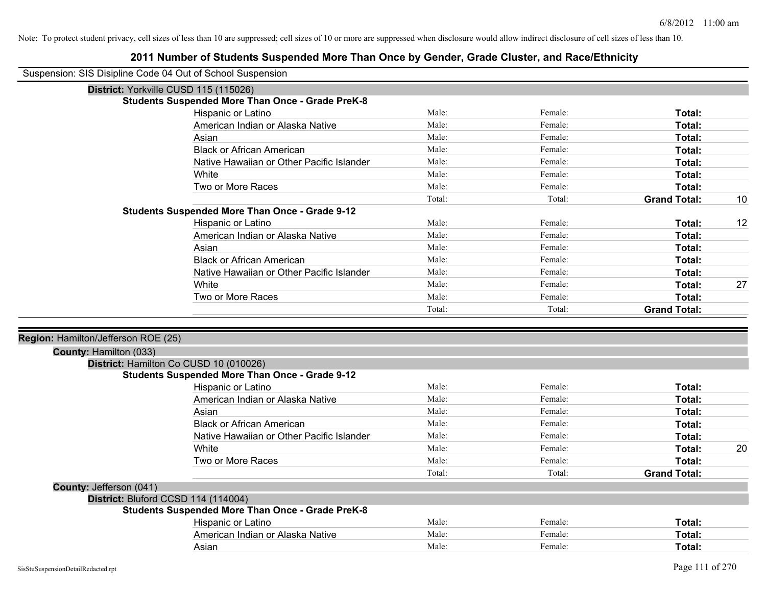Note: To protect student privacy, cell sizes of less than 10 are suppressed; cell sizes of 10 or more are suppressed when disclosure would allow indirect disclosure of cell sizes of less than 10.

# 2011 Number of Students Suspended More Than Once by Gender, Grade Cluster, and Race/Ethnicity

Suspension: SIS Disipline Code 04 Out of School Suspension

**District:** Yorkville CUSD 115 (115026)

**Students Suspended More Than Once - Grade PreK-8**

| | | | | |
|---|---|---|---|---|
| Hispanic or Latino | Male: | Female: | **Total:** | |
| American Indian or Alaska Native | Male: | Female: | **Total:** | |
| Asian | Male: | Female: | **Total:** | |
| Black or African American | Male: | Female: | **Total:** | |
| Native Hawaiian or Other Pacific Islander | Male: | Female: | **Total:** | |
| White | Male: | Female: | **Total:** | |
| Two or More Races | Male: | Female: | **Total:** | |
| | Total: | Total: | **Grand Total:** | 10 |

**Students Suspended More Than Once - Grade 9-12**

| | | | | |
|---|---|---|---|---|
| Hispanic or Latino | Male: | Female: | **Total:** | 12 |
| American Indian or Alaska Native | Male: | Female: | **Total:** | |
| Asian | Male: | Female: | **Total:** | |
| Black or African American | Male: | Female: | **Total:** | |
| Native Hawaiian or Other Pacific Islander | Male: | Female: | **Total:** | |
| White | Male: | Female: | **Total:** | 27 |
| Two or More Races | Male: | Female: | **Total:** | |
| | Total: | Total: | **Grand Total:** | |

**Region:** Hamilton/Jefferson ROE (25)

**County:** Hamilton (033)

**District:** Hamilton Co CUSD 10 (010026)

**Students Suspended More Than Once - Grade 9-12**

| | | | | |
|---|---|---|---|---|
| Hispanic or Latino | Male: | Female: | **Total:** | |
| American Indian or Alaska Native | Male: | Female: | **Total:** | |
| Asian | Male: | Female: | **Total:** | |
| Black or African American | Male: | Female: | **Total:** | |
| Native Hawaiian or Other Pacific Islander | Male: | Female: | **Total:** | |
| White | Male: | Female: | **Total:** | 20 |
| Two or More Races | Male: | Female: | **Total:** | |
| | Total: | Total: | **Grand Total:** | |

**County:** Jefferson (041)

**District:** Bluford CCSD 114 (114004)

**Students Suspended More Than Once - Grade PreK-8**

| | | | | |
|---|---|---|---|---|
| Hispanic or Latino | Male: | Female: | **Total:** | |
| American Indian or Alaska Native | Male: | Female: | **Total:** | |
| Asian | Male: | Female: | **Total:** | |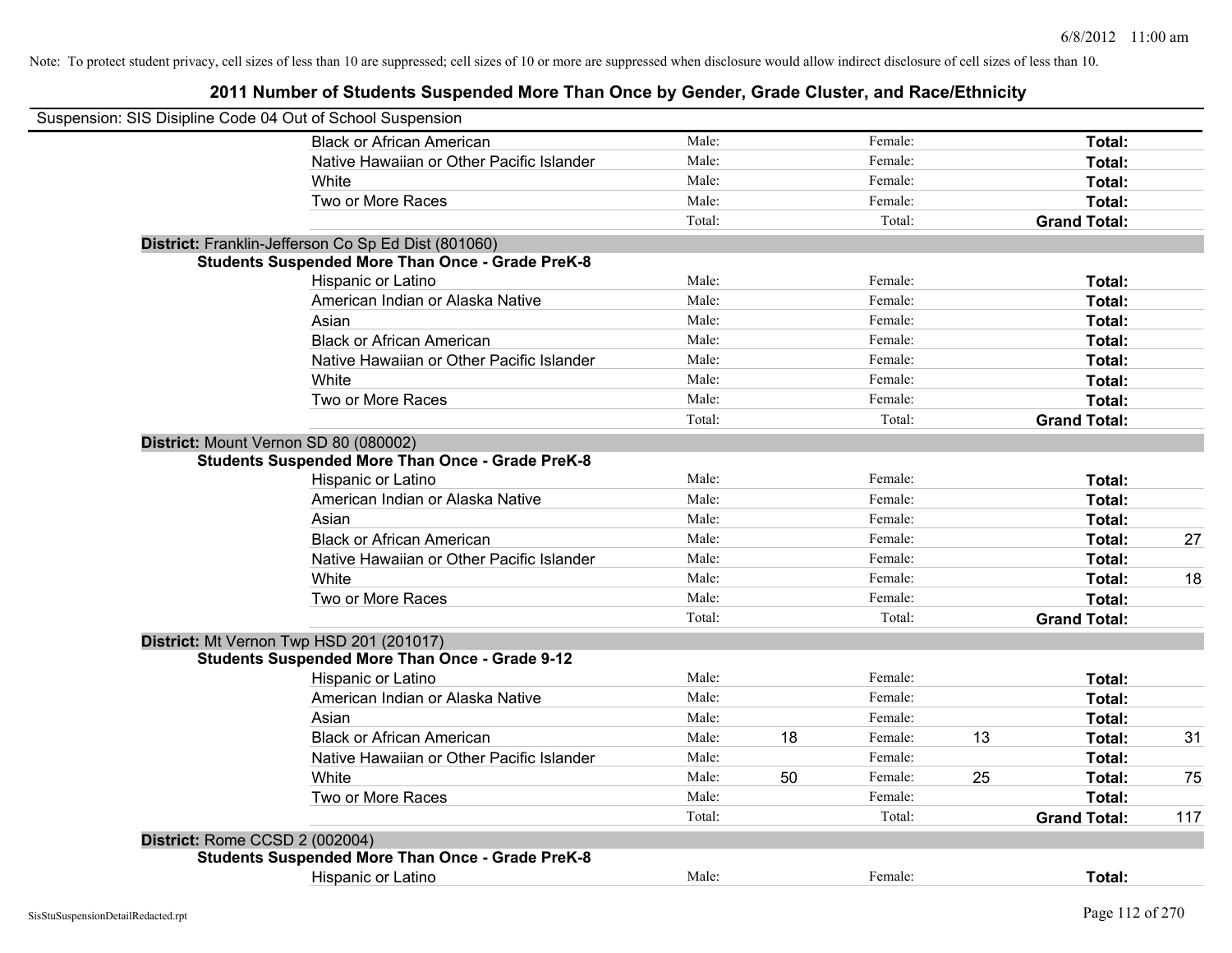Note: To protect student privacy, cell sizes of less than 10 are suppressed; cell sizes of 10 or more are suppressed when disclosure would allow indirect disclosure of cell sizes of less than 10.

## 2011 Number of Students Suspended More Than Once by Gender, Grade Cluster, and Race/Ethnicity

Suspension: SIS Disipline Code 04 Out of School Suspension

| | Male: | | Female: | | | |
|---|---|---|---|---|---|---|
| Black or African American | Male: | | Female: | | **Total:** | |
| Native Hawaiian or Other Pacific Islander | Male: | | Female: | | **Total:** | |
| White | Male: | | Female: | | **Total:** | |
| Two or More Races | Male: | | Female: | | **Total:** | |
| | Total: | | Total: | | **Grand Total:** | |

**District:** Franklin-Jefferson Co Sp Ed Dist (801060)

**Students Suspended More Than Once - Grade PreK-8**

| | | | | | | |
|---|---|---|---|---|---|---|
| Hispanic or Latino | Male: | | Female: | | **Total:** | |
| American Indian or Alaska Native | Male: | | Female: | | **Total:** | |
| Asian | Male: | | Female: | | **Total:** | |
| Black or African American | Male: | | Female: | | **Total:** | |
| Native Hawaiian or Other Pacific Islander | Male: | | Female: | | **Total:** | |
| White | Male: | | Female: | | **Total:** | |
| Two or More Races | Male: | | Female: | | **Total:** | |
| | Total: | | Total: | | **Grand Total:** | |

**District:** Mount Vernon SD 80 (080002)

**Students Suspended More Than Once - Grade PreK-8**

| | | | | | | |
|---|---|---|---|---|---|---|
| Hispanic or Latino | Male: | | Female: | | **Total:** | |
| American Indian or Alaska Native | Male: | | Female: | | **Total:** | |
| Asian | Male: | | Female: | | **Total:** | |
| Black or African American | Male: | | Female: | | **Total:** | 27 |
| Native Hawaiian or Other Pacific Islander | Male: | | Female: | | **Total:** | |
| White | Male: | | Female: | | **Total:** | 18 |
| Two or More Races | Male: | | Female: | | **Total:** | |
| | Total: | | Total: | | **Grand Total:** | |

**District:** Mt Vernon Twp HSD 201 (201017)

**Students Suspended More Than Once - Grade 9-12**

| | | | | | | |
|---|---|---|---|---|---|---|
| Hispanic or Latino | Male: | | Female: | | **Total:** | |
| American Indian or Alaska Native | Male: | | Female: | | **Total:** | |
| Asian | Male: | | Female: | | **Total:** | |
| Black or African American | Male: | 18 | Female: | 13 | **Total:** | 31 |
| Native Hawaiian or Other Pacific Islander | Male: | | Female: | | **Total:** | |
| White | Male: | 50 | Female: | 25 | **Total:** | 75 |
| Two or More Races | Male: | | Female: | | **Total:** | |
| | Total: | | Total: | | **Grand Total:** | 117 |

**District:** Rome CCSD 2 (002004)

**Students Suspended More Than Once - Grade PreK-8**

| | | | | | | |
|---|---|---|---|---|---|---|
| Hispanic or Latino | Male: | | Female: | | **Total:** | |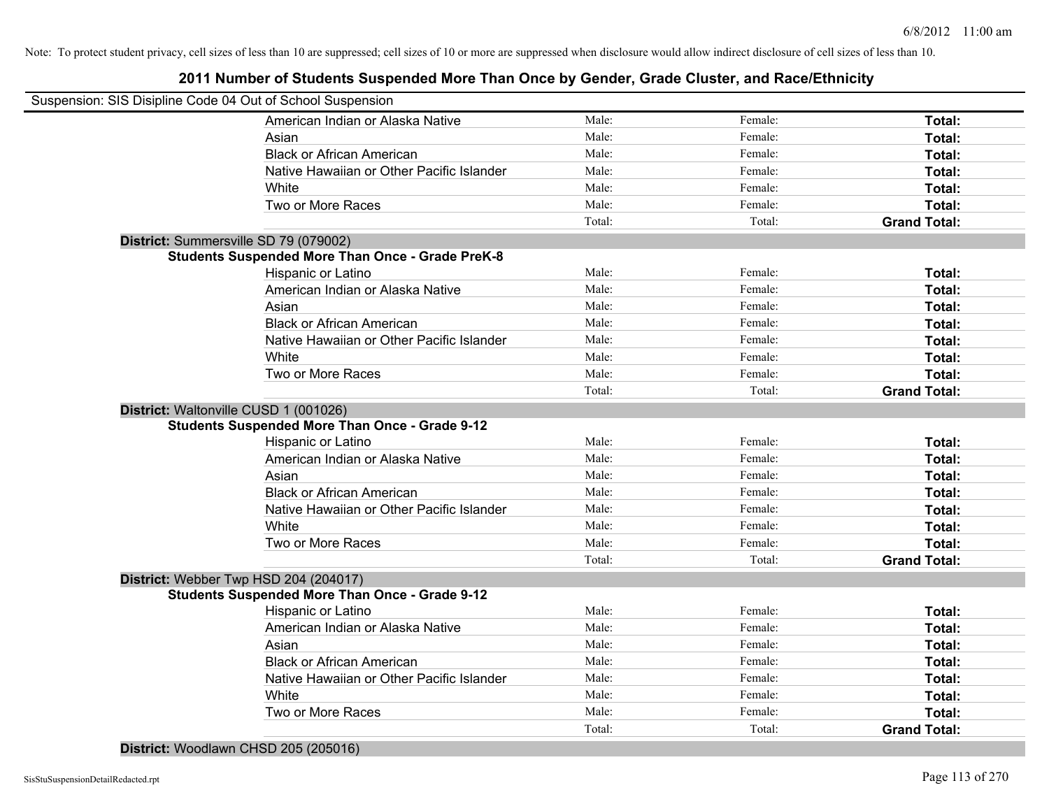Note: To protect student privacy, cell sizes of less than 10 are suppressed; cell sizes of 10 or more are suppressed when disclosure would allow indirect disclosure of cell sizes of less than 10.

## 2011 Number of Students Suspended More Than Once by Gender, Grade Cluster, and Race/Ethnicity

Suspension: SIS Disipline Code 04 Out of School Suspension

| | | | |
|---|---|---|---|
| American Indian or Alaska Native | Male: | Female: | **Total:** |
| Asian | Male: | Female: | **Total:** |
| Black or African American | Male: | Female: | **Total:** |
| Native Hawaiian or Other Pacific Islander | Male: | Female: | **Total:** |
| White | Male: | Female: | **Total:** |
| Two or More Races | Male: | Female: | **Total:** |
| | Total: | Total: | **Grand Total:** |

**District:** Summersville SD 79 (079002)

**Students Suspended More Than Once - Grade PreK-8**

| | | | |
|---|---|---|---|
| Hispanic or Latino | Male: | Female: | **Total:** |
| American Indian or Alaska Native | Male: | Female: | **Total:** |
| Asian | Male: | Female: | **Total:** |
| Black or African American | Male: | Female: | **Total:** |
| Native Hawaiian or Other Pacific Islander | Male: | Female: | **Total:** |
| White | Male: | Female: | **Total:** |
| Two or More Races | Male: | Female: | **Total:** |
| | Total: | Total: | **Grand Total:** |

**District:** Waltonville CUSD 1 (001026)

**Students Suspended More Than Once - Grade 9-12**

| | | | |
|---|---|---|---|
| Hispanic or Latino | Male: | Female: | **Total:** |
| American Indian or Alaska Native | Male: | Female: | **Total:** |
| Asian | Male: | Female: | **Total:** |
| Black or African American | Male: | Female: | **Total:** |
| Native Hawaiian or Other Pacific Islander | Male: | Female: | **Total:** |
| White | Male: | Female: | **Total:** |
| Two or More Races | Male: | Female: | **Total:** |
| | Total: | Total: | **Grand Total:** |

**District:** Webber Twp HSD 204 (204017)

**Students Suspended More Than Once - Grade 9-12**

| | | | |
|---|---|---|---|
| Hispanic or Latino | Male: | Female: | **Total:** |
| American Indian or Alaska Native | Male: | Female: | **Total:** |
| Asian | Male: | Female: | **Total:** |
| Black or African American | Male: | Female: | **Total:** |
| Native Hawaiian or Other Pacific Islander | Male: | Female: | **Total:** |
| White | Male: | Female: | **Total:** |
| Two or More Races | Male: | Female: | **Total:** |
| | Total: | Total: | **Grand Total:** |

**District:** Woodlawn CHSD 205 (205016)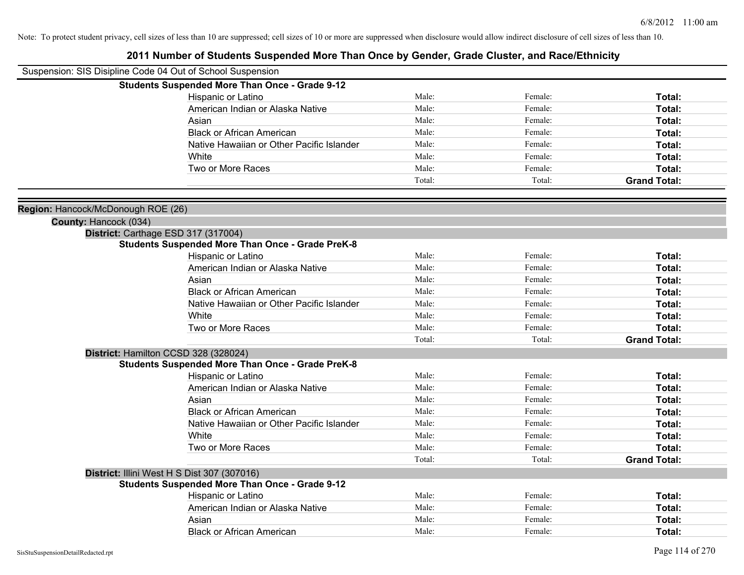Note: To protect student privacy, cell sizes of less than 10 are suppressed; cell sizes of 10 or more are suppressed when disclosure would allow indirect disclosure of cell sizes of less than 10.

# 2011 Number of Students Suspended More Than Once by Gender, Grade Cluster, and Race/Ethnicity

Suspension: SIS Disipline Code 04 Out of School Suspension

**Students Suspended More Than Once - Grade 9-12**

| | | | |
|---|---|---|---|
| Hispanic or Latino | Male: | Female: | **Total:** |
| American Indian or Alaska Native | Male: | Female: | **Total:** |
| Asian | Male: | Female: | **Total:** |
| Black or African American | Male: | Female: | **Total:** |
| Native Hawaiian or Other Pacific Islander | Male: | Female: | **Total:** |
| White | Male: | Female: | **Total:** |
| Two or More Races | Male: | Female: | **Total:** |
| | Total: | Total: | **Grand Total:** |

**Region:** Hancock/McDonough ROE (26)

**County:** Hancock (034)

**District:** Carthage ESD 317 (317004)

**Students Suspended More Than Once - Grade PreK-8**

| | | | |
|---|---|---|---|
| Hispanic or Latino | Male: | Female: | **Total:** |
| American Indian or Alaska Native | Male: | Female: | **Total:** |
| Asian | Male: | Female: | **Total:** |
| Black or African American | Male: | Female: | **Total:** |
| Native Hawaiian or Other Pacific Islander | Male: | Female: | **Total:** |
| White | Male: | Female: | **Total:** |
| Two or More Races | Male: | Female: | **Total:** |
| | Total: | Total: | **Grand Total:** |

**District:** Hamilton CCSD 328 (328024)

**Students Suspended More Than Once - Grade PreK-8**

| | | | |
|---|---|---|---|
| Hispanic or Latino | Male: | Female: | **Total:** |
| American Indian or Alaska Native | Male: | Female: | **Total:** |
| Asian | Male: | Female: | **Total:** |
| Black or African American | Male: | Female: | **Total:** |
| Native Hawaiian or Other Pacific Islander | Male: | Female: | **Total:** |
| White | Male: | Female: | **Total:** |
| Two or More Races | Male: | Female: | **Total:** |
| | Total: | Total: | **Grand Total:** |

**District:** Illini West H S Dist 307 (307016)

**Students Suspended More Than Once - Grade 9-12**

| | | | |
|---|---|---|---|
| Hispanic or Latino | Male: | Female: | **Total:** |
| American Indian or Alaska Native | Male: | Female: | **Total:** |
| Asian | Male: | Female: | **Total:** |
| Black or African American | Male: | Female: | **Total:** |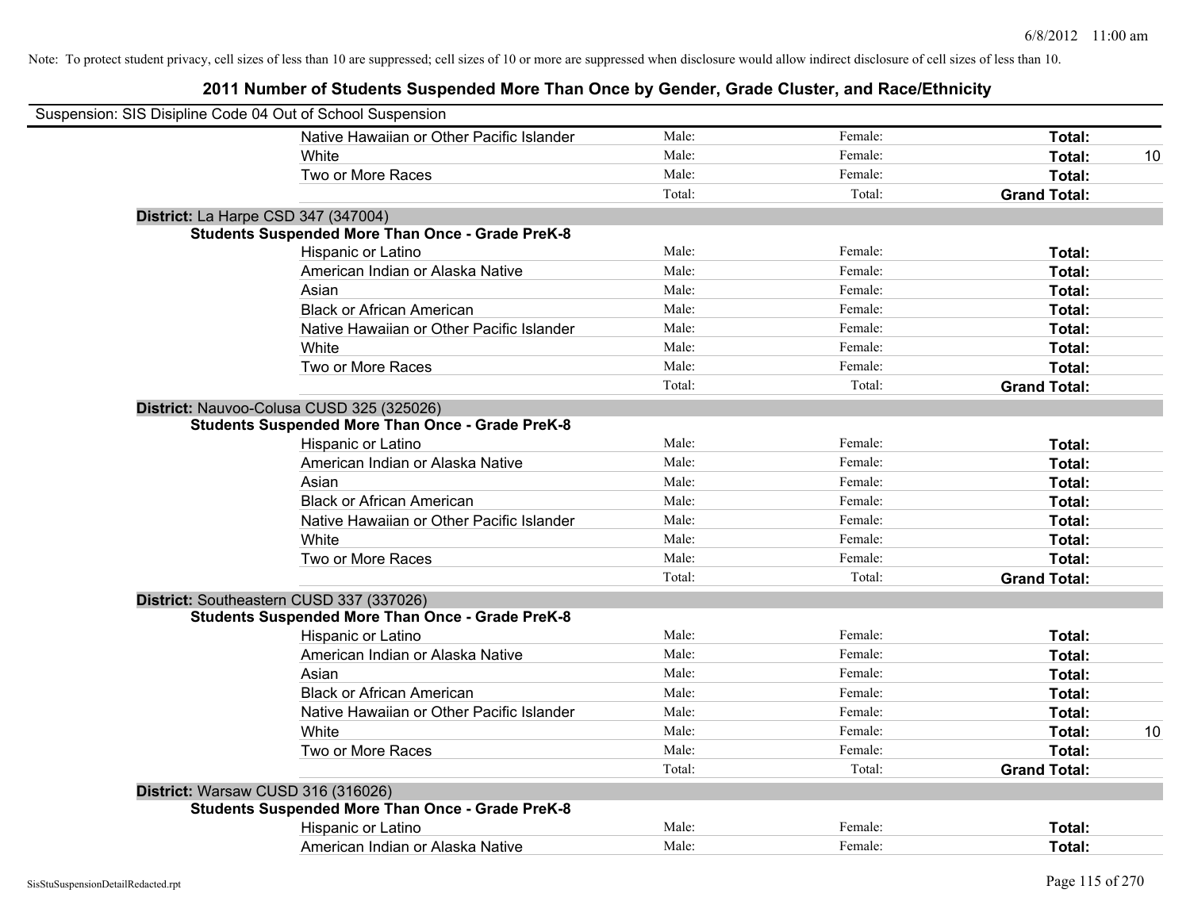Note: To protect student privacy, cell sizes of less than 10 are suppressed; cell sizes of 10 or more are suppressed when disclosure would allow indirect disclosure of cell sizes of less than 10.

## 2011 Number of Students Suspended More Than Once by Gender, Grade Cluster, and Race/Ethnicity

Suspension: SIS Disipline Code 04 Out of School Suspension

| | | | | |
|---|---|---|---|---|
| Native Hawaiian or Other Pacific Islander | Male: | Female: | **Total:** | |
| White | Male: | Female: | **Total:** | 10 |
| Two or More Races | Male: | Female: | **Total:** | |
| | Total: | Total: | **Grand Total:** | |

**District:** La Harpe CSD 347 (347004)

**Students Suspended More Than Once - Grade PreK-8**

| | | | | |
|---|---|---|---|---|
| Hispanic or Latino | Male: | Female: | **Total:** | |
| American Indian or Alaska Native | Male: | Female: | **Total:** | |
| Asian | Male: | Female: | **Total:** | |
| Black or African American | Male: | Female: | **Total:** | |
| Native Hawaiian or Other Pacific Islander | Male: | Female: | **Total:** | |
| White | Male: | Female: | **Total:** | |
| Two or More Races | Male: | Female: | **Total:** | |
| | Total: | Total: | **Grand Total:** | |

**District:** Nauvoo-Colusa CUSD 325 (325026)

**Students Suspended More Than Once - Grade PreK-8**

| | | | | |
|---|---|---|---|---|
| Hispanic or Latino | Male: | Female: | **Total:** | |
| American Indian or Alaska Native | Male: | Female: | **Total:** | |
| Asian | Male: | Female: | **Total:** | |
| Black or African American | Male: | Female: | **Total:** | |
| Native Hawaiian or Other Pacific Islander | Male: | Female: | **Total:** | |
| White | Male: | Female: | **Total:** | |
| Two or More Races | Male: | Female: | **Total:** | |
| | Total: | Total: | **Grand Total:** | |

**District:** Southeastern CUSD 337 (337026)

**Students Suspended More Than Once - Grade PreK-8**

| | | | | |
|---|---|---|---|---|
| Hispanic or Latino | Male: | Female: | **Total:** | |
| American Indian or Alaska Native | Male: | Female: | **Total:** | |
| Asian | Male: | Female: | **Total:** | |
| Black or African American | Male: | Female: | **Total:** | |
| Native Hawaiian or Other Pacific Islander | Male: | Female: | **Total:** | |
| White | Male: | Female: | **Total:** | 10 |
| Two or More Races | Male: | Female: | **Total:** | |
| | Total: | Total: | **Grand Total:** | |

**District:** Warsaw CUSD 316 (316026)

**Students Suspended More Than Once - Grade PreK-8**

| | | | | |
|---|---|---|---|---|
| Hispanic or Latino | Male: | Female: | **Total:** | |
| American Indian or Alaska Native | Male: | Female: | **Total:** | |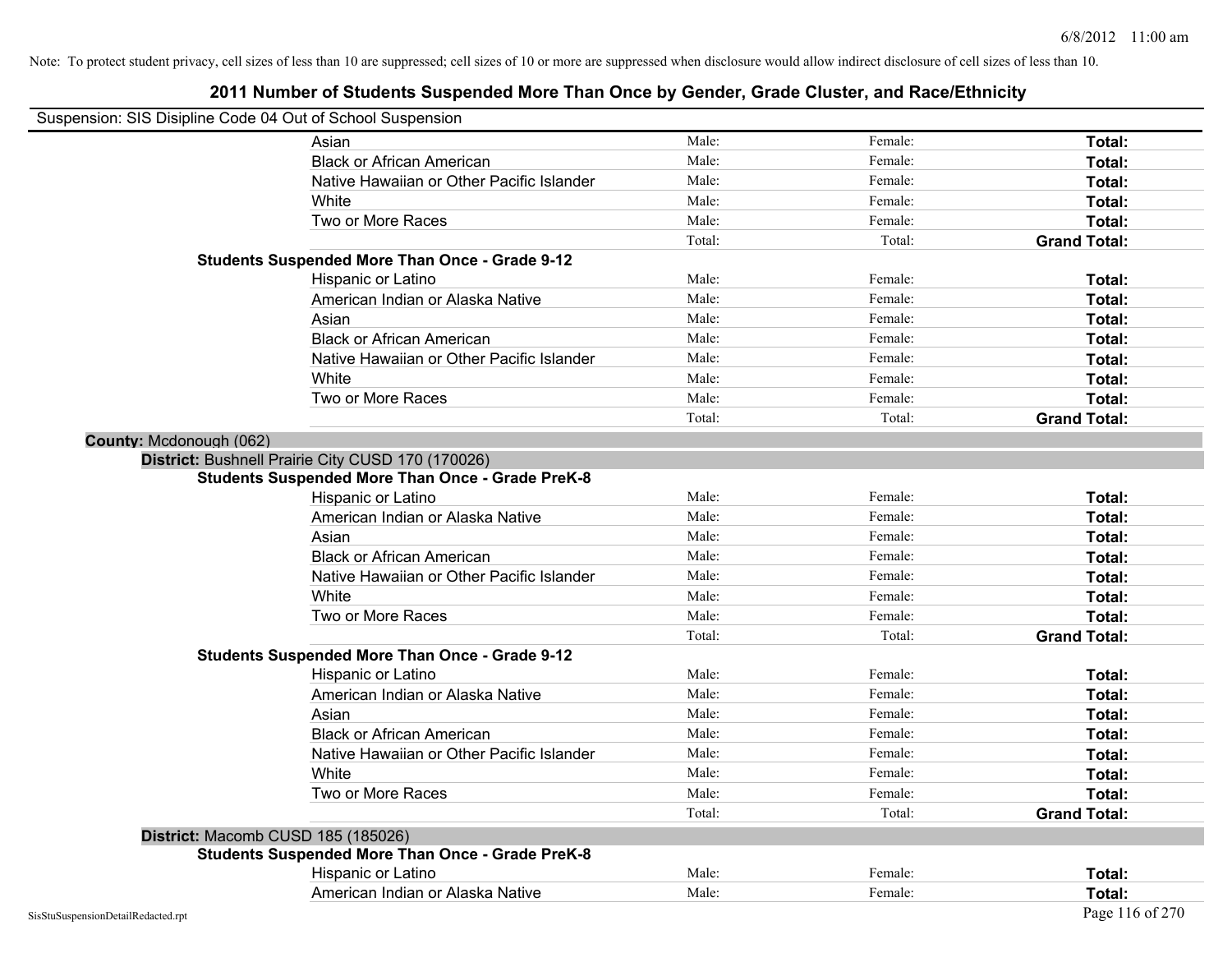Note: To protect student privacy, cell sizes of less than 10 are suppressed; cell sizes of 10 or more are suppressed when disclosure would allow indirect disclosure of cell sizes of less than 10.

## 2011 Number of Students Suspended More Than Once by Gender, Grade Cluster, and Race/Ethnicity

Suspension: SIS Disipline Code 04 Out of School Suspension

| | Male | Female | Total |
|---|---|---|---|
| Asian | Male: | Female: | **Total:** |
| Black or African American | Male: | Female: | **Total:** |
| Native Hawaiian or Other Pacific Islander | Male: | Female: | **Total:** |
| White | Male: | Female: | **Total:** |
| Two or More Races | Male: | Female: | **Total:** |
| | Total: | Total: | **Grand Total:** |

**Students Suspended More Than Once - Grade 9-12**

| | Male | Female | Total |
|---|---|---|---|
| Hispanic or Latino | Male: | Female: | **Total:** |
| American Indian or Alaska Native | Male: | Female: | **Total:** |
| Asian | Male: | Female: | **Total:** |
| Black or African American | Male: | Female: | **Total:** |
| Native Hawaiian or Other Pacific Islander | Male: | Female: | **Total:** |
| White | Male: | Female: | **Total:** |
| Two or More Races | Male: | Female: | **Total:** |
| | Total: | Total: | **Grand Total:** |

**County:** Mcdonough (062)

**District:** Bushnell Prairie City CUSD 170 (170026)

**Students Suspended More Than Once - Grade PreK-8**

| | Male | Female | Total |
|---|---|---|---|
| Hispanic or Latino | Male: | Female: | **Total:** |
| American Indian or Alaska Native | Male: | Female: | **Total:** |
| Asian | Male: | Female: | **Total:** |
| Black or African American | Male: | Female: | **Total:** |
| Native Hawaiian or Other Pacific Islander | Male: | Female: | **Total:** |
| White | Male: | Female: | **Total:** |
| Two or More Races | Male: | Female: | **Total:** |
| | Total: | Total: | **Grand Total:** |

**Students Suspended More Than Once - Grade 9-12**

| | Male | Female | Total |
|---|---|---|---|
| Hispanic or Latino | Male: | Female: | **Total:** |
| American Indian or Alaska Native | Male: | Female: | **Total:** |
| Asian | Male: | Female: | **Total:** |
| Black or African American | Male: | Female: | **Total:** |
| Native Hawaiian or Other Pacific Islander | Male: | Female: | **Total:** |
| White | Male: | Female: | **Total:** |
| Two or More Races | Male: | Female: | **Total:** |
| | Total: | Total: | **Grand Total:** |

**District:** Macomb CUSD 185 (185026)

**Students Suspended More Than Once - Grade PreK-8**

| | Male | Female | Total |
|---|---|---|---|
| Hispanic or Latino | Male: | Female: | **Total:** |
| American Indian or Alaska Native | Male: | Female: | **Total:** |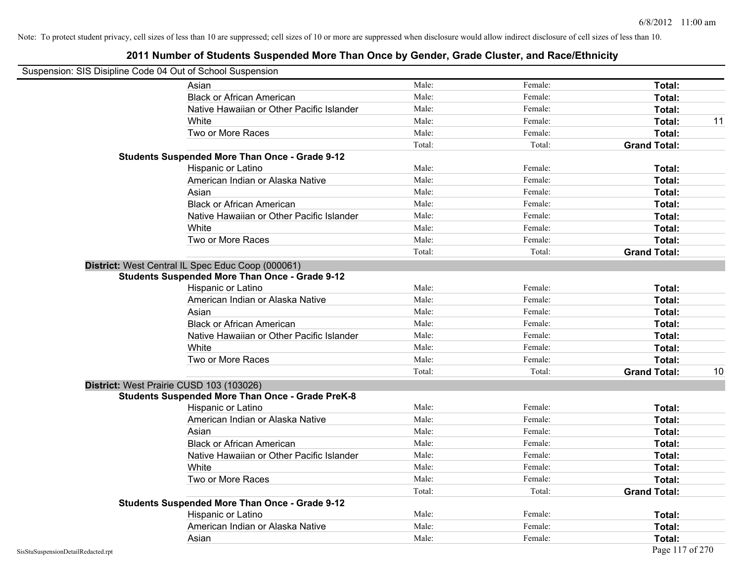Note: To protect student privacy, cell sizes of less than 10 are suppressed; cell sizes of 10 or more are suppressed when disclosure would allow indirect disclosure of cell sizes of less than 10.

## 2011 Number of Students Suspended More Than Once by Gender, Grade Cluster, and Race/Ethnicity

Suspension: SIS Disipline Code 04 Out of School Suspension

| | | | | |
|---|---|---|---|---|
| Asian | Male: | Female: | **Total:** | |
| Black or African American | Male: | Female: | **Total:** | |
| Native Hawaiian or Other Pacific Islander | Male: | Female: | **Total:** | |
| White | Male: | Female: | **Total:** | 11 |
| Two or More Races | Male: | Female: | **Total:** | |
| | Total: | Total: | **Grand Total:** | |

**Students Suspended More Than Once - Grade 9-12**

| | | | | |
|---|---|---|---|---|
| Hispanic or Latino | Male: | Female: | **Total:** | |
| American Indian or Alaska Native | Male: | Female: | **Total:** | |
| Asian | Male: | Female: | **Total:** | |
| Black or African American | Male: | Female: | **Total:** | |
| Native Hawaiian or Other Pacific Islander | Male: | Female: | **Total:** | |
| White | Male: | Female: | **Total:** | |
| Two or More Races | Male: | Female: | **Total:** | |
| | Total: | Total: | **Grand Total:** | |

**District:** West Central IL Spec Educ Coop (000061)

**Students Suspended More Than Once - Grade 9-12**

| | | | | |
|---|---|---|---|---|
| Hispanic or Latino | Male: | Female: | **Total:** | |
| American Indian or Alaska Native | Male: | Female: | **Total:** | |
| Asian | Male: | Female: | **Total:** | |
| Black or African American | Male: | Female: | **Total:** | |
| Native Hawaiian or Other Pacific Islander | Male: | Female: | **Total:** | |
| White | Male: | Female: | **Total:** | |
| Two or More Races | Male: | Female: | **Total:** | |
| | Total: | Total: | **Grand Total:** | 10 |

**District:** West Prairie CUSD 103 (103026)

**Students Suspended More Than Once - Grade PreK-8**

| | | | | |
|---|---|---|---|---|
| Hispanic or Latino | Male: | Female: | **Total:** | |
| American Indian or Alaska Native | Male: | Female: | **Total:** | |
| Asian | Male: | Female: | **Total:** | |
| Black or African American | Male: | Female: | **Total:** | |
| Native Hawaiian or Other Pacific Islander | Male: | Female: | **Total:** | |
| White | Male: | Female: | **Total:** | |
| Two or More Races | Male: | Female: | **Total:** | |
| | Total: | Total: | **Grand Total:** | |

**Students Suspended More Than Once - Grade 9-12**

| | | | | |
|---|---|---|---|---|
| Hispanic or Latino | Male: | Female: | **Total:** | |
| American Indian or Alaska Native | Male: | Female: | **Total:** | |
| Asian | Male: | Female: | **Total:** | |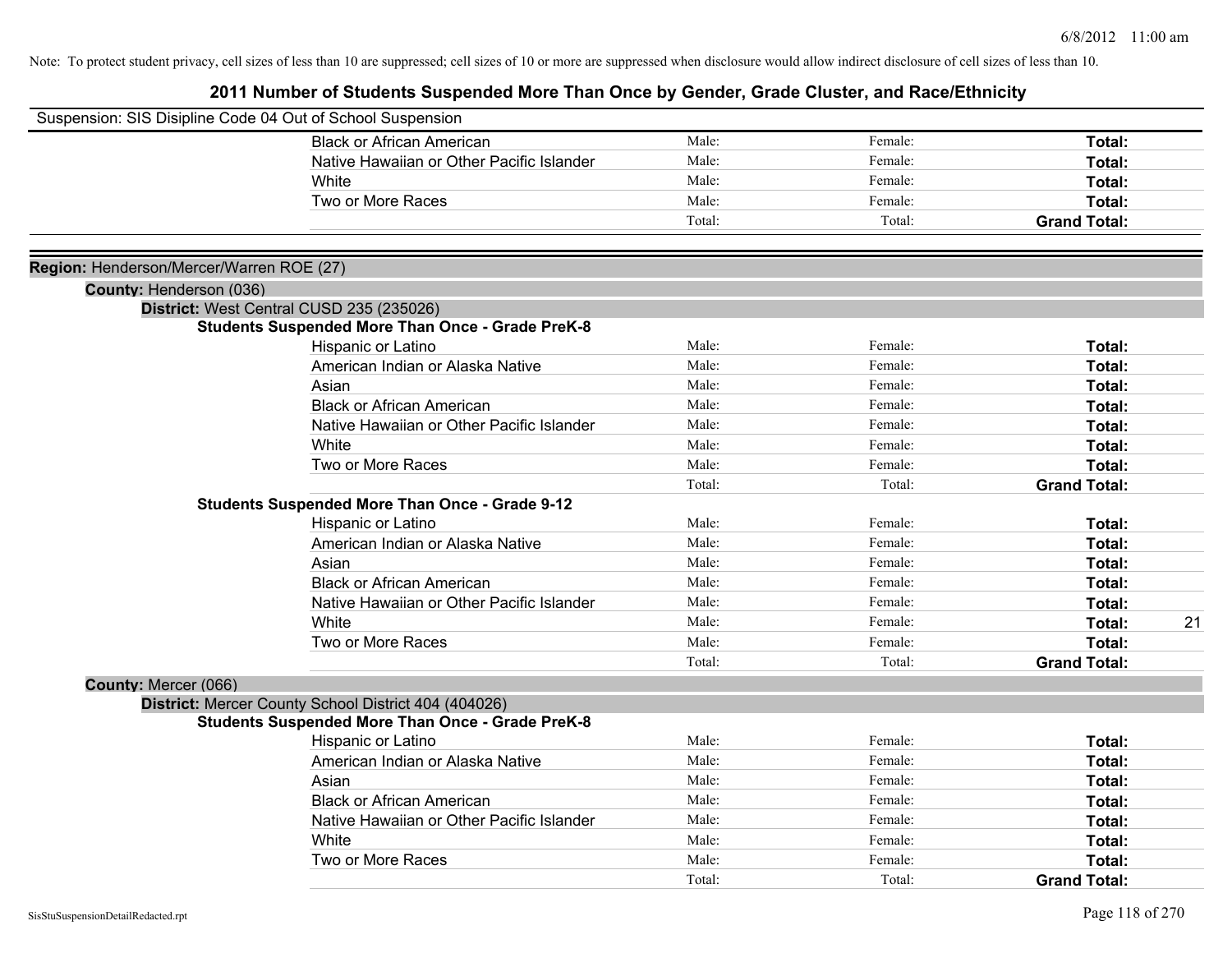Note: To protect student privacy, cell sizes of less than 10 are suppressed; cell sizes of 10 or more are suppressed when disclosure would allow indirect disclosure of cell sizes of less than 10.

## 2011 Number of Students Suspended More Than Once by Gender, Grade Cluster, and Race/Ethnicity

Suspension: SIS Disipline Code 04 Out of School Suspension

| | Male: | Female: | Total: | |
|---|---|---|---|---|
| Black or African American | Male: | Female: | **Total:** | |
| Native Hawaiian or Other Pacific Islander | Male: | Female: | **Total:** | |
| White | Male: | Female: | **Total:** | |
| Two or More Races | Male: | Female: | **Total:** | |
| | Total: | Total: | **Grand Total:** | |

**Region:** Henderson/Mercer/Warren ROE (27)

**County:** Henderson (036)

**District:** West Central CUSD 235 (235026)

**Students Suspended More Than Once - Grade PreK-8**

| | | | | |
|---|---|---|---|---|
| Hispanic or Latino | Male: | Female: | **Total:** | |
| American Indian or Alaska Native | Male: | Female: | **Total:** | |
| Asian | Male: | Female: | **Total:** | |
| Black or African American | Male: | Female: | **Total:** | |
| Native Hawaiian or Other Pacific Islander | Male: | Female: | **Total:** | |
| White | Male: | Female: | **Total:** | |
| Two or More Races | Male: | Female: | **Total:** | |
| | Total: | Total: | **Grand Total:** | |

**Students Suspended More Than Once - Grade 9-12**

| | | | | |
|---|---|---|---|---|
| Hispanic or Latino | Male: | Female: | **Total:** | |
| American Indian or Alaska Native | Male: | Female: | **Total:** | |
| Asian | Male: | Female: | **Total:** | |
| Black or African American | Male: | Female: | **Total:** | |
| Native Hawaiian or Other Pacific Islander | Male: | Female: | **Total:** | |
| White | Male: | Female: | **Total:** | 21 |
| Two or More Races | Male: | Female: | **Total:** | |
| | Total: | Total: | **Grand Total:** | |

**County:** Mercer (066)

**District:** Mercer County School District 404 (404026)

**Students Suspended More Than Once - Grade PreK-8**

| | | | | |
|---|---|---|---|---|
| Hispanic or Latino | Male: | Female: | **Total:** | |
| American Indian or Alaska Native | Male: | Female: | **Total:** | |
| Asian | Male: | Female: | **Total:** | |
| Black or African American | Male: | Female: | **Total:** | |
| Native Hawaiian or Other Pacific Islander | Male: | Female: | **Total:** | |
| White | Male: | Female: | **Total:** | |
| Two or More Races | Male: | Female: | **Total:** | |
| | Total: | Total: | **Grand Total:** | |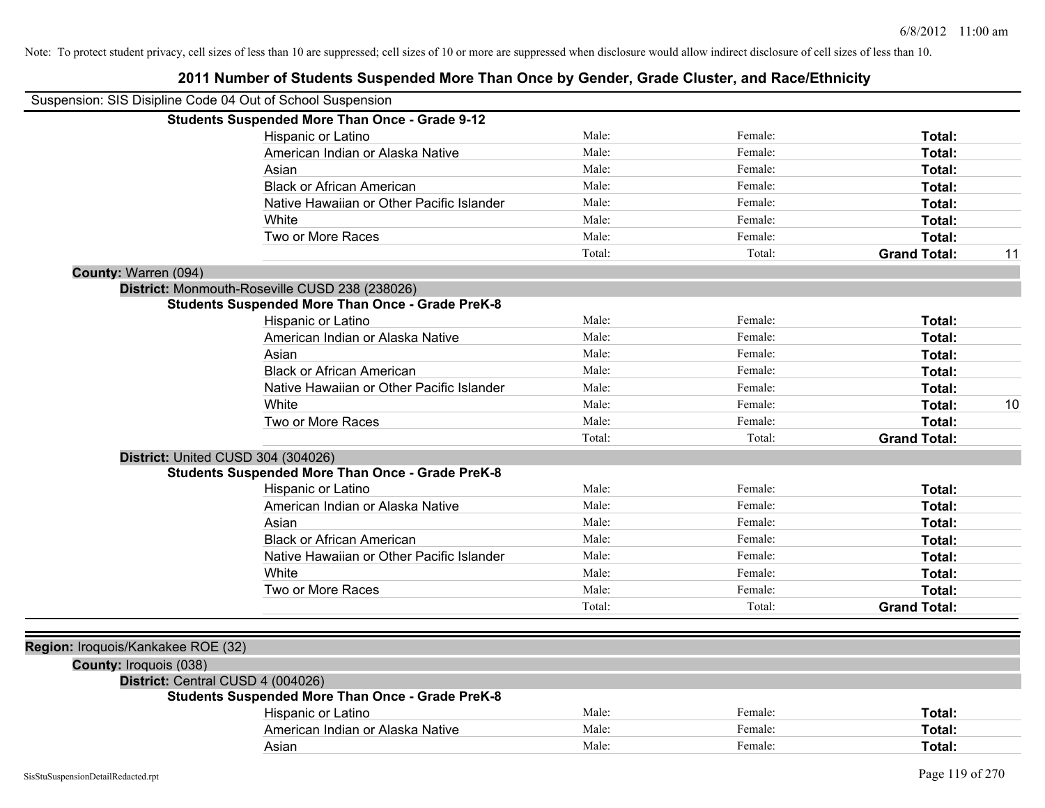Note: To protect student privacy, cell sizes of less than 10 are suppressed; cell sizes of 10 or more are suppressed when disclosure would allow indirect disclosure of cell sizes of less than 10.

## 2011 Number of Students Suspended More Than Once by Gender, Grade Cluster, and Race/Ethnicity

Suspension: SIS Disipline Code 04 Out of School Suspension

**Students Suspended More Than Once - Grade 9-12**

| | | | | |
|---|---|---|---|---|
| Hispanic or Latino | Male: | Female: | **Total:** | |
| American Indian or Alaska Native | Male: | Female: | **Total:** | |
| Asian | Male: | Female: | **Total:** | |
| Black or African American | Male: | Female: | **Total:** | |
| Native Hawaiian or Other Pacific Islander | Male: | Female: | **Total:** | |
| White | Male: | Female: | **Total:** | |
| Two or More Races | Male: | Female: | **Total:** | |
| | Total: | Total: | **Grand Total:** | 11 |

**County:** Warren (094)

**District:** Monmouth-Roseville CUSD 238 (238026)

**Students Suspended More Than Once - Grade PreK-8**

| | | | | |
|---|---|---|---|---|
| Hispanic or Latino | Male: | Female: | **Total:** | |
| American Indian or Alaska Native | Male: | Female: | **Total:** | |
| Asian | Male: | Female: | **Total:** | |
| Black or African American | Male: | Female: | **Total:** | |
| Native Hawaiian or Other Pacific Islander | Male: | Female: | **Total:** | |
| White | Male: | Female: | **Total:** | 10 |
| Two or More Races | Male: | Female: | **Total:** | |
| | Total: | Total: | **Grand Total:** | |

**District:** United CUSD 304 (304026)

**Students Suspended More Than Once - Grade PreK-8**

| | | | | |
|---|---|---|---|---|
| Hispanic or Latino | Male: | Female: | **Total:** | |
| American Indian or Alaska Native | Male: | Female: | **Total:** | |
| Asian | Male: | Female: | **Total:** | |
| Black or African American | Male: | Female: | **Total:** | |
| Native Hawaiian or Other Pacific Islander | Male: | Female: | **Total:** | |
| White | Male: | Female: | **Total:** | |
| Two or More Races | Male: | Female: | **Total:** | |
| | Total: | Total: | **Grand Total:** | |

**Region:** Iroquois/Kankakee ROE (32)

**County:** Iroquois (038)

**District:** Central CUSD 4 (004026)

**Students Suspended More Than Once - Grade PreK-8**

| | | | | |
|---|---|---|---|---|
| Hispanic or Latino | Male: | Female: | **Total:** | |
| American Indian or Alaska Native | Male: | Female: | **Total:** | |
| Asian | Male: | Female: | **Total:** | |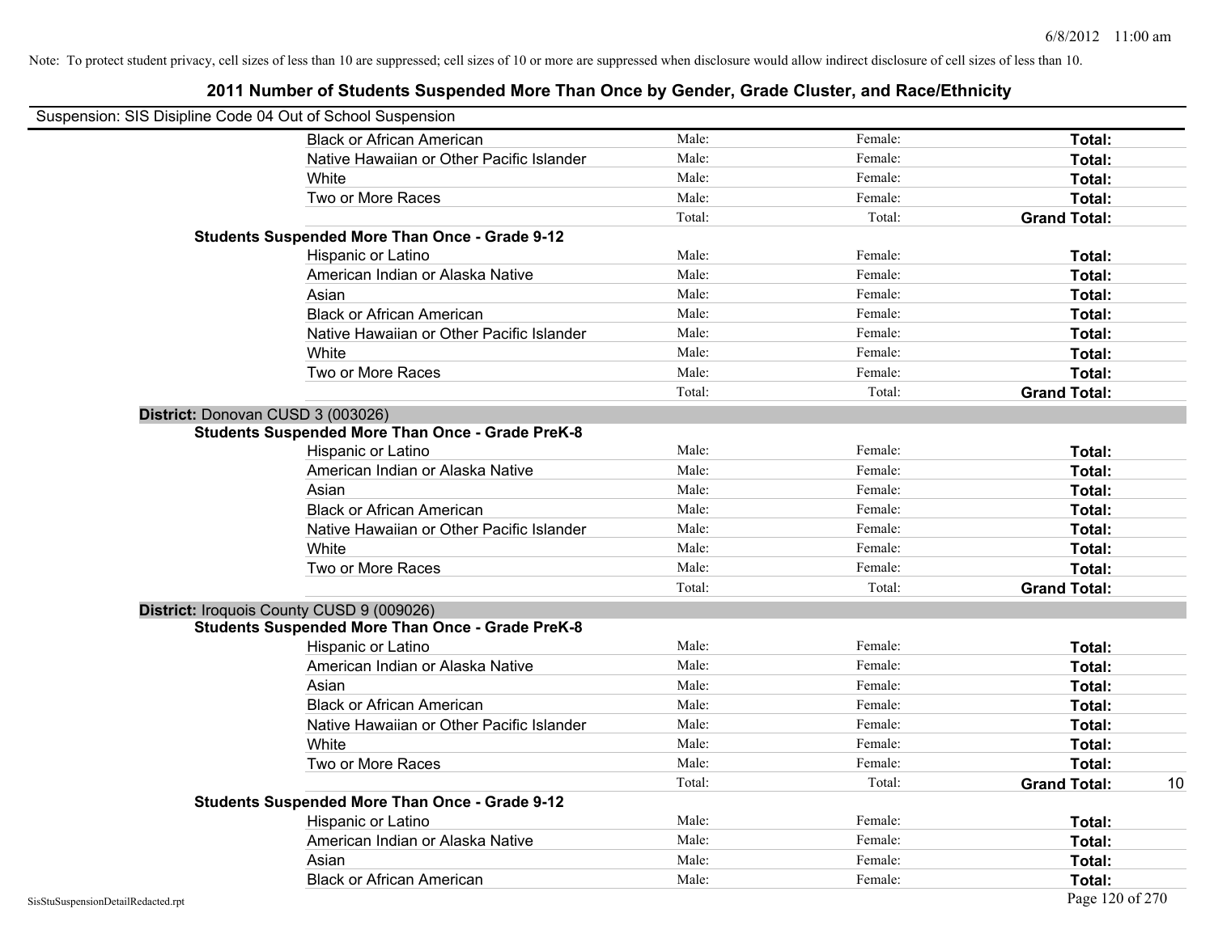Note: To protect student privacy, cell sizes of less than 10 are suppressed; cell sizes of 10 or more are suppressed when disclosure would allow indirect disclosure of cell sizes of less than 10.

# 2011 Number of Students Suspended More Than Once by Gender, Grade Cluster, and Race/Ethnicity

Suspension: SIS Disipline Code 04 Out of School Suspension

| | | | | | |
|---|---|---|---|---|---|
| | Black or African American | Male: | Female: | **Total:** | |
| | Native Hawaiian or Other Pacific Islander | Male: | Female: | **Total:** | |
| | White | Male: | Female: | **Total:** | |
| | Two or More Races | Male: | Female: | **Total:** | |
| | | Total: | Total: | **Grand Total:** | |
| **Students Suspended More Than Once - Grade 9-12** | | | | | |
| | Hispanic or Latino | Male: | Female: | **Total:** | |
| | American Indian or Alaska Native | Male: | Female: | **Total:** | |
| | Asian | Male: | Female: | **Total:** | |
| | Black or African American | Male: | Female: | **Total:** | |
| | Native Hawaiian or Other Pacific Islander | Male: | Female: | **Total:** | |
| | White | Male: | Female: | **Total:** | |
| | Two or More Races | Male: | Female: | **Total:** | |
| | | Total: | Total: | **Grand Total:** | |
| **District:** Donovan CUSD 3 (003026) | | | | | |
| **Students Suspended More Than Once - Grade PreK-8** | | | | | |
| | Hispanic or Latino | Male: | Female: | **Total:** | |
| | American Indian or Alaska Native | Male: | Female: | **Total:** | |
| | Asian | Male: | Female: | **Total:** | |
| | Black or African American | Male: | Female: | **Total:** | |
| | Native Hawaiian or Other Pacific Islander | Male: | Female: | **Total:** | |
| | White | Male: | Female: | **Total:** | |
| | Two or More Races | Male: | Female: | **Total:** | |
| | | Total: | Total: | **Grand Total:** | |
| **District:** Iroquois County CUSD 9 (009026) | | | | | |
| **Students Suspended More Than Once - Grade PreK-8** | | | | | |
| | Hispanic or Latino | Male: | Female: | **Total:** | |
| | American Indian or Alaska Native | Male: | Female: | **Total:** | |
| | Asian | Male: | Female: | **Total:** | |
| | Black or African American | Male: | Female: | **Total:** | |
| | Native Hawaiian or Other Pacific Islander | Male: | Female: | **Total:** | |
| | White | Male: | Female: | **Total:** | |
| | Two or More Races | Male: | Female: | **Total:** | |
| | | Total: | Total: | **Grand Total:** | 10 |
| **Students Suspended More Than Once - Grade 9-12** | | | | | |
| | Hispanic or Latino | Male: | Female: | **Total:** | |
| | American Indian or Alaska Native | Male: | Female: | **Total:** | |
| | Asian | Male: | Female: | **Total:** | |
| | Black or African American | Male: | Female: | **Total:** | |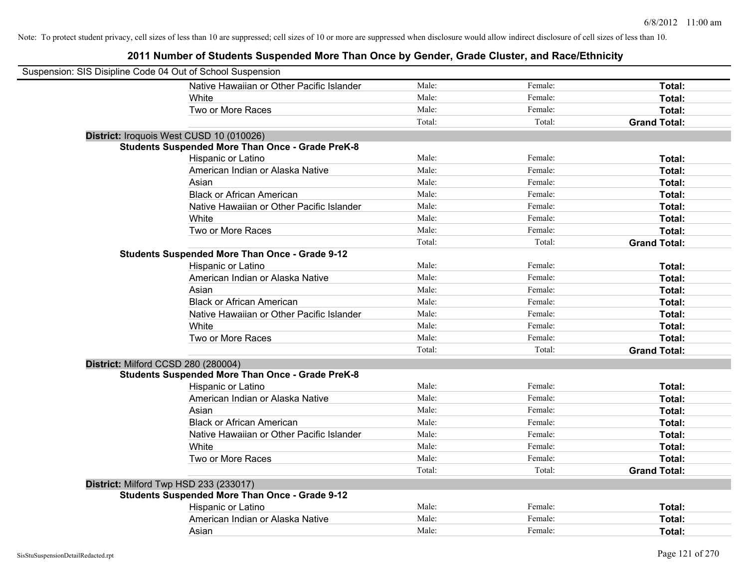Note: To protect student privacy, cell sizes of less than 10 are suppressed; cell sizes of 10 or more are suppressed when disclosure would allow indirect disclosure of cell sizes of less than 10.

# 2011 Number of Students Suspended More Than Once by Gender, Grade Cluster, and Race/Ethnicity

Suspension: SIS Disipline Code 04 Out of School Suspension

| | | | |
|---|---|---|---|
| Native Hawaiian or Other Pacific Islander | Male: | Female: | **Total:** |
| White | Male: | Female: | **Total:** |
| Two or More Races | Male: | Female: | **Total:** |
| | Total: | Total: | **Grand Total:** |

**District:** Iroquois West CUSD 10 (010026)

**Students Suspended More Than Once - Grade PreK-8**

| | | | |
|---|---|---|---|
| Hispanic or Latino | Male: | Female: | **Total:** |
| American Indian or Alaska Native | Male: | Female: | **Total:** |
| Asian | Male: | Female: | **Total:** |
| Black or African American | Male: | Female: | **Total:** |
| Native Hawaiian or Other Pacific Islander | Male: | Female: | **Total:** |
| White | Male: | Female: | **Total:** |
| Two or More Races | Male: | Female: | **Total:** |
| | Total: | Total: | **Grand Total:** |

**Students Suspended More Than Once - Grade 9-12**

| | | | |
|---|---|---|---|
| Hispanic or Latino | Male: | Female: | **Total:** |
| American Indian or Alaska Native | Male: | Female: | **Total:** |
| Asian | Male: | Female: | **Total:** |
| Black or African American | Male: | Female: | **Total:** |
| Native Hawaiian or Other Pacific Islander | Male: | Female: | **Total:** |
| White | Male: | Female: | **Total:** |
| Two or More Races | Male: | Female: | **Total:** |
| | Total: | Total: | **Grand Total:** |

**District:** Milford CCSD 280 (280004)

**Students Suspended More Than Once - Grade PreK-8**

| | | | |
|---|---|---|---|
| Hispanic or Latino | Male: | Female: | **Total:** |
| American Indian or Alaska Native | Male: | Female: | **Total:** |
| Asian | Male: | Female: | **Total:** |
| Black or African American | Male: | Female: | **Total:** |
| Native Hawaiian or Other Pacific Islander | Male: | Female: | **Total:** |
| White | Male: | Female: | **Total:** |
| Two or More Races | Male: | Female: | **Total:** |
| | Total: | Total: | **Grand Total:** |

**District:** Milford Twp HSD 233 (233017)

**Students Suspended More Than Once - Grade 9-12**

| | | | |
|---|---|---|---|
| Hispanic or Latino | Male: | Female: | **Total:** |
| American Indian or Alaska Native | Male: | Female: | **Total:** |
| Asian | Male: | Female: | **Total:** |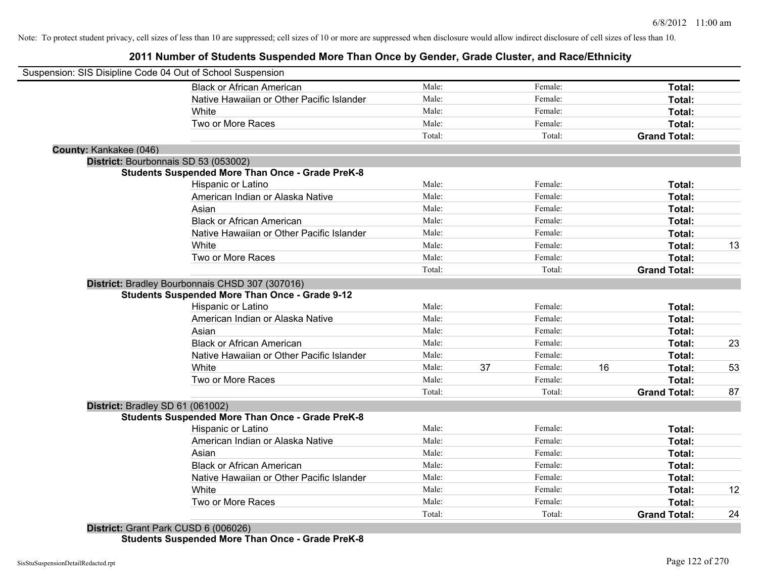Note: To protect student privacy, cell sizes of less than 10 are suppressed; cell sizes of 10 or more are suppressed when disclosure would allow indirect disclosure of cell sizes of less than 10.

# 2011 Number of Students Suspended More Than Once by Gender, Grade Cluster, and Race/Ethnicity

Suspension: SIS Disipline Code 04 Out of School Suspension

| | | | | | | |
|---|---|---|---|---|---|---|
| Black or African American | Male: | | Female: | | **Total:** | |
| Native Hawaiian or Other Pacific Islander | Male: | | Female: | | **Total:** | |
| White | Male: | | Female: | | **Total:** | |
| Two or More Races | Male: | | Female: | | **Total:** | |
| | Total: | | Total: | | **Grand Total:** | |

**County:** Kankakee (046)

**District:** Bourbonnais SD 53 (053002)

**Students Suspended More Than Once - Grade PreK-8**

| | | | | | | |
|---|---|---|---|---|---|---|
| Hispanic or Latino | Male: | | Female: | | **Total:** | |
| American Indian or Alaska Native | Male: | | Female: | | **Total:** | |
| Asian | Male: | | Female: | | **Total:** | |
| Black or African American | Male: | | Female: | | **Total:** | |
| Native Hawaiian or Other Pacific Islander | Male: | | Female: | | **Total:** | |
| White | Male: | | Female: | | **Total:** | 13 |
| Two or More Races | Male: | | Female: | | **Total:** | |
| | Total: | | Total: | | **Grand Total:** | |

**District:** Bradley Bourbonnais CHSD 307 (307016)

**Students Suspended More Than Once - Grade 9-12**

| | | | | | | |
|---|---|---|---|---|---|---|
| Hispanic or Latino | Male: | | Female: | | **Total:** | |
| American Indian or Alaska Native | Male: | | Female: | | **Total:** | |
| Asian | Male: | | Female: | | **Total:** | |
| Black or African American | Male: | | Female: | | **Total:** | 23 |
| Native Hawaiian or Other Pacific Islander | Male: | | Female: | | **Total:** | |
| White | Male: | 37 | Female: | 16 | **Total:** | 53 |
| Two or More Races | Male: | | Female: | | **Total:** | |
| | Total: | | Total: | | **Grand Total:** | 87 |

**District:** Bradley SD 61 (061002)

**Students Suspended More Than Once - Grade PreK-8**

| | | | | | | |
|---|---|---|---|---|---|---|
| Hispanic or Latino | Male: | | Female: | | **Total:** | |
| American Indian or Alaska Native | Male: | | Female: | | **Total:** | |
| Asian | Male: | | Female: | | **Total:** | |
| Black or African American | Male: | | Female: | | **Total:** | |
| Native Hawaiian or Other Pacific Islander | Male: | | Female: | | **Total:** | |
| White | Male: | | Female: | | **Total:** | 12 |
| Two or More Races | Male: | | Female: | | **Total:** | |
| | Total: | | Total: | | **Grand Total:** | 24 |

**District:** Grant Park CUSD 6 (006026)

**Students Suspended More Than Once - Grade PreK-8**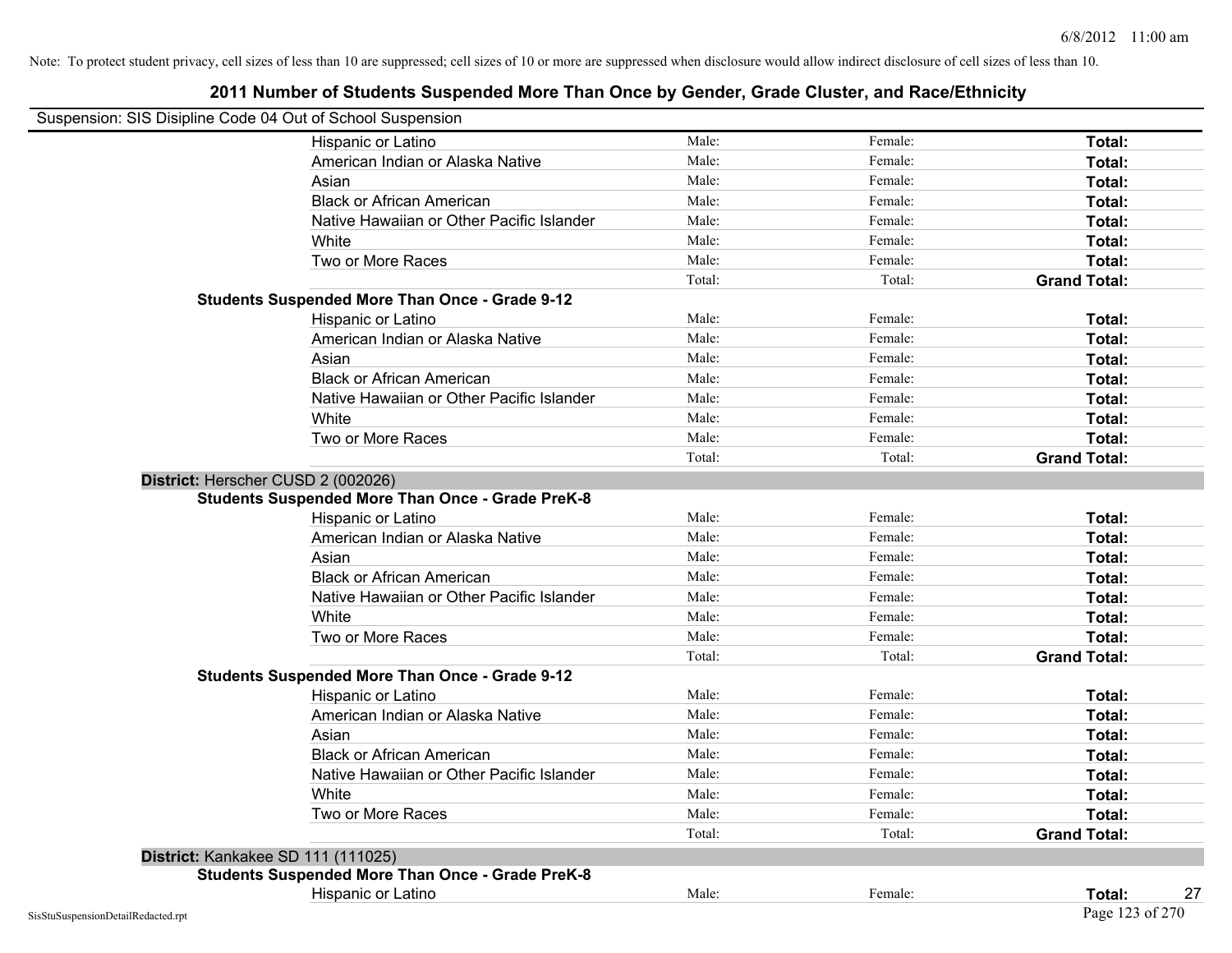Note: To protect student privacy, cell sizes of less than 10 are suppressed; cell sizes of 10 or more are suppressed when disclosure would allow indirect disclosure of cell sizes of less than 10.

# 2011 Number of Students Suspended More Than Once by Gender, Grade Cluster, and Race/Ethnicity

Suspension: SIS Disipline Code 04 Out of School Suspension

| | | | |
|---|---|---|---|
| Hispanic or Latino | Male: | Female: | **Total:** |
| American Indian or Alaska Native | Male: | Female: | **Total:** |
| Asian | Male: | Female: | **Total:** |
| Black or African American | Male: | Female: | **Total:** |
| Native Hawaiian or Other Pacific Islander | Male: | Female: | **Total:** |
| White | Male: | Female: | **Total:** |
| Two or More Races | Male: | Female: | **Total:** |
| | Total: | Total: | **Grand Total:** |

**Students Suspended More Than Once - Grade 9-12**

| | | | |
|---|---|---|---|
| Hispanic or Latino | Male: | Female: | **Total:** |
| American Indian or Alaska Native | Male: | Female: | **Total:** |
| Asian | Male: | Female: | **Total:** |
| Black or African American | Male: | Female: | **Total:** |
| Native Hawaiian or Other Pacific Islander | Male: | Female: | **Total:** |
| White | Male: | Female: | **Total:** |
| Two or More Races | Male: | Female: | **Total:** |
| | Total: | Total: | **Grand Total:** |

**District:** Herscher CUSD 2 (002026)

**Students Suspended More Than Once - Grade PreK-8**

| | | | |
|---|---|---|---|
| Hispanic or Latino | Male: | Female: | **Total:** |
| American Indian or Alaska Native | Male: | Female: | **Total:** |
| Asian | Male: | Female: | **Total:** |
| Black or African American | Male: | Female: | **Total:** |
| Native Hawaiian or Other Pacific Islander | Male: | Female: | **Total:** |
| White | Male: | Female: | **Total:** |
| Two or More Races | Male: | Female: | **Total:** |
| | Total: | Total: | **Grand Total:** |

**Students Suspended More Than Once - Grade 9-12**

| | | | |
|---|---|---|---|
| Hispanic or Latino | Male: | Female: | **Total:** |
| American Indian or Alaska Native | Male: | Female: | **Total:** |
| Asian | Male: | Female: | **Total:** |
| Black or African American | Male: | Female: | **Total:** |
| Native Hawaiian or Other Pacific Islander | Male: | Female: | **Total:** |
| White | Male: | Female: | **Total:** |
| Two or More Races | Male: | Female: | **Total:** |
| | Total: | Total: | **Grand Total:** |

**District:** Kankakee SD 111 (111025)

**Students Suspended More Than Once - Grade PreK-8**

| | | | |
|---|---|---|---|
| Hispanic or Latino | Male: | Female: | **Total:** 27 |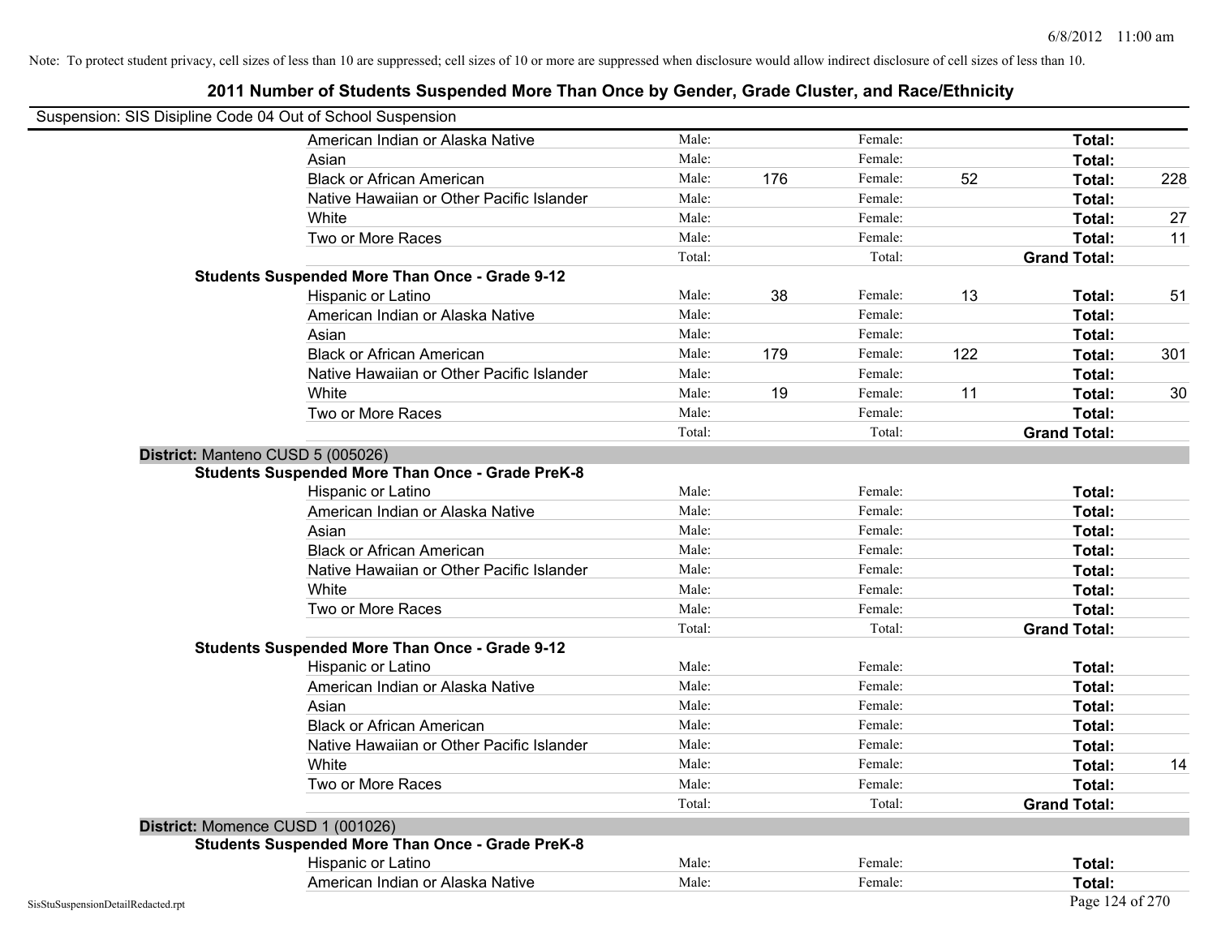Note: To protect student privacy, cell sizes of less than 10 are suppressed; cell sizes of 10 or more are suppressed when disclosure would allow indirect disclosure of cell sizes of less than 10.

## 2011 Number of Students Suspended More Than Once by Gender, Grade Cluster, and Race/Ethnicity

Suspension: SIS Disipline Code 04 Out of School Suspension

| | | | | | | |
|---|---|---|---|---|---|---|
| American Indian or Alaska Native | Male: | | Female: | | **Total:** | |
| Asian | Male: | | Female: | | **Total:** | |
| Black or African American | Male: | 176 | Female: | 52 | **Total:** | 228 |
| Native Hawaiian or Other Pacific Islander | Male: | | Female: | | **Total:** | |
| White | Male: | | Female: | | **Total:** | 27 |
| Two or More Races | Male: | | Female: | | **Total:** | 11 |
| | Total: | | Total: | | **Grand Total:** | |

**Students Suspended More Than Once - Grade 9-12**

| | | | | | | |
|---|---|---|---|---|---|---|
| Hispanic or Latino | Male: | 38 | Female: | 13 | **Total:** | 51 |
| American Indian or Alaska Native | Male: | | Female: | | **Total:** | |
| Asian | Male: | | Female: | | **Total:** | |
| Black or African American | Male: | 179 | Female: | 122 | **Total:** | 301 |
| Native Hawaiian or Other Pacific Islander | Male: | | Female: | | **Total:** | |
| White | Male: | 19 | Female: | 11 | **Total:** | 30 |
| Two or More Races | Male: | | Female: | | **Total:** | |
| | Total: | | Total: | | **Grand Total:** | |

**District:** Manteno CUSD 5 (005026)

**Students Suspended More Than Once - Grade PreK-8**

| | | | | | | |
|---|---|---|---|---|---|---|
| Hispanic or Latino | Male: | | Female: | | **Total:** | |
| American Indian or Alaska Native | Male: | | Female: | | **Total:** | |
| Asian | Male: | | Female: | | **Total:** | |
| Black or African American | Male: | | Female: | | **Total:** | |
| Native Hawaiian or Other Pacific Islander | Male: | | Female: | | **Total:** | |
| White | Male: | | Female: | | **Total:** | |
| Two or More Races | Male: | | Female: | | **Total:** | |
| | Total: | | Total: | | **Grand Total:** | |

**Students Suspended More Than Once - Grade 9-12**

| | | | | | | |
|---|---|---|---|---|---|---|
| Hispanic or Latino | Male: | | Female: | | **Total:** | |
| American Indian or Alaska Native | Male: | | Female: | | **Total:** | |
| Asian | Male: | | Female: | | **Total:** | |
| Black or African American | Male: | | Female: | | **Total:** | |
| Native Hawaiian or Other Pacific Islander | Male: | | Female: | | **Total:** | |
| White | Male: | | Female: | | **Total:** | 14 |
| Two or More Races | Male: | | Female: | | **Total:** | |
| | Total: | | Total: | | **Grand Total:** | |

**District:** Momence CUSD 1 (001026)

**Students Suspended More Than Once - Grade PreK-8**

| | | | | | | |
|---|---|---|---|---|---|---|
| Hispanic or Latino | Male: | | Female: | | **Total:** | |
| American Indian or Alaska Native | Male: | | Female: | | **Total:** | |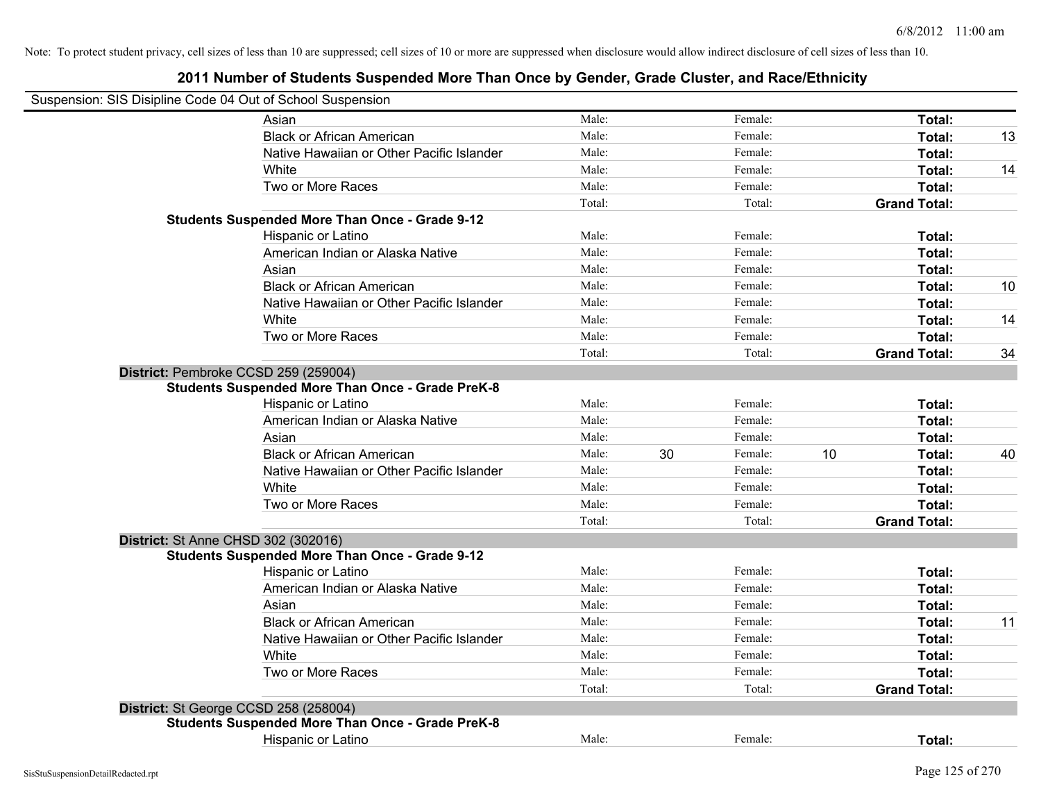Note: To protect student privacy, cell sizes of less than 10 are suppressed; cell sizes of 10 or more are suppressed when disclosure would allow indirect disclosure of cell sizes of less than 10.

# 2011 Number of Students Suspended More Than Once by Gender, Grade Cluster, and Race/Ethnicity

Suspension: SIS Disipline Code 04 Out of School Suspension

| | | | | | | |
|---|---|---|---|---|---|---|
| Asian | Male: | | Female: | | **Total:** | |
| Black or African American | Male: | | Female: | | **Total:** | 13 |
| Native Hawaiian or Other Pacific Islander | Male: | | Female: | | **Total:** | |
| White | Male: | | Female: | | **Total:** | 14 |
| Two or More Races | Male: | | Female: | | **Total:** | |
| | Total: | | Total: | | **Grand Total:** | |

**Students Suspended More Than Once - Grade 9-12**

| | | | | | | |
|---|---|---|---|---|---|---|
| Hispanic or Latino | Male: | | Female: | | **Total:** | |
| American Indian or Alaska Native | Male: | | Female: | | **Total:** | |
| Asian | Male: | | Female: | | **Total:** | |
| Black or African American | Male: | | Female: | | **Total:** | 10 |
| Native Hawaiian or Other Pacific Islander | Male: | | Female: | | **Total:** | |
| White | Male: | | Female: | | **Total:** | 14 |
| Two or More Races | Male: | | Female: | | **Total:** | |
| | Total: | | Total: | | **Grand Total:** | 34 |

**District:** Pembroke CCSD 259 (259004)

**Students Suspended More Than Once - Grade PreK-8**

| | | | | | | |
|---|---|---|---|---|---|---|
| Hispanic or Latino | Male: | | Female: | | **Total:** | |
| American Indian or Alaska Native | Male: | | Female: | | **Total:** | |
| Asian | Male: | | Female: | | **Total:** | |
| Black or African American | Male: | 30 | Female: | 10 | **Total:** | 40 |
| Native Hawaiian or Other Pacific Islander | Male: | | Female: | | **Total:** | |
| White | Male: | | Female: | | **Total:** | |
| Two or More Races | Male: | | Female: | | **Total:** | |
| | Total: | | Total: | | **Grand Total:** | |

**District:** St Anne CHSD 302 (302016)

**Students Suspended More Than Once - Grade 9-12**

| | | | | | | |
|---|---|---|---|---|---|---|
| Hispanic or Latino | Male: | | Female: | | **Total:** | |
| American Indian or Alaska Native | Male: | | Female: | | **Total:** | |
| Asian | Male: | | Female: | | **Total:** | |
| Black or African American | Male: | | Female: | | **Total:** | 11 |
| Native Hawaiian or Other Pacific Islander | Male: | | Female: | | **Total:** | |
| White | Male: | | Female: | | **Total:** | |
| Two or More Races | Male: | | Female: | | **Total:** | |
| | Total: | | Total: | | **Grand Total:** | |

**District:** St George CCSD 258 (258004)

**Students Suspended More Than Once - Grade PreK-8**

| | | | | | | |
|---|---|---|---|---|---|---|
| Hispanic or Latino | Male: | | Female: | | **Total:** | |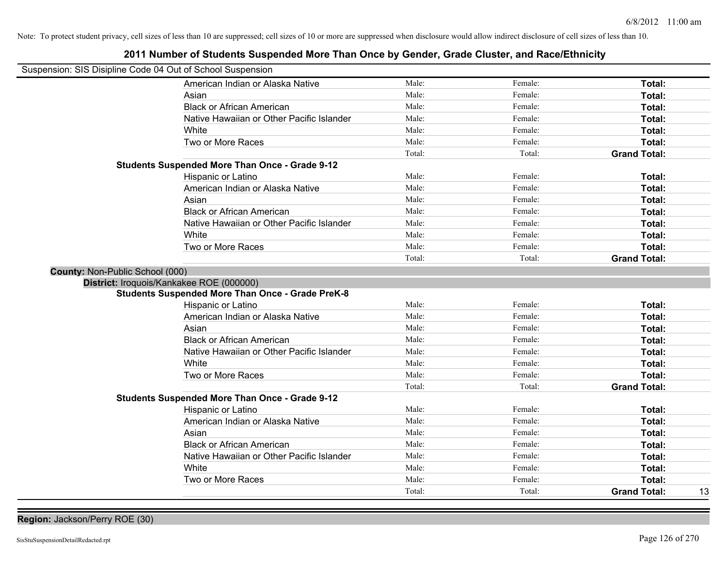Note: To protect student privacy, cell sizes of less than 10 are suppressed; cell sizes of 10 or more are suppressed when disclosure would allow indirect disclosure of cell sizes of less than 10.

## 2011 Number of Students Suspended More Than Once by Gender, Grade Cluster, and Race/Ethnicity

Suspension: SIS Disipline Code 04 Out of School Suspension

| | Male: | Female: | Total: | |
|---|---|---|---|---|
| American Indian or Alaska Native | Male: | Female: | Total: | |
| Asian | Male: | Female: | Total: | |
| Black or African American | Male: | Female: | Total: | |
| Native Hawaiian or Other Pacific Islander | Male: | Female: | Total: | |
| White | Male: | Female: | Total: | |
| Two or More Races | Male: | Female: | Total: | |
| | Total: | Total: | Grand Total: | |

**Students Suspended More Than Once - Grade 9-12**

| | | | | |
|---|---|---|---|---|
| Hispanic or Latino | Male: | Female: | Total: | |
| American Indian or Alaska Native | Male: | Female: | Total: | |
| Asian | Male: | Female: | Total: | |
| Black or African American | Male: | Female: | Total: | |
| Native Hawaiian or Other Pacific Islander | Male: | Female: | Total: | |
| White | Male: | Female: | Total: | |
| Two or More Races | Male: | Female: | Total: | |
| | Total: | Total: | Grand Total: | |

**County:** Non-Public School (000)

**District:** Iroquois/Kankakee ROE (000000)

**Students Suspended More Than Once - Grade PreK-8**

| | | | | |
|---|---|---|---|---|
| Hispanic or Latino | Male: | Female: | Total: | |
| American Indian or Alaska Native | Male: | Female: | Total: | |
| Asian | Male: | Female: | Total: | |
| Black or African American | Male: | Female: | Total: | |
| Native Hawaiian or Other Pacific Islander | Male: | Female: | Total: | |
| White | Male: | Female: | Total: | |
| Two or More Races | Male: | Female: | Total: | |
| | Total: | Total: | Grand Total: | |

**Students Suspended More Than Once - Grade 9-12**

| | | | | |
|---|---|---|---|---|
| Hispanic or Latino | Male: | Female: | Total: | |
| American Indian or Alaska Native | Male: | Female: | Total: | |
| Asian | Male: | Female: | Total: | |
| Black or African American | Male: | Female: | Total: | |
| Native Hawaiian or Other Pacific Islander | Male: | Female: | Total: | |
| White | Male: | Female: | Total: | |
| Two or More Races | Male: | Female: | Total: | |
| | Total: | Total: | Grand Total: | 13 |

**Region:** Jackson/Perry ROE (30)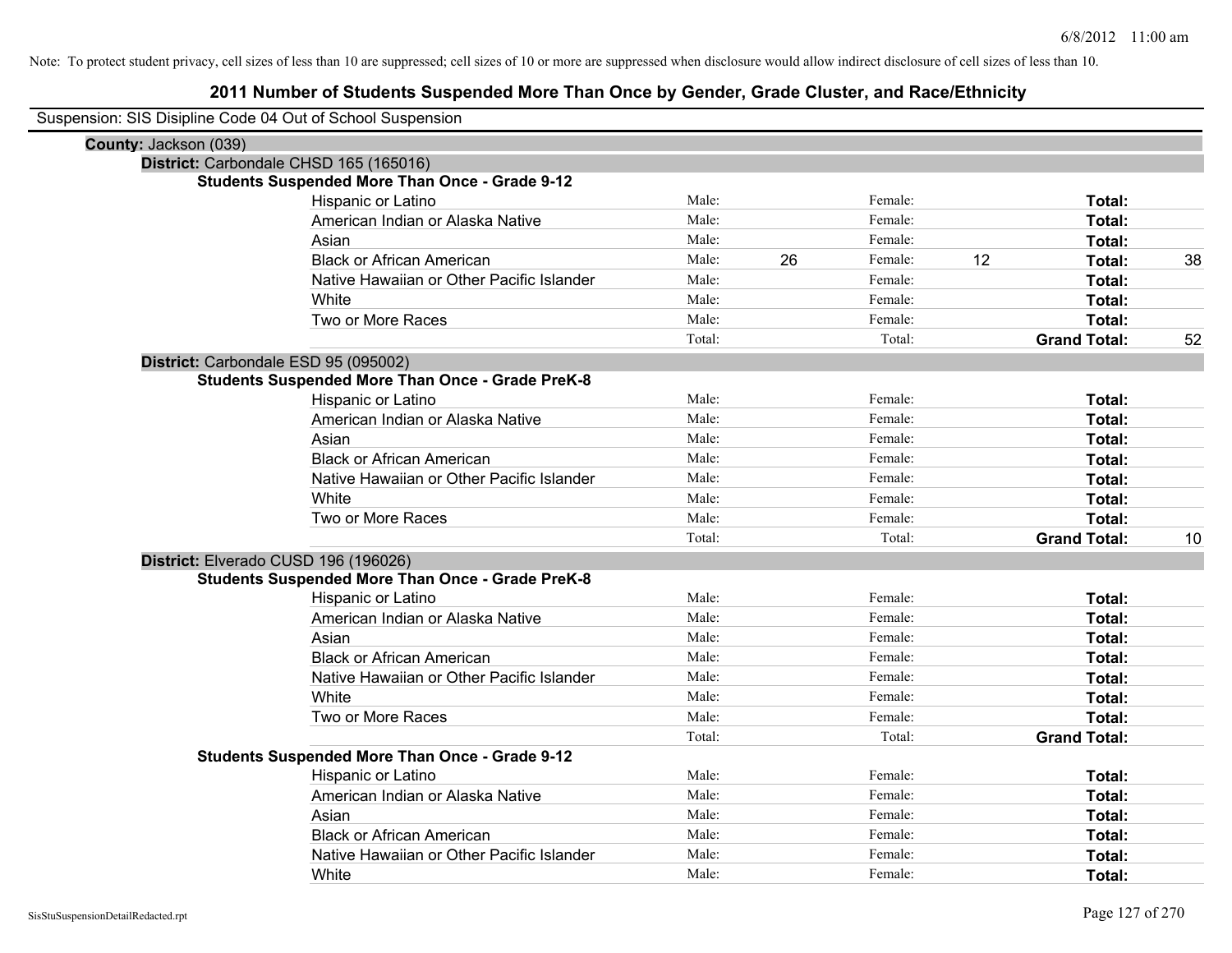Note: To protect student privacy, cell sizes of less than 10 are suppressed; cell sizes of 10 or more are suppressed when disclosure would allow indirect disclosure of cell sizes of less than 10.

# 2011 Number of Students Suspended More Than Once by Gender, Grade Cluster, and Race/Ethnicity

Suspension: SIS Disipline Code 04 Out of School Suspension

**County:** Jackson (039)

**District:** Carbondale CHSD 165 (165016)

**Students Suspended More Than Once - Grade 9-12**

| Race/Ethnicity | | Male | | Female | | Total |
|---|---|---|---|---|---|---|
| Hispanic or Latino | Male: | | Female: | | **Total:** | |
| American Indian or Alaska Native | Male: | | Female: | | **Total:** | |
| Asian | Male: | | Female: | | **Total:** | |
| Black or African American | Male: | 26 | Female: | 12 | **Total:** | 38 |
| Native Hawaiian or Other Pacific Islander | Male: | | Female: | | **Total:** | |
| White | Male: | | Female: | | **Total:** | |
| Two or More Races | Male: | | Female: | | **Total:** | |
| | Total: | | Total: | | **Grand Total:** | 52 |

**District:** Carbondale ESD 95 (095002)

**Students Suspended More Than Once - Grade PreK-8**

| Race/Ethnicity | | Male | | Female | | Total |
|---|---|---|---|---|---|---|
| Hispanic or Latino | Male: | | Female: | | **Total:** | |
| American Indian or Alaska Native | Male: | | Female: | | **Total:** | |
| Asian | Male: | | Female: | | **Total:** | |
| Black or African American | Male: | | Female: | | **Total:** | |
| Native Hawaiian or Other Pacific Islander | Male: | | Female: | | **Total:** | |
| White | Male: | | Female: | | **Total:** | |
| Two or More Races | Male: | | Female: | | **Total:** | |
| | Total: | | Total: | | **Grand Total:** | 10 |

**District:** Elverado CUSD 196 (196026)

**Students Suspended More Than Once - Grade PreK-8**

| Race/Ethnicity | | Male | | Female | | Total |
|---|---|---|---|---|---|---|
| Hispanic or Latino | Male: | | Female: | | **Total:** | |
| American Indian or Alaska Native | Male: | | Female: | | **Total:** | |
| Asian | Male: | | Female: | | **Total:** | |
| Black or African American | Male: | | Female: | | **Total:** | |
| Native Hawaiian or Other Pacific Islander | Male: | | Female: | | **Total:** | |
| White | Male: | | Female: | | **Total:** | |
| Two or More Races | Male: | | Female: | | **Total:** | |
| | Total: | | Total: | | **Grand Total:** | |

**Students Suspended More Than Once - Grade 9-12**

| Race/Ethnicity | | Male | | Female | | Total |
|---|---|---|---|---|---|---|
| Hispanic or Latino | Male: | | Female: | | **Total:** | |
| American Indian or Alaska Native | Male: | | Female: | | **Total:** | |
| Asian | Male: | | Female: | | **Total:** | |
| Black or African American | Male: | | Female: | | **Total:** | |
| Native Hawaiian or Other Pacific Islander | Male: | | Female: | | **Total:** | |
| White | Male: | | Female: | | **Total:** | |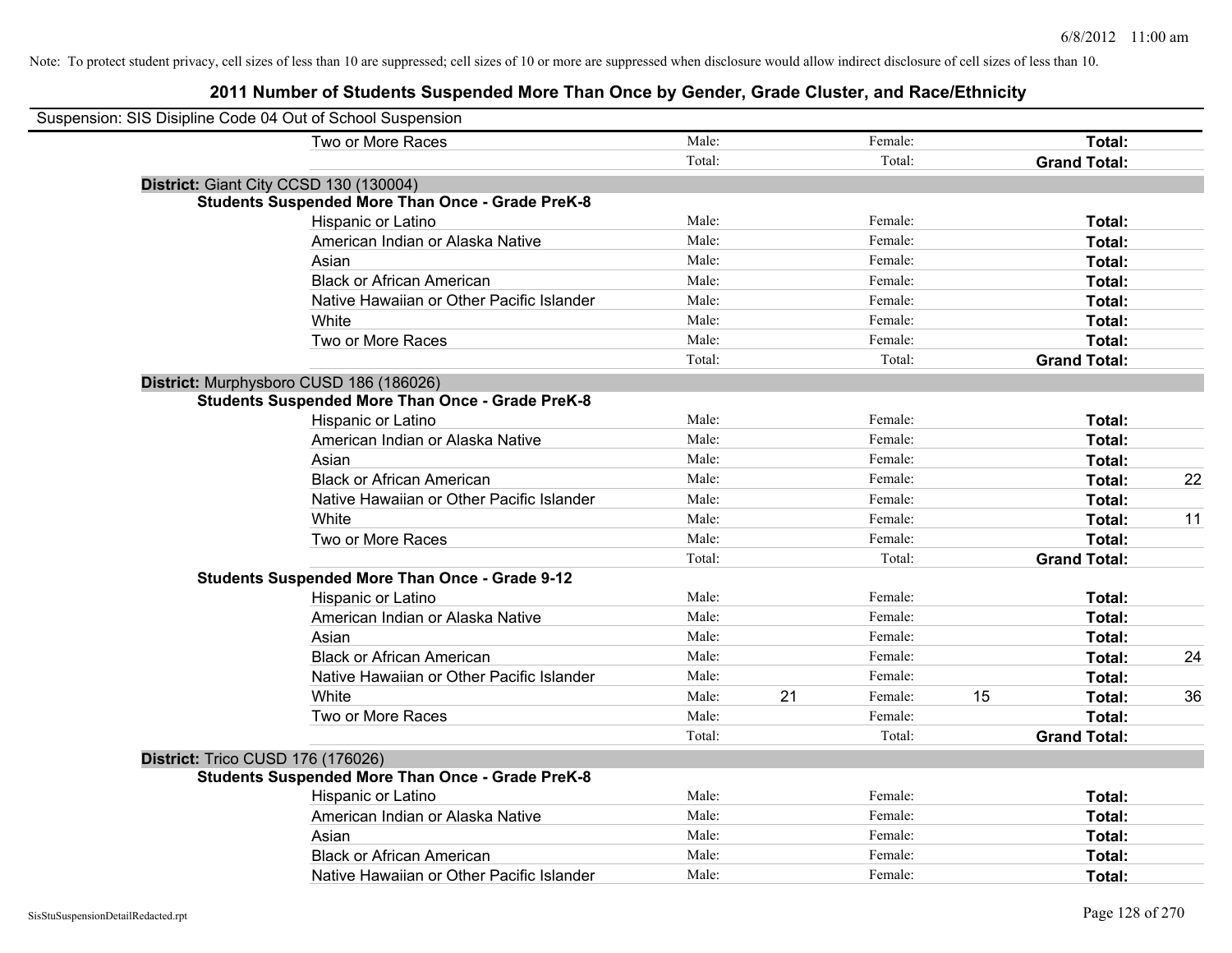Note: To protect student privacy, cell sizes of less than 10 are suppressed; cell sizes of 10 or more are suppressed when disclosure would allow indirect disclosure of cell sizes of less than 10.

# 2011 Number of Students Suspended More Than Once by Gender, Grade Cluster, and Race/Ethnicity

Suspension: SIS Disipline Code 04 Out of School Suspension

| | | | | | | |
|---|---|---|---|---|---|---|
| Two or More Races | Male: | | Female: | | **Total:** | |
| | Total: | | Total: | | **Grand Total:** | |

**District:** Giant City CCSD 130 (130004)

**Students Suspended More Than Once - Grade PreK-8**

| | | | | | | |
|---|---|---|---|---|---|---|
| Hispanic or Latino | Male: | | Female: | | **Total:** | |
| American Indian or Alaska Native | Male: | | Female: | | **Total:** | |
| Asian | Male: | | Female: | | **Total:** | |
| Black or African American | Male: | | Female: | | **Total:** | |
| Native Hawaiian or Other Pacific Islander | Male: | | Female: | | **Total:** | |
| White | Male: | | Female: | | **Total:** | |
| Two or More Races | Male: | | Female: | | **Total:** | |
| | Total: | | Total: | | **Grand Total:** | |

**District:** Murphysboro CUSD 186 (186026)

**Students Suspended More Than Once - Grade PreK-8**

| | | | | | | |
|---|---|---|---|---|---|---|
| Hispanic or Latino | Male: | | Female: | | **Total:** | |
| American Indian or Alaska Native | Male: | | Female: | | **Total:** | |
| Asian | Male: | | Female: | | **Total:** | |
| Black or African American | Male: | | Female: | | **Total:** | 22 |
| Native Hawaiian or Other Pacific Islander | Male: | | Female: | | **Total:** | |
| White | Male: | | Female: | | **Total:** | 11 |
| Two or More Races | Male: | | Female: | | **Total:** | |
| | Total: | | Total: | | **Grand Total:** | |

**Students Suspended More Than Once - Grade 9-12**

| | | | | | | |
|---|---|---|---|---|---|---|
| Hispanic or Latino | Male: | | Female: | | **Total:** | |
| American Indian or Alaska Native | Male: | | Female: | | **Total:** | |
| Asian | Male: | | Female: | | **Total:** | |
| Black or African American | Male: | | Female: | | **Total:** | 24 |
| Native Hawaiian or Other Pacific Islander | Male: | | Female: | | **Total:** | |
| White | Male: | 21 | Female: | 15 | **Total:** | 36 |
| Two or More Races | Male: | | Female: | | **Total:** | |
| | Total: | | Total: | | **Grand Total:** | |

**District:** Trico CUSD 176 (176026)

**Students Suspended More Than Once - Grade PreK-8**

| | | | | | | |
|---|---|---|---|---|---|---|
| Hispanic or Latino | Male: | | Female: | | **Total:** | |
| American Indian or Alaska Native | Male: | | Female: | | **Total:** | |
| Asian | Male: | | Female: | | **Total:** | |
| Black or African American | Male: | | Female: | | **Total:** | |
| Native Hawaiian or Other Pacific Islander | Male: | | Female: | | **Total:** | |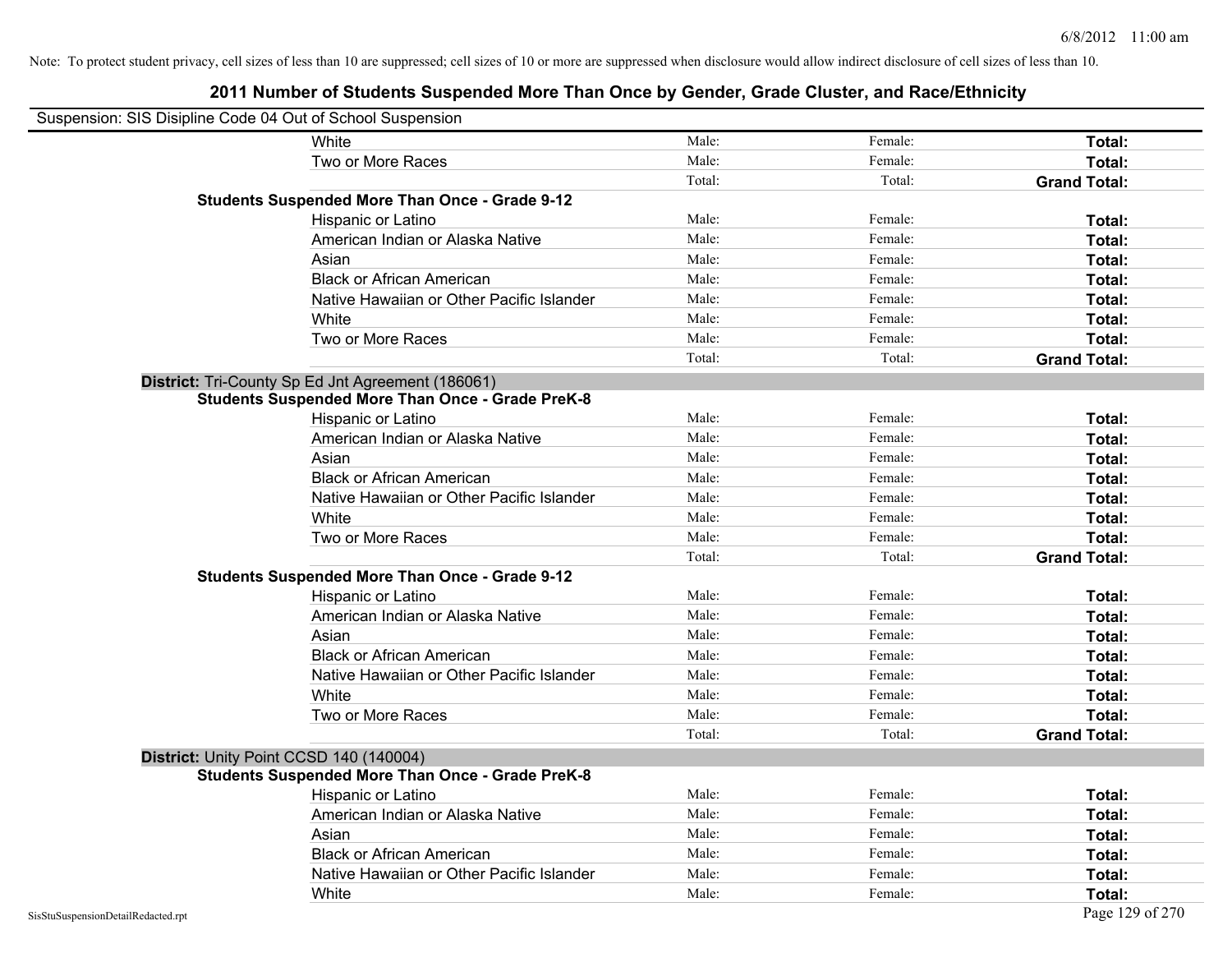Note: To protect student privacy, cell sizes of less than 10 are suppressed; cell sizes of 10 or more are suppressed when disclosure would allow indirect disclosure of cell sizes of less than 10.

# 2011 Number of Students Suspended More Than Once by Gender, Grade Cluster, and Race/Ethnicity

Suspension: SIS Disipline Code 04 Out of School Suspension

| | | | | |
|---|---|---|---|---|
| | White | Male: | Female: | **Total:** |
| | Two or More Races | Male: | Female: | **Total:** |
| | | Total: | Total: | **Grand Total:** |
| **Students Suspended More Than Once - Grade 9-12** | | | | |
| | Hispanic or Latino | Male: | Female: | **Total:** |
| | American Indian or Alaska Native | Male: | Female: | **Total:** |
| | Asian | Male: | Female: | **Total:** |
| | Black or African American | Male: | Female: | **Total:** |
| | Native Hawaiian or Other Pacific Islander | Male: | Female: | **Total:** |
| | White | Male: | Female: | **Total:** |
| | Two or More Races | Male: | Female: | **Total:** |
| | | Total: | Total: | **Grand Total:** |

**District:** Tri-County Sp Ed Jnt Agreement (186061)

| | | | | |
|---|---|---|---|---|
| **Students Suspended More Than Once - Grade PreK-8** | | | | |
| | Hispanic or Latino | Male: | Female: | **Total:** |
| | American Indian or Alaska Native | Male: | Female: | **Total:** |
| | Asian | Male: | Female: | **Total:** |
| | Black or African American | Male: | Female: | **Total:** |
| | Native Hawaiian or Other Pacific Islander | Male: | Female: | **Total:** |
| | White | Male: | Female: | **Total:** |
| | Two or More Races | Male: | Female: | **Total:** |
| | | Total: | Total: | **Grand Total:** |
| **Students Suspended More Than Once - Grade 9-12** | | | | |
| | Hispanic or Latino | Male: | Female: | **Total:** |
| | American Indian or Alaska Native | Male: | Female: | **Total:** |
| | Asian | Male: | Female: | **Total:** |
| | Black or African American | Male: | Female: | **Total:** |
| | Native Hawaiian or Other Pacific Islander | Male: | Female: | **Total:** |
| | White | Male: | Female: | **Total:** |
| | Two or More Races | Male: | Female: | **Total:** |
| | | Total: | Total: | **Grand Total:** |

**District:** Unity Point CCSD 140 (140004)

| | | | | |
|---|---|---|---|---|
| **Students Suspended More Than Once - Grade PreK-8** | | | | |
| | Hispanic or Latino | Male: | Female: | **Total:** |
| | American Indian or Alaska Native | Male: | Female: | **Total:** |
| | Asian | Male: | Female: | **Total:** |
| | Black or African American | Male: | Female: | **Total:** |
| | Native Hawaiian or Other Pacific Islander | Male: | Female: | **Total:** |
| | White | Male: | Female: | **Total:** |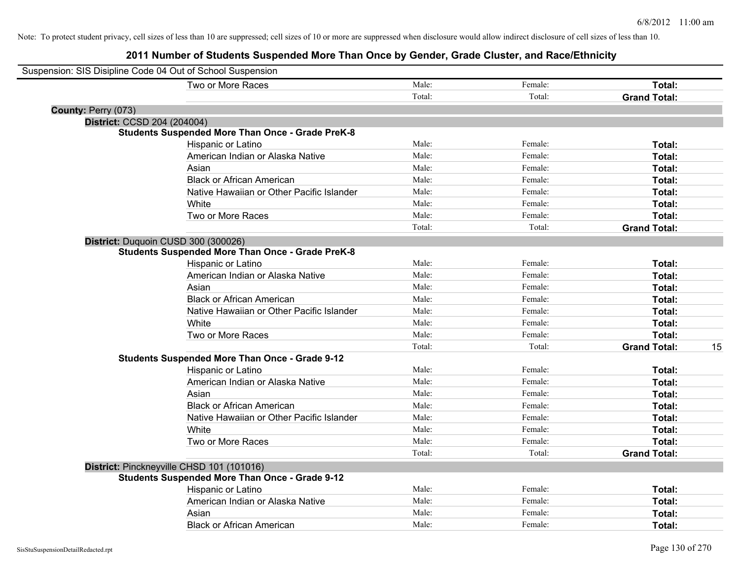Note: To protect student privacy, cell sizes of less than 10 are suppressed; cell sizes of 10 or more are suppressed when disclosure would allow indirect disclosure of cell sizes of less than 10.

# 2011 Number of Students Suspended More Than Once by Gender, Grade Cluster, and Race/Ethnicity

Suspension: SIS Disipline Code 04 Out of School Suspension

| | | | | |
|---|---|---|---|---|
| Two or More Races | Male: | Female: | **Total:** | |
| | Total: | Total: | **Grand Total:** | |

**County:** Perry (073)

**District:** CCSD 204 (204004)

**Students Suspended More Than Once - Grade PreK-8**

| | | | | |
|---|---|---|---|---|
| Hispanic or Latino | Male: | Female: | **Total:** | |
| American Indian or Alaska Native | Male: | Female: | **Total:** | |
| Asian | Male: | Female: | **Total:** | |
| Black or African American | Male: | Female: | **Total:** | |
| Native Hawaiian or Other Pacific Islander | Male: | Female: | **Total:** | |
| White | Male: | Female: | **Total:** | |
| Two or More Races | Male: | Female: | **Total:** | |
| | Total: | Total: | **Grand Total:** | |

**District:** Duquoin CUSD 300 (300026)

**Students Suspended More Than Once - Grade PreK-8**

| | | | | |
|---|---|---|---|---|
| Hispanic or Latino | Male: | Female: | **Total:** | |
| American Indian or Alaska Native | Male: | Female: | **Total:** | |
| Asian | Male: | Female: | **Total:** | |
| Black or African American | Male: | Female: | **Total:** | |
| Native Hawaiian or Other Pacific Islander | Male: | Female: | **Total:** | |
| White | Male: | Female: | **Total:** | |
| Two or More Races | Male: | Female: | **Total:** | |
| | Total: | Total: | **Grand Total:** | 15 |

**Students Suspended More Than Once - Grade 9-12**

| | | | | |
|---|---|---|---|---|
| Hispanic or Latino | Male: | Female: | **Total:** | |
| American Indian or Alaska Native | Male: | Female: | **Total:** | |
| Asian | Male: | Female: | **Total:** | |
| Black or African American | Male: | Female: | **Total:** | |
| Native Hawaiian or Other Pacific Islander | Male: | Female: | **Total:** | |
| White | Male: | Female: | **Total:** | |
| Two or More Races | Male: | Female: | **Total:** | |
| | Total: | Total: | **Grand Total:** | |

**District:** Pinckneyville CHSD 101 (101016)

**Students Suspended More Than Once - Grade 9-12**

| | | | | |
|---|---|---|---|---|
| Hispanic or Latino | Male: | Female: | **Total:** | |
| American Indian or Alaska Native | Male: | Female: | **Total:** | |
| Asian | Male: | Female: | **Total:** | |
| Black or African American | Male: | Female: | **Total:** | |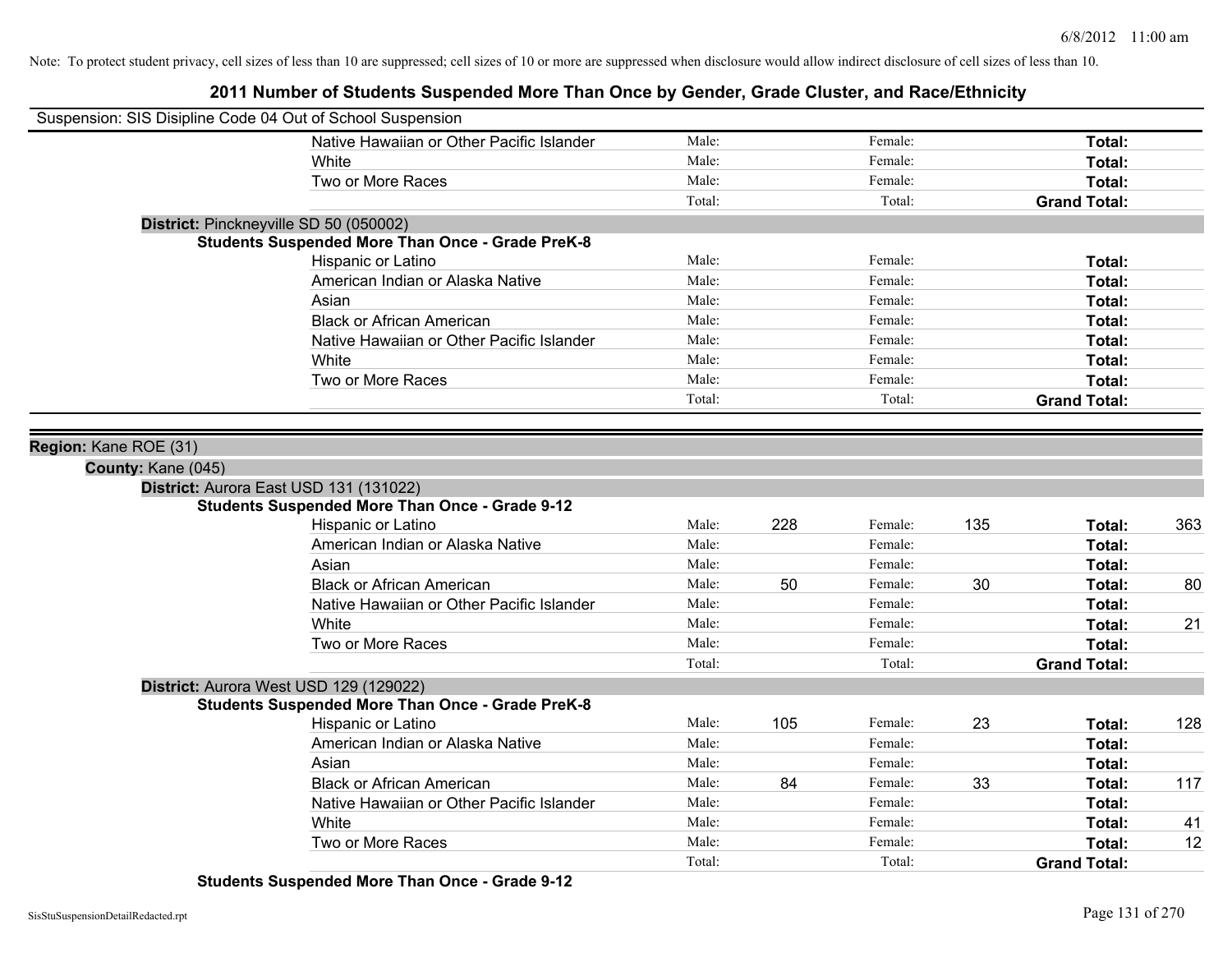Note: To protect student privacy, cell sizes of less than 10 are suppressed; cell sizes of 10 or more are suppressed when disclosure would allow indirect disclosure of cell sizes of less than 10.

# 2011 Number of Students Suspended More Than Once by Gender, Grade Cluster, and Race/Ethnicity

Suspension: SIS Disipline Code 04 Out of School Suspension

| | Male: | | Female: | | | |
|---|---|---|---|---|---|---|
| Native Hawaiian or Other Pacific Islander | Male: | | Female: | | **Total:** | |
| White | Male: | | Female: | | **Total:** | |
| Two or More Races | Male: | | Female: | | **Total:** | |
| | Total: | | Total: | | **Grand Total:** | |

**District:** Pinckneyville SD 50 (050002)

**Students Suspended More Than Once - Grade PreK-8**

| | | | | | | |
|---|---|---|---|---|---|---|
| Hispanic or Latino | Male: | | Female: | | **Total:** | |
| American Indian or Alaska Native | Male: | | Female: | | **Total:** | |
| Asian | Male: | | Female: | | **Total:** | |
| Black or African American | Male: | | Female: | | **Total:** | |
| Native Hawaiian or Other Pacific Islander | Male: | | Female: | | **Total:** | |
| White | Male: | | Female: | | **Total:** | |
| Two or More Races | Male: | | Female: | | **Total:** | |
| | Total: | | Total: | | **Grand Total:** | |

**Region:** Kane ROE (31)

**County:** Kane (045)

**District:** Aurora East USD 131 (131022)

**Students Suspended More Than Once - Grade 9-12**

| | | | | | | |
|---|---|---|---|---|---|---|
| Hispanic or Latino | Male: | 228 | Female: | 135 | **Total:** | 363 |
| American Indian or Alaska Native | Male: | | Female: | | **Total:** | |
| Asian | Male: | | Female: | | **Total:** | |
| Black or African American | Male: | 50 | Female: | 30 | **Total:** | 80 |
| Native Hawaiian or Other Pacific Islander | Male: | | Female: | | **Total:** | |
| White | Male: | | Female: | | **Total:** | 21 |
| Two or More Races | Male: | | Female: | | **Total:** | |
| | Total: | | Total: | | **Grand Total:** | |

**District:** Aurora West USD 129 (129022)

**Students Suspended More Than Once - Grade PreK-8**

| | | | | | | |
|---|---|---|---|---|---|---|
| Hispanic or Latino | Male: | 105 | Female: | 23 | **Total:** | 128 |
| American Indian or Alaska Native | Male: | | Female: | | **Total:** | |
| Asian | Male: | | Female: | | **Total:** | |
| Black or African American | Male: | 84 | Female: | 33 | **Total:** | 117 |
| Native Hawaiian or Other Pacific Islander | Male: | | Female: | | **Total:** | |
| White | Male: | | Female: | | **Total:** | 41 |
| Two or More Races | Male: | | Female: | | **Total:** | 12 |
| | Total: | | Total: | | **Grand Total:** | |

**Students Suspended More Than Once - Grade 9-12**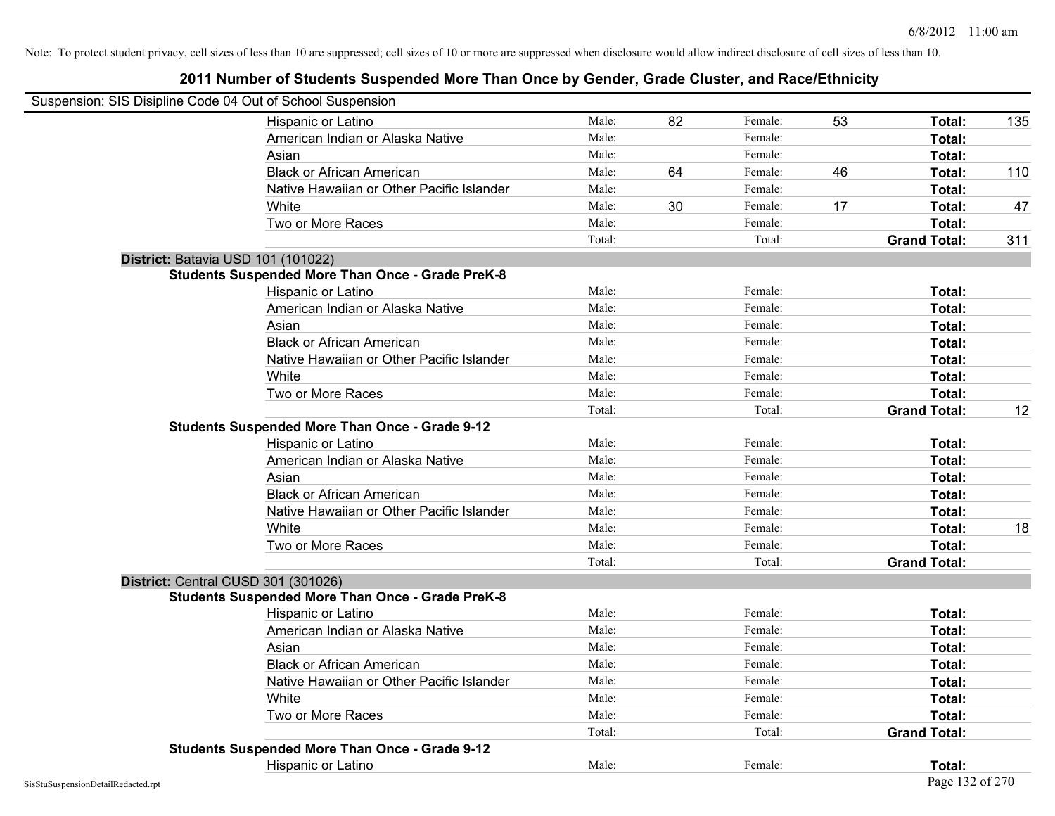Note: To protect student privacy, cell sizes of less than 10 are suppressed; cell sizes of 10 or more are suppressed when disclosure would allow indirect disclosure of cell sizes of less than 10.

## 2011 Number of Students Suspended More Than Once by Gender, Grade Cluster, and Race/Ethnicity

Suspension: SIS Disipline Code 04 Out of School Suspension

| | | | | | | |
|---|---|---|---|---|---|---|
| Hispanic or Latino | Male: | 82 | Female: | 53 | **Total:** | 135 |
| American Indian or Alaska Native | Male: | | Female: | | **Total:** | |
| Asian | Male: | | Female: | | **Total:** | |
| Black or African American | Male: | 64 | Female: | 46 | **Total:** | 110 |
| Native Hawaiian or Other Pacific Islander | Male: | | Female: | | **Total:** | |
| White | Male: | 30 | Female: | 17 | **Total:** | 47 |
| Two or More Races | Male: | | Female: | | **Total:** | |
| | Total: | | Total: | | **Grand Total:** | 311 |

**District:** Batavia USD 101 (101022)

**Students Suspended More Than Once - Grade PreK-8**

| | | | | | | |
|---|---|---|---|---|---|---|
| Hispanic or Latino | Male: | | Female: | | **Total:** | |
| American Indian or Alaska Native | Male: | | Female: | | **Total:** | |
| Asian | Male: | | Female: | | **Total:** | |
| Black or African American | Male: | | Female: | | **Total:** | |
| Native Hawaiian or Other Pacific Islander | Male: | | Female: | | **Total:** | |
| White | Male: | | Female: | | **Total:** | |
| Two or More Races | Male: | | Female: | | **Total:** | |
| | Total: | | Total: | | **Grand Total:** | 12 |

**Students Suspended More Than Once - Grade 9-12**

| | | | | | | |
|---|---|---|---|---|---|---|
| Hispanic or Latino | Male: | | Female: | | **Total:** | |
| American Indian or Alaska Native | Male: | | Female: | | **Total:** | |
| Asian | Male: | | Female: | | **Total:** | |
| Black or African American | Male: | | Female: | | **Total:** | |
| Native Hawaiian or Other Pacific Islander | Male: | | Female: | | **Total:** | |
| White | Male: | | Female: | | **Total:** | 18 |
| Two or More Races | Male: | | Female: | | **Total:** | |
| | Total: | | Total: | | **Grand Total:** | |

**District:** Central CUSD 301 (301026)

**Students Suspended More Than Once - Grade PreK-8**

| | | | | | | |
|---|---|---|---|---|---|---|
| Hispanic or Latino | Male: | | Female: | | **Total:** | |
| American Indian or Alaska Native | Male: | | Female: | | **Total:** | |
| Asian | Male: | | Female: | | **Total:** | |
| Black or African American | Male: | | Female: | | **Total:** | |
| Native Hawaiian or Other Pacific Islander | Male: | | Female: | | **Total:** | |
| White | Male: | | Female: | | **Total:** | |
| Two or More Races | Male: | | Female: | | **Total:** | |
| | Total: | | Total: | | **Grand Total:** | |

**Students Suspended More Than Once - Grade 9-12**

| | | | | | | |
|---|---|---|---|---|---|---|
| Hispanic or Latino | Male: | | Female: | | **Total:** | |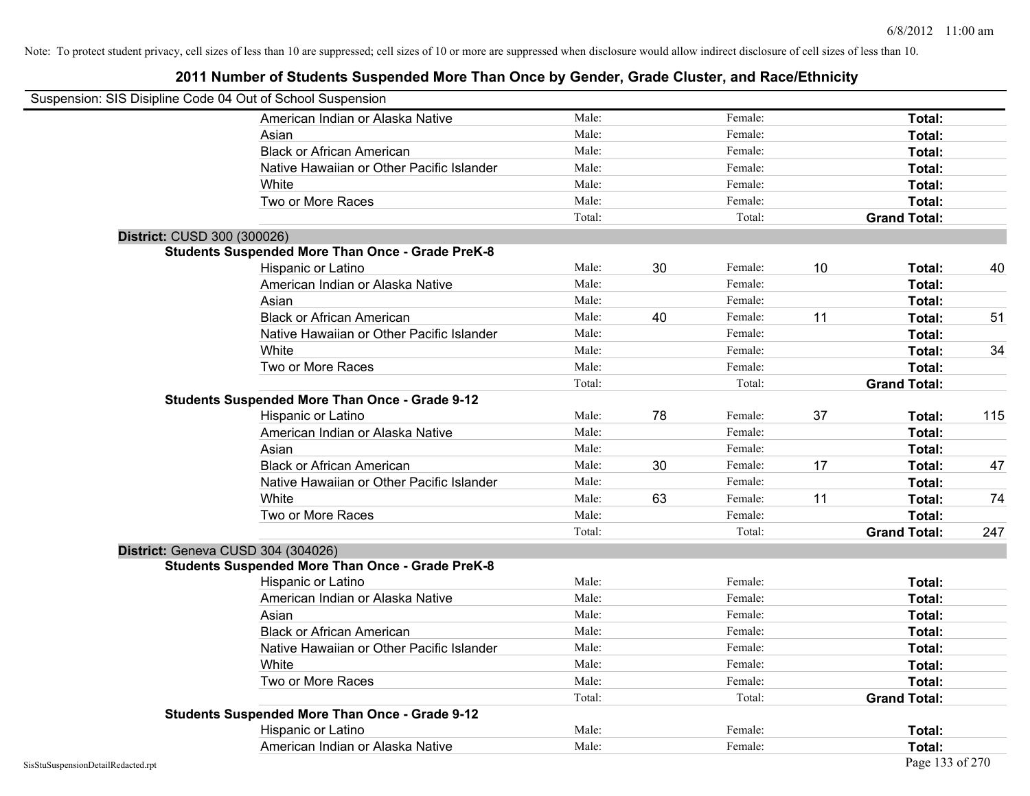Note: To protect student privacy, cell sizes of less than 10 are suppressed; cell sizes of 10 or more are suppressed when disclosure would allow indirect disclosure of cell sizes of less than 10.

# 2011 Number of Students Suspended More Than Once by Gender, Grade Cluster, and Race/Ethnicity

Suspension: SIS Disipline Code 04 Out of School Suspension

| | | | | | | |
|---|---|---|---|---|---|---|
| American Indian or Alaska Native | Male: | | Female: | | **Total:** | |
| Asian | Male: | | Female: | | **Total:** | |
| Black or African American | Male: | | Female: | | **Total:** | |
| Native Hawaiian or Other Pacific Islander | Male: | | Female: | | **Total:** | |
| White | Male: | | Female: | | **Total:** | |
| Two or More Races | Male: | | Female: | | **Total:** | |
| | Total: | | Total: | | **Grand Total:** | |

**District:** CUSD 300 (300026)

**Students Suspended More Than Once - Grade PreK-8**

| | | | | | | |
|---|---|---|---|---|---|---|
| Hispanic or Latino | Male: | 30 | Female: | 10 | **Total:** | 40 |
| American Indian or Alaska Native | Male: | | Female: | | **Total:** | |
| Asian | Male: | | Female: | | **Total:** | |
| Black or African American | Male: | 40 | Female: | 11 | **Total:** | 51 |
| Native Hawaiian or Other Pacific Islander | Male: | | Female: | | **Total:** | |
| White | Male: | | Female: | | **Total:** | 34 |
| Two or More Races | Male: | | Female: | | **Total:** | |
| | Total: | | Total: | | **Grand Total:** | |

**Students Suspended More Than Once - Grade 9-12**

| | | | | | | |
|---|---|---|---|---|---|---|
| Hispanic or Latino | Male: | 78 | Female: | 37 | **Total:** | 115 |
| American Indian or Alaska Native | Male: | | Female: | | **Total:** | |
| Asian | Male: | | Female: | | **Total:** | |
| Black or African American | Male: | 30 | Female: | 17 | **Total:** | 47 |
| Native Hawaiian or Other Pacific Islander | Male: | | Female: | | **Total:** | |
| White | Male: | 63 | Female: | 11 | **Total:** | 74 |
| Two or More Races | Male: | | Female: | | **Total:** | |
| | Total: | | Total: | | **Grand Total:** | 247 |

**District:** Geneva CUSD 304 (304026)

**Students Suspended More Than Once - Grade PreK-8**

| | | | | | | |
|---|---|---|---|---|---|---|
| Hispanic or Latino | Male: | | Female: | | **Total:** | |
| American Indian or Alaska Native | Male: | | Female: | | **Total:** | |
| Asian | Male: | | Female: | | **Total:** | |
| Black or African American | Male: | | Female: | | **Total:** | |
| Native Hawaiian or Other Pacific Islander | Male: | | Female: | | **Total:** | |
| White | Male: | | Female: | | **Total:** | |
| Two or More Races | Male: | | Female: | | **Total:** | |
| | Total: | | Total: | | **Grand Total:** | |

**Students Suspended More Than Once - Grade 9-12**

| | | | | | | |
|---|---|---|---|---|---|---|
| Hispanic or Latino | Male: | | Female: | | **Total:** | |
| American Indian or Alaska Native | Male: | | Female: | | **Total:** | |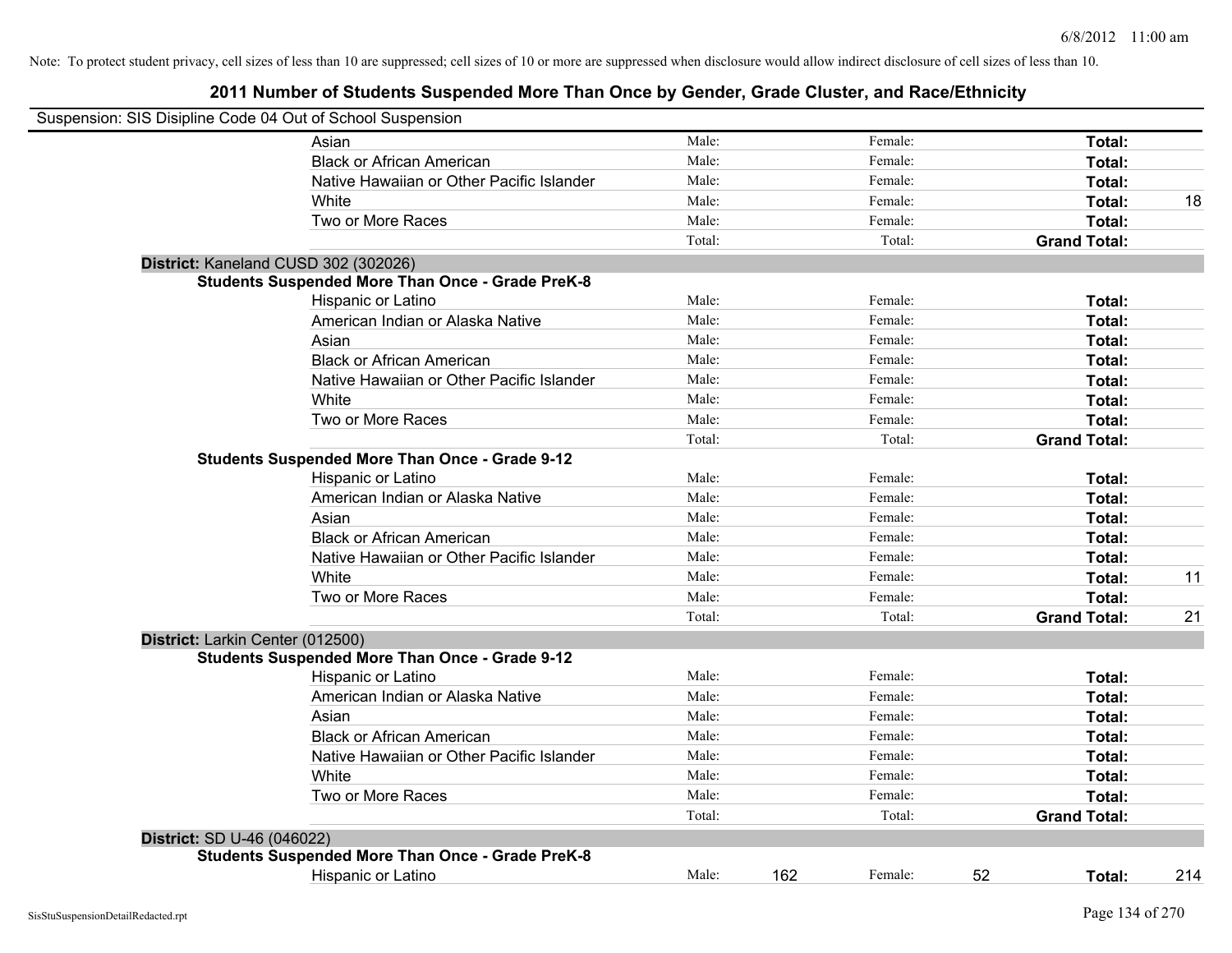Note: To protect student privacy, cell sizes of less than 10 are suppressed; cell sizes of 10 or more are suppressed when disclosure would allow indirect disclosure of cell sizes of less than 10.

# 2011 Number of Students Suspended More Than Once by Gender, Grade Cluster, and Race/Ethnicity

Suspension: SIS Disipline Code 04 Out of School Suspension

| | | | | | |
|---|---|---|---|---|---|
| Asian | Male: | Female: | | **Total:** | |
| Black or African American | Male: | Female: | | **Total:** | |
| Native Hawaiian or Other Pacific Islander | Male: | Female: | | **Total:** | |
| White | Male: | Female: | | **Total:** | 18 |
| Two or More Races | Male: | Female: | | **Total:** | |
| | Total: | Total: | | **Grand Total:** | |

**District:** Kaneland CUSD 302 (302026)

**Students Suspended More Than Once - Grade PreK-8**

| | | | | |
|---|---|---|---|---|
| Hispanic or Latino | Male: | Female: | **Total:** | |
| American Indian or Alaska Native | Male: | Female: | **Total:** | |
| Asian | Male: | Female: | **Total:** | |
| Black or African American | Male: | Female: | **Total:** | |
| Native Hawaiian or Other Pacific Islander | Male: | Female: | **Total:** | |
| White | Male: | Female: | **Total:** | |
| Two or More Races | Male: | Female: | **Total:** | |
| | Total: | Total: | **Grand Total:** | |

**Students Suspended More Than Once - Grade 9-12**

| | | | | |
|---|---|---|---|---|
| Hispanic or Latino | Male: | Female: | **Total:** | |
| American Indian or Alaska Native | Male: | Female: | **Total:** | |
| Asian | Male: | Female: | **Total:** | |
| Black or African American | Male: | Female: | **Total:** | |
| Native Hawaiian or Other Pacific Islander | Male: | Female: | **Total:** | |
| White | Male: | Female: | **Total:** | 11 |
| Two or More Races | Male: | Female: | **Total:** | |
| | Total: | Total: | **Grand Total:** | 21 |

**District:** Larkin Center (012500)

**Students Suspended More Than Once - Grade 9-12**

| | | | | |
|---|---|---|---|---|
| Hispanic or Latino | Male: | Female: | **Total:** | |
| American Indian or Alaska Native | Male: | Female: | **Total:** | |
| Asian | Male: | Female: | **Total:** | |
| Black or African American | Male: | Female: | **Total:** | |
| Native Hawaiian or Other Pacific Islander | Male: | Female: | **Total:** | |
| White | Male: | Female: | **Total:** | |
| Two or More Races | Male: | Female: | **Total:** | |
| | Total: | Total: | **Grand Total:** | |

**District:** SD U-46 (046022)

**Students Suspended More Than Once - Grade PreK-8**

| | | | | | | |
|---|---|---|---|---|---|---|
| Hispanic or Latino | Male: | 162 | Female: | 52 | **Total:** | 214 |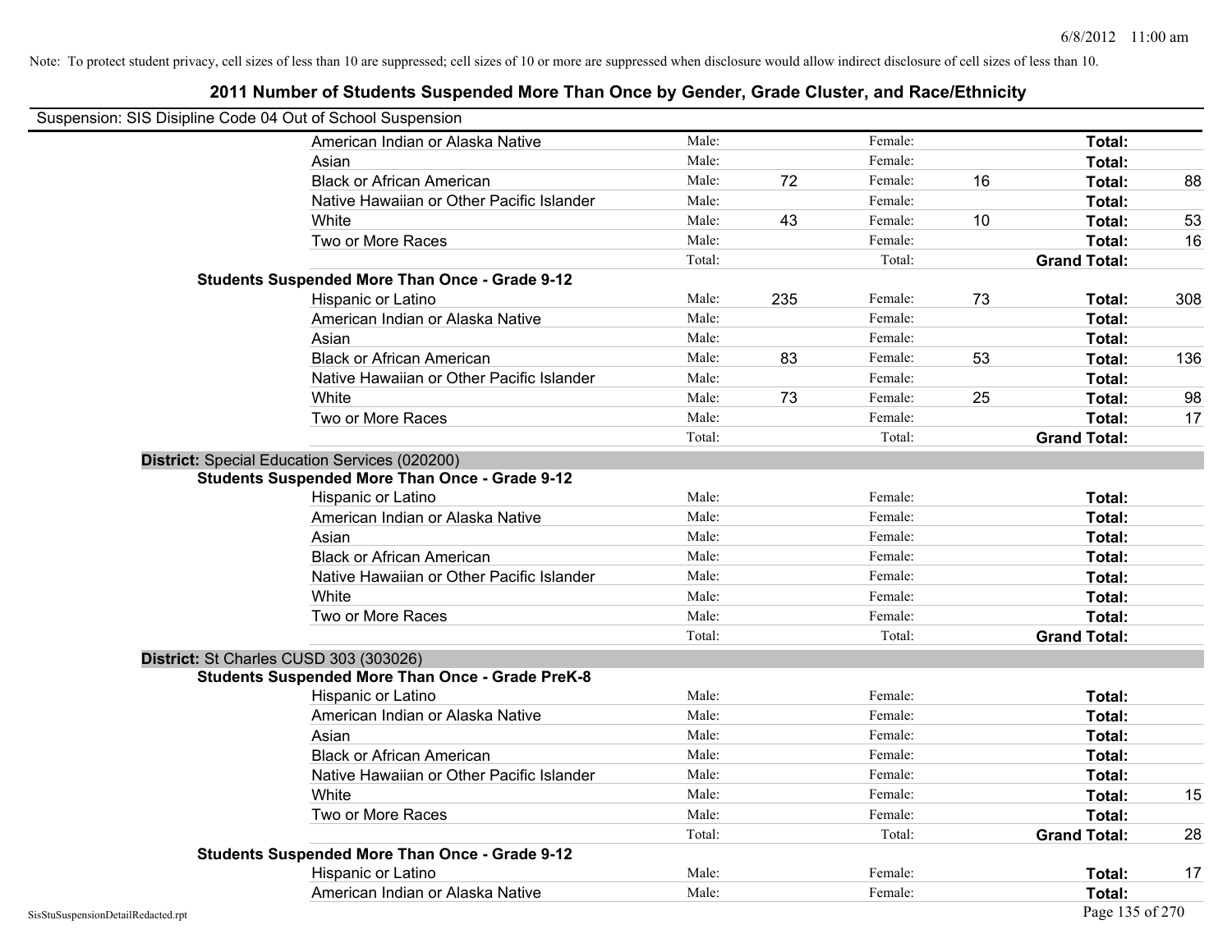Note: To protect student privacy, cell sizes of less than 10 are suppressed; cell sizes of 10 or more are suppressed when disclosure would allow indirect disclosure of cell sizes of less than 10.

## 2011 Number of Students Suspended More Than Once by Gender, Grade Cluster, and Race/Ethnicity

Suspension: SIS Disipline Code 04 Out of School Suspension

| | | | | | | |
|---|---|---|---|---|---|---|
| American Indian or Alaska Native | Male: | | Female: | | **Total:** | |
| Asian | Male: | | Female: | | **Total:** | |
| Black or African American | Male: | 72 | Female: | 16 | **Total:** | 88 |
| Native Hawaiian or Other Pacific Islander | Male: | | Female: | | **Total:** | |
| White | Male: | 43 | Female: | 10 | **Total:** | 53 |
| Two or More Races | Male: | | Female: | | **Total:** | 16 |
| | Total: | | Total: | | **Grand Total:** | |

**Students Suspended More Than Once - Grade 9-12**

| | | | | | | |
|---|---|---|---|---|---|---|
| Hispanic or Latino | Male: | 235 | Female: | 73 | **Total:** | 308 |
| American Indian or Alaska Native | Male: | | Female: | | **Total:** | |
| Asian | Male: | | Female: | | **Total:** | |
| Black or African American | Male: | 83 | Female: | 53 | **Total:** | 136 |
| Native Hawaiian or Other Pacific Islander | Male: | | Female: | | **Total:** | |
| White | Male: | 73 | Female: | 25 | **Total:** | 98 |
| Two or More Races | Male: | | Female: | | **Total:** | 17 |
| | Total: | | Total: | | **Grand Total:** | |

**District:** Special Education Services (020200)

**Students Suspended More Than Once - Grade 9-12**

| | | | | | | |
|---|---|---|---|---|---|---|
| Hispanic or Latino | Male: | | Female: | | **Total:** | |
| American Indian or Alaska Native | Male: | | Female: | | **Total:** | |
| Asian | Male: | | Female: | | **Total:** | |
| Black or African American | Male: | | Female: | | **Total:** | |
| Native Hawaiian or Other Pacific Islander | Male: | | Female: | | **Total:** | |
| White | Male: | | Female: | | **Total:** | |
| Two or More Races | Male: | | Female: | | **Total:** | |
| | Total: | | Total: | | **Grand Total:** | |

**District:** St Charles CUSD 303 (303026)

**Students Suspended More Than Once - Grade PreK-8**

| | | | | | | |
|---|---|---|---|---|---|---|
| Hispanic or Latino | Male: | | Female: | | **Total:** | |
| American Indian or Alaska Native | Male: | | Female: | | **Total:** | |
| Asian | Male: | | Female: | | **Total:** | |
| Black or African American | Male: | | Female: | | **Total:** | |
| Native Hawaiian or Other Pacific Islander | Male: | | Female: | | **Total:** | |
| White | Male: | | Female: | | **Total:** | 15 |
| Two or More Races | Male: | | Female: | | **Total:** | |
| | Total: | | Total: | | **Grand Total:** | 28 |

**Students Suspended More Than Once - Grade 9-12**

| | | | | | | |
|---|---|---|---|---|---|---|
| Hispanic or Latino | Male: | | Female: | | **Total:** | 17 |
| American Indian or Alaska Native | Male: | | Female: | | **Total:** | |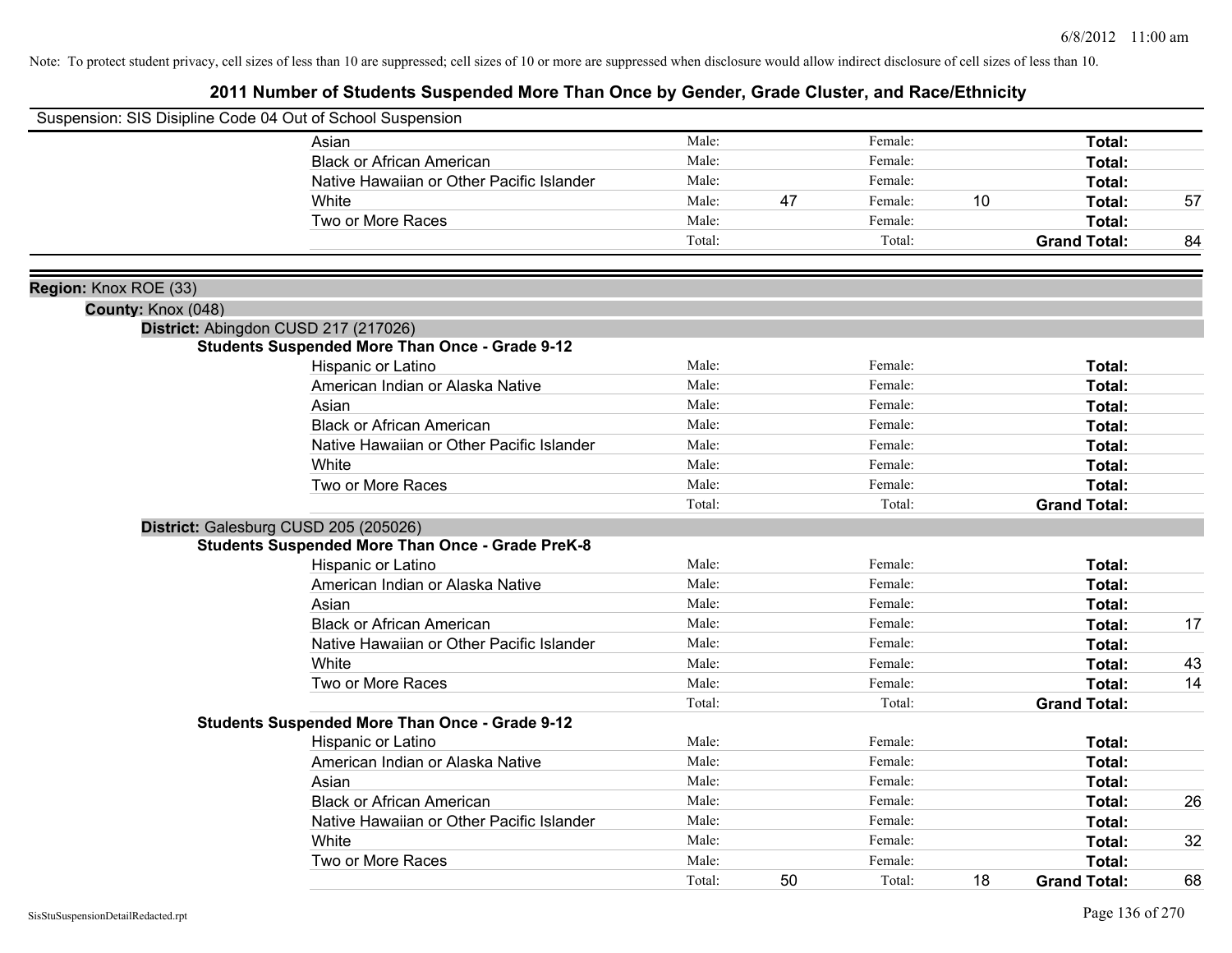Note: To protect student privacy, cell sizes of less than 10 are suppressed; cell sizes of 10 or more are suppressed when disclosure would allow indirect disclosure of cell sizes of less than 10.

# 2011 Number of Students Suspended More Than Once by Gender, Grade Cluster, and Race/Ethnicity

Suspension: SIS Disipline Code 04 Out of School Suspension

| | | | | | | |
|---|---|---|---|---|---|---|
| Asian | Male: | | Female: | | **Total:** | |
| Black or African American | Male: | | Female: | | **Total:** | |
| Native Hawaiian or Other Pacific Islander | Male: | | Female: | | **Total:** | |
| White | Male: | 47 | Female: | 10 | **Total:** | 57 |
| Two or More Races | Male: | | Female: | | **Total:** | |
| | Total: | | Total: | | **Grand Total:** | 84 |

**Region:** Knox ROE (33)

**County:** Knox (048)

**District:** Abingdon CUSD 217 (217026)

**Students Suspended More Than Once - Grade 9-12**

| | | | | | | |
|---|---|---|---|---|---|---|
| Hispanic or Latino | Male: | | Female: | | **Total:** | |
| American Indian or Alaska Native | Male: | | Female: | | **Total:** | |
| Asian | Male: | | Female: | | **Total:** | |
| Black or African American | Male: | | Female: | | **Total:** | |
| Native Hawaiian or Other Pacific Islander | Male: | | Female: | | **Total:** | |
| White | Male: | | Female: | | **Total:** | |
| Two or More Races | Male: | | Female: | | **Total:** | |
| | Total: | | Total: | | **Grand Total:** | |

**District:** Galesburg CUSD 205 (205026)

**Students Suspended More Than Once - Grade PreK-8**

| | | | | | | |
|---|---|---|---|---|---|---|
| Hispanic or Latino | Male: | | Female: | | **Total:** | |
| American Indian or Alaska Native | Male: | | Female: | | **Total:** | |
| Asian | Male: | | Female: | | **Total:** | |
| Black or African American | Male: | | Female: | | **Total:** | 17 |
| Native Hawaiian or Other Pacific Islander | Male: | | Female: | | **Total:** | |
| White | Male: | | Female: | | **Total:** | 43 |
| Two or More Races | Male: | | Female: | | **Total:** | 14 |
| | Total: | | Total: | | **Grand Total:** | |

**Students Suspended More Than Once - Grade 9-12**

| | | | | | | |
|---|---|---|---|---|---|---|
| Hispanic or Latino | Male: | | Female: | | **Total:** | |
| American Indian or Alaska Native | Male: | | Female: | | **Total:** | |
| Asian | Male: | | Female: | | **Total:** | |
| Black or African American | Male: | | Female: | | **Total:** | 26 |
| Native Hawaiian or Other Pacific Islander | Male: | | Female: | | **Total:** | |
| White | Male: | | Female: | | **Total:** | 32 |
| Two or More Races | Male: | | Female: | | **Total:** | |
| | Total: | 50 | Total: | 18 | **Grand Total:** | 68 |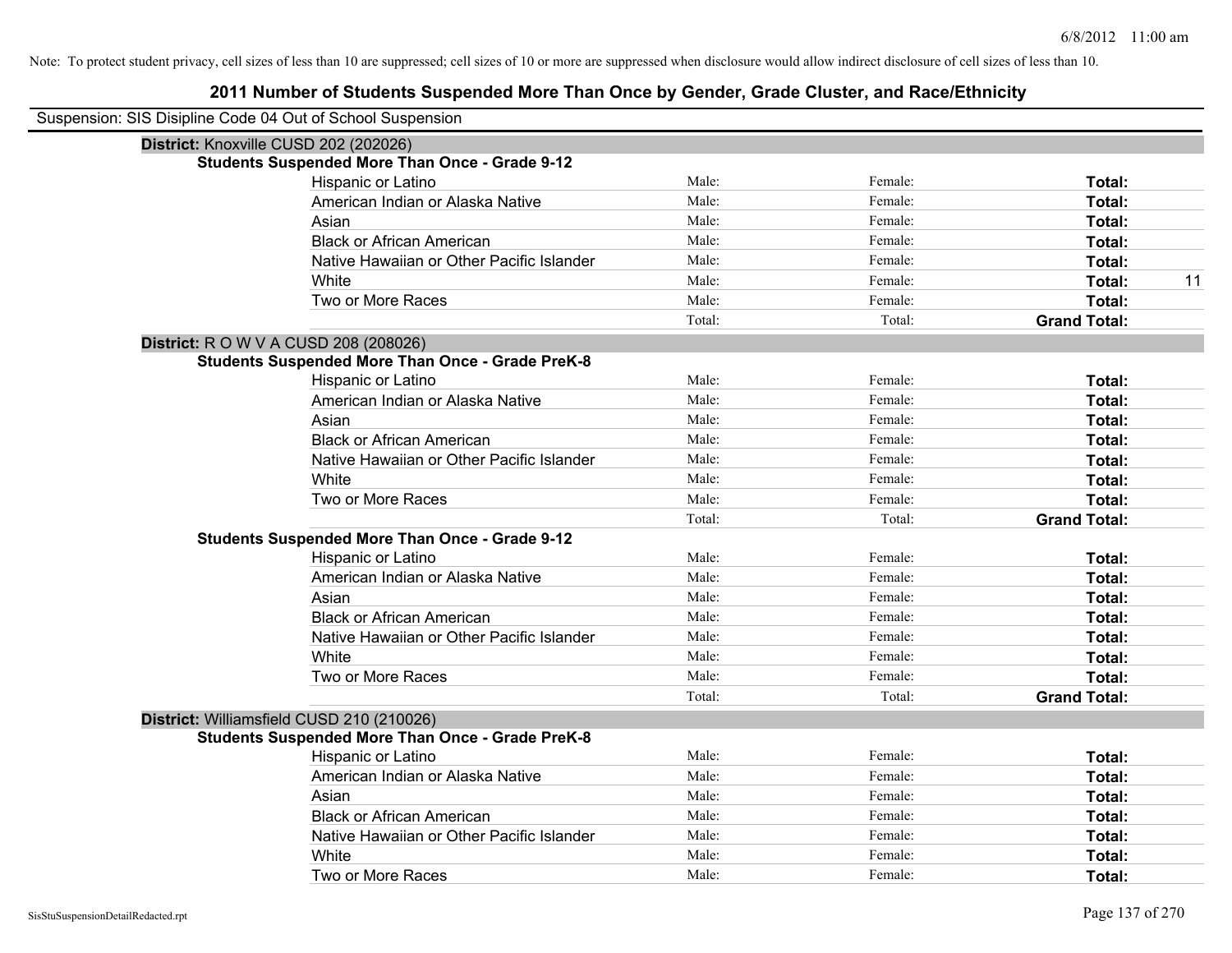Note: To protect student privacy, cell sizes of less than 10 are suppressed; cell sizes of 10 or more are suppressed when disclosure would allow indirect disclosure of cell sizes of less than 10.

# 2011 Number of Students Suspended More Than Once by Gender, Grade Cluster, and Race/Ethnicity

Suspension: SIS Disipline Code 04 Out of School Suspension

## District: Knoxville CUSD 202 (202026)

### Students Suspended More Than Once - Grade 9-12

| Race/Ethnicity | Male | Female | Total | |
|---|---|---|---|---|
| Hispanic or Latino | Male: | Female: | **Total:** | |
| American Indian or Alaska Native | Male: | Female: | **Total:** | |
| Asian | Male: | Female: | **Total:** | |
| Black or African American | Male: | Female: | **Total:** | |
| Native Hawaiian or Other Pacific Islander | Male: | Female: | **Total:** | |
| White | Male: | Female: | **Total:** | 11 |
| Two or More Races | Male: | Female: | **Total:** | |
| | Total: | Total: | **Grand Total:** | |

## District: R O W V A CUSD 208 (208026)

### Students Suspended More Than Once - Grade PreK-8

| Race/Ethnicity | Male | Female | Total | |
|---|---|---|---|---|
| Hispanic or Latino | Male: | Female: | **Total:** | |
| American Indian or Alaska Native | Male: | Female: | **Total:** | |
| Asian | Male: | Female: | **Total:** | |
| Black or African American | Male: | Female: | **Total:** | |
| Native Hawaiian or Other Pacific Islander | Male: | Female: | **Total:** | |
| White | Male: | Female: | **Total:** | |
| Two or More Races | Male: | Female: | **Total:** | |
| | Total: | Total: | **Grand Total:** | |

### Students Suspended More Than Once - Grade 9-12

| Race/Ethnicity | Male | Female | Total | |
|---|---|---|---|---|
| Hispanic or Latino | Male: | Female: | **Total:** | |
| American Indian or Alaska Native | Male: | Female: | **Total:** | |
| Asian | Male: | Female: | **Total:** | |
| Black or African American | Male: | Female: | **Total:** | |
| Native Hawaiian or Other Pacific Islander | Male: | Female: | **Total:** | |
| White | Male: | Female: | **Total:** | |
| Two or More Races | Male: | Female: | **Total:** | |
| | Total: | Total: | **Grand Total:** | |

## District: Williamsfield CUSD 210 (210026)

### Students Suspended More Than Once - Grade PreK-8

| Race/Ethnicity | Male | Female | Total | |
|---|---|---|---|---|
| Hispanic or Latino | Male: | Female: | **Total:** | |
| American Indian or Alaska Native | Male: | Female: | **Total:** | |
| Asian | Male: | Female: | **Total:** | |
| Black or African American | Male: | Female: | **Total:** | |
| Native Hawaiian or Other Pacific Islander | Male: | Female: | **Total:** | |
| White | Male: | Female: | **Total:** | |
| Two or More Races | Male: | Female: | **Total:** | |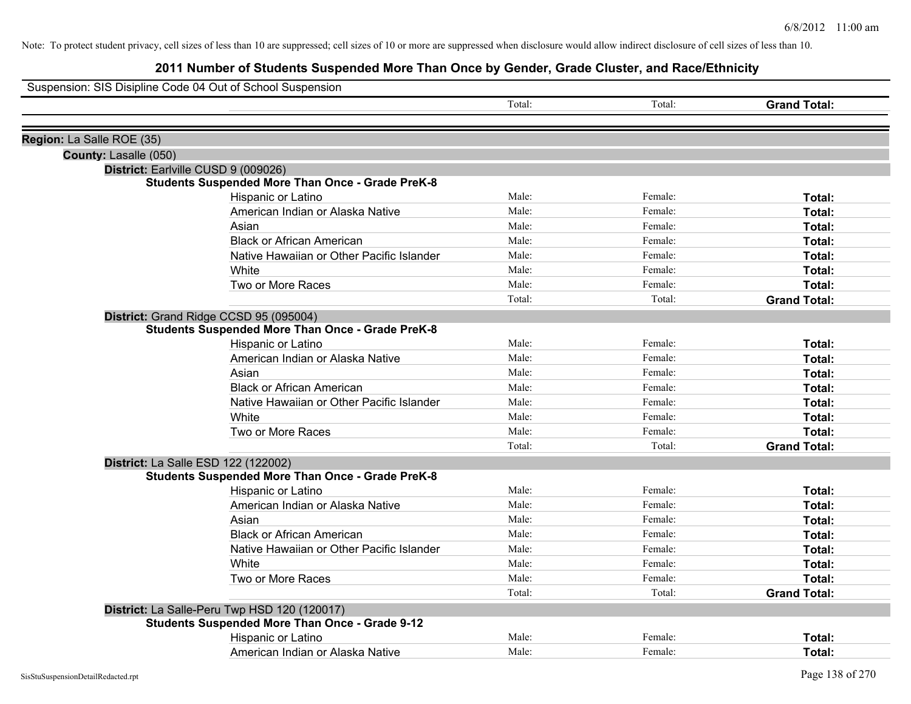Note: To protect student privacy, cell sizes of less than 10 are suppressed; cell sizes of 10 or more are suppressed when disclosure would allow indirect disclosure of cell sizes of less than 10.

# 2011 Number of Students Suspended More Than Once by Gender, Grade Cluster, and Race/Ethnicity

Suspension: SIS Disipline Code 04 Out of School Suspension

| | Total: | Total: | **Grand Total:** |
|---|---|---|---|

**Region:** La Salle ROE (35)

**County:** Lasalle (050)

**District:** Earlville CUSD 9 (009026)

**Students Suspended More Than Once - Grade PreK-8**

| | | | |
|---|---|---|---|
| Hispanic or Latino | Male: | Female: | **Total:** |
| American Indian or Alaska Native | Male: | Female: | **Total:** |
| Asian | Male: | Female: | **Total:** |
| Black or African American | Male: | Female: | **Total:** |
| Native Hawaiian or Other Pacific Islander | Male: | Female: | **Total:** |
| White | Male: | Female: | **Total:** |
| Two or More Races | Male: | Female: | **Total:** |
| | Total: | Total: | **Grand Total:** |

**District:** Grand Ridge CCSD 95 (095004)

**Students Suspended More Than Once - Grade PreK-8**

| | | | |
|---|---|---|---|
| Hispanic or Latino | Male: | Female: | **Total:** |
| American Indian or Alaska Native | Male: | Female: | **Total:** |
| Asian | Male: | Female: | **Total:** |
| Black or African American | Male: | Female: | **Total:** |
| Native Hawaiian or Other Pacific Islander | Male: | Female: | **Total:** |
| White | Male: | Female: | **Total:** |
| Two or More Races | Male: | Female: | **Total:** |
| | Total: | Total: | **Grand Total:** |

**District:** La Salle ESD 122 (122002)

**Students Suspended More Than Once - Grade PreK-8**

| | | | |
|---|---|---|---|
| Hispanic or Latino | Male: | Female: | **Total:** |
| American Indian or Alaska Native | Male: | Female: | **Total:** |
| Asian | Male: | Female: | **Total:** |
| Black or African American | Male: | Female: | **Total:** |
| Native Hawaiian or Other Pacific Islander | Male: | Female: | **Total:** |
| White | Male: | Female: | **Total:** |
| Two or More Races | Male: | Female: | **Total:** |
| | Total: | Total: | **Grand Total:** |

**District:** La Salle-Peru Twp HSD 120 (120017)

**Students Suspended More Than Once - Grade 9-12**

| | | | |
|---|---|---|---|
| Hispanic or Latino | Male: | Female: | **Total:** |
| American Indian or Alaska Native | Male: | Female: | **Total:** |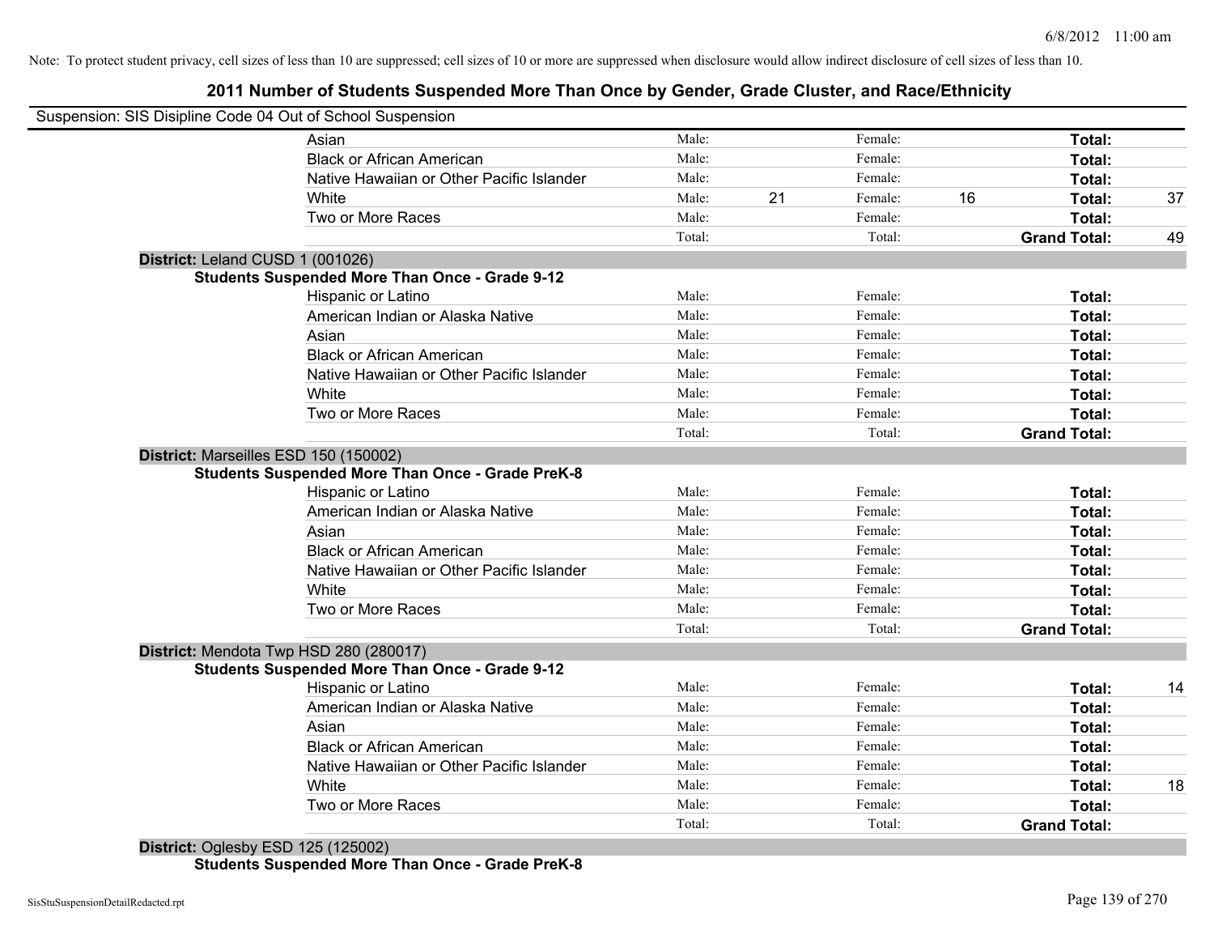Note: To protect student privacy, cell sizes of less than 10 are suppressed; cell sizes of 10 or more are suppressed when disclosure would allow indirect disclosure of cell sizes of less than 10.

# 2011 Number of Students Suspended More Than Once by Gender, Grade Cluster, and Race/Ethnicity

Suspension: SIS Disipline Code 04 Out of School Suspension

| | Male: | | Female: | | | |
|---|---|---|---|---|---|---|
| Asian | Male: | | Female: | | **Total:** | |
| Black or African American | Male: | | Female: | | **Total:** | |
| Native Hawaiian or Other Pacific Islander | Male: | | Female: | | **Total:** | |
| White | Male: | 21 | Female: | 16 | **Total:** | 37 |
| Two or More Races | Male: | | Female: | | **Total:** | |
| | Total: | | Total: | | **Grand Total:** | 49 |

**District:** Leland CUSD 1 (001026)

**Students Suspended More Than Once - Grade 9-12**

| | | | | | | |
|---|---|---|---|---|---|---|
| Hispanic or Latino | Male: | | Female: | | **Total:** | |
| American Indian or Alaska Native | Male: | | Female: | | **Total:** | |
| Asian | Male: | | Female: | | **Total:** | |
| Black or African American | Male: | | Female: | | **Total:** | |
| Native Hawaiian or Other Pacific Islander | Male: | | Female: | | **Total:** | |
| White | Male: | | Female: | | **Total:** | |
| Two or More Races | Male: | | Female: | | **Total:** | |
| | Total: | | Total: | | **Grand Total:** | |

**District:** Marseilles ESD 150 (150002)

**Students Suspended More Than Once - Grade PreK-8**

| | | | | | | |
|---|---|---|---|---|---|---|
| Hispanic or Latino | Male: | | Female: | | **Total:** | |
| American Indian or Alaska Native | Male: | | Female: | | **Total:** | |
| Asian | Male: | | Female: | | **Total:** | |
| Black or African American | Male: | | Female: | | **Total:** | |
| Native Hawaiian or Other Pacific Islander | Male: | | Female: | | **Total:** | |
| White | Male: | | Female: | | **Total:** | |
| Two or More Races | Male: | | Female: | | **Total:** | |
| | Total: | | Total: | | **Grand Total:** | |

**District:** Mendota Twp HSD 280 (280017)

**Students Suspended More Than Once - Grade 9-12**

| | | | | | | |
|---|---|---|---|---|---|---|
| Hispanic or Latino | Male: | | Female: | | **Total:** | 14 |
| American Indian or Alaska Native | Male: | | Female: | | **Total:** | |
| Asian | Male: | | Female: | | **Total:** | |
| Black or African American | Male: | | Female: | | **Total:** | |
| Native Hawaiian or Other Pacific Islander | Male: | | Female: | | **Total:** | |
| White | Male: | | Female: | | **Total:** | 18 |
| Two or More Races | Male: | | Female: | | **Total:** | |
| | Total: | | Total: | | **Grand Total:** | |

**District:** Oglesby ESD 125 (125002)

**Students Suspended More Than Once - Grade PreK-8**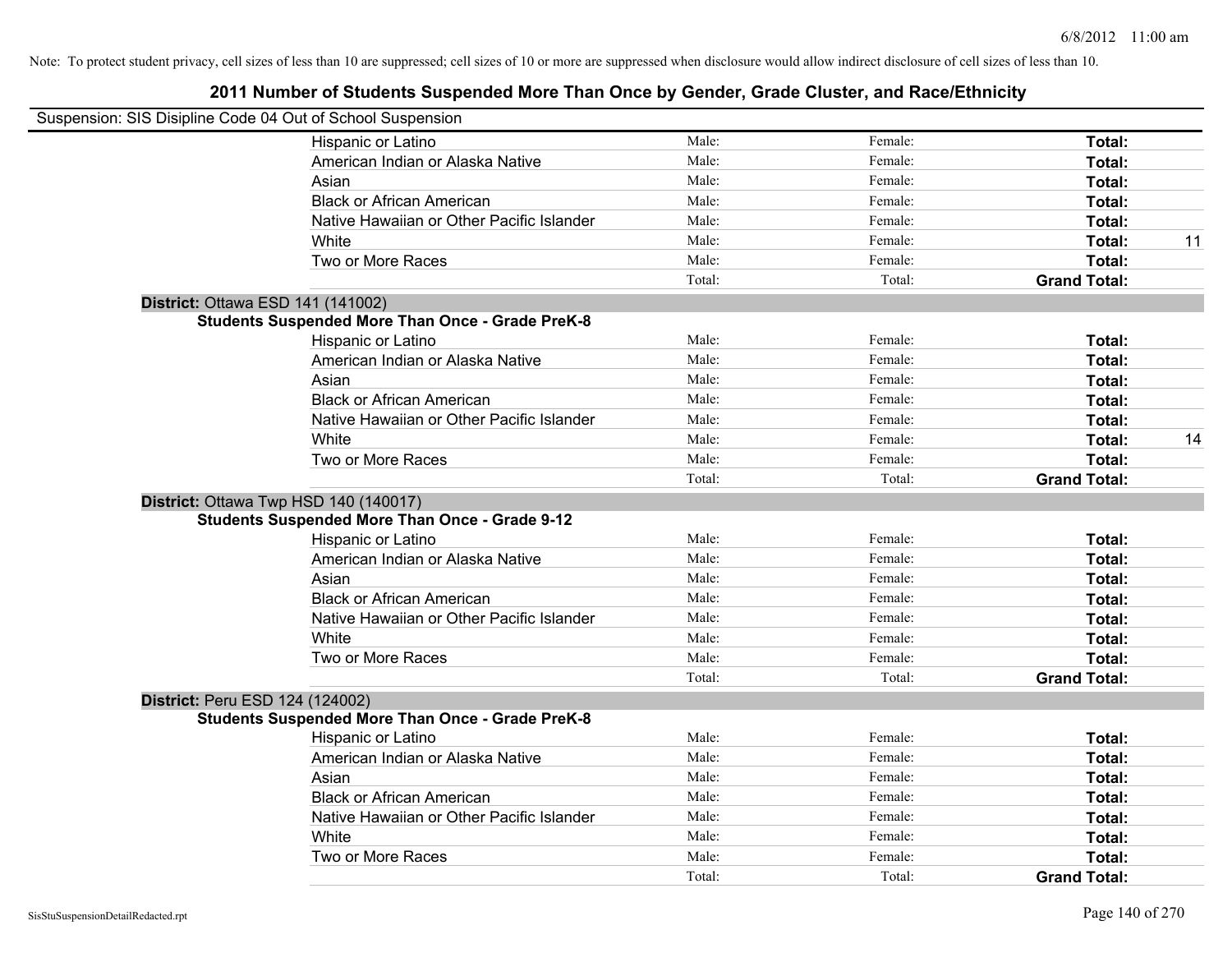Note: To protect student privacy, cell sizes of less than 10 are suppressed; cell sizes of 10 or more are suppressed when disclosure would allow indirect disclosure of cell sizes of less than 10.

## 2011 Number of Students Suspended More Than Once by Gender, Grade Cluster, and Race/Ethnicity

Suspension: SIS Disipline Code 04 Out of School Suspension

| | | | | |
|---|---|---|---|---|
| Hispanic or Latino | Male: | Female: | **Total:** | |
| American Indian or Alaska Native | Male: | Female: | **Total:** | |
| Asian | Male: | Female: | **Total:** | |
| Black or African American | Male: | Female: | **Total:** | |
| Native Hawaiian or Other Pacific Islander | Male: | Female: | **Total:** | |
| White | Male: | Female: | **Total:** | 11 |
| Two or More Races | Male: | Female: | **Total:** | |
| | Total: | Total: | **Grand Total:** | |

**District:** Ottawa ESD 141 (141002)

**Students Suspended More Than Once - Grade PreK-8**

| | | | | |
|---|---|---|---|---|
| Hispanic or Latino | Male: | Female: | **Total:** | |
| American Indian or Alaska Native | Male: | Female: | **Total:** | |
| Asian | Male: | Female: | **Total:** | |
| Black or African American | Male: | Female: | **Total:** | |
| Native Hawaiian or Other Pacific Islander | Male: | Female: | **Total:** | |
| White | Male: | Female: | **Total:** | 14 |
| Two or More Races | Male: | Female: | **Total:** | |
| | Total: | Total: | **Grand Total:** | |

**District:** Ottawa Twp HSD 140 (140017)

**Students Suspended More Than Once - Grade 9-12**

| | | | | |
|---|---|---|---|---|
| Hispanic or Latino | Male: | Female: | **Total:** | |
| American Indian or Alaska Native | Male: | Female: | **Total:** | |
| Asian | Male: | Female: | **Total:** | |
| Black or African American | Male: | Female: | **Total:** | |
| Native Hawaiian or Other Pacific Islander | Male: | Female: | **Total:** | |
| White | Male: | Female: | **Total:** | |
| Two or More Races | Male: | Female: | **Total:** | |
| | Total: | Total: | **Grand Total:** | |

**District:** Peru ESD 124 (124002)

**Students Suspended More Than Once - Grade PreK-8**

| | | | | |
|---|---|---|---|---|
| Hispanic or Latino | Male: | Female: | **Total:** | |
| American Indian or Alaska Native | Male: | Female: | **Total:** | |
| Asian | Male: | Female: | **Total:** | |
| Black or African American | Male: | Female: | **Total:** | |
| Native Hawaiian or Other Pacific Islander | Male: | Female: | **Total:** | |
| White | Male: | Female: | **Total:** | |
| Two or More Races | Male: | Female: | **Total:** | |
| | Total: | Total: | **Grand Total:** | |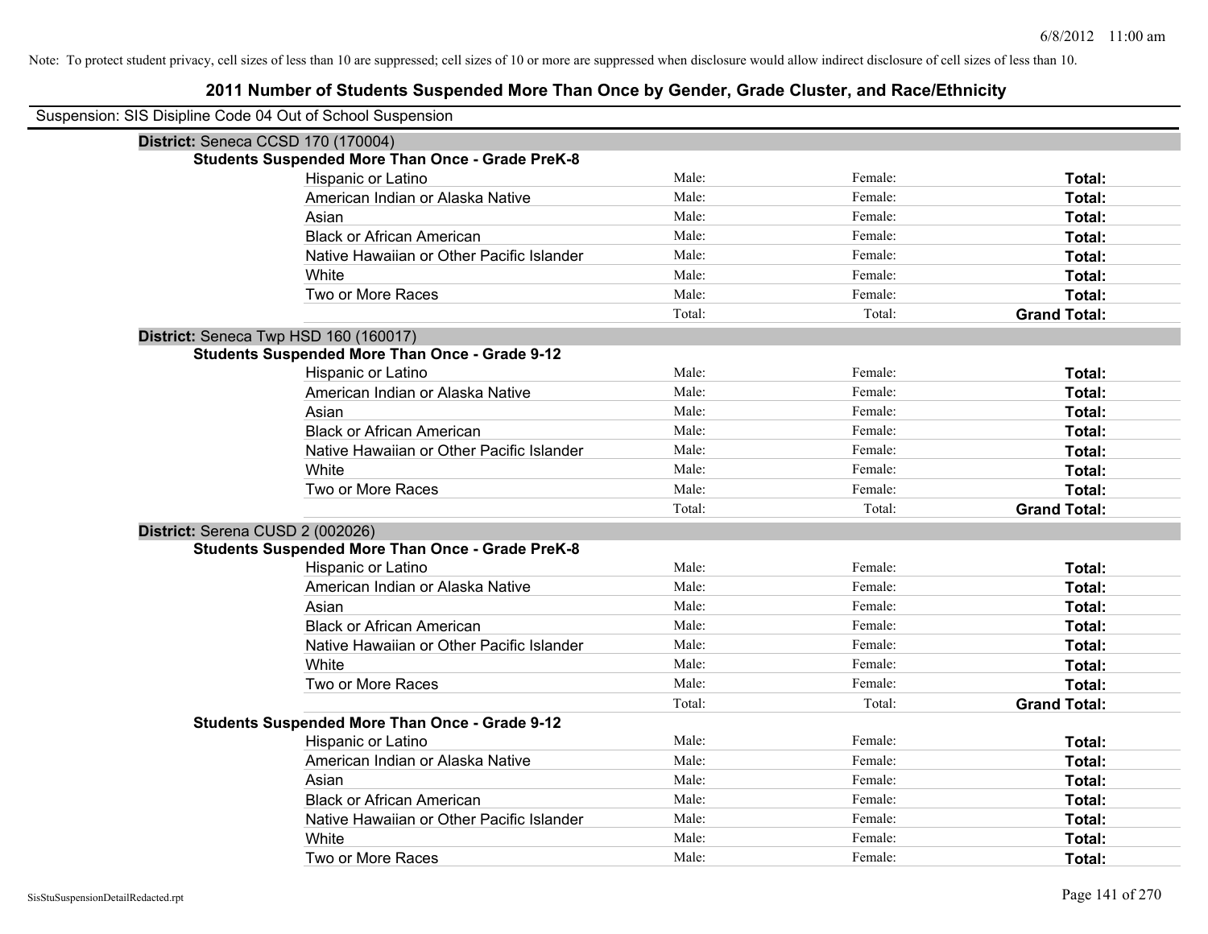Note: To protect student privacy, cell sizes of less than 10 are suppressed; cell sizes of 10 or more are suppressed when disclosure would allow indirect disclosure of cell sizes of less than 10.

# 2011 Number of Students Suspended More Than Once by Gender, Grade Cluster, and Race/Ethnicity

Suspension: SIS Disipline Code 04 Out of School Suspension

**District:** Seneca CCSD 170 (170004)

**Students Suspended More Than Once - Grade PreK-8**

| | | | |
|---|---|---|---|
| Hispanic or Latino | Male: | Female: | **Total:** |
| American Indian or Alaska Native | Male: | Female: | **Total:** |
| Asian | Male: | Female: | **Total:** |
| Black or African American | Male: | Female: | **Total:** |
| Native Hawaiian or Other Pacific Islander | Male: | Female: | **Total:** |
| White | Male: | Female: | **Total:** |
| Two or More Races | Male: | Female: | **Total:** |
| | Total: | Total: | **Grand Total:** |

**District:** Seneca Twp HSD 160 (160017)

**Students Suspended More Than Once - Grade 9-12**

| | | | |
|---|---|---|---|
| Hispanic or Latino | Male: | Female: | **Total:** |
| American Indian or Alaska Native | Male: | Female: | **Total:** |
| Asian | Male: | Female: | **Total:** |
| Black or African American | Male: | Female: | **Total:** |
| Native Hawaiian or Other Pacific Islander | Male: | Female: | **Total:** |
| White | Male: | Female: | **Total:** |
| Two or More Races | Male: | Female: | **Total:** |
| | Total: | Total: | **Grand Total:** |

**District:** Serena CUSD 2 (002026)

**Students Suspended More Than Once - Grade PreK-8**

| | | | |
|---|---|---|---|
| Hispanic or Latino | Male: | Female: | **Total:** |
| American Indian or Alaska Native | Male: | Female: | **Total:** |
| Asian | Male: | Female: | **Total:** |
| Black or African American | Male: | Female: | **Total:** |
| Native Hawaiian or Other Pacific Islander | Male: | Female: | **Total:** |
| White | Male: | Female: | **Total:** |
| Two or More Races | Male: | Female: | **Total:** |
| | Total: | Total: | **Grand Total:** |

**Students Suspended More Than Once - Grade 9-12**

| | | | |
|---|---|---|---|
| Hispanic or Latino | Male: | Female: | **Total:** |
| American Indian or Alaska Native | Male: | Female: | **Total:** |
| Asian | Male: | Female: | **Total:** |
| Black or African American | Male: | Female: | **Total:** |
| Native Hawaiian or Other Pacific Islander | Male: | Female: | **Total:** |
| White | Male: | Female: | **Total:** |
| Two or More Races | Male: | Female: | **Total:** |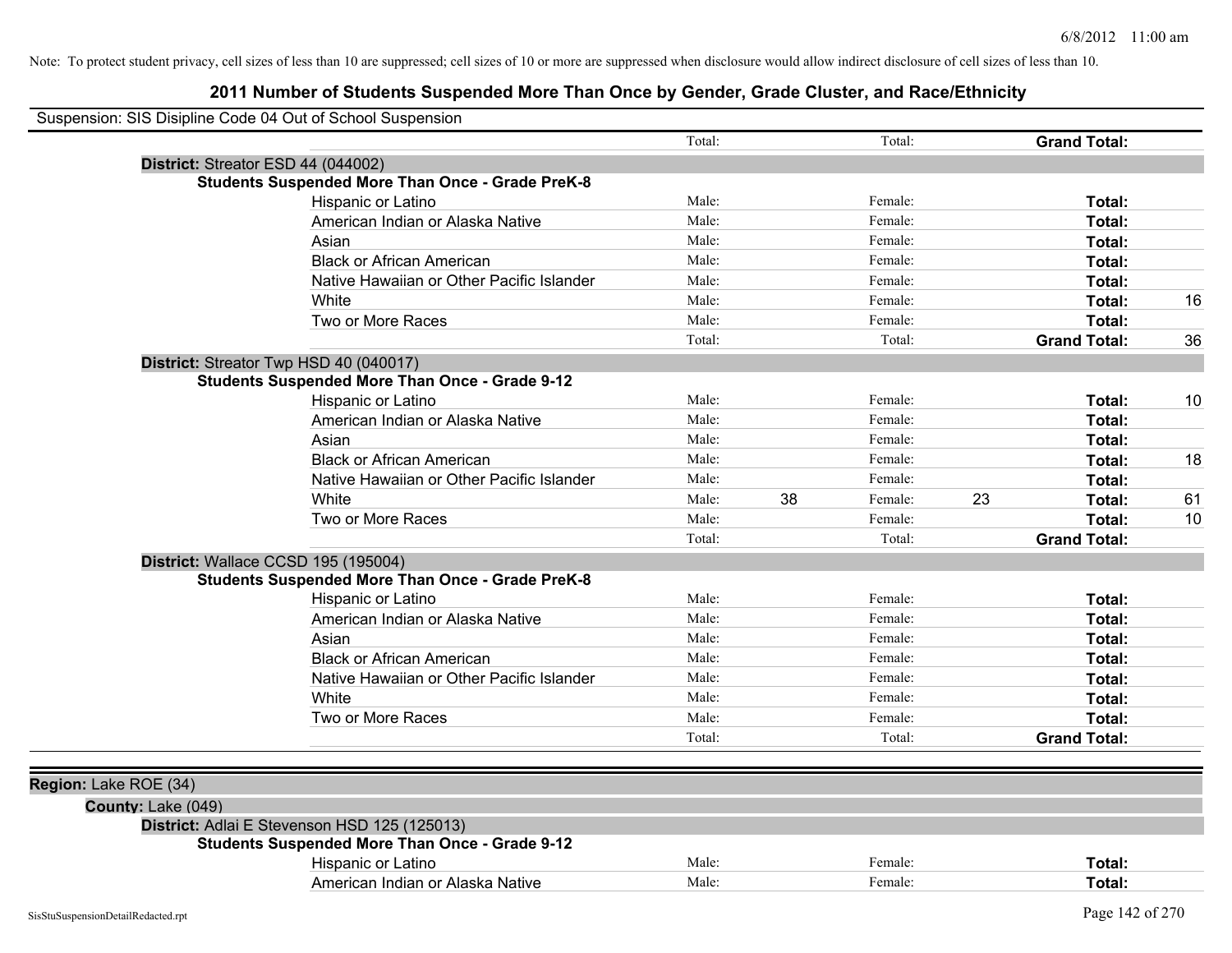Note: To protect student privacy, cell sizes of less than 10 are suppressed; cell sizes of 10 or more are suppressed when disclosure would allow indirect disclosure of cell sizes of less than 10.

## 2011 Number of Students Suspended More Than Once by Gender, Grade Cluster, and Race/Ethnicity

Suspension: SIS Disipline Code 04 Out of School Suspension

| | | | | | | |
|---|---|---|---|---|---|---|
| | Total: | | Total: | | **Grand Total:** | |
| **District:** Streator ESD 44 (044002) | | | | | | |
| **Students Suspended More Than Once - Grade PreK-8** | | | | | | |
| Hispanic or Latino | Male: | | Female: | | **Total:** | |
| American Indian or Alaska Native | Male: | | Female: | | **Total:** | |
| Asian | Male: | | Female: | | **Total:** | |
| Black or African American | Male: | | Female: | | **Total:** | |
| Native Hawaiian or Other Pacific Islander | Male: | | Female: | | **Total:** | |
| White | Male: | | Female: | | **Total:** | 16 |
| Two or More Races | Male: | | Female: | | **Total:** | |
| | Total: | | Total: | | **Grand Total:** | 36 |
| **District:** Streator Twp HSD 40 (040017) | | | | | | |
| **Students Suspended More Than Once - Grade 9-12** | | | | | | |
| Hispanic or Latino | Male: | | Female: | | **Total:** | 10 |
| American Indian or Alaska Native | Male: | | Female: | | **Total:** | |
| Asian | Male: | | Female: | | **Total:** | |
| Black or African American | Male: | | Female: | | **Total:** | 18 |
| Native Hawaiian or Other Pacific Islander | Male: | | Female: | | **Total:** | |
| White | Male: | 38 | Female: | 23 | **Total:** | 61 |
| Two or More Races | Male: | | Female: | | **Total:** | 10 |
| | Total: | | Total: | | **Grand Total:** | |
| **District:** Wallace CCSD 195 (195004) | | | | | | |
| **Students Suspended More Than Once - Grade PreK-8** | | | | | | |
| Hispanic or Latino | Male: | | Female: | | **Total:** | |
| American Indian or Alaska Native | Male: | | Female: | | **Total:** | |
| Asian | Male: | | Female: | | **Total:** | |
| Black or African American | Male: | | Female: | | **Total:** | |
| Native Hawaiian or Other Pacific Islander | Male: | | Female: | | **Total:** | |
| White | Male: | | Female: | | **Total:** | |
| Two or More Races | Male: | | Female: | | **Total:** | |
| | Total: | | Total: | | **Grand Total:** | |

**Region:** Lake ROE (34)

**County:** Lake (049)

| | | | | | | |
|---|---|---|---|---|---|---|
| **District:** Adlai E Stevenson HSD 125 (125013) | | | | | | |
| **Students Suspended More Than Once - Grade 9-12** | | | | | | |
| Hispanic or Latino | Male: | | Female: | | **Total:** | |
| American Indian or Alaska Native | Male: | | Female: | | **Total:** | |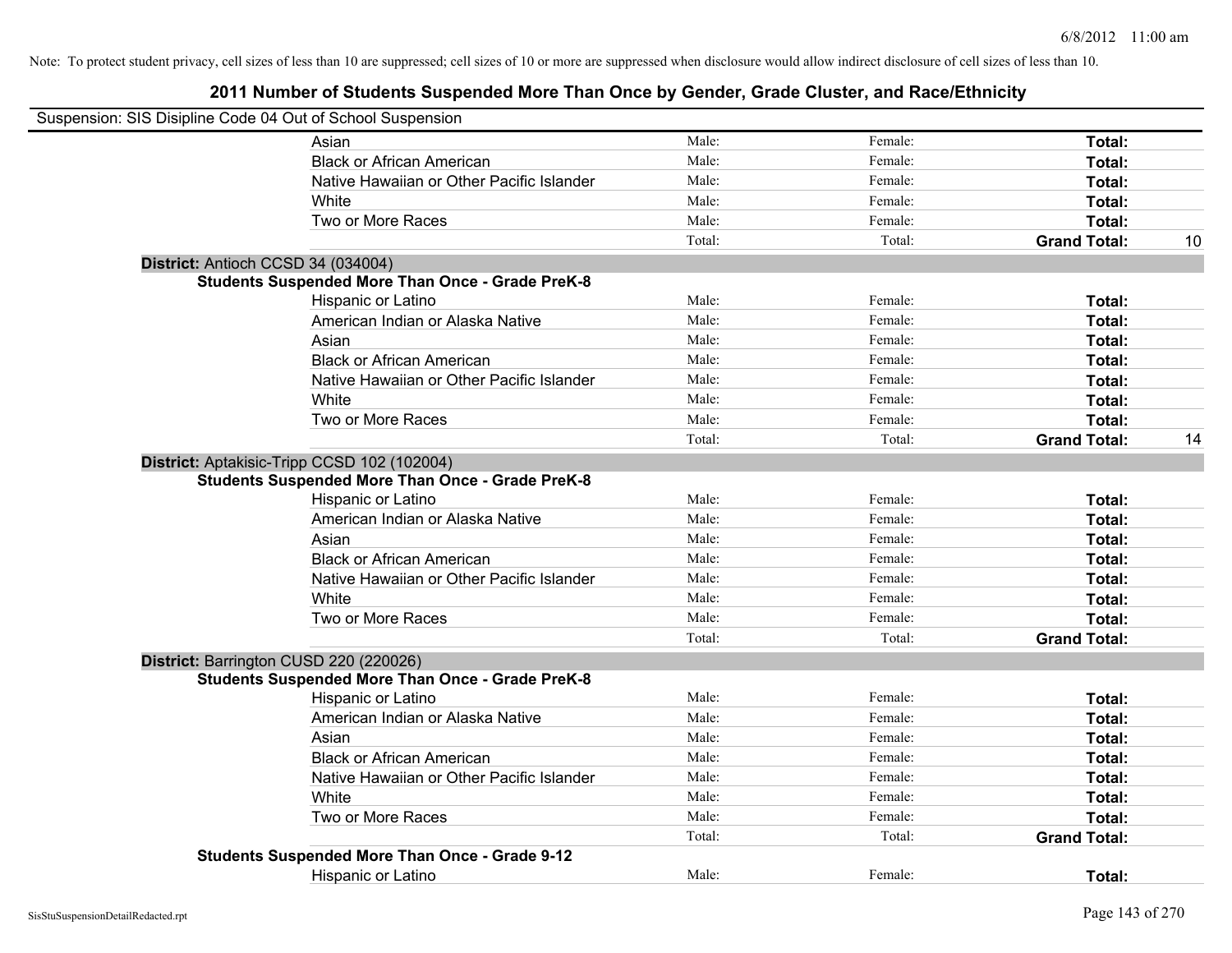Note: To protect student privacy, cell sizes of less than 10 are suppressed; cell sizes of 10 or more are suppressed when disclosure would allow indirect disclosure of cell sizes of less than 10.

# 2011 Number of Students Suspended More Than Once by Gender, Grade Cluster, and Race/Ethnicity

Suspension: SIS Disipline Code 04 Out of School Suspension

| | | | | |
|---|---|---|---|---|
| Asian | Male: | Female: | **Total:** | |
| Black or African American | Male: | Female: | **Total:** | |
| Native Hawaiian or Other Pacific Islander | Male: | Female: | **Total:** | |
| White | Male: | Female: | **Total:** | |
| Two or More Races | Male: | Female: | **Total:** | |
| | Total: | Total: | **Grand Total:** | 10 |

**District:** Antioch CCSD 34 (034004)

**Students Suspended More Than Once - Grade PreK-8**

| | | | | |
|---|---|---|---|---|
| Hispanic or Latino | Male: | Female: | **Total:** | |
| American Indian or Alaska Native | Male: | Female: | **Total:** | |
| Asian | Male: | Female: | **Total:** | |
| Black or African American | Male: | Female: | **Total:** | |
| Native Hawaiian or Other Pacific Islander | Male: | Female: | **Total:** | |
| White | Male: | Female: | **Total:** | |
| Two or More Races | Male: | Female: | **Total:** | |
| | Total: | Total: | **Grand Total:** | 14 |

**District:** Aptakisic-Tripp CCSD 102 (102004)

**Students Suspended More Than Once - Grade PreK-8**

| | | | | |
|---|---|---|---|---|
| Hispanic or Latino | Male: | Female: | **Total:** | |
| American Indian or Alaska Native | Male: | Female: | **Total:** | |
| Asian | Male: | Female: | **Total:** | |
| Black or African American | Male: | Female: | **Total:** | |
| Native Hawaiian or Other Pacific Islander | Male: | Female: | **Total:** | |
| White | Male: | Female: | **Total:** | |
| Two or More Races | Male: | Female: | **Total:** | |
| | Total: | Total: | **Grand Total:** | |

**District:** Barrington CUSD 220 (220026)

**Students Suspended More Than Once - Grade PreK-8**

| | | | | |
|---|---|---|---|---|
| Hispanic or Latino | Male: | Female: | **Total:** | |
| American Indian or Alaska Native | Male: | Female: | **Total:** | |
| Asian | Male: | Female: | **Total:** | |
| Black or African American | Male: | Female: | **Total:** | |
| Native Hawaiian or Other Pacific Islander | Male: | Female: | **Total:** | |
| White | Male: | Female: | **Total:** | |
| Two or More Races | Male: | Female: | **Total:** | |
| | Total: | Total: | **Grand Total:** | |

**Students Suspended More Than Once - Grade 9-12**

| | | | | |
|---|---|---|---|---|
| Hispanic or Latino | Male: | Female: | **Total:** | |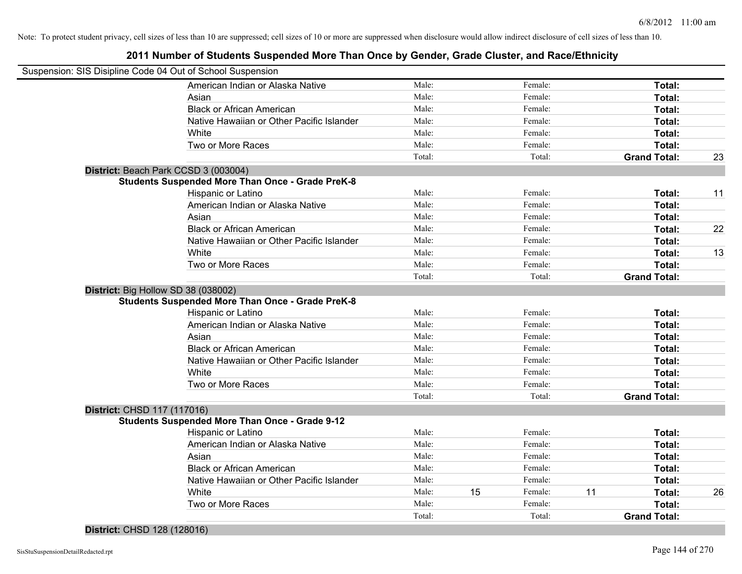Note: To protect student privacy, cell sizes of less than 10 are suppressed; cell sizes of 10 or more are suppressed when disclosure would allow indirect disclosure of cell sizes of less than 10.

# 2011 Number of Students Suspended More Than Once by Gender, Grade Cluster, and Race/Ethnicity

Suspension: SIS Disipline Code 04 Out of School Suspension

| | | | | | | | |
|---|---|---|---|---|---|---|---|
| American Indian or Alaska Native | Male: | | Female: | | **Total:** | |
| Asian | Male: | | Female: | | **Total:** | |
| Black or African American | Male: | | Female: | | **Total:** | |
| Native Hawaiian or Other Pacific Islander | Male: | | Female: | | **Total:** | |
| White | Male: | | Female: | | **Total:** | |
| Two or More Races | Male: | | Female: | | **Total:** | |
| | Total: | | Total: | | **Grand Total:** | 23 |

**District:** Beach Park CCSD 3 (003004)

**Students Suspended More Than Once - Grade PreK-8**

| | | | | | | |
|---|---|---|---|---|---|---|
| Hispanic or Latino | Male: | | Female: | | **Total:** | 11 |
| American Indian or Alaska Native | Male: | | Female: | | **Total:** | |
| Asian | Male: | | Female: | | **Total:** | |
| Black or African American | Male: | | Female: | | **Total:** | 22 |
| Native Hawaiian or Other Pacific Islander | Male: | | Female: | | **Total:** | |
| White | Male: | | Female: | | **Total:** | 13 |
| Two or More Races | Male: | | Female: | | **Total:** | |
| | Total: | | Total: | | **Grand Total:** | |

**District:** Big Hollow SD 38 (038002)

**Students Suspended More Than Once - Grade PreK-8**

| | | | | | | |
|---|---|---|---|---|---|---|
| Hispanic or Latino | Male: | | Female: | | **Total:** | |
| American Indian or Alaska Native | Male: | | Female: | | **Total:** | |
| Asian | Male: | | Female: | | **Total:** | |
| Black or African American | Male: | | Female: | | **Total:** | |
| Native Hawaiian or Other Pacific Islander | Male: | | Female: | | **Total:** | |
| White | Male: | | Female: | | **Total:** | |
| Two or More Races | Male: | | Female: | | **Total:** | |
| | Total: | | Total: | | **Grand Total:** | |

**District:** CHSD 117 (117016)

**Students Suspended More Than Once - Grade 9-12**

| | | | | | | |
|---|---|---|---|---|---|---|
| Hispanic or Latino | Male: | | Female: | | **Total:** | |
| American Indian or Alaska Native | Male: | | Female: | | **Total:** | |
| Asian | Male: | | Female: | | **Total:** | |
| Black or African American | Male: | | Female: | | **Total:** | |
| Native Hawaiian or Other Pacific Islander | Male: | | Female: | | **Total:** | |
| White | Male: | 15 | Female: | 11 | **Total:** | 26 |
| Two or More Races | Male: | | Female: | | **Total:** | |
| | Total: | | Total: | | **Grand Total:** | |

**District:** CHSD 128 (128016)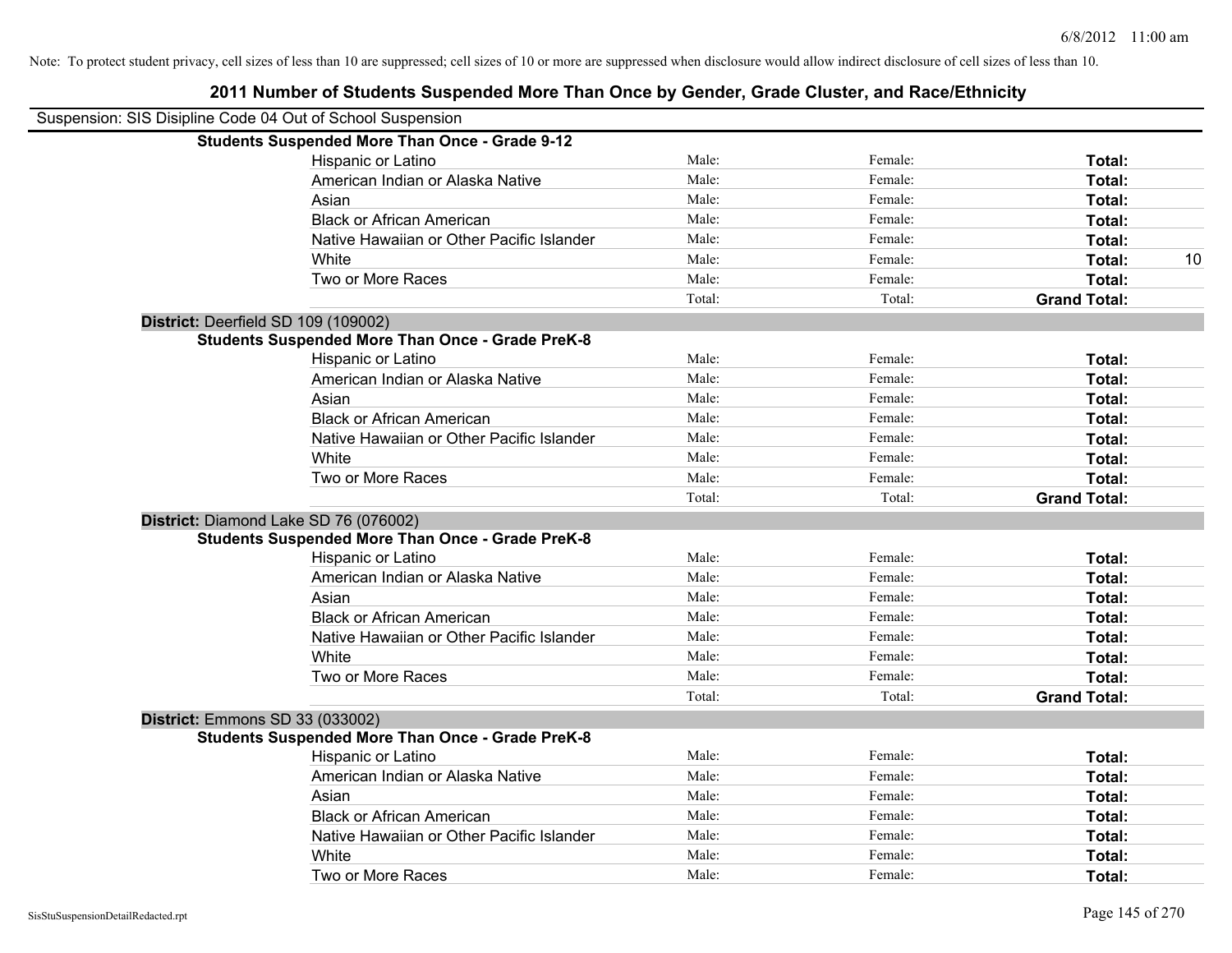Note: To protect student privacy, cell sizes of less than 10 are suppressed; cell sizes of 10 or more are suppressed when disclosure would allow indirect disclosure of cell sizes of less than 10.

## 2011 Number of Students Suspended More Than Once by Gender, Grade Cluster, and Race/Ethnicity

Suspension: SIS Disipline Code 04 Out of School Suspension

**Students Suspended More Than Once - Grade 9-12**

| | | | | |
|---|---|---|---|---|
| Hispanic or Latino | Male: | Female: | **Total:** | |
| American Indian or Alaska Native | Male: | Female: | **Total:** | |
| Asian | Male: | Female: | **Total:** | |
| Black or African American | Male: | Female: | **Total:** | |
| Native Hawaiian or Other Pacific Islander | Male: | Female: | **Total:** | |
| White | Male: | Female: | **Total:** | 10 |
| Two or More Races | Male: | Female: | **Total:** | |
| | Total: | Total: | **Grand Total:** | |

**District:** Deerfield SD 109 (109002)

**Students Suspended More Than Once - Grade PreK-8**

| | | | | |
|---|---|---|---|---|
| Hispanic or Latino | Male: | Female: | **Total:** | |
| American Indian or Alaska Native | Male: | Female: | **Total:** | |
| Asian | Male: | Female: | **Total:** | |
| Black or African American | Male: | Female: | **Total:** | |
| Native Hawaiian or Other Pacific Islander | Male: | Female: | **Total:** | |
| White | Male: | Female: | **Total:** | |
| Two or More Races | Male: | Female: | **Total:** | |
| | Total: | Total: | **Grand Total:** | |

**District:** Diamond Lake SD 76 (076002)

**Students Suspended More Than Once - Grade PreK-8**

| | | | | |
|---|---|---|---|---|
| Hispanic or Latino | Male: | Female: | **Total:** | |
| American Indian or Alaska Native | Male: | Female: | **Total:** | |
| Asian | Male: | Female: | **Total:** | |
| Black or African American | Male: | Female: | **Total:** | |
| Native Hawaiian or Other Pacific Islander | Male: | Female: | **Total:** | |
| White | Male: | Female: | **Total:** | |
| Two or More Races | Male: | Female: | **Total:** | |
| | Total: | Total: | **Grand Total:** | |

**District:** Emmons SD 33 (033002)

**Students Suspended More Than Once - Grade PreK-8**

| | | | | |
|---|---|---|---|---|
| Hispanic or Latino | Male: | Female: | **Total:** | |
| American Indian or Alaska Native | Male: | Female: | **Total:** | |
| Asian | Male: | Female: | **Total:** | |
| Black or African American | Male: | Female: | **Total:** | |
| Native Hawaiian or Other Pacific Islander | Male: | Female: | **Total:** | |
| White | Male: | Female: | **Total:** | |
| Two or More Races | Male: | Female: | **Total:** | |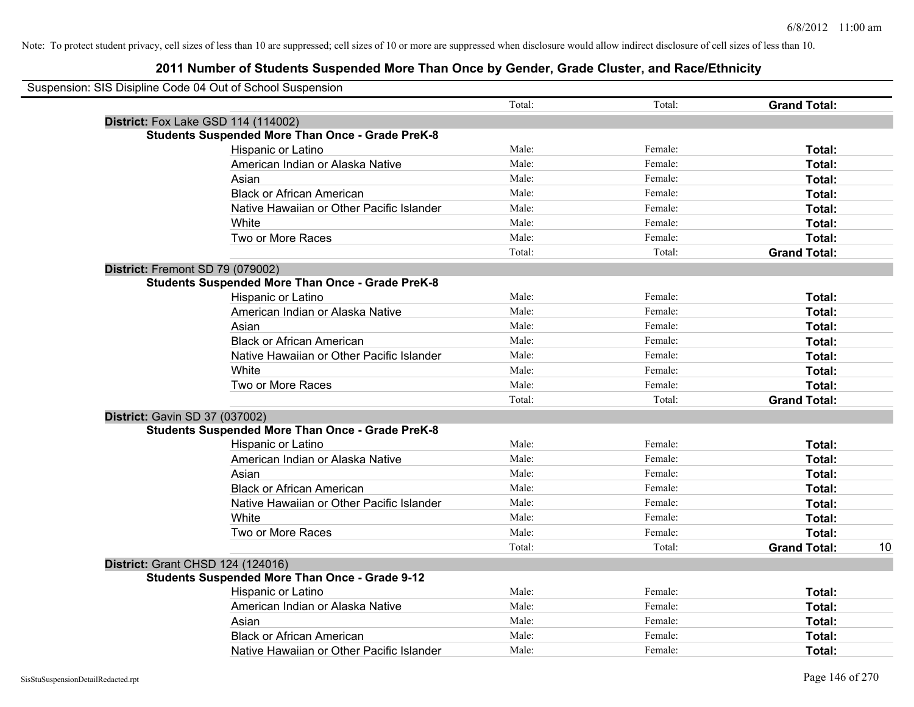Note: To protect student privacy, cell sizes of less than 10 are suppressed; cell sizes of 10 or more are suppressed when disclosure would allow indirect disclosure of cell sizes of less than 10.

# 2011 Number of Students Suspended More Than Once by Gender, Grade Cluster, and Race/Ethnicity

Suspension: SIS Disipline Code 04 Out of School Suspension

| | Total: | Total: | **Grand Total:** | |
|---|---|---|---|---|
| **District:** Fox Lake GSD 114 (114002) | | | | |
| **Students Suspended More Than Once - Grade PreK-8** | | | | |
| Hispanic or Latino | Male: | Female: | **Total:** | |
| American Indian or Alaska Native | Male: | Female: | **Total:** | |
| Asian | Male: | Female: | **Total:** | |
| Black or African American | Male: | Female: | **Total:** | |
| Native Hawaiian or Other Pacific Islander | Male: | Female: | **Total:** | |
| White | Male: | Female: | **Total:** | |
| Two or More Races | Male: | Female: | **Total:** | |
| | Total: | Total: | **Grand Total:** | |
| **District:** Fremont SD 79 (079002) | | | | |
| **Students Suspended More Than Once - Grade PreK-8** | | | | |
| Hispanic or Latino | Male: | Female: | **Total:** | |
| American Indian or Alaska Native | Male: | Female: | **Total:** | |
| Asian | Male: | Female: | **Total:** | |
| Black or African American | Male: | Female: | **Total:** | |
| Native Hawaiian or Other Pacific Islander | Male: | Female: | **Total:** | |
| White | Male: | Female: | **Total:** | |
| Two or More Races | Male: | Female: | **Total:** | |
| | Total: | Total: | **Grand Total:** | |
| **District:** Gavin SD 37 (037002) | | | | |
| **Students Suspended More Than Once - Grade PreK-8** | | | | |
| Hispanic or Latino | Male: | Female: | **Total:** | |
| American Indian or Alaska Native | Male: | Female: | **Total:** | |
| Asian | Male: | Female: | **Total:** | |
| Black or African American | Male: | Female: | **Total:** | |
| Native Hawaiian or Other Pacific Islander | Male: | Female: | **Total:** | |
| White | Male: | Female: | **Total:** | |
| Two or More Races | Male: | Female: | **Total:** | |
| | Total: | Total: | **Grand Total:** | 10 |
| **District:** Grant CHSD 124 (124016) | | | | |
| **Students Suspended More Than Once - Grade 9-12** | | | | |
| Hispanic or Latino | Male: | Female: | **Total:** | |
| American Indian or Alaska Native | Male: | Female: | **Total:** | |
| Asian | Male: | Female: | **Total:** | |
| Black or African American | Male: | Female: | **Total:** | |
| Native Hawaiian or Other Pacific Islander | Male: | Female: | **Total:** | |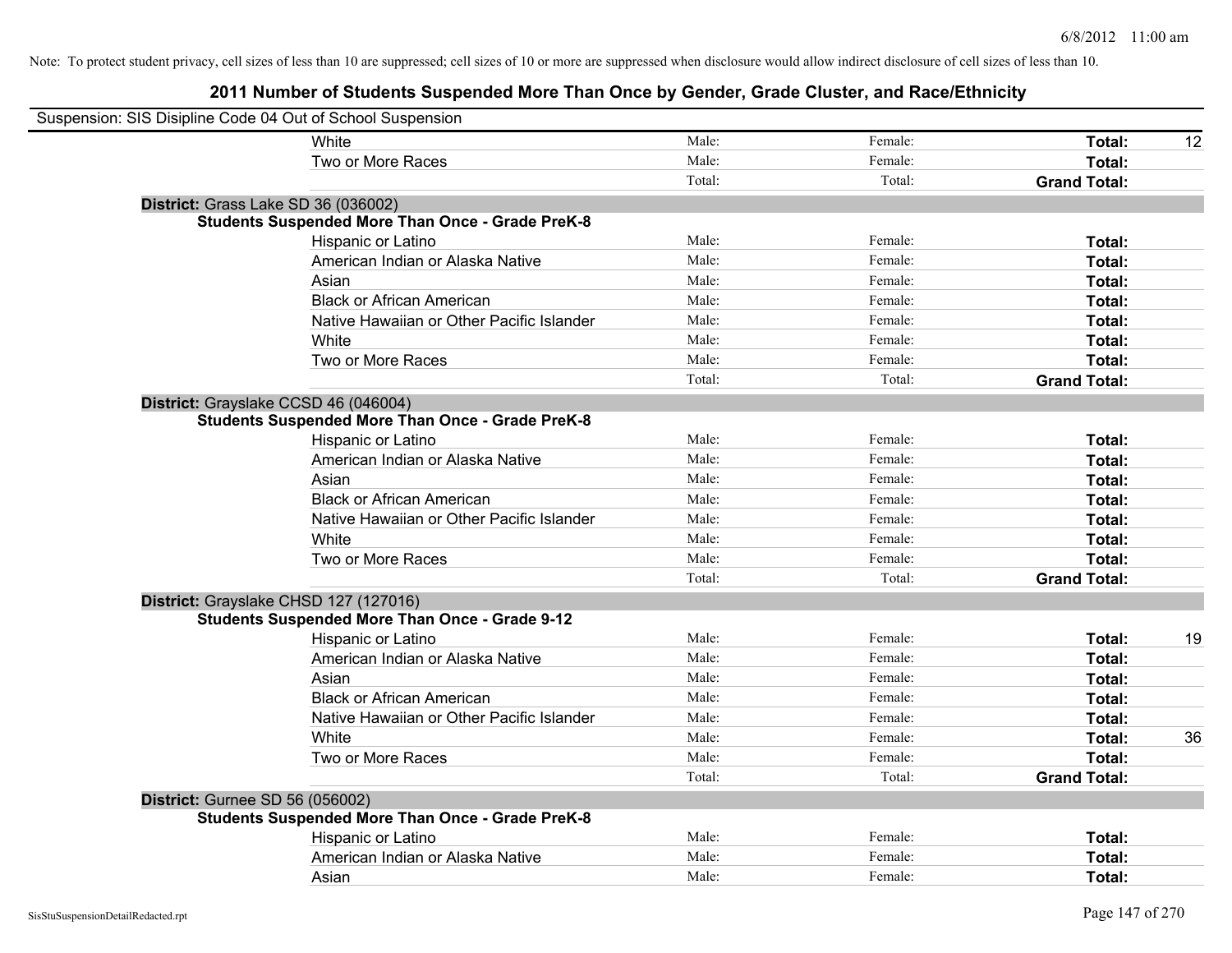Note: To protect student privacy, cell sizes of less than 10 are suppressed; cell sizes of 10 or more are suppressed when disclosure would allow indirect disclosure of cell sizes of less than 10.

# 2011 Number of Students Suspended More Than Once by Gender, Grade Cluster, and Race/Ethnicity

Suspension: SIS Disipline Code 04 Out of School Suspension

| | Male | Female | Total | |
|---|---|---|---|---|
| White | Male: | Female: | **Total:** | 12 |
| Two or More Races | Male: | Female: | **Total:** | |
| | Total: | Total: | **Grand Total:** | |

**District:** Grass Lake SD 36 (036002)

**Students Suspended More Than Once - Grade PreK-8**

| | Male | Female | Total | |
|---|---|---|---|---|
| Hispanic or Latino | Male: | Female: | **Total:** | |
| American Indian or Alaska Native | Male: | Female: | **Total:** | |
| Asian | Male: | Female: | **Total:** | |
| Black or African American | Male: | Female: | **Total:** | |
| Native Hawaiian or Other Pacific Islander | Male: | Female: | **Total:** | |
| White | Male: | Female: | **Total:** | |
| Two or More Races | Male: | Female: | **Total:** | |
| | Total: | Total: | **Grand Total:** | |

**District:** Grayslake CCSD 46 (046004)

**Students Suspended More Than Once - Grade PreK-8**

| | Male | Female | Total | |
|---|---|---|---|---|
| Hispanic or Latino | Male: | Female: | **Total:** | |
| American Indian or Alaska Native | Male: | Female: | **Total:** | |
| Asian | Male: | Female: | **Total:** | |
| Black or African American | Male: | Female: | **Total:** | |
| Native Hawaiian or Other Pacific Islander | Male: | Female: | **Total:** | |
| White | Male: | Female: | **Total:** | |
| Two or More Races | Male: | Female: | **Total:** | |
| | Total: | Total: | **Grand Total:** | |

**District:** Grayslake CHSD 127 (127016)

**Students Suspended More Than Once - Grade 9-12**

| | Male | Female | Total | |
|---|---|---|---|---|
| Hispanic or Latino | Male: | Female: | **Total:** | 19 |
| American Indian or Alaska Native | Male: | Female: | **Total:** | |
| Asian | Male: | Female: | **Total:** | |
| Black or African American | Male: | Female: | **Total:** | |
| Native Hawaiian or Other Pacific Islander | Male: | Female: | **Total:** | |
| White | Male: | Female: | **Total:** | 36 |
| Two or More Races | Male: | Female: | **Total:** | |
| | Total: | Total: | **Grand Total:** | |

**District:** Gurnee SD 56 (056002)

**Students Suspended More Than Once - Grade PreK-8**

| | Male | Female | Total | |
|---|---|---|---|---|
| Hispanic or Latino | Male: | Female: | **Total:** | |
| American Indian or Alaska Native | Male: | Female: | **Total:** | |
| Asian | Male: | Female: | **Total:** | |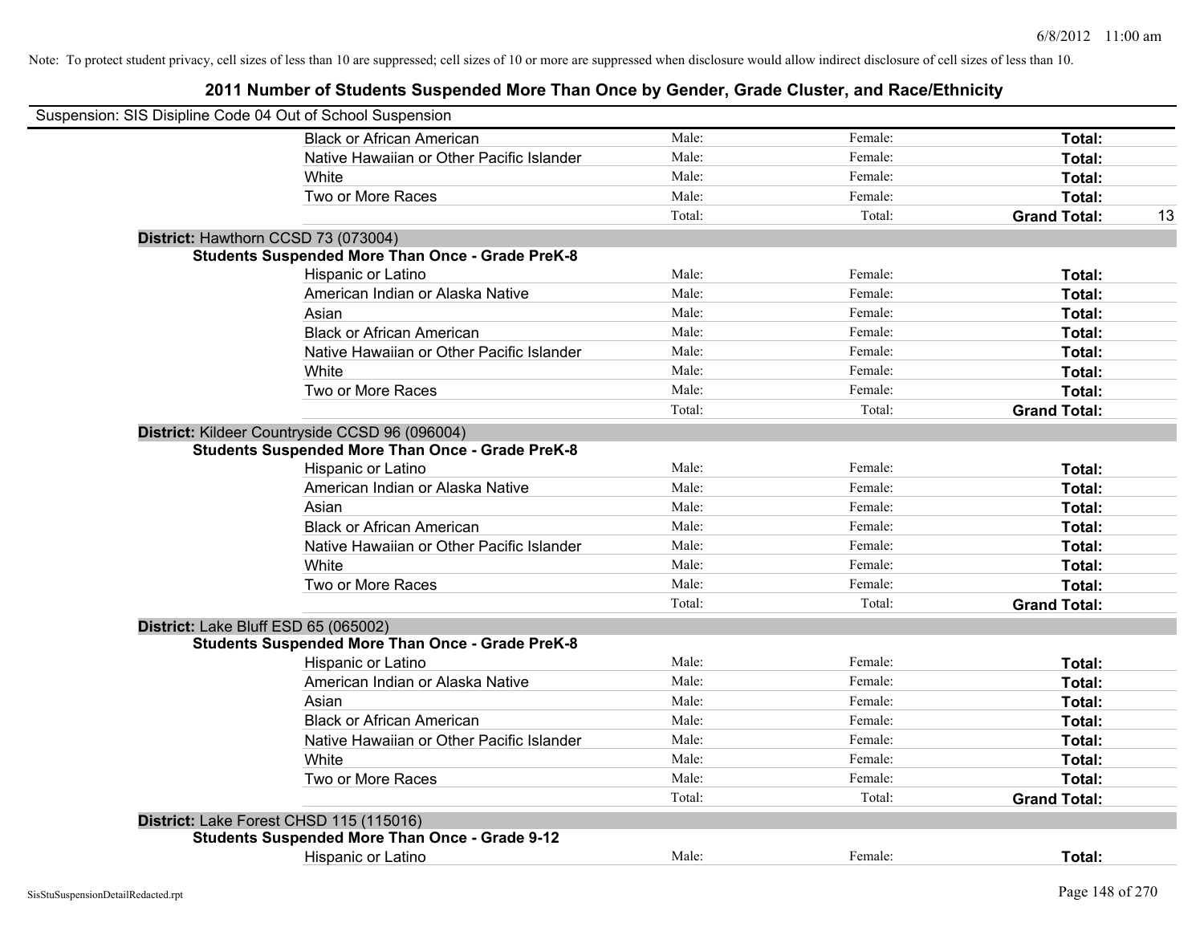Note: To protect student privacy, cell sizes of less than 10 are suppressed; cell sizes of 10 or more are suppressed when disclosure would allow indirect disclosure of cell sizes of less than 10.

## 2011 Number of Students Suspended More Than Once by Gender, Grade Cluster, and Race/Ethnicity

Suspension: SIS Disipline Code 04 Out of School Suspension

| | | | | |
|---|---|---|---|---|
| Black or African American | Male: | Female: | **Total:** | |
| Native Hawaiian or Other Pacific Islander | Male: | Female: | **Total:** | |
| White | Male: | Female: | **Total:** | |
| Two or More Races | Male: | Female: | **Total:** | |
| | Total: | Total: | **Grand Total:** | 13 |

**District:** Hawthorn CCSD 73 (073004)

**Students Suspended More Than Once - Grade PreK-8**

| | | | | |
|---|---|---|---|---|
| Hispanic or Latino | Male: | Female: | **Total:** | |
| American Indian or Alaska Native | Male: | Female: | **Total:** | |
| Asian | Male: | Female: | **Total:** | |
| Black or African American | Male: | Female: | **Total:** | |
| Native Hawaiian or Other Pacific Islander | Male: | Female: | **Total:** | |
| White | Male: | Female: | **Total:** | |
| Two or More Races | Male: | Female: | **Total:** | |
| | Total: | Total: | **Grand Total:** | |

**District:** Kildeer Countryside CCSD 96 (096004)

**Students Suspended More Than Once - Grade PreK-8**

| | | | | |
|---|---|---|---|---|
| Hispanic or Latino | Male: | Female: | **Total:** | |
| American Indian or Alaska Native | Male: | Female: | **Total:** | |
| Asian | Male: | Female: | **Total:** | |
| Black or African American | Male: | Female: | **Total:** | |
| Native Hawaiian or Other Pacific Islander | Male: | Female: | **Total:** | |
| White | Male: | Female: | **Total:** | |
| Two or More Races | Male: | Female: | **Total:** | |
| | Total: | Total: | **Grand Total:** | |

**District:** Lake Bluff ESD 65 (065002)

**Students Suspended More Than Once - Grade PreK-8**

| | | | | |
|---|---|---|---|---|
| Hispanic or Latino | Male: | Female: | **Total:** | |
| American Indian or Alaska Native | Male: | Female: | **Total:** | |
| Asian | Male: | Female: | **Total:** | |
| Black or African American | Male: | Female: | **Total:** | |
| Native Hawaiian or Other Pacific Islander | Male: | Female: | **Total:** | |
| White | Male: | Female: | **Total:** | |
| Two or More Races | Male: | Female: | **Total:** | |
| | Total: | Total: | **Grand Total:** | |

**District:** Lake Forest CHSD 115 (115016)

**Students Suspended More Than Once - Grade 9-12**

| | | | | |
|---|---|---|---|---|
| Hispanic or Latino | Male: | Female: | **Total:** | |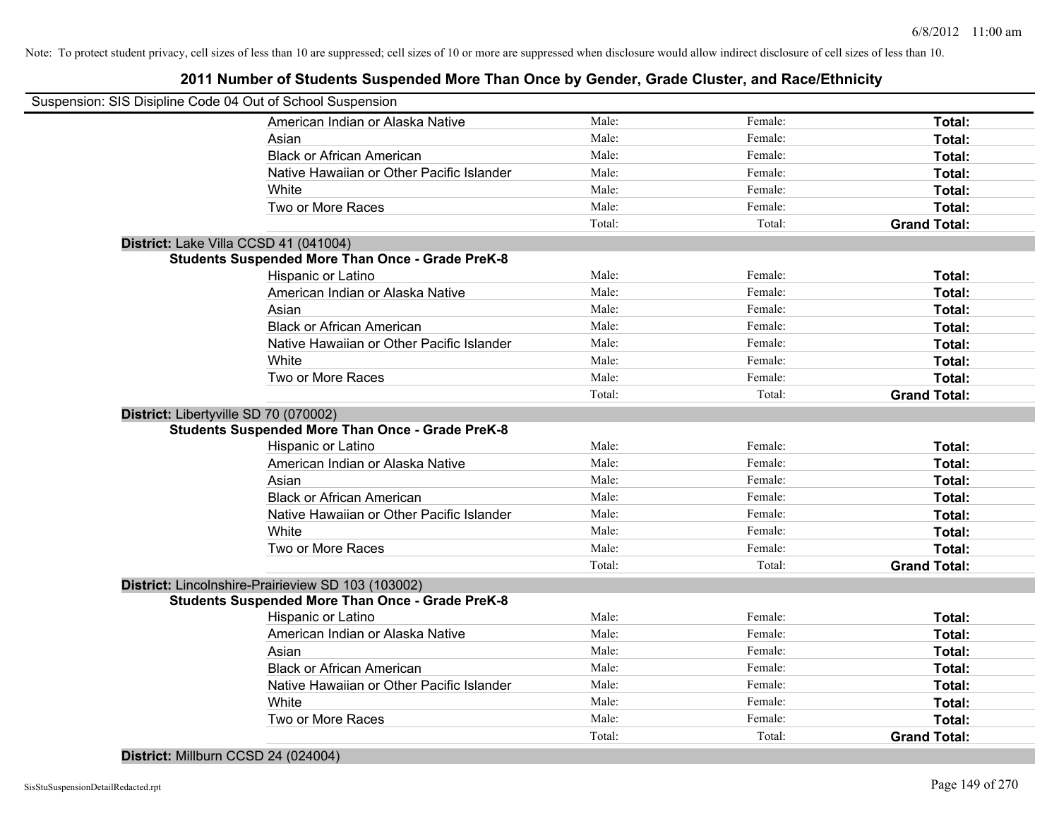Note: To protect student privacy, cell sizes of less than 10 are suppressed; cell sizes of 10 or more are suppressed when disclosure would allow indirect disclosure of cell sizes of less than 10.

# 2011 Number of Students Suspended More Than Once by Gender, Grade Cluster, and Race/Ethnicity

Suspension: SIS Disipline Code 04 Out of School Suspension

| | Male | Female | Total |
|---|---|---|---|
| American Indian or Alaska Native | Male: | Female: | **Total:** |
| Asian | Male: | Female: | **Total:** |
| Black or African American | Male: | Female: | **Total:** |
| Native Hawaiian or Other Pacific Islander | Male: | Female: | **Total:** |
| White | Male: | Female: | **Total:** |
| Two or More Races | Male: | Female: | **Total:** |
| | Total: | Total: | **Grand Total:** |

**District:** Lake Villa CCSD 41 (041004)

**Students Suspended More Than Once - Grade PreK-8**

| | Male | Female | Total |
|---|---|---|---|
| Hispanic or Latino | Male: | Female: | **Total:** |
| American Indian or Alaska Native | Male: | Female: | **Total:** |
| Asian | Male: | Female: | **Total:** |
| Black or African American | Male: | Female: | **Total:** |
| Native Hawaiian or Other Pacific Islander | Male: | Female: | **Total:** |
| White | Male: | Female: | **Total:** |
| Two or More Races | Male: | Female: | **Total:** |
| | Total: | Total: | **Grand Total:** |

**District:** Libertyville SD 70 (070002)

**Students Suspended More Than Once - Grade PreK-8**

| | Male | Female | Total |
|---|---|---|---|
| Hispanic or Latino | Male: | Female: | **Total:** |
| American Indian or Alaska Native | Male: | Female: | **Total:** |
| Asian | Male: | Female: | **Total:** |
| Black or African American | Male: | Female: | **Total:** |
| Native Hawaiian or Other Pacific Islander | Male: | Female: | **Total:** |
| White | Male: | Female: | **Total:** |
| Two or More Races | Male: | Female: | **Total:** |
| | Total: | Total: | **Grand Total:** |

**District:** Lincolnshire-Prairieview SD 103 (103002)

**Students Suspended More Than Once - Grade PreK-8**

| | Male | Female | Total |
|---|---|---|---|
| Hispanic or Latino | Male: | Female: | **Total:** |
| American Indian or Alaska Native | Male: | Female: | **Total:** |
| Asian | Male: | Female: | **Total:** |
| Black or African American | Male: | Female: | **Total:** |
| Native Hawaiian or Other Pacific Islander | Male: | Female: | **Total:** |
| White | Male: | Female: | **Total:** |
| Two or More Races | Male: | Female: | **Total:** |
| | Total: | Total: | **Grand Total:** |

**District:** Millburn CCSD 24 (024004)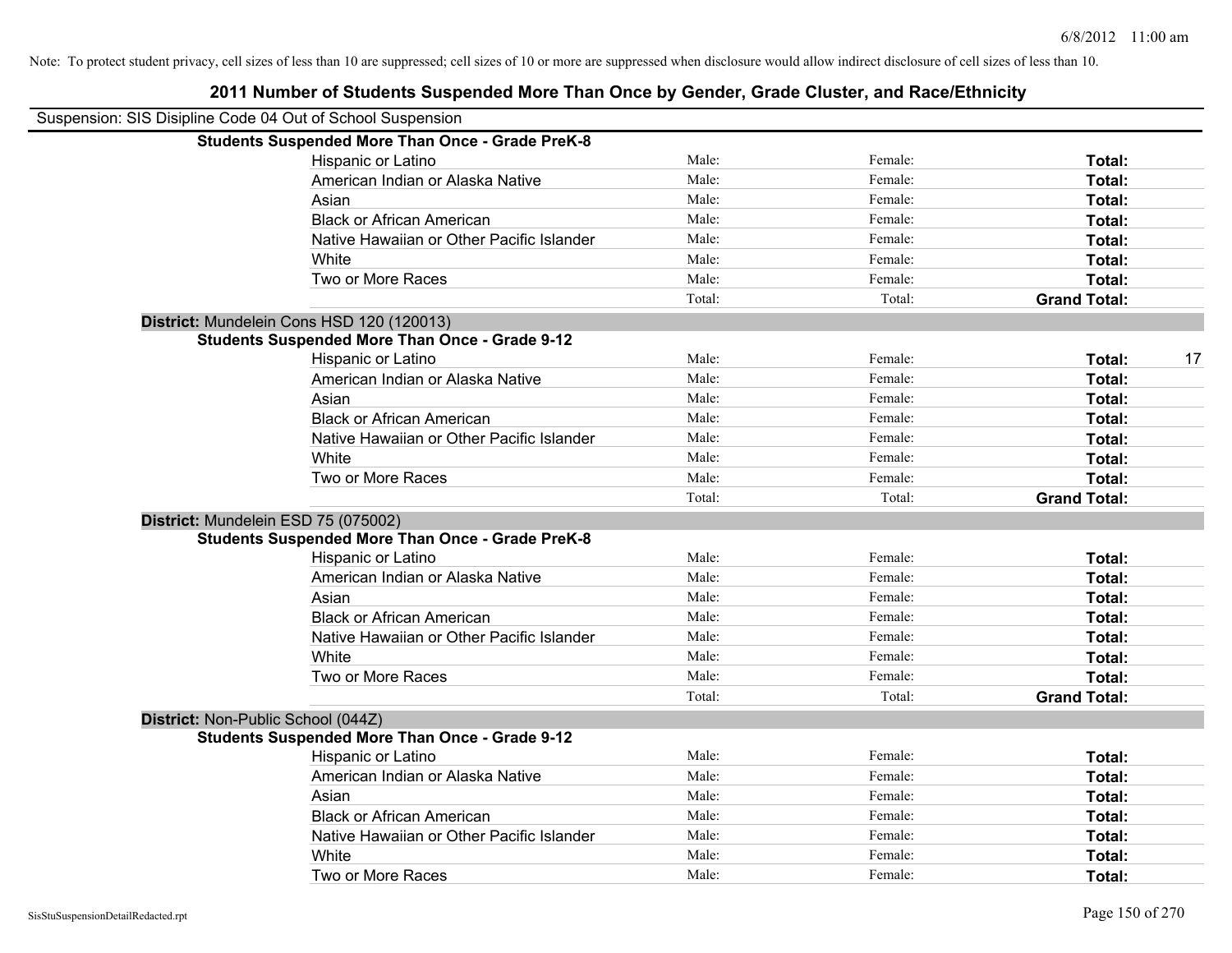Note: To protect student privacy, cell sizes of less than 10 are suppressed; cell sizes of 10 or more are suppressed when disclosure would allow indirect disclosure of cell sizes of less than 10.

## 2011 Number of Students Suspended More Than Once by Gender, Grade Cluster, and Race/Ethnicity

Suspension: SIS Disipline Code 04 Out of School Suspension

**Students Suspended More Than Once - Grade PreK-8**

| | | | | |
|---|---|---|---|---|
| Hispanic or Latino | Male: | Female: | **Total:** | |
| American Indian or Alaska Native | Male: | Female: | **Total:** | |
| Asian | Male: | Female: | **Total:** | |
| Black or African American | Male: | Female: | **Total:** | |
| Native Hawaiian or Other Pacific Islander | Male: | Female: | **Total:** | |
| White | Male: | Female: | **Total:** | |
| Two or More Races | Male: | Female: | **Total:** | |
| | Total: | Total: | **Grand Total:** | |

**District:** Mundelein Cons HSD 120 (120013)

**Students Suspended More Than Once - Grade 9-12**

| | | | | |
|---|---|---|---|---|
| Hispanic or Latino | Male: | Female: | **Total:** | 17 |
| American Indian or Alaska Native | Male: | Female: | **Total:** | |
| Asian | Male: | Female: | **Total:** | |
| Black or African American | Male: | Female: | **Total:** | |
| Native Hawaiian or Other Pacific Islander | Male: | Female: | **Total:** | |
| White | Male: | Female: | **Total:** | |
| Two or More Races | Male: | Female: | **Total:** | |
| | Total: | Total: | **Grand Total:** | |

**District:** Mundelein ESD 75 (075002)

**Students Suspended More Than Once - Grade PreK-8**

| | | | | |
|---|---|---|---|---|
| Hispanic or Latino | Male: | Female: | **Total:** | |
| American Indian or Alaska Native | Male: | Female: | **Total:** | |
| Asian | Male: | Female: | **Total:** | |
| Black or African American | Male: | Female: | **Total:** | |
| Native Hawaiian or Other Pacific Islander | Male: | Female: | **Total:** | |
| White | Male: | Female: | **Total:** | |
| Two or More Races | Male: | Female: | **Total:** | |
| | Total: | Total: | **Grand Total:** | |

**District:** Non-Public School (044Z)

**Students Suspended More Than Once - Grade 9-12**

| | | | | |
|---|---|---|---|---|
| Hispanic or Latino | Male: | Female: | **Total:** | |
| American Indian or Alaska Native | Male: | Female: | **Total:** | |
| Asian | Male: | Female: | **Total:** | |
| Black or African American | Male: | Female: | **Total:** | |
| Native Hawaiian or Other Pacific Islander | Male: | Female: | **Total:** | |
| White | Male: | Female: | **Total:** | |
| Two or More Races | Male: | Female: | **Total:** | |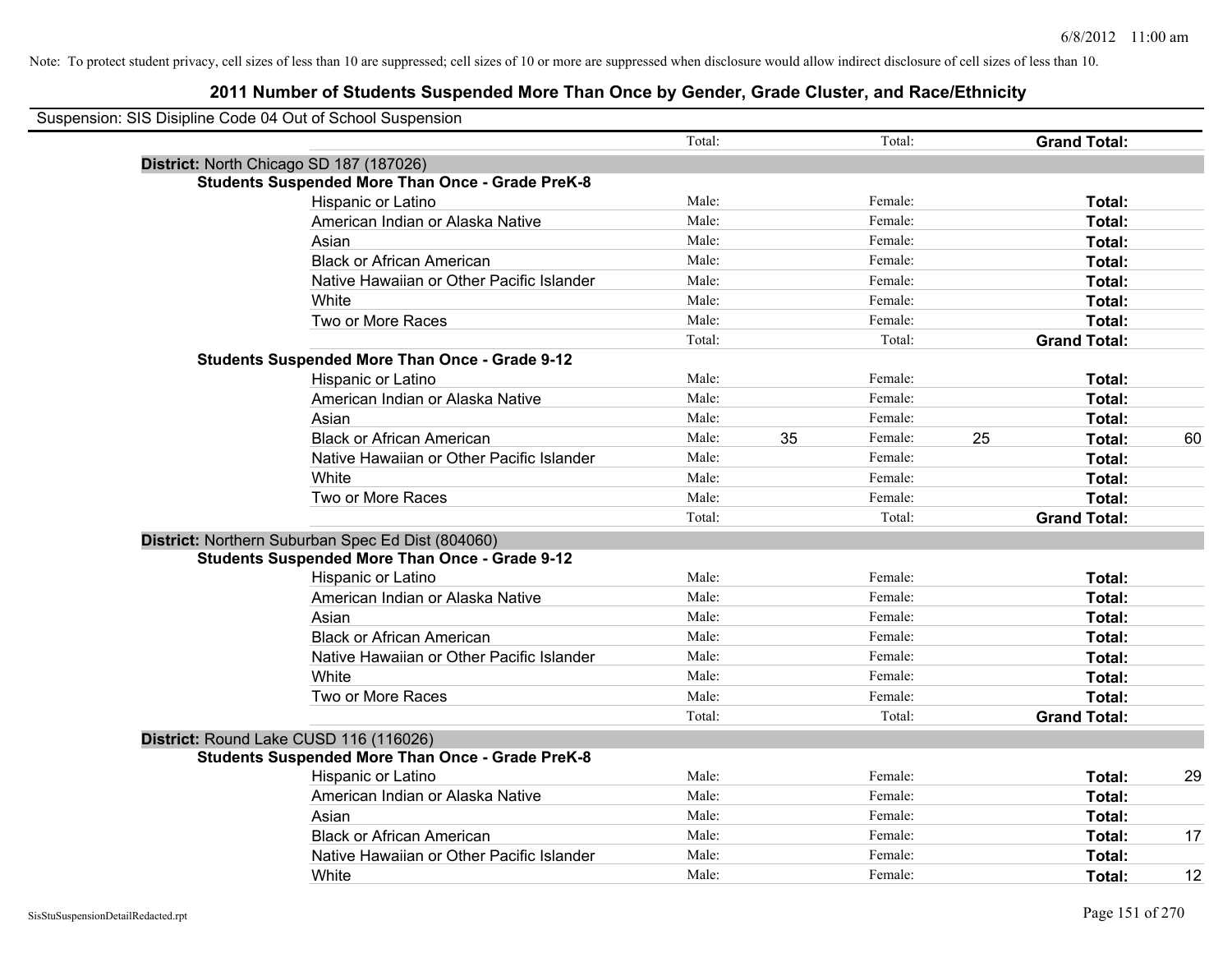Note: To protect student privacy, cell sizes of less than 10 are suppressed; cell sizes of 10 or more are suppressed when disclosure would allow indirect disclosure of cell sizes of less than 10.

## 2011 Number of Students Suspended More Than Once by Gender, Grade Cluster, and Race/Ethnicity

Suspension: SIS Disipline Code 04 Out of School Suspension

| | | | | | | |
|---|---|---|---|---|---|---|
| | Total: | | Total: | | **Grand Total:** | |
| **District:** North Chicago SD 187 (187026) | | | | | | |
| **Students Suspended More Than Once - Grade PreK-8** | | | | | | |
| Hispanic or Latino | Male: | | Female: | | **Total:** | |
| American Indian or Alaska Native | Male: | | Female: | | **Total:** | |
| Asian | Male: | | Female: | | **Total:** | |
| Black or African American | Male: | | Female: | | **Total:** | |
| Native Hawaiian or Other Pacific Islander | Male: | | Female: | | **Total:** | |
| White | Male: | | Female: | | **Total:** | |
| Two or More Races | Male: | | Female: | | **Total:** | |
| | Total: | | Total: | | **Grand Total:** | |
| **Students Suspended More Than Once - Grade 9-12** | | | | | | |
| Hispanic or Latino | Male: | | Female: | | **Total:** | |
| American Indian or Alaska Native | Male: | | Female: | | **Total:** | |
| Asian | Male: | | Female: | | **Total:** | |
| Black or African American | Male: | 35 | Female: | 25 | **Total:** | 60 |
| Native Hawaiian or Other Pacific Islander | Male: | | Female: | | **Total:** | |
| White | Male: | | Female: | | **Total:** | |
| Two or More Races | Male: | | Female: | | **Total:** | |
| | Total: | | Total: | | **Grand Total:** | |
| **District:** Northern Suburban Spec Ed Dist (804060) | | | | | | |
| **Students Suspended More Than Once - Grade 9-12** | | | | | | |
| Hispanic or Latino | Male: | | Female: | | **Total:** | |
| American Indian or Alaska Native | Male: | | Female: | | **Total:** | |
| Asian | Male: | | Female: | | **Total:** | |
| Black or African American | Male: | | Female: | | **Total:** | |
| Native Hawaiian or Other Pacific Islander | Male: | | Female: | | **Total:** | |
| White | Male: | | Female: | | **Total:** | |
| Two or More Races | Male: | | Female: | | **Total:** | |
| | Total: | | Total: | | **Grand Total:** | |
| **District:** Round Lake CUSD 116 (116026) | | | | | | |
| **Students Suspended More Than Once - Grade PreK-8** | | | | | | |
| Hispanic or Latino | Male: | | Female: | | **Total:** | 29 |
| American Indian or Alaska Native | Male: | | Female: | | **Total:** | |
| Asian | Male: | | Female: | | **Total:** | |
| Black or African American | Male: | | Female: | | **Total:** | 17 |
| Native Hawaiian or Other Pacific Islander | Male: | | Female: | | **Total:** | |
| White | Male: | | Female: | | **Total:** | 12 |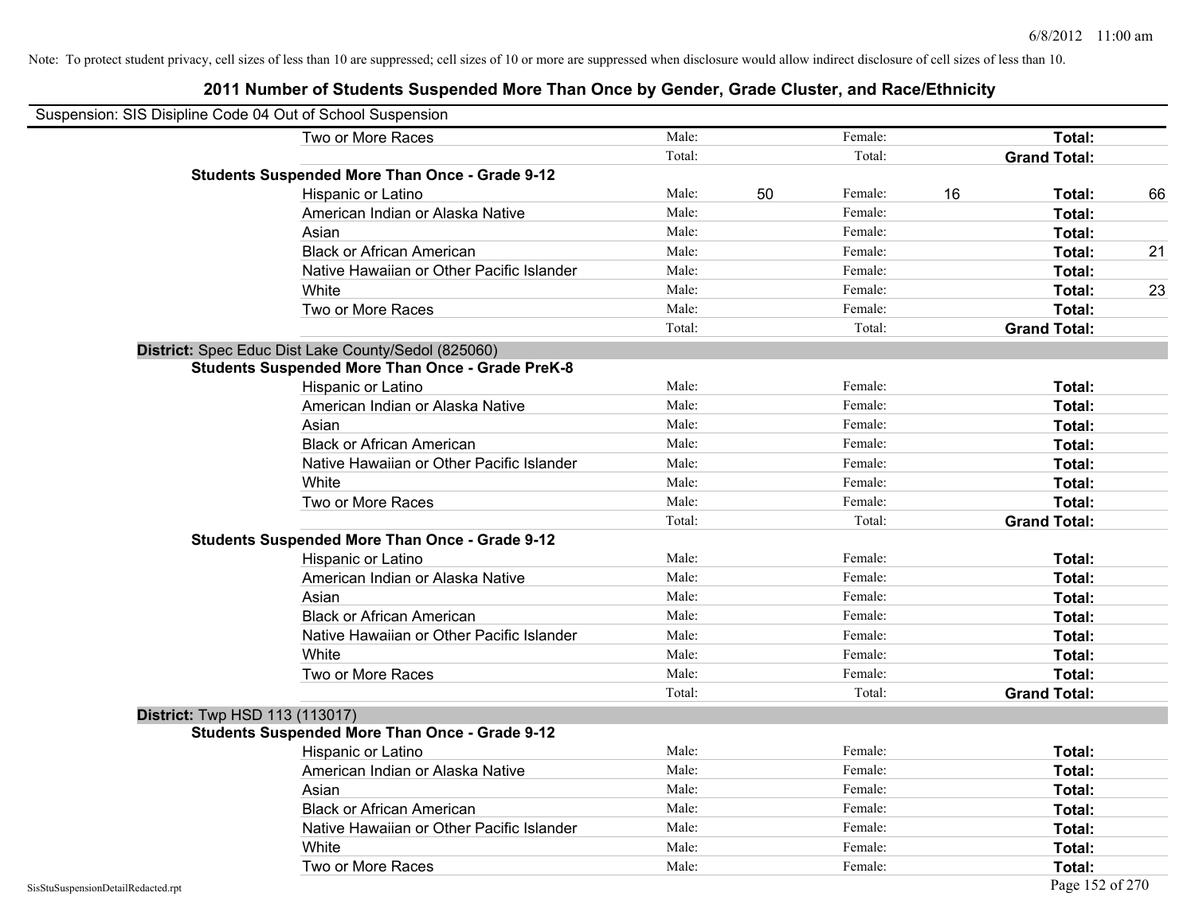Note: To protect student privacy, cell sizes of less than 10 are suppressed; cell sizes of 10 or more are suppressed when disclosure would allow indirect disclosure of cell sizes of less than 10.

## 2011 Number of Students Suspended More Than Once by Gender, Grade Cluster, and Race/Ethnicity

Suspension: SIS Disipline Code 04 Out of School Suspension

| | | | | | | |
|---|---|---|---|---|---|---|
| Two or More Races | Male: | | Female: | | **Total:** | |
| | Total: | | Total: | | **Grand Total:** | |
| **Students Suspended More Than Once - Grade 9-12** | | | | | | |
| Hispanic or Latino | Male: | 50 | Female: | 16 | **Total:** | 66 |
| American Indian or Alaska Native | Male: | | Female: | | **Total:** | |
| Asian | Male: | | Female: | | **Total:** | |
| Black or African American | Male: | | Female: | | **Total:** | 21 |
| Native Hawaiian or Other Pacific Islander | Male: | | Female: | | **Total:** | |
| White | Male: | | Female: | | **Total:** | 23 |
| Two or More Races | Male: | | Female: | | **Total:** | |
| | Total: | | Total: | | **Grand Total:** | |

**District:** Spec Educ Dist Lake County/Sedol (825060)

| | | | | | | |
|---|---|---|---|---|---|---|
| **Students Suspended More Than Once - Grade PreK-8** | | | | | | |
| Hispanic or Latino | Male: | | Female: | | **Total:** | |
| American Indian or Alaska Native | Male: | | Female: | | **Total:** | |
| Asian | Male: | | Female: | | **Total:** | |
| Black or African American | Male: | | Female: | | **Total:** | |
| Native Hawaiian or Other Pacific Islander | Male: | | Female: | | **Total:** | |
| White | Male: | | Female: | | **Total:** | |
| Two or More Races | Male: | | Female: | | **Total:** | |
| | Total: | | Total: | | **Grand Total:** | |
| **Students Suspended More Than Once - Grade 9-12** | | | | | | |
| Hispanic or Latino | Male: | | Female: | | **Total:** | |
| American Indian or Alaska Native | Male: | | Female: | | **Total:** | |
| Asian | Male: | | Female: | | **Total:** | |
| Black or African American | Male: | | Female: | | **Total:** | |
| Native Hawaiian or Other Pacific Islander | Male: | | Female: | | **Total:** | |
| White | Male: | | Female: | | **Total:** | |
| Two or More Races | Male: | | Female: | | **Total:** | |
| | Total: | | Total: | | **Grand Total:** | |

**District:** Twp HSD 113 (113017)

| | | | | | | |
|---|---|---|---|---|---|---|
| **Students Suspended More Than Once - Grade 9-12** | | | | | | |
| Hispanic or Latino | Male: | | Female: | | **Total:** | |
| American Indian or Alaska Native | Male: | | Female: | | **Total:** | |
| Asian | Male: | | Female: | | **Total:** | |
| Black or African American | Male: | | Female: | | **Total:** | |
| Native Hawaiian or Other Pacific Islander | Male: | | Female: | | **Total:** | |
| White | Male: | | Female: | | **Total:** | |
| Two or More Races | Male: | | Female: | | **Total:** | |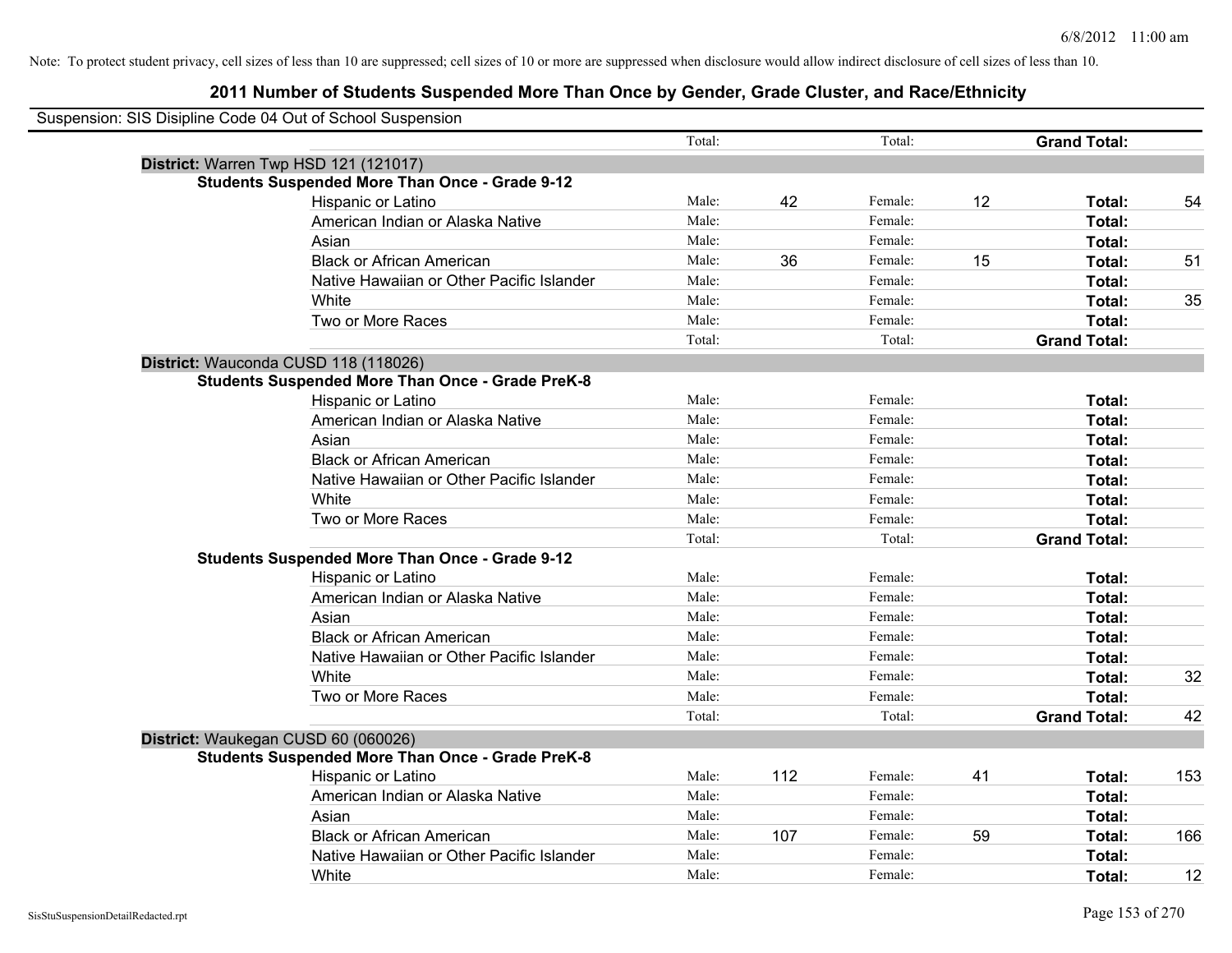Note: To protect student privacy, cell sizes of less than 10 are suppressed; cell sizes of 10 or more are suppressed when disclosure would allow indirect disclosure of cell sizes of less than 10.

## 2011 Number of Students Suspended More Than Once by Gender, Grade Cluster, and Race/Ethnicity

Suspension: SIS Disipline Code 04 Out of School Suspension

| | | | | | | |
|---|---|---|---|---|---|---|
| | Total: | | Total: | | **Grand Total:** | |
| **District:** Warren Twp HSD 121 (121017) | | | | | | |
| **Students Suspended More Than Once - Grade 9-12** | | | | | | |
| Hispanic or Latino | Male: | 42 | Female: | 12 | **Total:** | 54 |
| American Indian or Alaska Native | Male: | | Female: | | **Total:** | |
| Asian | Male: | | Female: | | **Total:** | |
| Black or African American | Male: | 36 | Female: | 15 | **Total:** | 51 |
| Native Hawaiian or Other Pacific Islander | Male: | | Female: | | **Total:** | |
| White | Male: | | Female: | | **Total:** | 35 |
| Two or More Races | Male: | | Female: | | **Total:** | |
| | Total: | | Total: | | **Grand Total:** | |
| **District:** Wauconda CUSD 118 (118026) | | | | | | |
| **Students Suspended More Than Once - Grade PreK-8** | | | | | | |
| Hispanic or Latino | Male: | | Female: | | **Total:** | |
| American Indian or Alaska Native | Male: | | Female: | | **Total:** | |
| Asian | Male: | | Female: | | **Total:** | |
| Black or African American | Male: | | Female: | | **Total:** | |
| Native Hawaiian or Other Pacific Islander | Male: | | Female: | | **Total:** | |
| White | Male: | | Female: | | **Total:** | |
| Two or More Races | Male: | | Female: | | **Total:** | |
| | Total: | | Total: | | **Grand Total:** | |
| **Students Suspended More Than Once - Grade 9-12** | | | | | | |
| Hispanic or Latino | Male: | | Female: | | **Total:** | |
| American Indian or Alaska Native | Male: | | Female: | | **Total:** | |
| Asian | Male: | | Female: | | **Total:** | |
| Black or African American | Male: | | Female: | | **Total:** | |
| Native Hawaiian or Other Pacific Islander | Male: | | Female: | | **Total:** | |
| White | Male: | | Female: | | **Total:** | 32 |
| Two or More Races | Male: | | Female: | | **Total:** | |
| | Total: | | Total: | | **Grand Total:** | 42 |
| **District:** Waukegan CUSD 60 (060026) | | | | | | |
| **Students Suspended More Than Once - Grade PreK-8** | | | | | | |
| Hispanic or Latino | Male: | 112 | Female: | 41 | **Total:** | 153 |
| American Indian or Alaska Native | Male: | | Female: | | **Total:** | |
| Asian | Male: | | Female: | | **Total:** | |
| Black or African American | Male: | 107 | Female: | 59 | **Total:** | 166 |
| Native Hawaiian or Other Pacific Islander | Male: | | Female: | | **Total:** | |
| White | Male: | | Female: | | **Total:** | 12 |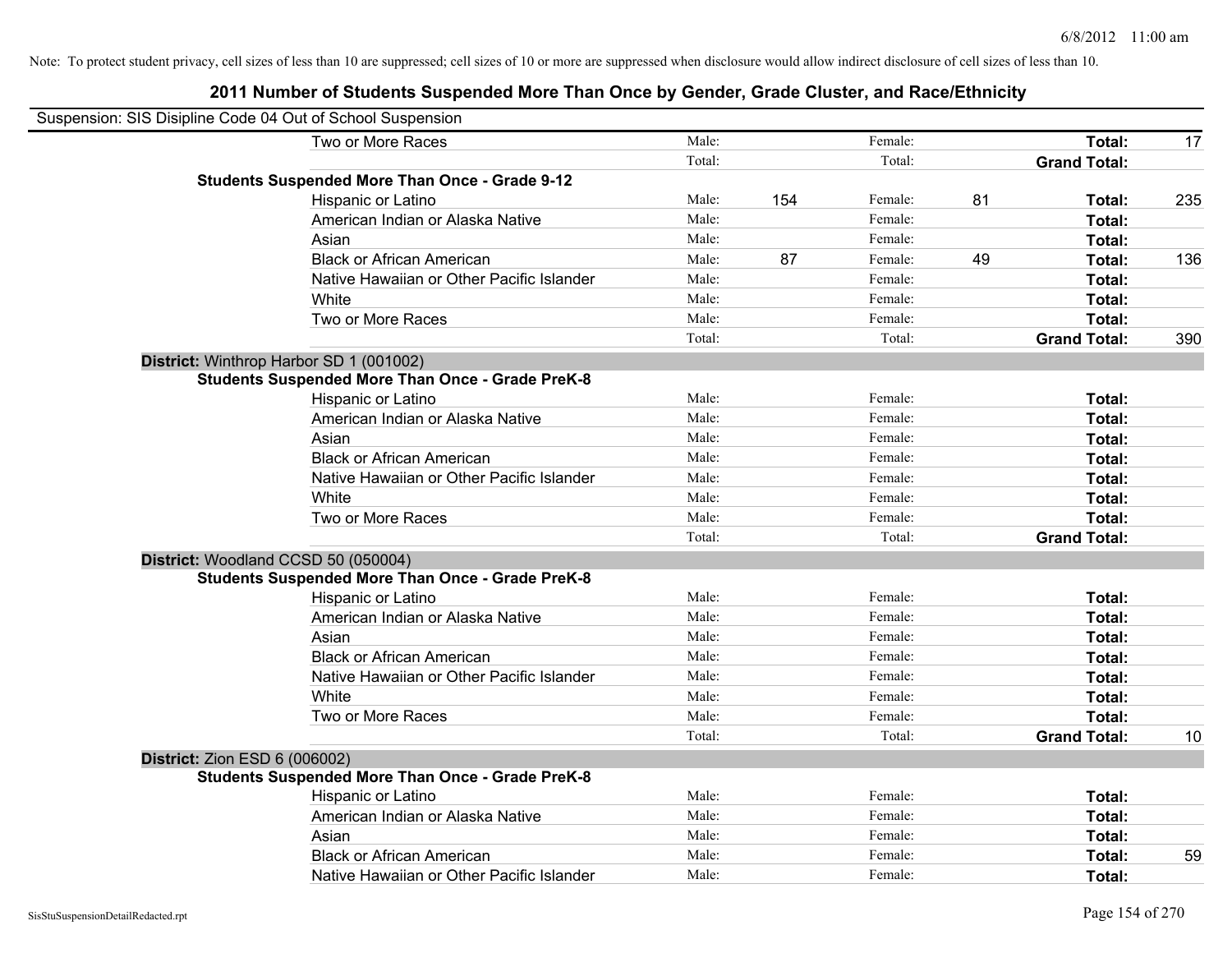Note: To protect student privacy, cell sizes of less than 10 are suppressed; cell sizes of 10 or more are suppressed when disclosure would allow indirect disclosure of cell sizes of less than 10.

# 2011 Number of Students Suspended More Than Once by Gender, Grade Cluster, and Race/Ethnicity

Suspension: SIS Disipline Code 04 Out of School Suspension

| | | | | | | |
|---|---|---|---|---|---|---|
| Two or More Races | Male: | | Female: | | **Total:** | 17 |
| | Total: | | Total: | | **Grand Total:** | |
| **Students Suspended More Than Once - Grade 9-12** | | | | | | |
| Hispanic or Latino | Male: | 154 | Female: | 81 | **Total:** | 235 |
| American Indian or Alaska Native | Male: | | Female: | | **Total:** | |
| Asian | Male: | | Female: | | **Total:** | |
| Black or African American | Male: | 87 | Female: | 49 | **Total:** | 136 |
| Native Hawaiian or Other Pacific Islander | Male: | | Female: | | **Total:** | |
| White | Male: | | Female: | | **Total:** | |
| Two or More Races | Male: | | Female: | | **Total:** | |
| | Total: | | Total: | | **Grand Total:** | 390 |
| **District:** Winthrop Harbor SD 1 (001002) | | | | | | |
| **Students Suspended More Than Once - Grade PreK-8** | | | | | | |
| Hispanic or Latino | Male: | | Female: | | **Total:** | |
| American Indian or Alaska Native | Male: | | Female: | | **Total:** | |
| Asian | Male: | | Female: | | **Total:** | |
| Black or African American | Male: | | Female: | | **Total:** | |
| Native Hawaiian or Other Pacific Islander | Male: | | Female: | | **Total:** | |
| White | Male: | | Female: | | **Total:** | |
| Two or More Races | Male: | | Female: | | **Total:** | |
| | Total: | | Total: | | **Grand Total:** | |
| **District:** Woodland CCSD 50 (050004) | | | | | | |
| **Students Suspended More Than Once - Grade PreK-8** | | | | | | |
| Hispanic or Latino | Male: | | Female: | | **Total:** | |
| American Indian or Alaska Native | Male: | | Female: | | **Total:** | |
| Asian | Male: | | Female: | | **Total:** | |
| Black or African American | Male: | | Female: | | **Total:** | |
| Native Hawaiian or Other Pacific Islander | Male: | | Female: | | **Total:** | |
| White | Male: | | Female: | | **Total:** | |
| Two or More Races | Male: | | Female: | | **Total:** | |
| | Total: | | Total: | | **Grand Total:** | 10 |
| **District:** Zion ESD 6 (006002) | | | | | | |
| **Students Suspended More Than Once - Grade PreK-8** | | | | | | |
| Hispanic or Latino | Male: | | Female: | | **Total:** | |
| American Indian or Alaska Native | Male: | | Female: | | **Total:** | |
| Asian | Male: | | Female: | | **Total:** | |
| Black or African American | Male: | | Female: | | **Total:** | 59 |
| Native Hawaiian or Other Pacific Islander | Male: | | Female: | | **Total:** | |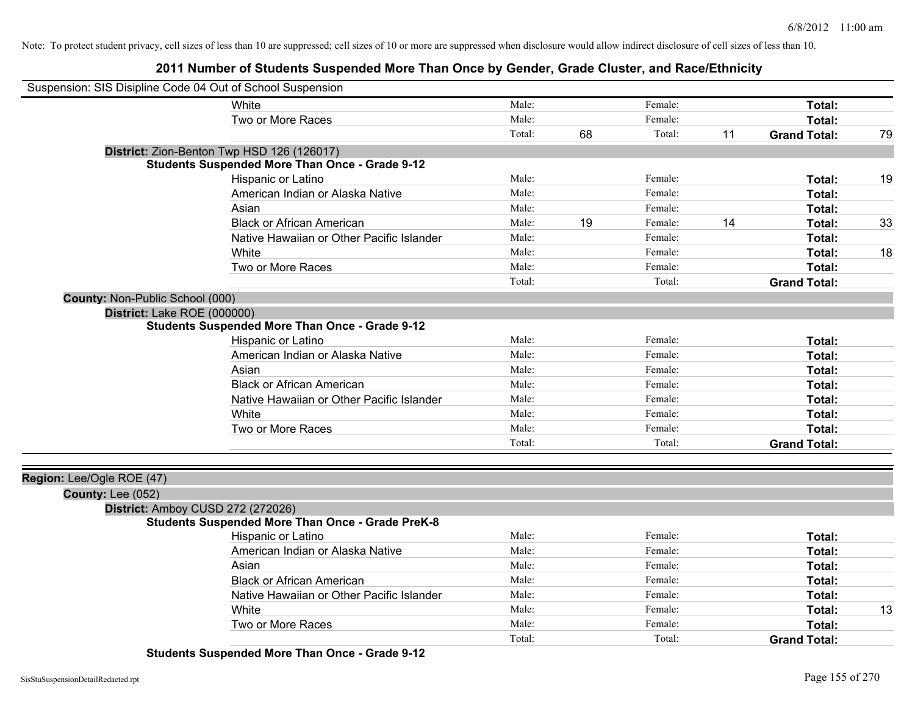Note: To protect student privacy, cell sizes of less than 10 are suppressed; cell sizes of 10 or more are suppressed when disclosure would allow indirect disclosure of cell sizes of less than 10.

# 2011 Number of Students Suspended More Than Once by Gender, Grade Cluster, and Race/Ethnicity

Suspension: SIS Disipline Code 04 Out of School Suspension

| | | | | | |
|---|---|---|---|---|---|
| White | Male: | | Female: | | **Total:** | |
| Two or More Races | Male: | | Female: | | **Total:** | |
| | Total: | 68 | Total: | 11 | **Grand Total:** 79 |

**District:** Zion-Benton Twp HSD 126 (126017)

**Students Suspended More Than Once - Grade 9-12**

| Race/Ethnicity | | Male | | Female | | Total |
|---|---|---|---|---|---|---|
| Hispanic or Latino | Male: | | Female: | | **Total:** | 19 |
| American Indian or Alaska Native | Male: | | Female: | | **Total:** | |
| Asian | Male: | | Female: | | **Total:** | |
| Black or African American | Male: | 19 | Female: | 14 | **Total:** | 33 |
| Native Hawaiian or Other Pacific Islander | Male: | | Female: | | **Total:** | |
| White | Male: | | Female: | | **Total:** | 18 |
| Two or More Races | Male: | | Female: | | **Total:** | |
| | Total: | | Total: | | **Grand Total:** | |

**County:** Non-Public School (000)

**District:** Lake ROE (000000)

**Students Suspended More Than Once - Grade 9-12**

| Race/Ethnicity | | Male | | Female | | Total |
|---|---|---|---|---|---|---|
| Hispanic or Latino | Male: | | Female: | | **Total:** | |
| American Indian or Alaska Native | Male: | | Female: | | **Total:** | |
| Asian | Male: | | Female: | | **Total:** | |
| Black or African American | Male: | | Female: | | **Total:** | |
| Native Hawaiian or Other Pacific Islander | Male: | | Female: | | **Total:** | |
| White | Male: | | Female: | | **Total:** | |
| Two or More Races | Male: | | Female: | | **Total:** | |
| | Total: | | Total: | | **Grand Total:** | |

**Region:** Lee/Ogle ROE (47)

**County:** Lee (052)

**District:** Amboy CUSD 272 (272026)

**Students Suspended More Than Once - Grade PreK-8**

| Race/Ethnicity | | Male | | Female | | Total |
|---|---|---|---|---|---|---|
| Hispanic or Latino | Male: | | Female: | | **Total:** | |
| American Indian or Alaska Native | Male: | | Female: | | **Total:** | |
| Asian | Male: | | Female: | | **Total:** | |
| Black or African American | Male: | | Female: | | **Total:** | |
| Native Hawaiian or Other Pacific Islander | Male: | | Female: | | **Total:** | |
| White | Male: | | Female: | | **Total:** | 13 |
| Two or More Races | Male: | | Female: | | **Total:** | |
| | Total: | | Total: | | **Grand Total:** | |

**Students Suspended More Than Once - Grade 9-12**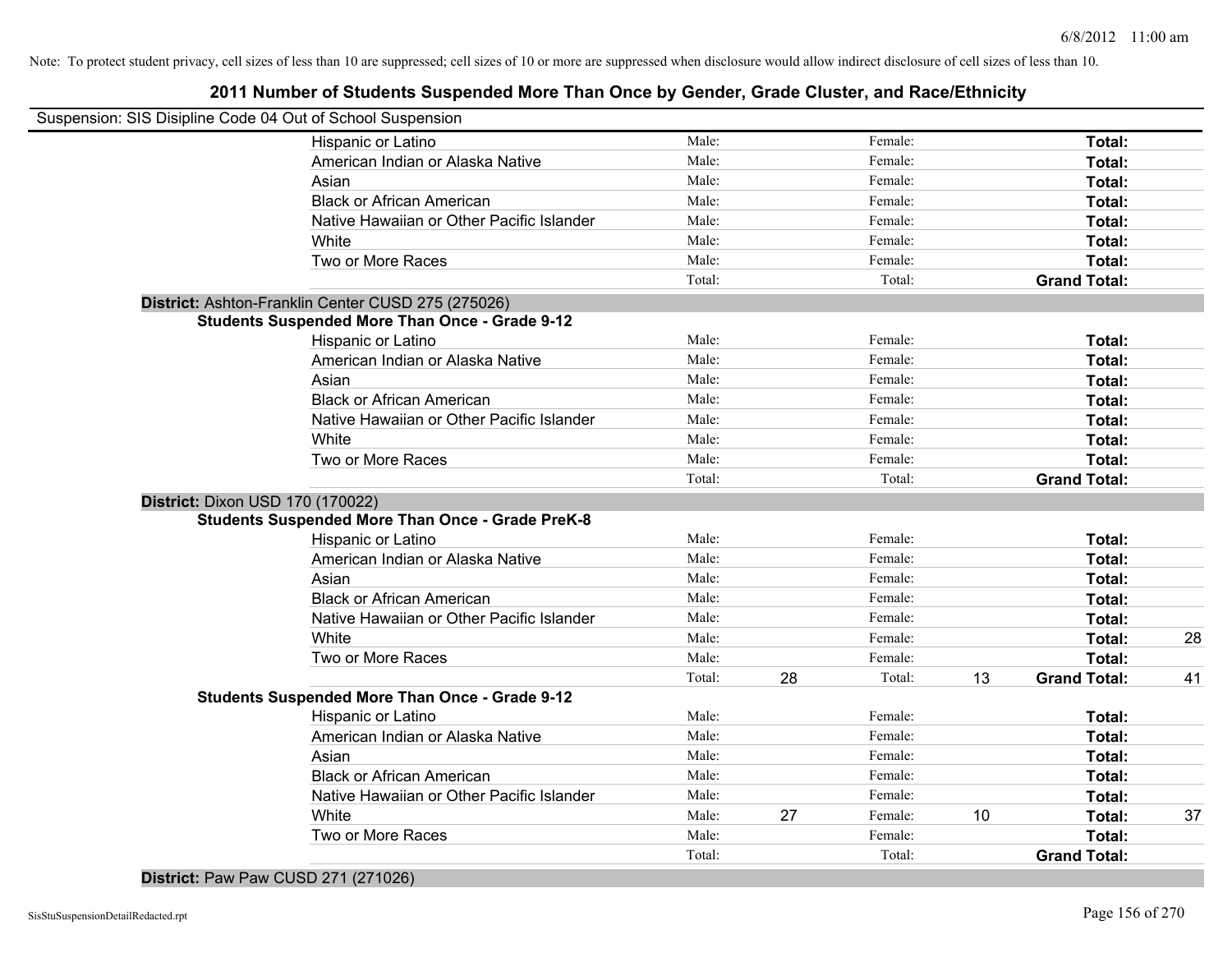Note: To protect student privacy, cell sizes of less than 10 are suppressed; cell sizes of 10 or more are suppressed when disclosure would allow indirect disclosure of cell sizes of less than 10.

# 2011 Number of Students Suspended More Than Once by Gender, Grade Cluster, and Race/Ethnicity

Suspension: SIS Disipline Code 04 Out of School Suspension

| | | | | | | |
|---|---|---|---|---|---|---|
| Hispanic or Latino | Male: | | Female: | | **Total:** | |
| American Indian or Alaska Native | Male: | | Female: | | **Total:** | |
| Asian | Male: | | Female: | | **Total:** | |
| Black or African American | Male: | | Female: | | **Total:** | |
| Native Hawaiian or Other Pacific Islander | Male: | | Female: | | **Total:** | |
| White | Male: | | Female: | | **Total:** | |
| Two or More Races | Male: | | Female: | | **Total:** | |
| | Total: | | Total: | | **Grand Total:** | |

**District:** Ashton-Franklin Center CUSD 275 (275026)

**Students Suspended More Than Once - Grade 9-12**

| | | | | | | |
|---|---|---|---|---|---|---|
| Hispanic or Latino | Male: | | Female: | | **Total:** | |
| American Indian or Alaska Native | Male: | | Female: | | **Total:** | |
| Asian | Male: | | Female: | | **Total:** | |
| Black or African American | Male: | | Female: | | **Total:** | |
| Native Hawaiian or Other Pacific Islander | Male: | | Female: | | **Total:** | |
| White | Male: | | Female: | | **Total:** | |
| Two or More Races | Male: | | Female: | | **Total:** | |
| | Total: | | Total: | | **Grand Total:** | |

**District:** Dixon USD 170 (170022)

**Students Suspended More Than Once - Grade PreK-8**

| | | | | | | |
|---|---|---|---|---|---|---|
| Hispanic or Latino | Male: | | Female: | | **Total:** | |
| American Indian or Alaska Native | Male: | | Female: | | **Total:** | |
| Asian | Male: | | Female: | | **Total:** | |
| Black or African American | Male: | | Female: | | **Total:** | |
| Native Hawaiian or Other Pacific Islander | Male: | | Female: | | **Total:** | |
| White | Male: | | Female: | | **Total:** | 28 |
| Two or More Races | Male: | | Female: | | **Total:** | |
| | Total: | 28 | Total: | 13 | **Grand Total:** | 41 |

**Students Suspended More Than Once - Grade 9-12**

| | | | | | | |
|---|---|---|---|---|---|---|
| Hispanic or Latino | Male: | | Female: | | **Total:** | |
| American Indian or Alaska Native | Male: | | Female: | | **Total:** | |
| Asian | Male: | | Female: | | **Total:** | |
| Black or African American | Male: | | Female: | | **Total:** | |
| Native Hawaiian or Other Pacific Islander | Male: | | Female: | | **Total:** | |
| White | Male: | 27 | Female: | 10 | **Total:** | 37 |
| Two or More Races | Male: | | Female: | | **Total:** | |
| | Total: | | Total: | | **Grand Total:** | |

**District:** Paw Paw CUSD 271 (271026)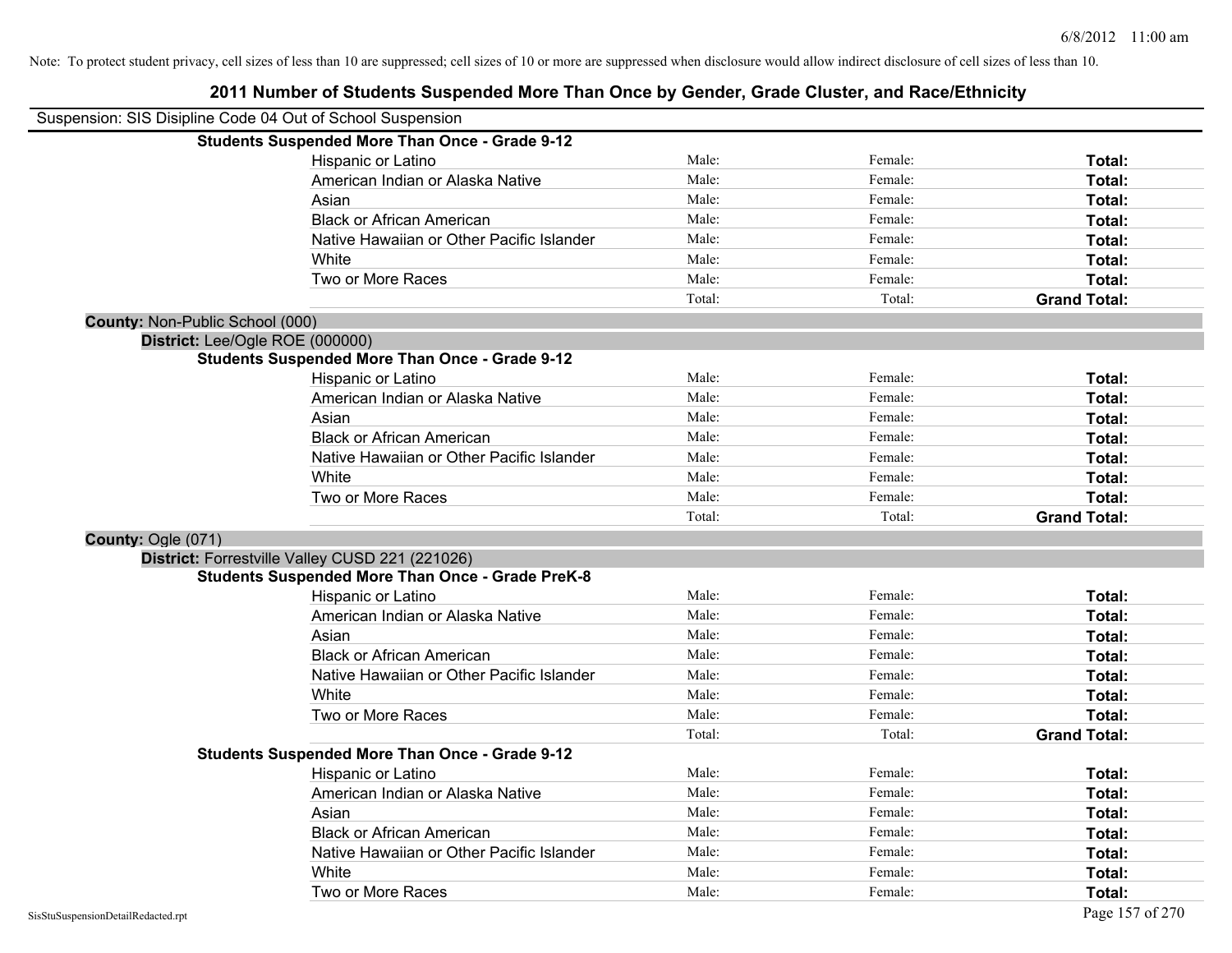Note: To protect student privacy, cell sizes of less than 10 are suppressed; cell sizes of 10 or more are suppressed when disclosure would allow indirect disclosure of cell sizes of less than 10.

# 2011 Number of Students Suspended More Than Once by Gender, Grade Cluster, and Race/Ethnicity

Suspension: SIS Disipline Code 04 Out of School Suspension

**Students Suspended More Than Once - Grade 9-12**

| | | | |
|---|---|---|---|
| Hispanic or Latino | Male: | Female: | **Total:** |
| American Indian or Alaska Native | Male: | Female: | **Total:** |
| Asian | Male: | Female: | **Total:** |
| Black or African American | Male: | Female: | **Total:** |
| Native Hawaiian or Other Pacific Islander | Male: | Female: | **Total:** |
| White | Male: | Female: | **Total:** |
| Two or More Races | Male: | Female: | **Total:** |
| | Total: | Total: | **Grand Total:** |

**County:** Non-Public School (000)

**District:** Lee/Ogle ROE (000000)

**Students Suspended More Than Once - Grade 9-12**

| | | | |
|---|---|---|---|
| Hispanic or Latino | Male: | Female: | **Total:** |
| American Indian or Alaska Native | Male: | Female: | **Total:** |
| Asian | Male: | Female: | **Total:** |
| Black or African American | Male: | Female: | **Total:** |
| Native Hawaiian or Other Pacific Islander | Male: | Female: | **Total:** |
| White | Male: | Female: | **Total:** |
| Two or More Races | Male: | Female: | **Total:** |
| | Total: | Total: | **Grand Total:** |

**County:** Ogle (071)

**District:** Forrestville Valley CUSD 221 (221026)

**Students Suspended More Than Once - Grade PreK-8**

| | | | |
|---|---|---|---|
| Hispanic or Latino | Male: | Female: | **Total:** |
| American Indian or Alaska Native | Male: | Female: | **Total:** |
| Asian | Male: | Female: | **Total:** |
| Black or African American | Male: | Female: | **Total:** |
| Native Hawaiian or Other Pacific Islander | Male: | Female: | **Total:** |
| White | Male: | Female: | **Total:** |
| Two or More Races | Male: | Female: | **Total:** |
| | Total: | Total: | **Grand Total:** |

**Students Suspended More Than Once - Grade 9-12**

| | | | |
|---|---|---|---|
| Hispanic or Latino | Male: | Female: | **Total:** |
| American Indian or Alaska Native | Male: | Female: | **Total:** |
| Asian | Male: | Female: | **Total:** |
| Black or African American | Male: | Female: | **Total:** |
| Native Hawaiian or Other Pacific Islander | Male: | Female: | **Total:** |
| White | Male: | Female: | **Total:** |
| Two or More Races | Male: | Female: | **Total:** |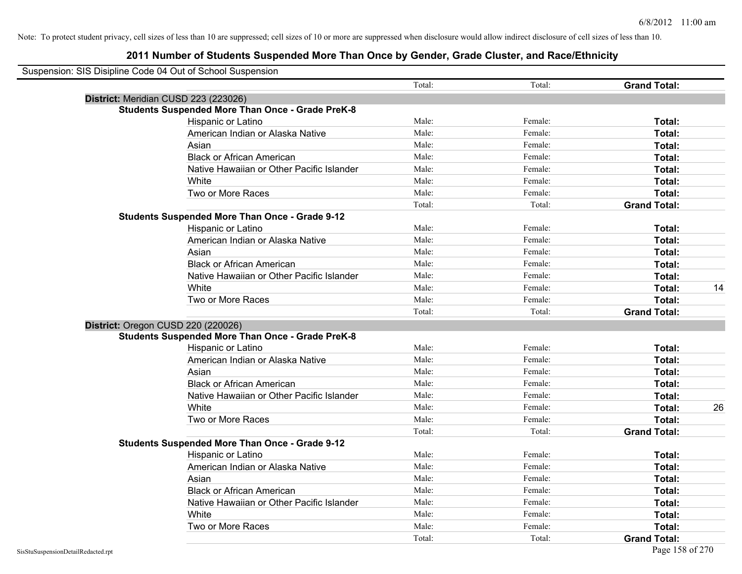Note: To protect student privacy, cell sizes of less than 10 are suppressed; cell sizes of 10 or more are suppressed when disclosure would allow indirect disclosure of cell sizes of less than 10.

# 2011 Number of Students Suspended More Than Once by Gender, Grade Cluster, and Race/Ethnicity

Suspension: SIS Disipline Code 04 Out of School Suspension

| | | Total: | Total: | **Grand Total:** | |
|---|---|---|---|---|---|
| **District:** Meridian CUSD 223 (223026) | | | | | |
| **Students Suspended More Than Once - Grade PreK-8** | | | | | |
| | Hispanic or Latino | Male: | Female: | **Total:** | |
| | American Indian or Alaska Native | Male: | Female: | **Total:** | |
| | Asian | Male: | Female: | **Total:** | |
| | Black or African American | Male: | Female: | **Total:** | |
| | Native Hawaiian or Other Pacific Islander | Male: | Female: | **Total:** | |
| | White | Male: | Female: | **Total:** | |
| | Two or More Races | Male: | Female: | **Total:** | |
| | | Total: | Total: | **Grand Total:** | |
| **Students Suspended More Than Once - Grade 9-12** | | | | | |
| | Hispanic or Latino | Male: | Female: | **Total:** | |
| | American Indian or Alaska Native | Male: | Female: | **Total:** | |
| | Asian | Male: | Female: | **Total:** | |
| | Black or African American | Male: | Female: | **Total:** | |
| | Native Hawaiian or Other Pacific Islander | Male: | Female: | **Total:** | |
| | White | Male: | Female: | **Total:** | 14 |
| | Two or More Races | Male: | Female: | **Total:** | |
| | | Total: | Total: | **Grand Total:** | |
| **District:** Oregon CUSD 220 (220026) | | | | | |
| **Students Suspended More Than Once - Grade PreK-8** | | | | | |
| | Hispanic or Latino | Male: | Female: | **Total:** | |
| | American Indian or Alaska Native | Male: | Female: | **Total:** | |
| | Asian | Male: | Female: | **Total:** | |
| | Black or African American | Male: | Female: | **Total:** | |
| | Native Hawaiian or Other Pacific Islander | Male: | Female: | **Total:** | |
| | White | Male: | Female: | **Total:** | 26 |
| | Two or More Races | Male: | Female: | **Total:** | |
| | | Total: | Total: | **Grand Total:** | |
| **Students Suspended More Than Once - Grade 9-12** | | | | | |
| | Hispanic or Latino | Male: | Female: | **Total:** | |
| | American Indian or Alaska Native | Male: | Female: | **Total:** | |
| | Asian | Male: | Female: | **Total:** | |
| | Black or African American | Male: | Female: | **Total:** | |
| | Native Hawaiian or Other Pacific Islander | Male: | Female: | **Total:** | |
| | White | Male: | Female: | **Total:** | |
| | Two or More Races | Male: | Female: | **Total:** | |
| | | Total: | Total: | **Grand Total:** | |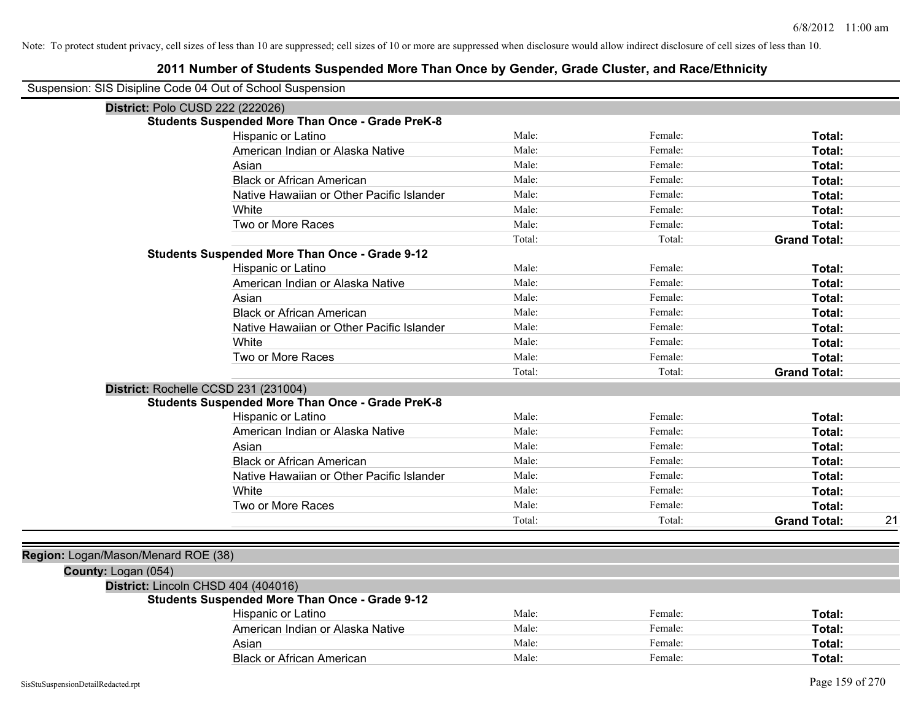Note: To protect student privacy, cell sizes of less than 10 are suppressed; cell sizes of 10 or more are suppressed when disclosure would allow indirect disclosure of cell sizes of less than 10.

## 2011 Number of Students Suspended More Than Once by Gender, Grade Cluster, and Race/Ethnicity

Suspension: SIS Disipline Code 04 Out of School Suspension

**District:** Polo CUSD 222 (222026)

**Students Suspended More Than Once - Grade PreK-8**

| | | | | |
|---|---|---|---|---|
| Hispanic or Latino | Male: | Female: | **Total:** | |
| American Indian or Alaska Native | Male: | Female: | **Total:** | |
| Asian | Male: | Female: | **Total:** | |
| Black or African American | Male: | Female: | **Total:** | |
| Native Hawaiian or Other Pacific Islander | Male: | Female: | **Total:** | |
| White | Male: | Female: | **Total:** | |
| Two or More Races | Male: | Female: | **Total:** | |
| | Total: | Total: | **Grand Total:** | |

**Students Suspended More Than Once - Grade 9-12**

| | | | | |
|---|---|---|---|---|
| Hispanic or Latino | Male: | Female: | **Total:** | |
| American Indian or Alaska Native | Male: | Female: | **Total:** | |
| Asian | Male: | Female: | **Total:** | |
| Black or African American | Male: | Female: | **Total:** | |
| Native Hawaiian or Other Pacific Islander | Male: | Female: | **Total:** | |
| White | Male: | Female: | **Total:** | |
| Two or More Races | Male: | Female: | **Total:** | |
| | Total: | Total: | **Grand Total:** | |

**District:** Rochelle CCSD 231 (231004)

**Students Suspended More Than Once - Grade PreK-8**

| | | | | |
|---|---|---|---|---|
| Hispanic or Latino | Male: | Female: | **Total:** | |
| American Indian or Alaska Native | Male: | Female: | **Total:** | |
| Asian | Male: | Female: | **Total:** | |
| Black or African American | Male: | Female: | **Total:** | |
| Native Hawaiian or Other Pacific Islander | Male: | Female: | **Total:** | |
| White | Male: | Female: | **Total:** | |
| Two or More Races | Male: | Female: | **Total:** | |
| | Total: | Total: | **Grand Total:** | 21 |

**Region:** Logan/Mason/Menard ROE (38)

**County:** Logan (054)

**District:** Lincoln CHSD 404 (404016)

**Students Suspended More Than Once - Grade 9-12**

| | | | | |
|---|---|---|---|---|
| Hispanic or Latino | Male: | Female: | **Total:** | |
| American Indian or Alaska Native | Male: | Female: | **Total:** | |
| Asian | Male: | Female: | **Total:** | |
| Black or African American | Male: | Female: | **Total:** | |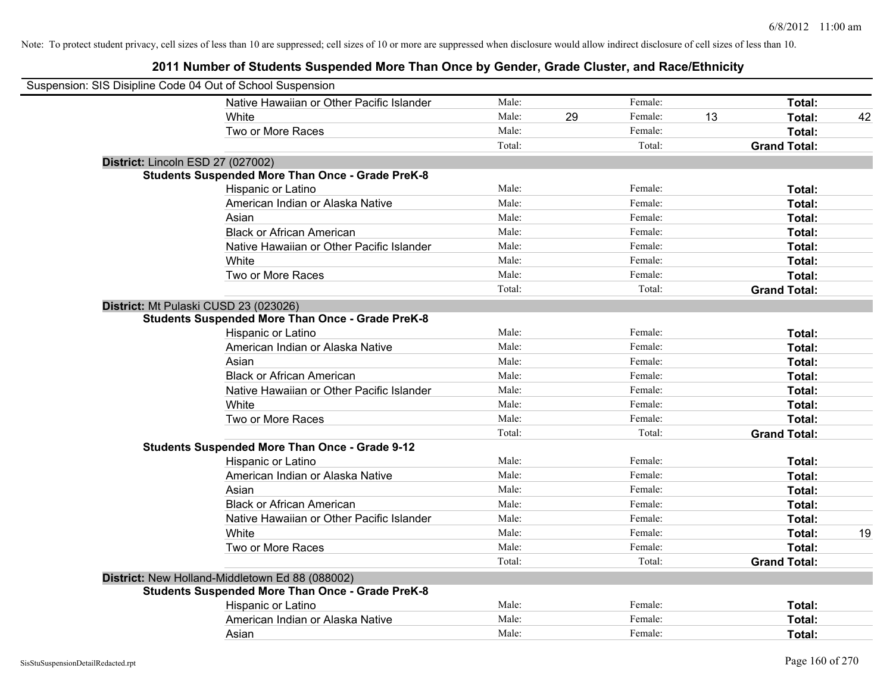Note: To protect student privacy, cell sizes of less than 10 are suppressed; cell sizes of 10 or more are suppressed when disclosure would allow indirect disclosure of cell sizes of less than 10.

# 2011 Number of Students Suspended More Than Once by Gender, Grade Cluster, and Race/Ethnicity

Suspension: SIS Disipline Code 04 Out of School Suspension

| | | | | | | | |
|---|---|---|---|---|---|---|---|
| Native Hawaiian or Other Pacific Islander | Male: | | Female: | | **Total:** | |
| White | Male: | 29 | Female: | 13 | **Total:** | 42 |
| Two or More Races | Male: | | Female: | | **Total:** | |
| | Total: | | Total: | | **Grand Total:** | |

**District:** Lincoln ESD 27 (027002)

**Students Suspended More Than Once - Grade PreK-8**

| | | | | | | |
|---|---|---|---|---|---|---|
| Hispanic or Latino | Male: | | Female: | | **Total:** | |
| American Indian or Alaska Native | Male: | | Female: | | **Total:** | |
| Asian | Male: | | Female: | | **Total:** | |
| Black or African American | Male: | | Female: | | **Total:** | |
| Native Hawaiian or Other Pacific Islander | Male: | | Female: | | **Total:** | |
| White | Male: | | Female: | | **Total:** | |
| Two or More Races | Male: | | Female: | | **Total:** | |
| | Total: | | Total: | | **Grand Total:** | |

**District:** Mt Pulaski CUSD 23 (023026)

**Students Suspended More Than Once - Grade PreK-8**

| | | | | | | |
|---|---|---|---|---|---|---|
| Hispanic or Latino | Male: | | Female: | | **Total:** | |
| American Indian or Alaska Native | Male: | | Female: | | **Total:** | |
| Asian | Male: | | Female: | | **Total:** | |
| Black or African American | Male: | | Female: | | **Total:** | |
| Native Hawaiian or Other Pacific Islander | Male: | | Female: | | **Total:** | |
| White | Male: | | Female: | | **Total:** | |
| Two or More Races | Male: | | Female: | | **Total:** | |
| | Total: | | Total: | | **Grand Total:** | |

**Students Suspended More Than Once - Grade 9-12**

| | | | | | | |
|---|---|---|---|---|---|---|
| Hispanic or Latino | Male: | | Female: | | **Total:** | |
| American Indian or Alaska Native | Male: | | Female: | | **Total:** | |
| Asian | Male: | | Female: | | **Total:** | |
| Black or African American | Male: | | Female: | | **Total:** | |
| Native Hawaiian or Other Pacific Islander | Male: | | Female: | | **Total:** | |
| White | Male: | | Female: | | **Total:** | 19 |
| Two or More Races | Male: | | Female: | | **Total:** | |
| | Total: | | Total: | | **Grand Total:** | |

**District:** New Holland-Middletown Ed 88 (088002)

**Students Suspended More Than Once - Grade PreK-8**

| | | | | | | |
|---|---|---|---|---|---|---|
| Hispanic or Latino | Male: | | Female: | | **Total:** | |
| American Indian or Alaska Native | Male: | | Female: | | **Total:** | |
| Asian | Male: | | Female: | | **Total:** | |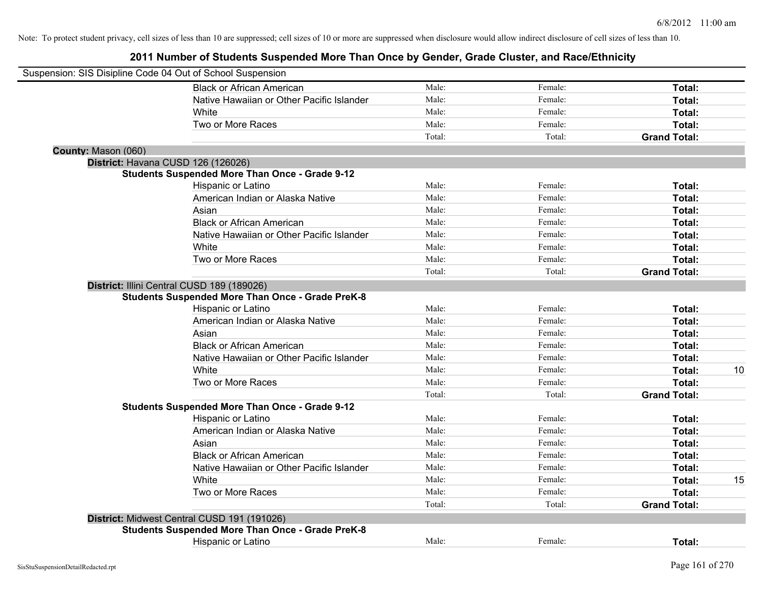Note: To protect student privacy, cell sizes of less than 10 are suppressed; cell sizes of 10 or more are suppressed when disclosure would allow indirect disclosure of cell sizes of less than 10.

# 2011 Number of Students Suspended More Than Once by Gender, Grade Cluster, and Race/Ethnicity

Suspension: SIS Disipline Code 04 Out of School Suspension

| | Male | Female | Total | |
|---|---|---|---|---|
| Black or African American | Male: | Female: | **Total:** | |
| Native Hawaiian or Other Pacific Islander | Male: | Female: | **Total:** | |
| White | Male: | Female: | **Total:** | |
| Two or More Races | Male: | Female: | **Total:** | |
| | Total: | Total: | **Grand Total:** | |

**County:** Mason (060)

**District:** Havana CUSD 126 (126026)

**Students Suspended More Than Once - Grade 9-12**

| | Male | Female | Total | |
|---|---|---|---|---|
| Hispanic or Latino | Male: | Female: | **Total:** | |
| American Indian or Alaska Native | Male: | Female: | **Total:** | |
| Asian | Male: | Female: | **Total:** | |
| Black or African American | Male: | Female: | **Total:** | |
| Native Hawaiian or Other Pacific Islander | Male: | Female: | **Total:** | |
| White | Male: | Female: | **Total:** | |
| Two or More Races | Male: | Female: | **Total:** | |
| | Total: | Total: | **Grand Total:** | |

**District:** Illini Central CUSD 189 (189026)

**Students Suspended More Than Once - Grade PreK-8**

| | Male | Female | Total | |
|---|---|---|---|---|
| Hispanic or Latino | Male: | Female: | **Total:** | |
| American Indian or Alaska Native | Male: | Female: | **Total:** | |
| Asian | Male: | Female: | **Total:** | |
| Black or African American | Male: | Female: | **Total:** | |
| Native Hawaiian or Other Pacific Islander | Male: | Female: | **Total:** | |
| White | Male: | Female: | **Total:** | 10 |
| Two or More Races | Male: | Female: | **Total:** | |
| | Total: | Total: | **Grand Total:** | |

**Students Suspended More Than Once - Grade 9-12**

| | Male | Female | Total | |
|---|---|---|---|---|
| Hispanic or Latino | Male: | Female: | **Total:** | |
| American Indian or Alaska Native | Male: | Female: | **Total:** | |
| Asian | Male: | Female: | **Total:** | |
| Black or African American | Male: | Female: | **Total:** | |
| Native Hawaiian or Other Pacific Islander | Male: | Female: | **Total:** | |
| White | Male: | Female: | **Total:** | 15 |
| Two or More Races | Male: | Female: | **Total:** | |
| | Total: | Total: | **Grand Total:** | |

**District:** Midwest Central CUSD 191 (191026)

**Students Suspended More Than Once - Grade PreK-8**

| | Male | Female | Total | |
|---|---|---|---|---|
| Hispanic or Latino | Male: | Female: | **Total:** | |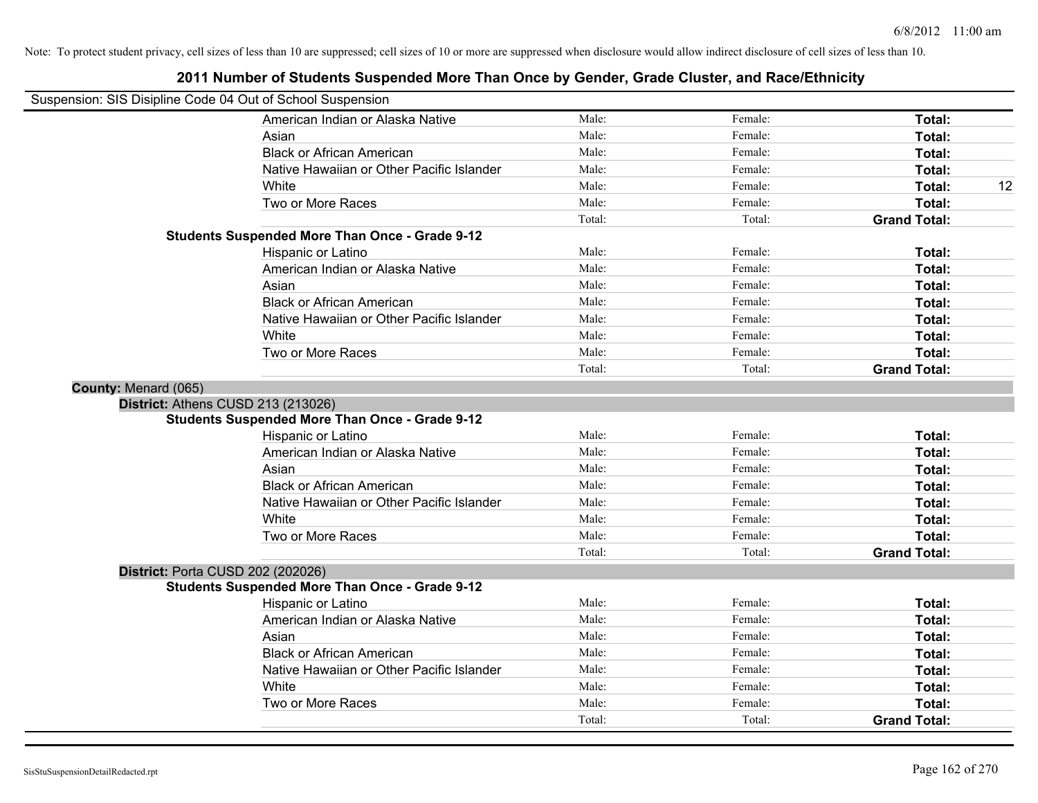Note: To protect student privacy, cell sizes of less than 10 are suppressed; cell sizes of 10 or more are suppressed when disclosure would allow indirect disclosure of cell sizes of less than 10.

# 2011 Number of Students Suspended More Than Once by Gender, Grade Cluster, and Race/Ethnicity

Suspension: SIS Disipline Code 04 Out of School Suspension

| | | | | |
|---|---|---|---|---|
| American Indian or Alaska Native | Male: | Female: | **Total:** | |
| Asian | Male: | Female: | **Total:** | |
| Black or African American | Male: | Female: | **Total:** | |
| Native Hawaiian or Other Pacific Islander | Male: | Female: | **Total:** | |
| White | Male: | Female: | **Total:** | 12 |
| Two or More Races | Male: | Female: | **Total:** | |
| | Total: | Total: | **Grand Total:** | |

**Students Suspended More Than Once - Grade 9-12**

| | | | | |
|---|---|---|---|---|
| Hispanic or Latino | Male: | Female: | **Total:** | |
| American Indian or Alaska Native | Male: | Female: | **Total:** | |
| Asian | Male: | Female: | **Total:** | |
| Black or African American | Male: | Female: | **Total:** | |
| Native Hawaiian or Other Pacific Islander | Male: | Female: | **Total:** | |
| White | Male: | Female: | **Total:** | |
| Two or More Races | Male: | Female: | **Total:** | |
| | Total: | Total: | **Grand Total:** | |

**County:** Menard (065)

**District:** Athens CUSD 213 (213026)

**Students Suspended More Than Once - Grade 9-12**

| | | | | |
|---|---|---|---|---|
| Hispanic or Latino | Male: | Female: | **Total:** | |
| American Indian or Alaska Native | Male: | Female: | **Total:** | |
| Asian | Male: | Female: | **Total:** | |
| Black or African American | Male: | Female: | **Total:** | |
| Native Hawaiian or Other Pacific Islander | Male: | Female: | **Total:** | |
| White | Male: | Female: | **Total:** | |
| Two or More Races | Male: | Female: | **Total:** | |
| | Total: | Total: | **Grand Total:** | |

**District:** Porta CUSD 202 (202026)

**Students Suspended More Than Once - Grade 9-12**

| | | | | |
|---|---|---|---|---|
| Hispanic or Latino | Male: | Female: | **Total:** | |
| American Indian or Alaska Native | Male: | Female: | **Total:** | |
| Asian | Male: | Female: | **Total:** | |
| Black or African American | Male: | Female: | **Total:** | |
| Native Hawaiian or Other Pacific Islander | Male: | Female: | **Total:** | |
| White | Male: | Female: | **Total:** | |
| Two or More Races | Male: | Female: | **Total:** | |
| | Total: | Total: | **Grand Total:** | |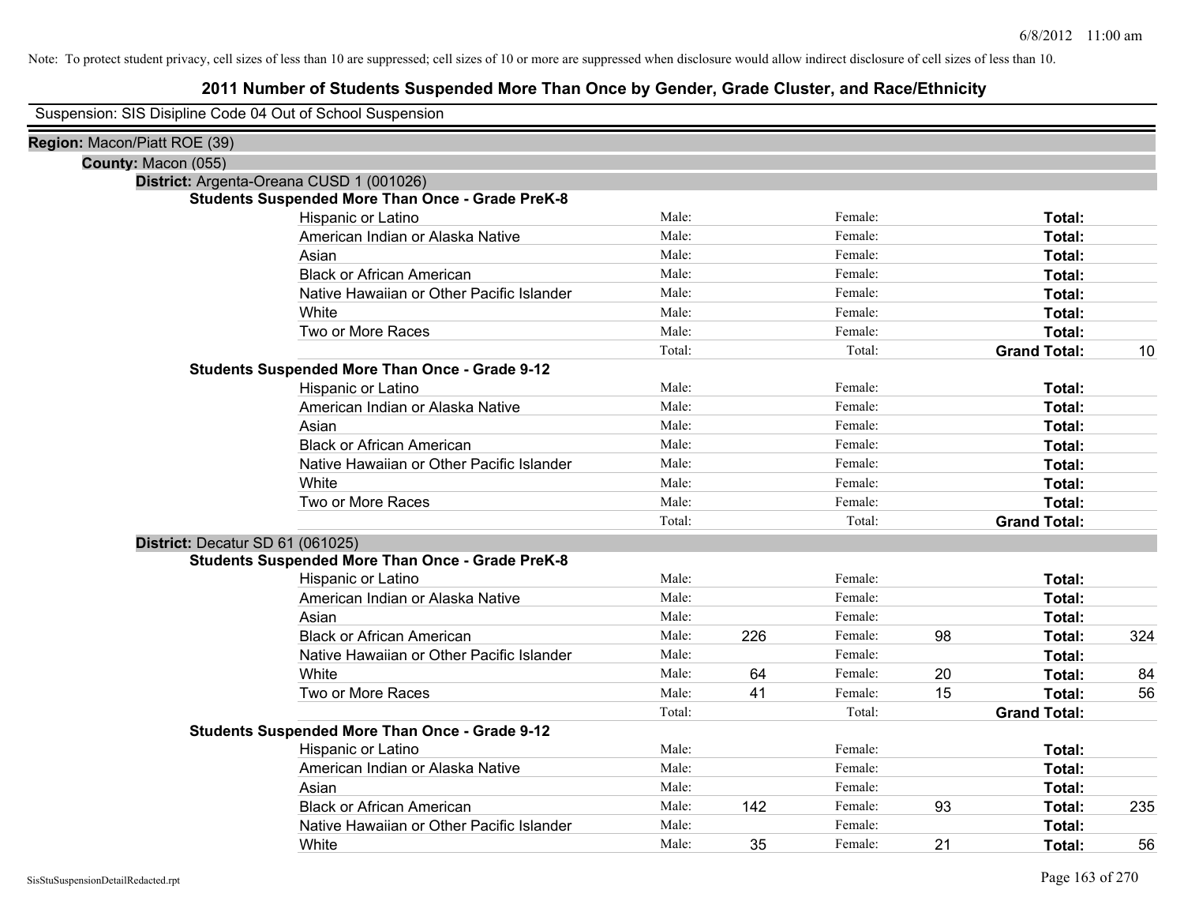Note: To protect student privacy, cell sizes of less than 10 are suppressed; cell sizes of 10 or more are suppressed when disclosure would allow indirect disclosure of cell sizes of less than 10.

# 2011 Number of Students Suspended More Than Once by Gender, Grade Cluster, and Race/Ethnicity

Suspension: SIS Disipline Code 04 Out of School Suspension

**Region:** Macon/Piatt ROE (39)

**County:** Macon (055)

**District:** Argenta-Oreana CUSD 1 (001026)

**Students Suspended More Than Once - Grade PreK-8**

| Race/Ethnicity | Male: | | Female: | | Total: | |
|---|---|---|---|---|---|---|
| Hispanic or Latino | Male: | | Female: | | **Total:** | |
| American Indian or Alaska Native | Male: | | Female: | | **Total:** | |
| Asian | Male: | | Female: | | **Total:** | |
| Black or African American | Male: | | Female: | | **Total:** | |
| Native Hawaiian or Other Pacific Islander | Male: | | Female: | | **Total:** | |
| White | Male: | | Female: | | **Total:** | |
| Two or More Races | Male: | | Female: | | **Total:** | |
| | Total: | | Total: | | **Grand Total:** | 10 |

**Students Suspended More Than Once - Grade 9-12**

| Race/Ethnicity | Male: | | Female: | | Total: | |
|---|---|---|---|---|---|---|
| Hispanic or Latino | Male: | | Female: | | **Total:** | |
| American Indian or Alaska Native | Male: | | Female: | | **Total:** | |
| Asian | Male: | | Female: | | **Total:** | |
| Black or African American | Male: | | Female: | | **Total:** | |
| Native Hawaiian or Other Pacific Islander | Male: | | Female: | | **Total:** | |
| White | Male: | | Female: | | **Total:** | |
| Two or More Races | Male: | | Female: | | **Total:** | |
| | Total: | | Total: | | **Grand Total:** | |

**District:** Decatur SD 61 (061025)

**Students Suspended More Than Once - Grade PreK-8**

| Race/Ethnicity | Male: | | Female: | | Total: | |
|---|---|---|---|---|---|---|
| Hispanic or Latino | Male: | | Female: | | **Total:** | |
| American Indian or Alaska Native | Male: | | Female: | | **Total:** | |
| Asian | Male: | | Female: | | **Total:** | |
| Black or African American | Male: | 226 | Female: | 98 | **Total:** | 324 |
| Native Hawaiian or Other Pacific Islander | Male: | | Female: | | **Total:** | |
| White | Male: | 64 | Female: | 20 | **Total:** | 84 |
| Two or More Races | Male: | 41 | Female: | 15 | **Total:** | 56 |
| | Total: | | Total: | | **Grand Total:** | |

**Students Suspended More Than Once - Grade 9-12**

| Race/Ethnicity | Male: | | Female: | | Total: | |
|---|---|---|---|---|---|---|
| Hispanic or Latino | Male: | | Female: | | **Total:** | |
| American Indian or Alaska Native | Male: | | Female: | | **Total:** | |
| Asian | Male: | | Female: | | **Total:** | |
| Black or African American | Male: | 142 | Female: | 93 | **Total:** | 235 |
| Native Hawaiian or Other Pacific Islander | Male: | | Female: | | **Total:** | |
| White | Male: | 35 | Female: | 21 | **Total:** | 56 |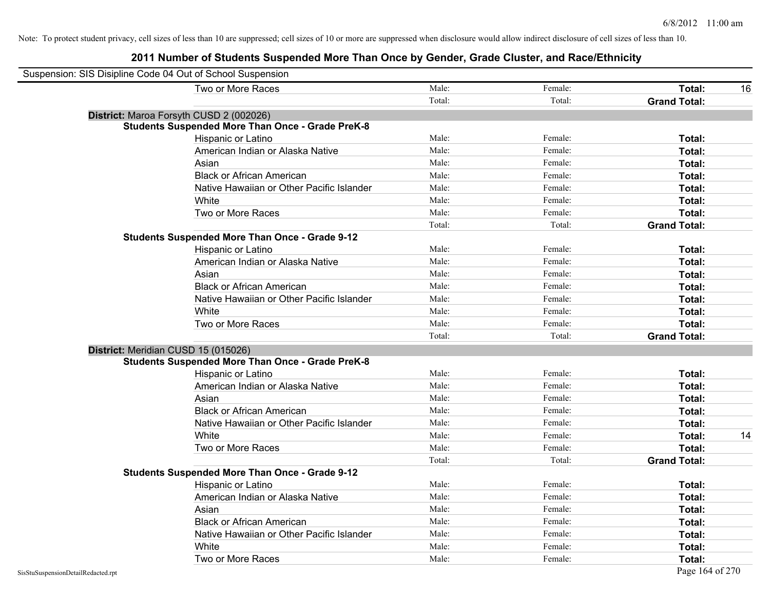Note: To protect student privacy, cell sizes of less than 10 are suppressed; cell sizes of 10 or more are suppressed when disclosure would allow indirect disclosure of cell sizes of less than 10.

## 2011 Number of Students Suspended More Than Once by Gender, Grade Cluster, and Race/Ethnicity

Suspension: SIS Disipline Code 04 Out of School Suspension

| | Male: | Female: | Total: | |
|---|---|---|---|---|
| Two or More Races | Male: | Female: | **Total:** | 16 |
| | Total: | Total: | **Grand Total:** | |

**District:** Maroa Forsyth CUSD 2 (002026)

**Students Suspended More Than Once - Grade PreK-8**

| | | | | |
|---|---|---|---|---|
| Hispanic or Latino | Male: | Female: | **Total:** | |
| American Indian or Alaska Native | Male: | Female: | **Total:** | |
| Asian | Male: | Female: | **Total:** | |
| Black or African American | Male: | Female: | **Total:** | |
| Native Hawaiian or Other Pacific Islander | Male: | Female: | **Total:** | |
| White | Male: | Female: | **Total:** | |
| Two or More Races | Male: | Female: | **Total:** | |
| | Total: | Total: | **Grand Total:** | |

**Students Suspended More Than Once - Grade 9-12**

| | | | | |
|---|---|---|---|---|
| Hispanic or Latino | Male: | Female: | **Total:** | |
| American Indian or Alaska Native | Male: | Female: | **Total:** | |
| Asian | Male: | Female: | **Total:** | |
| Black or African American | Male: | Female: | **Total:** | |
| Native Hawaiian or Other Pacific Islander | Male: | Female: | **Total:** | |
| White | Male: | Female: | **Total:** | |
| Two or More Races | Male: | Female: | **Total:** | |
| | Total: | Total: | **Grand Total:** | |

**District:** Meridian CUSD 15 (015026)

**Students Suspended More Than Once - Grade PreK-8**

| | | | | |
|---|---|---|---|---|
| Hispanic or Latino | Male: | Female: | **Total:** | |
| American Indian or Alaska Native | Male: | Female: | **Total:** | |
| Asian | Male: | Female: | **Total:** | |
| Black or African American | Male: | Female: | **Total:** | |
| Native Hawaiian or Other Pacific Islander | Male: | Female: | **Total:** | |
| White | Male: | Female: | **Total:** | 14 |
| Two or More Races | Male: | Female: | **Total:** | |
| | Total: | Total: | **Grand Total:** | |

**Students Suspended More Than Once - Grade 9-12**

| | | | | |
|---|---|---|---|---|
| Hispanic or Latino | Male: | Female: | **Total:** | |
| American Indian or Alaska Native | Male: | Female: | **Total:** | |
| Asian | Male: | Female: | **Total:** | |
| Black or African American | Male: | Female: | **Total:** | |
| Native Hawaiian or Other Pacific Islander | Male: | Female: | **Total:** | |
| White | Male: | Female: | **Total:** | |
| Two or More Races | Male: | Female: | **Total:** | |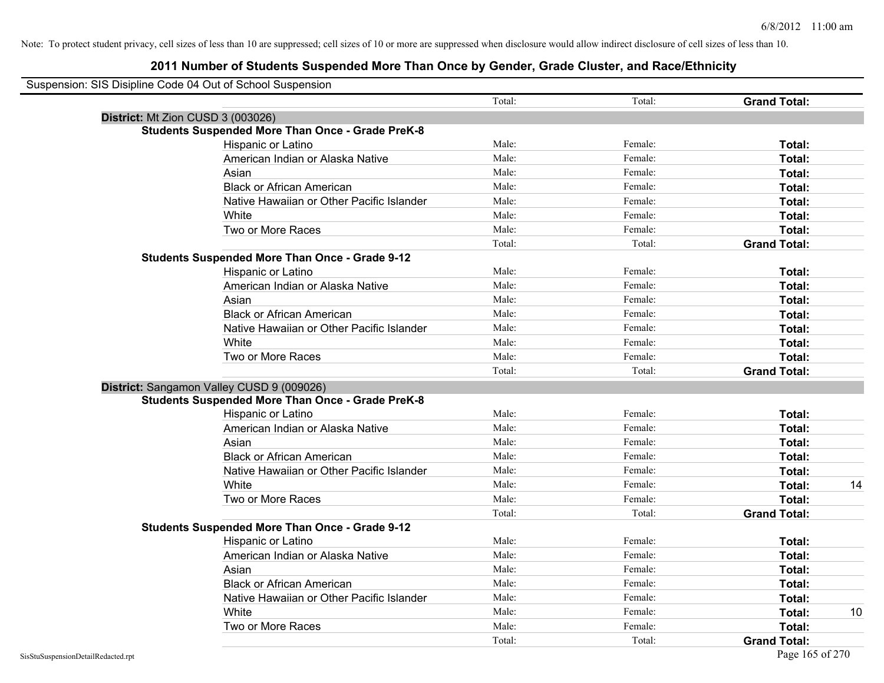Note: To protect student privacy, cell sizes of less than 10 are suppressed; cell sizes of 10 or more are suppressed when disclosure would allow indirect disclosure of cell sizes of less than 10.

# 2011 Number of Students Suspended More Than Once by Gender, Grade Cluster, and Race/Ethnicity

Suspension: SIS Disipline Code 04 Out of School Suspension

| | | Total: | Total: | Grand Total: | |
|---|---|---|---|---|---|
| **District:** Mt Zion CUSD 3 (003026) | | | | | |
| **Students Suspended More Than Once - Grade PreK-8** | | | | | |
| | Hispanic or Latino | Male: | Female: | **Total:** | |
| | American Indian or Alaska Native | Male: | Female: | **Total:** | |
| | Asian | Male: | Female: | **Total:** | |
| | Black or African American | Male: | Female: | **Total:** | |
| | Native Hawaiian or Other Pacific Islander | Male: | Female: | **Total:** | |
| | White | Male: | Female: | **Total:** | |
| | Two or More Races | Male: | Female: | **Total:** | |
| | | Total: | Total: | **Grand Total:** | |
| **Students Suspended More Than Once - Grade 9-12** | | | | | |
| | Hispanic or Latino | Male: | Female: | **Total:** | |
| | American Indian or Alaska Native | Male: | Female: | **Total:** | |
| | Asian | Male: | Female: | **Total:** | |
| | Black or African American | Male: | Female: | **Total:** | |
| | Native Hawaiian or Other Pacific Islander | Male: | Female: | **Total:** | |
| | White | Male: | Female: | **Total:** | |
| | Two or More Races | Male: | Female: | **Total:** | |
| | | Total: | Total: | **Grand Total:** | |
| **District:** Sangamon Valley CUSD 9 (009026) | | | | | |
| **Students Suspended More Than Once - Grade PreK-8** | | | | | |
| | Hispanic or Latino | Male: | Female: | **Total:** | |
| | American Indian or Alaska Native | Male: | Female: | **Total:** | |
| | Asian | Male: | Female: | **Total:** | |
| | Black or African American | Male: | Female: | **Total:** | |
| | Native Hawaiian or Other Pacific Islander | Male: | Female: | **Total:** | |
| | White | Male: | Female: | **Total:** | 14 |
| | Two or More Races | Male: | Female: | **Total:** | |
| | | Total: | Total: | **Grand Total:** | |
| **Students Suspended More Than Once - Grade 9-12** | | | | | |
| | Hispanic or Latino | Male: | Female: | **Total:** | |
| | American Indian or Alaska Native | Male: | Female: | **Total:** | |
| | Asian | Male: | Female: | **Total:** | |
| | Black or African American | Male: | Female: | **Total:** | |
| | Native Hawaiian or Other Pacific Islander | Male: | Female: | **Total:** | |
| | White | Male: | Female: | **Total:** | 10 |
| | Two or More Races | Male: | Female: | **Total:** | |
| | | Total: | Total: | **Grand Total:** | |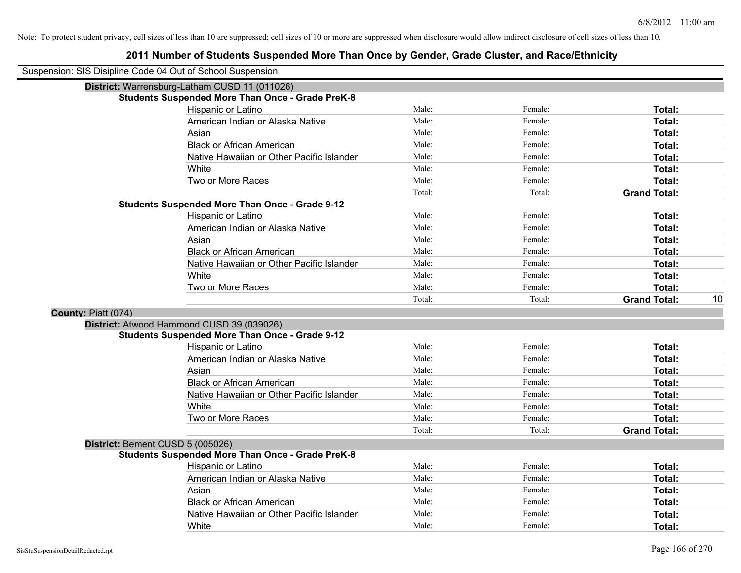Note: To protect student privacy, cell sizes of less than 10 are suppressed; cell sizes of 10 or more are suppressed when disclosure would allow indirect disclosure of cell sizes of less than 10.

# 2011 Number of Students Suspended More Than Once by Gender, Grade Cluster, and Race/Ethnicity

Suspension: SIS Disipline Code 04 Out of School Suspension

**District:** Warrensburg-Latham CUSD 11 (011026)

**Students Suspended More Than Once - Grade PreK-8**

| | | | | |
|---|---|---|---|---|
| Hispanic or Latino | Male: | Female: | **Total:** | |
| American Indian or Alaska Native | Male: | Female: | **Total:** | |
| Asian | Male: | Female: | **Total:** | |
| Black or African American | Male: | Female: | **Total:** | |
| Native Hawaiian or Other Pacific Islander | Male: | Female: | **Total:** | |
| White | Male: | Female: | **Total:** | |
| Two or More Races | Male: | Female: | **Total:** | |
| | Total: | Total: | **Grand Total:** | |

**Students Suspended More Than Once - Grade 9-12**

| | | | | |
|---|---|---|---|---|
| Hispanic or Latino | Male: | Female: | **Total:** | |
| American Indian or Alaska Native | Male: | Female: | **Total:** | |
| Asian | Male: | Female: | **Total:** | |
| Black or African American | Male: | Female: | **Total:** | |
| Native Hawaiian or Other Pacific Islander | Male: | Female: | **Total:** | |
| White | Male: | Female: | **Total:** | |
| Two or More Races | Male: | Female: | **Total:** | |
| | Total: | Total: | **Grand Total:** | 10 |

**County:** Piatt (074)

**District:** Atwood Hammond CUSD 39 (039026)

**Students Suspended More Than Once - Grade 9-12**

| | | | | |
|---|---|---|---|---|
| Hispanic or Latino | Male: | Female: | **Total:** | |
| American Indian or Alaska Native | Male: | Female: | **Total:** | |
| Asian | Male: | Female: | **Total:** | |
| Black or African American | Male: | Female: | **Total:** | |
| Native Hawaiian or Other Pacific Islander | Male: | Female: | **Total:** | |
| White | Male: | Female: | **Total:** | |
| Two or More Races | Male: | Female: | **Total:** | |
| | Total: | Total: | **Grand Total:** | |

**District:** Bement CUSD 5 (005026)

**Students Suspended More Than Once - Grade PreK-8**

| | | | | |
|---|---|---|---|---|
| Hispanic or Latino | Male: | Female: | **Total:** | |
| American Indian or Alaska Native | Male: | Female: | **Total:** | |
| Asian | Male: | Female: | **Total:** | |
| Black or African American | Male: | Female: | **Total:** | |
| Native Hawaiian or Other Pacific Islander | Male: | Female: | **Total:** | |
| White | Male: | Female: | **Total:** | |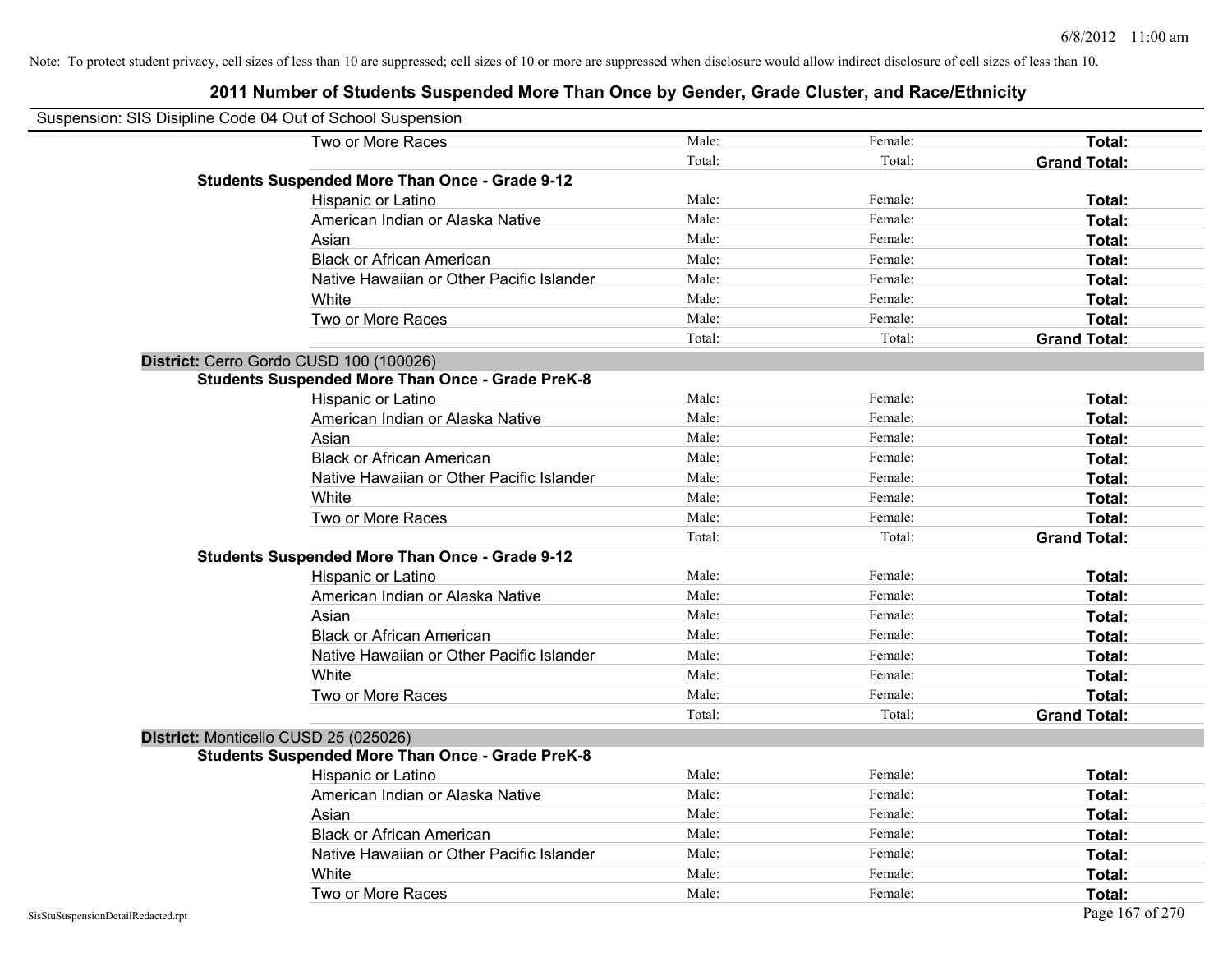Note: To protect student privacy, cell sizes of less than 10 are suppressed; cell sizes of 10 or more are suppressed when disclosure would allow indirect disclosure of cell sizes of less than 10.

# 2011 Number of Students Suspended More Than Once by Gender, Grade Cluster, and Race/Ethnicity

Suspension: SIS Disipline Code 04 Out of School Suspension

| | | | |
|---|---|---|---|
| Two or More Races | Male: | Female: | **Total:** |
| | Total: | Total: | **Grand Total:** |
| **Students Suspended More Than Once - Grade 9-12** | | | |
| Hispanic or Latino | Male: | Female: | **Total:** |
| American Indian or Alaska Native | Male: | Female: | **Total:** |
| Asian | Male: | Female: | **Total:** |
| Black or African American | Male: | Female: | **Total:** |
| Native Hawaiian or Other Pacific Islander | Male: | Female: | **Total:** |
| White | Male: | Female: | **Total:** |
| Two or More Races | Male: | Female: | **Total:** |
| | Total: | Total: | **Grand Total:** |
| **District:** Cerro Gordo CUSD 100 (100026) | | | |
| **Students Suspended More Than Once - Grade PreK-8** | | | |
| Hispanic or Latino | Male: | Female: | **Total:** |
| American Indian or Alaska Native | Male: | Female: | **Total:** |
| Asian | Male: | Female: | **Total:** |
| Black or African American | Male: | Female: | **Total:** |
| Native Hawaiian or Other Pacific Islander | Male: | Female: | **Total:** |
| White | Male: | Female: | **Total:** |
| Two or More Races | Male: | Female: | **Total:** |
| | Total: | Total: | **Grand Total:** |
| **Students Suspended More Than Once - Grade 9-12** | | | |
| Hispanic or Latino | Male: | Female: | **Total:** |
| American Indian or Alaska Native | Male: | Female: | **Total:** |
| Asian | Male: | Female: | **Total:** |
| Black or African American | Male: | Female: | **Total:** |
| Native Hawaiian or Other Pacific Islander | Male: | Female: | **Total:** |
| White | Male: | Female: | **Total:** |
| Two or More Races | Male: | Female: | **Total:** |
| | Total: | Total: | **Grand Total:** |
| **District:** Monticello CUSD 25 (025026) | | | |
| **Students Suspended More Than Once - Grade PreK-8** | | | |
| Hispanic or Latino | Male: | Female: | **Total:** |
| American Indian or Alaska Native | Male: | Female: | **Total:** |
| Asian | Male: | Female: | **Total:** |
| Black or African American | Male: | Female: | **Total:** |
| Native Hawaiian or Other Pacific Islander | Male: | Female: | **Total:** |
| White | Male: | Female: | **Total:** |
| Two or More Races | Male: | Female: | **Total:** |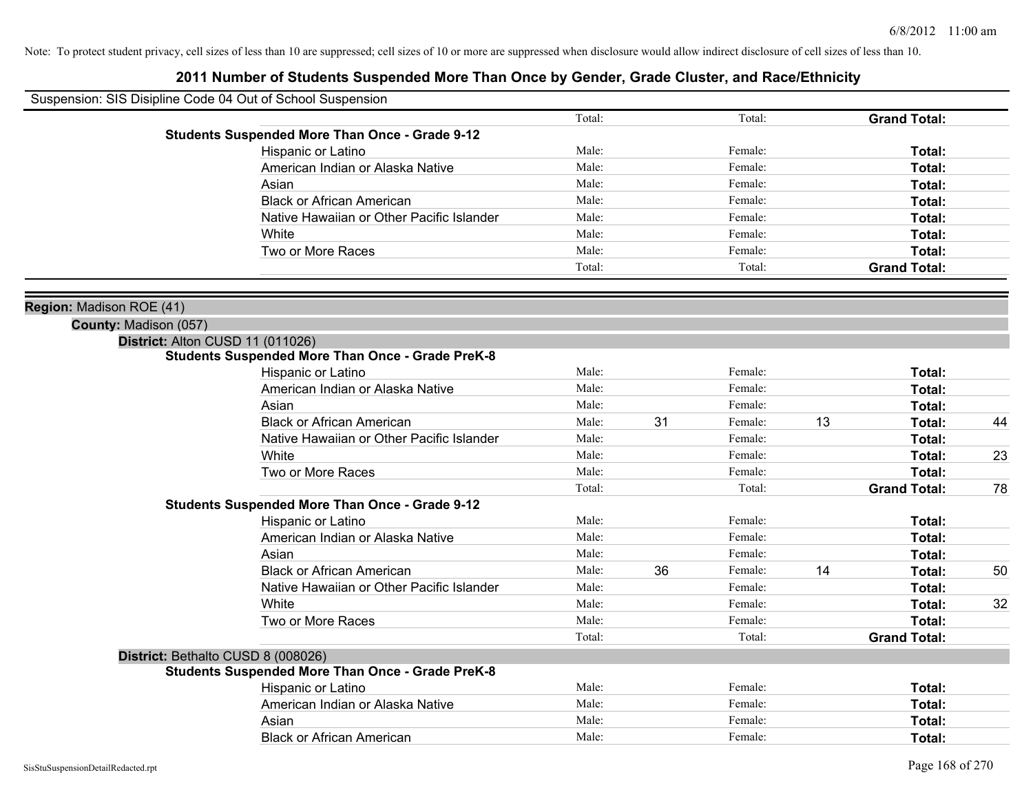Note: To protect student privacy, cell sizes of less than 10 are suppressed; cell sizes of 10 or more are suppressed when disclosure would allow indirect disclosure of cell sizes of less than 10.

## 2011 Number of Students Suspended More Than Once by Gender, Grade Cluster, and Race/Ethnicity

Suspension: SIS Disipline Code 04 Out of School Suspension

| | | | | | | |
|---|---|---|---|---|---|---|
| | Total: | | Total: | | **Grand Total:** | |
| **Students Suspended More Than Once - Grade 9-12** | | | | | | |
| Hispanic or Latino | Male: | | Female: | | **Total:** | |
| American Indian or Alaska Native | Male: | | Female: | | **Total:** | |
| Asian | Male: | | Female: | | **Total:** | |
| Black or African American | Male: | | Female: | | **Total:** | |
| Native Hawaiian or Other Pacific Islander | Male: | | Female: | | **Total:** | |
| White | Male: | | Female: | | **Total:** | |
| Two or More Races | Male: | | Female: | | **Total:** | |
| | Total: | | Total: | | **Grand Total:** | |

**Region:** Madison ROE (41)

**County:** Madison (057)

**District:** Alton CUSD 11 (011026)

| | | | | | | |
|---|---|---|---|---|---|---|
| **Students Suspended More Than Once - Grade PreK-8** | | | | | | |
| Hispanic or Latino | Male: | | Female: | | **Total:** | |
| American Indian or Alaska Native | Male: | | Female: | | **Total:** | |
| Asian | Male: | | Female: | | **Total:** | |
| Black or African American | Male: | 31 | Female: | 13 | **Total:** | 44 |
| Native Hawaiian or Other Pacific Islander | Male: | | Female: | | **Total:** | |
| White | Male: | | Female: | | **Total:** | 23 |
| Two or More Races | Male: | | Female: | | **Total:** | |
| | Total: | | Total: | | **Grand Total:** | 78 |
| **Students Suspended More Than Once - Grade 9-12** | | | | | | |
| Hispanic or Latino | Male: | | Female: | | **Total:** | |
| American Indian or Alaska Native | Male: | | Female: | | **Total:** | |
| Asian | Male: | | Female: | | **Total:** | |
| Black or African American | Male: | 36 | Female: | 14 | **Total:** | 50 |
| Native Hawaiian or Other Pacific Islander | Male: | | Female: | | **Total:** | |
| White | Male: | | Female: | | **Total:** | 32 |
| Two or More Races | Male: | | Female: | | **Total:** | |
| | Total: | | Total: | | **Grand Total:** | |

**District:** Bethalto CUSD 8 (008026)

| | | | | | | |
|---|---|---|---|---|---|---|
| **Students Suspended More Than Once - Grade PreK-8** | | | | | | |
| Hispanic or Latino | Male: | | Female: | | **Total:** | |
| American Indian or Alaska Native | Male: | | Female: | | **Total:** | |
| Asian | Male: | | Female: | | **Total:** | |
| Black or African American | Male: | | Female: | | **Total:** | |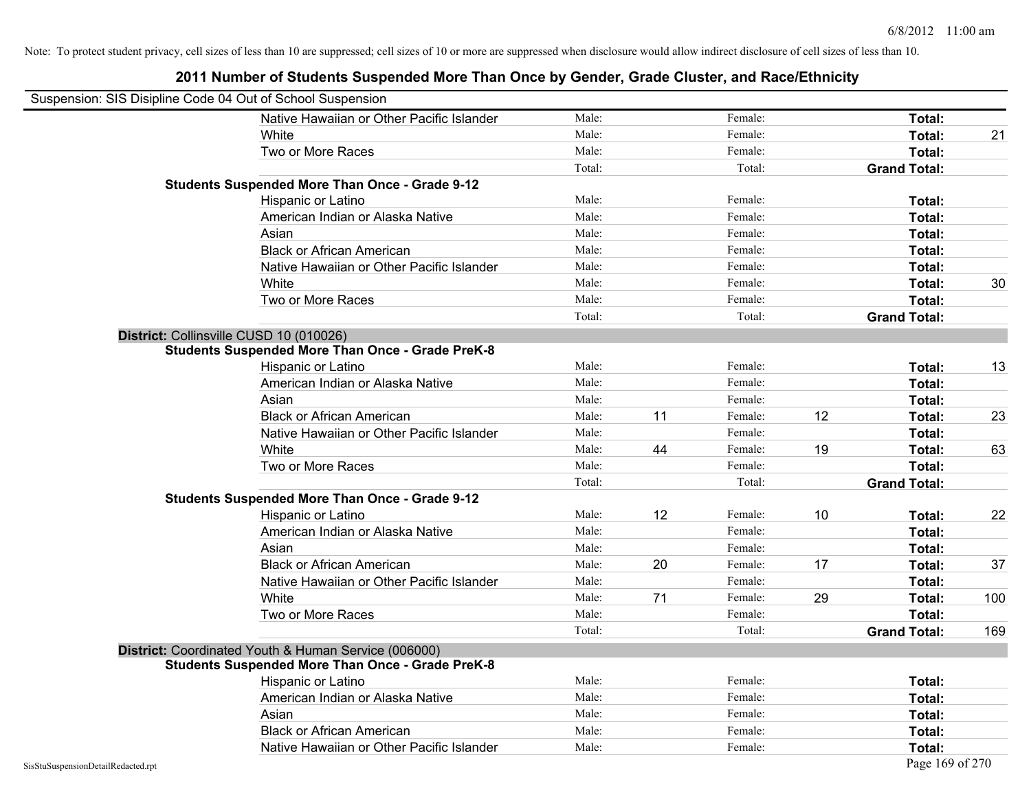Note: To protect student privacy, cell sizes of less than 10 are suppressed; cell sizes of 10 or more are suppressed when disclosure would allow indirect disclosure of cell sizes of less than 10.

## 2011 Number of Students Suspended More Than Once by Gender, Grade Cluster, and Race/Ethnicity

Suspension: SIS Disipline Code 04 Out of School Suspension

| | | | | | | | |
|---|---|---|---|---|---|---|---|
| Native Hawaiian or Other Pacific Islander | Male: | | Female: | | Total: | |
| White | Male: | | Female: | | Total: | 21 |
| Two or More Races | Male: | | Female: | | Total: | |
| | Total: | | Total: | | Grand Total: | |

**Students Suspended More Than Once - Grade 9-12**

| | | | | | | |
|---|---|---|---|---|---|---|
| Hispanic or Latino | Male: | | Female: | | Total: | |
| American Indian or Alaska Native | Male: | | Female: | | Total: | |
| Asian | Male: | | Female: | | Total: | |
| Black or African American | Male: | | Female: | | Total: | |
| Native Hawaiian or Other Pacific Islander | Male: | | Female: | | Total: | |
| White | Male: | | Female: | | Total: | 30 |
| Two or More Races | Male: | | Female: | | Total: | |
| | Total: | | Total: | | Grand Total: | |

**District:** Collinsville CUSD 10 (010026)

**Students Suspended More Than Once - Grade PreK-8**

| | | | | | | |
|---|---|---|---|---|---|---|
| Hispanic or Latino | Male: | | Female: | | Total: | 13 |
| American Indian or Alaska Native | Male: | | Female: | | Total: | |
| Asian | Male: | | Female: | | Total: | |
| Black or African American | Male: | 11 | Female: | 12 | Total: | 23 |
| Native Hawaiian or Other Pacific Islander | Male: | | Female: | | Total: | |
| White | Male: | 44 | Female: | 19 | Total: | 63 |
| Two or More Races | Male: | | Female: | | Total: | |
| | Total: | | Total: | | Grand Total: | |

**Students Suspended More Than Once - Grade 9-12**

| | | | | | | |
|---|---|---|---|---|---|---|
| Hispanic or Latino | Male: | 12 | Female: | 10 | Total: | 22 |
| American Indian or Alaska Native | Male: | | Female: | | Total: | |
| Asian | Male: | | Female: | | Total: | |
| Black or African American | Male: | 20 | Female: | 17 | Total: | 37 |
| Native Hawaiian or Other Pacific Islander | Male: | | Female: | | Total: | |
| White | Male: | 71 | Female: | 29 | Total: | 100 |
| Two or More Races | Male: | | Female: | | Total: | |
| | Total: | | Total: | | Grand Total: | 169 |

**District:** Coordinated Youth & Human Service (006000)

**Students Suspended More Than Once - Grade PreK-8**

| | | | | | | |
|---|---|---|---|---|---|---|
| Hispanic or Latino | Male: | | Female: | | Total: | |
| American Indian or Alaska Native | Male: | | Female: | | Total: | |
| Asian | Male: | | Female: | | Total: | |
| Black or African American | Male: | | Female: | | Total: | |
| Native Hawaiian or Other Pacific Islander | Male: | | Female: | | Total: | |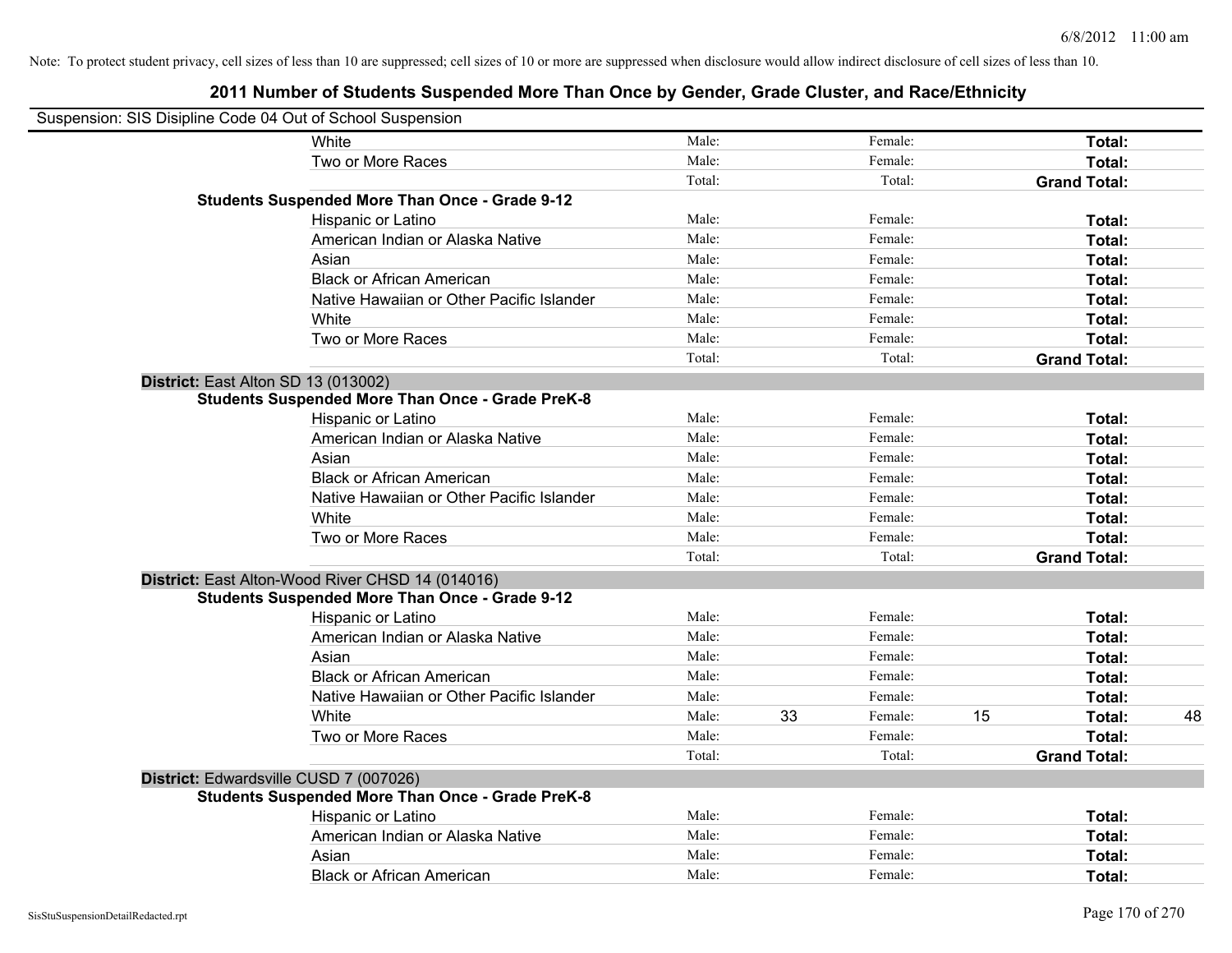Note: To protect student privacy, cell sizes of less than 10 are suppressed; cell sizes of 10 or more are suppressed when disclosure would allow indirect disclosure of cell sizes of less than 10.

# 2011 Number of Students Suspended More Than Once by Gender, Grade Cluster, and Race/Ethnicity

Suspension: SIS Disipline Code 04 Out of School Suspension

| | | | | | | | |
|---|---|---|---|---|---|---|---|
| | White | Male: | | Female: | | **Total:** | |
| | Two or More Races | Male: | | Female: | | **Total:** | |
| | | Total: | | Total: | | **Grand Total:** | |
| **Students Suspended More Than Once - Grade 9-12** | | | | | | | |
| | Hispanic or Latino | Male: | | Female: | | **Total:** | |
| | American Indian or Alaska Native | Male: | | Female: | | **Total:** | |
| | Asian | Male: | | Female: | | **Total:** | |
| | Black or African American | Male: | | Female: | | **Total:** | |
| | Native Hawaiian or Other Pacific Islander | Male: | | Female: | | **Total:** | |
| | White | Male: | | Female: | | **Total:** | |
| | Two or More Races | Male: | | Female: | | **Total:** | |
| | | Total: | | Total: | | **Grand Total:** | |
| **District:** East Alton SD 13 (013002) | | | | | | | |
| **Students Suspended More Than Once - Grade PreK-8** | | | | | | | |
| | Hispanic or Latino | Male: | | Female: | | **Total:** | |
| | American Indian or Alaska Native | Male: | | Female: | | **Total:** | |
| | Asian | Male: | | Female: | | **Total:** | |
| | Black or African American | Male: | | Female: | | **Total:** | |
| | Native Hawaiian or Other Pacific Islander | Male: | | Female: | | **Total:** | |
| | White | Male: | | Female: | | **Total:** | |
| | Two or More Races | Male: | | Female: | | **Total:** | |
| | | Total: | | Total: | | **Grand Total:** | |
| **District:** East Alton-Wood River CHSD 14 (014016) | | | | | | | |
| **Students Suspended More Than Once - Grade 9-12** | | | | | | | |
| | Hispanic or Latino | Male: | | Female: | | **Total:** | |
| | American Indian or Alaska Native | Male: | | Female: | | **Total:** | |
| | Asian | Male: | | Female: | | **Total:** | |
| | Black or African American | Male: | | Female: | | **Total:** | |
| | Native Hawaiian or Other Pacific Islander | Male: | | Female: | | **Total:** | |
| | White | Male: | 33 | Female: | 15 | **Total:** | 48 |
| | Two or More Races | Male: | | Female: | | **Total:** | |
| | | Total: | | Total: | | **Grand Total:** | |
| **District:** Edwardsville CUSD 7 (007026) | | | | | | | |
| **Students Suspended More Than Once - Grade PreK-8** | | | | | | | |
| | Hispanic or Latino | Male: | | Female: | | **Total:** | |
| | American Indian or Alaska Native | Male: | | Female: | | **Total:** | |
| | Asian | Male: | | Female: | | **Total:** | |
| | Black or African American | Male: | | Female: | | **Total:** | |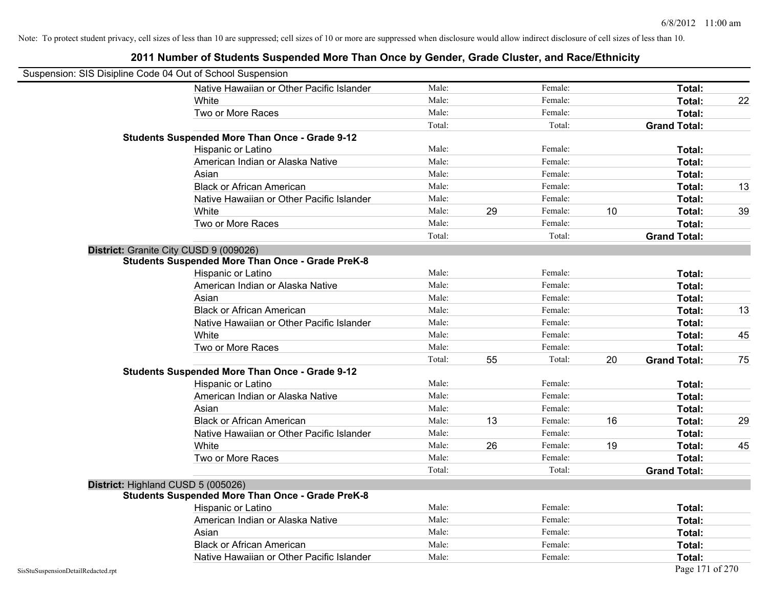Note: To protect student privacy, cell sizes of less than 10 are suppressed; cell sizes of 10 or more are suppressed when disclosure would allow indirect disclosure of cell sizes of less than 10.

## 2011 Number of Students Suspended More Than Once by Gender, Grade Cluster, and Race/Ethnicity

Suspension: SIS Disipline Code 04 Out of School Suspension

| | | | | | | |
|---|---|---|---|---|---|---|
| Native Hawaiian or Other Pacific Islander | Male: | | Female: | | **Total:** | |
| White | Male: | | Female: | | **Total:** | 22 |
| Two or More Races | Male: | | Female: | | **Total:** | |
| | Total: | | Total: | | **Grand Total:** | |

**Students Suspended More Than Once - Grade 9-12**

| | | | | | | |
|---|---|---|---|---|---|---|
| Hispanic or Latino | Male: | | Female: | | **Total:** | |
| American Indian or Alaska Native | Male: | | Female: | | **Total:** | |
| Asian | Male: | | Female: | | **Total:** | |
| Black or African American | Male: | | Female: | | **Total:** | 13 |
| Native Hawaiian or Other Pacific Islander | Male: | | Female: | | **Total:** | |
| White | Male: | 29 | Female: | 10 | **Total:** | 39 |
| Two or More Races | Male: | | Female: | | **Total:** | |
| | Total: | | Total: | | **Grand Total:** | |

**District:** Granite City CUSD 9 (009026)

**Students Suspended More Than Once - Grade PreK-8**

| | | | | | | |
|---|---|---|---|---|---|---|
| Hispanic or Latino | Male: | | Female: | | **Total:** | |
| American Indian or Alaska Native | Male: | | Female: | | **Total:** | |
| Asian | Male: | | Female: | | **Total:** | |
| Black or African American | Male: | | Female: | | **Total:** | 13 |
| Native Hawaiian or Other Pacific Islander | Male: | | Female: | | **Total:** | |
| White | Male: | | Female: | | **Total:** | 45 |
| Two or More Races | Male: | | Female: | | **Total:** | |
| | Total: | 55 | Total: | 20 | **Grand Total:** | 75 |

**Students Suspended More Than Once - Grade 9-12**

| | | | | | | |
|---|---|---|---|---|---|---|
| Hispanic or Latino | Male: | | Female: | | **Total:** | |
| American Indian or Alaska Native | Male: | | Female: | | **Total:** | |
| Asian | Male: | | Female: | | **Total:** | |
| Black or African American | Male: | 13 | Female: | 16 | **Total:** | 29 |
| Native Hawaiian or Other Pacific Islander | Male: | | Female: | | **Total:** | |
| White | Male: | 26 | Female: | 19 | **Total:** | 45 |
| Two or More Races | Male: | | Female: | | **Total:** | |
| | Total: | | Total: | | **Grand Total:** | |

**District:** Highland CUSD 5 (005026)

**Students Suspended More Than Once - Grade PreK-8**

| | | | | | | |
|---|---|---|---|---|---|---|
| Hispanic or Latino | Male: | | Female: | | **Total:** | |
| American Indian or Alaska Native | Male: | | Female: | | **Total:** | |
| Asian | Male: | | Female: | | **Total:** | |
| Black or African American | Male: | | Female: | | **Total:** | |
| Native Hawaiian or Other Pacific Islander | Male: | | Female: | | **Total:** | |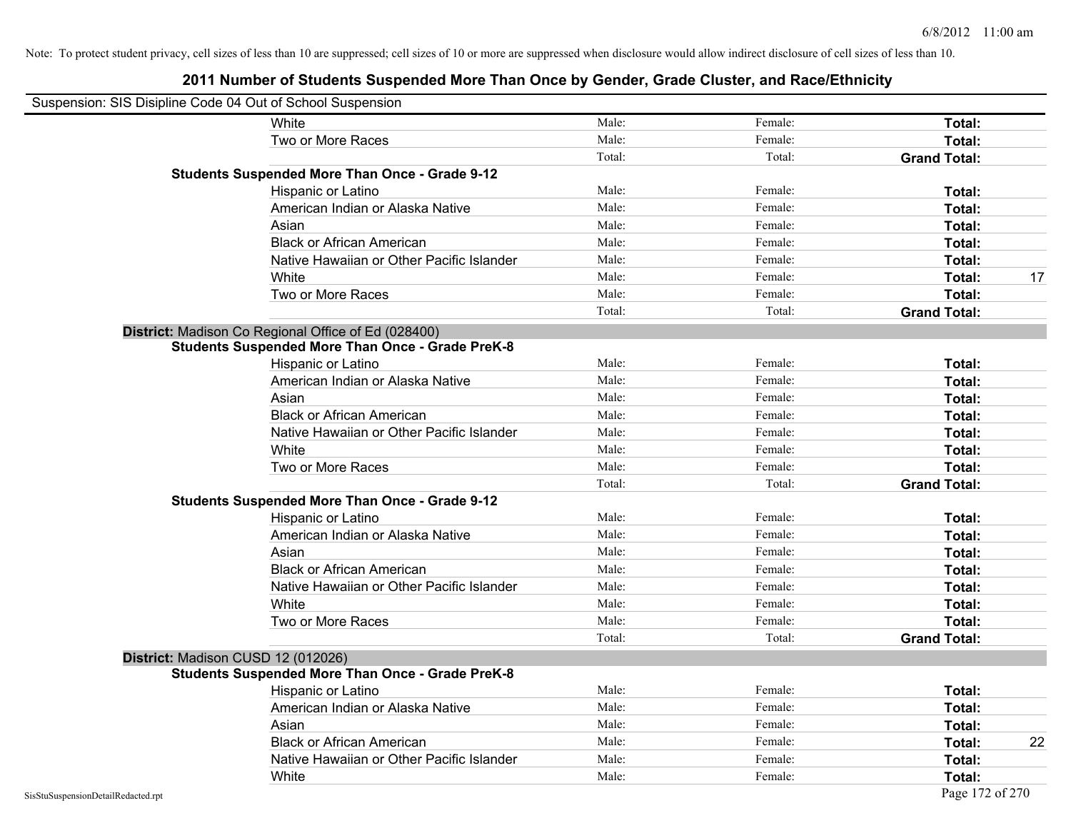Note: To protect student privacy, cell sizes of less than 10 are suppressed; cell sizes of 10 or more are suppressed when disclosure would allow indirect disclosure of cell sizes of less than 10.

## 2011 Number of Students Suspended More Than Once by Gender, Grade Cluster, and Race/Ethnicity

Suspension: SIS Disipline Code 04 Out of School Suspension

| | | | | |
|---|---|---|---|---|
| White | Male: | Female: | **Total:** | |
| Two or More Races | Male: | Female: | **Total:** | |
| | Total: | Total: | **Grand Total:** | |
| **Students Suspended More Than Once - Grade 9-12** | | | | |
| Hispanic or Latino | Male: | Female: | **Total:** | |
| American Indian or Alaska Native | Male: | Female: | **Total:** | |
| Asian | Male: | Female: | **Total:** | |
| Black or African American | Male: | Female: | **Total:** | |
| Native Hawaiian or Other Pacific Islander | Male: | Female: | **Total:** | |
| White | Male: | Female: | **Total:** | 17 |
| Two or More Races | Male: | Female: | **Total:** | |
| | Total: | Total: | **Grand Total:** | |
| **District:** Madison Co Regional Office of Ed (028400) | | | | |
| **Students Suspended More Than Once - Grade PreK-8** | | | | |
| Hispanic or Latino | Male: | Female: | **Total:** | |
| American Indian or Alaska Native | Male: | Female: | **Total:** | |
| Asian | Male: | Female: | **Total:** | |
| Black or African American | Male: | Female: | **Total:** | |
| Native Hawaiian or Other Pacific Islander | Male: | Female: | **Total:** | |
| White | Male: | Female: | **Total:** | |
| Two or More Races | Male: | Female: | **Total:** | |
| | Total: | Total: | **Grand Total:** | |
| **Students Suspended More Than Once - Grade 9-12** | | | | |
| Hispanic or Latino | Male: | Female: | **Total:** | |
| American Indian or Alaska Native | Male: | Female: | **Total:** | |
| Asian | Male: | Female: | **Total:** | |
| Black or African American | Male: | Female: | **Total:** | |
| Native Hawaiian or Other Pacific Islander | Male: | Female: | **Total:** | |
| White | Male: | Female: | **Total:** | |
| Two or More Races | Male: | Female: | **Total:** | |
| | Total: | Total: | **Grand Total:** | |
| **District:** Madison CUSD 12 (012026) | | | | |
| **Students Suspended More Than Once - Grade PreK-8** | | | | |
| Hispanic or Latino | Male: | Female: | **Total:** | |
| American Indian or Alaska Native | Male: | Female: | **Total:** | |
| Asian | Male: | Female: | **Total:** | |
| Black or African American | Male: | Female: | **Total:** | 22 |
| Native Hawaiian or Other Pacific Islander | Male: | Female: | **Total:** | |
| White | Male: | Female: | **Total:** | |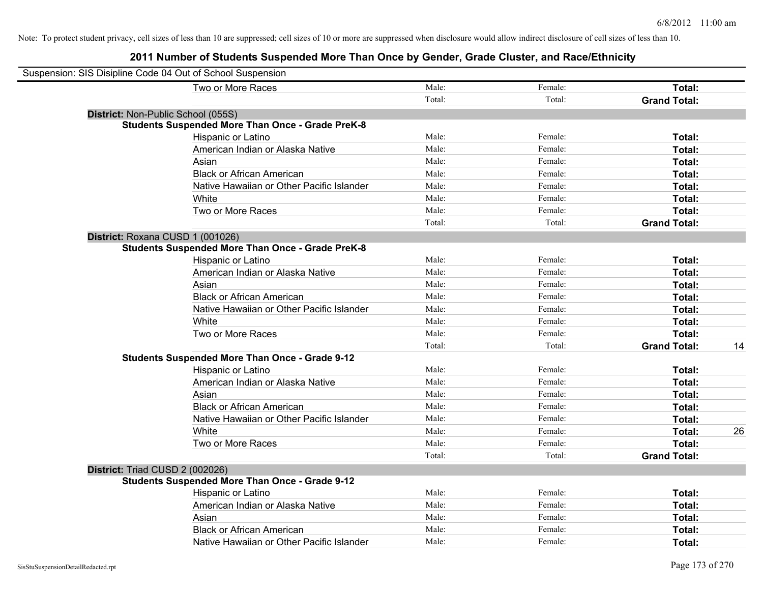Note: To protect student privacy, cell sizes of less than 10 are suppressed; cell sizes of 10 or more are suppressed when disclosure would allow indirect disclosure of cell sizes of less than 10.

## 2011 Number of Students Suspended More Than Once by Gender, Grade Cluster, and Race/Ethnicity

Suspension: SIS Disipline Code 04 Out of School Suspension

| | | | | |
|---|---|---|---|---|
| Two or More Races | Male: | Female: | **Total:** | |
| | Total: | Total: | **Grand Total:** | |

**District:** Non-Public School (055S)

**Students Suspended More Than Once - Grade PreK-8**

| | | | | |
|---|---|---|---|---|
| Hispanic or Latino | Male: | Female: | **Total:** | |
| American Indian or Alaska Native | Male: | Female: | **Total:** | |
| Asian | Male: | Female: | **Total:** | |
| Black or African American | Male: | Female: | **Total:** | |
| Native Hawaiian or Other Pacific Islander | Male: | Female: | **Total:** | |
| White | Male: | Female: | **Total:** | |
| Two or More Races | Male: | Female: | **Total:** | |
| | Total: | Total: | **Grand Total:** | |

**District:** Roxana CUSD 1 (001026)

**Students Suspended More Than Once - Grade PreK-8**

| | | | | |
|---|---|---|---|---|
| Hispanic or Latino | Male: | Female: | **Total:** | |
| American Indian or Alaska Native | Male: | Female: | **Total:** | |
| Asian | Male: | Female: | **Total:** | |
| Black or African American | Male: | Female: | **Total:** | |
| Native Hawaiian or Other Pacific Islander | Male: | Female: | **Total:** | |
| White | Male: | Female: | **Total:** | |
| Two or More Races | Male: | Female: | **Total:** | |
| | Total: | Total: | **Grand Total:** | 14 |

**Students Suspended More Than Once - Grade 9-12**

| | | | | |
|---|---|---|---|---|
| Hispanic or Latino | Male: | Female: | **Total:** | |
| American Indian or Alaska Native | Male: | Female: | **Total:** | |
| Asian | Male: | Female: | **Total:** | |
| Black or African American | Male: | Female: | **Total:** | |
| Native Hawaiian or Other Pacific Islander | Male: | Female: | **Total:** | |
| White | Male: | Female: | **Total:** | 26 |
| Two or More Races | Male: | Female: | **Total:** | |
| | Total: | Total: | **Grand Total:** | |

**District:** Triad CUSD 2 (002026)

**Students Suspended More Than Once - Grade 9-12**

| | | | | |
|---|---|---|---|---|
| Hispanic or Latino | Male: | Female: | **Total:** | |
| American Indian or Alaska Native | Male: | Female: | **Total:** | |
| Asian | Male: | Female: | **Total:** | |
| Black or African American | Male: | Female: | **Total:** | |
| Native Hawaiian or Other Pacific Islander | Male: | Female: | **Total:** | |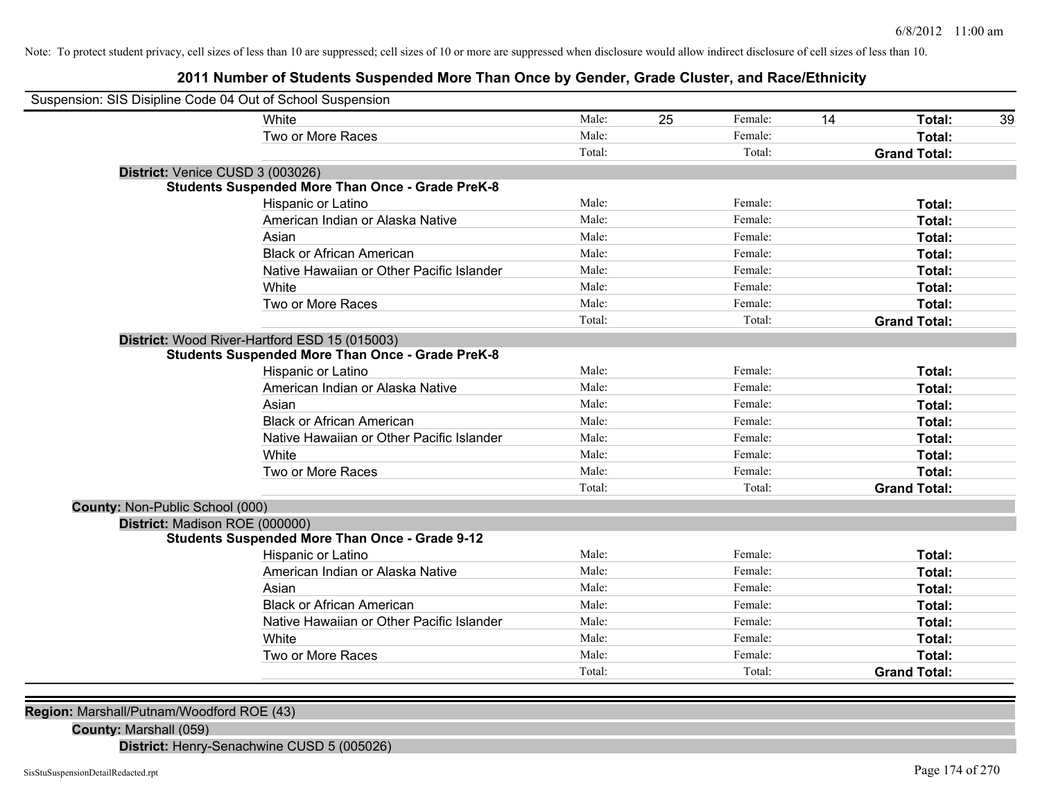Note: To protect student privacy, cell sizes of less than 10 are suppressed; cell sizes of 10 or more are suppressed when disclosure would allow indirect disclosure of cell sizes of less than 10.

## 2011 Number of Students Suspended More Than Once by Gender, Grade Cluster, and Race/Ethnicity

Suspension: SIS Disipline Code 04 Out of School Suspension

| | | | | | | |
|---|---|---|---|---|---|---|
| White | Male: | 25 | Female: | 14 | **Total:** | 39 |
| Two or More Races | Male: | | Female: | | **Total:** | |
| | Total: | | Total: | | **Grand Total:** | |

**District:** Venice CUSD 3 (003026)

**Students Suspended More Than Once - Grade PreK-8**

| | | | | | | |
|---|---|---|---|---|---|---|
| Hispanic or Latino | Male: | | Female: | | **Total:** | |
| American Indian or Alaska Native | Male: | | Female: | | **Total:** | |
| Asian | Male: | | Female: | | **Total:** | |
| Black or African American | Male: | | Female: | | **Total:** | |
| Native Hawaiian or Other Pacific Islander | Male: | | Female: | | **Total:** | |
| White | Male: | | Female: | | **Total:** | |
| Two or More Races | Male: | | Female: | | **Total:** | |
| | Total: | | Total: | | **Grand Total:** | |

**District:** Wood River-Hartford ESD 15 (015003)

**Students Suspended More Than Once - Grade PreK-8**

| | | | | | | |
|---|---|---|---|---|---|---|
| Hispanic or Latino | Male: | | Female: | | **Total:** | |
| American Indian or Alaska Native | Male: | | Female: | | **Total:** | |
| Asian | Male: | | Female: | | **Total:** | |
| Black or African American | Male: | | Female: | | **Total:** | |
| Native Hawaiian or Other Pacific Islander | Male: | | Female: | | **Total:** | |
| White | Male: | | Female: | | **Total:** | |
| Two or More Races | Male: | | Female: | | **Total:** | |
| | Total: | | Total: | | **Grand Total:** | |

**County:** Non-Public School (000)

**District:** Madison ROE (000000)

**Students Suspended More Than Once - Grade 9-12**

| | | | | | | |
|---|---|---|---|---|---|---|
| Hispanic or Latino | Male: | | Female: | | **Total:** | |
| American Indian or Alaska Native | Male: | | Female: | | **Total:** | |
| Asian | Male: | | Female: | | **Total:** | |
| Black or African American | Male: | | Female: | | **Total:** | |
| Native Hawaiian or Other Pacific Islander | Male: | | Female: | | **Total:** | |
| White | Male: | | Female: | | **Total:** | |
| Two or More Races | Male: | | Female: | | **Total:** | |
| | Total: | | Total: | | **Grand Total:** | |

**Region:** Marshall/Putnam/Woodford ROE (43)

**County:** Marshall (059)

**District:** Henry-Senachwine CUSD 5 (005026)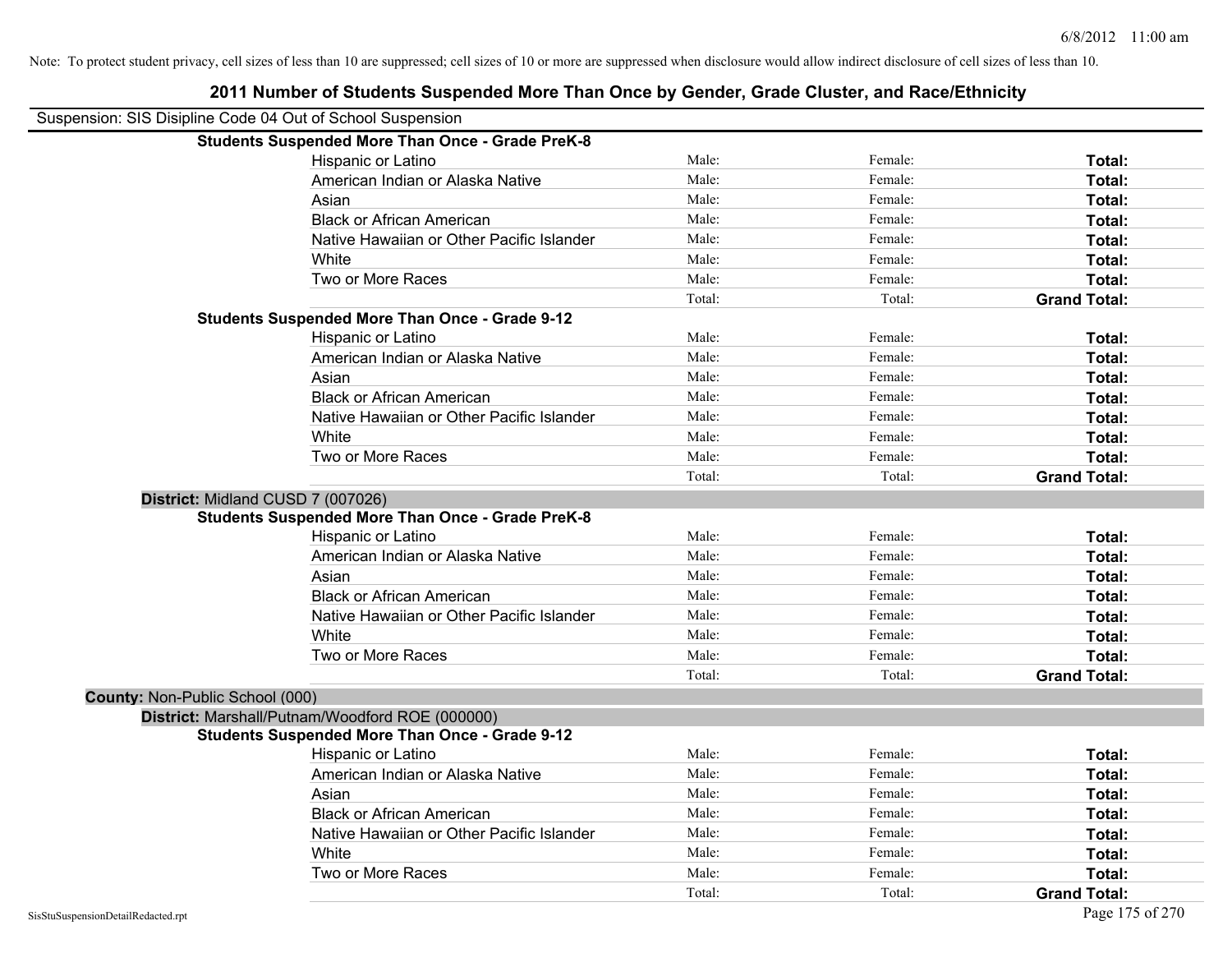Note: To protect student privacy, cell sizes of less than 10 are suppressed; cell sizes of 10 or more are suppressed when disclosure would allow indirect disclosure of cell sizes of less than 10.

# 2011 Number of Students Suspended More Than Once by Gender, Grade Cluster, and Race/Ethnicity

Suspension: SIS Disipline Code 04 Out of School Suspension

**Students Suspended More Than Once - Grade PreK-8**

| | | | |
|---|---|---|---|
| Hispanic or Latino | Male: | Female: | **Total:** |
| American Indian or Alaska Native | Male: | Female: | **Total:** |
| Asian | Male: | Female: | **Total:** |
| Black or African American | Male: | Female: | **Total:** |
| Native Hawaiian or Other Pacific Islander | Male: | Female: | **Total:** |
| White | Male: | Female: | **Total:** |
| Two or More Races | Male: | Female: | **Total:** |
| | Total: | Total: | **Grand Total:** |

**Students Suspended More Than Once - Grade 9-12**

| | | | |
|---|---|---|---|
| Hispanic or Latino | Male: | Female: | **Total:** |
| American Indian or Alaska Native | Male: | Female: | **Total:** |
| Asian | Male: | Female: | **Total:** |
| Black or African American | Male: | Female: | **Total:** |
| Native Hawaiian or Other Pacific Islander | Male: | Female: | **Total:** |
| White | Male: | Female: | **Total:** |
| Two or More Races | Male: | Female: | **Total:** |
| | Total: | Total: | **Grand Total:** |

**District:** Midland CUSD 7 (007026)

**Students Suspended More Than Once - Grade PreK-8**

| | | | |
|---|---|---|---|
| Hispanic or Latino | Male: | Female: | **Total:** |
| American Indian or Alaska Native | Male: | Female: | **Total:** |
| Asian | Male: | Female: | **Total:** |
| Black or African American | Male: | Female: | **Total:** |
| Native Hawaiian or Other Pacific Islander | Male: | Female: | **Total:** |
| White | Male: | Female: | **Total:** |
| Two or More Races | Male: | Female: | **Total:** |
| | Total: | Total: | **Grand Total:** |

**County:** Non-Public School (000)

**District:** Marshall/Putnam/Woodford ROE (000000)

**Students Suspended More Than Once - Grade 9-12**

| | | | |
|---|---|---|---|
| Hispanic or Latino | Male: | Female: | **Total:** |
| American Indian or Alaska Native | Male: | Female: | **Total:** |
| Asian | Male: | Female: | **Total:** |
| Black or African American | Male: | Female: | **Total:** |
| Native Hawaiian or Other Pacific Islander | Male: | Female: | **Total:** |
| White | Male: | Female: | **Total:** |
| Two or More Races | Male: | Female: | **Total:** |
| | Total: | Total: | **Grand Total:** |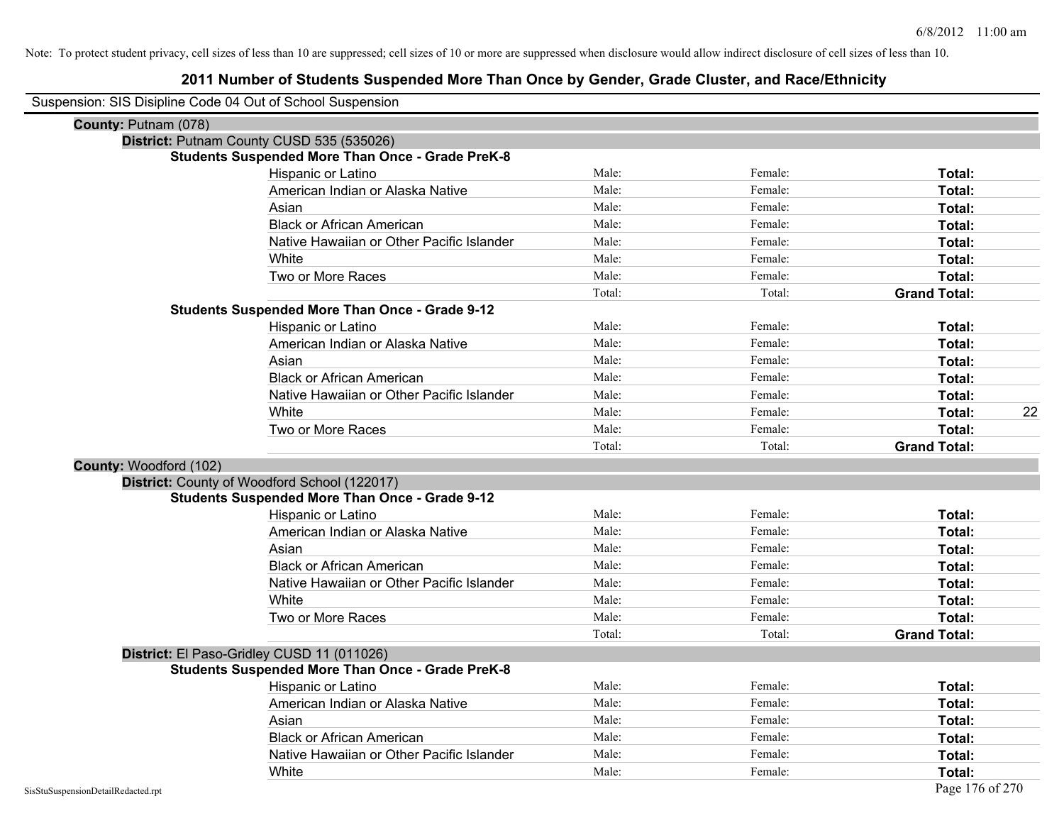Note: To protect student privacy, cell sizes of less than 10 are suppressed; cell sizes of 10 or more are suppressed when disclosure would allow indirect disclosure of cell sizes of less than 10.

# 2011 Number of Students Suspended More Than Once by Gender, Grade Cluster, and Race/Ethnicity

Suspension: SIS Disipline Code 04 Out of School Suspension

**County:** Putnam (078)

**District:** Putnam County CUSD 535 (535026)

**Students Suspended More Than Once - Grade PreK-8**

| Race/Ethnicity | Male: | Female: | Total: | |
|---|---|---|---|---|
| Hispanic or Latino | Male: | Female: | **Total:** | |
| American Indian or Alaska Native | Male: | Female: | **Total:** | |
| Asian | Male: | Female: | **Total:** | |
| Black or African American | Male: | Female: | **Total:** | |
| Native Hawaiian or Other Pacific Islander | Male: | Female: | **Total:** | |
| White | Male: | Female: | **Total:** | |
| Two or More Races | Male: | Female: | **Total:** | |
| | Total: | Total: | **Grand Total:** | |

**Students Suspended More Than Once - Grade 9-12**

| Race/Ethnicity | Male: | Female: | Total: | |
|---|---|---|---|---|
| Hispanic or Latino | Male: | Female: | **Total:** | |
| American Indian or Alaska Native | Male: | Female: | **Total:** | |
| Asian | Male: | Female: | **Total:** | |
| Black or African American | Male: | Female: | **Total:** | |
| Native Hawaiian or Other Pacific Islander | Male: | Female: | **Total:** | |
| White | Male: | Female: | **Total:** | 22 |
| Two or More Races | Male: | Female: | **Total:** | |
| | Total: | Total: | **Grand Total:** | |

**County:** Woodford (102)

**District:** County of Woodford School (122017)

**Students Suspended More Than Once - Grade 9-12**

| Race/Ethnicity | Male: | Female: | Total: | |
|---|---|---|---|---|
| Hispanic or Latino | Male: | Female: | **Total:** | |
| American Indian or Alaska Native | Male: | Female: | **Total:** | |
| Asian | Male: | Female: | **Total:** | |
| Black or African American | Male: | Female: | **Total:** | |
| Native Hawaiian or Other Pacific Islander | Male: | Female: | **Total:** | |
| White | Male: | Female: | **Total:** | |
| Two or More Races | Male: | Female: | **Total:** | |
| | Total: | Total: | **Grand Total:** | |

**District:** El Paso-Gridley CUSD 11 (011026)

**Students Suspended More Than Once - Grade PreK-8**

| Race/Ethnicity | Male: | Female: | Total: | |
|---|---|---|---|---|
| Hispanic or Latino | Male: | Female: | **Total:** | |
| American Indian or Alaska Native | Male: | Female: | **Total:** | |
| Asian | Male: | Female: | **Total:** | |
| Black or African American | Male: | Female: | **Total:** | |
| Native Hawaiian or Other Pacific Islander | Male: | Female: | **Total:** | |
| White | Male: | Female: | **Total:** | |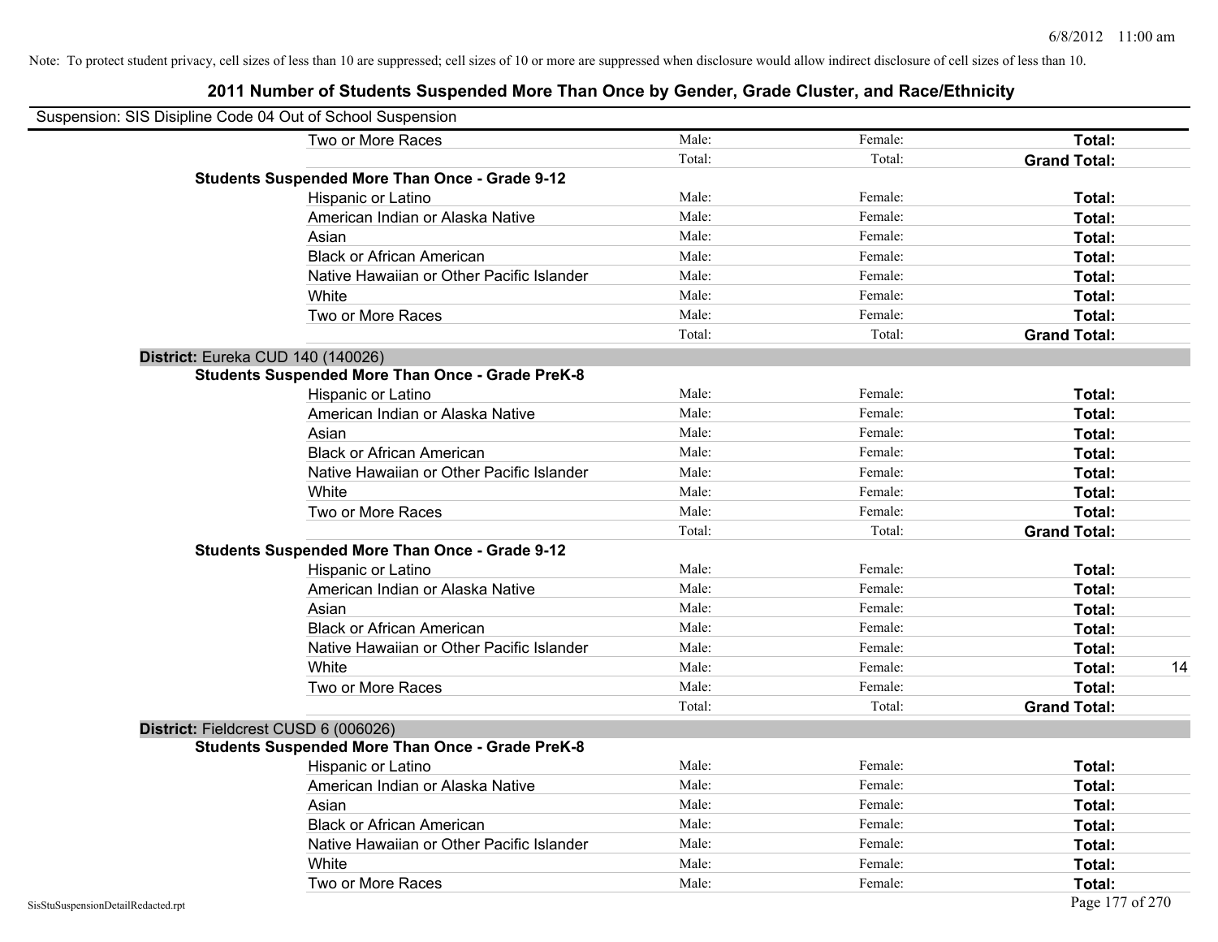Note: To protect student privacy, cell sizes of less than 10 are suppressed; cell sizes of 10 or more are suppressed when disclosure would allow indirect disclosure of cell sizes of less than 10.

## 2011 Number of Students Suspended More Than Once by Gender, Grade Cluster, and Race/Ethnicity

Suspension: SIS Disipline Code 04 Out of School Suspension

| | | | | |
|---|---|---|---|---|
| Two or More Races | Male: | Female: | **Total:** | |
| | Total: | Total: | **Grand Total:** | |
| **Students Suspended More Than Once - Grade 9-12** | | | | |
| Hispanic or Latino | Male: | Female: | **Total:** | |
| American Indian or Alaska Native | Male: | Female: | **Total:** | |
| Asian | Male: | Female: | **Total:** | |
| Black or African American | Male: | Female: | **Total:** | |
| Native Hawaiian or Other Pacific Islander | Male: | Female: | **Total:** | |
| White | Male: | Female: | **Total:** | |
| Two or More Races | Male: | Female: | **Total:** | |
| | Total: | Total: | **Grand Total:** | |
| **District:** Eureka CUD 140 (140026) | | | | |
| **Students Suspended More Than Once - Grade PreK-8** | | | | |
| Hispanic or Latino | Male: | Female: | **Total:** | |
| American Indian or Alaska Native | Male: | Female: | **Total:** | |
| Asian | Male: | Female: | **Total:** | |
| Black or African American | Male: | Female: | **Total:** | |
| Native Hawaiian or Other Pacific Islander | Male: | Female: | **Total:** | |
| White | Male: | Female: | **Total:** | |
| Two or More Races | Male: | Female: | **Total:** | |
| | Total: | Total: | **Grand Total:** | |
| **Students Suspended More Than Once - Grade 9-12** | | | | |
| Hispanic or Latino | Male: | Female: | **Total:** | |
| American Indian or Alaska Native | Male: | Female: | **Total:** | |
| Asian | Male: | Female: | **Total:** | |
| Black or African American | Male: | Female: | **Total:** | |
| Native Hawaiian or Other Pacific Islander | Male: | Female: | **Total:** | |
| White | Male: | Female: | **Total:** | 14 |
| Two or More Races | Male: | Female: | **Total:** | |
| | Total: | Total: | **Grand Total:** | |
| **District:** Fieldcrest CUSD 6 (006026) | | | | |
| **Students Suspended More Than Once - Grade PreK-8** | | | | |
| Hispanic or Latino | Male: | Female: | **Total:** | |
| American Indian or Alaska Native | Male: | Female: | **Total:** | |
| Asian | Male: | Female: | **Total:** | |
| Black or African American | Male: | Female: | **Total:** | |
| Native Hawaiian or Other Pacific Islander | Male: | Female: | **Total:** | |
| White | Male: | Female: | **Total:** | |
| Two or More Races | Male: | Female: | **Total:** | |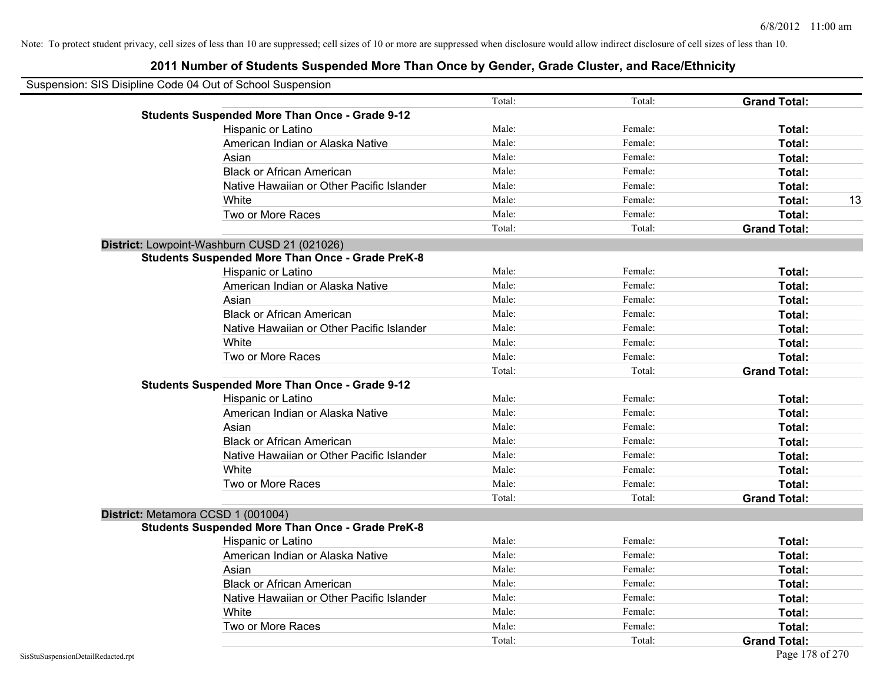Note: To protect student privacy, cell sizes of less than 10 are suppressed; cell sizes of 10 or more are suppressed when disclosure would allow indirect disclosure of cell sizes of less than 10.

## 2011 Number of Students Suspended More Than Once by Gender, Grade Cluster, and Race/Ethnicity

Suspension: SIS Disipline Code 04 Out of School Suspension

| | | | | |
|---|---|---|---|---|
| | Total: | Total: | **Grand Total:** | |
| **Students Suspended More Than Once - Grade 9-12** | | | | |
| Hispanic or Latino | Male: | Female: | **Total:** | |
| American Indian or Alaska Native | Male: | Female: | **Total:** | |
| Asian | Male: | Female: | **Total:** | |
| Black or African American | Male: | Female: | **Total:** | |
| Native Hawaiian or Other Pacific Islander | Male: | Female: | **Total:** | |
| White | Male: | Female: | **Total:** | 13 |
| Two or More Races | Male: | Female: | **Total:** | |
| | Total: | Total: | **Grand Total:** | |

**District:** Lowpoint-Washburn CUSD 21 (021026)

| | | | | |
|---|---|---|---|---|
| **Students Suspended More Than Once - Grade PreK-8** | | | | |
| Hispanic or Latino | Male: | Female: | **Total:** | |
| American Indian or Alaska Native | Male: | Female: | **Total:** | |
| Asian | Male: | Female: | **Total:** | |
| Black or African American | Male: | Female: | **Total:** | |
| Native Hawaiian or Other Pacific Islander | Male: | Female: | **Total:** | |
| White | Male: | Female: | **Total:** | |
| Two or More Races | Male: | Female: | **Total:** | |
| | Total: | Total: | **Grand Total:** | |
| **Students Suspended More Than Once - Grade 9-12** | | | | |
| Hispanic or Latino | Male: | Female: | **Total:** | |
| American Indian or Alaska Native | Male: | Female: | **Total:** | |
| Asian | Male: | Female: | **Total:** | |
| Black or African American | Male: | Female: | **Total:** | |
| Native Hawaiian or Other Pacific Islander | Male: | Female: | **Total:** | |
| White | Male: | Female: | **Total:** | |
| Two or More Races | Male: | Female: | **Total:** | |
| | Total: | Total: | **Grand Total:** | |

**District:** Metamora CCSD 1 (001004)

| | | | | |
|---|---|---|---|---|
| **Students Suspended More Than Once - Grade PreK-8** | | | | |
| Hispanic or Latino | Male: | Female: | **Total:** | |
| American Indian or Alaska Native | Male: | Female: | **Total:** | |
| Asian | Male: | Female: | **Total:** | |
| Black or African American | Male: | Female: | **Total:** | |
| Native Hawaiian or Other Pacific Islander | Male: | Female: | **Total:** | |
| White | Male: | Female: | **Total:** | |
| Two or More Races | Male: | Female: | **Total:** | |
| | Total: | Total: | **Grand Total:** | |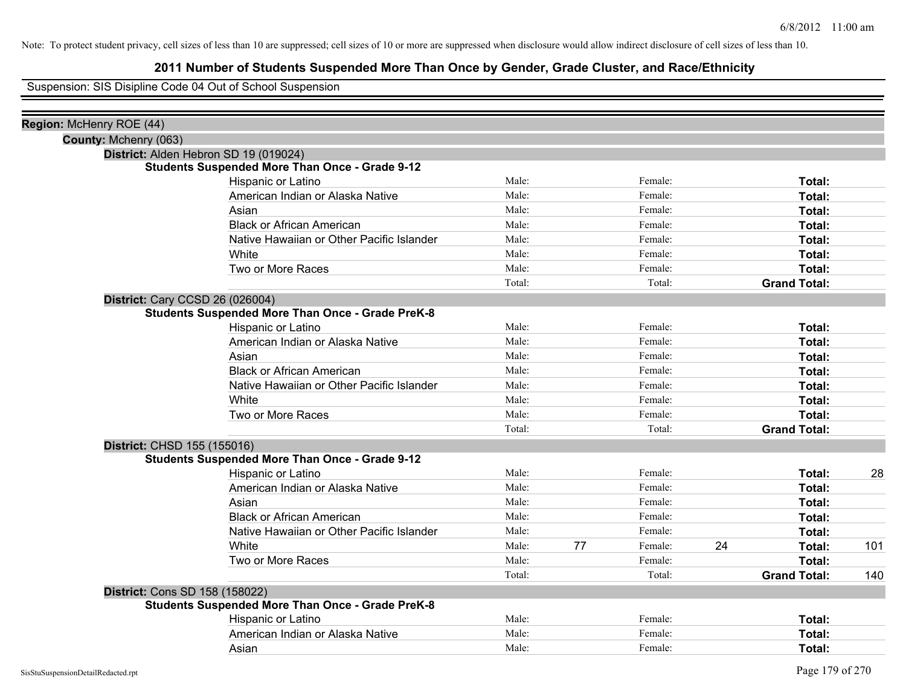Note: To protect student privacy, cell sizes of less than 10 are suppressed; cell sizes of 10 or more are suppressed when disclosure would allow indirect disclosure of cell sizes of less than 10.

# 2011 Number of Students Suspended More Than Once by Gender, Grade Cluster, and Race/Ethnicity

Suspension: SIS Disipline Code 04 Out of School Suspension

**Region:** McHenry ROE (44)

**County:** Mchenry (063)

**District:** Alden Hebron SD 19 (019024)

**Students Suspended More Than Once - Grade 9-12**

| Race/Ethnicity | Male: | | Female: | | Total: | |
|---|---|---|---|---|---|---|
| Hispanic or Latino | Male: | | Female: | | **Total:** | |
| American Indian or Alaska Native | Male: | | Female: | | **Total:** | |
| Asian | Male: | | Female: | | **Total:** | |
| Black or African American | Male: | | Female: | | **Total:** | |
| Native Hawaiian or Other Pacific Islander | Male: | | Female: | | **Total:** | |
| White | Male: | | Female: | | **Total:** | |
| Two or More Races | Male: | | Female: | | **Total:** | |
| | Total: | | Total: | | **Grand Total:** | |

**District:** Cary CCSD 26 (026004)

**Students Suspended More Than Once - Grade PreK-8**

| Race/Ethnicity | Male: | | Female: | | Total: | |
|---|---|---|---|---|---|---|
| Hispanic or Latino | Male: | | Female: | | **Total:** | |
| American Indian or Alaska Native | Male: | | Female: | | **Total:** | |
| Asian | Male: | | Female: | | **Total:** | |
| Black or African American | Male: | | Female: | | **Total:** | |
| Native Hawaiian or Other Pacific Islander | Male: | | Female: | | **Total:** | |
| White | Male: | | Female: | | **Total:** | |
| Two or More Races | Male: | | Female: | | **Total:** | |
| | Total: | | Total: | | **Grand Total:** | |

**District:** CHSD 155 (155016)

**Students Suspended More Than Once - Grade 9-12**

| Race/Ethnicity | Male: | | Female: | | Total: | |
|---|---|---|---|---|---|---|
| Hispanic or Latino | Male: | | Female: | | **Total:** | 28 |
| American Indian or Alaska Native | Male: | | Female: | | **Total:** | |
| Asian | Male: | | Female: | | **Total:** | |
| Black or African American | Male: | | Female: | | **Total:** | |
| Native Hawaiian or Other Pacific Islander | Male: | | Female: | | **Total:** | |
| White | Male: | 77 | Female: | 24 | **Total:** | 101 |
| Two or More Races | Male: | | Female: | | **Total:** | |
| | Total: | | Total: | | **Grand Total:** | 140 |

**District:** Cons SD 158 (158022)

**Students Suspended More Than Once - Grade PreK-8**

| Race/Ethnicity | Male: | | Female: | | Total: | |
|---|---|---|---|---|---|---|
| Hispanic or Latino | Male: | | Female: | | **Total:** | |
| American Indian or Alaska Native | Male: | | Female: | | **Total:** | |
| Asian | Male: | | Female: | | **Total:** | |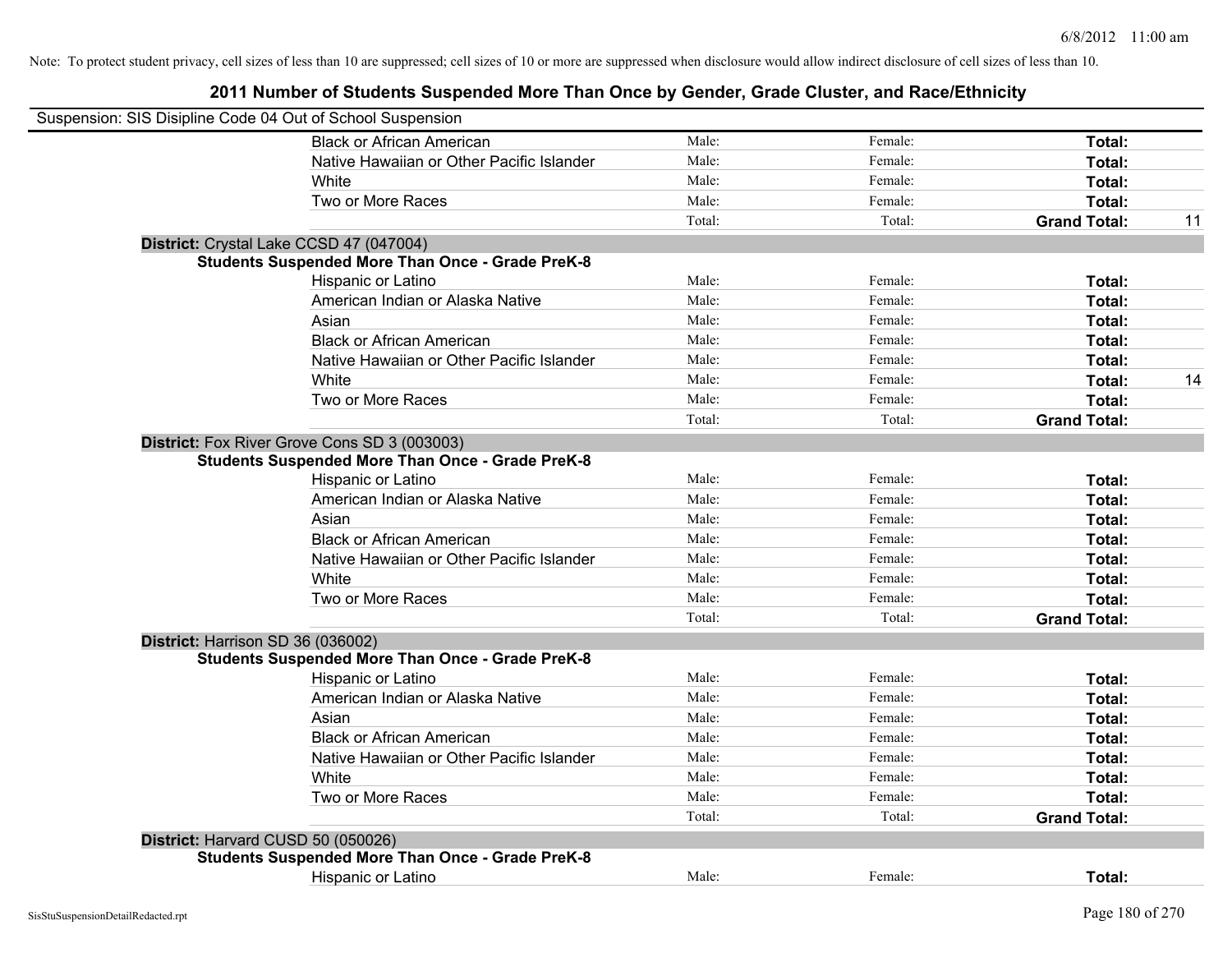Note: To protect student privacy, cell sizes of less than 10 are suppressed; cell sizes of 10 or more are suppressed when disclosure would allow indirect disclosure of cell sizes of less than 10.

## 2011 Number of Students Suspended More Than Once by Gender, Grade Cluster, and Race/Ethnicity

Suspension: SIS Disipline Code 04 Out of School Suspension

| | | | | |
|---|---|---|---|---|
| Black or African American | Male: | Female: | **Total:** | |
| Native Hawaiian or Other Pacific Islander | Male: | Female: | **Total:** | |
| White | Male: | Female: | **Total:** | |
| Two or More Races | Male: | Female: | **Total:** | |
| | Total: | Total: | **Grand Total:** | 11 |

**District:** Crystal Lake CCSD 47 (047004)

**Students Suspended More Than Once - Grade PreK-8**

| | | | | |
|---|---|---|---|---|
| Hispanic or Latino | Male: | Female: | **Total:** | |
| American Indian or Alaska Native | Male: | Female: | **Total:** | |
| Asian | Male: | Female: | **Total:** | |
| Black or African American | Male: | Female: | **Total:** | |
| Native Hawaiian or Other Pacific Islander | Male: | Female: | **Total:** | |
| White | Male: | Female: | **Total:** | 14 |
| Two or More Races | Male: | Female: | **Total:** | |
| | Total: | Total: | **Grand Total:** | |

**District:** Fox River Grove Cons SD 3 (003003)

**Students Suspended More Than Once - Grade PreK-8**

| | | | | |
|---|---|---|---|---|
| Hispanic or Latino | Male: | Female: | **Total:** | |
| American Indian or Alaska Native | Male: | Female: | **Total:** | |
| Asian | Male: | Female: | **Total:** | |
| Black or African American | Male: | Female: | **Total:** | |
| Native Hawaiian or Other Pacific Islander | Male: | Female: | **Total:** | |
| White | Male: | Female: | **Total:** | |
| Two or More Races | Male: | Female: | **Total:** | |
| | Total: | Total: | **Grand Total:** | |

**District:** Harrison SD 36 (036002)

**Students Suspended More Than Once - Grade PreK-8**

| | | | | |
|---|---|---|---|---|
| Hispanic or Latino | Male: | Female: | **Total:** | |
| American Indian or Alaska Native | Male: | Female: | **Total:** | |
| Asian | Male: | Female: | **Total:** | |
| Black or African American | Male: | Female: | **Total:** | |
| Native Hawaiian or Other Pacific Islander | Male: | Female: | **Total:** | |
| White | Male: | Female: | **Total:** | |
| Two or More Races | Male: | Female: | **Total:** | |
| | Total: | Total: | **Grand Total:** | |

**District:** Harvard CUSD 50 (050026)

**Students Suspended More Than Once - Grade PreK-8**

| | | | | |
|---|---|---|---|---|
| Hispanic or Latino | Male: | Female: | **Total:** | |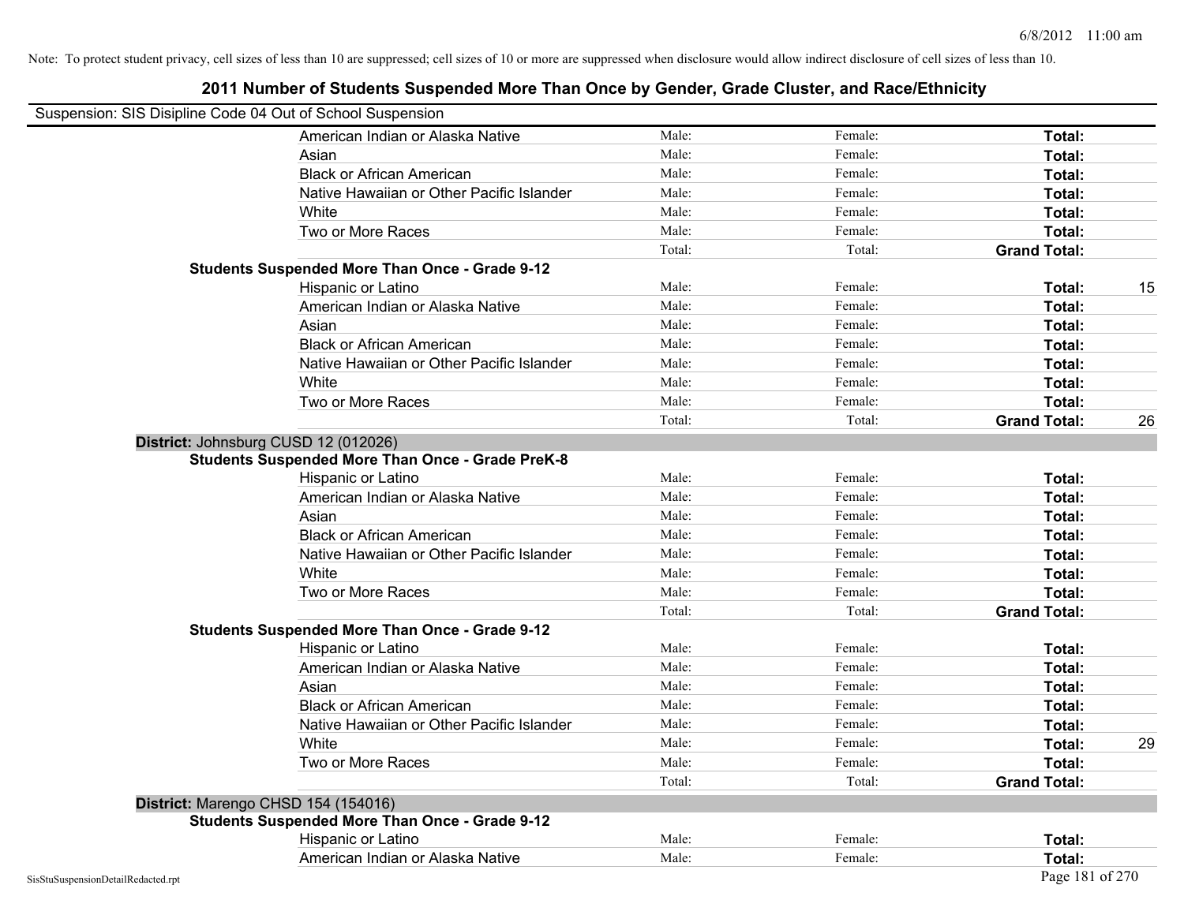Note: To protect student privacy, cell sizes of less than 10 are suppressed; cell sizes of 10 or more are suppressed when disclosure would allow indirect disclosure of cell sizes of less than 10.

## 2011 Number of Students Suspended More Than Once by Gender, Grade Cluster, and Race/Ethnicity

Suspension: SIS Disipline Code 04 Out of School Suspension

| | | | | |
|---|---|---|---|---|
| American Indian or Alaska Native | Male: | Female: | **Total:** | |
| Asian | Male: | Female: | **Total:** | |
| Black or African American | Male: | Female: | **Total:** | |
| Native Hawaiian or Other Pacific Islander | Male: | Female: | **Total:** | |
| White | Male: | Female: | **Total:** | |
| Two or More Races | Male: | Female: | **Total:** | |
| | Total: | Total: | **Grand Total:** | |
| **Students Suspended More Than Once - Grade 9-12** | | | | |
| Hispanic or Latino | Male: | Female: | **Total:** | 15 |
| American Indian or Alaska Native | Male: | Female: | **Total:** | |
| Asian | Male: | Female: | **Total:** | |
| Black or African American | Male: | Female: | **Total:** | |
| Native Hawaiian or Other Pacific Islander | Male: | Female: | **Total:** | |
| White | Male: | Female: | **Total:** | |
| Two or More Races | Male: | Female: | **Total:** | |
| | Total: | Total: | **Grand Total:** | 26 |

**District:** Johnsburg CUSD 12 (012026)

| | | | | |
|---|---|---|---|---|
| **Students Suspended More Than Once - Grade PreK-8** | | | | |
| Hispanic or Latino | Male: | Female: | **Total:** | |
| American Indian or Alaska Native | Male: | Female: | **Total:** | |
| Asian | Male: | Female: | **Total:** | |
| Black or African American | Male: | Female: | **Total:** | |
| Native Hawaiian or Other Pacific Islander | Male: | Female: | **Total:** | |
| White | Male: | Female: | **Total:** | |
| Two or More Races | Male: | Female: | **Total:** | |
| | Total: | Total: | **Grand Total:** | |
| **Students Suspended More Than Once - Grade 9-12** | | | | |
| Hispanic or Latino | Male: | Female: | **Total:** | |
| American Indian or Alaska Native | Male: | Female: | **Total:** | |
| Asian | Male: | Female: | **Total:** | |
| Black or African American | Male: | Female: | **Total:** | |
| Native Hawaiian or Other Pacific Islander | Male: | Female: | **Total:** | |
| White | Male: | Female: | **Total:** | 29 |
| Two or More Races | Male: | Female: | **Total:** | |
| | Total: | Total: | **Grand Total:** | |

**District:** Marengo CHSD 154 (154016)

| | | | | |
|---|---|---|---|---|
| **Students Suspended More Than Once - Grade 9-12** | | | | |
| Hispanic or Latino | Male: | Female: | **Total:** | |
| American Indian or Alaska Native | Male: | Female: | **Total:** | |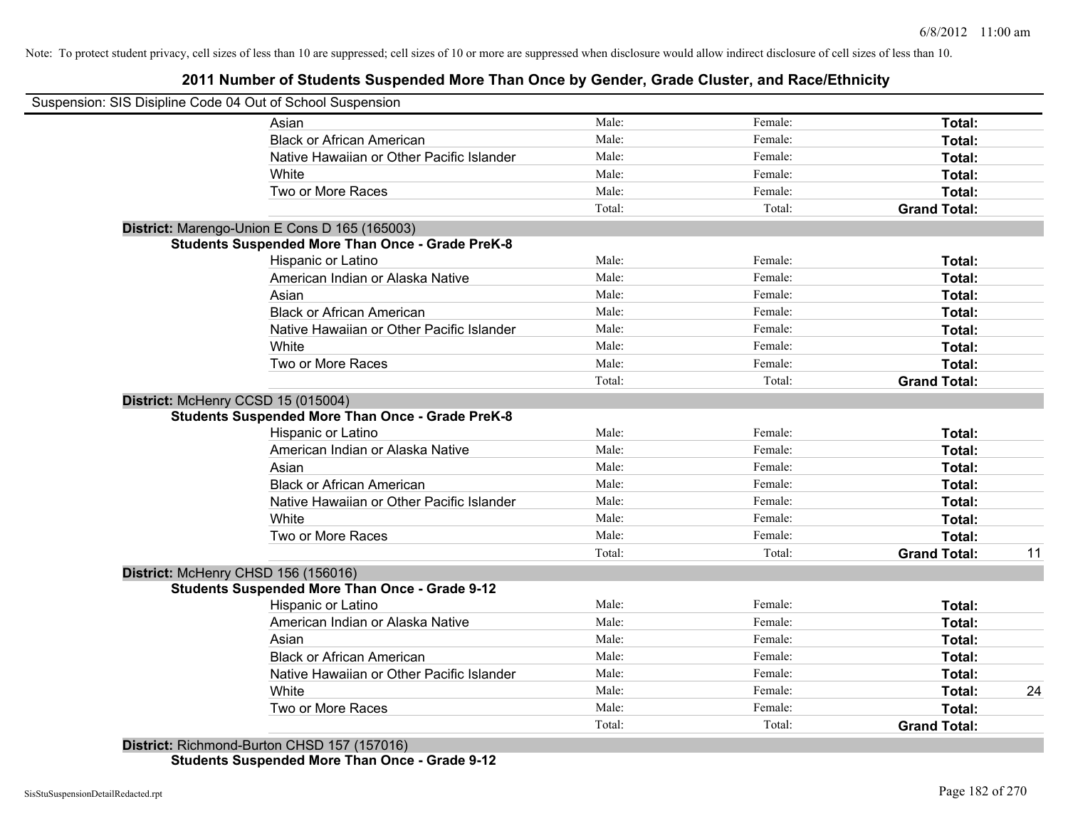Note: To protect student privacy, cell sizes of less than 10 are suppressed; cell sizes of 10 or more are suppressed when disclosure would allow indirect disclosure of cell sizes of less than 10.

# 2011 Number of Students Suspended More Than Once by Gender, Grade Cluster, and Race/Ethnicity

Suspension: SIS Disipline Code 04 Out of School Suspension

| | | | | |
|---|---|---|---|---|
| Asian | Male: | Female: | **Total:** | |
| Black or African American | Male: | Female: | **Total:** | |
| Native Hawaiian or Other Pacific Islander | Male: | Female: | **Total:** | |
| White | Male: | Female: | **Total:** | |
| Two or More Races | Male: | Female: | **Total:** | |
| | Total: | Total: | **Grand Total:** | |

**District:** Marengo-Union E Cons D 165 (165003)

**Students Suspended More Than Once - Grade PreK-8**

| | | | | |
|---|---|---|---|---|
| Hispanic or Latino | Male: | Female: | **Total:** | |
| American Indian or Alaska Native | Male: | Female: | **Total:** | |
| Asian | Male: | Female: | **Total:** | |
| Black or African American | Male: | Female: | **Total:** | |
| Native Hawaiian or Other Pacific Islander | Male: | Female: | **Total:** | |
| White | Male: | Female: | **Total:** | |
| Two or More Races | Male: | Female: | **Total:** | |
| | Total: | Total: | **Grand Total:** | |

**District:** McHenry CCSD 15 (015004)

**Students Suspended More Than Once - Grade PreK-8**

| | | | | |
|---|---|---|---|---|
| Hispanic or Latino | Male: | Female: | **Total:** | |
| American Indian or Alaska Native | Male: | Female: | **Total:** | |
| Asian | Male: | Female: | **Total:** | |
| Black or African American | Male: | Female: | **Total:** | |
| Native Hawaiian or Other Pacific Islander | Male: | Female: | **Total:** | |
| White | Male: | Female: | **Total:** | |
| Two or More Races | Male: | Female: | **Total:** | |
| | Total: | Total: | **Grand Total:** | 11 |

**District:** McHenry CHSD 156 (156016)

**Students Suspended More Than Once - Grade 9-12**

| | | | | |
|---|---|---|---|---|
| Hispanic or Latino | Male: | Female: | **Total:** | |
| American Indian or Alaska Native | Male: | Female: | **Total:** | |
| Asian | Male: | Female: | **Total:** | |
| Black or African American | Male: | Female: | **Total:** | |
| Native Hawaiian or Other Pacific Islander | Male: | Female: | **Total:** | |
| White | Male: | Female: | **Total:** | 24 |
| Two or More Races | Male: | Female: | **Total:** | |
| | Total: | Total: | **Grand Total:** | |

**District:** Richmond-Burton CHSD 157 (157016)

**Students Suspended More Than Once - Grade 9-12**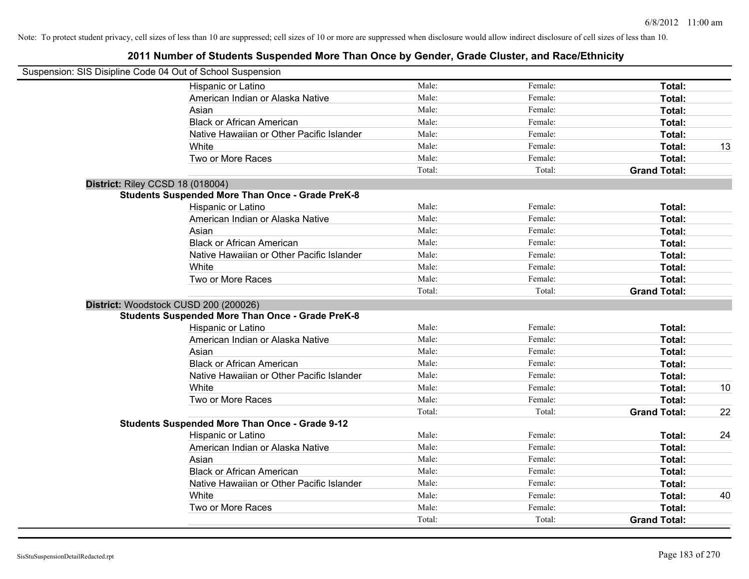Note: To protect student privacy, cell sizes of less than 10 are suppressed; cell sizes of 10 or more are suppressed when disclosure would allow indirect disclosure of cell sizes of less than 10.

# 2011 Number of Students Suspended More Than Once by Gender, Grade Cluster, and Race/Ethnicity

Suspension: SIS Disipline Code 04 Out of School Suspension

| | | | | | |
|---|---|---|---|---|---|
| Hispanic or Latino | Male: | Female: | **Total:** | |
| American Indian or Alaska Native | Male: | Female: | **Total:** | |
| Asian | Male: | Female: | **Total:** | |
| Black or African American | Male: | Female: | **Total:** | |
| Native Hawaiian or Other Pacific Islander | Male: | Female: | **Total:** | |
| White | Male: | Female: | **Total:** | 13 |
| Two or More Races | Male: | Female: | **Total:** | |
| | Total: | Total: | **Grand Total:** | |

**District:** Riley CCSD 18 (018004)

**Students Suspended More Than Once - Grade PreK-8**

| | | | | |
|---|---|---|---|---|
| Hispanic or Latino | Male: | Female: | **Total:** | |
| American Indian or Alaska Native | Male: | Female: | **Total:** | |
| Asian | Male: | Female: | **Total:** | |
| Black or African American | Male: | Female: | **Total:** | |
| Native Hawaiian or Other Pacific Islander | Male: | Female: | **Total:** | |
| White | Male: | Female: | **Total:** | |
| Two or More Races | Male: | Female: | **Total:** | |
| | Total: | Total: | **Grand Total:** | |

**District:** Woodstock CUSD 200 (200026)

**Students Suspended More Than Once - Grade PreK-8**

| | | | | |
|---|---|---|---|---|
| Hispanic or Latino | Male: | Female: | **Total:** | |
| American Indian or Alaska Native | Male: | Female: | **Total:** | |
| Asian | Male: | Female: | **Total:** | |
| Black or African American | Male: | Female: | **Total:** | |
| Native Hawaiian or Other Pacific Islander | Male: | Female: | **Total:** | |
| White | Male: | Female: | **Total:** | 10 |
| Two or More Races | Male: | Female: | **Total:** | |
| | Total: | Total: | **Grand Total:** | 22 |

**Students Suspended More Than Once - Grade 9-12**

| | | | | |
|---|---|---|---|---|
| Hispanic or Latino | Male: | Female: | **Total:** | 24 |
| American Indian or Alaska Native | Male: | Female: | **Total:** | |
| Asian | Male: | Female: | **Total:** | |
| Black or African American | Male: | Female: | **Total:** | |
| Native Hawaiian or Other Pacific Islander | Male: | Female: | **Total:** | |
| White | Male: | Female: | **Total:** | 40 |
| Two or More Races | Male: | Female: | **Total:** | |
| | Total: | Total: | **Grand Total:** | |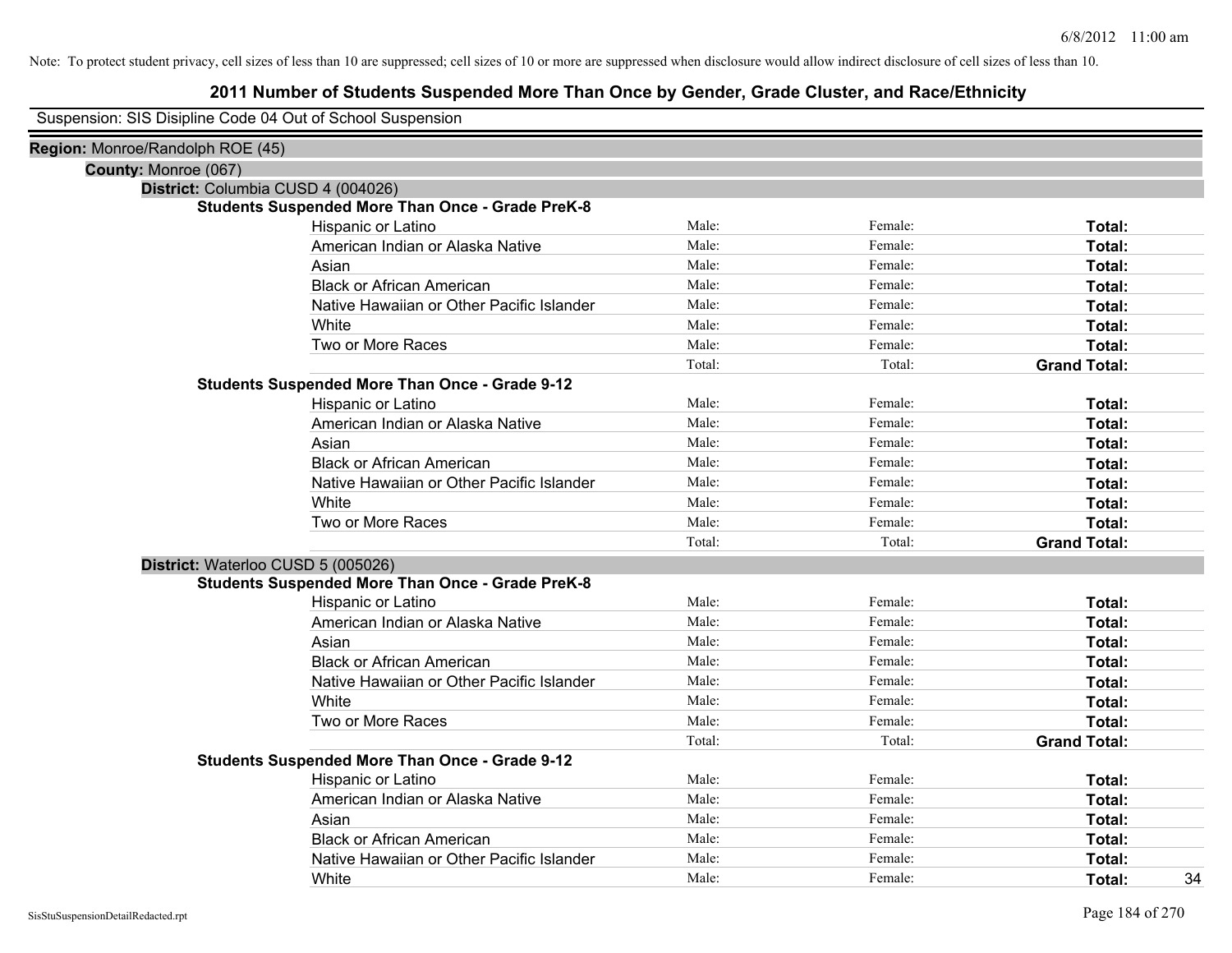Note: To protect student privacy, cell sizes of less than 10 are suppressed; cell sizes of 10 or more are suppressed when disclosure would allow indirect disclosure of cell sizes of less than 10.

# 2011 Number of Students Suspended More Than Once by Gender, Grade Cluster, and Race/Ethnicity

Suspension: SIS Disipline Code 04 Out of School Suspension

**Region:** Monroe/Randolph ROE (45)

**County:** Monroe (067)

**District:** Columbia CUSD 4 (004026)

**Students Suspended More Than Once - Grade PreK-8**

| | | | |
|---|---|---|---|
| Hispanic or Latino | Male: | Female: | **Total:** |
| American Indian or Alaska Native | Male: | Female: | **Total:** |
| Asian | Male: | Female: | **Total:** |
| Black or African American | Male: | Female: | **Total:** |
| Native Hawaiian or Other Pacific Islander | Male: | Female: | **Total:** |
| White | Male: | Female: | **Total:** |
| Two or More Races | Male: | Female: | **Total:** |
| | Total: | Total: | **Grand Total:** |

**Students Suspended More Than Once - Grade 9-12**

| | | | |
|---|---|---|---|
| Hispanic or Latino | Male: | Female: | **Total:** |
| American Indian or Alaska Native | Male: | Female: | **Total:** |
| Asian | Male: | Female: | **Total:** |
| Black or African American | Male: | Female: | **Total:** |
| Native Hawaiian or Other Pacific Islander | Male: | Female: | **Total:** |
| White | Male: | Female: | **Total:** |
| Two or More Races | Male: | Female: | **Total:** |
| | Total: | Total: | **Grand Total:** |

**District:** Waterloo CUSD 5 (005026)

**Students Suspended More Than Once - Grade PreK-8**

| | | | |
|---|---|---|---|
| Hispanic or Latino | Male: | Female: | **Total:** |
| American Indian or Alaska Native | Male: | Female: | **Total:** |
| Asian | Male: | Female: | **Total:** |
| Black or African American | Male: | Female: | **Total:** |
| Native Hawaiian or Other Pacific Islander | Male: | Female: | **Total:** |
| White | Male: | Female: | **Total:** |
| Two or More Races | Male: | Female: | **Total:** |
| | Total: | Total: | **Grand Total:** |

**Students Suspended More Than Once - Grade 9-12**

| | | | | |
|---|---|---|---|---|
| Hispanic or Latino | Male: | Female: | **Total:** | |
| American Indian or Alaska Native | Male: | Female: | **Total:** | |
| Asian | Male: | Female: | **Total:** | |
| Black or African American | Male: | Female: | **Total:** | |
| Native Hawaiian or Other Pacific Islander | Male: | Female: | **Total:** | |
| White | Male: | Female: | **Total:** | 34 |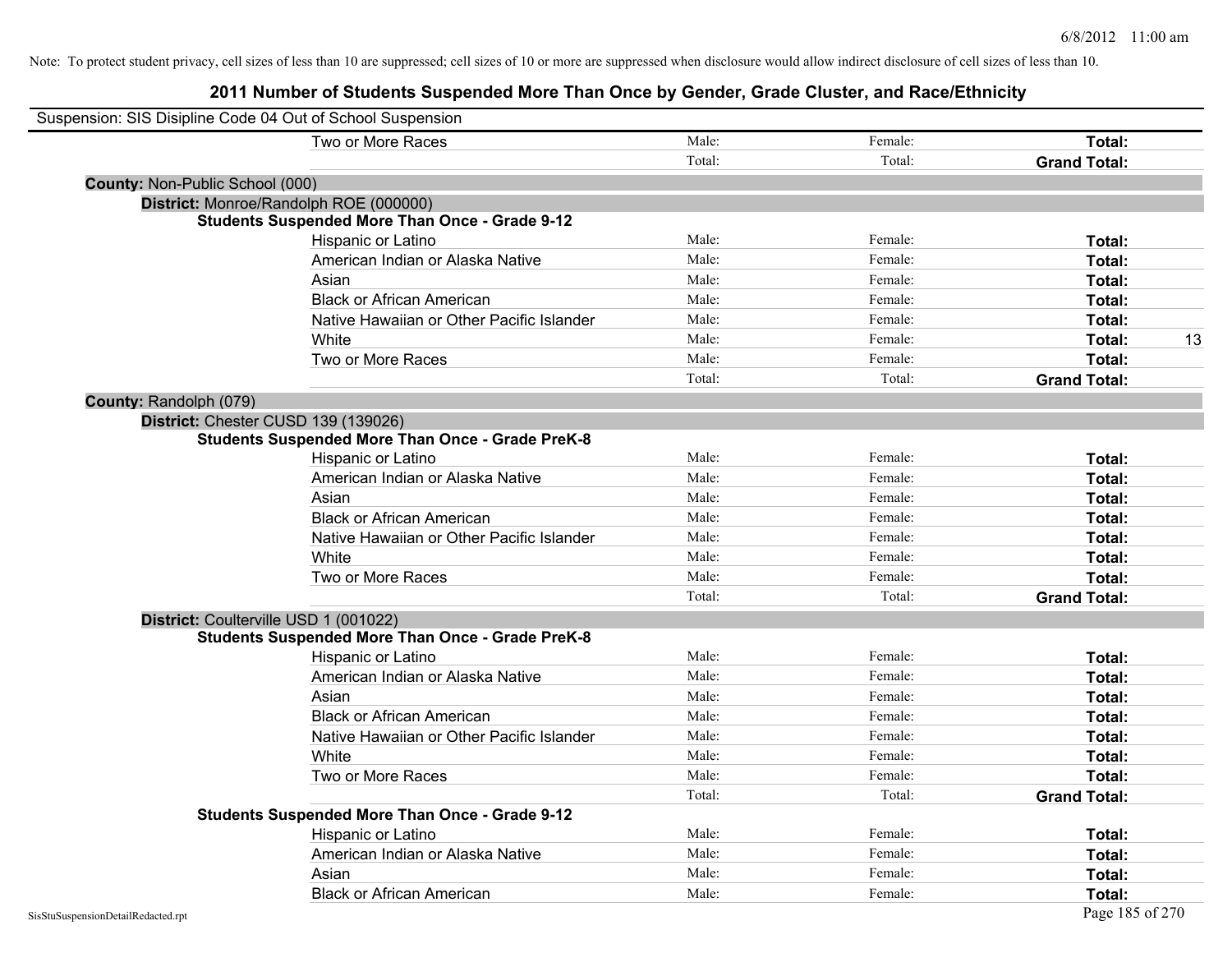Note: To protect student privacy, cell sizes of less than 10 are suppressed; cell sizes of 10 or more are suppressed when disclosure would allow indirect disclosure of cell sizes of less than 10.

# 2011 Number of Students Suspended More Than Once by Gender, Grade Cluster, and Race/Ethnicity

Suspension: SIS Disipline Code 04 Out of School Suspension

| | Male: | Female: | Total: | |
|---|---|---|---|---|
| Two or More Races | Male: | Female: | **Total:** | |
| | Total: | Total: | **Grand Total:** | |

**County:** Non-Public School (000)

**District:** Monroe/Randolph ROE (000000)

**Students Suspended More Than Once - Grade 9-12**

| | | | | |
|---|---|---|---|---|
| Hispanic or Latino | Male: | Female: | **Total:** | |
| American Indian or Alaska Native | Male: | Female: | **Total:** | |
| Asian | Male: | Female: | **Total:** | |
| Black or African American | Male: | Female: | **Total:** | |
| Native Hawaiian or Other Pacific Islander | Male: | Female: | **Total:** | |
| White | Male: | Female: | **Total:** | 13 |
| Two or More Races | Male: | Female: | **Total:** | |
| | Total: | Total: | **Grand Total:** | |

**County:** Randolph (079)

**District:** Chester CUSD 139 (139026)

**Students Suspended More Than Once - Grade PreK-8**

| | | | | |
|---|---|---|---|---|
| Hispanic or Latino | Male: | Female: | **Total:** | |
| American Indian or Alaska Native | Male: | Female: | **Total:** | |
| Asian | Male: | Female: | **Total:** | |
| Black or African American | Male: | Female: | **Total:** | |
| Native Hawaiian or Other Pacific Islander | Male: | Female: | **Total:** | |
| White | Male: | Female: | **Total:** | |
| Two or More Races | Male: | Female: | **Total:** | |
| | Total: | Total: | **Grand Total:** | |

**District:** Coulterville USD 1 (001022)

**Students Suspended More Than Once - Grade PreK-8**

| | | | | |
|---|---|---|---|---|
| Hispanic or Latino | Male: | Female: | **Total:** | |
| American Indian or Alaska Native | Male: | Female: | **Total:** | |
| Asian | Male: | Female: | **Total:** | |
| Black or African American | Male: | Female: | **Total:** | |
| Native Hawaiian or Other Pacific Islander | Male: | Female: | **Total:** | |
| White | Male: | Female: | **Total:** | |
| Two or More Races | Male: | Female: | **Total:** | |
| | Total: | Total: | **Grand Total:** | |

**Students Suspended More Than Once - Grade 9-12**

| | | | | |
|---|---|---|---|---|
| Hispanic or Latino | Male: | Female: | **Total:** | |
| American Indian or Alaska Native | Male: | Female: | **Total:** | |
| Asian | Male: | Female: | **Total:** | |
| Black or African American | Male: | Female: | **Total:** | |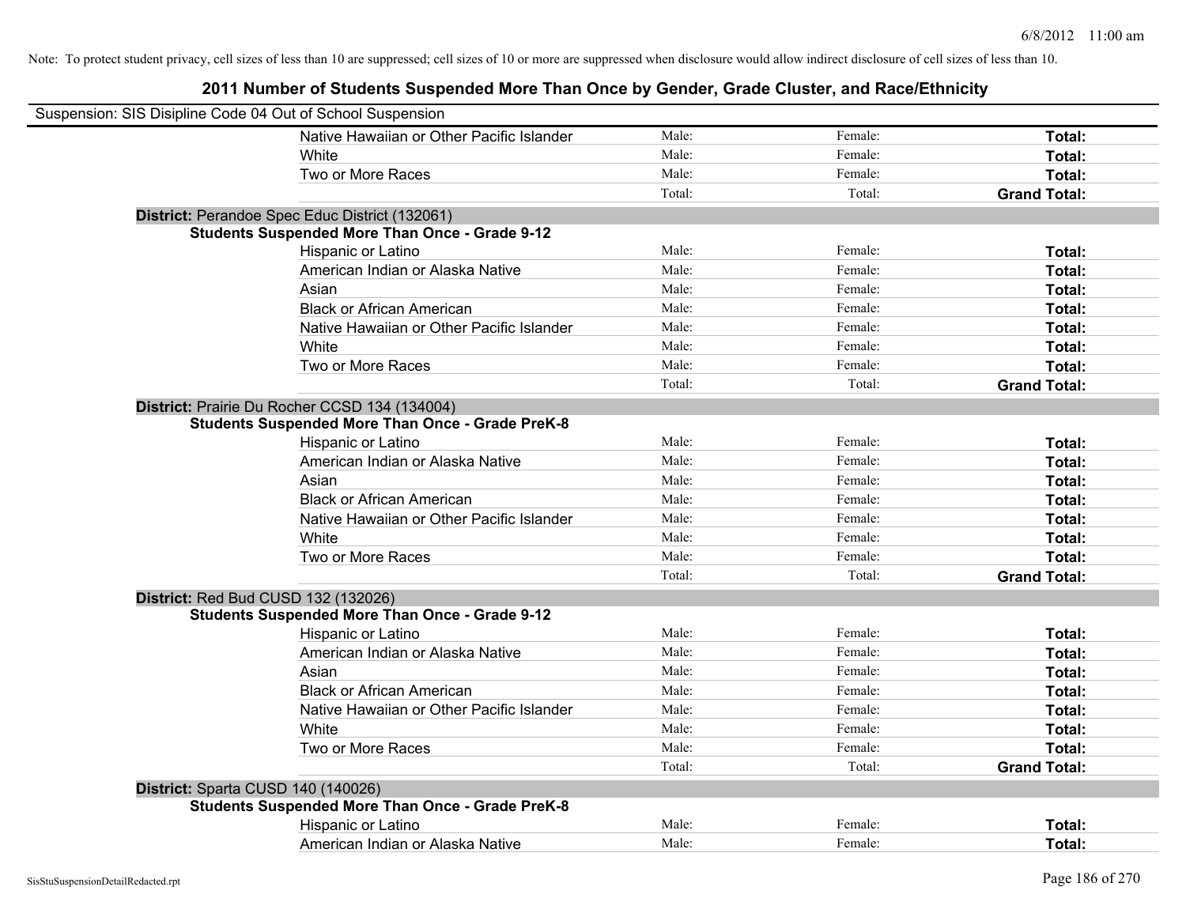Note: To protect student privacy, cell sizes of less than 10 are suppressed; cell sizes of 10 or more are suppressed when disclosure would allow indirect disclosure of cell sizes of less than 10.

# 2011 Number of Students Suspended More Than Once by Gender, Grade Cluster, and Race/Ethnicity

Suspension: SIS Disipline Code 04 Out of School Suspension

| | | | |
|---|---|---|---|
| Native Hawaiian or Other Pacific Islander | Male: | Female: | **Total:** |
| White | Male: | Female: | **Total:** |
| Two or More Races | Male: | Female: | **Total:** |
| | Total: | Total: | **Grand Total:** |

**District:** Perandoe Spec Educ District (132061)

**Students Suspended More Than Once - Grade 9-12**

| | | | |
|---|---|---|---|
| Hispanic or Latino | Male: | Female: | **Total:** |
| American Indian or Alaska Native | Male: | Female: | **Total:** |
| Asian | Male: | Female: | **Total:** |
| Black or African American | Male: | Female: | **Total:** |
| Native Hawaiian or Other Pacific Islander | Male: | Female: | **Total:** |
| White | Male: | Female: | **Total:** |
| Two or More Races | Male: | Female: | **Total:** |
| | Total: | Total: | **Grand Total:** |

**District:** Prairie Du Rocher CCSD 134 (134004)

**Students Suspended More Than Once - Grade PreK-8**

| | | | |
|---|---|---|---|
| Hispanic or Latino | Male: | Female: | **Total:** |
| American Indian or Alaska Native | Male: | Female: | **Total:** |
| Asian | Male: | Female: | **Total:** |
| Black or African American | Male: | Female: | **Total:** |
| Native Hawaiian or Other Pacific Islander | Male: | Female: | **Total:** |
| White | Male: | Female: | **Total:** |
| Two or More Races | Male: | Female: | **Total:** |
| | Total: | Total: | **Grand Total:** |

**District:** Red Bud CUSD 132 (132026)

**Students Suspended More Than Once - Grade 9-12**

| | | | |
|---|---|---|---|
| Hispanic or Latino | Male: | Female: | **Total:** |
| American Indian or Alaska Native | Male: | Female: | **Total:** |
| Asian | Male: | Female: | **Total:** |
| Black or African American | Male: | Female: | **Total:** |
| Native Hawaiian or Other Pacific Islander | Male: | Female: | **Total:** |
| White | Male: | Female: | **Total:** |
| Two or More Races | Male: | Female: | **Total:** |
| | Total: | Total: | **Grand Total:** |

**District:** Sparta CUSD 140 (140026)

**Students Suspended More Than Once - Grade PreK-8**

| | | | |
|---|---|---|---|
| Hispanic or Latino | Male: | Female: | **Total:** |
| American Indian or Alaska Native | Male: | Female: | **Total:** |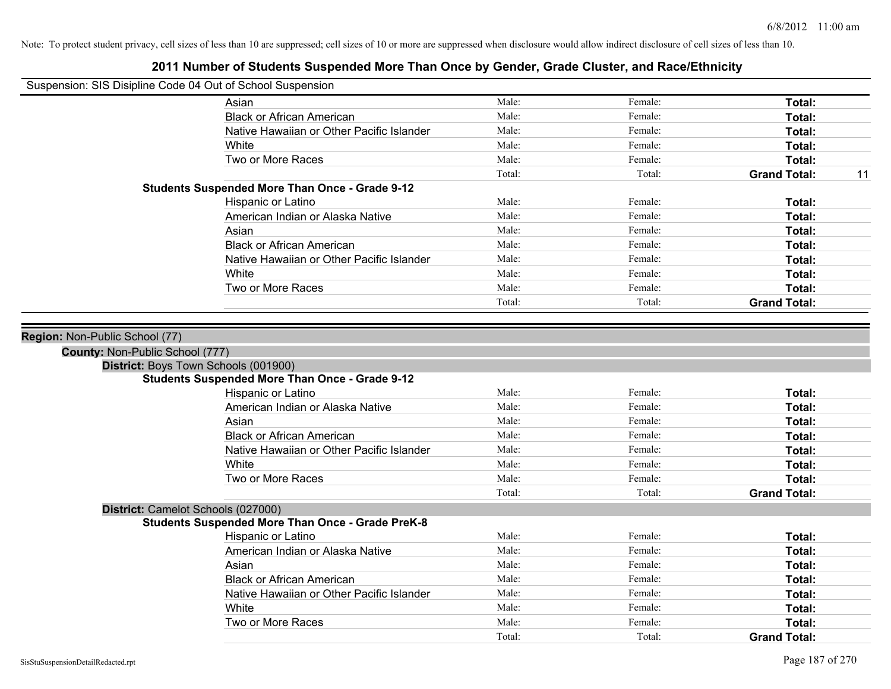Note: To protect student privacy, cell sizes of less than 10 are suppressed; cell sizes of 10 or more are suppressed when disclosure would allow indirect disclosure of cell sizes of less than 10.

# 2011 Number of Students Suspended More Than Once by Gender, Grade Cluster, and Race/Ethnicity

Suspension: SIS Disipline Code 04 Out of School Suspension

| | | | | |
|---|---|---|---|---|
| Asian | Male: | Female: | **Total:** | |
| Black or African American | Male: | Female: | **Total:** | |
| Native Hawaiian or Other Pacific Islander | Male: | Female: | **Total:** | |
| White | Male: | Female: | **Total:** | |
| Two or More Races | Male: | Female: | **Total:** | |
| | Total: | Total: | **Grand Total:** | 11 |

**Students Suspended More Than Once - Grade 9-12**

| | | | | |
|---|---|---|---|---|
| Hispanic or Latino | Male: | Female: | **Total:** | |
| American Indian or Alaska Native | Male: | Female: | **Total:** | |
| Asian | Male: | Female: | **Total:** | |
| Black or African American | Male: | Female: | **Total:** | |
| Native Hawaiian or Other Pacific Islander | Male: | Female: | **Total:** | |
| White | Male: | Female: | **Total:** | |
| Two or More Races | Male: | Female: | **Total:** | |
| | Total: | Total: | **Grand Total:** | |

**Region:** Non-Public School (77)

**County:** Non-Public School (777)

**District:** Boys Town Schools (001900)

**Students Suspended More Than Once - Grade 9-12**

| | | | | |
|---|---|---|---|---|
| Hispanic or Latino | Male: | Female: | **Total:** | |
| American Indian or Alaska Native | Male: | Female: | **Total:** | |
| Asian | Male: | Female: | **Total:** | |
| Black or African American | Male: | Female: | **Total:** | |
| Native Hawaiian or Other Pacific Islander | Male: | Female: | **Total:** | |
| White | Male: | Female: | **Total:** | |
| Two or More Races | Male: | Female: | **Total:** | |
| | Total: | Total: | **Grand Total:** | |

**District:** Camelot Schools (027000)

**Students Suspended More Than Once - Grade PreK-8**

| | | | | |
|---|---|---|---|---|
| Hispanic or Latino | Male: | Female: | **Total:** | |
| American Indian or Alaska Native | Male: | Female: | **Total:** | |
| Asian | Male: | Female: | **Total:** | |
| Black or African American | Male: | Female: | **Total:** | |
| Native Hawaiian or Other Pacific Islander | Male: | Female: | **Total:** | |
| White | Male: | Female: | **Total:** | |
| Two or More Races | Male: | Female: | **Total:** | |
| | Total: | Total: | **Grand Total:** | |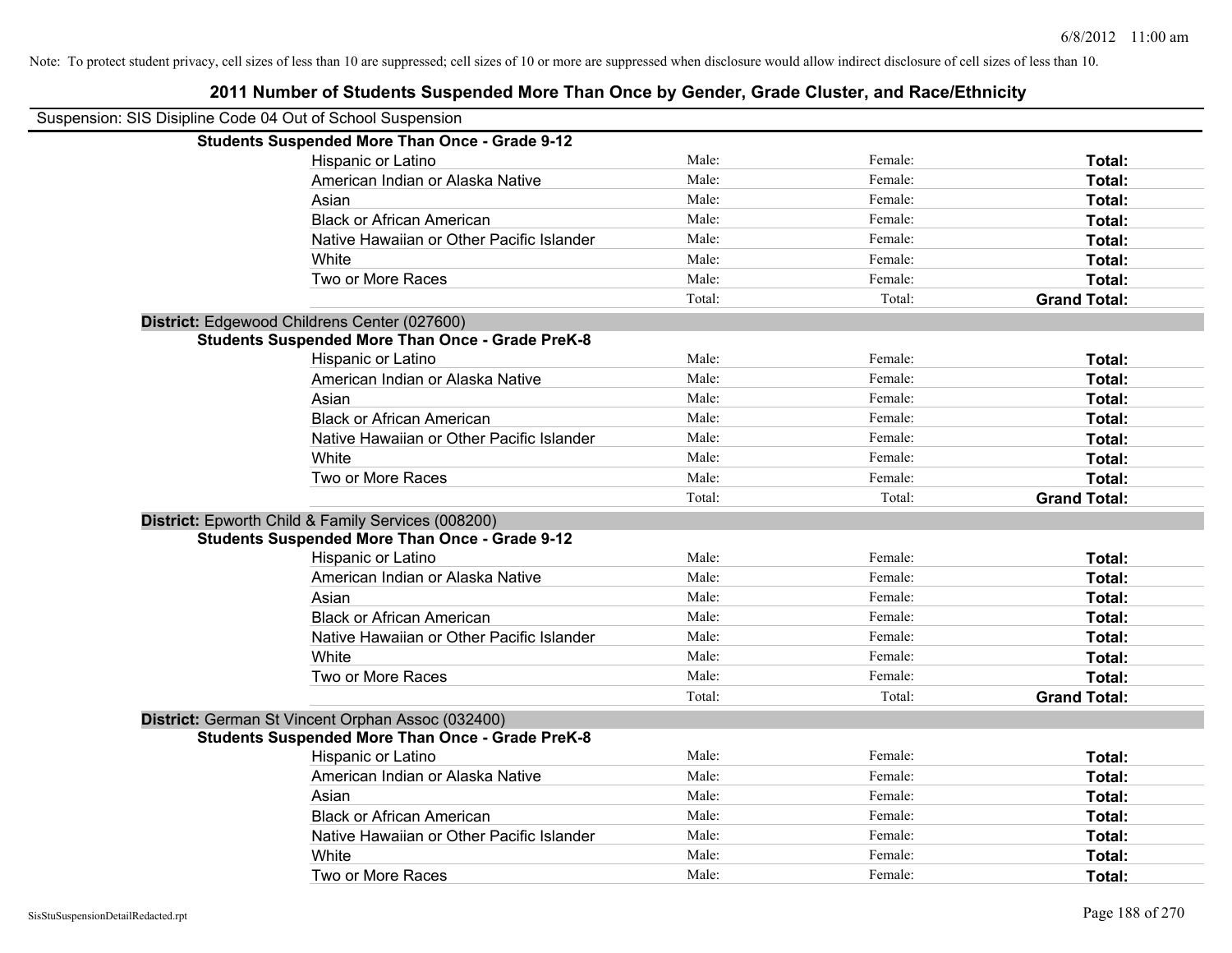Note: To protect student privacy, cell sizes of less than 10 are suppressed; cell sizes of 10 or more are suppressed when disclosure would allow indirect disclosure of cell sizes of less than 10.

# 2011 Number of Students Suspended More Than Once by Gender, Grade Cluster, and Race/Ethnicity

Suspension: SIS Disipline Code 04 Out of School Suspension

| | | | |
|---|---|---|---|
| **Students Suspended More Than Once - Grade 9-12** | | | |
| Hispanic or Latino | Male: | Female: | **Total:** |
| American Indian or Alaska Native | Male: | Female: | **Total:** |
| Asian | Male: | Female: | **Total:** |
| Black or African American | Male: | Female: | **Total:** |
| Native Hawaiian or Other Pacific Islander | Male: | Female: | **Total:** |
| White | Male: | Female: | **Total:** |
| Two or More Races | Male: | Female: | **Total:** |
| | Total: | Total: | **Grand Total:** |
| **District:** Edgewood Childrens Center (027600) | | | |
| **Students Suspended More Than Once - Grade PreK-8** | | | |
| Hispanic or Latino | Male: | Female: | **Total:** |
| American Indian or Alaska Native | Male: | Female: | **Total:** |
| Asian | Male: | Female: | **Total:** |
| Black or African American | Male: | Female: | **Total:** |
| Native Hawaiian or Other Pacific Islander | Male: | Female: | **Total:** |
| White | Male: | Female: | **Total:** |
| Two or More Races | Male: | Female: | **Total:** |
| | Total: | Total: | **Grand Total:** |
| **District:** Epworth Child & Family Services (008200) | | | |
| **Students Suspended More Than Once - Grade 9-12** | | | |
| Hispanic or Latino | Male: | Female: | **Total:** |
| American Indian or Alaska Native | Male: | Female: | **Total:** |
| Asian | Male: | Female: | **Total:** |
| Black or African American | Male: | Female: | **Total:** |
| Native Hawaiian or Other Pacific Islander | Male: | Female: | **Total:** |
| White | Male: | Female: | **Total:** |
| Two or More Races | Male: | Female: | **Total:** |
| | Total: | Total: | **Grand Total:** |
| **District:** German St Vincent Orphan Assoc (032400) | | | |
| **Students Suspended More Than Once - Grade PreK-8** | | | |
| Hispanic or Latino | Male: | Female: | **Total:** |
| American Indian or Alaska Native | Male: | Female: | **Total:** |
| Asian | Male: | Female: | **Total:** |
| Black or African American | Male: | Female: | **Total:** |
| Native Hawaiian or Other Pacific Islander | Male: | Female: | **Total:** |
| White | Male: | Female: | **Total:** |
| Two or More Races | Male: | Female: | **Total:** |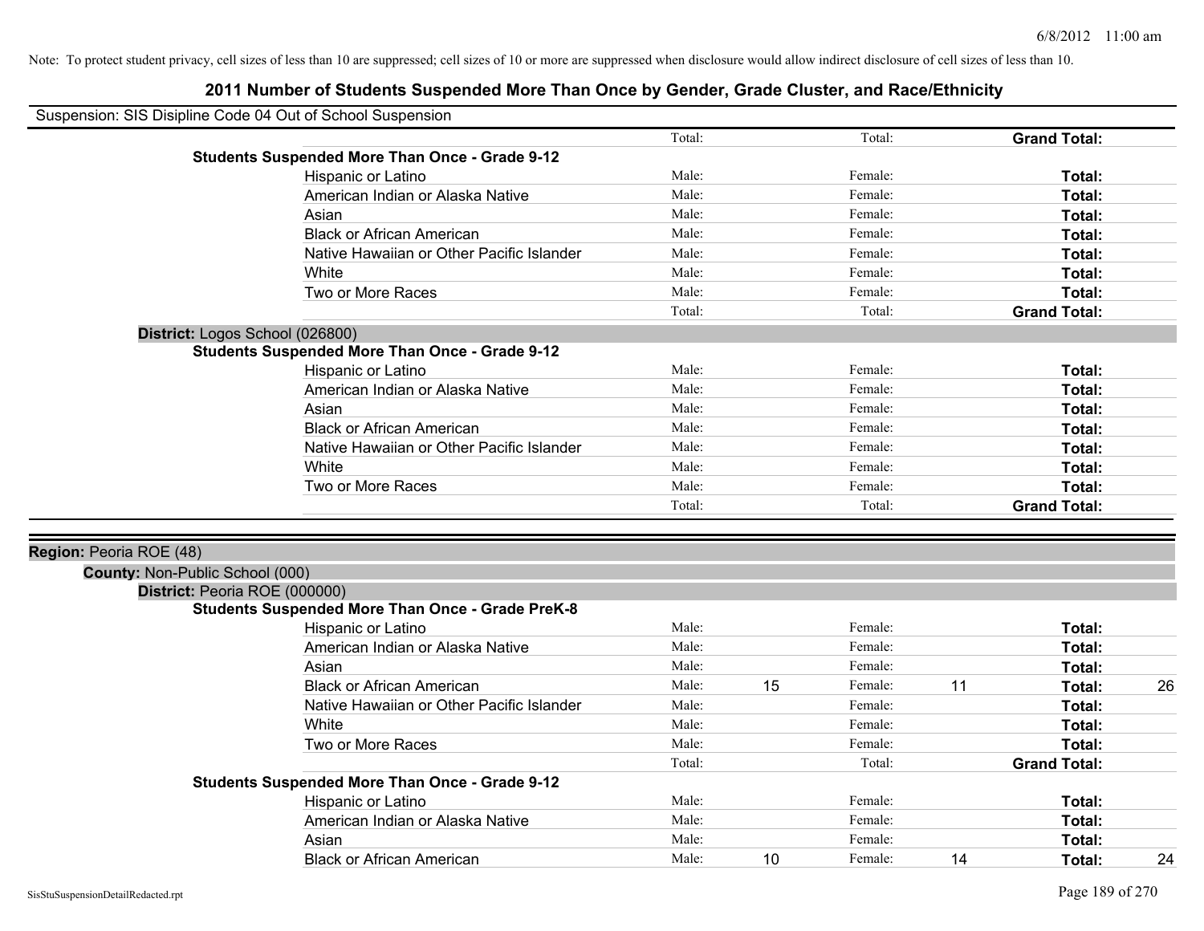Note: To protect student privacy, cell sizes of less than 10 are suppressed; cell sizes of 10 or more are suppressed when disclosure would allow indirect disclosure of cell sizes of less than 10.

# 2011 Number of Students Suspended More Than Once by Gender, Grade Cluster, and Race/Ethnicity

Suspension: SIS Disipline Code 04 Out of School Suspension

| | Male/Total | | Female/Total | | Total | |
|---|---|---|---|---|---|---|
| | Total: | | Total: | | **Grand Total:** | |
| **Students Suspended More Than Once - Grade 9-12** | | | | | | |
| Hispanic or Latino | Male: | | Female: | | **Total:** | |
| American Indian or Alaska Native | Male: | | Female: | | **Total:** | |
| Asian | Male: | | Female: | | **Total:** | |
| Black or African American | Male: | | Female: | | **Total:** | |
| Native Hawaiian or Other Pacific Islander | Male: | | Female: | | **Total:** | |
| White | Male: | | Female: | | **Total:** | |
| Two or More Races | Male: | | Female: | | **Total:** | |
| | Total: | | Total: | | **Grand Total:** | |

**District:** Logos School (026800)

| | Male/Total | | Female/Total | | Total | |
|---|---|---|---|---|---|---|
| **Students Suspended More Than Once - Grade 9-12** | | | | | | |
| Hispanic or Latino | Male: | | Female: | | **Total:** | |
| American Indian or Alaska Native | Male: | | Female: | | **Total:** | |
| Asian | Male: | | Female: | | **Total:** | |
| Black or African American | Male: | | Female: | | **Total:** | |
| Native Hawaiian or Other Pacific Islander | Male: | | Female: | | **Total:** | |
| White | Male: | | Female: | | **Total:** | |
| Two or More Races | Male: | | Female: | | **Total:** | |
| | Total: | | Total: | | **Grand Total:** | |

**Region:** Peoria ROE (48)

**County:** Non-Public School (000)

**District:** Peoria ROE (000000)

| | Male/Total | | Female/Total | | Total | |
|---|---|---|---|---|---|---|
| **Students Suspended More Than Once - Grade PreK-8** | | | | | | |
| Hispanic or Latino | Male: | | Female: | | **Total:** | |
| American Indian or Alaska Native | Male: | | Female: | | **Total:** | |
| Asian | Male: | | Female: | | **Total:** | |
| Black or African American | Male: | 15 | Female: | 11 | **Total:** | 26 |
| Native Hawaiian or Other Pacific Islander | Male: | | Female: | | **Total:** | |
| White | Male: | | Female: | | **Total:** | |
| Two or More Races | Male: | | Female: | | **Total:** | |
| | Total: | | Total: | | **Grand Total:** | |
| **Students Suspended More Than Once - Grade 9-12** | | | | | | |
| Hispanic or Latino | Male: | | Female: | | **Total:** | |
| American Indian or Alaska Native | Male: | | Female: | | **Total:** | |
| Asian | Male: | | Female: | | **Total:** | |
| Black or African American | Male: | 10 | Female: | 14 | **Total:** | 24 |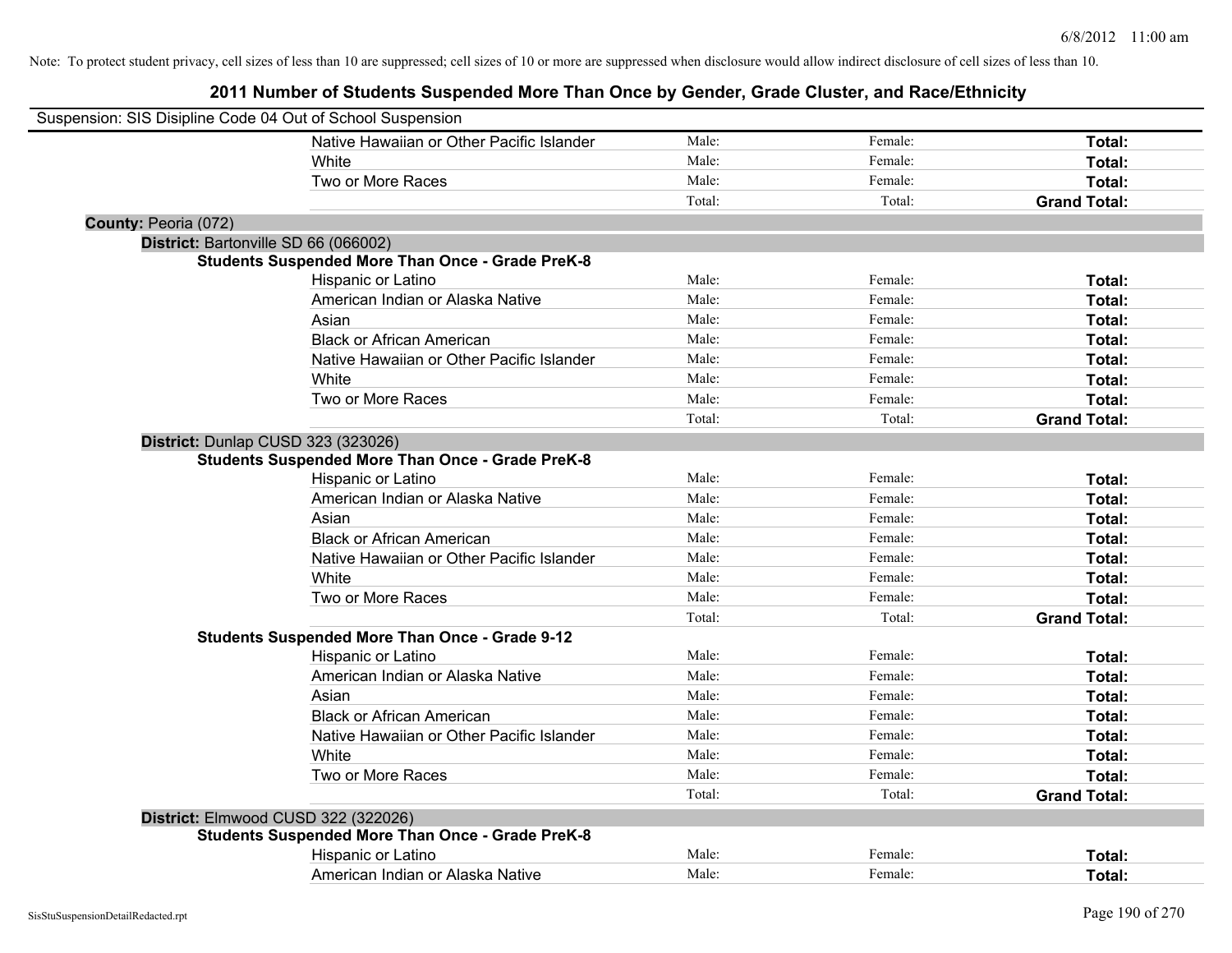Note: To protect student privacy, cell sizes of less than 10 are suppressed; cell sizes of 10 or more are suppressed when disclosure would allow indirect disclosure of cell sizes of less than 10.

# 2011 Number of Students Suspended More Than Once by Gender, Grade Cluster, and Race/Ethnicity

Suspension: SIS Disipline Code 04 Out of School Suspension

| | | | |
|---|---|---|---|
| Native Hawaiian or Other Pacific Islander | Male: | Female: | **Total:** |
| White | Male: | Female: | **Total:** |
| Two or More Races | Male: | Female: | **Total:** |
| | Total: | Total: | **Grand Total:** |

**County:** Peoria (072)

**District:** Bartonville SD 66 (066002)

**Students Suspended More Than Once - Grade PreK-8**

| | | | |
|---|---|---|---|
| Hispanic or Latino | Male: | Female: | **Total:** |
| American Indian or Alaska Native | Male: | Female: | **Total:** |
| Asian | Male: | Female: | **Total:** |
| Black or African American | Male: | Female: | **Total:** |
| Native Hawaiian or Other Pacific Islander | Male: | Female: | **Total:** |
| White | Male: | Female: | **Total:** |
| Two or More Races | Male: | Female: | **Total:** |
| | Total: | Total: | **Grand Total:** |

**District:** Dunlap CUSD 323 (323026)

**Students Suspended More Than Once - Grade PreK-8**

| | | | |
|---|---|---|---|
| Hispanic or Latino | Male: | Female: | **Total:** |
| American Indian or Alaska Native | Male: | Female: | **Total:** |
| Asian | Male: | Female: | **Total:** |
| Black or African American | Male: | Female: | **Total:** |
| Native Hawaiian or Other Pacific Islander | Male: | Female: | **Total:** |
| White | Male: | Female: | **Total:** |
| Two or More Races | Male: | Female: | **Total:** |
| | Total: | Total: | **Grand Total:** |

**Students Suspended More Than Once - Grade 9-12**

| | | | |
|---|---|---|---|
| Hispanic or Latino | Male: | Female: | **Total:** |
| American Indian or Alaska Native | Male: | Female: | **Total:** |
| Asian | Male: | Female: | **Total:** |
| Black or African American | Male: | Female: | **Total:** |
| Native Hawaiian or Other Pacific Islander | Male: | Female: | **Total:** |
| White | Male: | Female: | **Total:** |
| Two or More Races | Male: | Female: | **Total:** |
| | Total: | Total: | **Grand Total:** |

**District:** Elmwood CUSD 322 (322026)

**Students Suspended More Than Once - Grade PreK-8**

| | | | |
|---|---|---|---|
| Hispanic or Latino | Male: | Female: | **Total:** |
| American Indian or Alaska Native | Male: | Female: | **Total:** |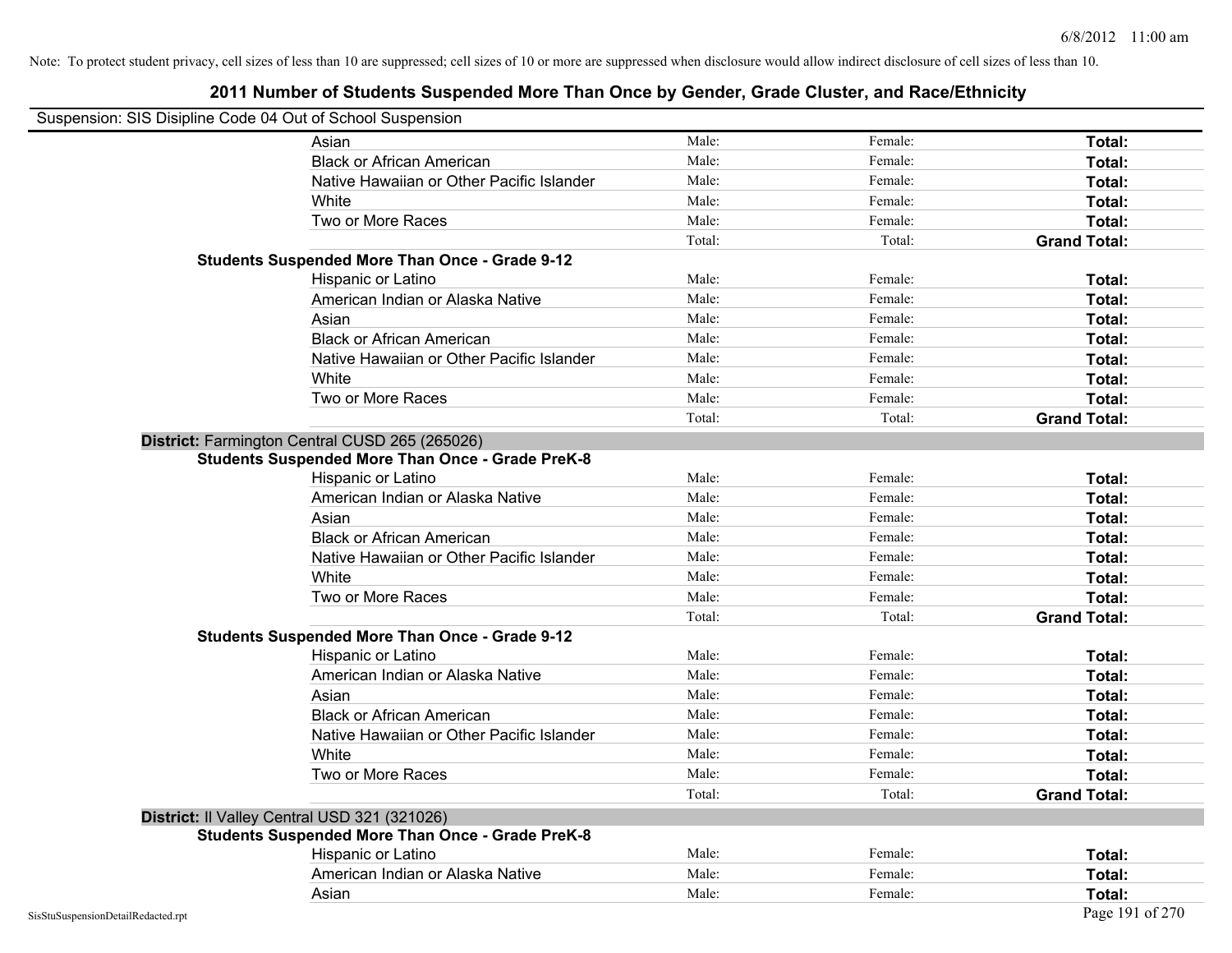Note: To protect student privacy, cell sizes of less than 10 are suppressed; cell sizes of 10 or more are suppressed when disclosure would allow indirect disclosure of cell sizes of less than 10.

# 2011 Number of Students Suspended More Than Once by Gender, Grade Cluster, and Race/Ethnicity

Suspension: SIS Disipline Code 04 Out of School Suspension

| | | | |
|---|---|---|---|
| Asian | Male: | Female: | **Total:** |
| Black or African American | Male: | Female: | **Total:** |
| Native Hawaiian or Other Pacific Islander | Male: | Female: | **Total:** |
| White | Male: | Female: | **Total:** |
| Two or More Races | Male: | Female: | **Total:** |
| | Total: | Total: | **Grand Total:** |

**Students Suspended More Than Once - Grade 9-12**

| | | | |
|---|---|---|---|
| Hispanic or Latino | Male: | Female: | **Total:** |
| American Indian or Alaska Native | Male: | Female: | **Total:** |
| Asian | Male: | Female: | **Total:** |
| Black or African American | Male: | Female: | **Total:** |
| Native Hawaiian or Other Pacific Islander | Male: | Female: | **Total:** |
| White | Male: | Female: | **Total:** |
| Two or More Races | Male: | Female: | **Total:** |
| | Total: | Total: | **Grand Total:** |

**District:** Farmington Central CUSD 265 (265026)

**Students Suspended More Than Once - Grade PreK-8**

| | | | |
|---|---|---|---|
| Hispanic or Latino | Male: | Female: | **Total:** |
| American Indian or Alaska Native | Male: | Female: | **Total:** |
| Asian | Male: | Female: | **Total:** |
| Black or African American | Male: | Female: | **Total:** |
| Native Hawaiian or Other Pacific Islander | Male: | Female: | **Total:** |
| White | Male: | Female: | **Total:** |
| Two or More Races | Male: | Female: | **Total:** |
| | Total: | Total: | **Grand Total:** |

**Students Suspended More Than Once - Grade 9-12**

| | | | |
|---|---|---|---|
| Hispanic or Latino | Male: | Female: | **Total:** |
| American Indian or Alaska Native | Male: | Female: | **Total:** |
| Asian | Male: | Female: | **Total:** |
| Black or African American | Male: | Female: | **Total:** |
| Native Hawaiian or Other Pacific Islander | Male: | Female: | **Total:** |
| White | Male: | Female: | **Total:** |
| Two or More Races | Male: | Female: | **Total:** |
| | Total: | Total: | **Grand Total:** |

**District:** Il Valley Central USD 321 (321026)

**Students Suspended More Than Once - Grade PreK-8**

| | | | |
|---|---|---|---|
| Hispanic or Latino | Male: | Female: | **Total:** |
| American Indian or Alaska Native | Male: | Female: | **Total:** |
| Asian | Male: | Female: | **Total:** |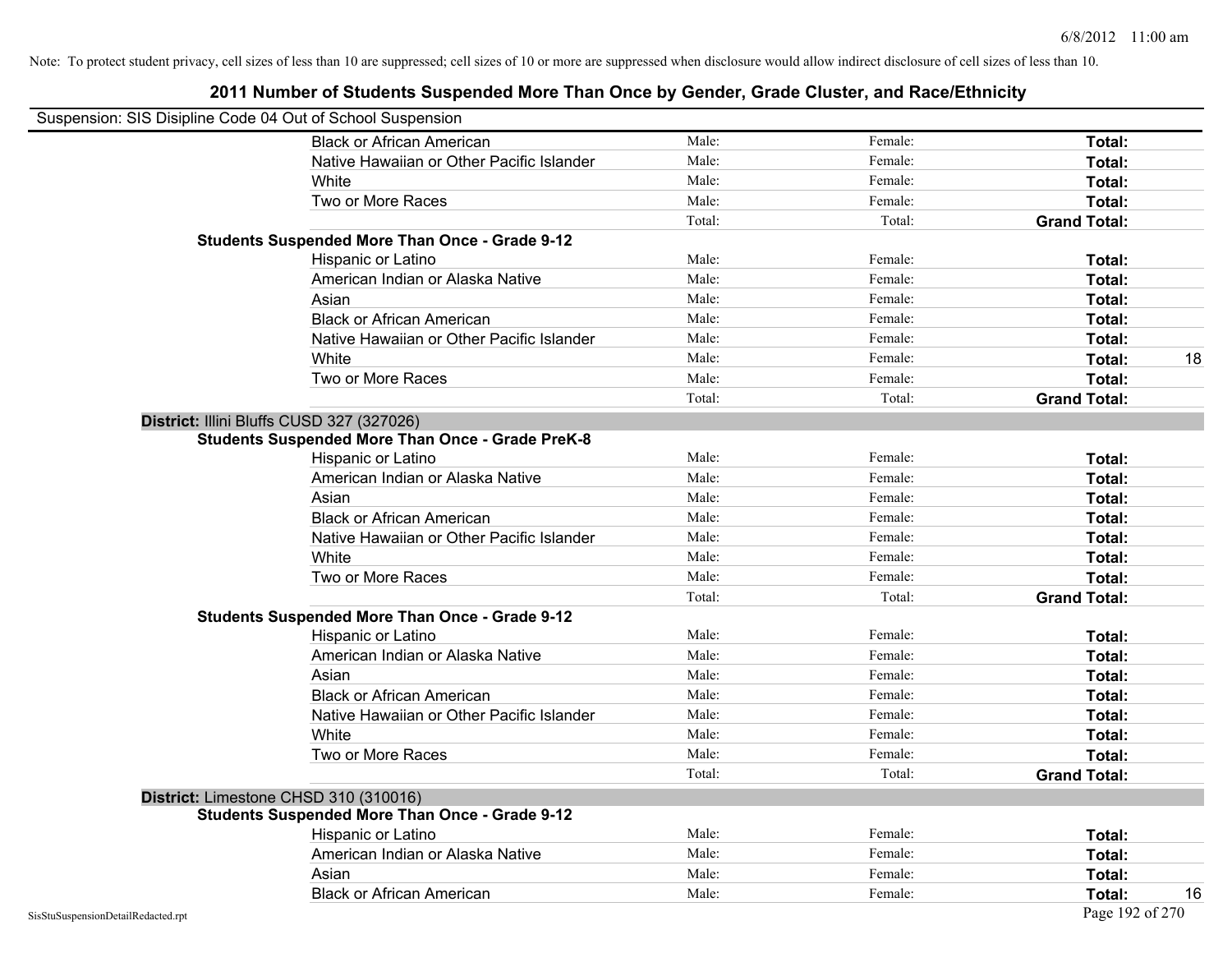Note: To protect student privacy, cell sizes of less than 10 are suppressed; cell sizes of 10 or more are suppressed when disclosure would allow indirect disclosure of cell sizes of less than 10.

## 2011 Number of Students Suspended More Than Once by Gender, Grade Cluster, and Race/Ethnicity

Suspension: SIS Disipline Code 04 Out of School Suspension

| | Male | Female | Total | |
|---|---|---|---|---|
| Black or African American | Male: | Female: | **Total:** | |
| Native Hawaiian or Other Pacific Islander | Male: | Female: | **Total:** | |
| White | Male: | Female: | **Total:** | |
| Two or More Races | Male: | Female: | **Total:** | |
| | Total: | Total: | **Grand Total:** | |

**Students Suspended More Than Once - Grade 9-12**

| | Male | Female | Total | |
|---|---|---|---|---|
| Hispanic or Latino | Male: | Female: | **Total:** | |
| American Indian or Alaska Native | Male: | Female: | **Total:** | |
| Asian | Male: | Female: | **Total:** | |
| Black or African American | Male: | Female: | **Total:** | |
| Native Hawaiian or Other Pacific Islander | Male: | Female: | **Total:** | |
| White | Male: | Female: | **Total:** | 18 |
| Two or More Races | Male: | Female: | **Total:** | |
| | Total: | Total: | **Grand Total:** | |

**District:** Illini Bluffs CUSD 327 (327026)

**Students Suspended More Than Once - Grade PreK-8**

| | Male | Female | Total | |
|---|---|---|---|---|
| Hispanic or Latino | Male: | Female: | **Total:** | |
| American Indian or Alaska Native | Male: | Female: | **Total:** | |
| Asian | Male: | Female: | **Total:** | |
| Black or African American | Male: | Female: | **Total:** | |
| Native Hawaiian or Other Pacific Islander | Male: | Female: | **Total:** | |
| White | Male: | Female: | **Total:** | |
| Two or More Races | Male: | Female: | **Total:** | |
| | Total: | Total: | **Grand Total:** | |

**Students Suspended More Than Once - Grade 9-12**

| | Male | Female | Total | |
|---|---|---|---|---|
| Hispanic or Latino | Male: | Female: | **Total:** | |
| American Indian or Alaska Native | Male: | Female: | **Total:** | |
| Asian | Male: | Female: | **Total:** | |
| Black or African American | Male: | Female: | **Total:** | |
| Native Hawaiian or Other Pacific Islander | Male: | Female: | **Total:** | |
| White | Male: | Female: | **Total:** | |
| Two or More Races | Male: | Female: | **Total:** | |
| | Total: | Total: | **Grand Total:** | |

**District:** Limestone CHSD 310 (310016)

**Students Suspended More Than Once - Grade 9-12**

| | Male | Female | Total | |
|---|---|---|---|---|
| Hispanic or Latino | Male: | Female: | **Total:** | |
| American Indian or Alaska Native | Male: | Female: | **Total:** | |
| Asian | Male: | Female: | **Total:** | |
| Black or African American | Male: | Female: | **Total:** | 16 |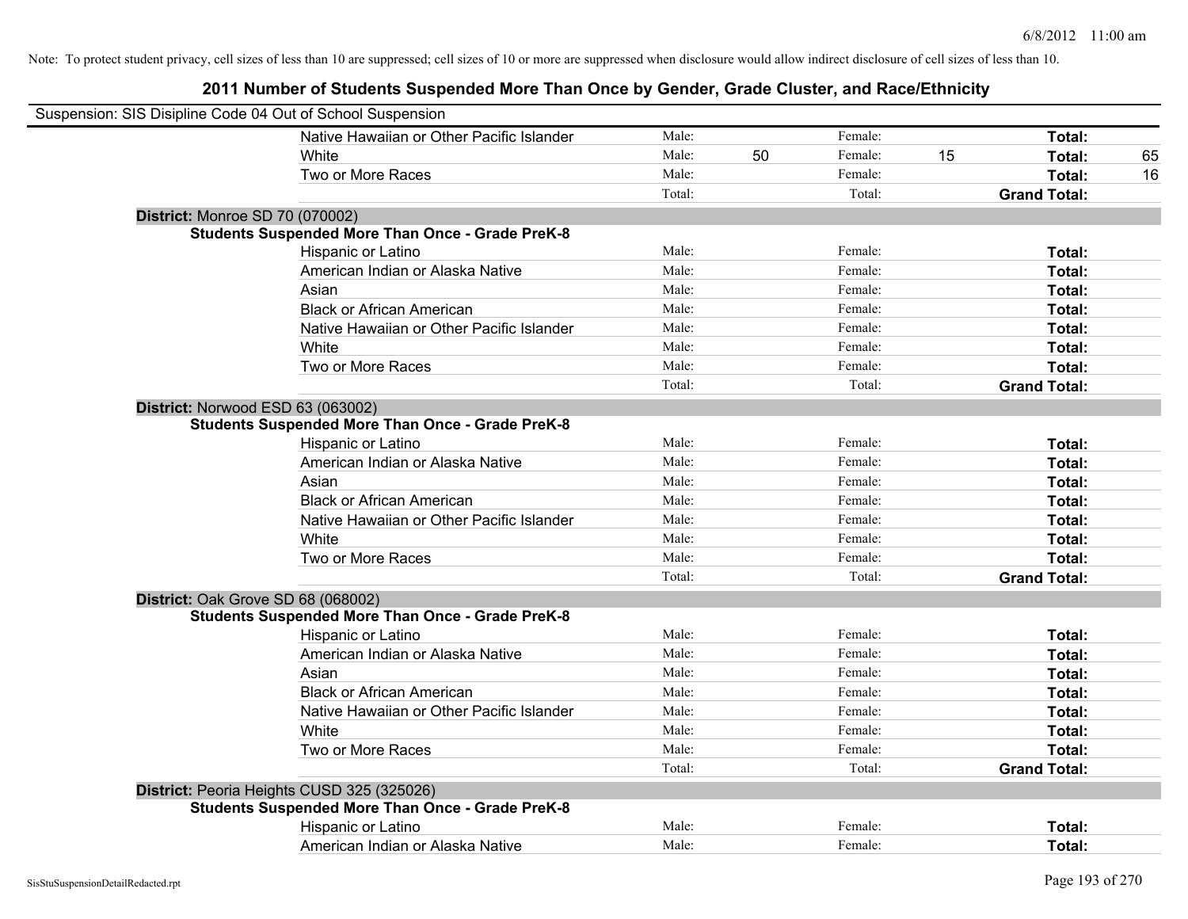Note: To protect student privacy, cell sizes of less than 10 are suppressed; cell sizes of 10 or more are suppressed when disclosure would allow indirect disclosure of cell sizes of less than 10.

## 2011 Number of Students Suspended More Than Once by Gender, Grade Cluster, and Race/Ethnicity

Suspension: SIS Disipline Code 04 Out of School Suspension

| | | | | | | |
|---|---|---|---|---|---|---|
| Native Hawaiian or Other Pacific Islander | Male: | | Female: | | **Total:** | |
| White | Male: | 50 | Female: | 15 | **Total:** | 65 |
| Two or More Races | Male: | | Female: | | **Total:** | 16 |
| | Total: | | Total: | | **Grand Total:** | |

**District:** Monroe SD 70 (070002)

**Students Suspended More Than Once - Grade PreK-8**

| | | | | | | |
|---|---|---|---|---|---|---|
| Hispanic or Latino | Male: | | Female: | | **Total:** | |
| American Indian or Alaska Native | Male: | | Female: | | **Total:** | |
| Asian | Male: | | Female: | | **Total:** | |
| Black or African American | Male: | | Female: | | **Total:** | |
| Native Hawaiian or Other Pacific Islander | Male: | | Female: | | **Total:** | |
| White | Male: | | Female: | | **Total:** | |
| Two or More Races | Male: | | Female: | | **Total:** | |
| | Total: | | Total: | | **Grand Total:** | |

**District:** Norwood ESD 63 (063002)

**Students Suspended More Than Once - Grade PreK-8**

| | | | | | | |
|---|---|---|---|---|---|---|
| Hispanic or Latino | Male: | | Female: | | **Total:** | |
| American Indian or Alaska Native | Male: | | Female: | | **Total:** | |
| Asian | Male: | | Female: | | **Total:** | |
| Black or African American | Male: | | Female: | | **Total:** | |
| Native Hawaiian or Other Pacific Islander | Male: | | Female: | | **Total:** | |
| White | Male: | | Female: | | **Total:** | |
| Two or More Races | Male: | | Female: | | **Total:** | |
| | Total: | | Total: | | **Grand Total:** | |

**District:** Oak Grove SD 68 (068002)

**Students Suspended More Than Once - Grade PreK-8**

| | | | | | | |
|---|---|---|---|---|---|---|
| Hispanic or Latino | Male: | | Female: | | **Total:** | |
| American Indian or Alaska Native | Male: | | Female: | | **Total:** | |
| Asian | Male: | | Female: | | **Total:** | |
| Black or African American | Male: | | Female: | | **Total:** | |
| Native Hawaiian or Other Pacific Islander | Male: | | Female: | | **Total:** | |
| White | Male: | | Female: | | **Total:** | |
| Two or More Races | Male: | | Female: | | **Total:** | |
| | Total: | | Total: | | **Grand Total:** | |

**District:** Peoria Heights CUSD 325 (325026)

**Students Suspended More Than Once - Grade PreK-8**

| | | | | | | |
|---|---|---|---|---|---|---|
| Hispanic or Latino | Male: | | Female: | | **Total:** | |
| American Indian or Alaska Native | Male: | | Female: | | **Total:** | |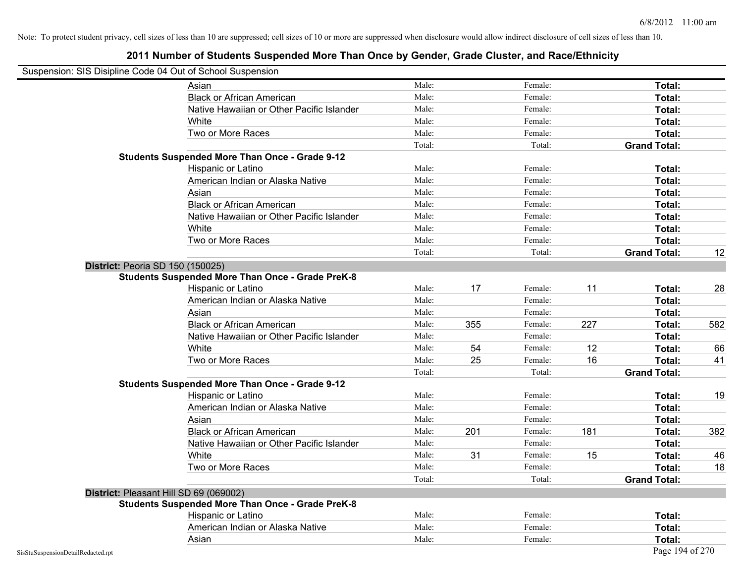Note: To protect student privacy, cell sizes of less than 10 are suppressed; cell sizes of 10 or more are suppressed when disclosure would allow indirect disclosure of cell sizes of less than 10.

# 2011 Number of Students Suspended More Than Once by Gender, Grade Cluster, and Race/Ethnicity

Suspension: SIS Disipline Code 04 Out of School Suspension

| | | | | | | |
|---|---|---|---|---|---|---|
| Asian | Male: | | Female: | | **Total:** | |
| Black or African American | Male: | | Female: | | **Total:** | |
| Native Hawaiian or Other Pacific Islander | Male: | | Female: | | **Total:** | |
| White | Male: | | Female: | | **Total:** | |
| Two or More Races | Male: | | Female: | | **Total:** | |
| | Total: | | Total: | | **Grand Total:** | |
| **Students Suspended More Than Once - Grade 9-12** | | | | | | |
| Hispanic or Latino | Male: | | Female: | | **Total:** | |
| American Indian or Alaska Native | Male: | | Female: | | **Total:** | |
| Asian | Male: | | Female: | | **Total:** | |
| Black or African American | Male: | | Female: | | **Total:** | |
| Native Hawaiian or Other Pacific Islander | Male: | | Female: | | **Total:** | |
| White | Male: | | Female: | | **Total:** | |
| Two or More Races | Male: | | Female: | | **Total:** | |
| | Total: | | Total: | | **Grand Total:** | 12 |
| **District:** Peoria SD 150 (150025) | | | | | | |
| **Students Suspended More Than Once - Grade PreK-8** | | | | | | |
| Hispanic or Latino | Male: | 17 | Female: | 11 | **Total:** | 28 |
| American Indian or Alaska Native | Male: | | Female: | | **Total:** | |
| Asian | Male: | | Female: | | **Total:** | |
| Black or African American | Male: | 355 | Female: | 227 | **Total:** | 582 |
| Native Hawaiian or Other Pacific Islander | Male: | | Female: | | **Total:** | |
| White | Male: | 54 | Female: | 12 | **Total:** | 66 |
| Two or More Races | Male: | 25 | Female: | 16 | **Total:** | 41 |
| | Total: | | Total: | | **Grand Total:** | |
| **Students Suspended More Than Once - Grade 9-12** | | | | | | |
| Hispanic or Latino | Male: | | Female: | | **Total:** | 19 |
| American Indian or Alaska Native | Male: | | Female: | | **Total:** | |
| Asian | Male: | | Female: | | **Total:** | |
| Black or African American | Male: | 201 | Female: | 181 | **Total:** | 382 |
| Native Hawaiian or Other Pacific Islander | Male: | | Female: | | **Total:** | |
| White | Male: | 31 | Female: | 15 | **Total:** | 46 |
| Two or More Races | Male: | | Female: | | **Total:** | 18 |
| | Total: | | Total: | | **Grand Total:** | |
| **District:** Pleasant Hill SD 69 (069002) | | | | | | |
| **Students Suspended More Than Once - Grade PreK-8** | | | | | | |
| Hispanic or Latino | Male: | | Female: | | **Total:** | |
| American Indian or Alaska Native | Male: | | Female: | | **Total:** | |
| Asian | Male: | | Female: | | **Total:** | |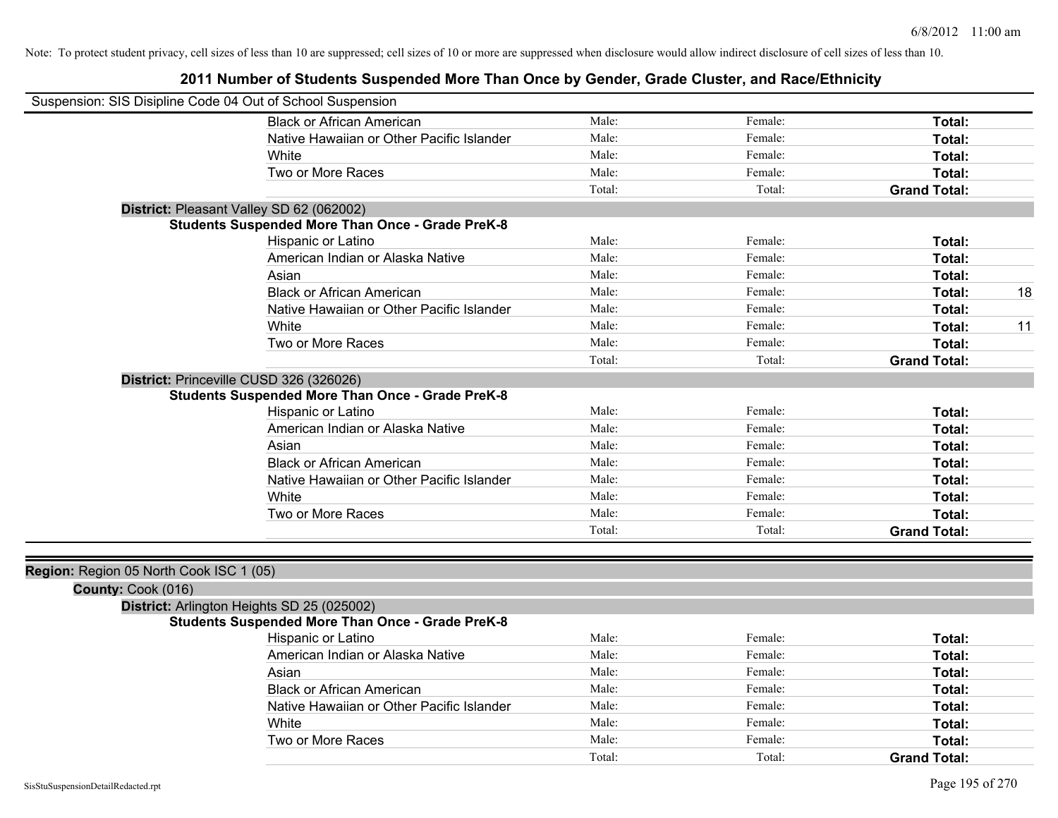Note: To protect student privacy, cell sizes of less than 10 are suppressed; cell sizes of 10 or more are suppressed when disclosure would allow indirect disclosure of cell sizes of less than 10.

## 2011 Number of Students Suspended More Than Once by Gender, Grade Cluster, and Race/Ethnicity

Suspension: SIS Disipline Code 04 Out of School Suspension

| | Male | Female | Total | |
|---|---|---|---|---|
| Black or African American | Male: | Female: | **Total:** | |
| Native Hawaiian or Other Pacific Islander | Male: | Female: | **Total:** | |
| White | Male: | Female: | **Total:** | |
| Two or More Races | Male: | Female: | **Total:** | |
| | Total: | Total: | **Grand Total:** | |

**District:** Pleasant Valley SD 62 (062002)

**Students Suspended More Than Once - Grade PreK-8**

| | Male | Female | Total | |
|---|---|---|---|---|
| Hispanic or Latino | Male: | Female: | **Total:** | |
| American Indian or Alaska Native | Male: | Female: | **Total:** | |
| Asian | Male: | Female: | **Total:** | |
| Black or African American | Male: | Female: | **Total:** | 18 |
| Native Hawaiian or Other Pacific Islander | Male: | Female: | **Total:** | |
| White | Male: | Female: | **Total:** | 11 |
| Two or More Races | Male: | Female: | **Total:** | |
| | Total: | Total: | **Grand Total:** | |

**District:** Princeville CUSD 326 (326026)

**Students Suspended More Than Once - Grade PreK-8**

| | Male | Female | Total | |
|---|---|---|---|---|
| Hispanic or Latino | Male: | Female: | **Total:** | |
| American Indian or Alaska Native | Male: | Female: | **Total:** | |
| Asian | Male: | Female: | **Total:** | |
| Black or African American | Male: | Female: | **Total:** | |
| Native Hawaiian or Other Pacific Islander | Male: | Female: | **Total:** | |
| White | Male: | Female: | **Total:** | |
| Two or More Races | Male: | Female: | **Total:** | |
| | Total: | Total: | **Grand Total:** | |

**Region:** Region 05 North Cook ISC 1 (05)

**County:** Cook (016)

**District:** Arlington Heights SD 25 (025002)

**Students Suspended More Than Once - Grade PreK-8**

| | Male | Female | Total | |
|---|---|---|---|---|
| Hispanic or Latino | Male: | Female: | **Total:** | |
| American Indian or Alaska Native | Male: | Female: | **Total:** | |
| Asian | Male: | Female: | **Total:** | |
| Black or African American | Male: | Female: | **Total:** | |
| Native Hawaiian or Other Pacific Islander | Male: | Female: | **Total:** | |
| White | Male: | Female: | **Total:** | |
| Two or More Races | Male: | Female: | **Total:** | |
| | Total: | Total: | **Grand Total:** | |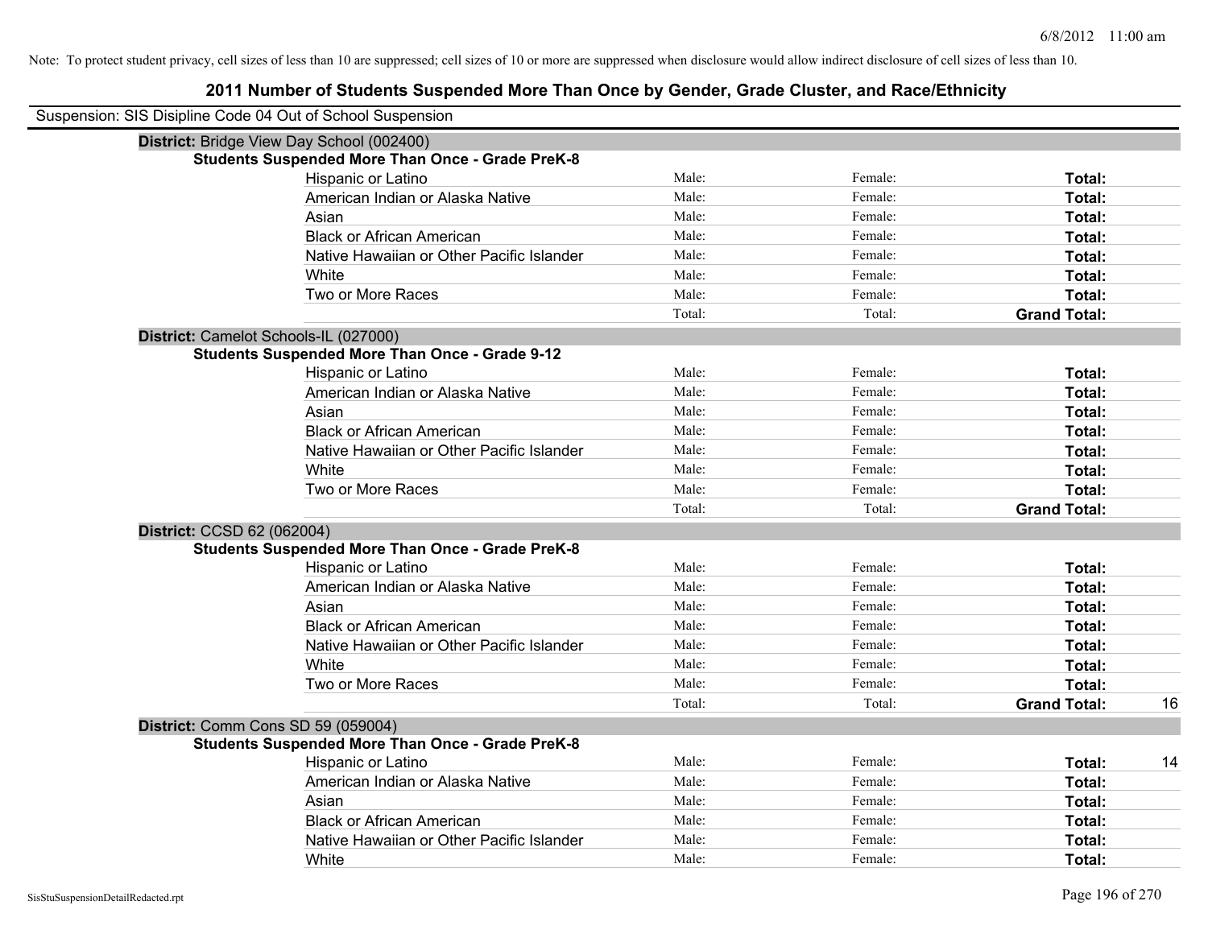Note: To protect student privacy, cell sizes of less than 10 are suppressed; cell sizes of 10 or more are suppressed when disclosure would allow indirect disclosure of cell sizes of less than 10.

# 2011 Number of Students Suspended More Than Once by Gender, Grade Cluster, and Race/Ethnicity

Suspension: SIS Disipline Code 04 Out of School Suspension

**District:** Bridge View Day School (002400)

**Students Suspended More Than Once - Grade PreK-8**

| Race/Ethnicity | Male | Female | Total | |
|---|---|---|---|---|
| Hispanic or Latino | Male: | Female: | **Total:** | |
| American Indian or Alaska Native | Male: | Female: | **Total:** | |
| Asian | Male: | Female: | **Total:** | |
| Black or African American | Male: | Female: | **Total:** | |
| Native Hawaiian or Other Pacific Islander | Male: | Female: | **Total:** | |
| White | Male: | Female: | **Total:** | |
| Two or More Races | Male: | Female: | **Total:** | |
| | Total: | Total: | **Grand Total:** | |

**District:** Camelot Schools-IL (027000)

**Students Suspended More Than Once - Grade 9-12**

| Race/Ethnicity | Male | Female | Total | |
|---|---|---|---|---|
| Hispanic or Latino | Male: | Female: | **Total:** | |
| American Indian or Alaska Native | Male: | Female: | **Total:** | |
| Asian | Male: | Female: | **Total:** | |
| Black or African American | Male: | Female: | **Total:** | |
| Native Hawaiian or Other Pacific Islander | Male: | Female: | **Total:** | |
| White | Male: | Female: | **Total:** | |
| Two or More Races | Male: | Female: | **Total:** | |
| | Total: | Total: | **Grand Total:** | |

**District:** CCSD 62 (062004)

**Students Suspended More Than Once - Grade PreK-8**

| Race/Ethnicity | Male | Female | Total | |
|---|---|---|---|---|
| Hispanic or Latino | Male: | Female: | **Total:** | |
| American Indian or Alaska Native | Male: | Female: | **Total:** | |
| Asian | Male: | Female: | **Total:** | |
| Black or African American | Male: | Female: | **Total:** | |
| Native Hawaiian or Other Pacific Islander | Male: | Female: | **Total:** | |
| White | Male: | Female: | **Total:** | |
| Two or More Races | Male: | Female: | **Total:** | |
| | Total: | Total: | **Grand Total:** | 16 |

**District:** Comm Cons SD 59 (059004)

**Students Suspended More Than Once - Grade PreK-8**

| Race/Ethnicity | Male | Female | Total | |
|---|---|---|---|---|
| Hispanic or Latino | Male: | Female: | **Total:** | 14 |
| American Indian or Alaska Native | Male: | Female: | **Total:** | |
| Asian | Male: | Female: | **Total:** | |
| Black or African American | Male: | Female: | **Total:** | |
| Native Hawaiian or Other Pacific Islander | Male: | Female: | **Total:** | |
| White | Male: | Female: | **Total:** | |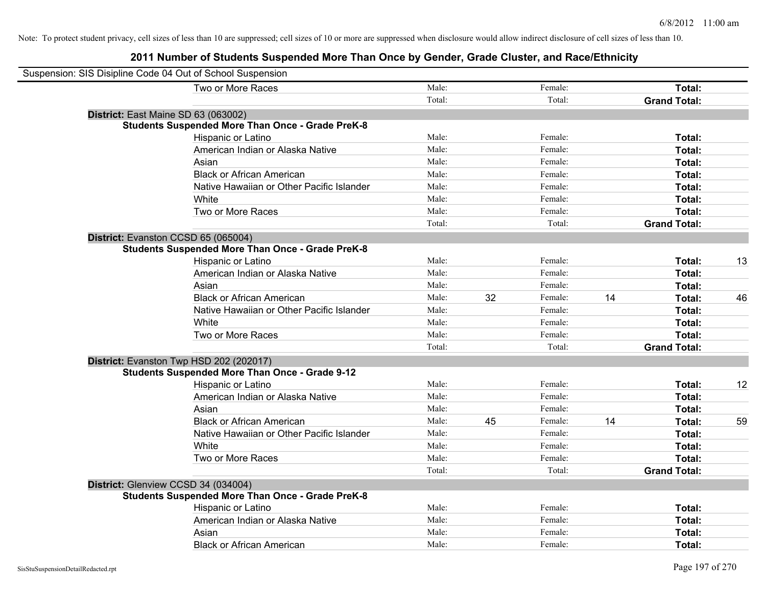Note: To protect student privacy, cell sizes of less than 10 are suppressed; cell sizes of 10 or more are suppressed when disclosure would allow indirect disclosure of cell sizes of less than 10.

## 2011 Number of Students Suspended More Than Once by Gender, Grade Cluster, and Race/Ethnicity

Suspension: SIS Disipline Code 04 Out of School Suspension

| | | | | | | |
|---|---|---|---|---|---|---|
| Two or More Races | Male: | | Female: | | **Total:** | |
| | Total: | | Total: | | **Grand Total:** | |

**District:** East Maine SD 63 (063002)

**Students Suspended More Than Once - Grade PreK-8**

| | | | | | | |
|---|---|---|---|---|---|---|
| Hispanic or Latino | Male: | | Female: | | **Total:** | |
| American Indian or Alaska Native | Male: | | Female: | | **Total:** | |
| Asian | Male: | | Female: | | **Total:** | |
| Black or African American | Male: | | Female: | | **Total:** | |
| Native Hawaiian or Other Pacific Islander | Male: | | Female: | | **Total:** | |
| White | Male: | | Female: | | **Total:** | |
| Two or More Races | Male: | | Female: | | **Total:** | |
| | Total: | | Total: | | **Grand Total:** | |

**District:** Evanston CCSD 65 (065004)

**Students Suspended More Than Once - Grade PreK-8**

| | | | | | | |
|---|---|---|---|---|---|---|
| Hispanic or Latino | Male: | | Female: | | **Total:** | 13 |
| American Indian or Alaska Native | Male: | | Female: | | **Total:** | |
| Asian | Male: | | Female: | | **Total:** | |
| Black or African American | Male: | 32 | Female: | 14 | **Total:** | 46 |
| Native Hawaiian or Other Pacific Islander | Male: | | Female: | | **Total:** | |
| White | Male: | | Female: | | **Total:** | |
| Two or More Races | Male: | | Female: | | **Total:** | |
| | Total: | | Total: | | **Grand Total:** | |

**District:** Evanston Twp HSD 202 (202017)

**Students Suspended More Than Once - Grade 9-12**

| | | | | | | |
|---|---|---|---|---|---|---|
| Hispanic or Latino | Male: | | Female: | | **Total:** | 12 |
| American Indian or Alaska Native | Male: | | Female: | | **Total:** | |
| Asian | Male: | | Female: | | **Total:** | |
| Black or African American | Male: | 45 | Female: | 14 | **Total:** | 59 |
| Native Hawaiian or Other Pacific Islander | Male: | | Female: | | **Total:** | |
| White | Male: | | Female: | | **Total:** | |
| Two or More Races | Male: | | Female: | | **Total:** | |
| | Total: | | Total: | | **Grand Total:** | |

**District:** Glenview CCSD 34 (034004)

**Students Suspended More Than Once - Grade PreK-8**

| | | | | | | |
|---|---|---|---|---|---|---|
| Hispanic or Latino | Male: | | Female: | | **Total:** | |
| American Indian or Alaska Native | Male: | | Female: | | **Total:** | |
| Asian | Male: | | Female: | | **Total:** | |
| Black or African American | Male: | | Female: | | **Total:** | |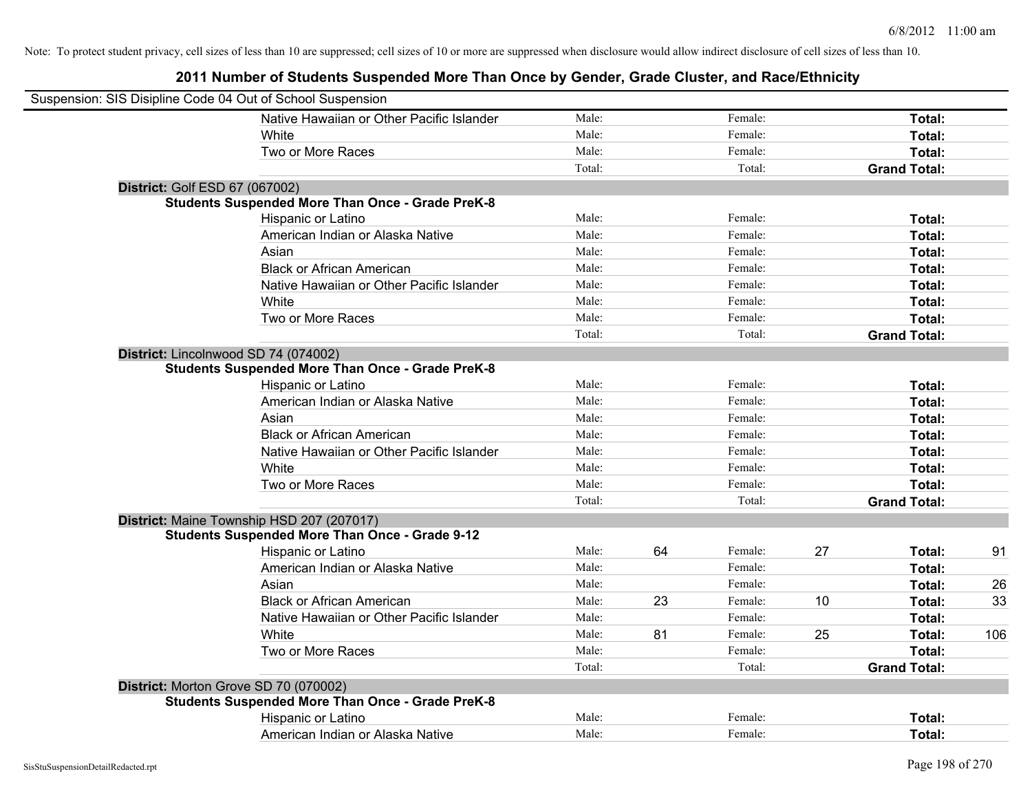Note: To protect student privacy, cell sizes of less than 10 are suppressed; cell sizes of 10 or more are suppressed when disclosure would allow indirect disclosure of cell sizes of less than 10.

# 2011 Number of Students Suspended More Than Once by Gender, Grade Cluster, and Race/Ethnicity

Suspension: SIS Disipline Code 04 Out of School Suspension

| | | | | | | |
|---|---|---|---|---|---|---|
| Native Hawaiian or Other Pacific Islander | Male: | | Female: | | **Total:** | |
| White | Male: | | Female: | | **Total:** | |
| Two or More Races | Male: | | Female: | | **Total:** | |
| | Total: | | Total: | | **Grand Total:** | |

**District:** Golf ESD 67 (067002)

**Students Suspended More Than Once - Grade PreK-8**

| | | | | | | |
|---|---|---|---|---|---|---|
| Hispanic or Latino | Male: | | Female: | | **Total:** | |
| American Indian or Alaska Native | Male: | | Female: | | **Total:** | |
| Asian | Male: | | Female: | | **Total:** | |
| Black or African American | Male: | | Female: | | **Total:** | |
| Native Hawaiian or Other Pacific Islander | Male: | | Female: | | **Total:** | |
| White | Male: | | Female: | | **Total:** | |
| Two or More Races | Male: | | Female: | | **Total:** | |
| | Total: | | Total: | | **Grand Total:** | |

**District:** Lincolnwood SD 74 (074002)

**Students Suspended More Than Once - Grade PreK-8**

| | | | | | | |
|---|---|---|---|---|---|---|
| Hispanic or Latino | Male: | | Female: | | **Total:** | |
| American Indian or Alaska Native | Male: | | Female: | | **Total:** | |
| Asian | Male: | | Female: | | **Total:** | |
| Black or African American | Male: | | Female: | | **Total:** | |
| Native Hawaiian or Other Pacific Islander | Male: | | Female: | | **Total:** | |
| White | Male: | | Female: | | **Total:** | |
| Two or More Races | Male: | | Female: | | **Total:** | |
| | Total: | | Total: | | **Grand Total:** | |

**District:** Maine Township HSD 207 (207017)

**Students Suspended More Than Once - Grade 9-12**

| | | | | | | |
|---|---|---|---|---|---|---|
| Hispanic or Latino | Male: | 64 | Female: | 27 | **Total:** | 91 |
| American Indian or Alaska Native | Male: | | Female: | | **Total:** | |
| Asian | Male: | | Female: | | **Total:** | 26 |
| Black or African American | Male: | 23 | Female: | 10 | **Total:** | 33 |
| Native Hawaiian or Other Pacific Islander | Male: | | Female: | | **Total:** | |
| White | Male: | 81 | Female: | 25 | **Total:** | 106 |
| Two or More Races | Male: | | Female: | | **Total:** | |
| | Total: | | Total: | | **Grand Total:** | |

**District:** Morton Grove SD 70 (070002)

**Students Suspended More Than Once - Grade PreK-8**

| | | | | | | |
|---|---|---|---|---|---|---|
| Hispanic or Latino | Male: | | Female: | | **Total:** | |
| American Indian or Alaska Native | Male: | | Female: | | **Total:** | |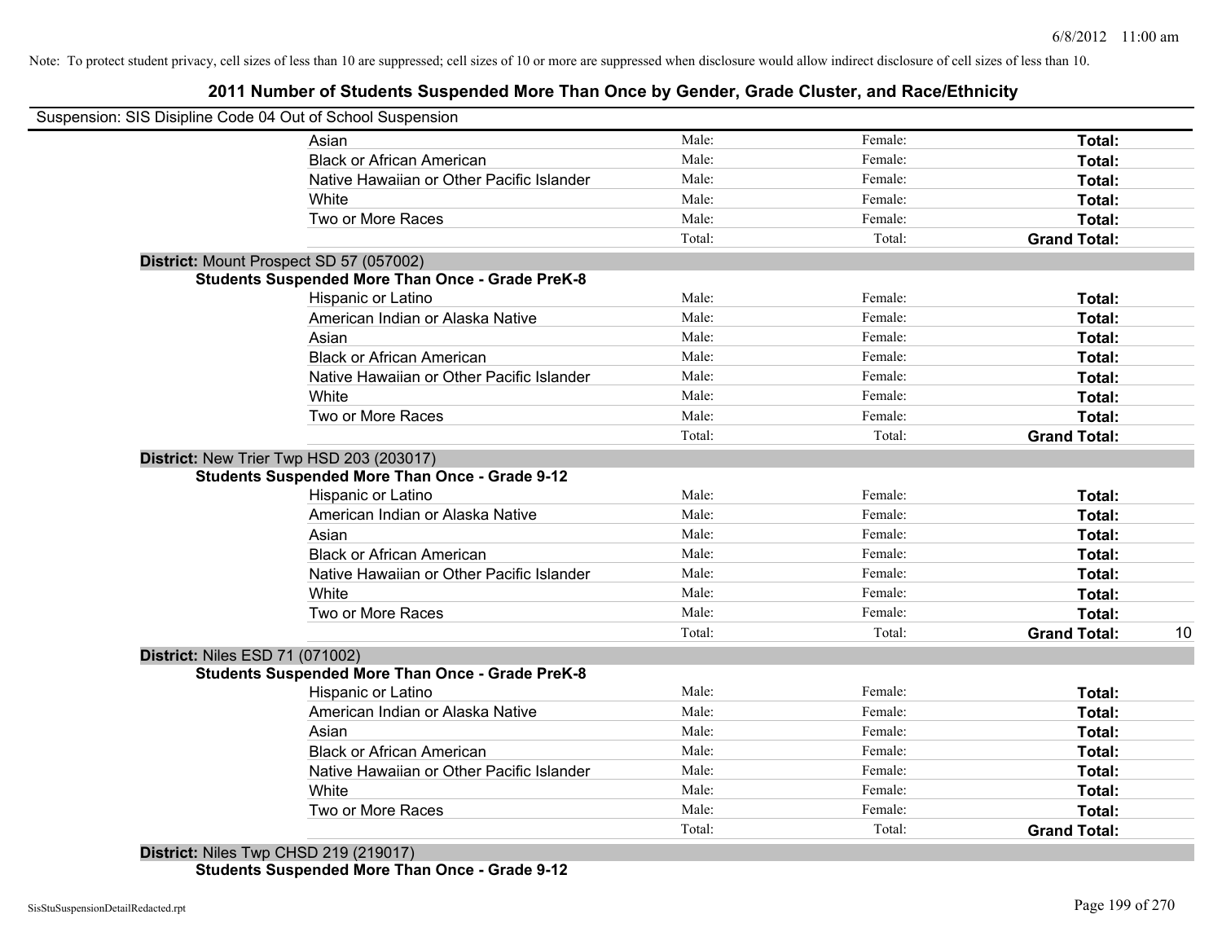Note: To protect student privacy, cell sizes of less than 10 are suppressed; cell sizes of 10 or more are suppressed when disclosure would allow indirect disclosure of cell sizes of less than 10.

## 2011 Number of Students Suspended More Than Once by Gender, Grade Cluster, and Race/Ethnicity

Suspension: SIS Disipline Code 04 Out of School Suspension

| | | | | |
|---|---|---|---|---|
| Asian | Male: | Female: | **Total:** | |
| Black or African American | Male: | Female: | **Total:** | |
| Native Hawaiian or Other Pacific Islander | Male: | Female: | **Total:** | |
| White | Male: | Female: | **Total:** | |
| Two or More Races | Male: | Female: | **Total:** | |
| | Total: | Total: | **Grand Total:** | |

**District:** Mount Prospect SD 57 (057002)

**Students Suspended More Than Once - Grade PreK-8**

| | | | | |
|---|---|---|---|---|
| Hispanic or Latino | Male: | Female: | **Total:** | |
| American Indian or Alaska Native | Male: | Female: | **Total:** | |
| Asian | Male: | Female: | **Total:** | |
| Black or African American | Male: | Female: | **Total:** | |
| Native Hawaiian or Other Pacific Islander | Male: | Female: | **Total:** | |
| White | Male: | Female: | **Total:** | |
| Two or More Races | Male: | Female: | **Total:** | |
| | Total: | Total: | **Grand Total:** | |

**District:** New Trier Twp HSD 203 (203017)

**Students Suspended More Than Once - Grade 9-12**

| | | | | |
|---|---|---|---|---|
| Hispanic or Latino | Male: | Female: | **Total:** | |
| American Indian or Alaska Native | Male: | Female: | **Total:** | |
| Asian | Male: | Female: | **Total:** | |
| Black or African American | Male: | Female: | **Total:** | |
| Native Hawaiian or Other Pacific Islander | Male: | Female: | **Total:** | |
| White | Male: | Female: | **Total:** | |
| Two or More Races | Male: | Female: | **Total:** | |
| | Total: | Total: | **Grand Total:** | 10 |

**District:** Niles ESD 71 (071002)

**Students Suspended More Than Once - Grade PreK-8**

| | | | | |
|---|---|---|---|---|
| Hispanic or Latino | Male: | Female: | **Total:** | |
| American Indian or Alaska Native | Male: | Female: | **Total:** | |
| Asian | Male: | Female: | **Total:** | |
| Black or African American | Male: | Female: | **Total:** | |
| Native Hawaiian or Other Pacific Islander | Male: | Female: | **Total:** | |
| White | Male: | Female: | **Total:** | |
| Two or More Races | Male: | Female: | **Total:** | |
| | Total: | Total: | **Grand Total:** | |

**District:** Niles Twp CHSD 219 (219017)

**Students Suspended More Than Once - Grade 9-12**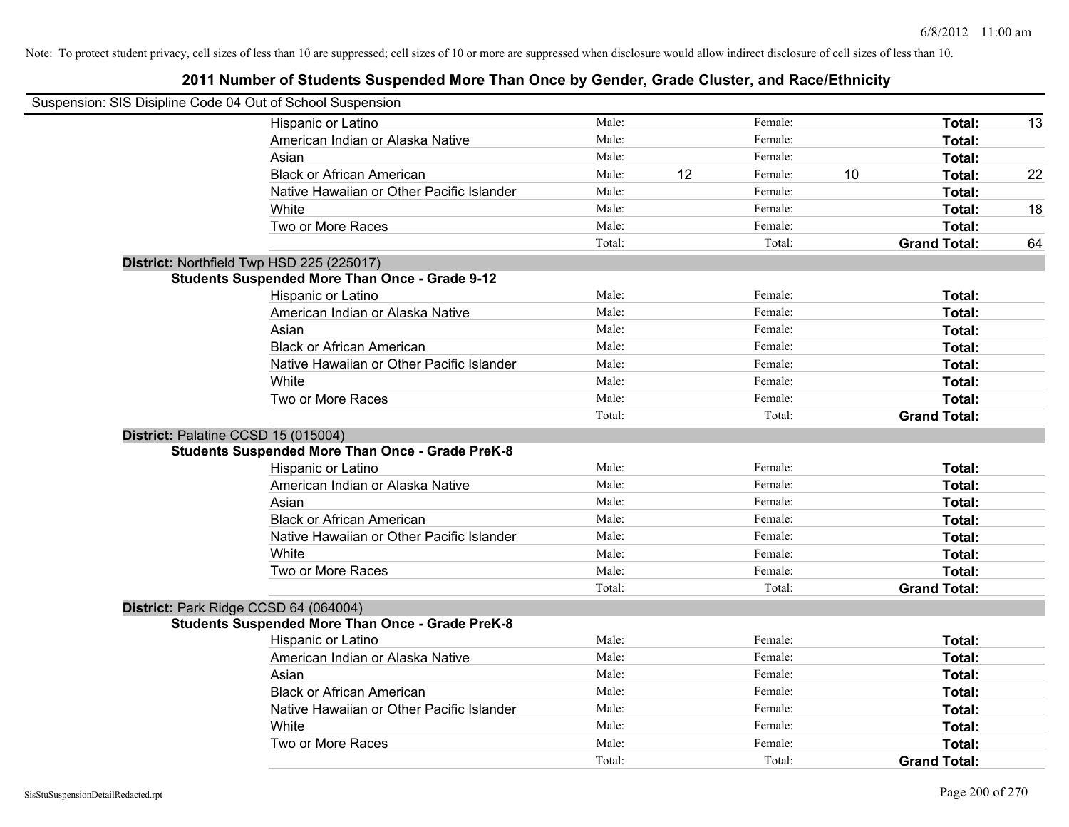Note: To protect student privacy, cell sizes of less than 10 are suppressed; cell sizes of 10 or more are suppressed when disclosure would allow indirect disclosure of cell sizes of less than 10.

# 2011 Number of Students Suspended More Than Once by Gender, Grade Cluster, and Race/Ethnicity

Suspension: SIS Disipline Code 04 Out of School Suspension

| | Male: | | Female: | | | |
|---|---|---|---|---|---|---|
| Hispanic or Latino | Male: | | Female: | | Total: | 13 |
| American Indian or Alaska Native | Male: | | Female: | | Total: | |
| Asian | Male: | | Female: | | Total: | |
| Black or African American | Male: | 12 | Female: | 10 | Total: | 22 |
| Native Hawaiian or Other Pacific Islander | Male: | | Female: | | Total: | |
| White | Male: | | Female: | | Total: | 18 |
| Two or More Races | Male: | | Female: | | Total: | |
| | Total: | | Total: | | Grand Total: | 64 |

**District:** Northfield Twp HSD 225 (225017)

**Students Suspended More Than Once - Grade 9-12**

| | | | | | | |
|---|---|---|---|---|---|---|
| Hispanic or Latino | Male: | | Female: | | Total: | |
| American Indian or Alaska Native | Male: | | Female: | | Total: | |
| Asian | Male: | | Female: | | Total: | |
| Black or African American | Male: | | Female: | | Total: | |
| Native Hawaiian or Other Pacific Islander | Male: | | Female: | | Total: | |
| White | Male: | | Female: | | Total: | |
| Two or More Races | Male: | | Female: | | Total: | |
| | Total: | | Total: | | Grand Total: | |

**District:** Palatine CCSD 15 (015004)

**Students Suspended More Than Once - Grade PreK-8**

| | | | | | | |
|---|---|---|---|---|---|---|
| Hispanic or Latino | Male: | | Female: | | Total: | |
| American Indian or Alaska Native | Male: | | Female: | | Total: | |
| Asian | Male: | | Female: | | Total: | |
| Black or African American | Male: | | Female: | | Total: | |
| Native Hawaiian or Other Pacific Islander | Male: | | Female: | | Total: | |
| White | Male: | | Female: | | Total: | |
| Two or More Races | Male: | | Female: | | Total: | |
| | Total: | | Total: | | Grand Total: | |

**District:** Park Ridge CCSD 64 (064004)

**Students Suspended More Than Once - Grade PreK-8**

| | | | | | | |
|---|---|---|---|---|---|---|
| Hispanic or Latino | Male: | | Female: | | Total: | |
| American Indian or Alaska Native | Male: | | Female: | | Total: | |
| Asian | Male: | | Female: | | Total: | |
| Black or African American | Male: | | Female: | | Total: | |
| Native Hawaiian or Other Pacific Islander | Male: | | Female: | | Total: | |
| White | Male: | | Female: | | Total: | |
| Two or More Races | Male: | | Female: | | Total: | |
| | Total: | | Total: | | Grand Total: | |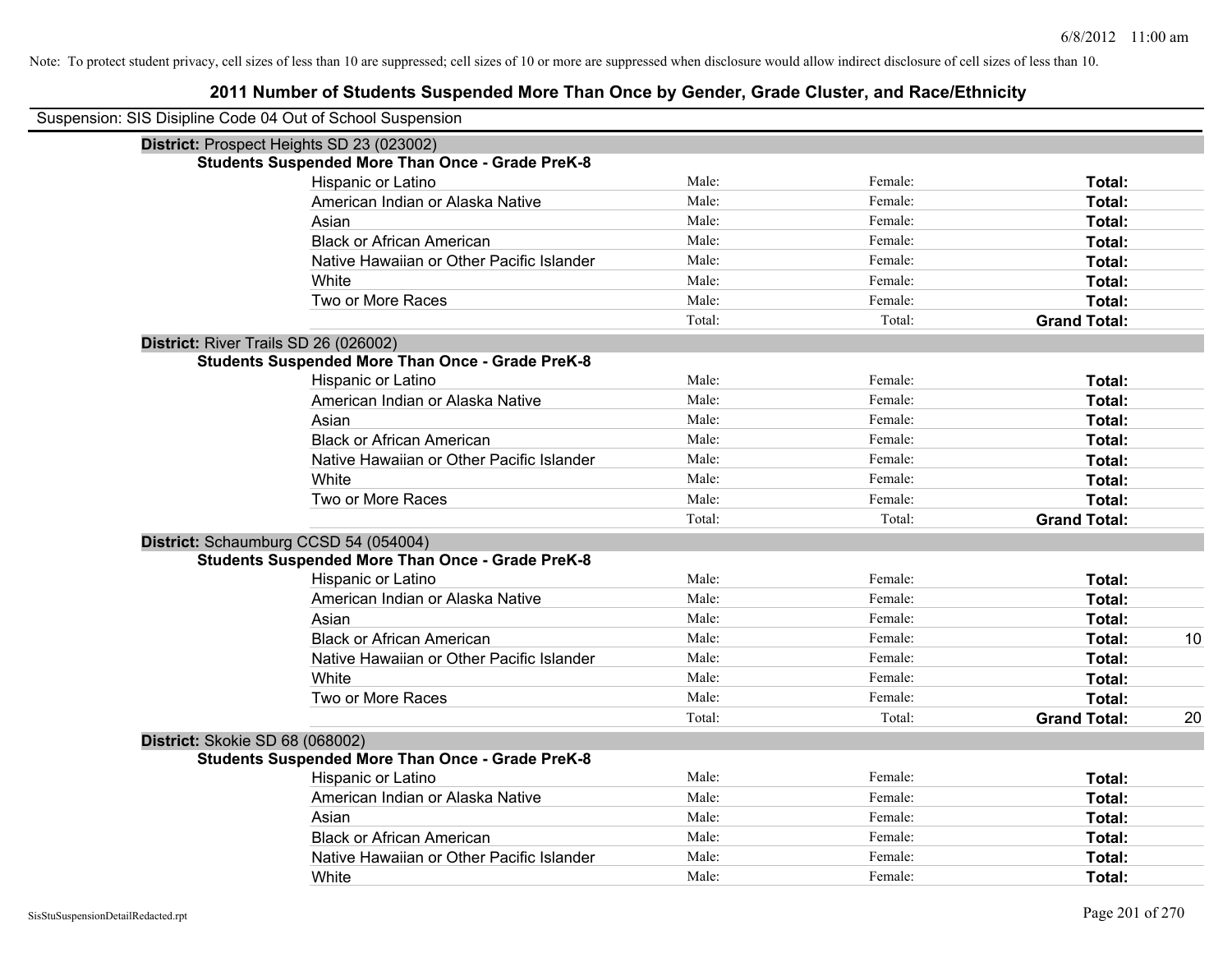Note: To protect student privacy, cell sizes of less than 10 are suppressed; cell sizes of 10 or more are suppressed when disclosure would allow indirect disclosure of cell sizes of less than 10.

## 2011 Number of Students Suspended More Than Once by Gender, Grade Cluster, and Race/Ethnicity

Suspension: SIS Disipline Code 04 Out of School Suspension

**District:** Prospect Heights SD 23 (023002)

**Students Suspended More Than Once - Grade PreK-8**

| | | | | |
|---|---|---|---|---|
| Hispanic or Latino | Male: | Female: | **Total:** | |
| American Indian or Alaska Native | Male: | Female: | **Total:** | |
| Asian | Male: | Female: | **Total:** | |
| Black or African American | Male: | Female: | **Total:** | |
| Native Hawaiian or Other Pacific Islander | Male: | Female: | **Total:** | |
| White | Male: | Female: | **Total:** | |
| Two or More Races | Male: | Female: | **Total:** | |
| | Total: | Total: | **Grand Total:** | |

**District:** River Trails SD 26 (026002)

**Students Suspended More Than Once - Grade PreK-8**

| | | | | |
|---|---|---|---|---|
| Hispanic or Latino | Male: | Female: | **Total:** | |
| American Indian or Alaska Native | Male: | Female: | **Total:** | |
| Asian | Male: | Female: | **Total:** | |
| Black or African American | Male: | Female: | **Total:** | |
| Native Hawaiian or Other Pacific Islander | Male: | Female: | **Total:** | |
| White | Male: | Female: | **Total:** | |
| Two or More Races | Male: | Female: | **Total:** | |
| | Total: | Total: | **Grand Total:** | |

**District:** Schaumburg CCSD 54 (054004)

**Students Suspended More Than Once - Grade PreK-8**

| | | | | |
|---|---|---|---|---|
| Hispanic or Latino | Male: | Female: | **Total:** | |
| American Indian or Alaska Native | Male: | Female: | **Total:** | |
| Asian | Male: | Female: | **Total:** | |
| Black or African American | Male: | Female: | **Total:** | 10 |
| Native Hawaiian or Other Pacific Islander | Male: | Female: | **Total:** | |
| White | Male: | Female: | **Total:** | |
| Two or More Races | Male: | Female: | **Total:** | |
| | Total: | Total: | **Grand Total:** | 20 |

**District:** Skokie SD 68 (068002)

**Students Suspended More Than Once - Grade PreK-8**

| | | | | |
|---|---|---|---|---|
| Hispanic or Latino | Male: | Female: | **Total:** | |
| American Indian or Alaska Native | Male: | Female: | **Total:** | |
| Asian | Male: | Female: | **Total:** | |
| Black or African American | Male: | Female: | **Total:** | |
| Native Hawaiian or Other Pacific Islander | Male: | Female: | **Total:** | |
| White | Male: | Female: | **Total:** | |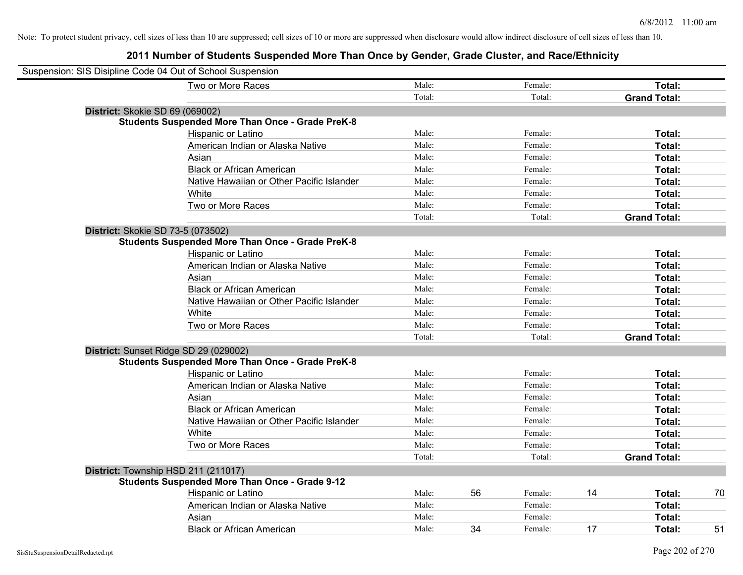Note: To protect student privacy, cell sizes of less than 10 are suppressed; cell sizes of 10 or more are suppressed when disclosure would allow indirect disclosure of cell sizes of less than 10.

## 2011 Number of Students Suspended More Than Once by Gender, Grade Cluster, and Race/Ethnicity

Suspension: SIS Disipline Code 04 Out of School Suspension

| | | | | | | |
|---|---|---|---|---|---|---|
| Two or More Races | Male: | | Female: | | **Total:** | |
| | Total: | | Total: | | **Grand Total:** | |

**District:** Skokie SD 69 (069002)

**Students Suspended More Than Once - Grade PreK-8**

| | | | | | | |
|---|---|---|---|---|---|---|
| Hispanic or Latino | Male: | | Female: | | **Total:** | |
| American Indian or Alaska Native | Male: | | Female: | | **Total:** | |
| Asian | Male: | | Female: | | **Total:** | |
| Black or African American | Male: | | Female: | | **Total:** | |
| Native Hawaiian or Other Pacific Islander | Male: | | Female: | | **Total:** | |
| White | Male: | | Female: | | **Total:** | |
| Two or More Races | Male: | | Female: | | **Total:** | |
| | Total: | | Total: | | **Grand Total:** | |

**District:** Skokie SD 73-5 (073502)

**Students Suspended More Than Once - Grade PreK-8**

| | | | | | | |
|---|---|---|---|---|---|---|
| Hispanic or Latino | Male: | | Female: | | **Total:** | |
| American Indian or Alaska Native | Male: | | Female: | | **Total:** | |
| Asian | Male: | | Female: | | **Total:** | |
| Black or African American | Male: | | Female: | | **Total:** | |
| Native Hawaiian or Other Pacific Islander | Male: | | Female: | | **Total:** | |
| White | Male: | | Female: | | **Total:** | |
| Two or More Races | Male: | | Female: | | **Total:** | |
| | Total: | | Total: | | **Grand Total:** | |

**District:** Sunset Ridge SD 29 (029002)

**Students Suspended More Than Once - Grade PreK-8**

| | | | | | | |
|---|---|---|---|---|---|---|
| Hispanic or Latino | Male: | | Female: | | **Total:** | |
| American Indian or Alaska Native | Male: | | Female: | | **Total:** | |
| Asian | Male: | | Female: | | **Total:** | |
| Black or African American | Male: | | Female: | | **Total:** | |
| Native Hawaiian or Other Pacific Islander | Male: | | Female: | | **Total:** | |
| White | Male: | | Female: | | **Total:** | |
| Two or More Races | Male: | | Female: | | **Total:** | |
| | Total: | | Total: | | **Grand Total:** | |

**District:** Township HSD 211 (211017)

**Students Suspended More Than Once - Grade 9-12**

| | | | | | | |
|---|---|---|---|---|---|---|
| Hispanic or Latino | Male: | 56 | Female: | 14 | **Total:** | 70 |
| American Indian or Alaska Native | Male: | | Female: | | **Total:** | |
| Asian | Male: | | Female: | | **Total:** | |
| Black or African American | Male: | 34 | Female: | 17 | **Total:** | 51 |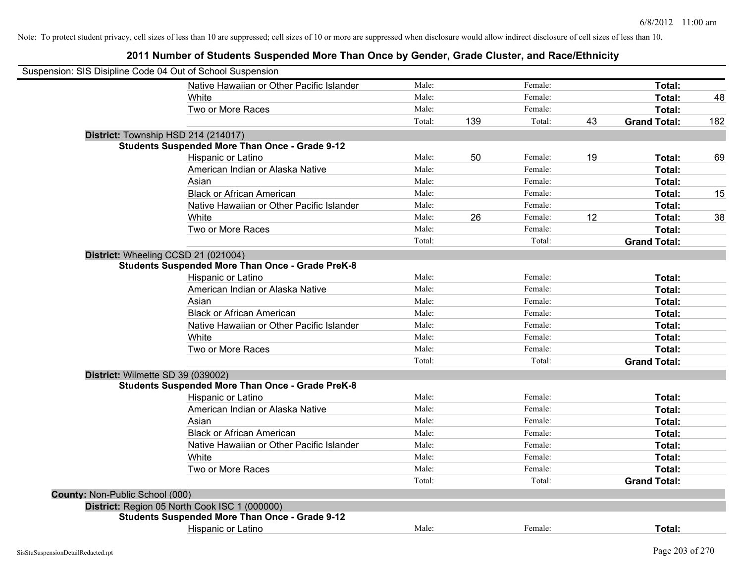Note: To protect student privacy, cell sizes of less than 10 are suppressed; cell sizes of 10 or more are suppressed when disclosure would allow indirect disclosure of cell sizes of less than 10.

## 2011 Number of Students Suspended More Than Once by Gender, Grade Cluster, and Race/Ethnicity

Suspension: SIS Disipline Code 04 Out of School Suspension

| | | | | | | |
|---|---|---|---|---|---|---|
| Native Hawaiian or Other Pacific Islander | Male: | | Female: | | **Total:** | |
| White | Male: | | Female: | | **Total:** | 48 |
| Two or More Races | Male: | | Female: | | **Total:** | |
| | Total: | 139 | Total: | 43 | **Grand Total:** | 182 |

**District:** Township HSD 214 (214017)

**Students Suspended More Than Once - Grade 9-12**

| | | | | | | |
|---|---|---|---|---|---|---|
| Hispanic or Latino | Male: | 50 | Female: | 19 | **Total:** | 69 |
| American Indian or Alaska Native | Male: | | Female: | | **Total:** | |
| Asian | Male: | | Female: | | **Total:** | |
| Black or African American | Male: | | Female: | | **Total:** | 15 |
| Native Hawaiian or Other Pacific Islander | Male: | | Female: | | **Total:** | |
| White | Male: | 26 | Female: | 12 | **Total:** | 38 |
| Two or More Races | Male: | | Female: | | **Total:** | |
| | Total: | | Total: | | **Grand Total:** | |

**District:** Wheeling CCSD 21 (021004)

**Students Suspended More Than Once - Grade PreK-8**

| | | | | | | |
|---|---|---|---|---|---|---|
| Hispanic or Latino | Male: | | Female: | | **Total:** | |
| American Indian or Alaska Native | Male: | | Female: | | **Total:** | |
| Asian | Male: | | Female: | | **Total:** | |
| Black or African American | Male: | | Female: | | **Total:** | |
| Native Hawaiian or Other Pacific Islander | Male: | | Female: | | **Total:** | |
| White | Male: | | Female: | | **Total:** | |
| Two or More Races | Male: | | Female: | | **Total:** | |
| | Total: | | Total: | | **Grand Total:** | |

**District:** Wilmette SD 39 (039002)

**Students Suspended More Than Once - Grade PreK-8**

| | | | | | | |
|---|---|---|---|---|---|---|
| Hispanic or Latino | Male: | | Female: | | **Total:** | |
| American Indian or Alaska Native | Male: | | Female: | | **Total:** | |
| Asian | Male: | | Female: | | **Total:** | |
| Black or African American | Male: | | Female: | | **Total:** | |
| Native Hawaiian or Other Pacific Islander | Male: | | Female: | | **Total:** | |
| White | Male: | | Female: | | **Total:** | |
| Two or More Races | Male: | | Female: | | **Total:** | |
| | Total: | | Total: | | **Grand Total:** | |

**County:** Non-Public School (000)

**District:** Region 05 North Cook ISC 1 (000000)

**Students Suspended More Than Once - Grade 9-12**

| | | | | | | |
|---|---|---|---|---|---|---|
| Hispanic or Latino | Male: | | Female: | | **Total:** | |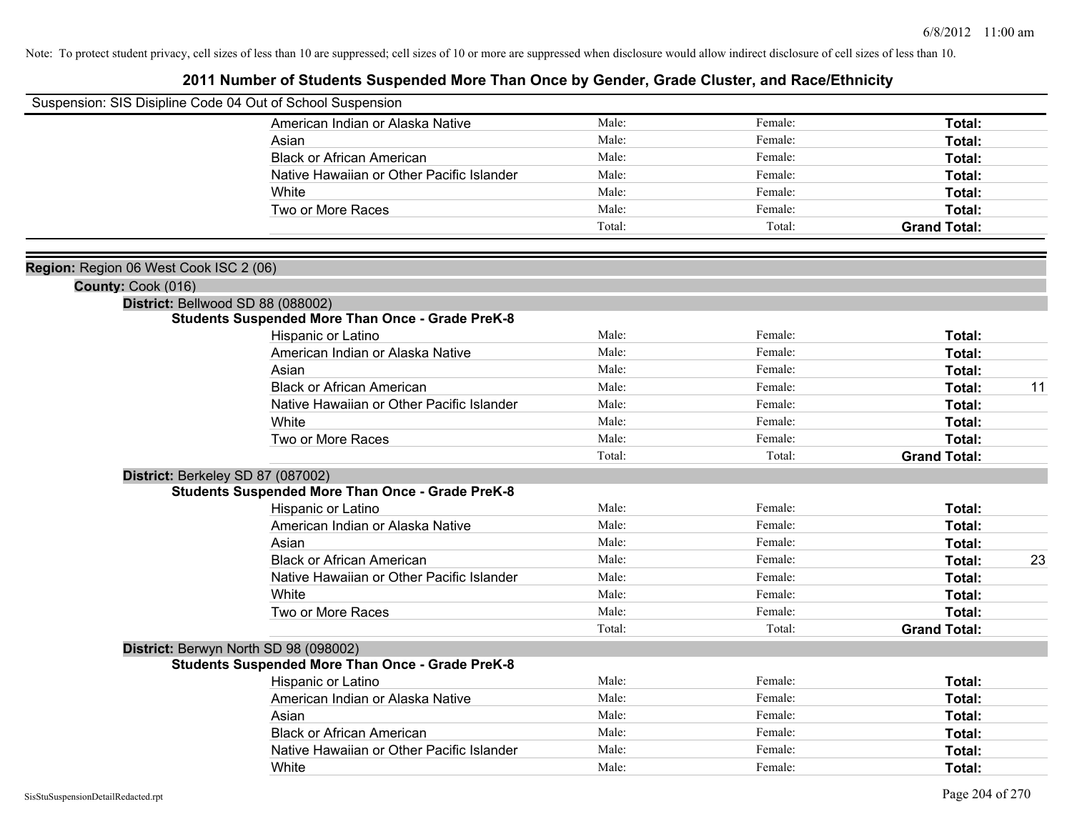Note: To protect student privacy, cell sizes of less than 10 are suppressed; cell sizes of 10 or more are suppressed when disclosure would allow indirect disclosure of cell sizes of less than 10.

# 2011 Number of Students Suspended More Than Once by Gender, Grade Cluster, and Race/Ethnicity

Suspension: SIS Disipline Code 04 Out of School Suspension

| | Male: | Female: | Total: | |
|---|---|---|---|---|
| American Indian or Alaska Native | Male: | Female: | **Total:** | |
| Asian | Male: | Female: | **Total:** | |
| Black or African American | Male: | Female: | **Total:** | |
| Native Hawaiian or Other Pacific Islander | Male: | Female: | **Total:** | |
| White | Male: | Female: | **Total:** | |
| Two or More Races | Male: | Female: | **Total:** | |
| | Total: | Total: | **Grand Total:** | |

**Region:** Region 06 West Cook ISC 2 (06)

**County:** Cook (016)

**District:** Bellwood SD 88 (088002)

**Students Suspended More Than Once - Grade PreK-8**

| | | | | |
|---|---|---|---|---|
| Hispanic or Latino | Male: | Female: | **Total:** | |
| American Indian or Alaska Native | Male: | Female: | **Total:** | |
| Asian | Male: | Female: | **Total:** | |
| Black or African American | Male: | Female: | **Total:** | 11 |
| Native Hawaiian or Other Pacific Islander | Male: | Female: | **Total:** | |
| White | Male: | Female: | **Total:** | |
| Two or More Races | Male: | Female: | **Total:** | |
| | Total: | Total: | **Grand Total:** | |

**District:** Berkeley SD 87 (087002)

**Students Suspended More Than Once - Grade PreK-8**

| | | | | |
|---|---|---|---|---|
| Hispanic or Latino | Male: | Female: | **Total:** | |
| American Indian or Alaska Native | Male: | Female: | **Total:** | |
| Asian | Male: | Female: | **Total:** | |
| Black or African American | Male: | Female: | **Total:** | 23 |
| Native Hawaiian or Other Pacific Islander | Male: | Female: | **Total:** | |
| White | Male: | Female: | **Total:** | |
| Two or More Races | Male: | Female: | **Total:** | |
| | Total: | Total: | **Grand Total:** | |

**District:** Berwyn North SD 98 (098002)

**Students Suspended More Than Once - Grade PreK-8**

| | | | | |
|---|---|---|---|---|
| Hispanic or Latino | Male: | Female: | **Total:** | |
| American Indian or Alaska Native | Male: | Female: | **Total:** | |
| Asian | Male: | Female: | **Total:** | |
| Black or African American | Male: | Female: | **Total:** | |
| Native Hawaiian or Other Pacific Islander | Male: | Female: | **Total:** | |
| White | Male: | Female: | **Total:** | |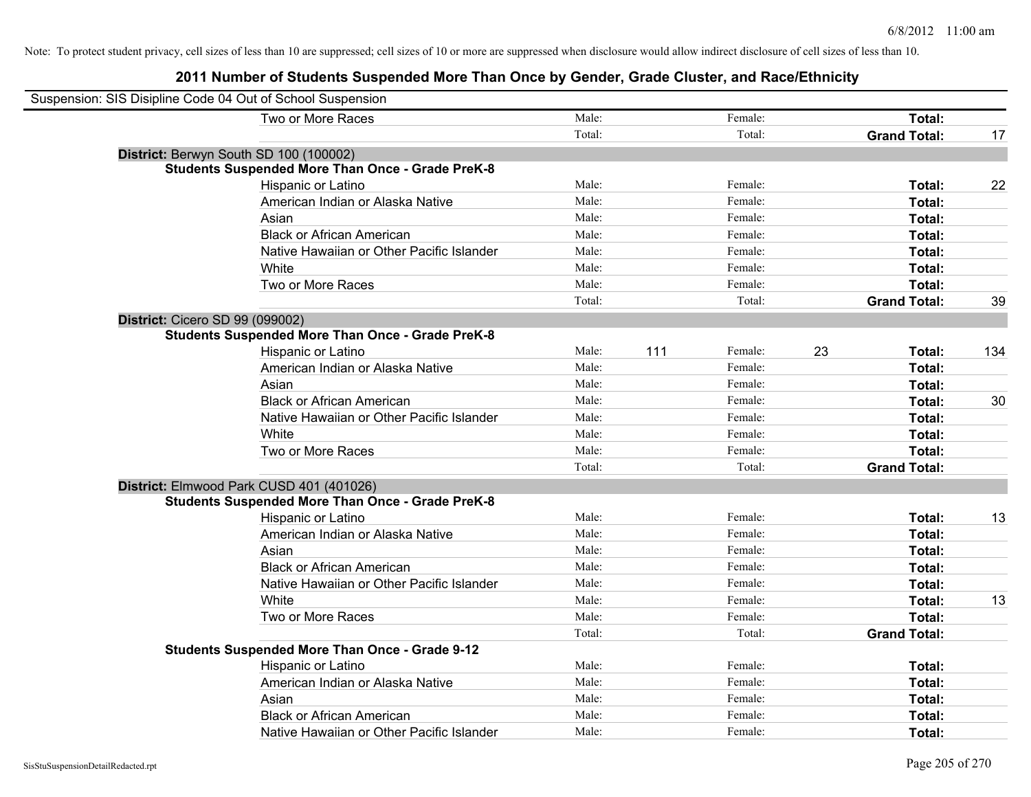Note: To protect student privacy, cell sizes of less than 10 are suppressed; cell sizes of 10 or more are suppressed when disclosure would allow indirect disclosure of cell sizes of less than 10.

## 2011 Number of Students Suspended More Than Once by Gender, Grade Cluster, and Race/Ethnicity

Suspension: SIS Disipline Code 04 Out of School Suspension

| | | | | | | | |
|---|---|---|---|---|---|---|---|
| Two or More Races | Male: | | Female: | | **Total:** | |
| | Total: | | Total: | | **Grand Total:** | 17 |

**District:** Berwyn South SD 100 (100002)

**Students Suspended More Than Once - Grade PreK-8**

| | | | | | | |
|---|---|---|---|---|---|---|
| Hispanic or Latino | Male: | | Female: | | **Total:** | 22 |
| American Indian or Alaska Native | Male: | | Female: | | **Total:** | |
| Asian | Male: | | Female: | | **Total:** | |
| Black or African American | Male: | | Female: | | **Total:** | |
| Native Hawaiian or Other Pacific Islander | Male: | | Female: | | **Total:** | |
| White | Male: | | Female: | | **Total:** | |
| Two or More Races | Male: | | Female: | | **Total:** | |
| | Total: | | Total: | | **Grand Total:** | 39 |

**District:** Cicero SD 99 (099002)

**Students Suspended More Than Once - Grade PreK-8**

| | | | | | | |
|---|---|---|---|---|---|---|
| Hispanic or Latino | Male: | 111 | Female: | 23 | **Total:** | 134 |
| American Indian or Alaska Native | Male: | | Female: | | **Total:** | |
| Asian | Male: | | Female: | | **Total:** | |
| Black or African American | Male: | | Female: | | **Total:** | 30 |
| Native Hawaiian or Other Pacific Islander | Male: | | Female: | | **Total:** | |
| White | Male: | | Female: | | **Total:** | |
| Two or More Races | Male: | | Female: | | **Total:** | |
| | Total: | | Total: | | **Grand Total:** | |

**District:** Elmwood Park CUSD 401 (401026)

**Students Suspended More Than Once - Grade PreK-8**

| | | | | | | |
|---|---|---|---|---|---|---|
| Hispanic or Latino | Male: | | Female: | | **Total:** | 13 |
| American Indian or Alaska Native | Male: | | Female: | | **Total:** | |
| Asian | Male: | | Female: | | **Total:** | |
| Black or African American | Male: | | Female: | | **Total:** | |
| Native Hawaiian or Other Pacific Islander | Male: | | Female: | | **Total:** | |
| White | Male: | | Female: | | **Total:** | 13 |
| Two or More Races | Male: | | Female: | | **Total:** | |
| | Total: | | Total: | | **Grand Total:** | |

**Students Suspended More Than Once - Grade 9-12**

| | | | | | | |
|---|---|---|---|---|---|---|
| Hispanic or Latino | Male: | | Female: | | **Total:** | |
| American Indian or Alaska Native | Male: | | Female: | | **Total:** | |
| Asian | Male: | | Female: | | **Total:** | |
| Black or African American | Male: | | Female: | | **Total:** | |
| Native Hawaiian or Other Pacific Islander | Male: | | Female: | | **Total:** | |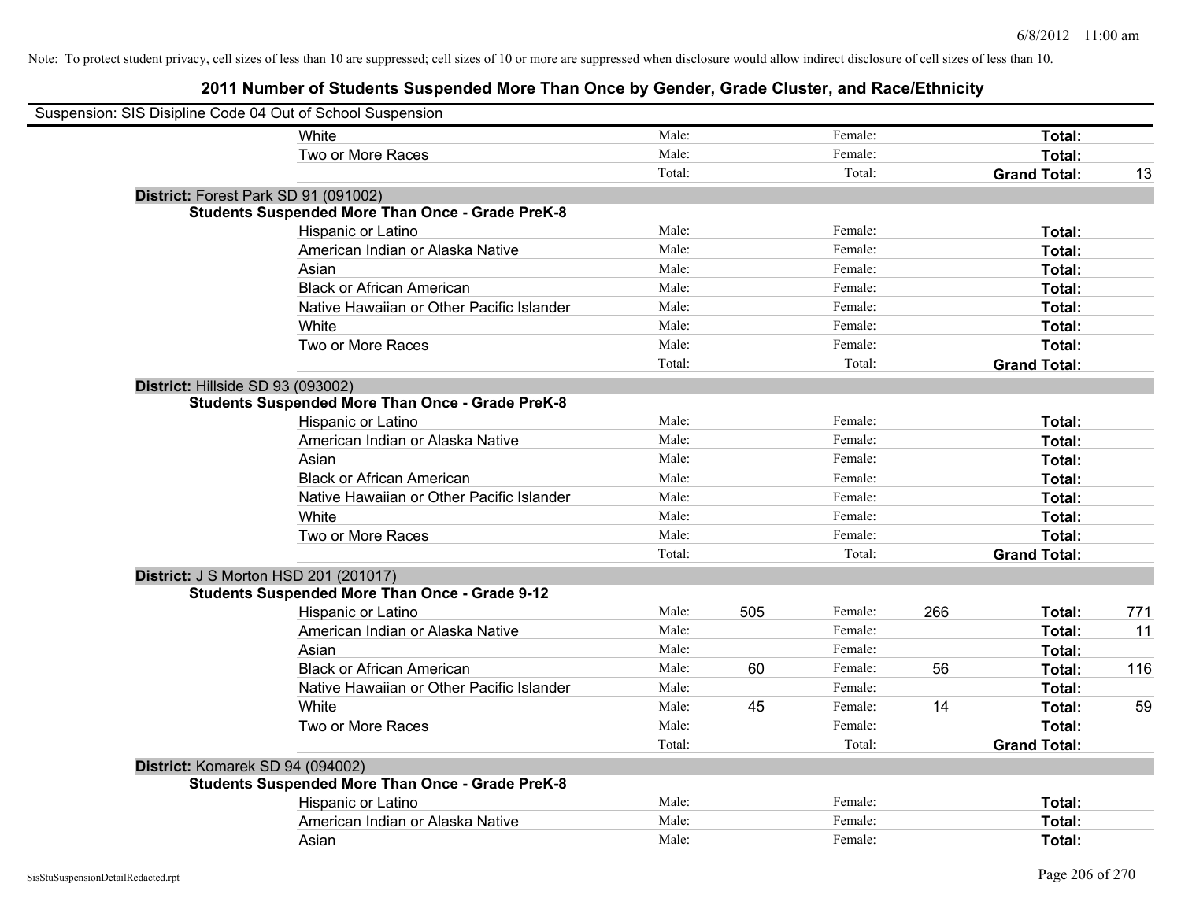Note: To protect student privacy, cell sizes of less than 10 are suppressed; cell sizes of 10 or more are suppressed when disclosure would allow indirect disclosure of cell sizes of less than 10.

## 2011 Number of Students Suspended More Than Once by Gender, Grade Cluster, and Race/Ethnicity

Suspension: SIS Disipline Code 04 Out of School Suspension

| | | | | | | |
|---|---|---|---|---|---|---|
| White | Male: | | Female: | | **Total:** | |
| Two or More Races | Male: | | Female: | | **Total:** | |
| | Total: | | Total: | | **Grand Total:** | 13 |

**District:** Forest Park SD 91 (091002)

**Students Suspended More Than Once - Grade PreK-8**

| | | | | | | |
|---|---|---|---|---|---|---|
| Hispanic or Latino | Male: | | Female: | | **Total:** | |
| American Indian or Alaska Native | Male: | | Female: | | **Total:** | |
| Asian | Male: | | Female: | | **Total:** | |
| Black or African American | Male: | | Female: | | **Total:** | |
| Native Hawaiian or Other Pacific Islander | Male: | | Female: | | **Total:** | |
| White | Male: | | Female: | | **Total:** | |
| Two or More Races | Male: | | Female: | | **Total:** | |
| | Total: | | Total: | | **Grand Total:** | |

**District:** Hillside SD 93 (093002)

**Students Suspended More Than Once - Grade PreK-8**

| | | | | | | |
|---|---|---|---|---|---|---|
| Hispanic or Latino | Male: | | Female: | | **Total:** | |
| American Indian or Alaska Native | Male: | | Female: | | **Total:** | |
| Asian | Male: | | Female: | | **Total:** | |
| Black or African American | Male: | | Female: | | **Total:** | |
| Native Hawaiian or Other Pacific Islander | Male: | | Female: | | **Total:** | |
| White | Male: | | Female: | | **Total:** | |
| Two or More Races | Male: | | Female: | | **Total:** | |
| | Total: | | Total: | | **Grand Total:** | |

**District:** J S Morton HSD 201 (201017)

**Students Suspended More Than Once - Grade 9-12**

| | | | | | | |
|---|---|---|---|---|---|---|
| Hispanic or Latino | Male: | 505 | Female: | 266 | **Total:** | 771 |
| American Indian or Alaska Native | Male: | | Female: | | **Total:** | 11 |
| Asian | Male: | | Female: | | **Total:** | |
| Black or African American | Male: | 60 | Female: | 56 | **Total:** | 116 |
| Native Hawaiian or Other Pacific Islander | Male: | | Female: | | **Total:** | |
| White | Male: | 45 | Female: | 14 | **Total:** | 59 |
| Two or More Races | Male: | | Female: | | **Total:** | |
| | Total: | | Total: | | **Grand Total:** | |

**District:** Komarek SD 94 (094002)

**Students Suspended More Than Once - Grade PreK-8**

| | | | | | | |
|---|---|---|---|---|---|---|
| Hispanic or Latino | Male: | | Female: | | **Total:** | |
| American Indian or Alaska Native | Male: | | Female: | | **Total:** | |
| Asian | Male: | | Female: | | **Total:** | |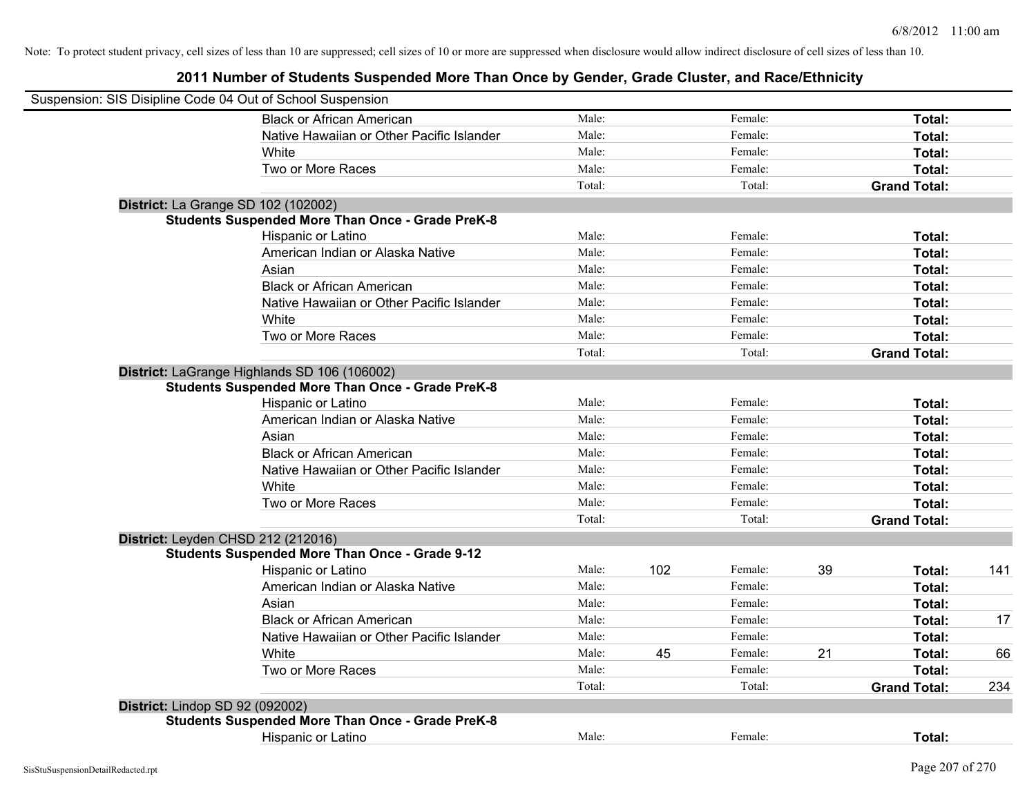Note: To protect student privacy, cell sizes of less than 10 are suppressed; cell sizes of 10 or more are suppressed when disclosure would allow indirect disclosure of cell sizes of less than 10.

## 2011 Number of Students Suspended More Than Once by Gender, Grade Cluster, and Race/Ethnicity

Suspension: SIS Disipline Code 04 Out of School Suspension

| | | | | | | |
|---|---|---|---|---|---|---|
| Black or African American | Male: | | Female: | | **Total:** | |
| Native Hawaiian or Other Pacific Islander | Male: | | Female: | | **Total:** | |
| White | Male: | | Female: | | **Total:** | |
| Two or More Races | Male: | | Female: | | **Total:** | |
| | Total: | | Total: | | **Grand Total:** | |

**District:** La Grange SD 102 (102002)

**Students Suspended More Than Once - Grade PreK-8**

| | | | | | | |
|---|---|---|---|---|---|---|
| Hispanic or Latino | Male: | | Female: | | **Total:** | |
| American Indian or Alaska Native | Male: | | Female: | | **Total:** | |
| Asian | Male: | | Female: | | **Total:** | |
| Black or African American | Male: | | Female: | | **Total:** | |
| Native Hawaiian or Other Pacific Islander | Male: | | Female: | | **Total:** | |
| White | Male: | | Female: | | **Total:** | |
| Two or More Races | Male: | | Female: | | **Total:** | |
| | Total: | | Total: | | **Grand Total:** | |

**District:** LaGrange Highlands SD 106 (106002)

**Students Suspended More Than Once - Grade PreK-8**

| | | | | | | |
|---|---|---|---|---|---|---|
| Hispanic or Latino | Male: | | Female: | | **Total:** | |
| American Indian or Alaska Native | Male: | | Female: | | **Total:** | |
| Asian | Male: | | Female: | | **Total:** | |
| Black or African American | Male: | | Female: | | **Total:** | |
| Native Hawaiian or Other Pacific Islander | Male: | | Female: | | **Total:** | |
| White | Male: | | Female: | | **Total:** | |
| Two or More Races | Male: | | Female: | | **Total:** | |
| | Total: | | Total: | | **Grand Total:** | |

**District:** Leyden CHSD 212 (212016)

**Students Suspended More Than Once - Grade 9-12**

| | | | | | | |
|---|---|---|---|---|---|---|
| Hispanic or Latino | Male: | 102 | Female: | 39 | **Total:** | 141 |
| American Indian or Alaska Native | Male: | | Female: | | **Total:** | |
| Asian | Male: | | Female: | | **Total:** | |
| Black or African American | Male: | | Female: | | **Total:** | 17 |
| Native Hawaiian or Other Pacific Islander | Male: | | Female: | | **Total:** | |
| White | Male: | 45 | Female: | 21 | **Total:** | 66 |
| Two or More Races | Male: | | Female: | | **Total:** | |
| | Total: | | Total: | | **Grand Total:** | 234 |

**District:** Lindop SD 92 (092002)

**Students Suspended More Than Once - Grade PreK-8**

| | | | | | | |
|---|---|---|---|---|---|---|
| Hispanic or Latino | Male: | | Female: | | **Total:** | |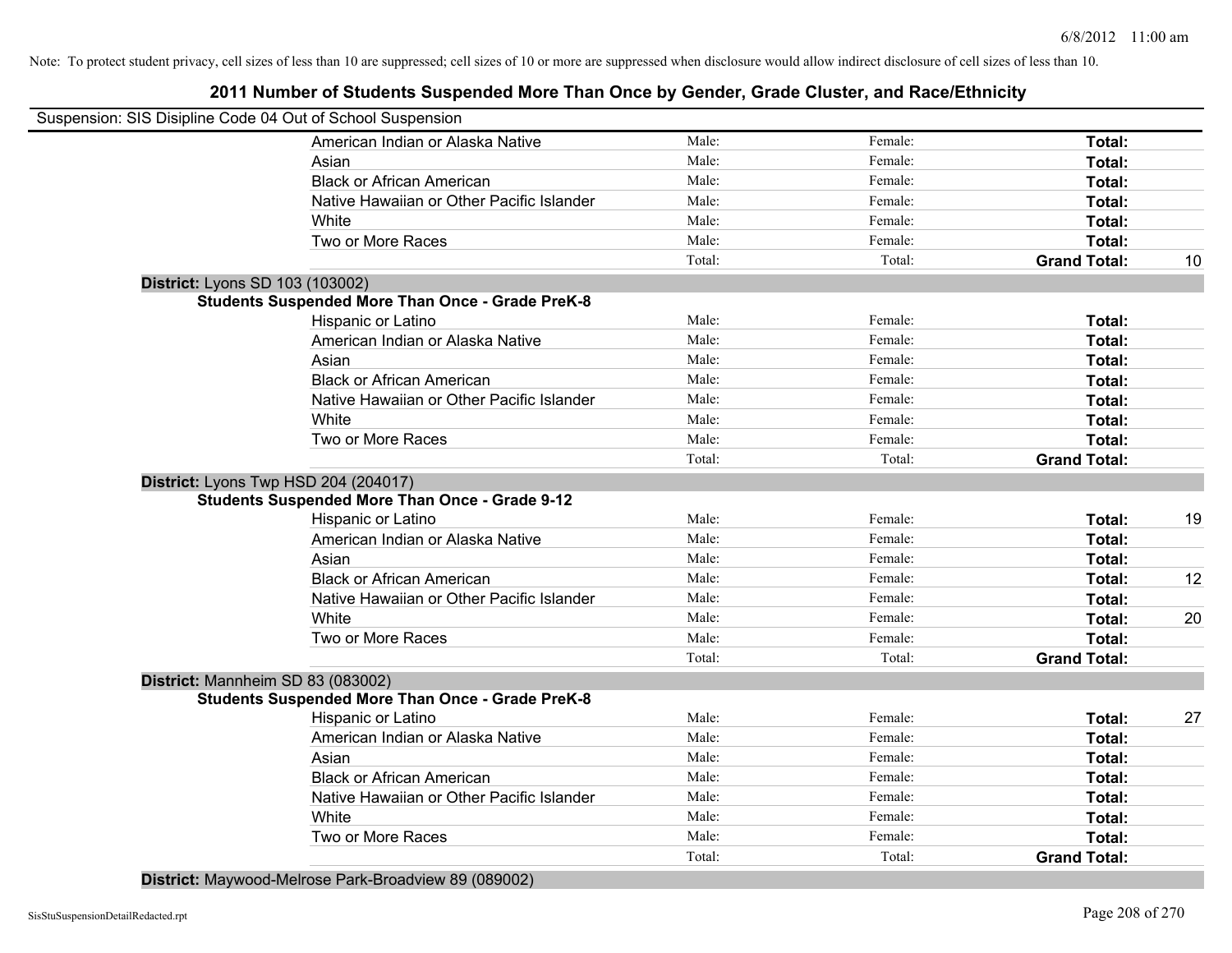Note: To protect student privacy, cell sizes of less than 10 are suppressed; cell sizes of 10 or more are suppressed when disclosure would allow indirect disclosure of cell sizes of less than 10.

## 2011 Number of Students Suspended More Than Once by Gender, Grade Cluster, and Race/Ethnicity

Suspension: SIS Disipline Code 04 Out of School Suspension

| | | | | |
|---|---|---|---|---|
| American Indian or Alaska Native | Male: | Female: | **Total:** | |
| Asian | Male: | Female: | **Total:** | |
| Black or African American | Male: | Female: | **Total:** | |
| Native Hawaiian or Other Pacific Islander | Male: | Female: | **Total:** | |
| White | Male: | Female: | **Total:** | |
| Two or More Races | Male: | Female: | **Total:** | |
| | Total: | Total: | **Grand Total:** | 10 |

**District:** Lyons SD 103 (103002)

**Students Suspended More Than Once - Grade PreK-8**

| | | | | |
|---|---|---|---|---|
| Hispanic or Latino | Male: | Female: | **Total:** | |
| American Indian or Alaska Native | Male: | Female: | **Total:** | |
| Asian | Male: | Female: | **Total:** | |
| Black or African American | Male: | Female: | **Total:** | |
| Native Hawaiian or Other Pacific Islander | Male: | Female: | **Total:** | |
| White | Male: | Female: | **Total:** | |
| Two or More Races | Male: | Female: | **Total:** | |
| | Total: | Total: | **Grand Total:** | |

**District:** Lyons Twp HSD 204 (204017)

**Students Suspended More Than Once - Grade 9-12**

| | | | | |
|---|---|---|---|---|
| Hispanic or Latino | Male: | Female: | **Total:** | 19 |
| American Indian or Alaska Native | Male: | Female: | **Total:** | |
| Asian | Male: | Female: | **Total:** | |
| Black or African American | Male: | Female: | **Total:** | 12 |
| Native Hawaiian or Other Pacific Islander | Male: | Female: | **Total:** | |
| White | Male: | Female: | **Total:** | 20 |
| Two or More Races | Male: | Female: | **Total:** | |
| | Total: | Total: | **Grand Total:** | |

**District:** Mannheim SD 83 (083002)

**Students Suspended More Than Once - Grade PreK-8**

| | | | | |
|---|---|---|---|---|
| Hispanic or Latino | Male: | Female: | **Total:** | 27 |
| American Indian or Alaska Native | Male: | Female: | **Total:** | |
| Asian | Male: | Female: | **Total:** | |
| Black or African American | Male: | Female: | **Total:** | |
| Native Hawaiian or Other Pacific Islander | Male: | Female: | **Total:** | |
| White | Male: | Female: | **Total:** | |
| Two or More Races | Male: | Female: | **Total:** | |
| | Total: | Total: | **Grand Total:** | |

**District:** Maywood-Melrose Park-Broadview 89 (089002)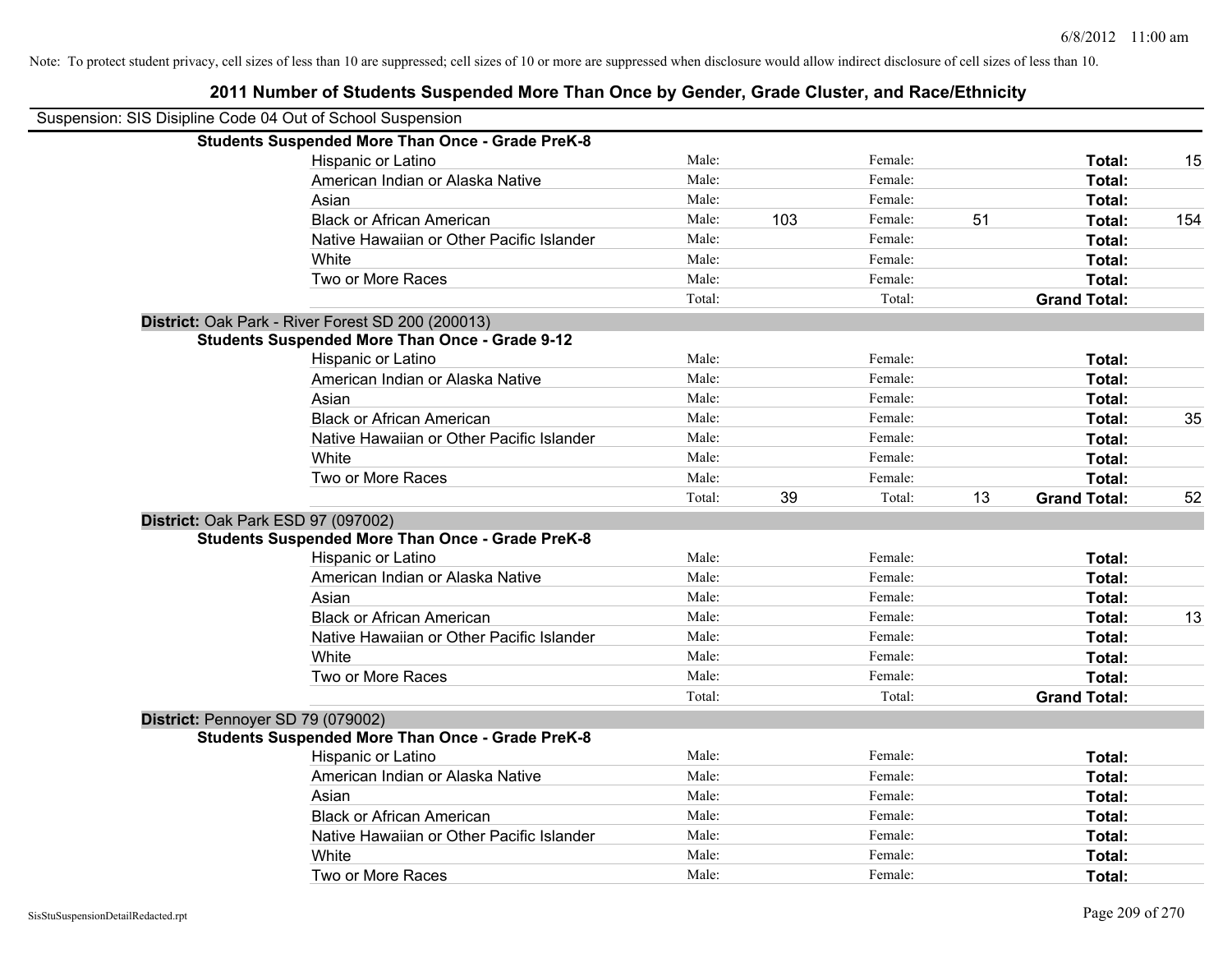Note: To protect student privacy, cell sizes of less than 10 are suppressed; cell sizes of 10 or more are suppressed when disclosure would allow indirect disclosure of cell sizes of less than 10.

# 2011 Number of Students Suspended More Than Once by Gender, Grade Cluster, and Race/Ethnicity

Suspension: SIS Disipline Code 04 Out of School Suspension

| | | | | | | |
|---|---|---|---|---|---|---|
| **Students Suspended More Than Once - Grade PreK-8** | | | | | | |
| Hispanic or Latino | Male: | | Female: | | **Total:** | 15 |
| American Indian or Alaska Native | Male: | | Female: | | **Total:** | |
| Asian | Male: | | Female: | | **Total:** | |
| Black or African American | Male: | 103 | Female: | 51 | **Total:** | 154 |
| Native Hawaiian or Other Pacific Islander | Male: | | Female: | | **Total:** | |
| White | Male: | | Female: | | **Total:** | |
| Two or More Races | Male: | | Female: | | **Total:** | |
| | Total: | | Total: | | **Grand Total:** | |
| **District:** Oak Park - River Forest SD 200 (200013) | | | | | | |
| **Students Suspended More Than Once - Grade 9-12** | | | | | | |
| Hispanic or Latino | Male: | | Female: | | **Total:** | |
| American Indian or Alaska Native | Male: | | Female: | | **Total:** | |
| Asian | Male: | | Female: | | **Total:** | |
| Black or African American | Male: | | Female: | | **Total:** | 35 |
| Native Hawaiian or Other Pacific Islander | Male: | | Female: | | **Total:** | |
| White | Male: | | Female: | | **Total:** | |
| Two or More Races | Male: | | Female: | | **Total:** | |
| | Total: | 39 | Total: | 13 | **Grand Total:** | 52 |
| **District:** Oak Park ESD 97 (097002) | | | | | | |
| **Students Suspended More Than Once - Grade PreK-8** | | | | | | |
| Hispanic or Latino | Male: | | Female: | | **Total:** | |
| American Indian or Alaska Native | Male: | | Female: | | **Total:** | |
| Asian | Male: | | Female: | | **Total:** | |
| Black or African American | Male: | | Female: | | **Total:** | 13 |
| Native Hawaiian or Other Pacific Islander | Male: | | Female: | | **Total:** | |
| White | Male: | | Female: | | **Total:** | |
| Two or More Races | Male: | | Female: | | **Total:** | |
| | Total: | | Total: | | **Grand Total:** | |
| **District:** Pennoyer SD 79 (079002) | | | | | | |
| **Students Suspended More Than Once - Grade PreK-8** | | | | | | |
| Hispanic or Latino | Male: | | Female: | | **Total:** | |
| American Indian or Alaska Native | Male: | | Female: | | **Total:** | |
| Asian | Male: | | Female: | | **Total:** | |
| Black or African American | Male: | | Female: | | **Total:** | |
| Native Hawaiian or Other Pacific Islander | Male: | | Female: | | **Total:** | |
| White | Male: | | Female: | | **Total:** | |
| Two or More Races | Male: | | Female: | | **Total:** | |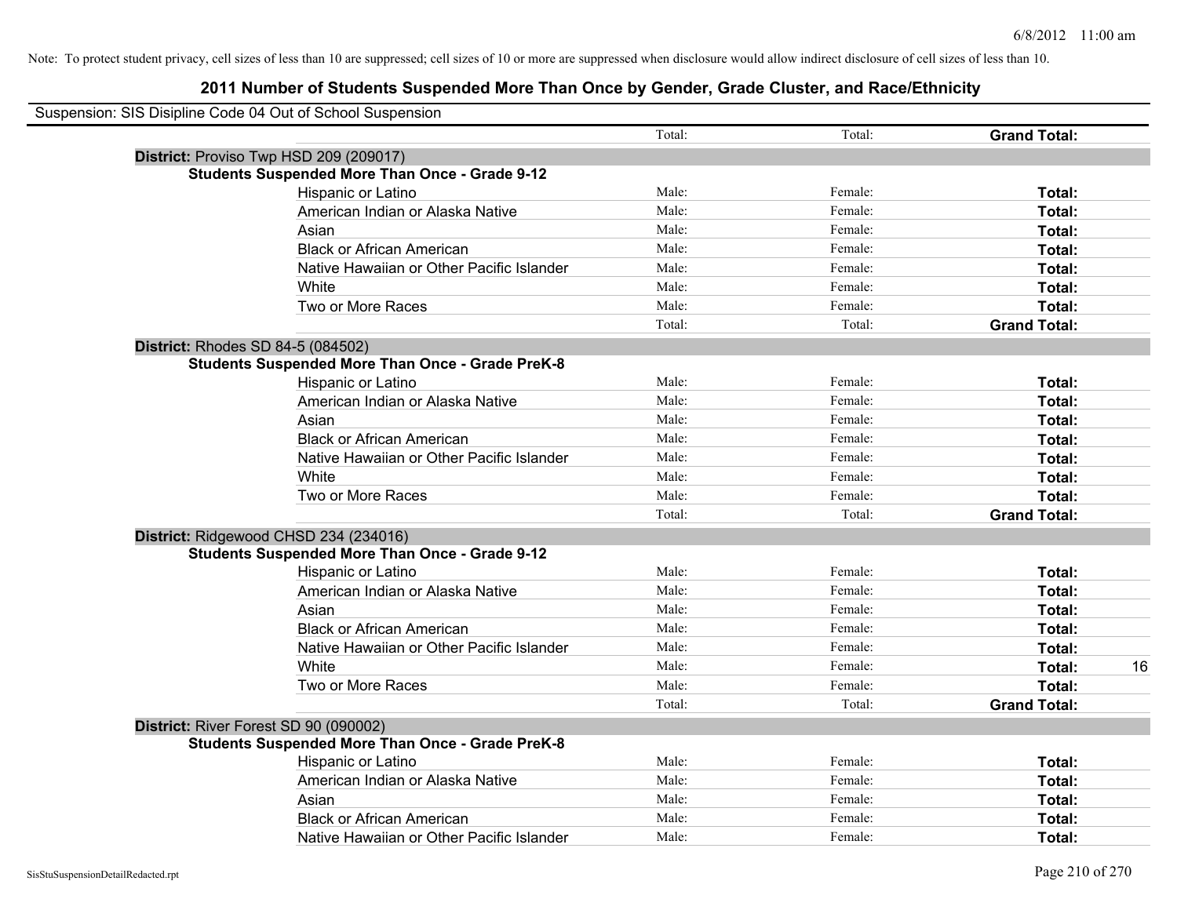Note: To protect student privacy, cell sizes of less than 10 are suppressed; cell sizes of 10 or more are suppressed when disclosure would allow indirect disclosure of cell sizes of less than 10.

# 2011 Number of Students Suspended More Than Once by Gender, Grade Cluster, and Race/Ethnicity

Suspension: SIS Disipline Code 04 Out of School Suspension

| | | | | | | |
|---|---|---|---|---|---|---|
| | | Total: | | Total: | | **Grand Total:** |
| **District:** Proviso Twp HSD 209 (209017) | | | | | | |
| **Students Suspended More Than Once - Grade 9-12** | | | | | | |
| | Hispanic or Latino | Male: | | Female: | | **Total:** |
| | American Indian or Alaska Native | Male: | | Female: | | **Total:** |
| | Asian | Male: | | Female: | | **Total:** |
| | Black or African American | Male: | | Female: | | **Total:** |
| | Native Hawaiian or Other Pacific Islander | Male: | | Female: | | **Total:** |
| | White | Male: | | Female: | | **Total:** |
| | Two or More Races | Male: | | Female: | | **Total:** |
| | | Total: | | Total: | | **Grand Total:** |
| **District:** Rhodes SD 84-5 (084502) | | | | | | |
| **Students Suspended More Than Once - Grade PreK-8** | | | | | | |
| | Hispanic or Latino | Male: | | Female: | | **Total:** |
| | American Indian or Alaska Native | Male: | | Female: | | **Total:** |
| | Asian | Male: | | Female: | | **Total:** |
| | Black or African American | Male: | | Female: | | **Total:** |
| | Native Hawaiian or Other Pacific Islander | Male: | | Female: | | **Total:** |
| | White | Male: | | Female: | | **Total:** |
| | Two or More Races | Male: | | Female: | | **Total:** |
| | | Total: | | Total: | | **Grand Total:** |
| **District:** Ridgewood CHSD 234 (234016) | | | | | | |
| **Students Suspended More Than Once - Grade 9-12** | | | | | | |
| | Hispanic or Latino | Male: | | Female: | | **Total:** |
| | American Indian or Alaska Native | Male: | | Female: | | **Total:** |
| | Asian | Male: | | Female: | | **Total:** |
| | Black or African American | Male: | | Female: | | **Total:** |
| | Native Hawaiian or Other Pacific Islander | Male: | | Female: | | **Total:** |
| | White | Male: | | Female: | | **Total:** 16 |
| | Two or More Races | Male: | | Female: | | **Total:** |
| | | Total: | | Total: | | **Grand Total:** |
| **District:** River Forest SD 90 (090002) | | | | | | |
| **Students Suspended More Than Once - Grade PreK-8** | | | | | | |
| | Hispanic or Latino | Male: | | Female: | | **Total:** |
| | American Indian or Alaska Native | Male: | | Female: | | **Total:** |
| | Asian | Male: | | Female: | | **Total:** |
| | Black or African American | Male: | | Female: | | **Total:** |
| | Native Hawaiian or Other Pacific Islander | Male: | | Female: | | **Total:** |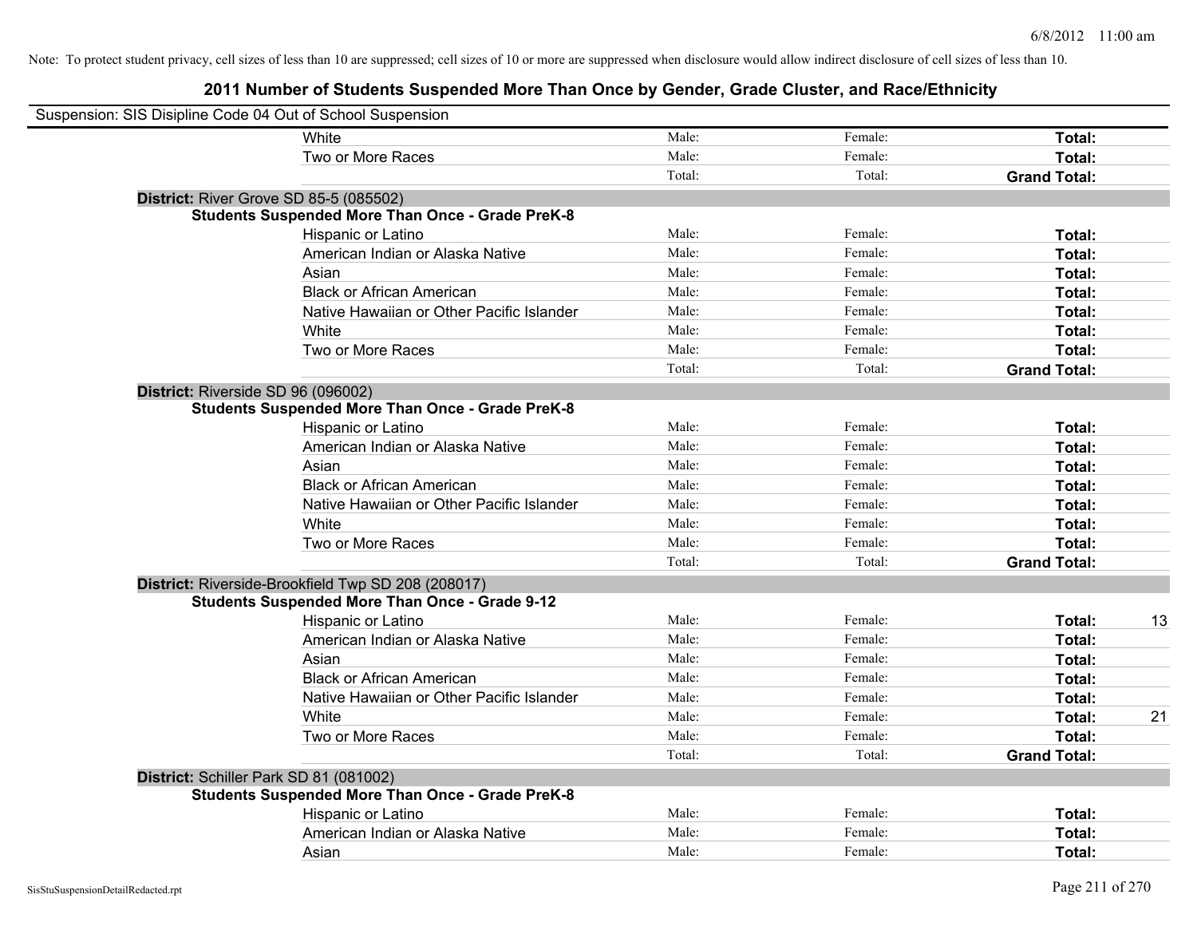Note: To protect student privacy, cell sizes of less than 10 are suppressed; cell sizes of 10 or more are suppressed when disclosure would allow indirect disclosure of cell sizes of less than 10.

## 2011 Number of Students Suspended More Than Once by Gender, Grade Cluster, and Race/Ethnicity

Suspension: SIS Disipline Code 04 Out of School Suspension

| | | | | |
|---|---|---|---|---|
| White | Male: | Female: | **Total:** | |
| Two or More Races | Male: | Female: | **Total:** | |
| | Total: | Total: | **Grand Total:** | |

**District:** River Grove SD 85-5 (085502)

**Students Suspended More Than Once - Grade PreK-8**

| | | | | |
|---|---|---|---|---|
| Hispanic or Latino | Male: | Female: | **Total:** | |
| American Indian or Alaska Native | Male: | Female: | **Total:** | |
| Asian | Male: | Female: | **Total:** | |
| Black or African American | Male: | Female: | **Total:** | |
| Native Hawaiian or Other Pacific Islander | Male: | Female: | **Total:** | |
| White | Male: | Female: | **Total:** | |
| Two or More Races | Male: | Female: | **Total:** | |
| | Total: | Total: | **Grand Total:** | |

**District:** Riverside SD 96 (096002)

**Students Suspended More Than Once - Grade PreK-8**

| | | | | |
|---|---|---|---|---|
| Hispanic or Latino | Male: | Female: | **Total:** | |
| American Indian or Alaska Native | Male: | Female: | **Total:** | |
| Asian | Male: | Female: | **Total:** | |
| Black or African American | Male: | Female: | **Total:** | |
| Native Hawaiian or Other Pacific Islander | Male: | Female: | **Total:** | |
| White | Male: | Female: | **Total:** | |
| Two or More Races | Male: | Female: | **Total:** | |
| | Total: | Total: | **Grand Total:** | |

**District:** Riverside-Brookfield Twp SD 208 (208017)

**Students Suspended More Than Once - Grade 9-12**

| | | | | |
|---|---|---|---|---|
| Hispanic or Latino | Male: | Female: | **Total:** | 13 |
| American Indian or Alaska Native | Male: | Female: | **Total:** | |
| Asian | Male: | Female: | **Total:** | |
| Black or African American | Male: | Female: | **Total:** | |
| Native Hawaiian or Other Pacific Islander | Male: | Female: | **Total:** | |
| White | Male: | Female: | **Total:** | 21 |
| Two or More Races | Male: | Female: | **Total:** | |
| | Total: | Total: | **Grand Total:** | |

**District:** Schiller Park SD 81 (081002)

**Students Suspended More Than Once - Grade PreK-8**

| | | | | |
|---|---|---|---|---|
| Hispanic or Latino | Male: | Female: | **Total:** | |
| American Indian or Alaska Native | Male: | Female: | **Total:** | |
| Asian | Male: | Female: | **Total:** | |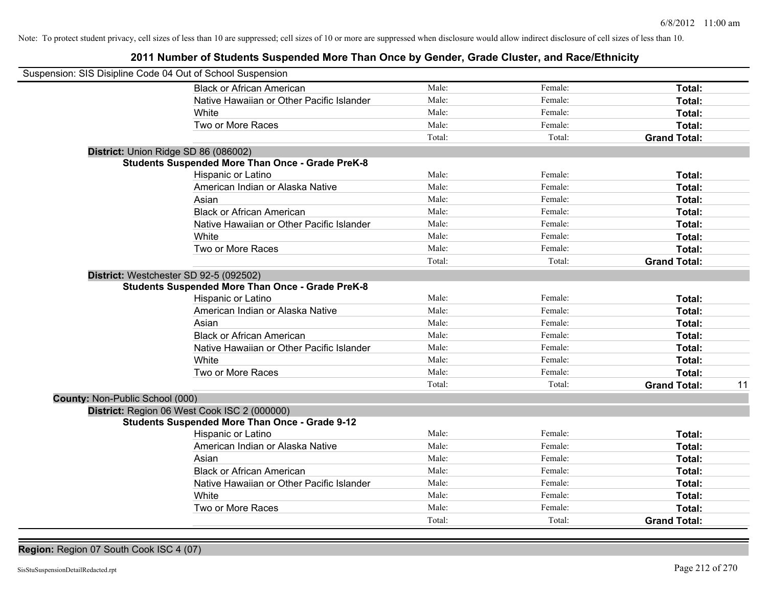Note: To protect student privacy, cell sizes of less than 10 are suppressed; cell sizes of 10 or more are suppressed when disclosure would allow indirect disclosure of cell sizes of less than 10.

## 2011 Number of Students Suspended More Than Once by Gender, Grade Cluster, and Race/Ethnicity

Suspension: SIS Disipline Code 04 Out of School Suspension

| | Male | Female | Total | |
|---|---|---|---|---|
| Black or African American | Male: | Female: | **Total:** | |
| Native Hawaiian or Other Pacific Islander | Male: | Female: | **Total:** | |
| White | Male: | Female: | **Total:** | |
| Two or More Races | Male: | Female: | **Total:** | |
| | Total: | Total: | **Grand Total:** | |

**District:** Union Ridge SD 86 (086002)

**Students Suspended More Than Once - Grade PreK-8**

| | Male | Female | Total | |
|---|---|---|---|---|
| Hispanic or Latino | Male: | Female: | **Total:** | |
| American Indian or Alaska Native | Male: | Female: | **Total:** | |
| Asian | Male: | Female: | **Total:** | |
| Black or African American | Male: | Female: | **Total:** | |
| Native Hawaiian or Other Pacific Islander | Male: | Female: | **Total:** | |
| White | Male: | Female: | **Total:** | |
| Two or More Races | Male: | Female: | **Total:** | |
| | Total: | Total: | **Grand Total:** | |

**District:** Westchester SD 92-5 (092502)

**Students Suspended More Than Once - Grade PreK-8**

| | Male | Female | Total | |
|---|---|---|---|---|
| Hispanic or Latino | Male: | Female: | **Total:** | |
| American Indian or Alaska Native | Male: | Female: | **Total:** | |
| Asian | Male: | Female: | **Total:** | |
| Black or African American | Male: | Female: | **Total:** | |
| Native Hawaiian or Other Pacific Islander | Male: | Female: | **Total:** | |
| White | Male: | Female: | **Total:** | |
| Two or More Races | Male: | Female: | **Total:** | |
| | Total: | Total: | **Grand Total:** | 11 |

**County:** Non-Public School (000)

**District:** Region 06 West Cook ISC 2 (000000)

**Students Suspended More Than Once - Grade 9-12**

| | Male | Female | Total | |
|---|---|---|---|---|
| Hispanic or Latino | Male: | Female: | **Total:** | |
| American Indian or Alaska Native | Male: | Female: | **Total:** | |
| Asian | Male: | Female: | **Total:** | |
| Black or African American | Male: | Female: | **Total:** | |
| Native Hawaiian or Other Pacific Islander | Male: | Female: | **Total:** | |
| White | Male: | Female: | **Total:** | |
| Two or More Races | Male: | Female: | **Total:** | |
| | Total: | Total: | **Grand Total:** | |

**Region:** Region 07 South Cook ISC 4 (07)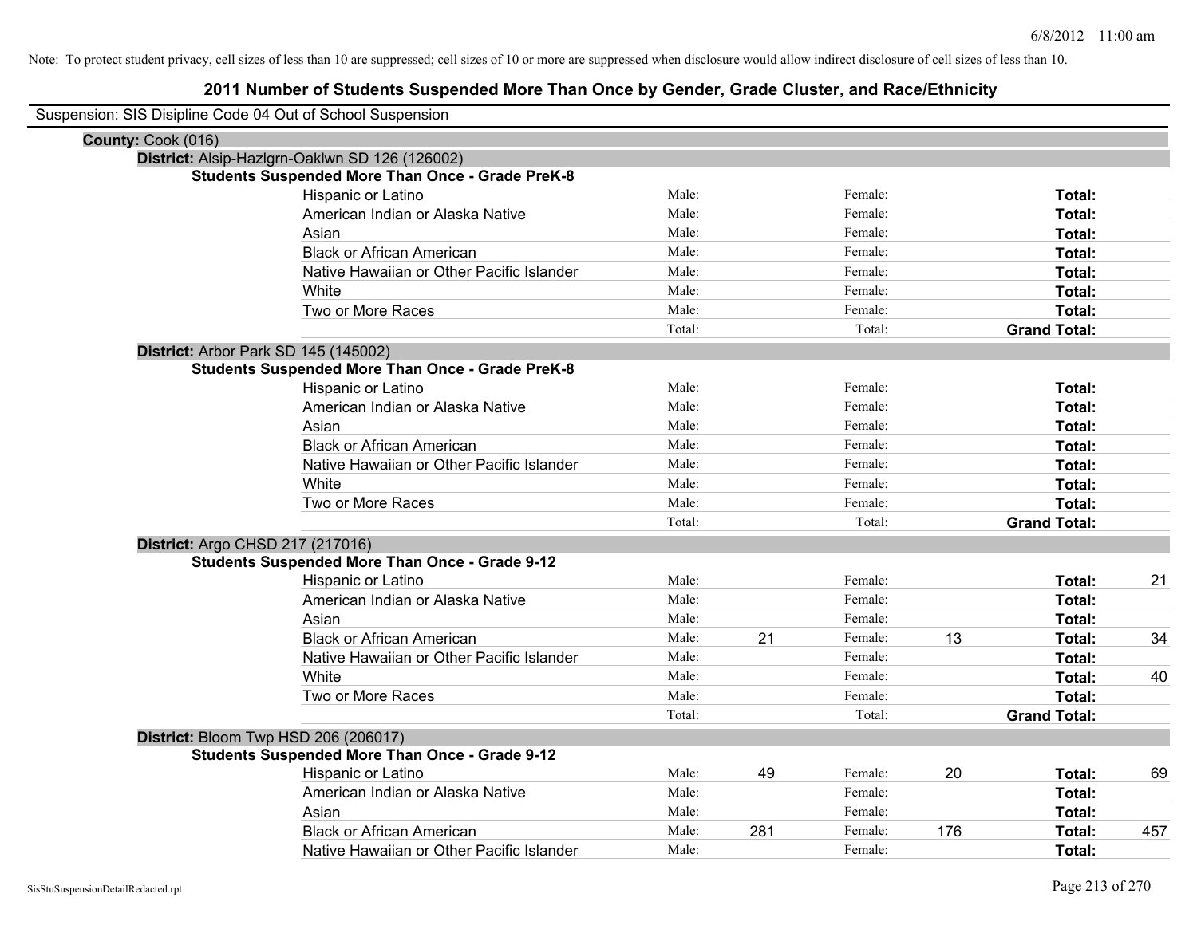Note: To protect student privacy, cell sizes of less than 10 are suppressed; cell sizes of 10 or more are suppressed when disclosure would allow indirect disclosure of cell sizes of less than 10.

## 2011 Number of Students Suspended More Than Once by Gender, Grade Cluster, and Race/Ethnicity

Suspension: SIS Disipline Code 04 Out of School Suspension

**County:** Cook (016)

**District:** Alsip-Hazlgrn-Oaklwn SD 126 (126002)

**Students Suspended More Than Once - Grade PreK-8**

| Race/Ethnicity | | Male | | Female | | Total |
|---|---|---|---|---|---|---|
| Hispanic or Latino | Male: | | Female: | | **Total:** | |
| American Indian or Alaska Native | Male: | | Female: | | **Total:** | |
| Asian | Male: | | Female: | | **Total:** | |
| Black or African American | Male: | | Female: | | **Total:** | |
| Native Hawaiian or Other Pacific Islander | Male: | | Female: | | **Total:** | |
| White | Male: | | Female: | | **Total:** | |
| Two or More Races | Male: | | Female: | | **Total:** | |
| | Total: | | Total: | | **Grand Total:** | |

**District:** Arbor Park SD 145 (145002)

**Students Suspended More Than Once - Grade PreK-8**

| Race/Ethnicity | | Male | | Female | | Total |
|---|---|---|---|---|---|---|
| Hispanic or Latino | Male: | | Female: | | **Total:** | |
| American Indian or Alaska Native | Male: | | Female: | | **Total:** | |
| Asian | Male: | | Female: | | **Total:** | |
| Black or African American | Male: | | Female: | | **Total:** | |
| Native Hawaiian or Other Pacific Islander | Male: | | Female: | | **Total:** | |
| White | Male: | | Female: | | **Total:** | |
| Two or More Races | Male: | | Female: | | **Total:** | |
| | Total: | | Total: | | **Grand Total:** | |

**District:** Argo CHSD 217 (217016)

**Students Suspended More Than Once - Grade 9-12**

| Race/Ethnicity | | Male | | Female | | Total |
|---|---|---|---|---|---|---|
| Hispanic or Latino | Male: | | Female: | | **Total:** | 21 |
| American Indian or Alaska Native | Male: | | Female: | | **Total:** | |
| Asian | Male: | | Female: | | **Total:** | |
| Black or African American | Male: | 21 | Female: | 13 | **Total:** | 34 |
| Native Hawaiian or Other Pacific Islander | Male: | | Female: | | **Total:** | |
| White | Male: | | Female: | | **Total:** | 40 |
| Two or More Races | Male: | | Female: | | **Total:** | |
| | Total: | | Total: | | **Grand Total:** | |

**District:** Bloom Twp HSD 206 (206017)

**Students Suspended More Than Once - Grade 9-12**

| Race/Ethnicity | | Male | | Female | | Total |
|---|---|---|---|---|---|---|
| Hispanic or Latino | Male: | 49 | Female: | 20 | **Total:** | 69 |
| American Indian or Alaska Native | Male: | | Female: | | **Total:** | |
| Asian | Male: | | Female: | | **Total:** | |
| Black or African American | Male: | 281 | Female: | 176 | **Total:** | 457 |
| Native Hawaiian or Other Pacific Islander | Male: | | Female: | | **Total:** | |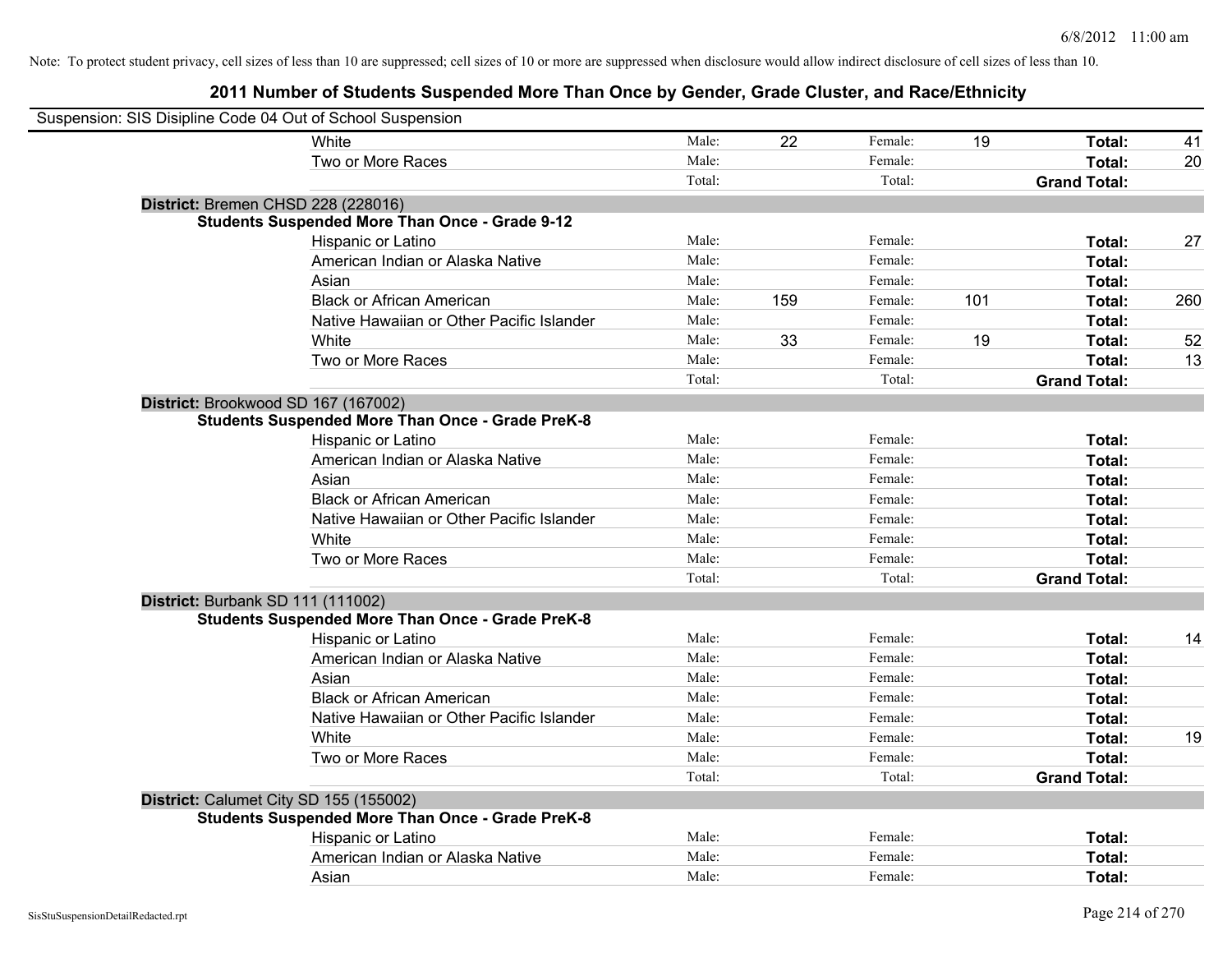Note: To protect student privacy, cell sizes of less than 10 are suppressed; cell sizes of 10 or more are suppressed when disclosure would allow indirect disclosure of cell sizes of less than 10.

# 2011 Number of Students Suspended More Than Once by Gender, Grade Cluster, and Race/Ethnicity

Suspension: SIS Disipline Code 04 Out of School Suspension

| | | | | | | |
|---|---|---|---|---|---|---|
| White | Male: | 22 | Female: | 19 | **Total:** | 41 |
| Two or More Races | Male: | | Female: | | **Total:** | 20 |
| | Total: | | Total: | | **Grand Total:** | |

**District:** Bremen CHSD 228 (228016)

**Students Suspended More Than Once - Grade 9-12**

| | | | | | | |
|---|---|---|---|---|---|---|
| Hispanic or Latino | Male: | | Female: | | **Total:** | 27 |
| American Indian or Alaska Native | Male: | | Female: | | **Total:** | |
| Asian | Male: | | Female: | | **Total:** | |
| Black or African American | Male: | 159 | Female: | 101 | **Total:** | 260 |
| Native Hawaiian or Other Pacific Islander | Male: | | Female: | | **Total:** | |
| White | Male: | 33 | Female: | 19 | **Total:** | 52 |
| Two or More Races | Male: | | Female: | | **Total:** | 13 |
| | Total: | | Total: | | **Grand Total:** | |

**District:** Brookwood SD 167 (167002)

**Students Suspended More Than Once - Grade PreK-8**

| | | | | | | |
|---|---|---|---|---|---|---|
| Hispanic or Latino | Male: | | Female: | | **Total:** | |
| American Indian or Alaska Native | Male: | | Female: | | **Total:** | |
| Asian | Male: | | Female: | | **Total:** | |
| Black or African American | Male: | | Female: | | **Total:** | |
| Native Hawaiian or Other Pacific Islander | Male: | | Female: | | **Total:** | |
| White | Male: | | Female: | | **Total:** | |
| Two or More Races | Male: | | Female: | | **Total:** | |
| | Total: | | Total: | | **Grand Total:** | |

**District:** Burbank SD 111 (111002)

**Students Suspended More Than Once - Grade PreK-8**

| | | | | | | |
|---|---|---|---|---|---|---|
| Hispanic or Latino | Male: | | Female: | | **Total:** | 14 |
| American Indian or Alaska Native | Male: | | Female: | | **Total:** | |
| Asian | Male: | | Female: | | **Total:** | |
| Black or African American | Male: | | Female: | | **Total:** | |
| Native Hawaiian or Other Pacific Islander | Male: | | Female: | | **Total:** | |
| White | Male: | | Female: | | **Total:** | 19 |
| Two or More Races | Male: | | Female: | | **Total:** | |
| | Total: | | Total: | | **Grand Total:** | |

**District:** Calumet City SD 155 (155002)

**Students Suspended More Than Once - Grade PreK-8**

| | | | | | | |
|---|---|---|---|---|---|---|
| Hispanic or Latino | Male: | | Female: | | **Total:** | |
| American Indian or Alaska Native | Male: | | Female: | | **Total:** | |
| Asian | Male: | | Female: | | **Total:** | |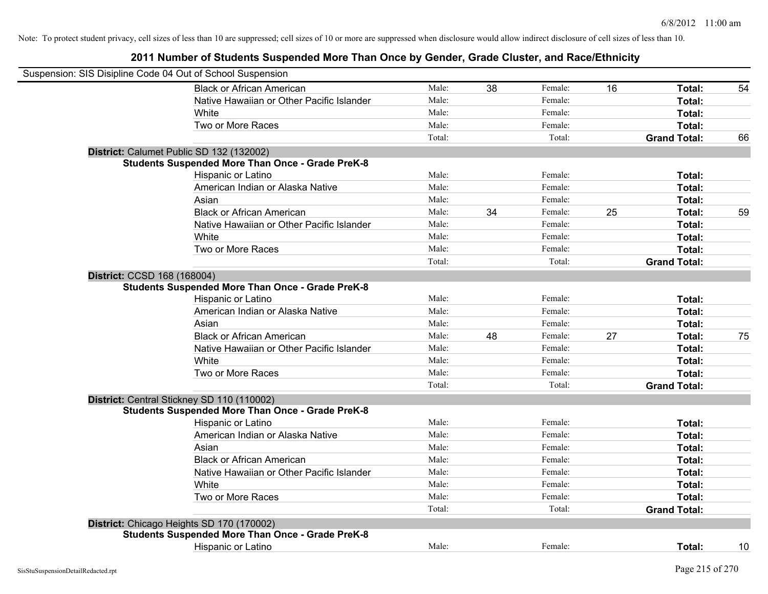Note: To protect student privacy, cell sizes of less than 10 are suppressed; cell sizes of 10 or more are suppressed when disclosure would allow indirect disclosure of cell sizes of less than 10.

# 2011 Number of Students Suspended More Than Once by Gender, Grade Cluster, and Race/Ethnicity

Suspension: SIS Disipline Code 04 Out of School Suspension

| | | | | | | |
|---|---|---|---|---|---|---|
| Black or African American | Male: | 38 | Female: | 16 | **Total:** | 54 |
| Native Hawaiian or Other Pacific Islander | Male: | | Female: | | **Total:** | |
| White | Male: | | Female: | | **Total:** | |
| Two or More Races | Male: | | Female: | | **Total:** | |
| | Total: | | Total: | | **Grand Total:** | 66 |

**District:** Calumet Public SD 132 (132002)

**Students Suspended More Than Once - Grade PreK-8**

| | | | | | | |
|---|---|---|---|---|---|---|
| Hispanic or Latino | Male: | | Female: | | **Total:** | |
| American Indian or Alaska Native | Male: | | Female: | | **Total:** | |
| Asian | Male: | | Female: | | **Total:** | |
| Black or African American | Male: | 34 | Female: | 25 | **Total:** | 59 |
| Native Hawaiian or Other Pacific Islander | Male: | | Female: | | **Total:** | |
| White | Male: | | Female: | | **Total:** | |
| Two or More Races | Male: | | Female: | | **Total:** | |
| | Total: | | Total: | | **Grand Total:** | |

**District:** CCSD 168 (168004)

**Students Suspended More Than Once - Grade PreK-8**

| | | | | | | |
|---|---|---|---|---|---|---|
| Hispanic or Latino | Male: | | Female: | | **Total:** | |
| American Indian or Alaska Native | Male: | | Female: | | **Total:** | |
| Asian | Male: | | Female: | | **Total:** | |
| Black or African American | Male: | 48 | Female: | 27 | **Total:** | 75 |
| Native Hawaiian or Other Pacific Islander | Male: | | Female: | | **Total:** | |
| White | Male: | | Female: | | **Total:** | |
| Two or More Races | Male: | | Female: | | **Total:** | |
| | Total: | | Total: | | **Grand Total:** | |

**District:** Central Stickney SD 110 (110002)

**Students Suspended More Than Once - Grade PreK-8**

| | | | | | | |
|---|---|---|---|---|---|---|
| Hispanic or Latino | Male: | | Female: | | **Total:** | |
| American Indian or Alaska Native | Male: | | Female: | | **Total:** | |
| Asian | Male: | | Female: | | **Total:** | |
| Black or African American | Male: | | Female: | | **Total:** | |
| Native Hawaiian or Other Pacific Islander | Male: | | Female: | | **Total:** | |
| White | Male: | | Female: | | **Total:** | |
| Two or More Races | Male: | | Female: | | **Total:** | |
| | Total: | | Total: | | **Grand Total:** | |

**District:** Chicago Heights SD 170 (170002)

**Students Suspended More Than Once - Grade PreK-8**

| | | | | | | |
|---|---|---|---|---|---|---|
| Hispanic or Latino | Male: | | Female: | | **Total:** | 10 |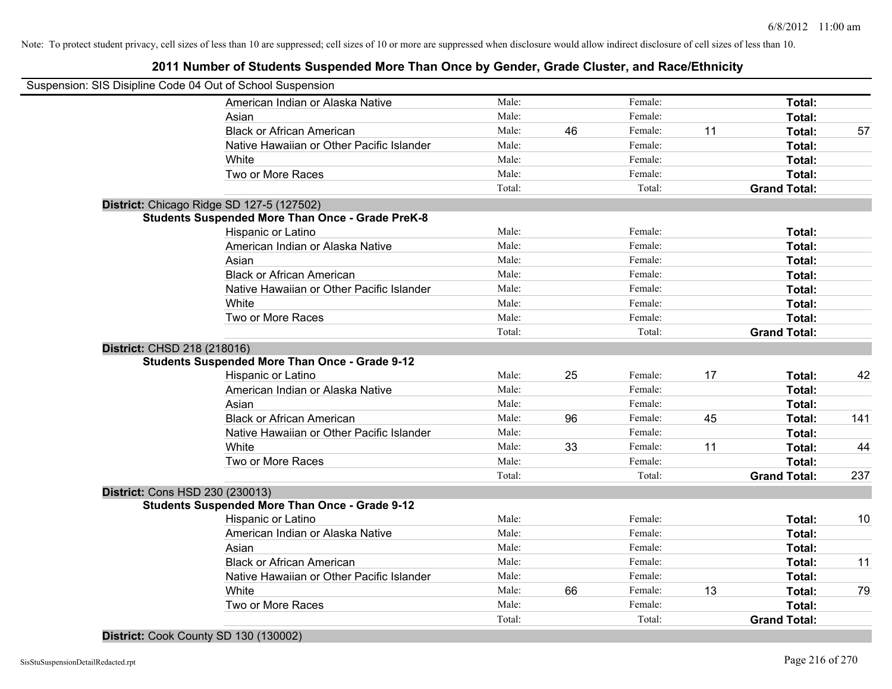Note: To protect student privacy, cell sizes of less than 10 are suppressed; cell sizes of 10 or more are suppressed when disclosure would allow indirect disclosure of cell sizes of less than 10.

## 2011 Number of Students Suspended More Than Once by Gender, Grade Cluster, and Race/Ethnicity

Suspension: SIS Disipline Code 04 Out of School Suspension

| | | | | | | |
|---|---|---|---|---|---|---|
| American Indian or Alaska Native | Male: | | Female: | | **Total:** | |
| Asian | Male: | | Female: | | **Total:** | |
| Black or African American | Male: | 46 | Female: | 11 | **Total:** | 57 |
| Native Hawaiian or Other Pacific Islander | Male: | | Female: | | **Total:** | |
| White | Male: | | Female: | | **Total:** | |
| Two or More Races | Male: | | Female: | | **Total:** | |
| | Total: | | Total: | | **Grand Total:** | |

**District:** Chicago Ridge SD 127-5 (127502)

**Students Suspended More Than Once - Grade PreK-8**

| | | | | | | |
|---|---|---|---|---|---|---|
| Hispanic or Latino | Male: | | Female: | | **Total:** | |
| American Indian or Alaska Native | Male: | | Female: | | **Total:** | |
| Asian | Male: | | Female: | | **Total:** | |
| Black or African American | Male: | | Female: | | **Total:** | |
| Native Hawaiian or Other Pacific Islander | Male: | | Female: | | **Total:** | |
| White | Male: | | Female: | | **Total:** | |
| Two or More Races | Male: | | Female: | | **Total:** | |
| | Total: | | Total: | | **Grand Total:** | |

**District:** CHSD 218 (218016)

**Students Suspended More Than Once - Grade 9-12**

| | | | | | | |
|---|---|---|---|---|---|---|
| Hispanic or Latino | Male: | 25 | Female: | 17 | **Total:** | 42 |
| American Indian or Alaska Native | Male: | | Female: | | **Total:** | |
| Asian | Male: | | Female: | | **Total:** | |
| Black or African American | Male: | 96 | Female: | 45 | **Total:** | 141 |
| Native Hawaiian or Other Pacific Islander | Male: | | Female: | | **Total:** | |
| White | Male: | 33 | Female: | 11 | **Total:** | 44 |
| Two or More Races | Male: | | Female: | | **Total:** | |
| | Total: | | Total: | | **Grand Total:** | 237 |

**District:** Cons HSD 230 (230013)

**Students Suspended More Than Once - Grade 9-12**

| | | | | | | |
|---|---|---|---|---|---|---|
| Hispanic or Latino | Male: | | Female: | | **Total:** | 10 |
| American Indian or Alaska Native | Male: | | Female: | | **Total:** | |
| Asian | Male: | | Female: | | **Total:** | |
| Black or African American | Male: | | Female: | | **Total:** | 11 |
| Native Hawaiian or Other Pacific Islander | Male: | | Female: | | **Total:** | |
| White | Male: | 66 | Female: | 13 | **Total:** | 79 |
| Two or More Races | Male: | | Female: | | **Total:** | |
| | Total: | | Total: | | **Grand Total:** | |

**District:** Cook County SD 130 (130002)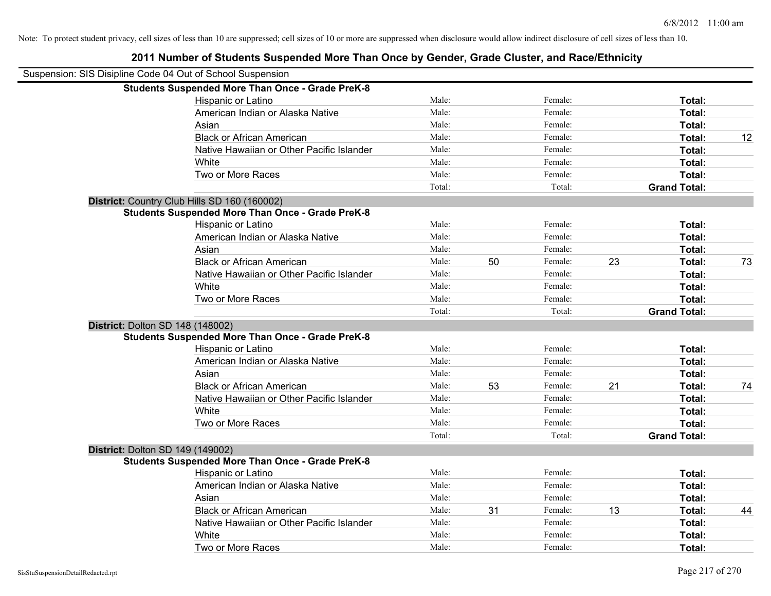Note: To protect student privacy, cell sizes of less than 10 are suppressed; cell sizes of 10 or more are suppressed when disclosure would allow indirect disclosure of cell sizes of less than 10.

# 2011 Number of Students Suspended More Than Once by Gender, Grade Cluster, and Race/Ethnicity

Suspension: SIS Disipline Code 04 Out of School Suspension

**Students Suspended More Than Once - Grade PreK-8**

| | | | | | | |
|---|---|---|---|---|---|---|
| Hispanic or Latino | Male: | | Female: | | **Total:** | |
| American Indian or Alaska Native | Male: | | Female: | | **Total:** | |
| Asian | Male: | | Female: | | **Total:** | |
| Black or African American | Male: | | Female: | | **Total:** | 12 |
| Native Hawaiian or Other Pacific Islander | Male: | | Female: | | **Total:** | |
| White | Male: | | Female: | | **Total:** | |
| Two or More Races | Male: | | Female: | | **Total:** | |
| | Total: | | Total: | | **Grand Total:** | |

**District:** Country Club Hills SD 160 (160002)

**Students Suspended More Than Once - Grade PreK-8**

| | | | | | | |
|---|---|---|---|---|---|---|
| Hispanic or Latino | Male: | | Female: | | **Total:** | |
| American Indian or Alaska Native | Male: | | Female: | | **Total:** | |
| Asian | Male: | | Female: | | **Total:** | |
| Black or African American | Male: | 50 | Female: | 23 | **Total:** | 73 |
| Native Hawaiian or Other Pacific Islander | Male: | | Female: | | **Total:** | |
| White | Male: | | Female: | | **Total:** | |
| Two or More Races | Male: | | Female: | | **Total:** | |
| | Total: | | Total: | | **Grand Total:** | |

**District:** Dolton SD 148 (148002)

**Students Suspended More Than Once - Grade PreK-8**

| | | | | | | |
|---|---|---|---|---|---|---|
| Hispanic or Latino | Male: | | Female: | | **Total:** | |
| American Indian or Alaska Native | Male: | | Female: | | **Total:** | |
| Asian | Male: | | Female: | | **Total:** | |
| Black or African American | Male: | 53 | Female: | 21 | **Total:** | 74 |
| Native Hawaiian or Other Pacific Islander | Male: | | Female: | | **Total:** | |
| White | Male: | | Female: | | **Total:** | |
| Two or More Races | Male: | | Female: | | **Total:** | |
| | Total: | | Total: | | **Grand Total:** | |

**District:** Dolton SD 149 (149002)

**Students Suspended More Than Once - Grade PreK-8**

| | | | | | | |
|---|---|---|---|---|---|---|
| Hispanic or Latino | Male: | | Female: | | **Total:** | |
| American Indian or Alaska Native | Male: | | Female: | | **Total:** | |
| Asian | Male: | | Female: | | **Total:** | |
| Black or African American | Male: | 31 | Female: | 13 | **Total:** | 44 |
| Native Hawaiian or Other Pacific Islander | Male: | | Female: | | **Total:** | |
| White | Male: | | Female: | | **Total:** | |
| Two or More Races | Male: | | Female: | | **Total:** | |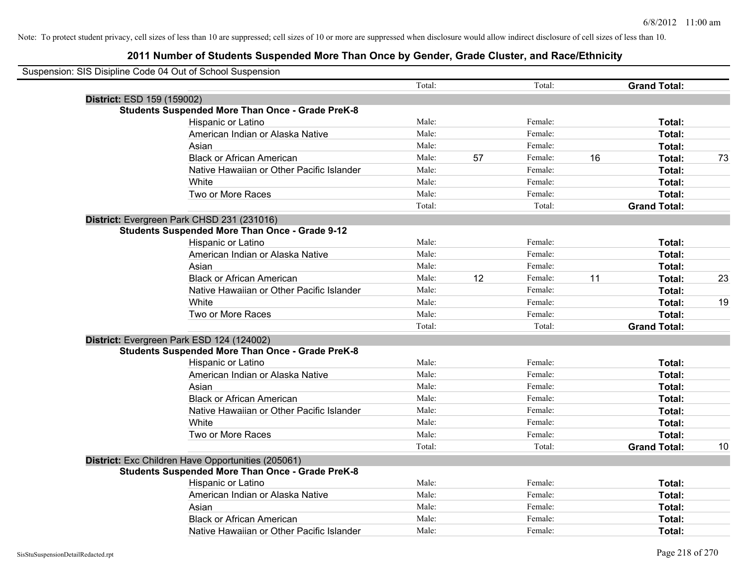Note: To protect student privacy, cell sizes of less than 10 are suppressed; cell sizes of 10 or more are suppressed when disclosure would allow indirect disclosure of cell sizes of less than 10.

## 2011 Number of Students Suspended More Than Once by Gender, Grade Cluster, and Race/Ethnicity

Suspension: SIS Disipline Code 04 Out of School Suspension

| | | | | | | | |
|---|---|---|---|---|---|---|---|
| | Total: | | Total: | | **Grand Total:** | |
| **District:** ESD 159 (159002) | | | | | | |
| **Students Suspended More Than Once - Grade PreK-8** | | | | | | |
| Hispanic or Latino | Male: | | Female: | | **Total:** | |
| American Indian or Alaska Native | Male: | | Female: | | **Total:** | |
| Asian | Male: | | Female: | | **Total:** | |
| Black or African American | Male: | 57 | Female: | 16 | **Total:** | 73 |
| Native Hawaiian or Other Pacific Islander | Male: | | Female: | | **Total:** | |
| White | Male: | | Female: | | **Total:** | |
| Two or More Races | Male: | | Female: | | **Total:** | |
| | Total: | | Total: | | **Grand Total:** | |
| **District:** Evergreen Park CHSD 231 (231016) | | | | | | |
| **Students Suspended More Than Once - Grade 9-12** | | | | | | |
| Hispanic or Latino | Male: | | Female: | | **Total:** | |
| American Indian or Alaska Native | Male: | | Female: | | **Total:** | |
| Asian | Male: | | Female: | | **Total:** | |
| Black or African American | Male: | 12 | Female: | 11 | **Total:** | 23 |
| Native Hawaiian or Other Pacific Islander | Male: | | Female: | | **Total:** | |
| White | Male: | | Female: | | **Total:** | 19 |
| Two or More Races | Male: | | Female: | | **Total:** | |
| | Total: | | Total: | | **Grand Total:** | |
| **District:** Evergreen Park ESD 124 (124002) | | | | | | |
| **Students Suspended More Than Once - Grade PreK-8** | | | | | | |
| Hispanic or Latino | Male: | | Female: | | **Total:** | |
| American Indian or Alaska Native | Male: | | Female: | | **Total:** | |
| Asian | Male: | | Female: | | **Total:** | |
| Black or African American | Male: | | Female: | | **Total:** | |
| Native Hawaiian or Other Pacific Islander | Male: | | Female: | | **Total:** | |
| White | Male: | | Female: | | **Total:** | |
| Two or More Races | Male: | | Female: | | **Total:** | |
| | Total: | | Total: | | **Grand Total:** | 10 |
| **District:** Exc Children Have Opportunities (205061) | | | | | | |
| **Students Suspended More Than Once - Grade PreK-8** | | | | | | |
| Hispanic or Latino | Male: | | Female: | | **Total:** | |
| American Indian or Alaska Native | Male: | | Female: | | **Total:** | |
| Asian | Male: | | Female: | | **Total:** | |
| Black or African American | Male: | | Female: | | **Total:** | |
| Native Hawaiian or Other Pacific Islander | Male: | | Female: | | **Total:** | |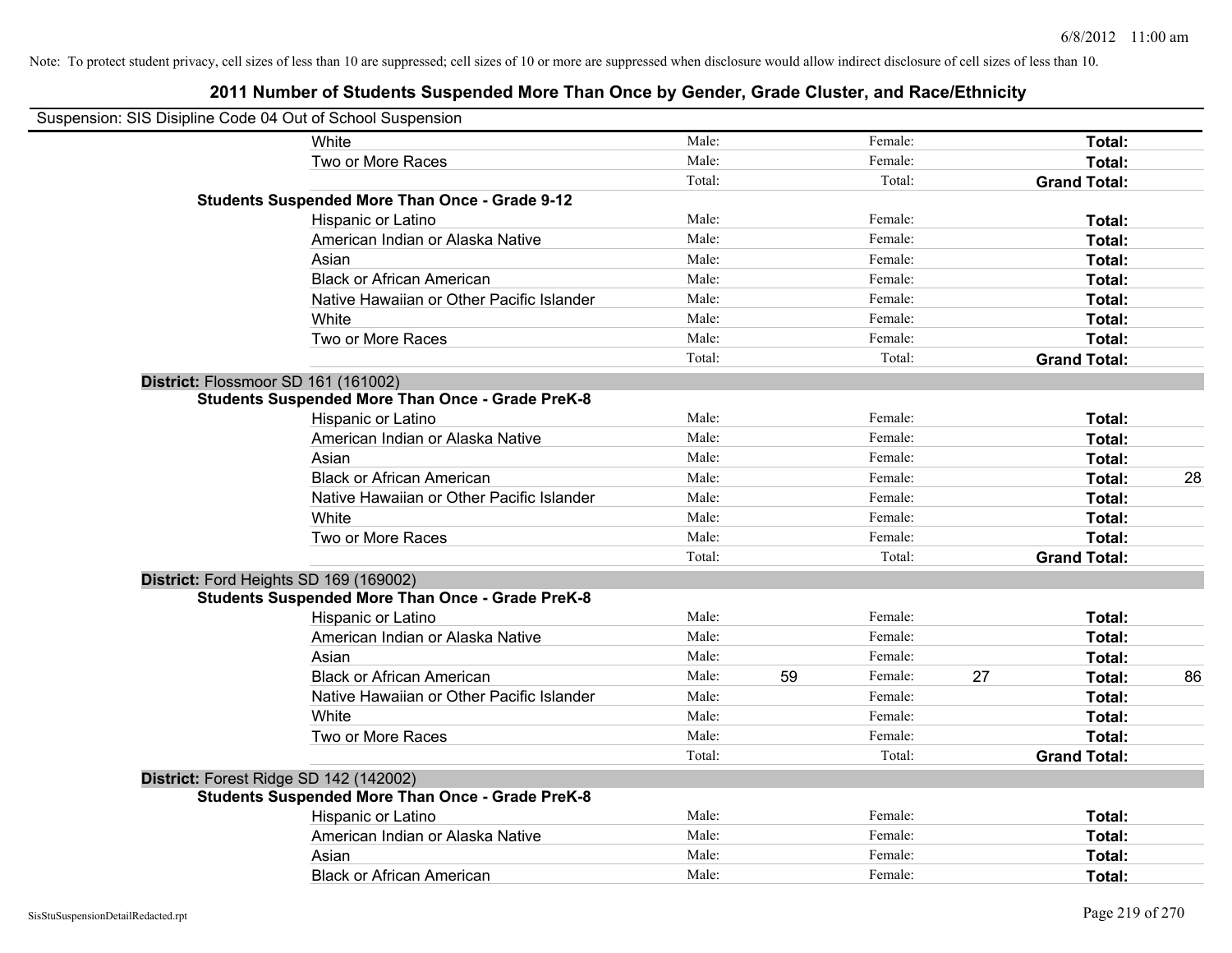Note: To protect student privacy, cell sizes of less than 10 are suppressed; cell sizes of 10 or more are suppressed when disclosure would allow indirect disclosure of cell sizes of less than 10.

# 2011 Number of Students Suspended More Than Once by Gender, Grade Cluster, and Race/Ethnicity

Suspension: SIS Disipline Code 04 Out of School Suspension

| | | | | | | |
|---|---|---|---|---|---|---|
| White | Male: | | Female: | | **Total:** | |
| Two or More Races | Male: | | Female: | | **Total:** | |
| | Total: | | Total: | | **Grand Total:** | |
| **Students Suspended More Than Once - Grade 9-12** | | | | | | |
| Hispanic or Latino | Male: | | Female: | | **Total:** | |
| American Indian or Alaska Native | Male: | | Female: | | **Total:** | |
| Asian | Male: | | Female: | | **Total:** | |
| Black or African American | Male: | | Female: | | **Total:** | |
| Native Hawaiian or Other Pacific Islander | Male: | | Female: | | **Total:** | |
| White | Male: | | Female: | | **Total:** | |
| Two or More Races | Male: | | Female: | | **Total:** | |
| | Total: | | Total: | | **Grand Total:** | |
| **District:** Flossmoor SD 161 (161002) | | | | | | |
| **Students Suspended More Than Once - Grade PreK-8** | | | | | | |
| Hispanic or Latino | Male: | | Female: | | **Total:** | |
| American Indian or Alaska Native | Male: | | Female: | | **Total:** | |
| Asian | Male: | | Female: | | **Total:** | |
| Black or African American | Male: | | Female: | | **Total:** | 28 |
| Native Hawaiian or Other Pacific Islander | Male: | | Female: | | **Total:** | |
| White | Male: | | Female: | | **Total:** | |
| Two or More Races | Male: | | Female: | | **Total:** | |
| | Total: | | Total: | | **Grand Total:** | |
| **District:** Ford Heights SD 169 (169002) | | | | | | |
| **Students Suspended More Than Once - Grade PreK-8** | | | | | | |
| Hispanic or Latino | Male: | | Female: | | **Total:** | |
| American Indian or Alaska Native | Male: | | Female: | | **Total:** | |
| Asian | Male: | | Female: | | **Total:** | |
| Black or African American | Male: | 59 | Female: | 27 | **Total:** | 86 |
| Native Hawaiian or Other Pacific Islander | Male: | | Female: | | **Total:** | |
| White | Male: | | Female: | | **Total:** | |
| Two or More Races | Male: | | Female: | | **Total:** | |
| | Total: | | Total: | | **Grand Total:** | |
| **District:** Forest Ridge SD 142 (142002) | | | | | | |
| **Students Suspended More Than Once - Grade PreK-8** | | | | | | |
| Hispanic or Latino | Male: | | Female: | | **Total:** | |
| American Indian or Alaska Native | Male: | | Female: | | **Total:** | |
| Asian | Male: | | Female: | | **Total:** | |
| Black or African American | Male: | | Female: | | **Total:** | |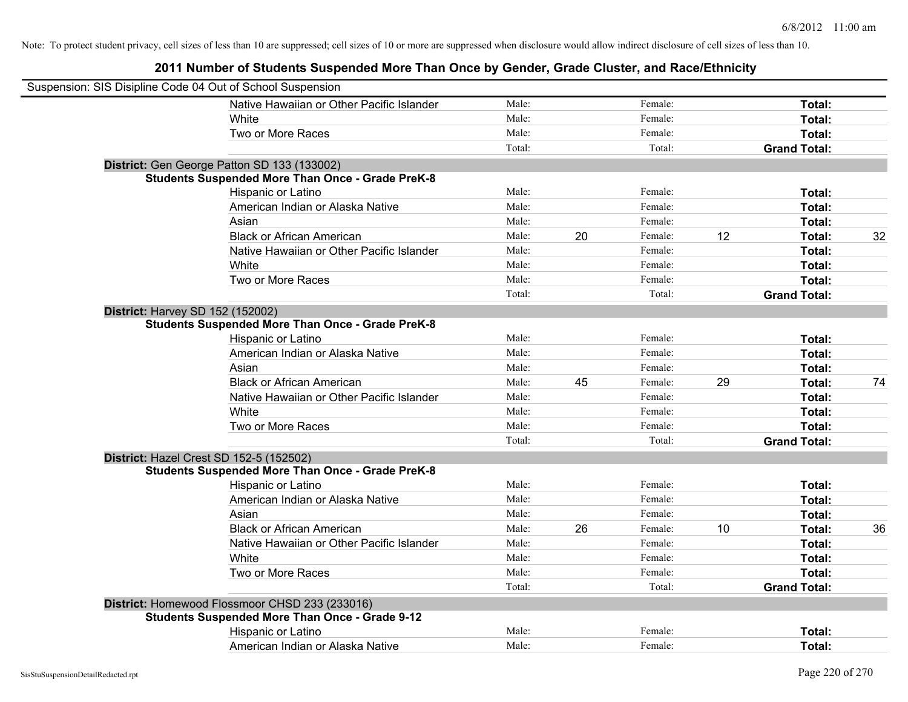Note: To protect student privacy, cell sizes of less than 10 are suppressed; cell sizes of 10 or more are suppressed when disclosure would allow indirect disclosure of cell sizes of less than 10.

## 2011 Number of Students Suspended More Than Once by Gender, Grade Cluster, and Race/Ethnicity

Suspension: SIS Disipline Code 04 Out of School Suspension

| | | | | | | |
|---|---|---|---|---|---|---|
| Native Hawaiian or Other Pacific Islander | Male: | | Female: | | **Total:** | |
| White | Male: | | Female: | | **Total:** | |
| Two or More Races | Male: | | Female: | | **Total:** | |
| | Total: | | Total: | | **Grand Total:** | |

**District:** Gen George Patton SD 133 (133002)

**Students Suspended More Than Once - Grade PreK-8**

| | | | | | | |
|---|---|---|---|---|---|---|
| Hispanic or Latino | Male: | | Female: | | **Total:** | |
| American Indian or Alaska Native | Male: | | Female: | | **Total:** | |
| Asian | Male: | | Female: | | **Total:** | |
| Black or African American | Male: | 20 | Female: | 12 | **Total:** | 32 |
| Native Hawaiian or Other Pacific Islander | Male: | | Female: | | **Total:** | |
| White | Male: | | Female: | | **Total:** | |
| Two or More Races | Male: | | Female: | | **Total:** | |
| | Total: | | Total: | | **Grand Total:** | |

**District:** Harvey SD 152 (152002)

**Students Suspended More Than Once - Grade PreK-8**

| | | | | | | |
|---|---|---|---|---|---|---|
| Hispanic or Latino | Male: | | Female: | | **Total:** | |
| American Indian or Alaska Native | Male: | | Female: | | **Total:** | |
| Asian | Male: | | Female: | | **Total:** | |
| Black or African American | Male: | 45 | Female: | 29 | **Total:** | 74 |
| Native Hawaiian or Other Pacific Islander | Male: | | Female: | | **Total:** | |
| White | Male: | | Female: | | **Total:** | |
| Two or More Races | Male: | | Female: | | **Total:** | |
| | Total: | | Total: | | **Grand Total:** | |

**District:** Hazel Crest SD 152-5 (152502)

**Students Suspended More Than Once - Grade PreK-8**

| | | | | | | |
|---|---|---|---|---|---|---|
| Hispanic or Latino | Male: | | Female: | | **Total:** | |
| American Indian or Alaska Native | Male: | | Female: | | **Total:** | |
| Asian | Male: | | Female: | | **Total:** | |
| Black or African American | Male: | 26 | Female: | 10 | **Total:** | 36 |
| Native Hawaiian or Other Pacific Islander | Male: | | Female: | | **Total:** | |
| White | Male: | | Female: | | **Total:** | |
| Two or More Races | Male: | | Female: | | **Total:** | |
| | Total: | | Total: | | **Grand Total:** | |

**District:** Homewood Flossmoor CHSD 233 (233016)

**Students Suspended More Than Once - Grade 9-12**

| | | | | | | |
|---|---|---|---|---|---|---|
| Hispanic or Latino | Male: | | Female: | | **Total:** | |
| American Indian or Alaska Native | Male: | | Female: | | **Total:** | |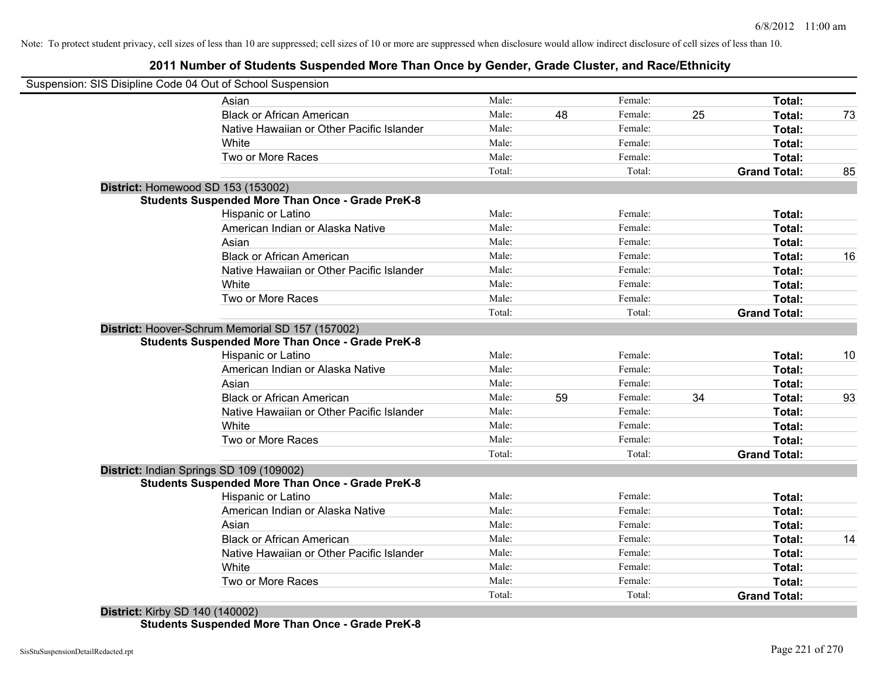Note: To protect student privacy, cell sizes of less than 10 are suppressed; cell sizes of 10 or more are suppressed when disclosure would allow indirect disclosure of cell sizes of less than 10.

## 2011 Number of Students Suspended More Than Once by Gender, Grade Cluster, and Race/Ethnicity

Suspension: SIS Disipline Code 04 Out of School Suspension

| | | | | | | |
|---|---|---|---|---|---|---|
| Asian | Male: | | Female: | | **Total:** | |
| Black or African American | Male: | 48 | Female: | 25 | **Total:** | 73 |
| Native Hawaiian or Other Pacific Islander | Male: | | Female: | | **Total:** | |
| White | Male: | | Female: | | **Total:** | |
| Two or More Races | Male: | | Female: | | **Total:** | |
| | Total: | | Total: | | **Grand Total:** | 85 |

**District:** Homewood SD 153 (153002)

**Students Suspended More Than Once - Grade PreK-8**

| | | | | | | |
|---|---|---|---|---|---|---|
| Hispanic or Latino | Male: | | Female: | | **Total:** | |
| American Indian or Alaska Native | Male: | | Female: | | **Total:** | |
| Asian | Male: | | Female: | | **Total:** | |
| Black or African American | Male: | | Female: | | **Total:** | 16 |
| Native Hawaiian or Other Pacific Islander | Male: | | Female: | | **Total:** | |
| White | Male: | | Female: | | **Total:** | |
| Two or More Races | Male: | | Female: | | **Total:** | |
| | Total: | | Total: | | **Grand Total:** | |

**District:** Hoover-Schrum Memorial SD 157 (157002)

**Students Suspended More Than Once - Grade PreK-8**

| | | | | | | |
|---|---|---|---|---|---|---|
| Hispanic or Latino | Male: | | Female: | | **Total:** | 10 |
| American Indian or Alaska Native | Male: | | Female: | | **Total:** | |
| Asian | Male: | | Female: | | **Total:** | |
| Black or African American | Male: | 59 | Female: | 34 | **Total:** | 93 |
| Native Hawaiian or Other Pacific Islander | Male: | | Female: | | **Total:** | |
| White | Male: | | Female: | | **Total:** | |
| Two or More Races | Male: | | Female: | | **Total:** | |
| | Total: | | Total: | | **Grand Total:** | |

**District:** Indian Springs SD 109 (109002)

**Students Suspended More Than Once - Grade PreK-8**

| | | | | | | |
|---|---|---|---|---|---|---|
| Hispanic or Latino | Male: | | Female: | | **Total:** | |
| American Indian or Alaska Native | Male: | | Female: | | **Total:** | |
| Asian | Male: | | Female: | | **Total:** | |
| Black or African American | Male: | | Female: | | **Total:** | 14 |
| Native Hawaiian or Other Pacific Islander | Male: | | Female: | | **Total:** | |
| White | Male: | | Female: | | **Total:** | |
| Two or More Races | Male: | | Female: | | **Total:** | |
| | Total: | | Total: | | **Grand Total:** | |

**District:** Kirby SD 140 (140002)

**Students Suspended More Than Once - Grade PreK-8**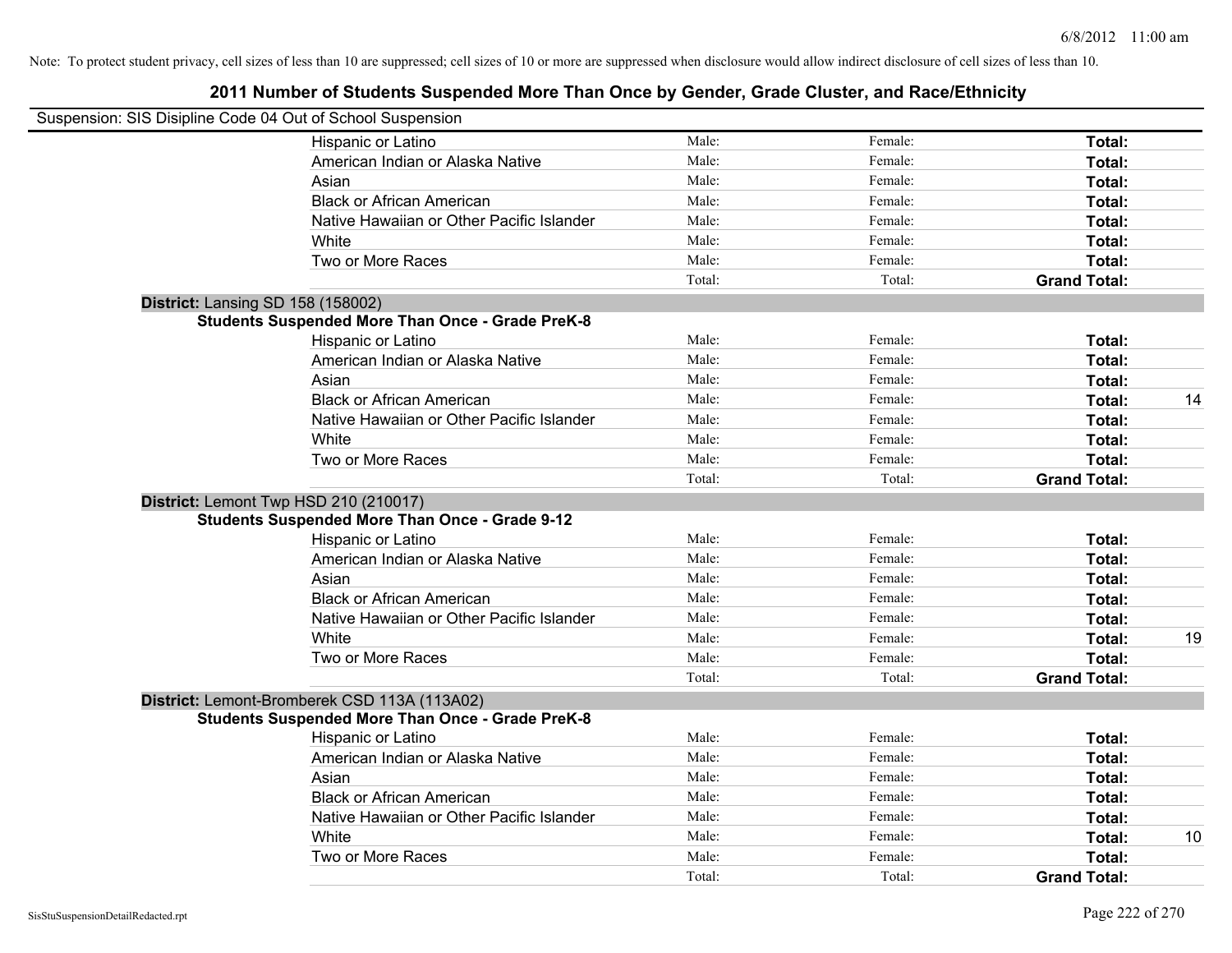Note: To protect student privacy, cell sizes of less than 10 are suppressed; cell sizes of 10 or more are suppressed when disclosure would allow indirect disclosure of cell sizes of less than 10.

# 2011 Number of Students Suspended More Than Once by Gender, Grade Cluster, and Race/Ethnicity

Suspension: SIS Disipline Code 04 Out of School Suspension

| | Male | Female | Total | |
|---|---|---|---|---|
| Hispanic or Latino | Male: | Female: | **Total:** | |
| American Indian or Alaska Native | Male: | Female: | **Total:** | |
| Asian | Male: | Female: | **Total:** | |
| Black or African American | Male: | Female: | **Total:** | |
| Native Hawaiian or Other Pacific Islander | Male: | Female: | **Total:** | |
| White | Male: | Female: | **Total:** | |
| Two or More Races | Male: | Female: | **Total:** | |
| | Total: | Total: | **Grand Total:** | |

**District:** Lansing SD 158 (158002)

**Students Suspended More Than Once - Grade PreK-8**

| | Male | Female | Total | |
|---|---|---|---|---|
| Hispanic or Latino | Male: | Female: | **Total:** | |
| American Indian or Alaska Native | Male: | Female: | **Total:** | |
| Asian | Male: | Female: | **Total:** | |
| Black or African American | Male: | Female: | **Total:** | 14 |
| Native Hawaiian or Other Pacific Islander | Male: | Female: | **Total:** | |
| White | Male: | Female: | **Total:** | |
| Two or More Races | Male: | Female: | **Total:** | |
| | Total: | Total: | **Grand Total:** | |

**District:** Lemont Twp HSD 210 (210017)

**Students Suspended More Than Once - Grade 9-12**

| | Male | Female | Total | |
|---|---|---|---|---|
| Hispanic or Latino | Male: | Female: | **Total:** | |
| American Indian or Alaska Native | Male: | Female: | **Total:** | |
| Asian | Male: | Female: | **Total:** | |
| Black or African American | Male: | Female: | **Total:** | |
| Native Hawaiian or Other Pacific Islander | Male: | Female: | **Total:** | |
| White | Male: | Female: | **Total:** | 19 |
| Two or More Races | Male: | Female: | **Total:** | |
| | Total: | Total: | **Grand Total:** | |

**District:** Lemont-Bromberek CSD 113A (113A02)

**Students Suspended More Than Once - Grade PreK-8**

| | Male | Female | Total | |
|---|---|---|---|---|
| Hispanic or Latino | Male: | Female: | **Total:** | |
| American Indian or Alaska Native | Male: | Female: | **Total:** | |
| Asian | Male: | Female: | **Total:** | |
| Black or African American | Male: | Female: | **Total:** | |
| Native Hawaiian or Other Pacific Islander | Male: | Female: | **Total:** | |
| White | Male: | Female: | **Total:** | 10 |
| Two or More Races | Male: | Female: | **Total:** | |
| | Total: | Total: | **Grand Total:** | |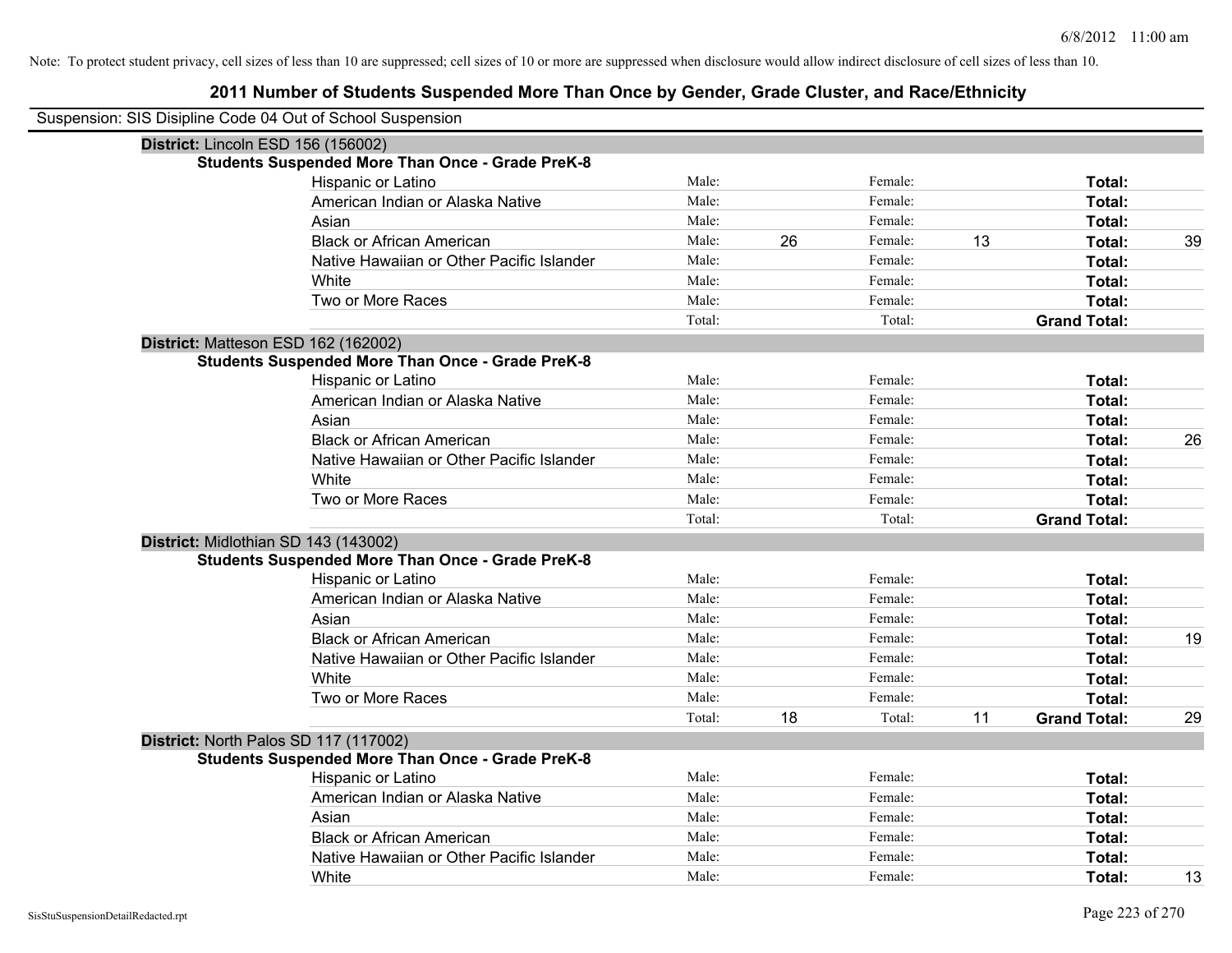Note: To protect student privacy, cell sizes of less than 10 are suppressed; cell sizes of 10 or more are suppressed when disclosure would allow indirect disclosure of cell sizes of less than 10.

# 2011 Number of Students Suspended More Than Once by Gender, Grade Cluster, and Race/Ethnicity

Suspension: SIS Disipline Code 04 Out of School Suspension

## District: Lincoln ESD 156 (156002)

### Students Suspended More Than Once - Grade PreK-8

| Race/Ethnicity | | Male | | Female | | Total |
|---|---|---|---|---|---|---|
| Hispanic or Latino | Male: | | Female: | | **Total:** | |
| American Indian or Alaska Native | Male: | | Female: | | **Total:** | |
| Asian | Male: | | Female: | | **Total:** | |
| Black or African American | Male: | 26 | Female: | 13 | **Total:** | 39 |
| Native Hawaiian or Other Pacific Islander | Male: | | Female: | | **Total:** | |
| White | Male: | | Female: | | **Total:** | |
| Two or More Races | Male: | | Female: | | **Total:** | |
| | Total: | | Total: | | **Grand Total:** | |

## District: Matteson ESD 162 (162002)

### Students Suspended More Than Once - Grade PreK-8

| Race/Ethnicity | | Male | | Female | | Total |
|---|---|---|---|---|---|---|
| Hispanic or Latino | Male: | | Female: | | **Total:** | |
| American Indian or Alaska Native | Male: | | Female: | | **Total:** | |
| Asian | Male: | | Female: | | **Total:** | |
| Black or African American | Male: | | Female: | | **Total:** | 26 |
| Native Hawaiian or Other Pacific Islander | Male: | | Female: | | **Total:** | |
| White | Male: | | Female: | | **Total:** | |
| Two or More Races | Male: | | Female: | | **Total:** | |
| | Total: | | Total: | | **Grand Total:** | |

## District: Midlothian SD 143 (143002)

### Students Suspended More Than Once - Grade PreK-8

| Race/Ethnicity | | Male | | Female | | Total |
|---|---|---|---|---|---|---|
| Hispanic or Latino | Male: | | Female: | | **Total:** | |
| American Indian or Alaska Native | Male: | | Female: | | **Total:** | |
| Asian | Male: | | Female: | | **Total:** | |
| Black or African American | Male: | | Female: | | **Total:** | 19 |
| Native Hawaiian or Other Pacific Islander | Male: | | Female: | | **Total:** | |
| White | Male: | | Female: | | **Total:** | |
| Two or More Races | Male: | | Female: | | **Total:** | |
| | Total: | 18 | Total: | 11 | **Grand Total:** | 29 |

## District: North Palos SD 117 (117002)

### Students Suspended More Than Once - Grade PreK-8

| Race/Ethnicity | | Male | | Female | | Total |
|---|---|---|---|---|---|---|
| Hispanic or Latino | Male: | | Female: | | **Total:** | |
| American Indian or Alaska Native | Male: | | Female: | | **Total:** | |
| Asian | Male: | | Female: | | **Total:** | |
| Black or African American | Male: | | Female: | | **Total:** | |
| Native Hawaiian or Other Pacific Islander | Male: | | Female: | | **Total:** | |
| White | Male: | | Female: | | **Total:** | 13 |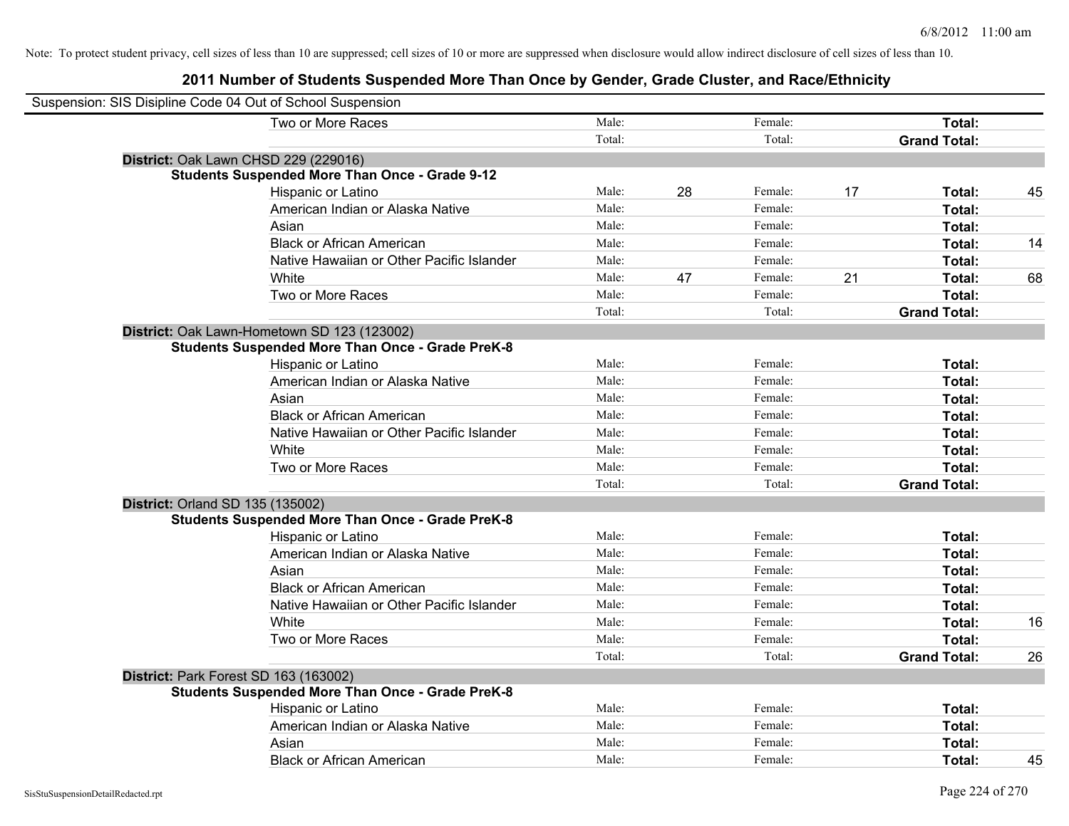Note: To protect student privacy, cell sizes of less than 10 are suppressed; cell sizes of 10 or more are suppressed when disclosure would allow indirect disclosure of cell sizes of less than 10.

## 2011 Number of Students Suspended More Than Once by Gender, Grade Cluster, and Race/Ethnicity

Suspension: SIS Disipline Code 04 Out of School Suspension

| | | | | | | |
|---|---|---|---|---|---|---|
| Two or More Races | Male: | | Female: | | **Total:** | |
| | Total: | | Total: | | **Grand Total:** | |

**District:** Oak Lawn CHSD 229 (229016)

**Students Suspended More Than Once - Grade 9-12**

| | | | | | | |
|---|---|---|---|---|---|---|
| Hispanic or Latino | Male: | 28 | Female: | 17 | **Total:** | 45 |
| American Indian or Alaska Native | Male: | | Female: | | **Total:** | |
| Asian | Male: | | Female: | | **Total:** | |
| Black or African American | Male: | | Female: | | **Total:** | 14 |
| Native Hawaiian or Other Pacific Islander | Male: | | Female: | | **Total:** | |
| White | Male: | 47 | Female: | 21 | **Total:** | 68 |
| Two or More Races | Male: | | Female: | | **Total:** | |
| | Total: | | Total: | | **Grand Total:** | |

**District:** Oak Lawn-Hometown SD 123 (123002)

**Students Suspended More Than Once - Grade PreK-8**

| | | | | | | |
|---|---|---|---|---|---|---|
| Hispanic or Latino | Male: | | Female: | | **Total:** | |
| American Indian or Alaska Native | Male: | | Female: | | **Total:** | |
| Asian | Male: | | Female: | | **Total:** | |
| Black or African American | Male: | | Female: | | **Total:** | |
| Native Hawaiian or Other Pacific Islander | Male: | | Female: | | **Total:** | |
| White | Male: | | Female: | | **Total:** | |
| Two or More Races | Male: | | Female: | | **Total:** | |
| | Total: | | Total: | | **Grand Total:** | |

**District:** Orland SD 135 (135002)

**Students Suspended More Than Once - Grade PreK-8**

| | | | | | | |
|---|---|---|---|---|---|---|
| Hispanic or Latino | Male: | | Female: | | **Total:** | |
| American Indian or Alaska Native | Male: | | Female: | | **Total:** | |
| Asian | Male: | | Female: | | **Total:** | |
| Black or African American | Male: | | Female: | | **Total:** | |
| Native Hawaiian or Other Pacific Islander | Male: | | Female: | | **Total:** | |
| White | Male: | | Female: | | **Total:** | 16 |
| Two or More Races | Male: | | Female: | | **Total:** | |
| | Total: | | Total: | | **Grand Total:** | 26 |

**District:** Park Forest SD 163 (163002)

**Students Suspended More Than Once - Grade PreK-8**

| | | | | | | |
|---|---|---|---|---|---|---|
| Hispanic or Latino | Male: | | Female: | | **Total:** | |
| American Indian or Alaska Native | Male: | | Female: | | **Total:** | |
| Asian | Male: | | Female: | | **Total:** | |
| Black or African American | Male: | | Female: | | **Total:** | 45 |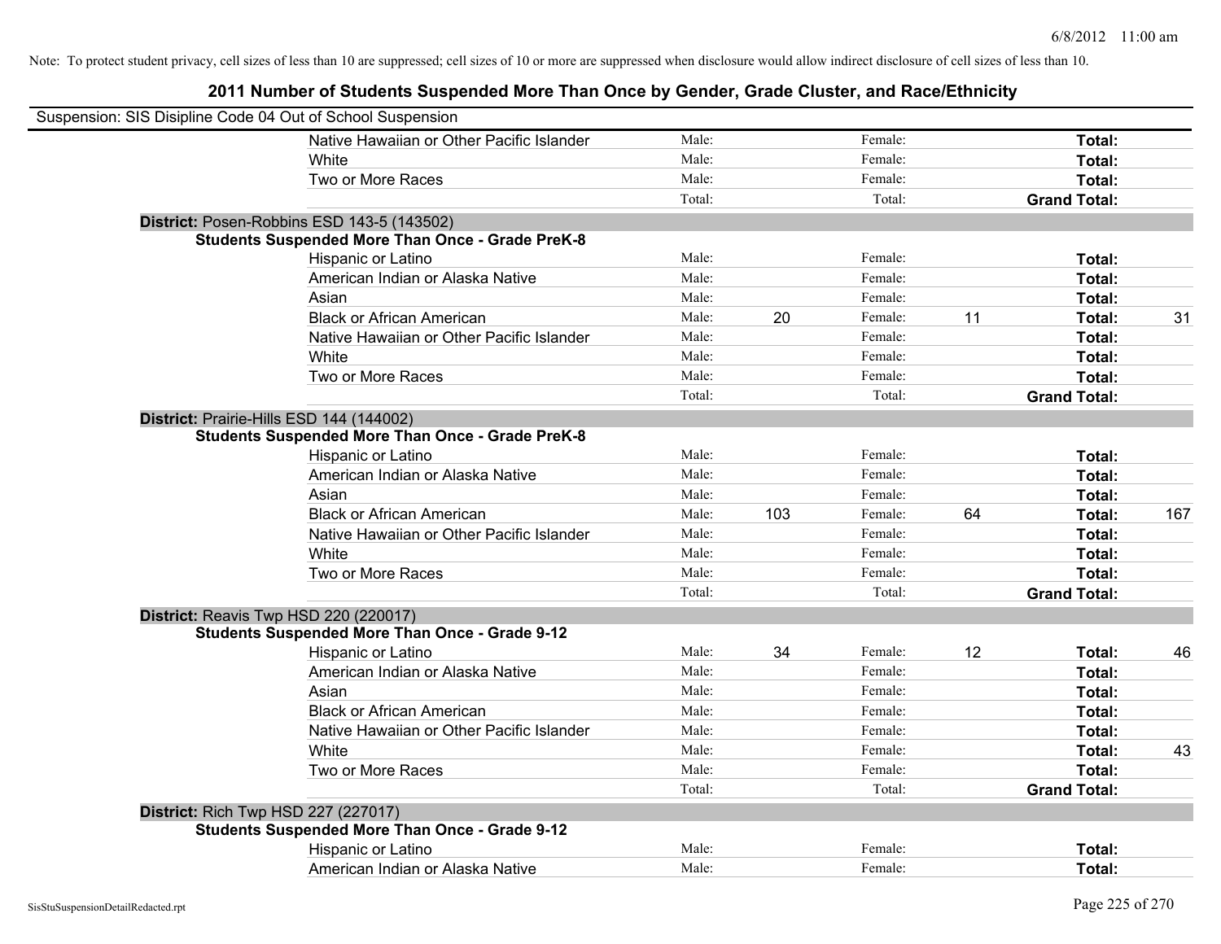Note: To protect student privacy, cell sizes of less than 10 are suppressed; cell sizes of 10 or more are suppressed when disclosure would allow indirect disclosure of cell sizes of less than 10.

## 2011 Number of Students Suspended More Than Once by Gender, Grade Cluster, and Race/Ethnicity

Suspension: SIS Disipline Code 04 Out of School Suspension

| | | | | | | |
|---|---|---|---|---|---|---|
| Native Hawaiian or Other Pacific Islander | Male: | | Female: | | **Total:** | |
| White | Male: | | Female: | | **Total:** | |
| Two or More Races | Male: | | Female: | | **Total:** | |
| | Total: | | Total: | | **Grand Total:** | |

**District:** Posen-Robbins ESD 143-5 (143502)

**Students Suspended More Than Once - Grade PreK-8**

| | | | | | | |
|---|---|---|---|---|---|---|
| Hispanic or Latino | Male: | | Female: | | **Total:** | |
| American Indian or Alaska Native | Male: | | Female: | | **Total:** | |
| Asian | Male: | | Female: | | **Total:** | |
| Black or African American | Male: | 20 | Female: | 11 | **Total:** | 31 |
| Native Hawaiian or Other Pacific Islander | Male: | | Female: | | **Total:** | |
| White | Male: | | Female: | | **Total:** | |
| Two or More Races | Male: | | Female: | | **Total:** | |
| | Total: | | Total: | | **Grand Total:** | |

**District:** Prairie-Hills ESD 144 (144002)

**Students Suspended More Than Once - Grade PreK-8**

| | | | | | | |
|---|---|---|---|---|---|---|
| Hispanic or Latino | Male: | | Female: | | **Total:** | |
| American Indian or Alaska Native | Male: | | Female: | | **Total:** | |
| Asian | Male: | | Female: | | **Total:** | |
| Black or African American | Male: | 103 | Female: | 64 | **Total:** | 167 |
| Native Hawaiian or Other Pacific Islander | Male: | | Female: | | **Total:** | |
| White | Male: | | Female: | | **Total:** | |
| Two or More Races | Male: | | Female: | | **Total:** | |
| | Total: | | Total: | | **Grand Total:** | |

**District:** Reavis Twp HSD 220 (220017)

**Students Suspended More Than Once - Grade 9-12**

| | | | | | | |
|---|---|---|---|---|---|---|
| Hispanic or Latino | Male: | 34 | Female: | 12 | **Total:** | 46 |
| American Indian or Alaska Native | Male: | | Female: | | **Total:** | |
| Asian | Male: | | Female: | | **Total:** | |
| Black or African American | Male: | | Female: | | **Total:** | |
| Native Hawaiian or Other Pacific Islander | Male: | | Female: | | **Total:** | |
| White | Male: | | Female: | | **Total:** | 43 |
| Two or More Races | Male: | | Female: | | **Total:** | |
| | Total: | | Total: | | **Grand Total:** | |

**District:** Rich Twp HSD 227 (227017)

**Students Suspended More Than Once - Grade 9-12**

| | | | | | | |
|---|---|---|---|---|---|---|
| Hispanic or Latino | Male: | | Female: | | **Total:** | |
| American Indian or Alaska Native | Male: | | Female: | | **Total:** | |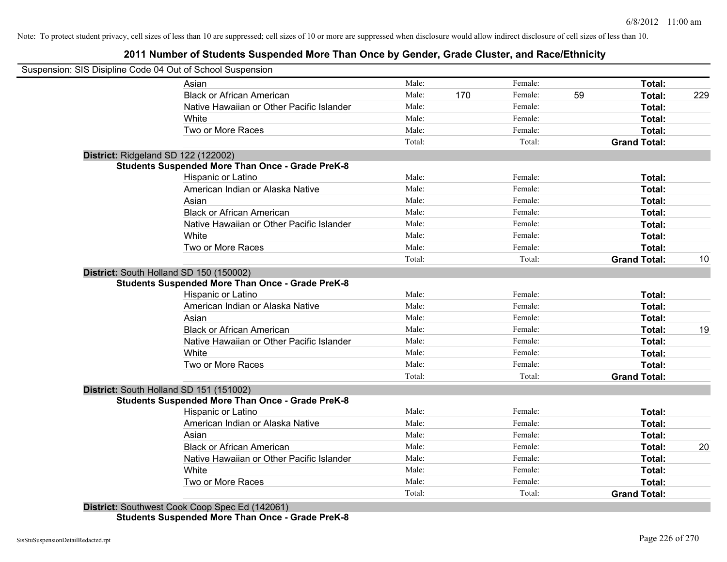Note: To protect student privacy, cell sizes of less than 10 are suppressed; cell sizes of 10 or more are suppressed when disclosure would allow indirect disclosure of cell sizes of less than 10.

# 2011 Number of Students Suspended More Than Once by Gender, Grade Cluster, and Race/Ethnicity

Suspension: SIS Disipline Code 04 Out of School Suspension

| | Male: | | Female: | | | |
|---|---|---|---|---|---|---|
| Asian | Male: | | Female: | | **Total:** | |
| Black or African American | Male: | 170 | Female: | 59 | **Total:** | 229 |
| Native Hawaiian or Other Pacific Islander | Male: | | Female: | | **Total:** | |
| White | Male: | | Female: | | **Total:** | |
| Two or More Races | Male: | | Female: | | **Total:** | |
| | Total: | | Total: | | **Grand Total:** | |

**District:** Ridgeland SD 122 (122002)

**Students Suspended More Than Once - Grade PreK-8**

| | | | | | | |
|---|---|---|---|---|---|---|
| Hispanic or Latino | Male: | | Female: | | **Total:** | |
| American Indian or Alaska Native | Male: | | Female: | | **Total:** | |
| Asian | Male: | | Female: | | **Total:** | |
| Black or African American | Male: | | Female: | | **Total:** | |
| Native Hawaiian or Other Pacific Islander | Male: | | Female: | | **Total:** | |
| White | Male: | | Female: | | **Total:** | |
| Two or More Races | Male: | | Female: | | **Total:** | |
| | Total: | | Total: | | **Grand Total:** | 10 |

**District:** South Holland SD 150 (150002)

**Students Suspended More Than Once - Grade PreK-8**

| | | | | | | |
|---|---|---|---|---|---|---|
| Hispanic or Latino | Male: | | Female: | | **Total:** | |
| American Indian or Alaska Native | Male: | | Female: | | **Total:** | |
| Asian | Male: | | Female: | | **Total:** | |
| Black or African American | Male: | | Female: | | **Total:** | 19 |
| Native Hawaiian or Other Pacific Islander | Male: | | Female: | | **Total:** | |
| White | Male: | | Female: | | **Total:** | |
| Two or More Races | Male: | | Female: | | **Total:** | |
| | Total: | | Total: | | **Grand Total:** | |

**District:** South Holland SD 151 (151002)

**Students Suspended More Than Once - Grade PreK-8**

| | | | | | | |
|---|---|---|---|---|---|---|
| Hispanic or Latino | Male: | | Female: | | **Total:** | |
| American Indian or Alaska Native | Male: | | Female: | | **Total:** | |
| Asian | Male: | | Female: | | **Total:** | |
| Black or African American | Male: | | Female: | | **Total:** | 20 |
| Native Hawaiian or Other Pacific Islander | Male: | | Female: | | **Total:** | |
| White | Male: | | Female: | | **Total:** | |
| Two or More Races | Male: | | Female: | | **Total:** | |
| | Total: | | Total: | | **Grand Total:** | |

**District:** Southwest Cook Coop Spec Ed (142061)

**Students Suspended More Than Once - Grade PreK-8**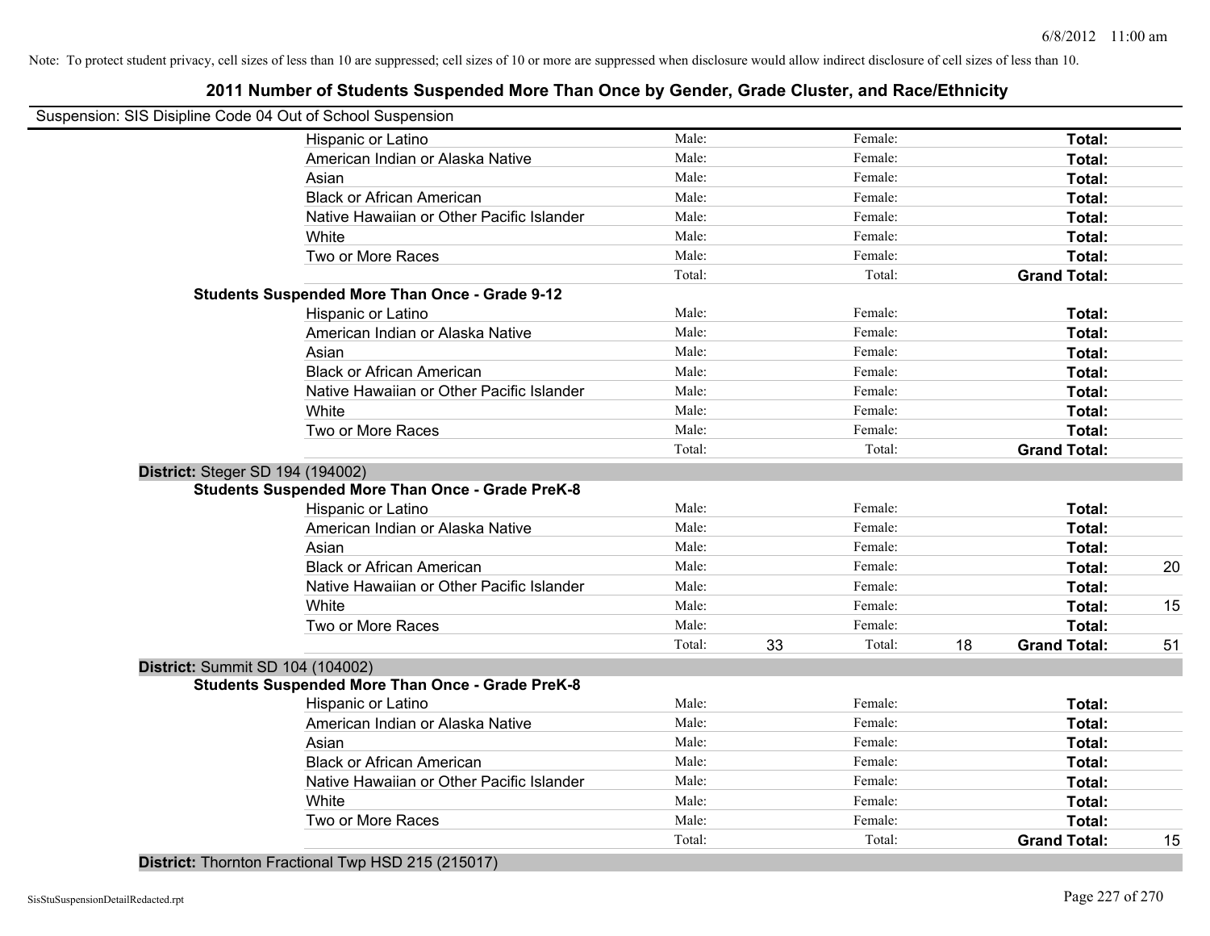Note: To protect student privacy, cell sizes of less than 10 are suppressed; cell sizes of 10 or more are suppressed when disclosure would allow indirect disclosure of cell sizes of less than 10.

## 2011 Number of Students Suspended More Than Once by Gender, Grade Cluster, and Race/Ethnicity

Suspension: SIS Disipline Code 04 Out of School Suspension

| | | | | | | |
|---|---|---|---|---|---|---|
| Hispanic or Latino | Male: | | Female: | | **Total:** | |
| American Indian or Alaska Native | Male: | | Female: | | **Total:** | |
| Asian | Male: | | Female: | | **Total:** | |
| Black or African American | Male: | | Female: | | **Total:** | |
| Native Hawaiian or Other Pacific Islander | Male: | | Female: | | **Total:** | |
| White | Male: | | Female: | | **Total:** | |
| Two or More Races | Male: | | Female: | | **Total:** | |
| | Total: | | Total: | | **Grand Total:** | |

**Students Suspended More Than Once - Grade 9-12**

| | | | | | | |
|---|---|---|---|---|---|---|
| Hispanic or Latino | Male: | | Female: | | **Total:** | |
| American Indian or Alaska Native | Male: | | Female: | | **Total:** | |
| Asian | Male: | | Female: | | **Total:** | |
| Black or African American | Male: | | Female: | | **Total:** | |
| Native Hawaiian or Other Pacific Islander | Male: | | Female: | | **Total:** | |
| White | Male: | | Female: | | **Total:** | |
| Two or More Races | Male: | | Female: | | **Total:** | |
| | Total: | | Total: | | **Grand Total:** | |

**District:** Steger SD 194 (194002)

**Students Suspended More Than Once - Grade PreK-8**

| | | | | | | |
|---|---|---|---|---|---|---|
| Hispanic or Latino | Male: | | Female: | | **Total:** | |
| American Indian or Alaska Native | Male: | | Female: | | **Total:** | |
| Asian | Male: | | Female: | | **Total:** | |
| Black or African American | Male: | | Female: | | **Total:** | 20 |
| Native Hawaiian or Other Pacific Islander | Male: | | Female: | | **Total:** | |
| White | Male: | | Female: | | **Total:** | 15 |
| Two or More Races | Male: | | Female: | | **Total:** | |
| | Total: | 33 | Total: | 18 | **Grand Total:** | 51 |

**District:** Summit SD 104 (104002)

**Students Suspended More Than Once - Grade PreK-8**

| | | | | | | |
|---|---|---|---|---|---|---|
| Hispanic or Latino | Male: | | Female: | | **Total:** | |
| American Indian or Alaska Native | Male: | | Female: | | **Total:** | |
| Asian | Male: | | Female: | | **Total:** | |
| Black or African American | Male: | | Female: | | **Total:** | |
| Native Hawaiian or Other Pacific Islander | Male: | | Female: | | **Total:** | |
| White | Male: | | Female: | | **Total:** | |
| Two or More Races | Male: | | Female: | | **Total:** | |
| | Total: | | Total: | | **Grand Total:** | 15 |

**District:** Thornton Fractional Twp HSD 215 (215017)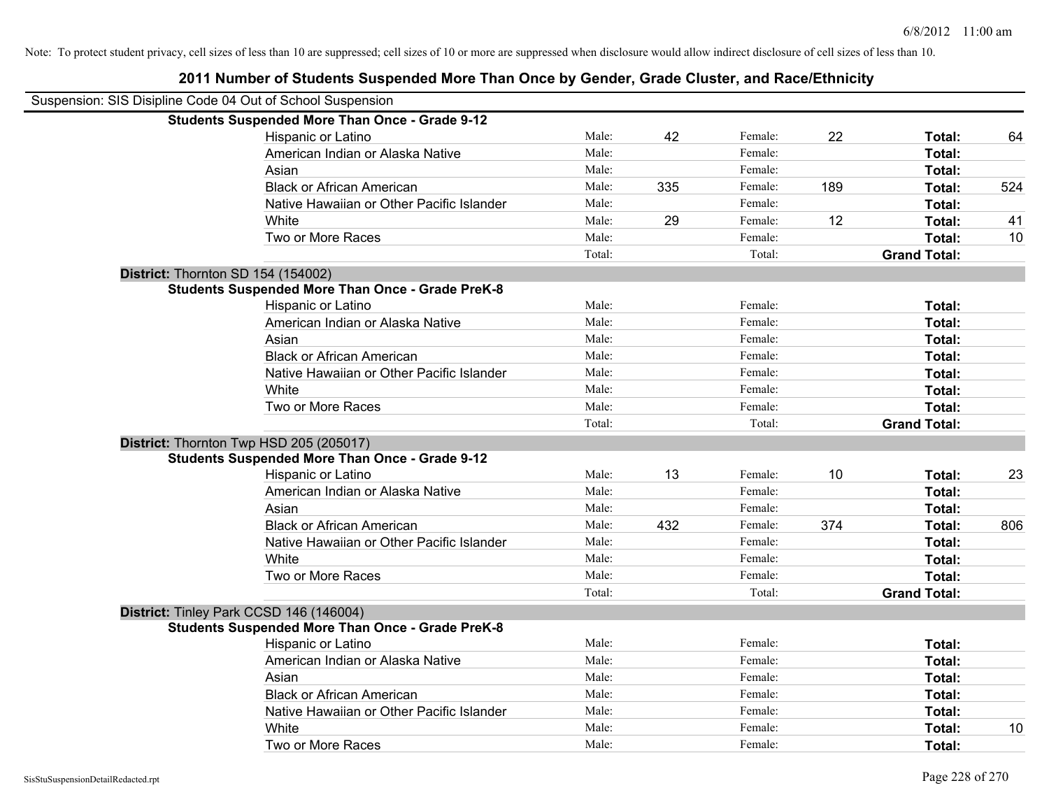Note: To protect student privacy, cell sizes of less than 10 are suppressed; cell sizes of 10 or more are suppressed when disclosure would allow indirect disclosure of cell sizes of less than 10.

## 2011 Number of Students Suspended More Than Once by Gender, Grade Cluster, and Race/Ethnicity

Suspension: SIS Disipline Code 04 Out of School Suspension

**Students Suspended More Than Once - Grade 9-12**

| | | | | | | |
|---|---|---|---|---|---|---|
| Hispanic or Latino | Male: | 42 | Female: | 22 | **Total:** | 64 |
| American Indian or Alaska Native | Male: | | Female: | | **Total:** | |
| Asian | Male: | | Female: | | **Total:** | |
| Black or African American | Male: | 335 | Female: | 189 | **Total:** | 524 |
| Native Hawaiian or Other Pacific Islander | Male: | | Female: | | **Total:** | |
| White | Male: | 29 | Female: | 12 | **Total:** | 41 |
| Two or More Races | Male: | | Female: | | **Total:** | 10 |
| | Total: | | Total: | | **Grand Total:** | |

**District:** Thornton SD 154 (154002)

**Students Suspended More Than Once - Grade PreK-8**

| | | | | | | |
|---|---|---|---|---|---|---|
| Hispanic or Latino | Male: | | Female: | | **Total:** | |
| American Indian or Alaska Native | Male: | | Female: | | **Total:** | |
| Asian | Male: | | Female: | | **Total:** | |
| Black or African American | Male: | | Female: | | **Total:** | |
| Native Hawaiian or Other Pacific Islander | Male: | | Female: | | **Total:** | |
| White | Male: | | Female: | | **Total:** | |
| Two or More Races | Male: | | Female: | | **Total:** | |
| | Total: | | Total: | | **Grand Total:** | |

**District:** Thornton Twp HSD 205 (205017)

**Students Suspended More Than Once - Grade 9-12**

| | | | | | | |
|---|---|---|---|---|---|---|
| Hispanic or Latino | Male: | 13 | Female: | 10 | **Total:** | 23 |
| American Indian or Alaska Native | Male: | | Female: | | **Total:** | |
| Asian | Male: | | Female: | | **Total:** | |
| Black or African American | Male: | 432 | Female: | 374 | **Total:** | 806 |
| Native Hawaiian or Other Pacific Islander | Male: | | Female: | | **Total:** | |
| White | Male: | | Female: | | **Total:** | |
| Two or More Races | Male: | | Female: | | **Total:** | |
| | Total: | | Total: | | **Grand Total:** | |

**District:** Tinley Park CCSD 146 (146004)

**Students Suspended More Than Once - Grade PreK-8**

| | | | | | | |
|---|---|---|---|---|---|---|
| Hispanic or Latino | Male: | | Female: | | **Total:** | |
| American Indian or Alaska Native | Male: | | Female: | | **Total:** | |
| Asian | Male: | | Female: | | **Total:** | |
| Black or African American | Male: | | Female: | | **Total:** | |
| Native Hawaiian or Other Pacific Islander | Male: | | Female: | | **Total:** | |
| White | Male: | | Female: | | **Total:** | 10 |
| Two or More Races | Male: | | Female: | | **Total:** | |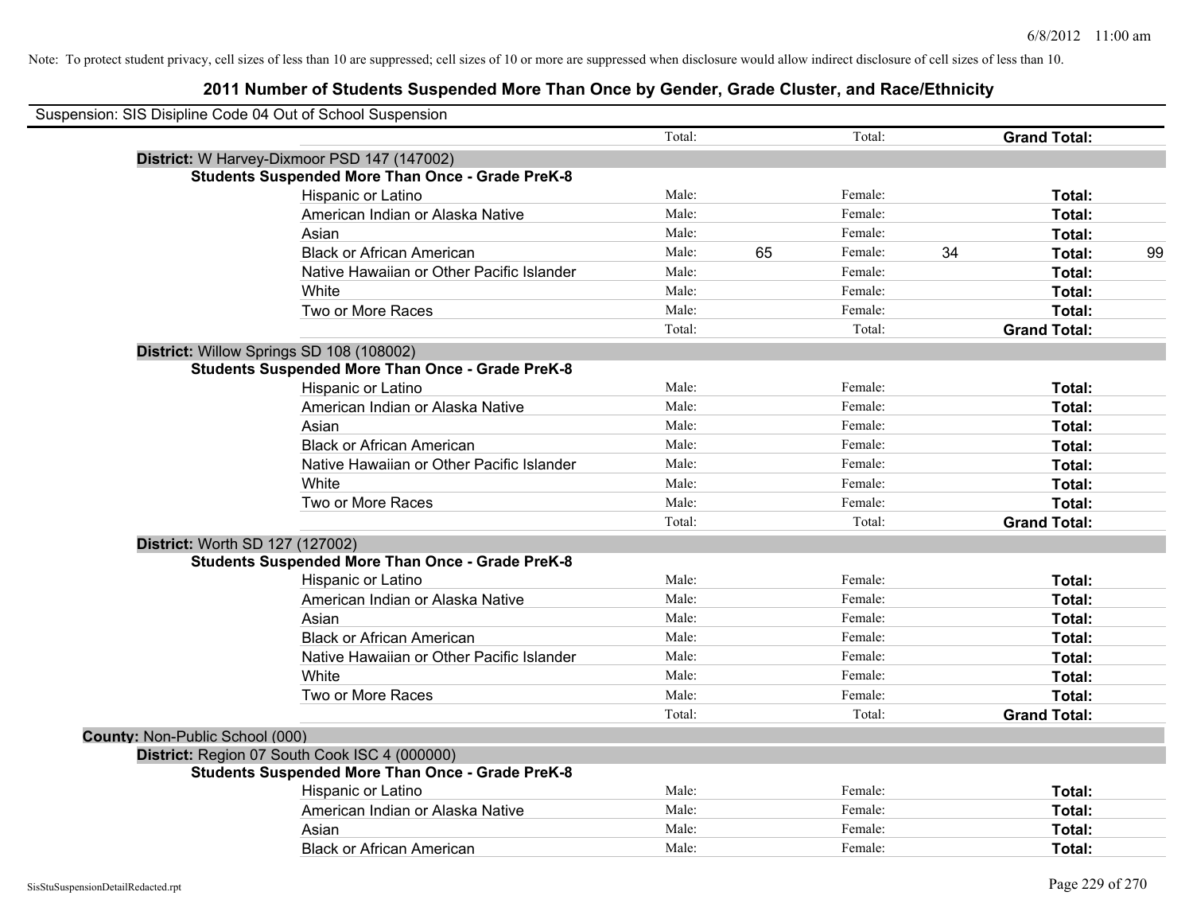Note: To protect student privacy, cell sizes of less than 10 are suppressed; cell sizes of 10 or more are suppressed when disclosure would allow indirect disclosure of cell sizes of less than 10.

# 2011 Number of Students Suspended More Than Once by Gender, Grade Cluster, and Race/Ethnicity

Suspension: SIS Disipline Code 04 Out of School Suspension

| | | | | | | |
|---|---|---|---|---|---|---|
| | Total: | | Total: | | **Grand Total:** | |

**District:** W Harvey-Dixmoor PSD 147 (147002)

**Students Suspended More Than Once - Grade PreK-8**

| Race/Ethnicity | | Male | | Female | | Total |
|---|---|---|---|---|---|---|
| Hispanic or Latino | Male: | | Female: | | **Total:** | |
| American Indian or Alaska Native | Male: | | Female: | | **Total:** | |
| Asian | Male: | | Female: | | **Total:** | |
| Black or African American | Male: | 65 | Female: | 34 | **Total:** | 99 |
| Native Hawaiian or Other Pacific Islander | Male: | | Female: | | **Total:** | |
| White | Male: | | Female: | | **Total:** | |
| Two or More Races | Male: | | Female: | | **Total:** | |
| | Total: | | Total: | | **Grand Total:** | |

**District:** Willow Springs SD 108 (108002)

**Students Suspended More Than Once - Grade PreK-8**

| Race/Ethnicity | | Male | | Female | | Total |
|---|---|---|---|---|---|---|
| Hispanic or Latino | Male: | | Female: | | **Total:** | |
| American Indian or Alaska Native | Male: | | Female: | | **Total:** | |
| Asian | Male: | | Female: | | **Total:** | |
| Black or African American | Male: | | Female: | | **Total:** | |
| Native Hawaiian or Other Pacific Islander | Male: | | Female: | | **Total:** | |
| White | Male: | | Female: | | **Total:** | |
| Two or More Races | Male: | | Female: | | **Total:** | |
| | Total: | | Total: | | **Grand Total:** | |

**District:** Worth SD 127 (127002)

**Students Suspended More Than Once - Grade PreK-8**

| Race/Ethnicity | | Male | | Female | | Total |
|---|---|---|---|---|---|---|
| Hispanic or Latino | Male: | | Female: | | **Total:** | |
| American Indian or Alaska Native | Male: | | Female: | | **Total:** | |
| Asian | Male: | | Female: | | **Total:** | |
| Black or African American | Male: | | Female: | | **Total:** | |
| Native Hawaiian or Other Pacific Islander | Male: | | Female: | | **Total:** | |
| White | Male: | | Female: | | **Total:** | |
| Two or More Races | Male: | | Female: | | **Total:** | |
| | Total: | | Total: | | **Grand Total:** | |

**County:** Non-Public School (000)

**District:** Region 07 South Cook ISC 4 (000000)

**Students Suspended More Than Once - Grade PreK-8**

| Race/Ethnicity | | Male | | Female | | Total |
|---|---|---|---|---|---|---|
| Hispanic or Latino | Male: | | Female: | | **Total:** | |
| American Indian or Alaska Native | Male: | | Female: | | **Total:** | |
| Asian | Male: | | Female: | | **Total:** | |
| Black or African American | Male: | | Female: | | **Total:** | |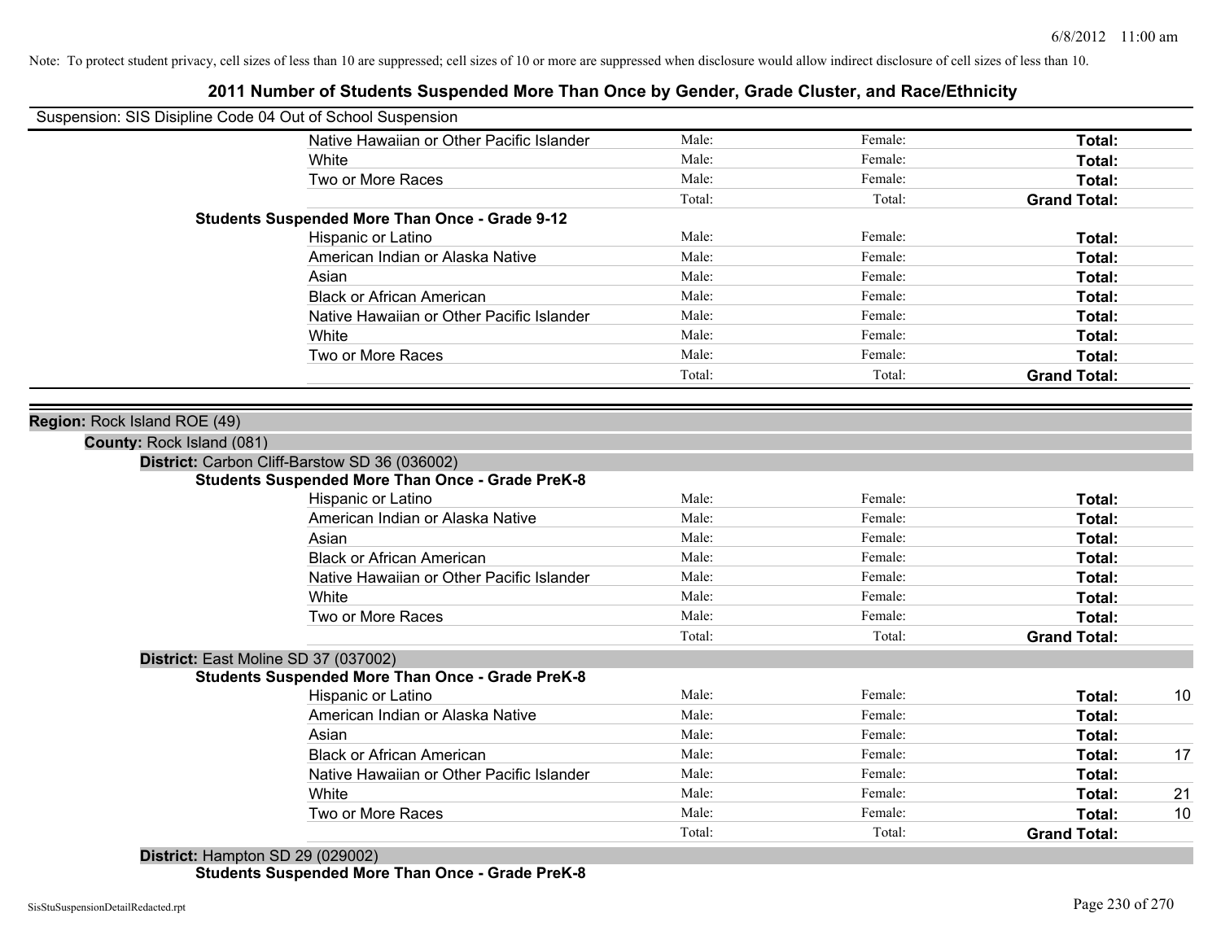Note: To protect student privacy, cell sizes of less than 10 are suppressed; cell sizes of 10 or more are suppressed when disclosure would allow indirect disclosure of cell sizes of less than 10.

# 2011 Number of Students Suspended More Than Once by Gender, Grade Cluster, and Race/Ethnicity

Suspension: SIS Disipline Code 04 Out of School Suspension

| | Male | Female | Total | |
|---|---|---|---|---|
| Native Hawaiian or Other Pacific Islander | Male: | Female: | **Total:** | |
| White | Male: | Female: | **Total:** | |
| Two or More Races | Male: | Female: | **Total:** | |
| | Total: | Total: | **Grand Total:** | |

**Students Suspended More Than Once - Grade 9-12**

| | Male | Female | Total | |
|---|---|---|---|---|
| Hispanic or Latino | Male: | Female: | **Total:** | |
| American Indian or Alaska Native | Male: | Female: | **Total:** | |
| Asian | Male: | Female: | **Total:** | |
| Black or African American | Male: | Female: | **Total:** | |
| Native Hawaiian or Other Pacific Islander | Male: | Female: | **Total:** | |
| White | Male: | Female: | **Total:** | |
| Two or More Races | Male: | Female: | **Total:** | |
| | Total: | Total: | **Grand Total:** | |

**Region:** Rock Island ROE (49)

**County:** Rock Island (081)

**District:** Carbon Cliff-Barstow SD 36 (036002)

**Students Suspended More Than Once - Grade PreK-8**

| | Male | Female | Total | |
|---|---|---|---|---|
| Hispanic or Latino | Male: | Female: | **Total:** | |
| American Indian or Alaska Native | Male: | Female: | **Total:** | |
| Asian | Male: | Female: | **Total:** | |
| Black or African American | Male: | Female: | **Total:** | |
| Native Hawaiian or Other Pacific Islander | Male: | Female: | **Total:** | |
| White | Male: | Female: | **Total:** | |
| Two or More Races | Male: | Female: | **Total:** | |
| | Total: | Total: | **Grand Total:** | |

**District:** East Moline SD 37 (037002)

**Students Suspended More Than Once - Grade PreK-8**

| | Male | Female | Total | |
|---|---|---|---|---|
| Hispanic or Latino | Male: | Female: | **Total:** | 10 |
| American Indian or Alaska Native | Male: | Female: | **Total:** | |
| Asian | Male: | Female: | **Total:** | |
| Black or African American | Male: | Female: | **Total:** | 17 |
| Native Hawaiian or Other Pacific Islander | Male: | Female: | **Total:** | |
| White | Male: | Female: | **Total:** | 21 |
| Two or More Races | Male: | Female: | **Total:** | 10 |
| | Total: | Total: | **Grand Total:** | |

**District:** Hampton SD 29 (029002)

**Students Suspended More Than Once - Grade PreK-8**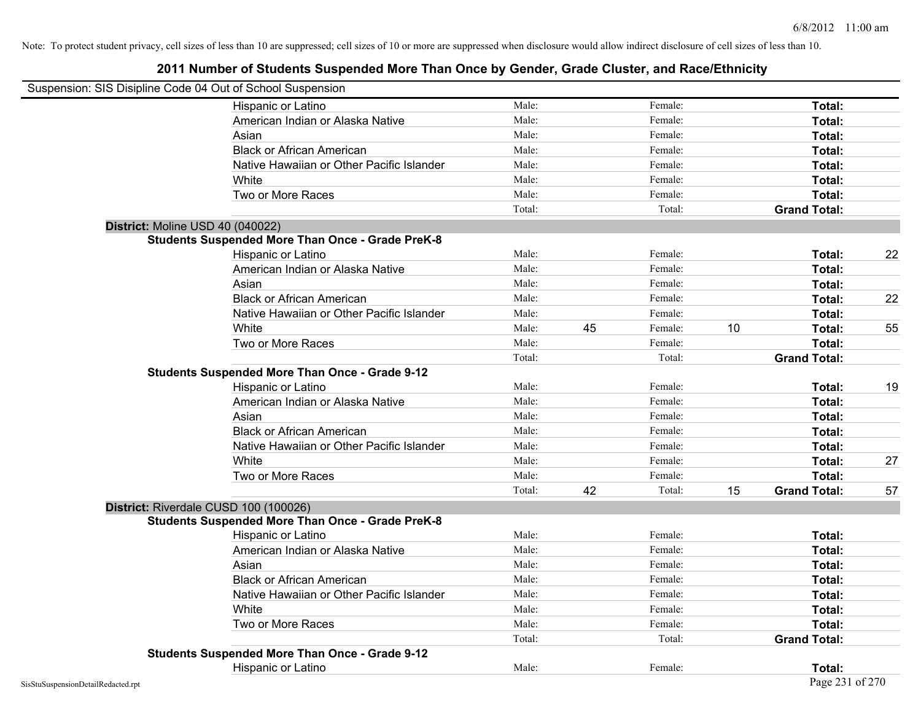Note: To protect student privacy, cell sizes of less than 10 are suppressed; cell sizes of 10 or more are suppressed when disclosure would allow indirect disclosure of cell sizes of less than 10.

## 2011 Number of Students Suspended More Than Once by Gender, Grade Cluster, and Race/Ethnicity

Suspension: SIS Disipline Code 04 Out of School Suspension

| | | | | | | |
|---|---|---|---|---|---|---|
| Hispanic or Latino | Male: | | Female: | | **Total:** | |
| American Indian or Alaska Native | Male: | | Female: | | **Total:** | |
| Asian | Male: | | Female: | | **Total:** | |
| Black or African American | Male: | | Female: | | **Total:** | |
| Native Hawaiian or Other Pacific Islander | Male: | | Female: | | **Total:** | |
| White | Male: | | Female: | | **Total:** | |
| Two or More Races | Male: | | Female: | | **Total:** | |
| | Total: | | Total: | | **Grand Total:** | |

### District: Moline USD 40 (040022)

**Students Suspended More Than Once - Grade PreK-8**

| | | | | | | |
|---|---|---|---|---|---|---|
| Hispanic or Latino | Male: | | Female: | | **Total:** | 22 |
| American Indian or Alaska Native | Male: | | Female: | | **Total:** | |
| Asian | Male: | | Female: | | **Total:** | |
| Black or African American | Male: | | Female: | | **Total:** | 22 |
| Native Hawaiian or Other Pacific Islander | Male: | | Female: | | **Total:** | |
| White | Male: | 45 | Female: | 10 | **Total:** | 55 |
| Two or More Races | Male: | | Female: | | **Total:** | |
| | Total: | | Total: | | **Grand Total:** | |

**Students Suspended More Than Once - Grade 9-12**

| | | | | | | |
|---|---|---|---|---|---|---|
| Hispanic or Latino | Male: | | Female: | | **Total:** | 19 |
| American Indian or Alaska Native | Male: | | Female: | | **Total:** | |
| Asian | Male: | | Female: | | **Total:** | |
| Black or African American | Male: | | Female: | | **Total:** | |
| Native Hawaiian or Other Pacific Islander | Male: | | Female: | | **Total:** | |
| White | Male: | | Female: | | **Total:** | 27 |
| Two or More Races | Male: | | Female: | | **Total:** | |
| | Total: | 42 | Total: | 15 | **Grand Total:** | 57 |

### District: Riverdale CUSD 100 (100026)

**Students Suspended More Than Once - Grade PreK-8**

| | | | | | | |
|---|---|---|---|---|---|---|
| Hispanic or Latino | Male: | | Female: | | **Total:** | |
| American Indian or Alaska Native | Male: | | Female: | | **Total:** | |
| Asian | Male: | | Female: | | **Total:** | |
| Black or African American | Male: | | Female: | | **Total:** | |
| Native Hawaiian or Other Pacific Islander | Male: | | Female: | | **Total:** | |
| White | Male: | | Female: | | **Total:** | |
| Two or More Races | Male: | | Female: | | **Total:** | |
| | Total: | | Total: | | **Grand Total:** | |

**Students Suspended More Than Once - Grade 9-12**

| | | | | | | |
|---|---|---|---|---|---|---|
| Hispanic or Latino | Male: | | Female: | | **Total:** | |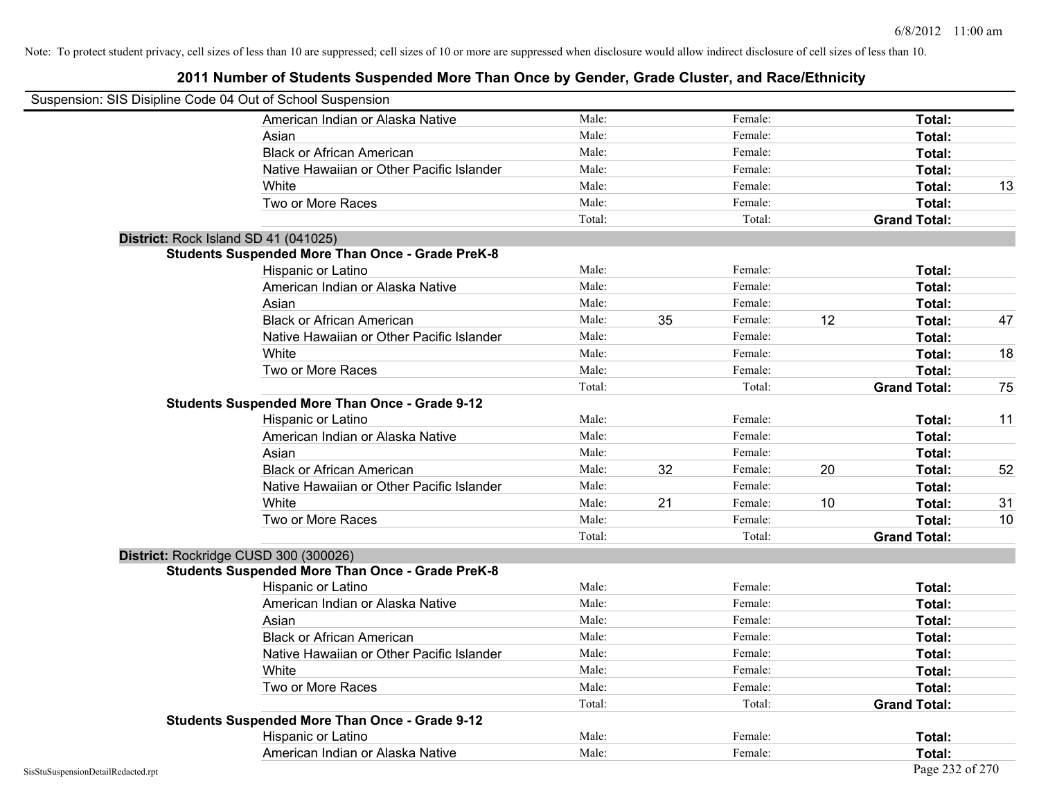Note: To protect student privacy, cell sizes of less than 10 are suppressed; cell sizes of 10 or more are suppressed when disclosure would allow indirect disclosure of cell sizes of less than 10.

## 2011 Number of Students Suspended More Than Once by Gender, Grade Cluster, and Race/Ethnicity

Suspension: SIS Disipline Code 04 Out of School Suspension

| | | | | | | |
|---|---|---|---|---|---|---|
| American Indian or Alaska Native | Male: | | Female: | | **Total:** | |
| Asian | Male: | | Female: | | **Total:** | |
| Black or African American | Male: | | Female: | | **Total:** | |
| Native Hawaiian or Other Pacific Islander | Male: | | Female: | | **Total:** | |
| White | Male: | | Female: | | **Total:** | 13 |
| Two or More Races | Male: | | Female: | | **Total:** | |
| | Total: | | Total: | | **Grand Total:** | |

**District:** Rock Island SD 41 (041025)

**Students Suspended More Than Once - Grade PreK-8**

| | | | | | | |
|---|---|---|---|---|---|---|
| Hispanic or Latino | Male: | | Female: | | **Total:** | |
| American Indian or Alaska Native | Male: | | Female: | | **Total:** | |
| Asian | Male: | | Female: | | **Total:** | |
| Black or African American | Male: | 35 | Female: | 12 | **Total:** | 47 |
| Native Hawaiian or Other Pacific Islander | Male: | | Female: | | **Total:** | |
| White | Male: | | Female: | | **Total:** | 18 |
| Two or More Races | Male: | | Female: | | **Total:** | |
| | Total: | | Total: | | **Grand Total:** | 75 |

**Students Suspended More Than Once - Grade 9-12**

| | | | | | | |
|---|---|---|---|---|---|---|
| Hispanic or Latino | Male: | | Female: | | **Total:** | 11 |
| American Indian or Alaska Native | Male: | | Female: | | **Total:** | |
| Asian | Male: | | Female: | | **Total:** | |
| Black or African American | Male: | 32 | Female: | 20 | **Total:** | 52 |
| Native Hawaiian or Other Pacific Islander | Male: | | Female: | | **Total:** | |
| White | Male: | 21 | Female: | 10 | **Total:** | 31 |
| Two or More Races | Male: | | Female: | | **Total:** | 10 |
| | Total: | | Total: | | **Grand Total:** | |

**District:** Rockridge CUSD 300 (300026)

**Students Suspended More Than Once - Grade PreK-8**

| | | | | | | |
|---|---|---|---|---|---|---|
| Hispanic or Latino | Male: | | Female: | | **Total:** | |
| American Indian or Alaska Native | Male: | | Female: | | **Total:** | |
| Asian | Male: | | Female: | | **Total:** | |
| Black or African American | Male: | | Female: | | **Total:** | |
| Native Hawaiian or Other Pacific Islander | Male: | | Female: | | **Total:** | |
| White | Male: | | Female: | | **Total:** | |
| Two or More Races | Male: | | Female: | | **Total:** | |
| | Total: | | Total: | | **Grand Total:** | |

**Students Suspended More Than Once - Grade 9-12**

| | | | | | | |
|---|---|---|---|---|---|---|
| Hispanic or Latino | Male: | | Female: | | **Total:** | |
| American Indian or Alaska Native | Male: | | Female: | | **Total:** | |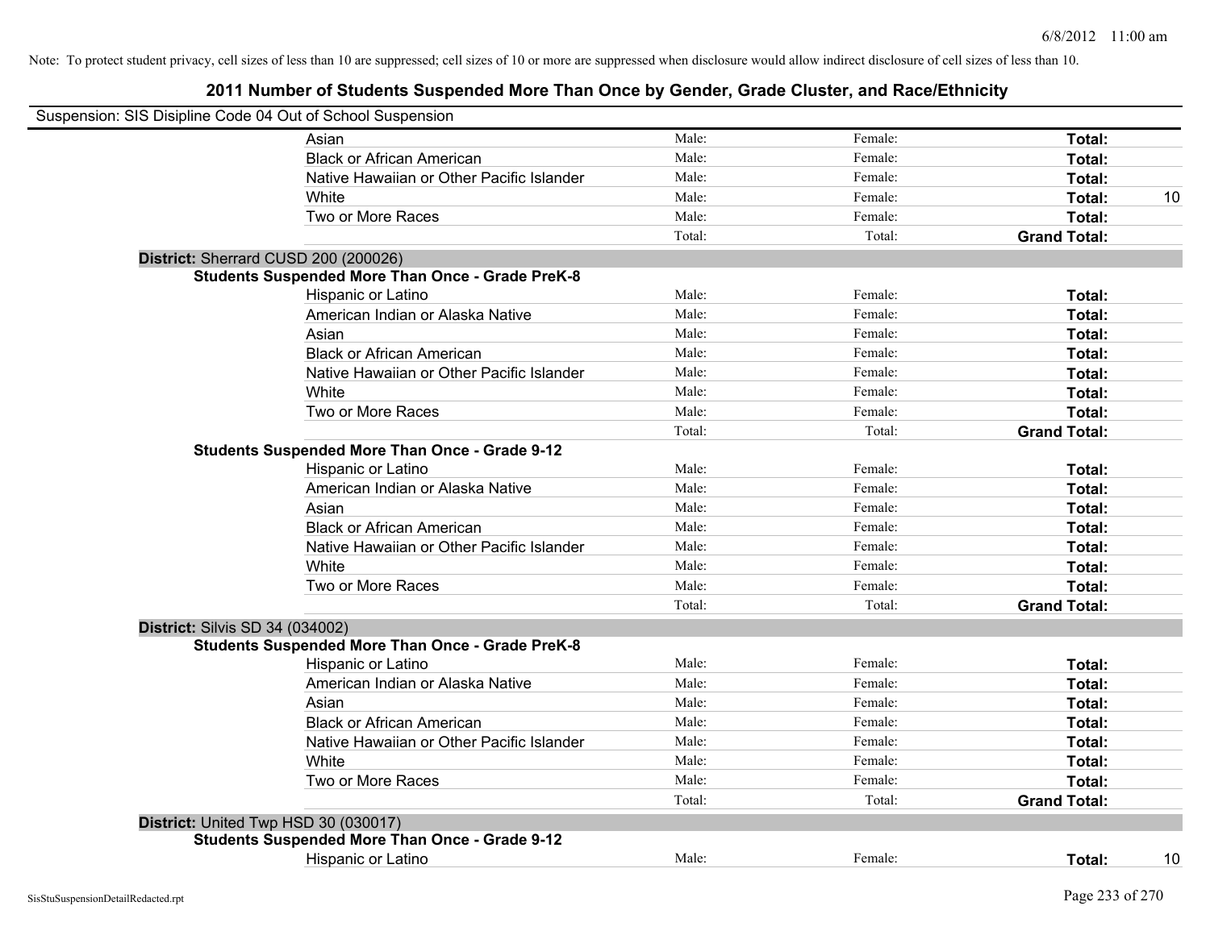Note: To protect student privacy, cell sizes of less than 10 are suppressed; cell sizes of 10 or more are suppressed when disclosure would allow indirect disclosure of cell sizes of less than 10.

# 2011 Number of Students Suspended More Than Once by Gender, Grade Cluster, and Race/Ethnicity

Suspension: SIS Disipline Code 04 Out of School Suspension

| | Male | Female | Total | |
|---|---|---|---|---|
| Asian | Male: | Female: | **Total:** | |
| Black or African American | Male: | Female: | **Total:** | |
| Native Hawaiian or Other Pacific Islander | Male: | Female: | **Total:** | |
| White | Male: | Female: | **Total:** | 10 |
| Two or More Races | Male: | Female: | **Total:** | |
| | Total: | Total: | **Grand Total:** | |

**District:** Sherrard CUSD 200 (200026)

**Students Suspended More Than Once - Grade PreK-8**

| | Male | Female | Total | |
|---|---|---|---|---|
| Hispanic or Latino | Male: | Female: | **Total:** | |
| American Indian or Alaska Native | Male: | Female: | **Total:** | |
| Asian | Male: | Female: | **Total:** | |
| Black or African American | Male: | Female: | **Total:** | |
| Native Hawaiian or Other Pacific Islander | Male: | Female: | **Total:** | |
| White | Male: | Female: | **Total:** | |
| Two or More Races | Male: | Female: | **Total:** | |
| | Total: | Total: | **Grand Total:** | |

**Students Suspended More Than Once - Grade 9-12**

| | Male | Female | Total | |
|---|---|---|---|---|
| Hispanic or Latino | Male: | Female: | **Total:** | |
| American Indian or Alaska Native | Male: | Female: | **Total:** | |
| Asian | Male: | Female: | **Total:** | |
| Black or African American | Male: | Female: | **Total:** | |
| Native Hawaiian or Other Pacific Islander | Male: | Female: | **Total:** | |
| White | Male: | Female: | **Total:** | |
| Two or More Races | Male: | Female: | **Total:** | |
| | Total: | Total: | **Grand Total:** | |

**District:** Silvis SD 34 (034002)

**Students Suspended More Than Once - Grade PreK-8**

| | Male | Female | Total | |
|---|---|---|---|---|
| Hispanic or Latino | Male: | Female: | **Total:** | |
| American Indian or Alaska Native | Male: | Female: | **Total:** | |
| Asian | Male: | Female: | **Total:** | |
| Black or African American | Male: | Female: | **Total:** | |
| Native Hawaiian or Other Pacific Islander | Male: | Female: | **Total:** | |
| White | Male: | Female: | **Total:** | |
| Two or More Races | Male: | Female: | **Total:** | |
| | Total: | Total: | **Grand Total:** | |

**District:** United Twp HSD 30 (030017)

**Students Suspended More Than Once - Grade 9-12**

| | Male | Female | Total | |
|---|---|---|---|---|
| Hispanic or Latino | Male: | Female: | **Total:** | 10 |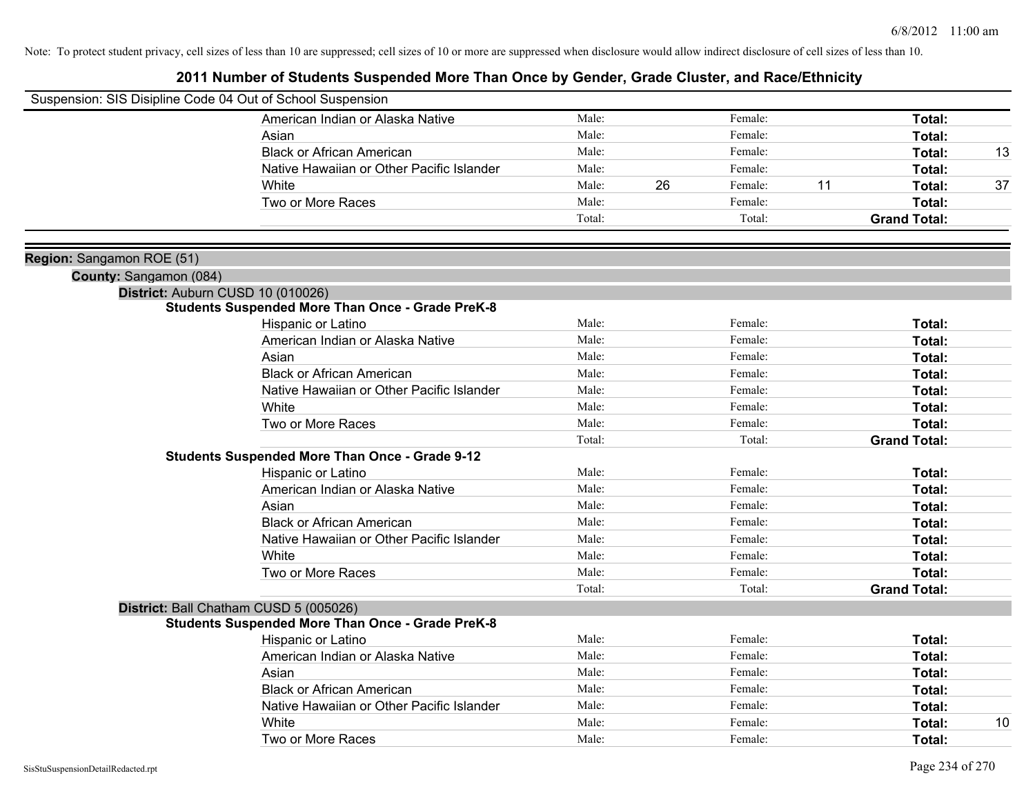Note: To protect student privacy, cell sizes of less than 10 are suppressed; cell sizes of 10 or more are suppressed when disclosure would allow indirect disclosure of cell sizes of less than 10.

## 2011 Number of Students Suspended More Than Once by Gender, Grade Cluster, and Race/Ethnicity

Suspension: SIS Disipline Code 04 Out of School Suspension

| | Male: | | Female: | | | |
|---|---|---|---|---|---|---|
| American Indian or Alaska Native | Male: | | Female: | | **Total:** | |
| Asian | Male: | | Female: | | **Total:** | |
| Black or African American | Male: | | Female: | | **Total:** | 13 |
| Native Hawaiian or Other Pacific Islander | Male: | | Female: | | **Total:** | |
| White | Male: | 26 | Female: | 11 | **Total:** | 37 |
| Two or More Races | Male: | | Female: | | **Total:** | |
| | Total: | | Total: | | **Grand Total:** | |

**Region:** Sangamon ROE (51)

**County:** Sangamon (084)

**District:** Auburn CUSD 10 (010026)

**Students Suspended More Than Once - Grade PreK-8**

| | | | | | | |
|---|---|---|---|---|---|---|
| Hispanic or Latino | Male: | | Female: | | **Total:** | |
| American Indian or Alaska Native | Male: | | Female: | | **Total:** | |
| Asian | Male: | | Female: | | **Total:** | |
| Black or African American | Male: | | Female: | | **Total:** | |
| Native Hawaiian or Other Pacific Islander | Male: | | Female: | | **Total:** | |
| White | Male: | | Female: | | **Total:** | |
| Two or More Races | Male: | | Female: | | **Total:** | |
| | Total: | | Total: | | **Grand Total:** | |

**Students Suspended More Than Once - Grade 9-12**

| | | | | | | |
|---|---|---|---|---|---|---|
| Hispanic or Latino | Male: | | Female: | | **Total:** | |
| American Indian or Alaska Native | Male: | | Female: | | **Total:** | |
| Asian | Male: | | Female: | | **Total:** | |
| Black or African American | Male: | | Female: | | **Total:** | |
| Native Hawaiian or Other Pacific Islander | Male: | | Female: | | **Total:** | |
| White | Male: | | Female: | | **Total:** | |
| Two or More Races | Male: | | Female: | | **Total:** | |
| | Total: | | Total: | | **Grand Total:** | |

**District:** Ball Chatham CUSD 5 (005026)

**Students Suspended More Than Once - Grade PreK-8**

| | | | | | | |
|---|---|---|---|---|---|---|
| Hispanic or Latino | Male: | | Female: | | **Total:** | |
| American Indian or Alaska Native | Male: | | Female: | | **Total:** | |
| Asian | Male: | | Female: | | **Total:** | |
| Black or African American | Male: | | Female: | | **Total:** | |
| Native Hawaiian or Other Pacific Islander | Male: | | Female: | | **Total:** | |
| White | Male: | | Female: | | **Total:** | 10 |
| Two or More Races | Male: | | Female: | | **Total:** | |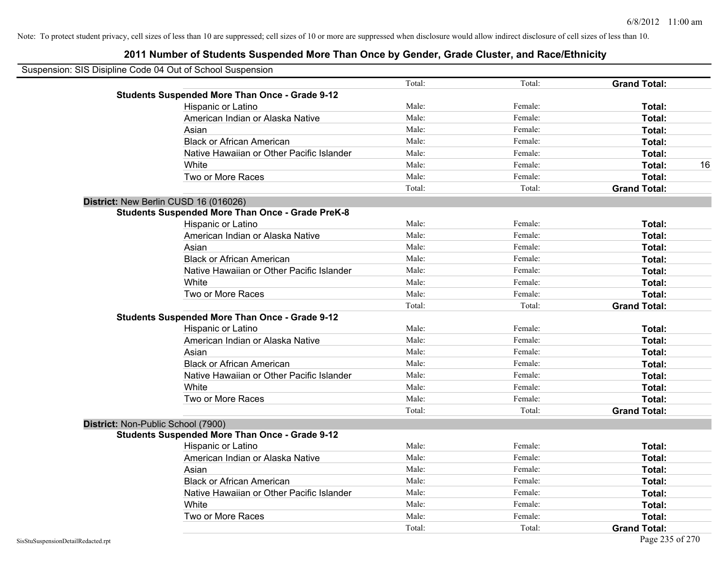Note: To protect student privacy, cell sizes of less than 10 are suppressed; cell sizes of 10 or more are suppressed when disclosure would allow indirect disclosure of cell sizes of less than 10.

## 2011 Number of Students Suspended More Than Once by Gender, Grade Cluster, and Race/Ethnicity

Suspension: SIS Disipline Code 04 Out of School Suspension

| | | | | | |
|---|---|---|---|---|---|
| | | Total: | Total: | **Grand Total:** | |
| **Students Suspended More Than Once - Grade 9-12** | | | | | |
| | Hispanic or Latino | Male: | Female: | **Total:** | |
| | American Indian or Alaska Native | Male: | Female: | **Total:** | |
| | Asian | Male: | Female: | **Total:** | |
| | Black or African American | Male: | Female: | **Total:** | |
| | Native Hawaiian or Other Pacific Islander | Male: | Female: | **Total:** | |
| | White | Male: | Female: | **Total:** | 16 |
| | Two or More Races | Male: | Female: | **Total:** | |
| | | Total: | Total: | **Grand Total:** | |
| **District:** New Berlin CUSD 16 (016026) | | | | | |
| **Students Suspended More Than Once - Grade PreK-8** | | | | | |
| | Hispanic or Latino | Male: | Female: | **Total:** | |
| | American Indian or Alaska Native | Male: | Female: | **Total:** | |
| | Asian | Male: | Female: | **Total:** | |
| | Black or African American | Male: | Female: | **Total:** | |
| | Native Hawaiian or Other Pacific Islander | Male: | Female: | **Total:** | |
| | White | Male: | Female: | **Total:** | |
| | Two or More Races | Male: | Female: | **Total:** | |
| | | Total: | Total: | **Grand Total:** | |
| **Students Suspended More Than Once - Grade 9-12** | | | | | |
| | Hispanic or Latino | Male: | Female: | **Total:** | |
| | American Indian or Alaska Native | Male: | Female: | **Total:** | |
| | Asian | Male: | Female: | **Total:** | |
| | Black or African American | Male: | Female: | **Total:** | |
| | Native Hawaiian or Other Pacific Islander | Male: | Female: | **Total:** | |
| | White | Male: | Female: | **Total:** | |
| | Two or More Races | Male: | Female: | **Total:** | |
| | | Total: | Total: | **Grand Total:** | |
| **District:** Non-Public School (7900) | | | | | |
| **Students Suspended More Than Once - Grade 9-12** | | | | | |
| | Hispanic or Latino | Male: | Female: | **Total:** | |
| | American Indian or Alaska Native | Male: | Female: | **Total:** | |
| | Asian | Male: | Female: | **Total:** | |
| | Black or African American | Male: | Female: | **Total:** | |
| | Native Hawaiian or Other Pacific Islander | Male: | Female: | **Total:** | |
| | White | Male: | Female: | **Total:** | |
| | Two or More Races | Male: | Female: | **Total:** | |
| | | Total: | Total: | **Grand Total:** | |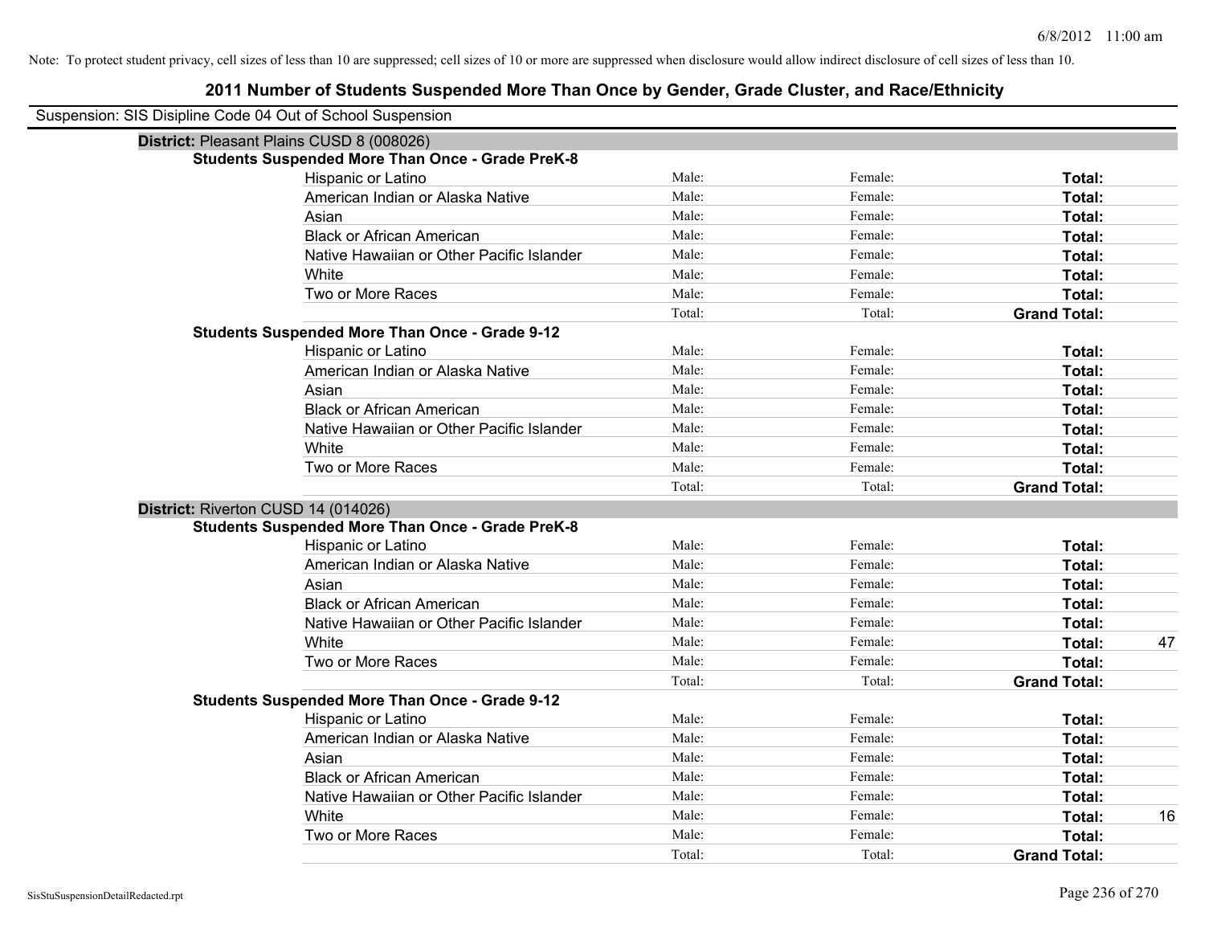Note: To protect student privacy, cell sizes of less than 10 are suppressed; cell sizes of 10 or more are suppressed when disclosure would allow indirect disclosure of cell sizes of less than 10.

## 2011 Number of Students Suspended More Than Once by Gender, Grade Cluster, and Race/Ethnicity

Suspension: SIS Disipline Code 04 Out of School Suspension

### District: Pleasant Plains CUSD 8 (008026)

**Students Suspended More Than Once - Grade PreK-8**

| Race/Ethnicity | Male | Female | Total | |
|---|---|---|---|---|
| Hispanic or Latino | Male: | Female: | **Total:** | |
| American Indian or Alaska Native | Male: | Female: | **Total:** | |
| Asian | Male: | Female: | **Total:** | |
| Black or African American | Male: | Female: | **Total:** | |
| Native Hawaiian or Other Pacific Islander | Male: | Female: | **Total:** | |
| White | Male: | Female: | **Total:** | |
| Two or More Races | Male: | Female: | **Total:** | |
| | Total: | Total: | **Grand Total:** | |

**Students Suspended More Than Once - Grade 9-12**

| Race/Ethnicity | Male | Female | Total | |
|---|---|---|---|---|
| Hispanic or Latino | Male: | Female: | **Total:** | |
| American Indian or Alaska Native | Male: | Female: | **Total:** | |
| Asian | Male: | Female: | **Total:** | |
| Black or African American | Male: | Female: | **Total:** | |
| Native Hawaiian or Other Pacific Islander | Male: | Female: | **Total:** | |
| White | Male: | Female: | **Total:** | |
| Two or More Races | Male: | Female: | **Total:** | |
| | Total: | Total: | **Grand Total:** | |

### District: Riverton CUSD 14 (014026)

**Students Suspended More Than Once - Grade PreK-8**

| Race/Ethnicity | Male | Female | Total | |
|---|---|---|---|---|
| Hispanic or Latino | Male: | Female: | **Total:** | |
| American Indian or Alaska Native | Male: | Female: | **Total:** | |
| Asian | Male: | Female: | **Total:** | |
| Black or African American | Male: | Female: | **Total:** | |
| Native Hawaiian or Other Pacific Islander | Male: | Female: | **Total:** | |
| White | Male: | Female: | **Total:** | 47 |
| Two or More Races | Male: | Female: | **Total:** | |
| | Total: | Total: | **Grand Total:** | |

**Students Suspended More Than Once - Grade 9-12**

| Race/Ethnicity | Male | Female | Total | |
|---|---|---|---|---|
| Hispanic or Latino | Male: | Female: | **Total:** | |
| American Indian or Alaska Native | Male: | Female: | **Total:** | |
| Asian | Male: | Female: | **Total:** | |
| Black or African American | Male: | Female: | **Total:** | |
| Native Hawaiian or Other Pacific Islander | Male: | Female: | **Total:** | |
| White | Male: | Female: | **Total:** | 16 |
| Two or More Races | Male: | Female: | **Total:** | |
| | Total: | Total: | **Grand Total:** | |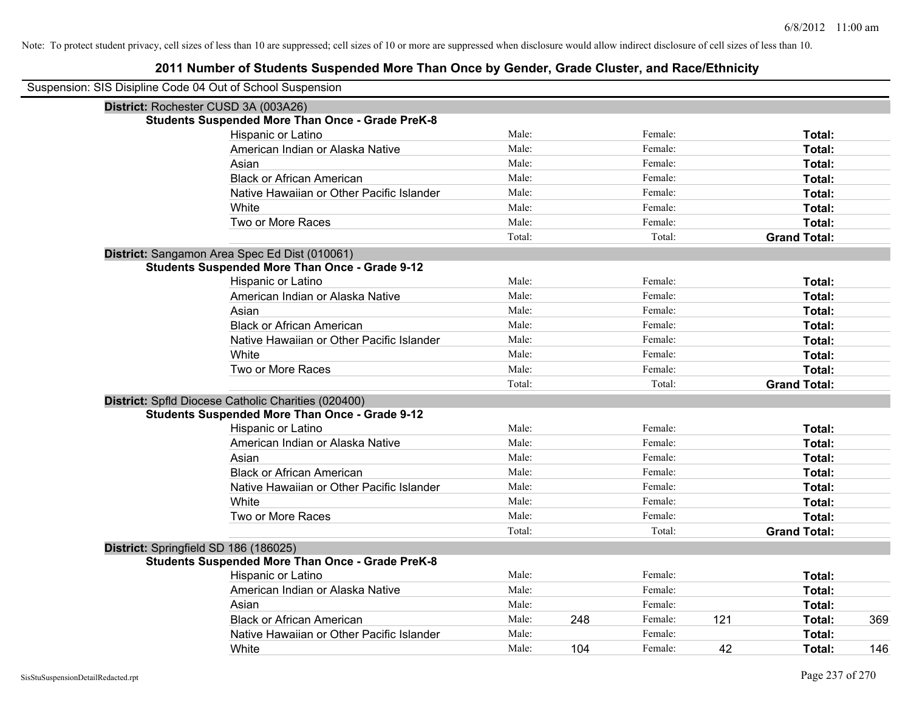Note: To protect student privacy, cell sizes of less than 10 are suppressed; cell sizes of 10 or more are suppressed when disclosure would allow indirect disclosure of cell sizes of less than 10.

## 2011 Number of Students Suspended More Than Once by Gender, Grade Cluster, and Race/Ethnicity

Suspension: SIS Disipline Code 04 Out of School Suspension

**District:** Rochester CUSD 3A (003A26)

**Students Suspended More Than Once - Grade PreK-8**

| | | | | | | |
|---|---|---|---|---|---|---|
| Hispanic or Latino | Male: | | Female: | | **Total:** | |
| American Indian or Alaska Native | Male: | | Female: | | **Total:** | |
| Asian | Male: | | Female: | | **Total:** | |
| Black or African American | Male: | | Female: | | **Total:** | |
| Native Hawaiian or Other Pacific Islander | Male: | | Female: | | **Total:** | |
| White | Male: | | Female: | | **Total:** | |
| Two or More Races | Male: | | Female: | | **Total:** | |
| | Total: | | Total: | | **Grand Total:** | |

**District:** Sangamon Area Spec Ed Dist (010061)

**Students Suspended More Than Once - Grade 9-12**

| | | | | | | |
|---|---|---|---|---|---|---|
| Hispanic or Latino | Male: | | Female: | | **Total:** | |
| American Indian or Alaska Native | Male: | | Female: | | **Total:** | |
| Asian | Male: | | Female: | | **Total:** | |
| Black or African American | Male: | | Female: | | **Total:** | |
| Native Hawaiian or Other Pacific Islander | Male: | | Female: | | **Total:** | |
| White | Male: | | Female: | | **Total:** | |
| Two or More Races | Male: | | Female: | | **Total:** | |
| | Total: | | Total: | | **Grand Total:** | |

**District:** Spfld Diocese Catholic Charities (020400)

**Students Suspended More Than Once - Grade 9-12**

| | | | | | | |
|---|---|---|---|---|---|---|
| Hispanic or Latino | Male: | | Female: | | **Total:** | |
| American Indian or Alaska Native | Male: | | Female: | | **Total:** | |
| Asian | Male: | | Female: | | **Total:** | |
| Black or African American | Male: | | Female: | | **Total:** | |
| Native Hawaiian or Other Pacific Islander | Male: | | Female: | | **Total:** | |
| White | Male: | | Female: | | **Total:** | |
| Two or More Races | Male: | | Female: | | **Total:** | |
| | Total: | | Total: | | **Grand Total:** | |

**District:** Springfield SD 186 (186025)

**Students Suspended More Than Once - Grade PreK-8**

| | | | | | | |
|---|---|---|---|---|---|---|
| Hispanic or Latino | Male: | | Female: | | **Total:** | |
| American Indian or Alaska Native | Male: | | Female: | | **Total:** | |
| Asian | Male: | | Female: | | **Total:** | |
| Black or African American | Male: | 248 | Female: | 121 | **Total:** | 369 |
| Native Hawaiian or Other Pacific Islander | Male: | | Female: | | **Total:** | |
| White | Male: | 104 | Female: | 42 | **Total:** | 146 |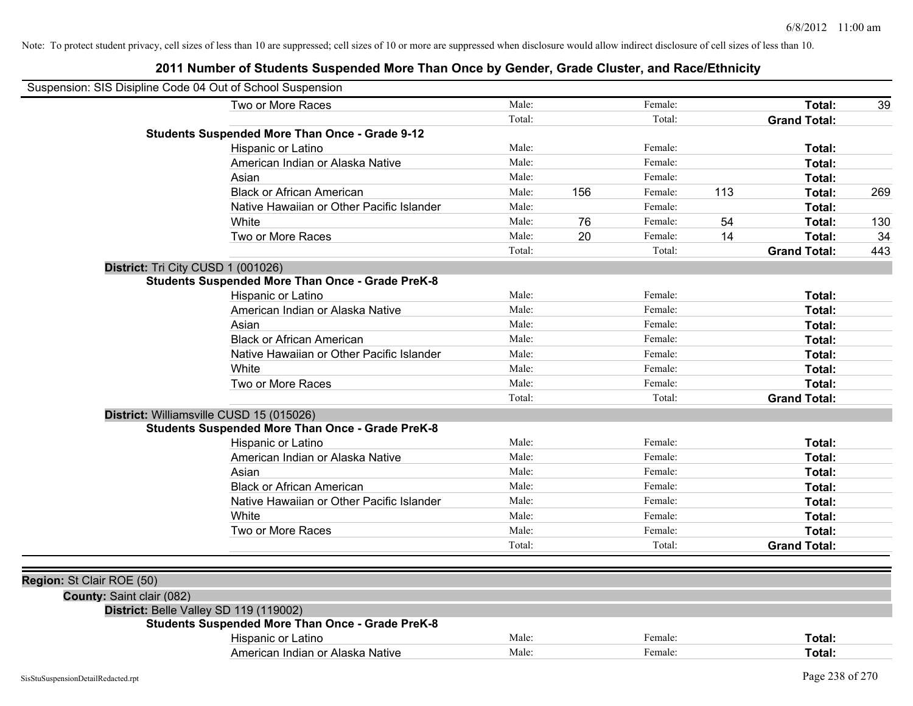Note: To protect student privacy, cell sizes of less than 10 are suppressed; cell sizes of 10 or more are suppressed when disclosure would allow indirect disclosure of cell sizes of less than 10.

## 2011 Number of Students Suspended More Than Once by Gender, Grade Cluster, and Race/Ethnicity

Suspension: SIS Disipline Code 04 Out of School Suspension

| | Race/Ethnicity | | Male | | Female | | Total |
|---|---|---|---|---|---|---|---|
| | Two or More Races | Male: | | Female: | | Total: | 39 |
| | | Total: | | Total: | | Grand Total: | |
| **Students Suspended More Than Once - Grade 9-12** | | | | | | | |
| | Hispanic or Latino | Male: | | Female: | | Total: | |
| | American Indian or Alaska Native | Male: | | Female: | | Total: | |
| | Asian | Male: | | Female: | | Total: | |
| | Black or African American | Male: | 156 | Female: | 113 | Total: | 269 |
| | Native Hawaiian or Other Pacific Islander | Male: | | Female: | | Total: | |
| | White | Male: | 76 | Female: | 54 | Total: | 130 |
| | Two or More Races | Male: | 20 | Female: | 14 | Total: | 34 |
| | | Total: | | Total: | | Grand Total: | 443 |

**District:** Tri City CUSD 1 (001026)

| | Race/Ethnicity | | Male | | Female | | Total |
|---|---|---|---|---|---|---|---|
| **Students Suspended More Than Once - Grade PreK-8** | | | | | | | |
| | Hispanic or Latino | Male: | | Female: | | Total: | |
| | American Indian or Alaska Native | Male: | | Female: | | Total: | |
| | Asian | Male: | | Female: | | Total: | |
| | Black or African American | Male: | | Female: | | Total: | |
| | Native Hawaiian or Other Pacific Islander | Male: | | Female: | | Total: | |
| | White | Male: | | Female: | | Total: | |
| | Two or More Races | Male: | | Female: | | Total: | |
| | | Total: | | Total: | | Grand Total: | |

**District:** Williamsville CUSD 15 (015026)

| | Race/Ethnicity | | Male | | Female | | Total |
|---|---|---|---|---|---|---|---|
| **Students Suspended More Than Once - Grade PreK-8** | | | | | | | |
| | Hispanic or Latino | Male: | | Female: | | Total: | |
| | American Indian or Alaska Native | Male: | | Female: | | Total: | |
| | Asian | Male: | | Female: | | Total: | |
| | Black or African American | Male: | | Female: | | Total: | |
| | Native Hawaiian or Other Pacific Islander | Male: | | Female: | | Total: | |
| | White | Male: | | Female: | | Total: | |
| | Two or More Races | Male: | | Female: | | Total: | |
| | | Total: | | Total: | | Grand Total: | |

**Region:** St Clair ROE (50)

**County:** Saint clair (082)

**District:** Belle Valley SD 119 (119002)

| | Race/Ethnicity | | Male | | Female | | Total |
|---|---|---|---|---|---|---|---|
| **Students Suspended More Than Once - Grade PreK-8** | | | | | | | |
| | Hispanic or Latino | Male: | | Female: | | Total: | |
| | American Indian or Alaska Native | Male: | | Female: | | Total: | |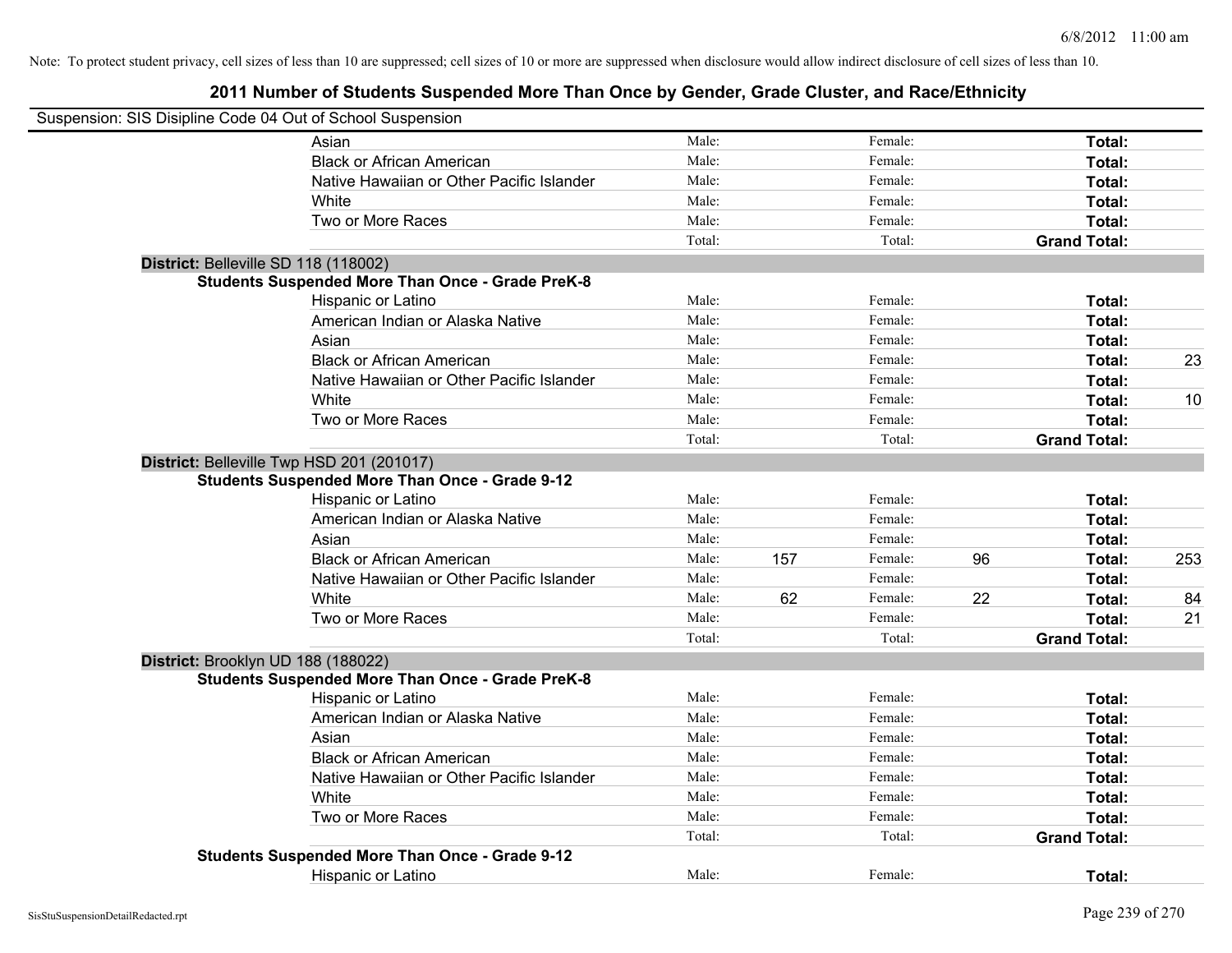Note: To protect student privacy, cell sizes of less than 10 are suppressed; cell sizes of 10 or more are suppressed when disclosure would allow indirect disclosure of cell sizes of less than 10.

## 2011 Number of Students Suspended More Than Once by Gender, Grade Cluster, and Race/Ethnicity

Suspension: SIS Disipline Code 04 Out of School Suspension

| | | | | | | |
|---|---|---|---|---|---|---|
| Asian | Male: | | Female: | | **Total:** | |
| Black or African American | Male: | | Female: | | **Total:** | |
| Native Hawaiian or Other Pacific Islander | Male: | | Female: | | **Total:** | |
| White | Male: | | Female: | | **Total:** | |
| Two or More Races | Male: | | Female: | | **Total:** | |
| | Total: | | Total: | | **Grand Total:** | |

**District:** Belleville SD 118 (118002)

**Students Suspended More Than Once - Grade PreK-8**

| | | | | | | |
|---|---|---|---|---|---|---|
| Hispanic or Latino | Male: | | Female: | | **Total:** | |
| American Indian or Alaska Native | Male: | | Female: | | **Total:** | |
| Asian | Male: | | Female: | | **Total:** | |
| Black or African American | Male: | | Female: | | **Total:** | 23 |
| Native Hawaiian or Other Pacific Islander | Male: | | Female: | | **Total:** | |
| White | Male: | | Female: | | **Total:** | 10 |
| Two or More Races | Male: | | Female: | | **Total:** | |
| | Total: | | Total: | | **Grand Total:** | |

**District:** Belleville Twp HSD 201 (201017)

**Students Suspended More Than Once - Grade 9-12**

| | | | | | | |
|---|---|---|---|---|---|---|
| Hispanic or Latino | Male: | | Female: | | **Total:** | |
| American Indian or Alaska Native | Male: | | Female: | | **Total:** | |
| Asian | Male: | | Female: | | **Total:** | |
| Black or African American | Male: | 157 | Female: | 96 | **Total:** | 253 |
| Native Hawaiian or Other Pacific Islander | Male: | | Female: | | **Total:** | |
| White | Male: | 62 | Female: | 22 | **Total:** | 84 |
| Two or More Races | Male: | | Female: | | **Total:** | 21 |
| | Total: | | Total: | | **Grand Total:** | |

**District:** Brooklyn UD 188 (188022)

**Students Suspended More Than Once - Grade PreK-8**

| | | | | | | |
|---|---|---|---|---|---|---|
| Hispanic or Latino | Male: | | Female: | | **Total:** | |
| American Indian or Alaska Native | Male: | | Female: | | **Total:** | |
| Asian | Male: | | Female: | | **Total:** | |
| Black or African American | Male: | | Female: | | **Total:** | |
| Native Hawaiian or Other Pacific Islander | Male: | | Female: | | **Total:** | |
| White | Male: | | Female: | | **Total:** | |
| Two or More Races | Male: | | Female: | | **Total:** | |
| | Total: | | Total: | | **Grand Total:** | |

**Students Suspended More Than Once - Grade 9-12**

| | | | | | | |
|---|---|---|---|---|---|---|
| Hispanic or Latino | Male: | | Female: | | **Total:** | |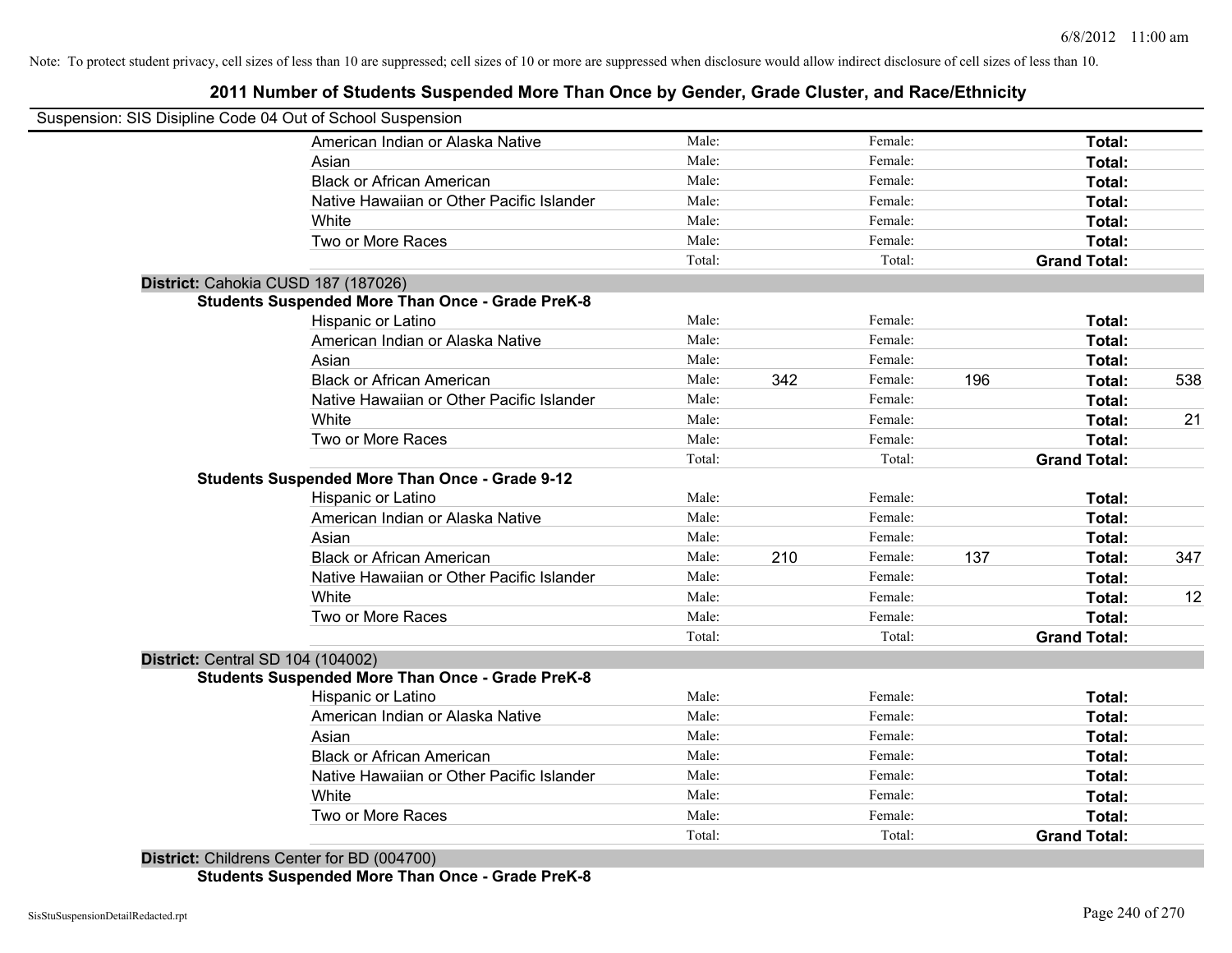Note: To protect student privacy, cell sizes of less than 10 are suppressed; cell sizes of 10 or more are suppressed when disclosure would allow indirect disclosure of cell sizes of less than 10.

## 2011 Number of Students Suspended More Than Once by Gender, Grade Cluster, and Race/Ethnicity

Suspension: SIS Disipline Code 04 Out of School Suspension

| | Male: | | Female: | | | |
|---|---|---|---|---|---|---|
| American Indian or Alaska Native | Male: | | Female: | | **Total:** | |
| Asian | Male: | | Female: | | **Total:** | |
| Black or African American | Male: | | Female: | | **Total:** | |
| Native Hawaiian or Other Pacific Islander | Male: | | Female: | | **Total:** | |
| White | Male: | | Female: | | **Total:** | |
| Two or More Races | Male: | | Female: | | **Total:** | |
| | Total: | | Total: | | **Grand Total:** | |

**District:** Cahokia CUSD 187 (187026)

**Students Suspended More Than Once - Grade PreK-8**

| | | | | | | |
|---|---|---|---|---|---|---|
| Hispanic or Latino | Male: | | Female: | | **Total:** | |
| American Indian or Alaska Native | Male: | | Female: | | **Total:** | |
| Asian | Male: | | Female: | | **Total:** | |
| Black or African American | Male: | 342 | Female: | 196 | **Total:** | 538 |
| Native Hawaiian or Other Pacific Islander | Male: | | Female: | | **Total:** | |
| White | Male: | | Female: | | **Total:** | 21 |
| Two or More Races | Male: | | Female: | | **Total:** | |
| | Total: | | Total: | | **Grand Total:** | |

**Students Suspended More Than Once - Grade 9-12**

| | | | | | | |
|---|---|---|---|---|---|---|
| Hispanic or Latino | Male: | | Female: | | **Total:** | |
| American Indian or Alaska Native | Male: | | Female: | | **Total:** | |
| Asian | Male: | | Female: | | **Total:** | |
| Black or African American | Male: | 210 | Female: | 137 | **Total:** | 347 |
| Native Hawaiian or Other Pacific Islander | Male: | | Female: | | **Total:** | |
| White | Male: | | Female: | | **Total:** | 12 |
| Two or More Races | Male: | | Female: | | **Total:** | |
| | Total: | | Total: | | **Grand Total:** | |

**District:** Central SD 104 (104002)

**Students Suspended More Than Once - Grade PreK-8**

| | | | | | | |
|---|---|---|---|---|---|---|
| Hispanic or Latino | Male: | | Female: | | **Total:** | |
| American Indian or Alaska Native | Male: | | Female: | | **Total:** | |
| Asian | Male: | | Female: | | **Total:** | |
| Black or African American | Male: | | Female: | | **Total:** | |
| Native Hawaiian or Other Pacific Islander | Male: | | Female: | | **Total:** | |
| White | Male: | | Female: | | **Total:** | |
| Two or More Races | Male: | | Female: | | **Total:** | |
| | Total: | | Total: | | **Grand Total:** | |

**District:** Childrens Center for BD (004700)

**Students Suspended More Than Once - Grade PreK-8**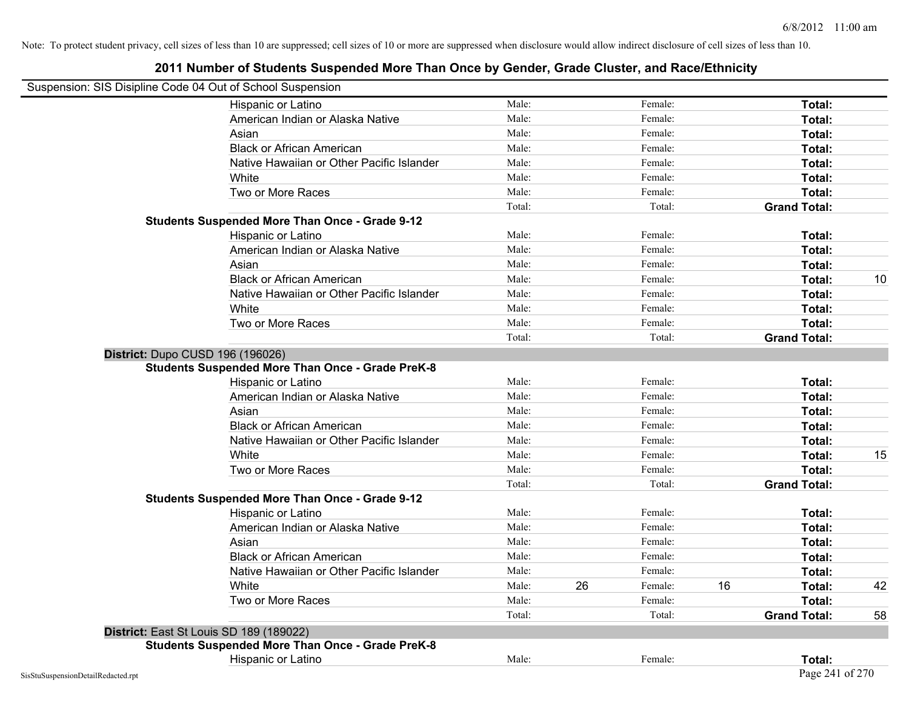Note: To protect student privacy, cell sizes of less than 10 are suppressed; cell sizes of 10 or more are suppressed when disclosure would allow indirect disclosure of cell sizes of less than 10.

# 2011 Number of Students Suspended More Than Once by Gender, Grade Cluster, and Race/Ethnicity

Suspension: SIS Disipline Code 04 Out of School Suspension

| | Male: | | Female: | | | |
|---|---|---|---|---|---|---|
| Hispanic or Latino | Male: | | Female: | | **Total:** | |
| American Indian or Alaska Native | Male: | | Female: | | **Total:** | |
| Asian | Male: | | Female: | | **Total:** | |
| Black or African American | Male: | | Female: | | **Total:** | |
| Native Hawaiian or Other Pacific Islander | Male: | | Female: | | **Total:** | |
| White | Male: | | Female: | | **Total:** | |
| Two or More Races | Male: | | Female: | | **Total:** | |
| | Total: | | Total: | | **Grand Total:** | |

**Students Suspended More Than Once - Grade 9-12**

| | | | | | | |
|---|---|---|---|---|---|---|
| Hispanic or Latino | Male: | | Female: | | **Total:** | |
| American Indian or Alaska Native | Male: | | Female: | | **Total:** | |
| Asian | Male: | | Female: | | **Total:** | |
| Black or African American | Male: | | Female: | | **Total:** | 10 |
| Native Hawaiian or Other Pacific Islander | Male: | | Female: | | **Total:** | |
| White | Male: | | Female: | | **Total:** | |
| Two or More Races | Male: | | Female: | | **Total:** | |
| | Total: | | Total: | | **Grand Total:** | |

**District:** Dupo CUSD 196 (196026)

**Students Suspended More Than Once - Grade PreK-8**

| | | | | | | |
|---|---|---|---|---|---|---|
| Hispanic or Latino | Male: | | Female: | | **Total:** | |
| American Indian or Alaska Native | Male: | | Female: | | **Total:** | |
| Asian | Male: | | Female: | | **Total:** | |
| Black or African American | Male: | | Female: | | **Total:** | |
| Native Hawaiian or Other Pacific Islander | Male: | | Female: | | **Total:** | |
| White | Male: | | Female: | | **Total:** | 15 |
| Two or More Races | Male: | | Female: | | **Total:** | |
| | Total: | | Total: | | **Grand Total:** | |

**Students Suspended More Than Once - Grade 9-12**

| | | | | | | |
|---|---|---|---|---|---|---|
| Hispanic or Latino | Male: | | Female: | | **Total:** | |
| American Indian or Alaska Native | Male: | | Female: | | **Total:** | |
| Asian | Male: | | Female: | | **Total:** | |
| Black or African American | Male: | | Female: | | **Total:** | |
| Native Hawaiian or Other Pacific Islander | Male: | | Female: | | **Total:** | |
| White | Male: | 26 | Female: | 16 | **Total:** | 42 |
| Two or More Races | Male: | | Female: | | **Total:** | |
| | Total: | | Total: | | **Grand Total:** | 58 |

**District:** East St Louis SD 189 (189022)

**Students Suspended More Than Once - Grade PreK-8**

| | | | | | | |
|---|---|---|---|---|---|---|
| Hispanic or Latino | Male: | | Female: | | **Total:** | |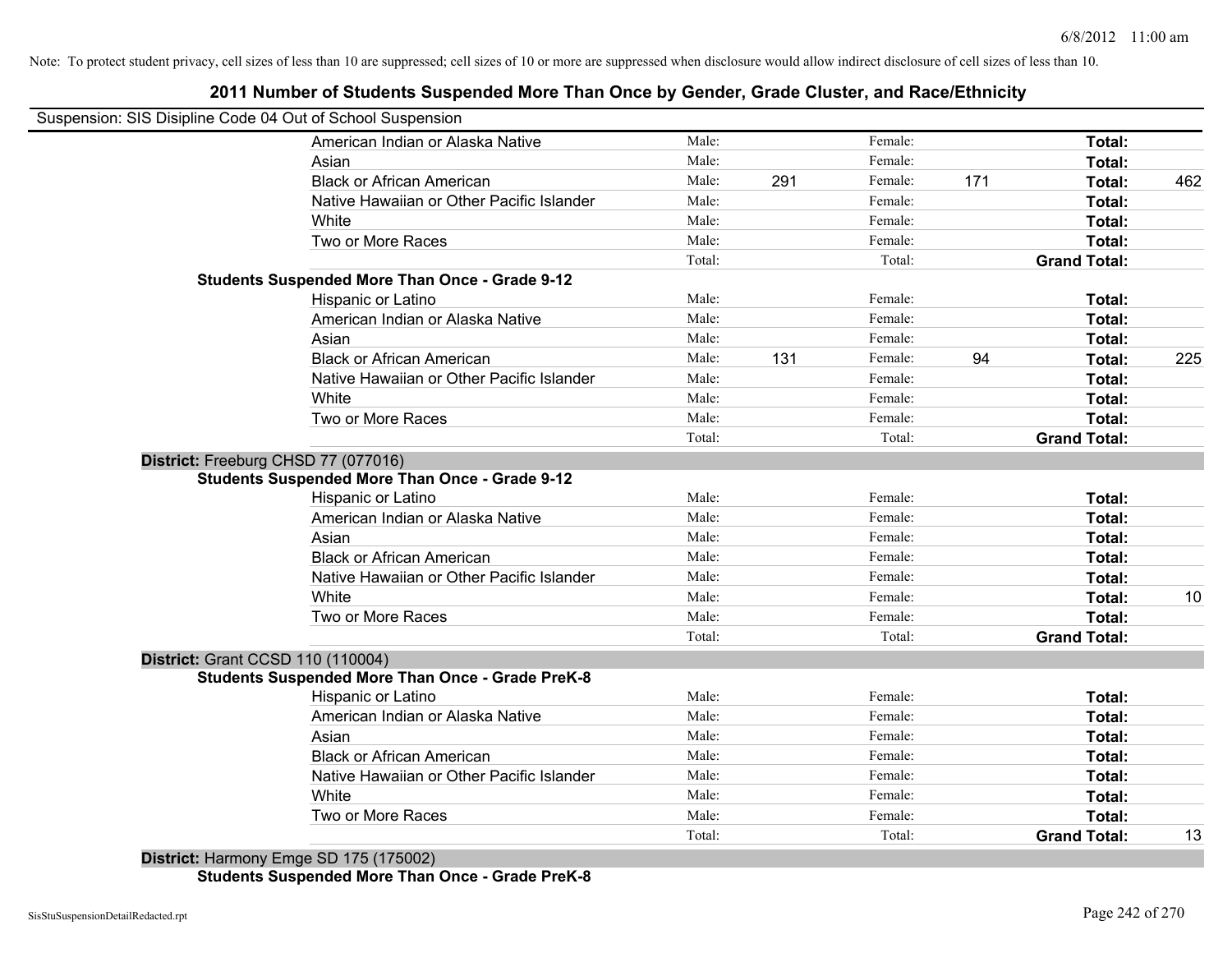Note: To protect student privacy, cell sizes of less than 10 are suppressed; cell sizes of 10 or more are suppressed when disclosure would allow indirect disclosure of cell sizes of less than 10.

## 2011 Number of Students Suspended More Than Once by Gender, Grade Cluster, and Race/Ethnicity

Suspension: SIS Disipline Code 04 Out of School Suspension

| | | | | | | |
|---|---|---|---|---|---|---|
| American Indian or Alaska Native | Male: | | Female: | | **Total:** | |
| Asian | Male: | | Female: | | **Total:** | |
| Black or African American | Male: | 291 | Female: | 171 | **Total:** | 462 |
| Native Hawaiian or Other Pacific Islander | Male: | | Female: | | **Total:** | |
| White | Male: | | Female: | | **Total:** | |
| Two or More Races | Male: | | Female: | | **Total:** | |
| | Total: | | Total: | | **Grand Total:** | |

**Students Suspended More Than Once - Grade 9-12**

| | | | | | | |
|---|---|---|---|---|---|---|
| Hispanic or Latino | Male: | | Female: | | **Total:** | |
| American Indian or Alaska Native | Male: | | Female: | | **Total:** | |
| Asian | Male: | | Female: | | **Total:** | |
| Black or African American | Male: | 131 | Female: | 94 | **Total:** | 225 |
| Native Hawaiian or Other Pacific Islander | Male: | | Female: | | **Total:** | |
| White | Male: | | Female: | | **Total:** | |
| Two or More Races | Male: | | Female: | | **Total:** | |
| | Total: | | Total: | | **Grand Total:** | |

**District:** Freeburg CHSD 77 (077016)

**Students Suspended More Than Once - Grade 9-12**

| | | | | | | |
|---|---|---|---|---|---|---|
| Hispanic or Latino | Male: | | Female: | | **Total:** | |
| American Indian or Alaska Native | Male: | | Female: | | **Total:** | |
| Asian | Male: | | Female: | | **Total:** | |
| Black or African American | Male: | | Female: | | **Total:** | |
| Native Hawaiian or Other Pacific Islander | Male: | | Female: | | **Total:** | |
| White | Male: | | Female: | | **Total:** | 10 |
| Two or More Races | Male: | | Female: | | **Total:** | |
| | Total: | | Total: | | **Grand Total:** | |

**District:** Grant CCSD 110 (110004)

**Students Suspended More Than Once - Grade PreK-8**

| | | | | | | |
|---|---|---|---|---|---|---|
| Hispanic or Latino | Male: | | Female: | | **Total:** | |
| American Indian or Alaska Native | Male: | | Female: | | **Total:** | |
| Asian | Male: | | Female: | | **Total:** | |
| Black or African American | Male: | | Female: | | **Total:** | |
| Native Hawaiian or Other Pacific Islander | Male: | | Female: | | **Total:** | |
| White | Male: | | Female: | | **Total:** | |
| Two or More Races | Male: | | Female: | | **Total:** | |
| | Total: | | Total: | | **Grand Total:** | 13 |

**District:** Harmony Emge SD 175 (175002)

**Students Suspended More Than Once - Grade PreK-8**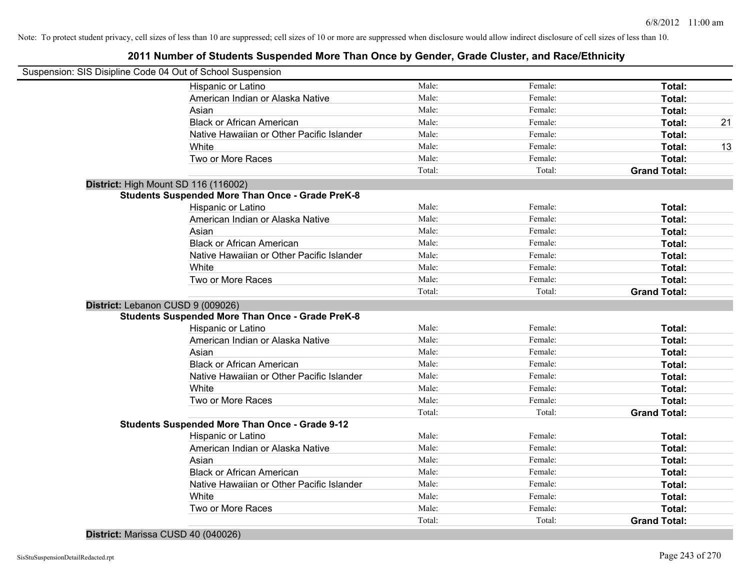Note: To protect student privacy, cell sizes of less than 10 are suppressed; cell sizes of 10 or more are suppressed when disclosure would allow indirect disclosure of cell sizes of less than 10.

# 2011 Number of Students Suspended More Than Once by Gender, Grade Cluster, and Race/Ethnicity

Suspension: SIS Disipline Code 04 Out of School Suspension

| | | | | |
|---|---|---|---|---|
| Hispanic or Latino | Male: | Female: | **Total:** | |
| American Indian or Alaska Native | Male: | Female: | **Total:** | |
| Asian | Male: | Female: | **Total:** | |
| Black or African American | Male: | Female: | **Total:** | 21 |
| Native Hawaiian or Other Pacific Islander | Male: | Female: | **Total:** | |
| White | Male: | Female: | **Total:** | 13 |
| Two or More Races | Male: | Female: | **Total:** | |
| | Total: | Total: | **Grand Total:** | |

**District:** High Mount SD 116 (116002)

**Students Suspended More Than Once - Grade PreK-8**

| | | | | |
|---|---|---|---|---|
| Hispanic or Latino | Male: | Female: | **Total:** | |
| American Indian or Alaska Native | Male: | Female: | **Total:** | |
| Asian | Male: | Female: | **Total:** | |
| Black or African American | Male: | Female: | **Total:** | |
| Native Hawaiian or Other Pacific Islander | Male: | Female: | **Total:** | |
| White | Male: | Female: | **Total:** | |
| Two or More Races | Male: | Female: | **Total:** | |
| | Total: | Total: | **Grand Total:** | |

**District:** Lebanon CUSD 9 (009026)

**Students Suspended More Than Once - Grade PreK-8**

| | | | | |
|---|---|---|---|---|
| Hispanic or Latino | Male: | Female: | **Total:** | |
| American Indian or Alaska Native | Male: | Female: | **Total:** | |
| Asian | Male: | Female: | **Total:** | |
| Black or African American | Male: | Female: | **Total:** | |
| Native Hawaiian or Other Pacific Islander | Male: | Female: | **Total:** | |
| White | Male: | Female: | **Total:** | |
| Two or More Races | Male: | Female: | **Total:** | |
| | Total: | Total: | **Grand Total:** | |

**Students Suspended More Than Once - Grade 9-12**

| | | | | |
|---|---|---|---|---|
| Hispanic or Latino | Male: | Female: | **Total:** | |
| American Indian or Alaska Native | Male: | Female: | **Total:** | |
| Asian | Male: | Female: | **Total:** | |
| Black or African American | Male: | Female: | **Total:** | |
| Native Hawaiian or Other Pacific Islander | Male: | Female: | **Total:** | |
| White | Male: | Female: | **Total:** | |
| Two or More Races | Male: | Female: | **Total:** | |
| | Total: | Total: | **Grand Total:** | |

**District:** Marissa CUSD 40 (040026)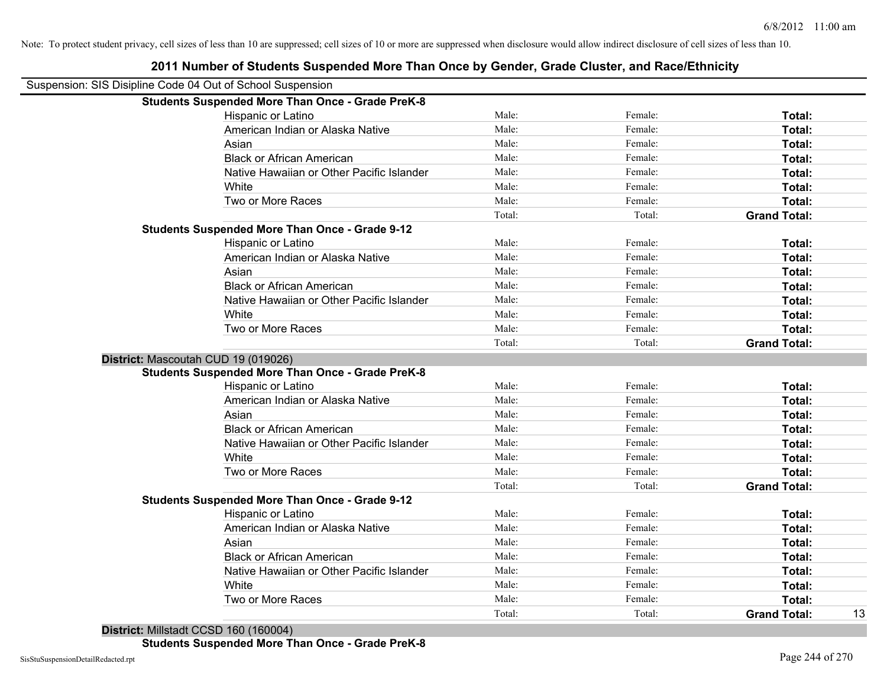Note: To protect student privacy, cell sizes of less than 10 are suppressed; cell sizes of 10 or more are suppressed when disclosure would allow indirect disclosure of cell sizes of less than 10.

## 2011 Number of Students Suspended More Than Once by Gender, Grade Cluster, and Race/Ethnicity

Suspension: SIS Disipline Code 04 Out of School Suspension

**Students Suspended More Than Once - Grade PreK-8**

| | | | | |
|---|---|---|---|---|
| Hispanic or Latino | Male: | Female: | **Total:** | |
| American Indian or Alaska Native | Male: | Female: | **Total:** | |
| Asian | Male: | Female: | **Total:** | |
| Black or African American | Male: | Female: | **Total:** | |
| Native Hawaiian or Other Pacific Islander | Male: | Female: | **Total:** | |
| White | Male: | Female: | **Total:** | |
| Two or More Races | Male: | Female: | **Total:** | |
| | Total: | Total: | **Grand Total:** | |

**Students Suspended More Than Once - Grade 9-12**

| | | | | |
|---|---|---|---|---|
| Hispanic or Latino | Male: | Female: | **Total:** | |
| American Indian or Alaska Native | Male: | Female: | **Total:** | |
| Asian | Male: | Female: | **Total:** | |
| Black or African American | Male: | Female: | **Total:** | |
| Native Hawaiian or Other Pacific Islander | Male: | Female: | **Total:** | |
| White | Male: | Female: | **Total:** | |
| Two or More Races | Male: | Female: | **Total:** | |
| | Total: | Total: | **Grand Total:** | |

**District:** Mascoutah CUD 19 (019026)

**Students Suspended More Than Once - Grade PreK-8**

| | | | | |
|---|---|---|---|---|
| Hispanic or Latino | Male: | Female: | **Total:** | |
| American Indian or Alaska Native | Male: | Female: | **Total:** | |
| Asian | Male: | Female: | **Total:** | |
| Black or African American | Male: | Female: | **Total:** | |
| Native Hawaiian or Other Pacific Islander | Male: | Female: | **Total:** | |
| White | Male: | Female: | **Total:** | |
| Two or More Races | Male: | Female: | **Total:** | |
| | Total: | Total: | **Grand Total:** | |

**Students Suspended More Than Once - Grade 9-12**

| | | | | |
|---|---|---|---|---|
| Hispanic or Latino | Male: | Female: | **Total:** | |
| American Indian or Alaska Native | Male: | Female: | **Total:** | |
| Asian | Male: | Female: | **Total:** | |
| Black or African American | Male: | Female: | **Total:** | |
| Native Hawaiian or Other Pacific Islander | Male: | Female: | **Total:** | |
| White | Male: | Female: | **Total:** | |
| Two or More Races | Male: | Female: | **Total:** | |
| | Total: | Total: | **Grand Total:** | 13 |

**District:** Millstadt CCSD 160 (160004)

**Students Suspended More Than Once - Grade PreK-8**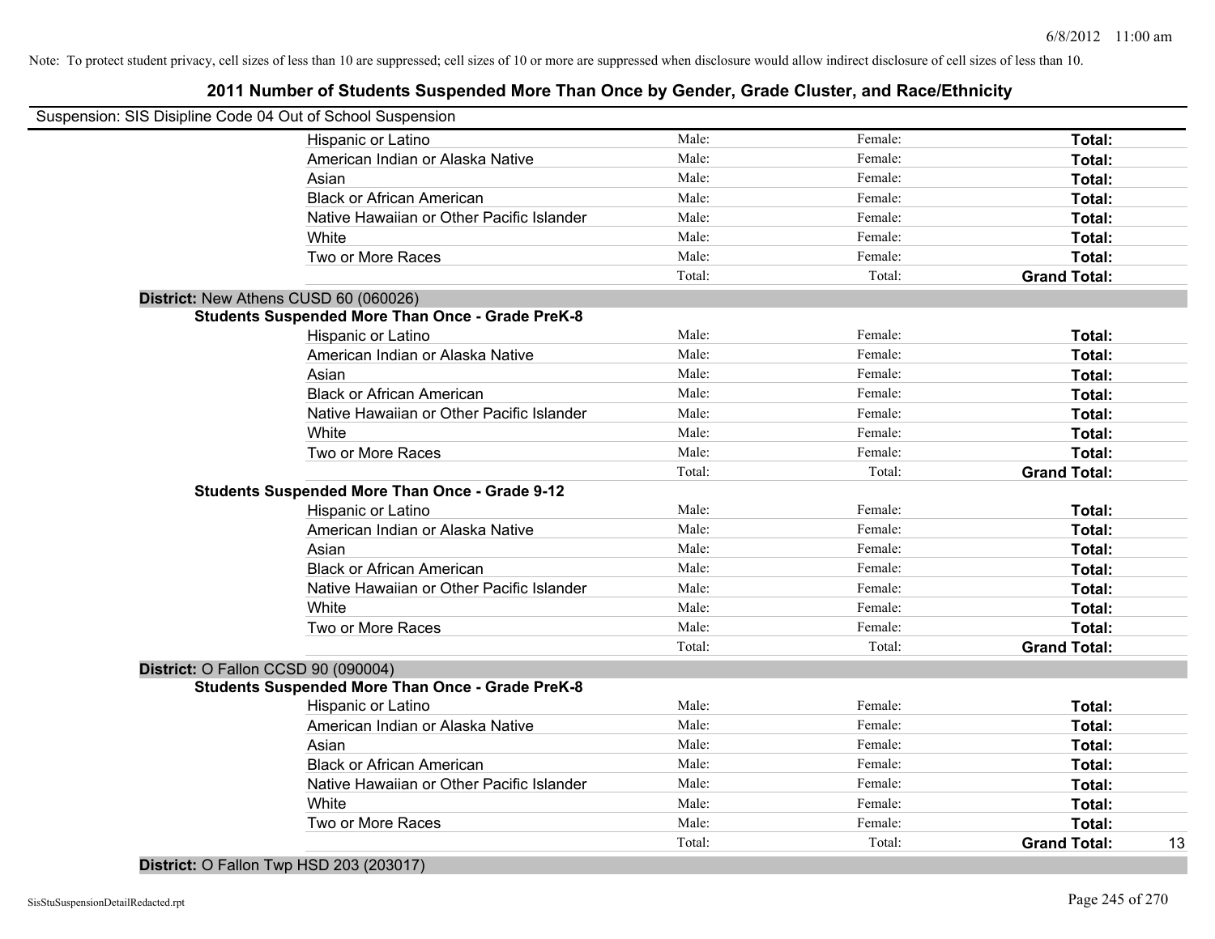Note: To protect student privacy, cell sizes of less than 10 are suppressed; cell sizes of 10 or more are suppressed when disclosure would allow indirect disclosure of cell sizes of less than 10.

## 2011 Number of Students Suspended More Than Once by Gender, Grade Cluster, and Race/Ethnicity

Suspension: SIS Disipline Code 04 Out of School Suspension

| | Male | Female | Total |
|---|---|---|---|
| Hispanic or Latino | Male: | Female: | **Total:** |
| American Indian or Alaska Native | Male: | Female: | **Total:** |
| Asian | Male: | Female: | **Total:** |
| Black or African American | Male: | Female: | **Total:** |
| Native Hawaiian or Other Pacific Islander | Male: | Female: | **Total:** |
| White | Male: | Female: | **Total:** |
| Two or More Races | Male: | Female: | **Total:** |
| | Total: | Total: | **Grand Total:** |

**District:** New Athens CUSD 60 (060026)

**Students Suspended More Than Once - Grade PreK-8**

| | Male | Female | Total |
|---|---|---|---|
| Hispanic or Latino | Male: | Female: | **Total:** |
| American Indian or Alaska Native | Male: | Female: | **Total:** |
| Asian | Male: | Female: | **Total:** |
| Black or African American | Male: | Female: | **Total:** |
| Native Hawaiian or Other Pacific Islander | Male: | Female: | **Total:** |
| White | Male: | Female: | **Total:** |
| Two or More Races | Male: | Female: | **Total:** |
| | Total: | Total: | **Grand Total:** |

**Students Suspended More Than Once - Grade 9-12**

| | Male | Female | Total |
|---|---|---|---|
| Hispanic or Latino | Male: | Female: | **Total:** |
| American Indian or Alaska Native | Male: | Female: | **Total:** |
| Asian | Male: | Female: | **Total:** |
| Black or African American | Male: | Female: | **Total:** |
| Native Hawaiian or Other Pacific Islander | Male: | Female: | **Total:** |
| White | Male: | Female: | **Total:** |
| Two or More Races | Male: | Female: | **Total:** |
| | Total: | Total: | **Grand Total:** |

**District:** O Fallon CCSD 90 (090004)

**Students Suspended More Than Once - Grade PreK-8**

| | Male | Female | Total |
|---|---|---|---|
| Hispanic or Latino | Male: | Female: | **Total:** |
| American Indian or Alaska Native | Male: | Female: | **Total:** |
| Asian | Male: | Female: | **Total:** |
| Black or African American | Male: | Female: | **Total:** |
| Native Hawaiian or Other Pacific Islander | Male: | Female: | **Total:** |
| White | Male: | Female: | **Total:** |
| Two or More Races | Male: | Female: | **Total:** |
| | Total: | Total: | **Grand Total:** 13 |

**District:** O Fallon Twp HSD 203 (203017)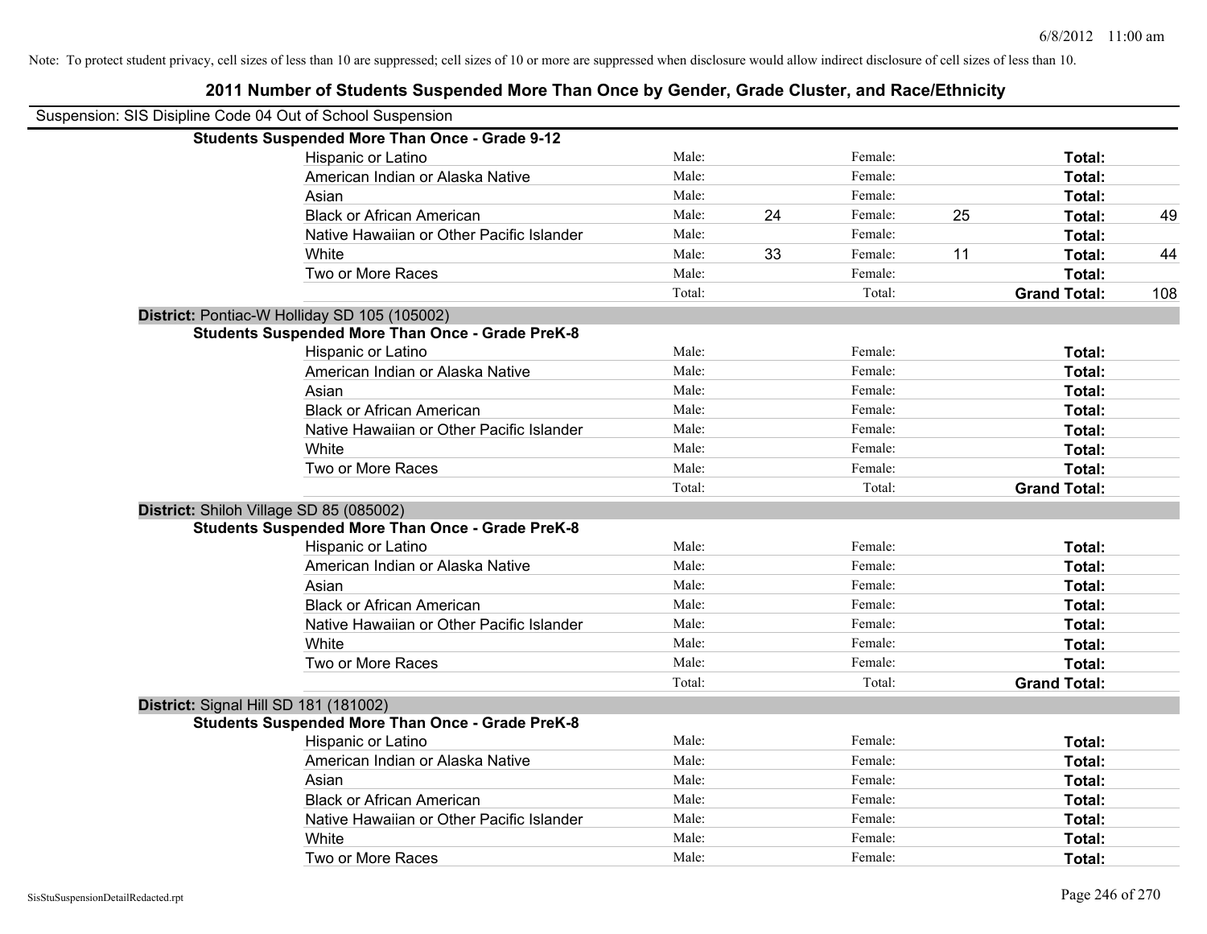Note: To protect student privacy, cell sizes of less than 10 are suppressed; cell sizes of 10 or more are suppressed when disclosure would allow indirect disclosure of cell sizes of less than 10.

## 2011 Number of Students Suspended More Than Once by Gender, Grade Cluster, and Race/Ethnicity

Suspension: SIS Disipline Code 04 Out of School Suspension

**Students Suspended More Than Once - Grade 9-12**

| | | | | | | |
|---|---|---|---|---|---|---|
| Hispanic or Latino | Male: | | Female: | | **Total:** | |
| American Indian or Alaska Native | Male: | | Female: | | **Total:** | |
| Asian | Male: | | Female: | | **Total:** | |
| Black or African American | Male: | 24 | Female: | 25 | **Total:** | 49 |
| Native Hawaiian or Other Pacific Islander | Male: | | Female: | | **Total:** | |
| White | Male: | 33 | Female: | 11 | **Total:** | 44 |
| Two or More Races | Male: | | Female: | | **Total:** | |
| | Total: | | Total: | | **Grand Total:** | 108 |

**District:** Pontiac-W Holliday SD 105 (105002)

**Students Suspended More Than Once - Grade PreK-8**

| | | | | | | |
|---|---|---|---|---|---|---|
| Hispanic or Latino | Male: | | Female: | | **Total:** | |
| American Indian or Alaska Native | Male: | | Female: | | **Total:** | |
| Asian | Male: | | Female: | | **Total:** | |
| Black or African American | Male: | | Female: | | **Total:** | |
| Native Hawaiian or Other Pacific Islander | Male: | | Female: | | **Total:** | |
| White | Male: | | Female: | | **Total:** | |
| Two or More Races | Male: | | Female: | | **Total:** | |
| | Total: | | Total: | | **Grand Total:** | |

**District:** Shiloh Village SD 85 (085002)

**Students Suspended More Than Once - Grade PreK-8**

| | | | | | | |
|---|---|---|---|---|---|---|
| Hispanic or Latino | Male: | | Female: | | **Total:** | |
| American Indian or Alaska Native | Male: | | Female: | | **Total:** | |
| Asian | Male: | | Female: | | **Total:** | |
| Black or African American | Male: | | Female: | | **Total:** | |
| Native Hawaiian or Other Pacific Islander | Male: | | Female: | | **Total:** | |
| White | Male: | | Female: | | **Total:** | |
| Two or More Races | Male: | | Female: | | **Total:** | |
| | Total: | | Total: | | **Grand Total:** | |

**District:** Signal Hill SD 181 (181002)

**Students Suspended More Than Once - Grade PreK-8**

| | | | | | | |
|---|---|---|---|---|---|---|
| Hispanic or Latino | Male: | | Female: | | **Total:** | |
| American Indian or Alaska Native | Male: | | Female: | | **Total:** | |
| Asian | Male: | | Female: | | **Total:** | |
| Black or African American | Male: | | Female: | | **Total:** | |
| Native Hawaiian or Other Pacific Islander | Male: | | Female: | | **Total:** | |
| White | Male: | | Female: | | **Total:** | |
| Two or More Races | Male: | | Female: | | **Total:** | |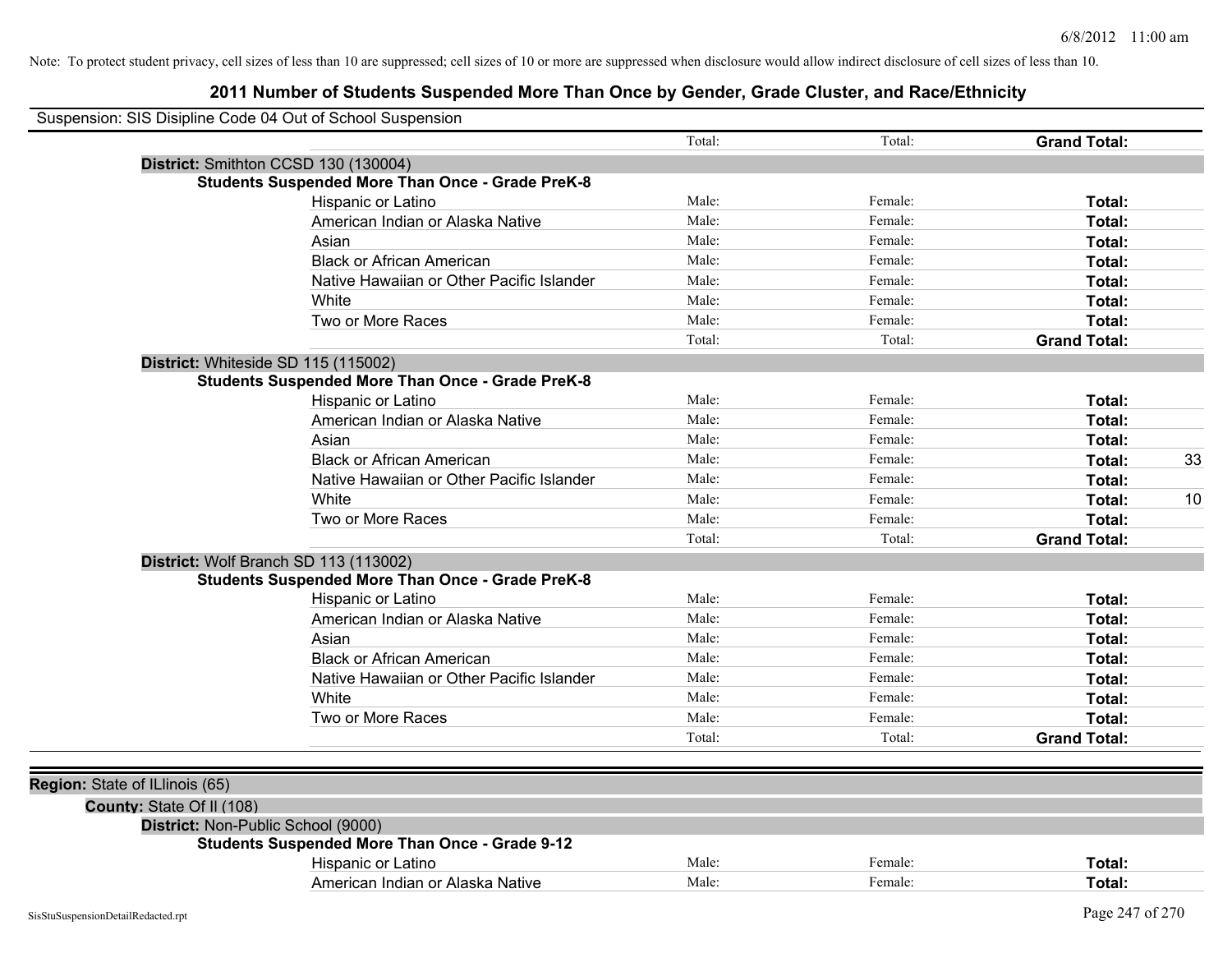Note: To protect student privacy, cell sizes of less than 10 are suppressed; cell sizes of 10 or more are suppressed when disclosure would allow indirect disclosure of cell sizes of less than 10.

# 2011 Number of Students Suspended More Than Once by Gender, Grade Cluster, and Race/Ethnicity

Suspension: SIS Disipline Code 04 Out of School Suspension

| | Total: | Total: | **Grand Total:** | |
|---|---|---|---|---|

**District:** Smithton CCSD 130 (130004)

**Students Suspended More Than Once - Grade PreK-8**

| | | | | |
|---|---|---|---|---|
| Hispanic or Latino | Male: | Female: | **Total:** | |
| American Indian or Alaska Native | Male: | Female: | **Total:** | |
| Asian | Male: | Female: | **Total:** | |
| Black or African American | Male: | Female: | **Total:** | |
| Native Hawaiian or Other Pacific Islander | Male: | Female: | **Total:** | |
| White | Male: | Female: | **Total:** | |
| Two or More Races | Male: | Female: | **Total:** | |
| | Total: | Total: | **Grand Total:** | |

**District:** Whiteside SD 115 (115002)

**Students Suspended More Than Once - Grade PreK-8**

| | | | | |
|---|---|---|---|---|
| Hispanic or Latino | Male: | Female: | **Total:** | |
| American Indian or Alaska Native | Male: | Female: | **Total:** | |
| Asian | Male: | Female: | **Total:** | |
| Black or African American | Male: | Female: | **Total:** | 33 |
| Native Hawaiian or Other Pacific Islander | Male: | Female: | **Total:** | |
| White | Male: | Female: | **Total:** | 10 |
| Two or More Races | Male: | Female: | **Total:** | |
| | Total: | Total: | **Grand Total:** | |

**District:** Wolf Branch SD 113 (113002)

**Students Suspended More Than Once - Grade PreK-8**

| | | | | |
|---|---|---|---|---|
| Hispanic or Latino | Male: | Female: | **Total:** | |
| American Indian or Alaska Native | Male: | Female: | **Total:** | |
| Asian | Male: | Female: | **Total:** | |
| Black or African American | Male: | Female: | **Total:** | |
| Native Hawaiian or Other Pacific Islander | Male: | Female: | **Total:** | |
| White | Male: | Female: | **Total:** | |
| Two or More Races | Male: | Female: | **Total:** | |
| | Total: | Total: | **Grand Total:** | |

**Region:** State of ILlinois (65)

**County:** State Of Il (108)

**District:** Non-Public School (9000)

**Students Suspended More Than Once - Grade 9-12**

| | | | | |
|---|---|---|---|---|
| Hispanic or Latino | Male: | Female: | **Total:** | |
| American Indian or Alaska Native | Male: | Female: | **Total:** | |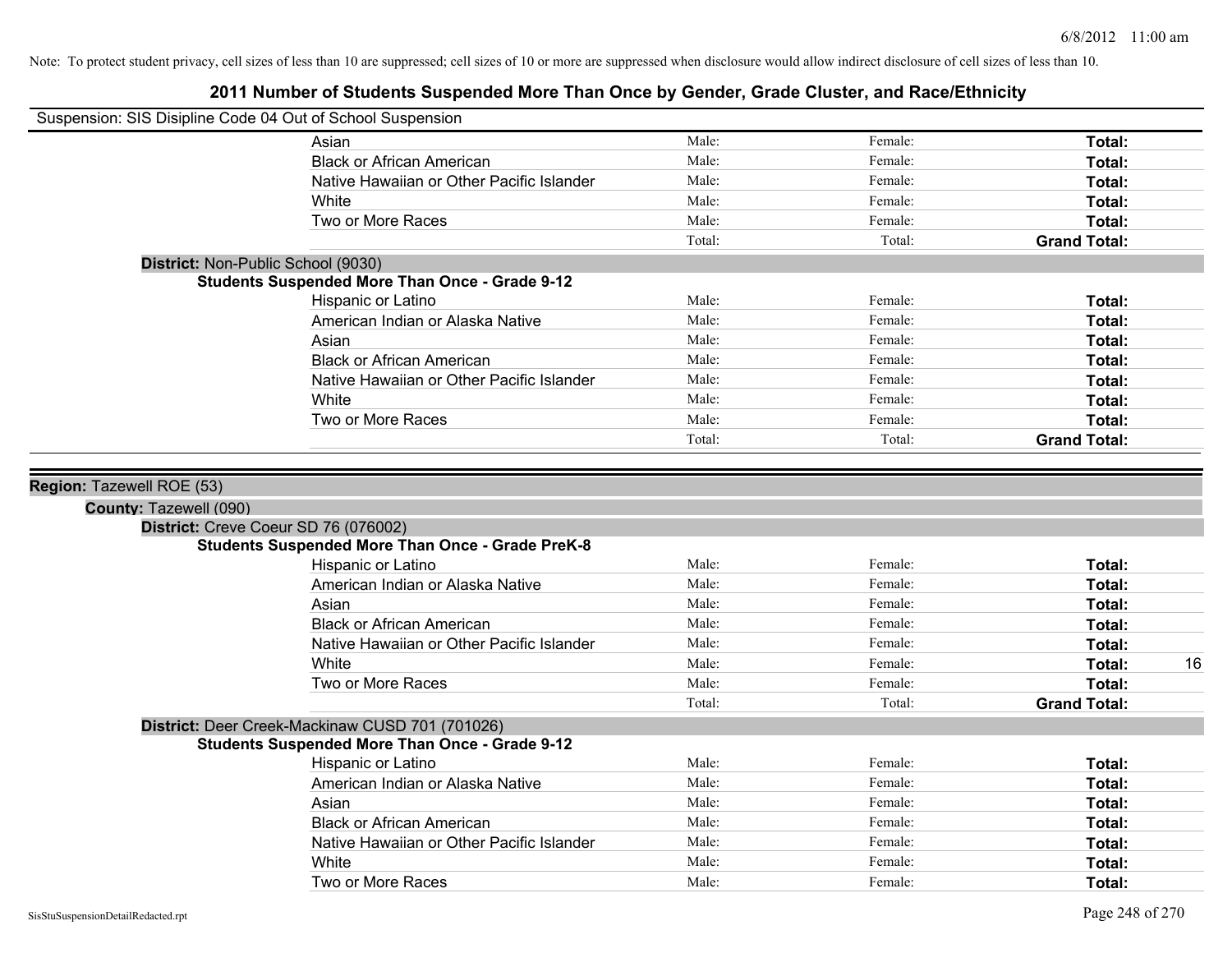Note: To protect student privacy, cell sizes of less than 10 are suppressed; cell sizes of 10 or more are suppressed when disclosure would allow indirect disclosure of cell sizes of less than 10.

# 2011 Number of Students Suspended More Than Once by Gender, Grade Cluster, and Race/Ethnicity

Suspension: SIS Disipline Code 04 Out of School Suspension

| | | | | |
|---|---|---|---|---|
| Asian | Male: | Female: | **Total:** | |
| Black or African American | Male: | Female: | **Total:** | |
| Native Hawaiian or Other Pacific Islander | Male: | Female: | **Total:** | |
| White | Male: | Female: | **Total:** | |
| Two or More Races | Male: | Female: | **Total:** | |
| | Total: | Total: | **Grand Total:** | |

**District:** Non-Public School (9030)

**Students Suspended More Than Once - Grade 9-12**

| | | | | |
|---|---|---|---|---|
| Hispanic or Latino | Male: | Female: | **Total:** | |
| American Indian or Alaska Native | Male: | Female: | **Total:** | |
| Asian | Male: | Female: | **Total:** | |
| Black or African American | Male: | Female: | **Total:** | |
| Native Hawaiian or Other Pacific Islander | Male: | Female: | **Total:** | |
| White | Male: | Female: | **Total:** | |
| Two or More Races | Male: | Female: | **Total:** | |
| | Total: | Total: | **Grand Total:** | |

**Region:** Tazewell ROE (53)

**County:** Tazewell (090)

**District:** Creve Coeur SD 76 (076002)

**Students Suspended More Than Once - Grade PreK-8**

| | | | | |
|---|---|---|---|---|
| Hispanic or Latino | Male: | Female: | **Total:** | |
| American Indian or Alaska Native | Male: | Female: | **Total:** | |
| Asian | Male: | Female: | **Total:** | |
| Black or African American | Male: | Female: | **Total:** | |
| Native Hawaiian or Other Pacific Islander | Male: | Female: | **Total:** | |
| White | Male: | Female: | **Total:** | 16 |
| Two or More Races | Male: | Female: | **Total:** | |
| | Total: | Total: | **Grand Total:** | |

**District:** Deer Creek-Mackinaw CUSD 701 (701026)

**Students Suspended More Than Once - Grade 9-12**

| | | | | |
|---|---|---|---|---|
| Hispanic or Latino | Male: | Female: | **Total:** | |
| American Indian or Alaska Native | Male: | Female: | **Total:** | |
| Asian | Male: | Female: | **Total:** | |
| Black or African American | Male: | Female: | **Total:** | |
| Native Hawaiian or Other Pacific Islander | Male: | Female: | **Total:** | |
| White | Male: | Female: | **Total:** | |
| Two or More Races | Male: | Female: | **Total:** | |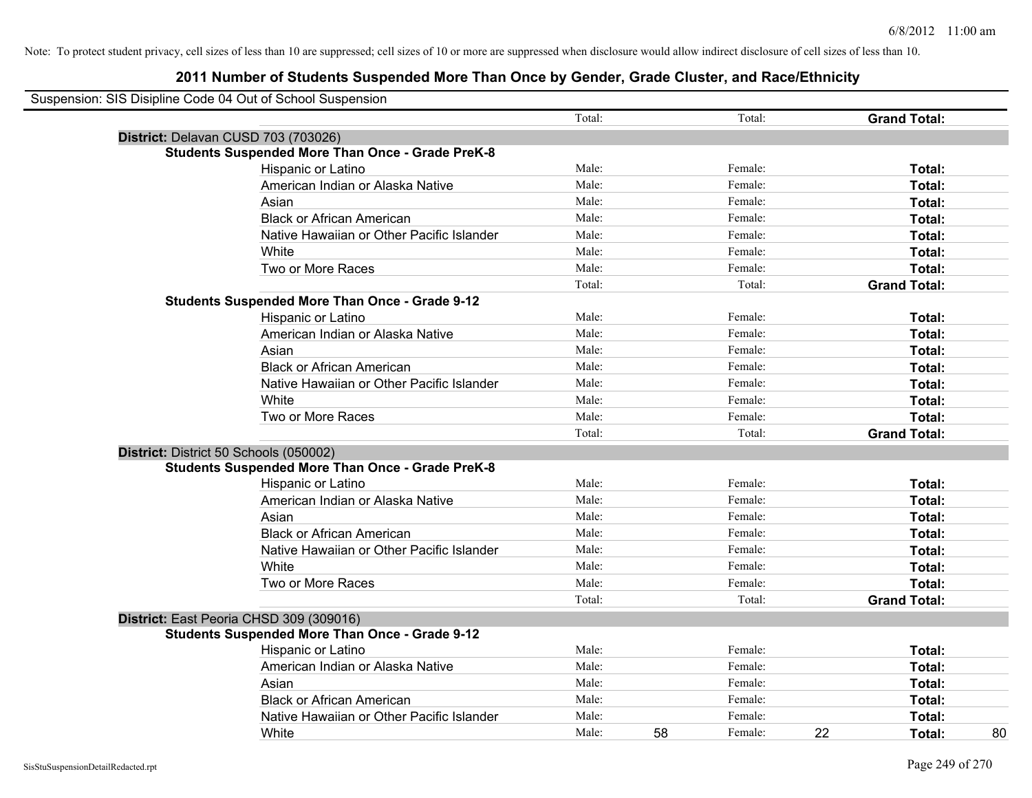Note: To protect student privacy, cell sizes of less than 10 are suppressed; cell sizes of 10 or more are suppressed when disclosure would allow indirect disclosure of cell sizes of less than 10.

# 2011 Number of Students Suspended More Than Once by Gender, Grade Cluster, and Race/Ethnicity

Suspension: SIS Disipline Code 04 Out of School Suspension

| | Total: | | Total: | | **Grand Total:** | |
|---|---|---|---|---|---|---|
| **District:** Delavan CUSD 703 (703026) | | | | | | |
| **Students Suspended More Than Once - Grade PreK-8** | | | | | | |
| Hispanic or Latino | Male: | | Female: | | **Total:** | |
| American Indian or Alaska Native | Male: | | Female: | | **Total:** | |
| Asian | Male: | | Female: | | **Total:** | |
| Black or African American | Male: | | Female: | | **Total:** | |
| Native Hawaiian or Other Pacific Islander | Male: | | Female: | | **Total:** | |
| White | Male: | | Female: | | **Total:** | |
| Two or More Races | Male: | | Female: | | **Total:** | |
| | Total: | | Total: | | **Grand Total:** | |
| **Students Suspended More Than Once - Grade 9-12** | | | | | | |
| Hispanic or Latino | Male: | | Female: | | **Total:** | |
| American Indian or Alaska Native | Male: | | Female: | | **Total:** | |
| Asian | Male: | | Female: | | **Total:** | |
| Black or African American | Male: | | Female: | | **Total:** | |
| Native Hawaiian or Other Pacific Islander | Male: | | Female: | | **Total:** | |
| White | Male: | | Female: | | **Total:** | |
| Two or More Races | Male: | | Female: | | **Total:** | |
| | Total: | | Total: | | **Grand Total:** | |
| **District:** District 50 Schools (050002) | | | | | | |
| **Students Suspended More Than Once - Grade PreK-8** | | | | | | |
| Hispanic or Latino | Male: | | Female: | | **Total:** | |
| American Indian or Alaska Native | Male: | | Female: | | **Total:** | |
| Asian | Male: | | Female: | | **Total:** | |
| Black or African American | Male: | | Female: | | **Total:** | |
| Native Hawaiian or Other Pacific Islander | Male: | | Female: | | **Total:** | |
| White | Male: | | Female: | | **Total:** | |
| Two or More Races | Male: | | Female: | | **Total:** | |
| | Total: | | Total: | | **Grand Total:** | |
| **District:** East Peoria CHSD 309 (309016) | | | | | | |
| **Students Suspended More Than Once - Grade 9-12** | | | | | | |
| Hispanic or Latino | Male: | | Female: | | **Total:** | |
| American Indian or Alaska Native | Male: | | Female: | | **Total:** | |
| Asian | Male: | | Female: | | **Total:** | |
| Black or African American | Male: | | Female: | | **Total:** | |
| Native Hawaiian or Other Pacific Islander | Male: | | Female: | | **Total:** | |
| White | Male: | 58 | Female: | 22 | **Total:** | 80 |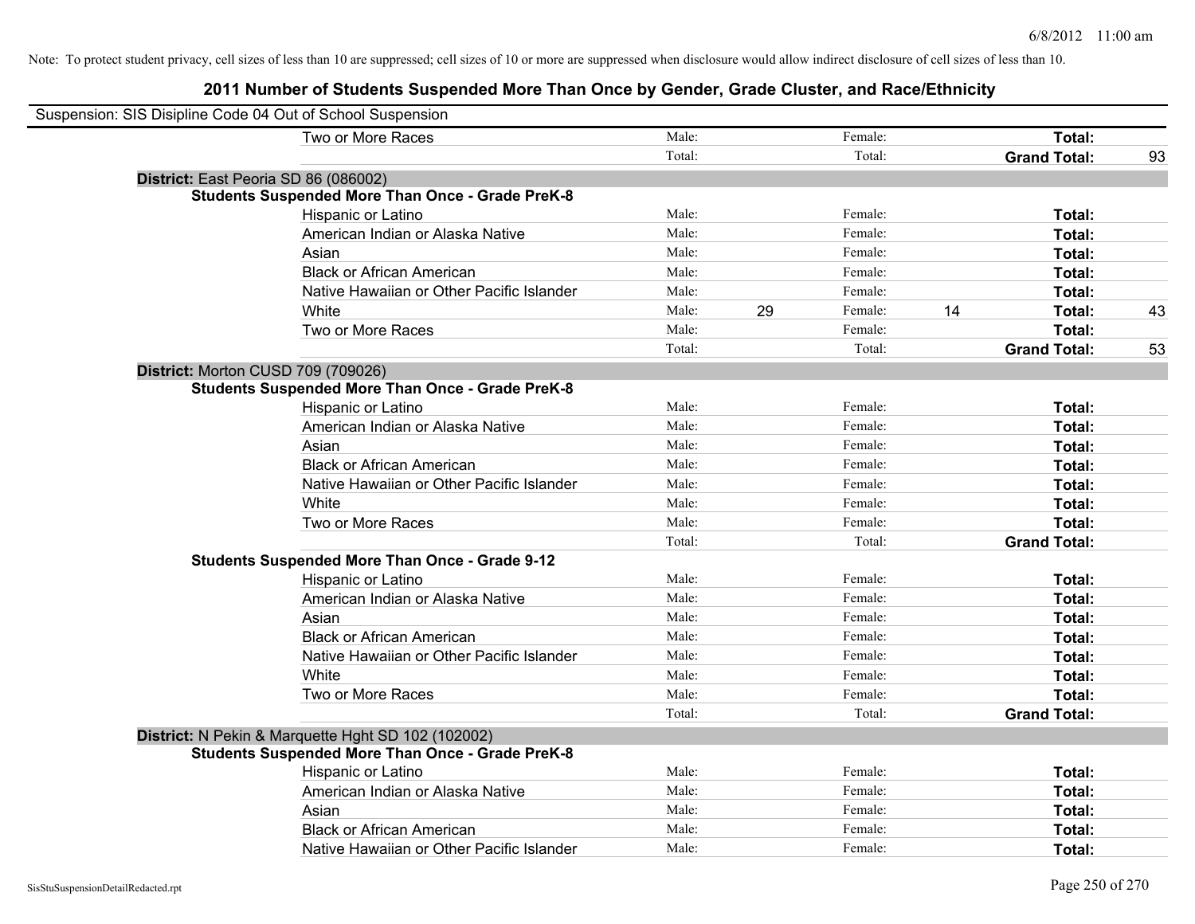Note: To protect student privacy, cell sizes of less than 10 are suppressed; cell sizes of 10 or more are suppressed when disclosure would allow indirect disclosure of cell sizes of less than 10.

## 2011 Number of Students Suspended More Than Once by Gender, Grade Cluster, and Race/Ethnicity

Suspension: SIS Disipline Code 04 Out of School Suspension

| | | | | | | |
|---|---|---|---|---|---|---|
| Two or More Races | Male: | | Female: | | **Total:** | |
| | Total: | | Total: | | **Grand Total:** | 93 |

**District:** East Peoria SD 86 (086002)

**Students Suspended More Than Once - Grade PreK-8**

| | | | | | | |
|---|---|---|---|---|---|---|
| Hispanic or Latino | Male: | | Female: | | **Total:** | |
| American Indian or Alaska Native | Male: | | Female: | | **Total:** | |
| Asian | Male: | | Female: | | **Total:** | |
| Black or African American | Male: | | Female: | | **Total:** | |
| Native Hawaiian or Other Pacific Islander | Male: | | Female: | | **Total:** | |
| White | Male: | 29 | Female: | 14 | **Total:** | 43 |
| Two or More Races | Male: | | Female: | | **Total:** | |
| | Total: | | Total: | | **Grand Total:** | 53 |

**District:** Morton CUSD 709 (709026)

**Students Suspended More Than Once - Grade PreK-8**

| | | | | | | |
|---|---|---|---|---|---|---|
| Hispanic or Latino | Male: | | Female: | | **Total:** | |
| American Indian or Alaska Native | Male: | | Female: | | **Total:** | |
| Asian | Male: | | Female: | | **Total:** | |
| Black or African American | Male: | | Female: | | **Total:** | |
| Native Hawaiian or Other Pacific Islander | Male: | | Female: | | **Total:** | |
| White | Male: | | Female: | | **Total:** | |
| Two or More Races | Male: | | Female: | | **Total:** | |
| | Total: | | Total: | | **Grand Total:** | |

**Students Suspended More Than Once - Grade 9-12**

| | | | | | | |
|---|---|---|---|---|---|---|
| Hispanic or Latino | Male: | | Female: | | **Total:** | |
| American Indian or Alaska Native | Male: | | Female: | | **Total:** | |
| Asian | Male: | | Female: | | **Total:** | |
| Black or African American | Male: | | Female: | | **Total:** | |
| Native Hawaiian or Other Pacific Islander | Male: | | Female: | | **Total:** | |
| White | Male: | | Female: | | **Total:** | |
| Two or More Races | Male: | | Female: | | **Total:** | |
| | Total: | | Total: | | **Grand Total:** | |

**District:** N Pekin & Marquette Hght SD 102 (102002)

**Students Suspended More Than Once - Grade PreK-8**

| | | | | | | |
|---|---|---|---|---|---|---|
| Hispanic or Latino | Male: | | Female: | | **Total:** | |
| American Indian or Alaska Native | Male: | | Female: | | **Total:** | |
| Asian | Male: | | Female: | | **Total:** | |
| Black or African American | Male: | | Female: | | **Total:** | |
| Native Hawaiian or Other Pacific Islander | Male: | | Female: | | **Total:** | |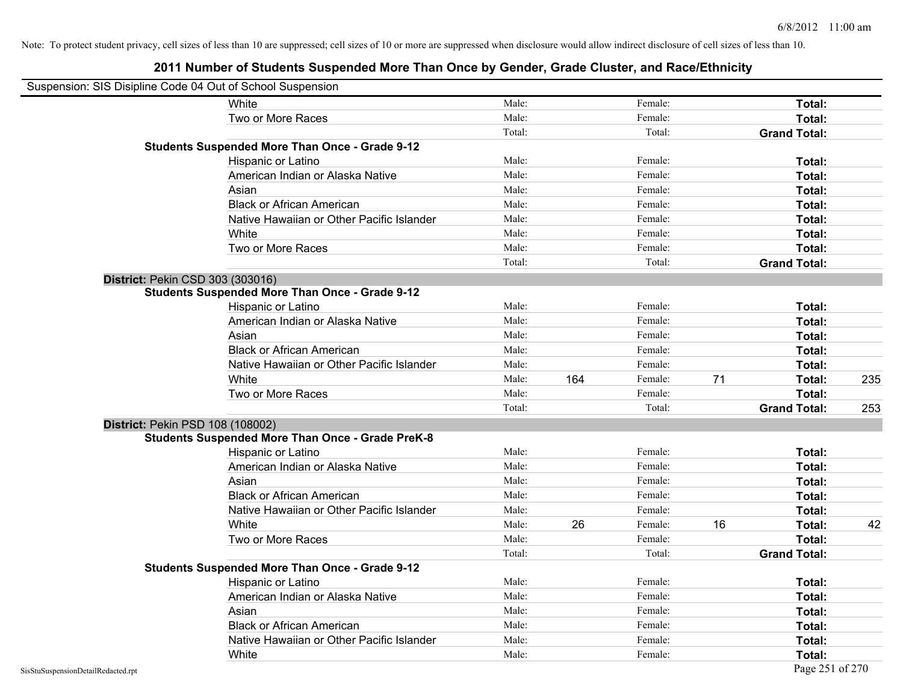Note: To protect student privacy, cell sizes of less than 10 are suppressed; cell sizes of 10 or more are suppressed when disclosure would allow indirect disclosure of cell sizes of less than 10.

# 2011 Number of Students Suspended More Than Once by Gender, Grade Cluster, and Race/Ethnicity

Suspension: SIS Disipline Code 04 Out of School Suspension

| | | | | | | |
|---|---|---|---|---|---|---|
| White | Male: | | Female: | | **Total:** | |
| Two or More Races | Male: | | Female: | | **Total:** | |
| | Total: | | Total: | | **Grand Total:** | |

**Students Suspended More Than Once - Grade 9-12**

| | | | | | | |
|---|---|---|---|---|---|---|
| Hispanic or Latino | Male: | | Female: | | **Total:** | |
| American Indian or Alaska Native | Male: | | Female: | | **Total:** | |
| Asian | Male: | | Female: | | **Total:** | |
| Black or African American | Male: | | Female: | | **Total:** | |
| Native Hawaiian or Other Pacific Islander | Male: | | Female: | | **Total:** | |
| White | Male: | | Female: | | **Total:** | |
| Two or More Races | Male: | | Female: | | **Total:** | |
| | Total: | | Total: | | **Grand Total:** | |

## District: Pekin CSD 303 (303016)

**Students Suspended More Than Once - Grade 9-12**

| | | | | | | |
|---|---|---|---|---|---|---|
| Hispanic or Latino | Male: | | Female: | | **Total:** | |
| American Indian or Alaska Native | Male: | | Female: | | **Total:** | |
| Asian | Male: | | Female: | | **Total:** | |
| Black or African American | Male: | | Female: | | **Total:** | |
| Native Hawaiian or Other Pacific Islander | Male: | | Female: | | **Total:** | |
| White | Male: | 164 | Female: | 71 | **Total:** | 235 |
| Two or More Races | Male: | | Female: | | **Total:** | |
| | Total: | | Total: | | **Grand Total:** | 253 |

## District: Pekin PSD 108 (108002)

**Students Suspended More Than Once - Grade PreK-8**

| | | | | | | |
|---|---|---|---|---|---|---|
| Hispanic or Latino | Male: | | Female: | | **Total:** | |
| American Indian or Alaska Native | Male: | | Female: | | **Total:** | |
| Asian | Male: | | Female: | | **Total:** | |
| Black or African American | Male: | | Female: | | **Total:** | |
| Native Hawaiian or Other Pacific Islander | Male: | | Female: | | **Total:** | |
| White | Male: | 26 | Female: | 16 | **Total:** | 42 |
| Two or More Races | Male: | | Female: | | **Total:** | |
| | Total: | | Total: | | **Grand Total:** | |

**Students Suspended More Than Once - Grade 9-12**

| | | | | | | |
|---|---|---|---|---|---|---|
| Hispanic or Latino | Male: | | Female: | | **Total:** | |
| American Indian or Alaska Native | Male: | | Female: | | **Total:** | |
| Asian | Male: | | Female: | | **Total:** | |
| Black or African American | Male: | | Female: | | **Total:** | |
| Native Hawaiian or Other Pacific Islander | Male: | | Female: | | **Total:** | |
| White | Male: | | Female: | | **Total:** | |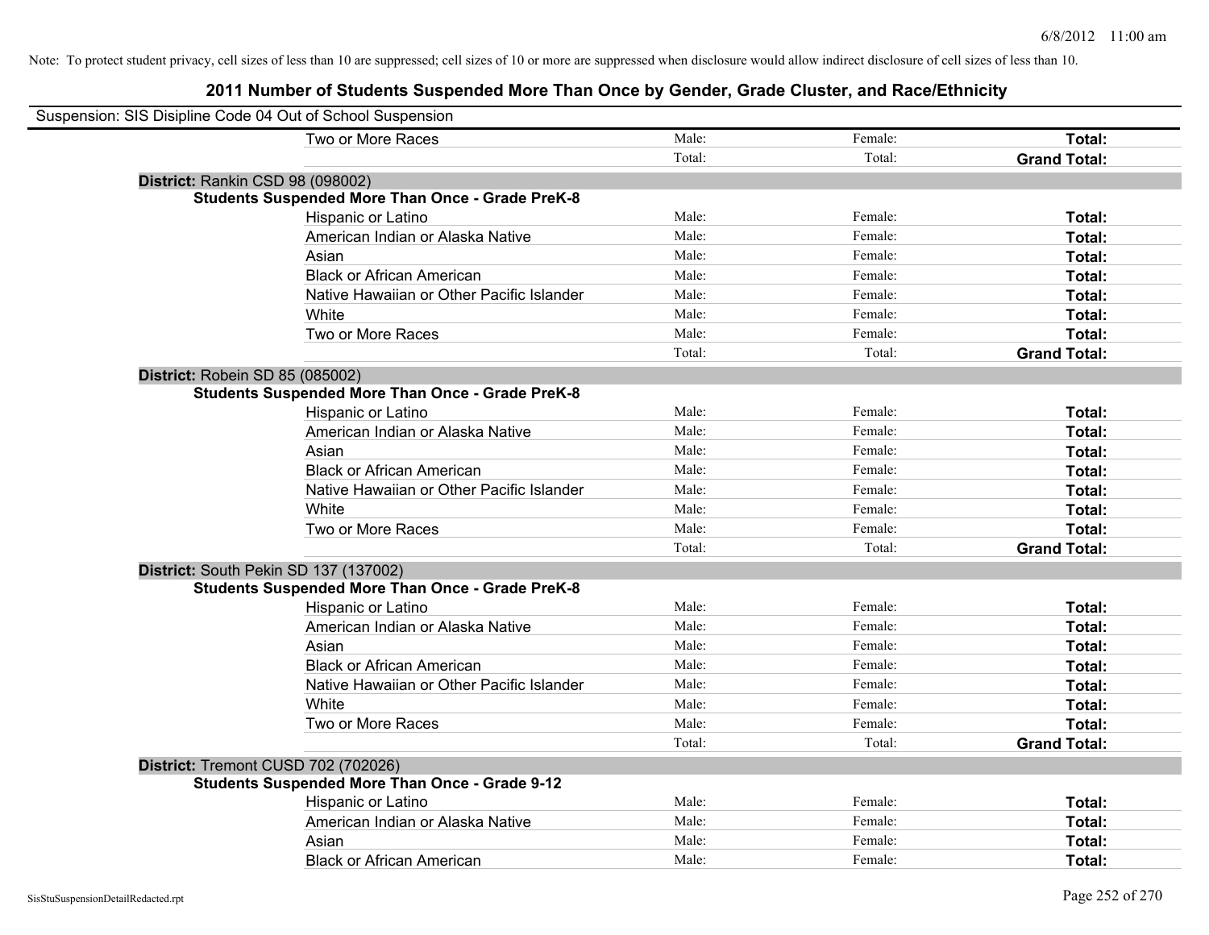Note: To protect student privacy, cell sizes of less than 10 are suppressed; cell sizes of 10 or more are suppressed when disclosure would allow indirect disclosure of cell sizes of less than 10.

## 2011 Number of Students Suspended More Than Once by Gender, Grade Cluster, and Race/Ethnicity

Suspension: SIS Disipline Code 04 Out of School Suspension

| | | | |
|---|---|---|---|
| Two or More Races | Male: | Female: | **Total:** |
| | Total: | Total: | **Grand Total:** |

**District:** Rankin CSD 98 (098002)

**Students Suspended More Than Once - Grade PreK-8**

| | | | |
|---|---|---|---|
| Hispanic or Latino | Male: | Female: | **Total:** |
| American Indian or Alaska Native | Male: | Female: | **Total:** |
| Asian | Male: | Female: | **Total:** |
| Black or African American | Male: | Female: | **Total:** |
| Native Hawaiian or Other Pacific Islander | Male: | Female: | **Total:** |
| White | Male: | Female: | **Total:** |
| Two or More Races | Male: | Female: | **Total:** |
| | Total: | Total: | **Grand Total:** |

**District:** Robein SD 85 (085002)

**Students Suspended More Than Once - Grade PreK-8**

| | | | |
|---|---|---|---|
| Hispanic or Latino | Male: | Female: | **Total:** |
| American Indian or Alaska Native | Male: | Female: | **Total:** |
| Asian | Male: | Female: | **Total:** |
| Black or African American | Male: | Female: | **Total:** |
| Native Hawaiian or Other Pacific Islander | Male: | Female: | **Total:** |
| White | Male: | Female: | **Total:** |
| Two or More Races | Male: | Female: | **Total:** |
| | Total: | Total: | **Grand Total:** |

**District:** South Pekin SD 137 (137002)

**Students Suspended More Than Once - Grade PreK-8**

| | | | |
|---|---|---|---|
| Hispanic or Latino | Male: | Female: | **Total:** |
| American Indian or Alaska Native | Male: | Female: | **Total:** |
| Asian | Male: | Female: | **Total:** |
| Black or African American | Male: | Female: | **Total:** |
| Native Hawaiian or Other Pacific Islander | Male: | Female: | **Total:** |
| White | Male: | Female: | **Total:** |
| Two or More Races | Male: | Female: | **Total:** |
| | Total: | Total: | **Grand Total:** |

**District:** Tremont CUSD 702 (702026)

**Students Suspended More Than Once - Grade 9-12**

| | | | |
|---|---|---|---|
| Hispanic or Latino | Male: | Female: | **Total:** |
| American Indian or Alaska Native | Male: | Female: | **Total:** |
| Asian | Male: | Female: | **Total:** |
| Black or African American | Male: | Female: | **Total:** |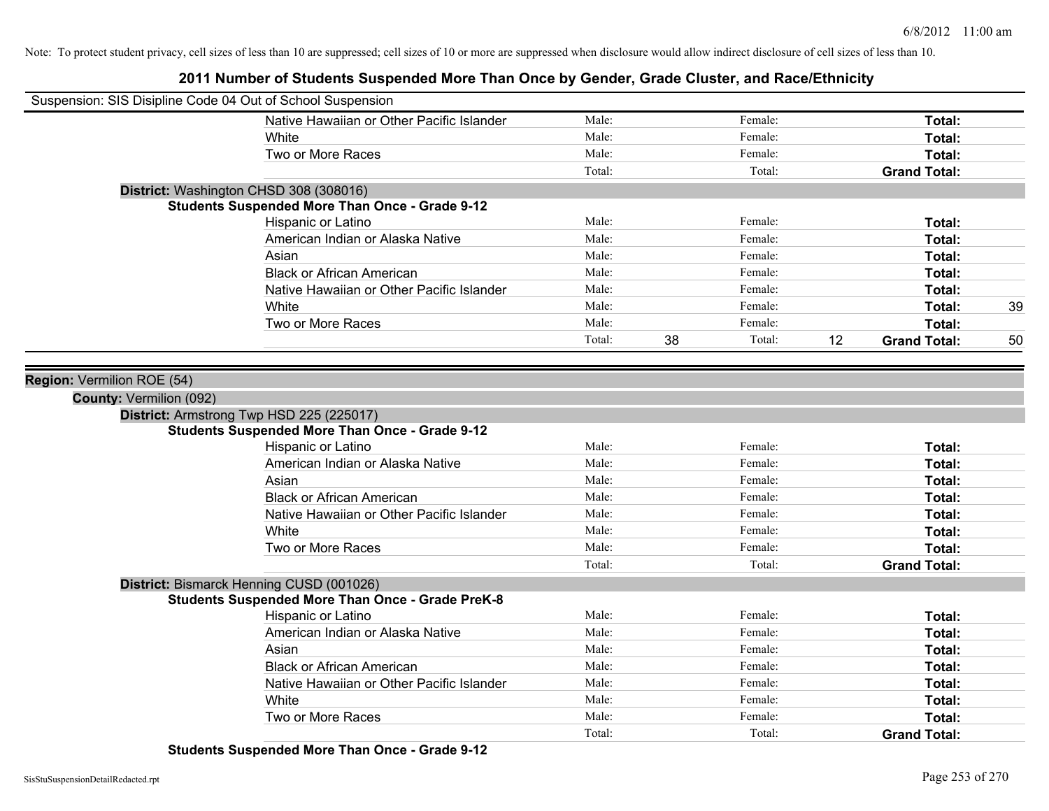Note: To protect student privacy, cell sizes of less than 10 are suppressed; cell sizes of 10 or more are suppressed when disclosure would allow indirect disclosure of cell sizes of less than 10.

# 2011 Number of Students Suspended More Than Once by Gender, Grade Cluster, and Race/Ethnicity

Suspension: SIS Disipline Code 04 Out of School Suspension

| | | | | | | |
|---|---|---|---|---|---|---|
| Native Hawaiian or Other Pacific Islander | Male: | | Female: | | **Total:** | |
| White | Male: | | Female: | | **Total:** | |
| Two or More Races | Male: | | Female: | | **Total:** | |
| | Total: | | Total: | | **Grand Total:** | |

**District:** Washington CHSD 308 (308016)

**Students Suspended More Than Once - Grade 9-12**

| | | | | | | |
|---|---|---|---|---|---|---|
| Hispanic or Latino | Male: | | Female: | | **Total:** | |
| American Indian or Alaska Native | Male: | | Female: | | **Total:** | |
| Asian | Male: | | Female: | | **Total:** | |
| Black or African American | Male: | | Female: | | **Total:** | |
| Native Hawaiian or Other Pacific Islander | Male: | | Female: | | **Total:** | |
| White | Male: | | Female: | | **Total:** | 39 |
| Two or More Races | Male: | | Female: | | **Total:** | |
| | Total: | 38 | Total: | 12 | **Grand Total:** | 50 |

**Region:** Vermilion ROE (54)

**County:** Vermilion (092)

**District:** Armstrong Twp HSD 225 (225017)

**Students Suspended More Than Once - Grade 9-12**

| | | | | | | |
|---|---|---|---|---|---|---|
| Hispanic or Latino | Male: | | Female: | | **Total:** | |
| American Indian or Alaska Native | Male: | | Female: | | **Total:** | |
| Asian | Male: | | Female: | | **Total:** | |
| Black or African American | Male: | | Female: | | **Total:** | |
| Native Hawaiian or Other Pacific Islander | Male: | | Female: | | **Total:** | |
| White | Male: | | Female: | | **Total:** | |
| Two or More Races | Male: | | Female: | | **Total:** | |
| | Total: | | Total: | | **Grand Total:** | |

**District:** Bismarck Henning CUSD (001026)

**Students Suspended More Than Once - Grade PreK-8**

| | | | | | | |
|---|---|---|---|---|---|---|
| Hispanic or Latino | Male: | | Female: | | **Total:** | |
| American Indian or Alaska Native | Male: | | Female: | | **Total:** | |
| Asian | Male: | | Female: | | **Total:** | |
| Black or African American | Male: | | Female: | | **Total:** | |
| Native Hawaiian or Other Pacific Islander | Male: | | Female: | | **Total:** | |
| White | Male: | | Female: | | **Total:** | |
| Two or More Races | Male: | | Female: | | **Total:** | |
| | Total: | | Total: | | **Grand Total:** | |

**Students Suspended More Than Once - Grade 9-12**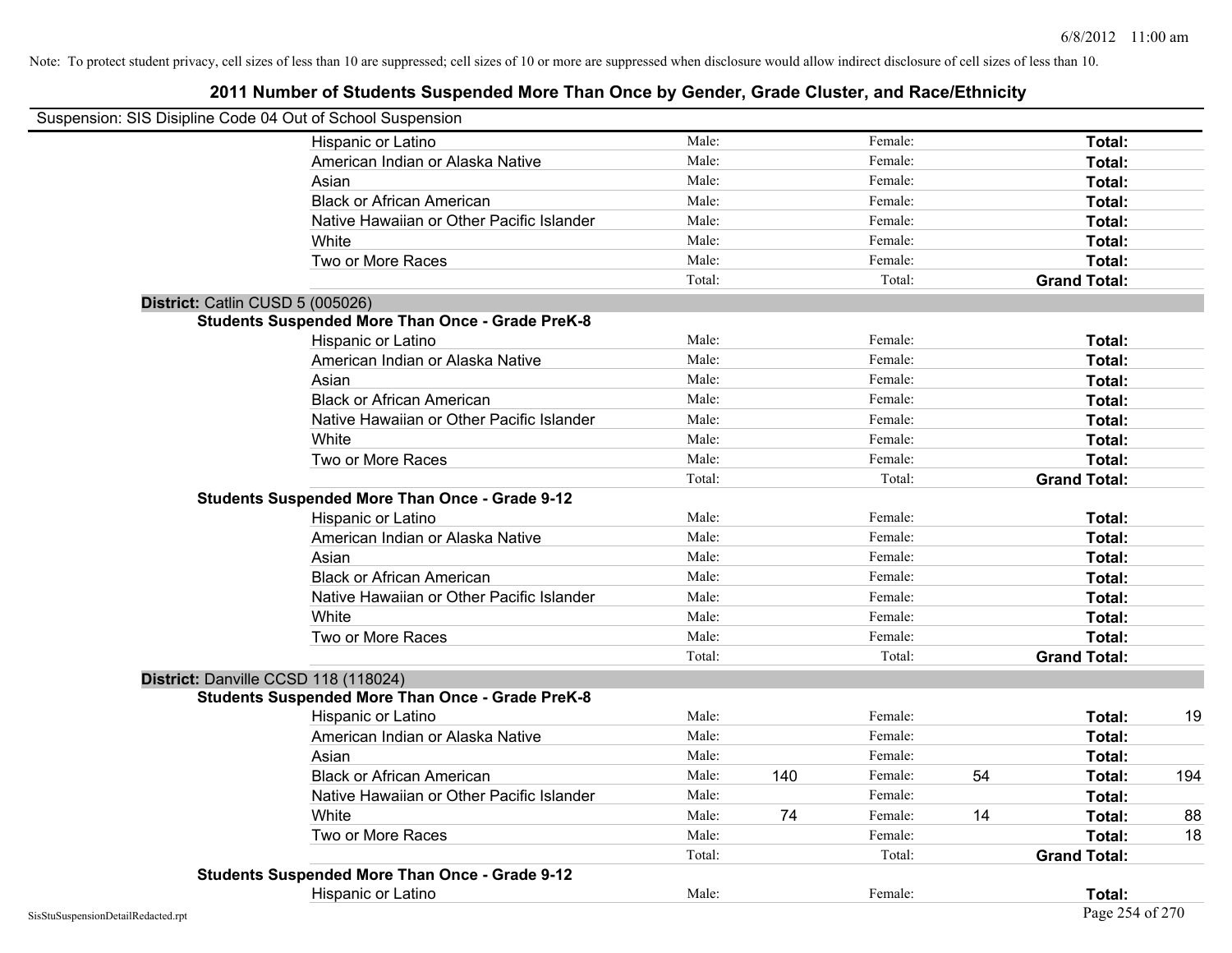Note: To protect student privacy, cell sizes of less than 10 are suppressed; cell sizes of 10 or more are suppressed when disclosure would allow indirect disclosure of cell sizes of less than 10.

# 2011 Number of Students Suspended More Than Once by Gender, Grade Cluster, and Race/Ethnicity

Suspension: SIS Disipline Code 04 Out of School Suspension

| | Male: | | Female: | | | |
|---|---|---|---|---|---|---|
| Hispanic or Latino | Male: | | Female: | | **Total:** | |
| American Indian or Alaska Native | Male: | | Female: | | **Total:** | |
| Asian | Male: | | Female: | | **Total:** | |
| Black or African American | Male: | | Female: | | **Total:** | |
| Native Hawaiian or Other Pacific Islander | Male: | | Female: | | **Total:** | |
| White | Male: | | Female: | | **Total:** | |
| Two or More Races | Male: | | Female: | | **Total:** | |
| | Total: | | Total: | | **Grand Total:** | |

**District:** Catlin CUSD 5 (005026)

**Students Suspended More Than Once - Grade PreK-8**

| | | | | | | |
|---|---|---|---|---|---|---|
| Hispanic or Latino | Male: | | Female: | | **Total:** | |
| American Indian or Alaska Native | Male: | | Female: | | **Total:** | |
| Asian | Male: | | Female: | | **Total:** | |
| Black or African American | Male: | | Female: | | **Total:** | |
| Native Hawaiian or Other Pacific Islander | Male: | | Female: | | **Total:** | |
| White | Male: | | Female: | | **Total:** | |
| Two or More Races | Male: | | Female: | | **Total:** | |
| | Total: | | Total: | | **Grand Total:** | |

**Students Suspended More Than Once - Grade 9-12**

| | | | | | | |
|---|---|---|---|---|---|---|
| Hispanic or Latino | Male: | | Female: | | **Total:** | |
| American Indian or Alaska Native | Male: | | Female: | | **Total:** | |
| Asian | Male: | | Female: | | **Total:** | |
| Black or African American | Male: | | Female: | | **Total:** | |
| Native Hawaiian or Other Pacific Islander | Male: | | Female: | | **Total:** | |
| White | Male: | | Female: | | **Total:** | |
| Two or More Races | Male: | | Female: | | **Total:** | |
| | Total: | | Total: | | **Grand Total:** | |

**District:** Danville CCSD 118 (118024)

**Students Suspended More Than Once - Grade PreK-8**

| | | | | | | |
|---|---|---|---|---|---|---|
| Hispanic or Latino | Male: | | Female: | | **Total:** | 19 |
| American Indian or Alaska Native | Male: | | Female: | | **Total:** | |
| Asian | Male: | | Female: | | **Total:** | |
| Black or African American | Male: | 140 | Female: | 54 | **Total:** | 194 |
| Native Hawaiian or Other Pacific Islander | Male: | | Female: | | **Total:** | |
| White | Male: | 74 | Female: | 14 | **Total:** | 88 |
| Two or More Races | Male: | | Female: | | **Total:** | 18 |
| | Total: | | Total: | | **Grand Total:** | |

**Students Suspended More Than Once - Grade 9-12**

| | | | | | | |
|---|---|---|---|---|---|---|
| Hispanic or Latino | Male: | | Female: | | **Total:** | |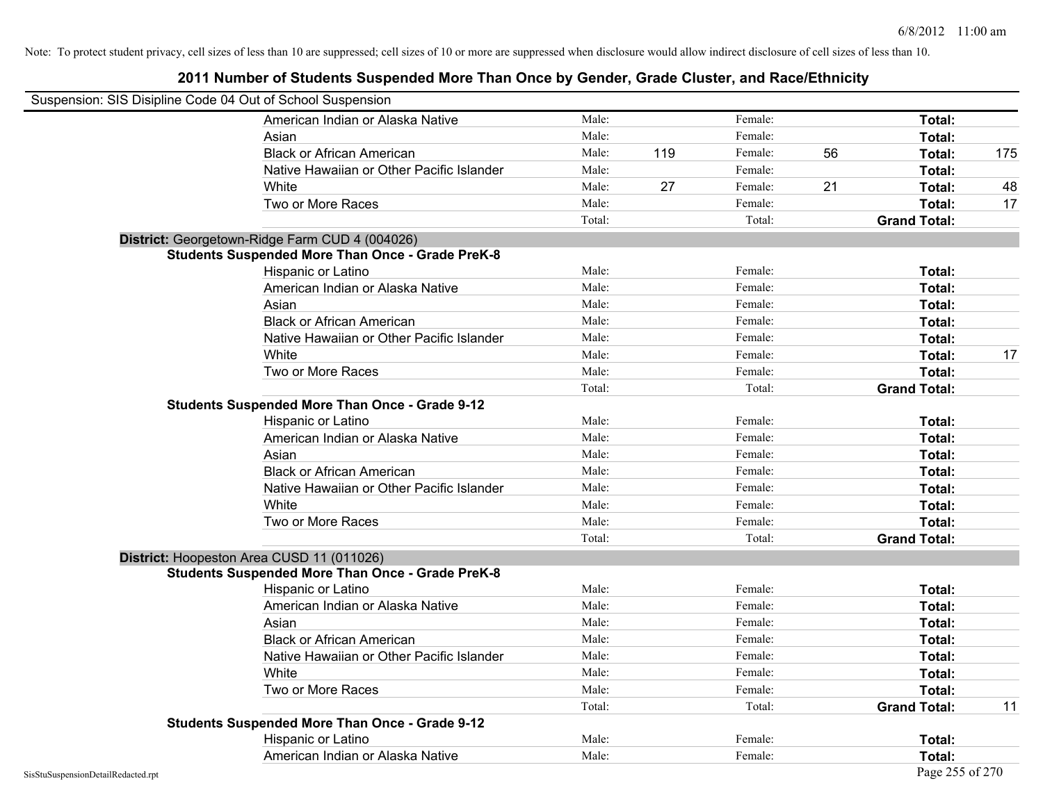Note: To protect student privacy, cell sizes of less than 10 are suppressed; cell sizes of 10 or more are suppressed when disclosure would allow indirect disclosure of cell sizes of less than 10.

## 2011 Number of Students Suspended More Than Once by Gender, Grade Cluster, and Race/Ethnicity

Suspension: SIS Disipline Code 04 Out of School Suspension

| | | | | | | |
|---|---|---|---|---|---|---|
| American Indian or Alaska Native | Male: | | Female: | | Total: | |
| Asian | Male: | | Female: | | Total: | |
| Black or African American | Male: | 119 | Female: | 56 | Total: | 175 |
| Native Hawaiian or Other Pacific Islander | Male: | | Female: | | Total: | |
| White | Male: | 27 | Female: | 21 | Total: | 48 |
| Two or More Races | Male: | | Female: | | Total: | 17 |
| | Total: | | Total: | | Grand Total: | |

**District:** Georgetown-Ridge Farm CUD 4 (004026)

**Students Suspended More Than Once - Grade PreK-8**

| | | | | | | |
|---|---|---|---|---|---|---|
| Hispanic or Latino | Male: | | Female: | | Total: | |
| American Indian or Alaska Native | Male: | | Female: | | Total: | |
| Asian | Male: | | Female: | | Total: | |
| Black or African American | Male: | | Female: | | Total: | |
| Native Hawaiian or Other Pacific Islander | Male: | | Female: | | Total: | |
| White | Male: | | Female: | | Total: | 17 |
| Two or More Races | Male: | | Female: | | Total: | |
| | Total: | | Total: | | Grand Total: | |

**Students Suspended More Than Once - Grade 9-12**

| | | | | | | |
|---|---|---|---|---|---|---|
| Hispanic or Latino | Male: | | Female: | | Total: | |
| American Indian or Alaska Native | Male: | | Female: | | Total: | |
| Asian | Male: | | Female: | | Total: | |
| Black or African American | Male: | | Female: | | Total: | |
| Native Hawaiian or Other Pacific Islander | Male: | | Female: | | Total: | |
| White | Male: | | Female: | | Total: | |
| Two or More Races | Male: | | Female: | | Total: | |
| | Total: | | Total: | | Grand Total: | |

**District:** Hoopeston Area CUSD 11 (011026)

**Students Suspended More Than Once - Grade PreK-8**

| | | | | | | |
|---|---|---|---|---|---|---|
| Hispanic or Latino | Male: | | Female: | | Total: | |
| American Indian or Alaska Native | Male: | | Female: | | Total: | |
| Asian | Male: | | Female: | | Total: | |
| Black or African American | Male: | | Female: | | Total: | |
| Native Hawaiian or Other Pacific Islander | Male: | | Female: | | Total: | |
| White | Male: | | Female: | | Total: | |
| Two or More Races | Male: | | Female: | | Total: | |
| | Total: | | Total: | | Grand Total: | 11 |

**Students Suspended More Than Once - Grade 9-12**

| | | | | | | |
|---|---|---|---|---|---|---|
| Hispanic or Latino | Male: | | Female: | | Total: | |
| American Indian or Alaska Native | Male: | | Female: | | Total: | |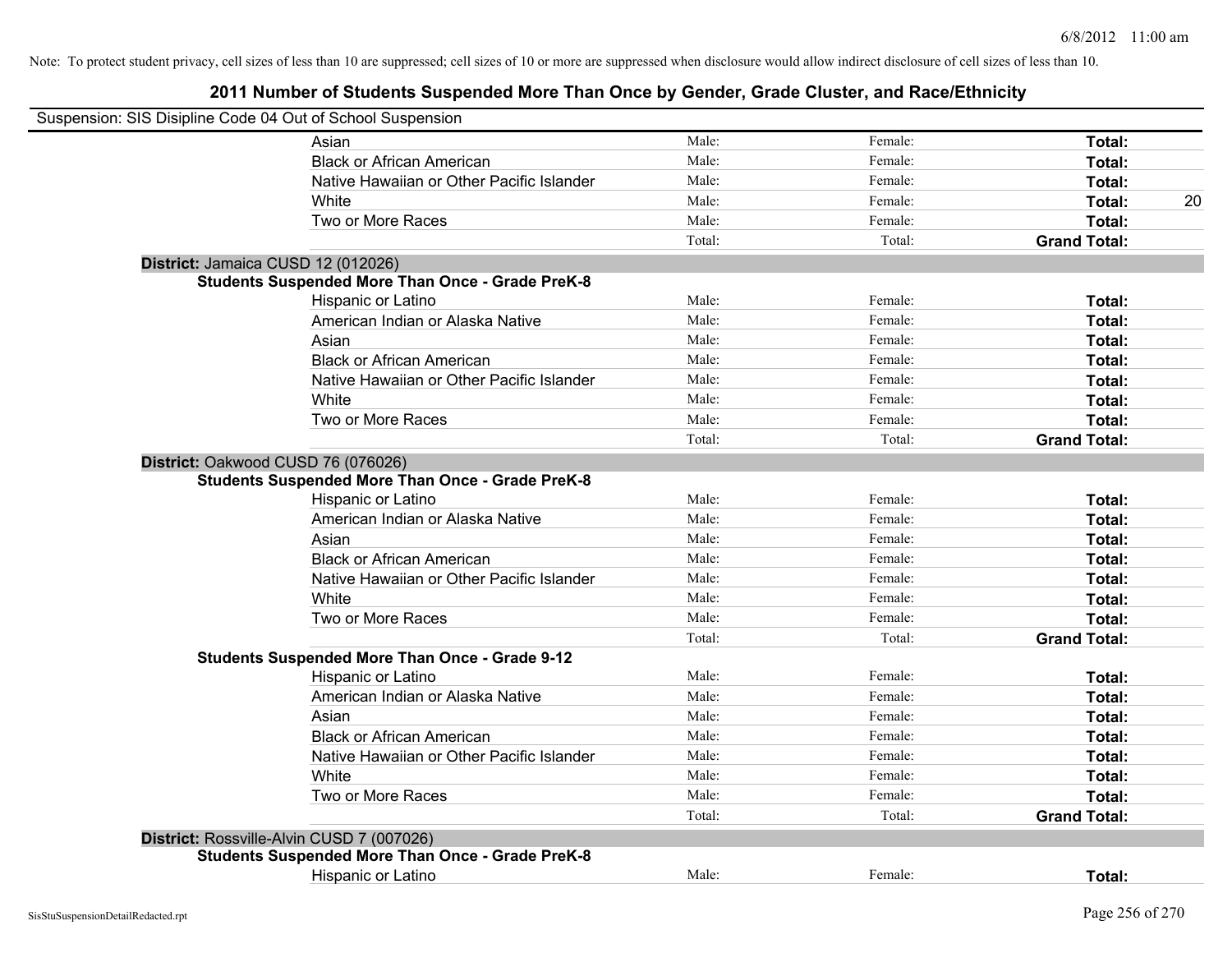Note: To protect student privacy, cell sizes of less than 10 are suppressed; cell sizes of 10 or more are suppressed when disclosure would allow indirect disclosure of cell sizes of less than 10.

## 2011 Number of Students Suspended More Than Once by Gender, Grade Cluster, and Race/Ethnicity

Suspension: SIS Disipline Code 04 Out of School Suspension

| | | | | |
|---|---|---|---|---|
| Asian | Male: | Female: | **Total:** | |
| Black or African American | Male: | Female: | **Total:** | |
| Native Hawaiian or Other Pacific Islander | Male: | Female: | **Total:** | |
| White | Male: | Female: | **Total:** | 20 |
| Two or More Races | Male: | Female: | **Total:** | |
| | Total: | Total: | **Grand Total:** | |

**District:** Jamaica CUSD 12 (012026)

**Students Suspended More Than Once - Grade PreK-8**

| | | | | |
|---|---|---|---|---|
| Hispanic or Latino | Male: | Female: | **Total:** | |
| American Indian or Alaska Native | Male: | Female: | **Total:** | |
| Asian | Male: | Female: | **Total:** | |
| Black or African American | Male: | Female: | **Total:** | |
| Native Hawaiian or Other Pacific Islander | Male: | Female: | **Total:** | |
| White | Male: | Female: | **Total:** | |
| Two or More Races | Male: | Female: | **Total:** | |
| | Total: | Total: | **Grand Total:** | |

**District:** Oakwood CUSD 76 (076026)

**Students Suspended More Than Once - Grade PreK-8**

| | | | | |
|---|---|---|---|---|
| Hispanic or Latino | Male: | Female: | **Total:** | |
| American Indian or Alaska Native | Male: | Female: | **Total:** | |
| Asian | Male: | Female: | **Total:** | |
| Black or African American | Male: | Female: | **Total:** | |
| Native Hawaiian or Other Pacific Islander | Male: | Female: | **Total:** | |
| White | Male: | Female: | **Total:** | |
| Two or More Races | Male: | Female: | **Total:** | |
| | Total: | Total: | **Grand Total:** | |

**Students Suspended More Than Once - Grade 9-12**

| | | | | |
|---|---|---|---|---|
| Hispanic or Latino | Male: | Female: | **Total:** | |
| American Indian or Alaska Native | Male: | Female: | **Total:** | |
| Asian | Male: | Female: | **Total:** | |
| Black or African American | Male: | Female: | **Total:** | |
| Native Hawaiian or Other Pacific Islander | Male: | Female: | **Total:** | |
| White | Male: | Female: | **Total:** | |
| Two or More Races | Male: | Female: | **Total:** | |
| | Total: | Total: | **Grand Total:** | |

**District:** Rossville-Alvin CUSD 7 (007026)

**Students Suspended More Than Once - Grade PreK-8**

| | | | | |
|---|---|---|---|---|
| Hispanic or Latino | Male: | Female: | **Total:** | |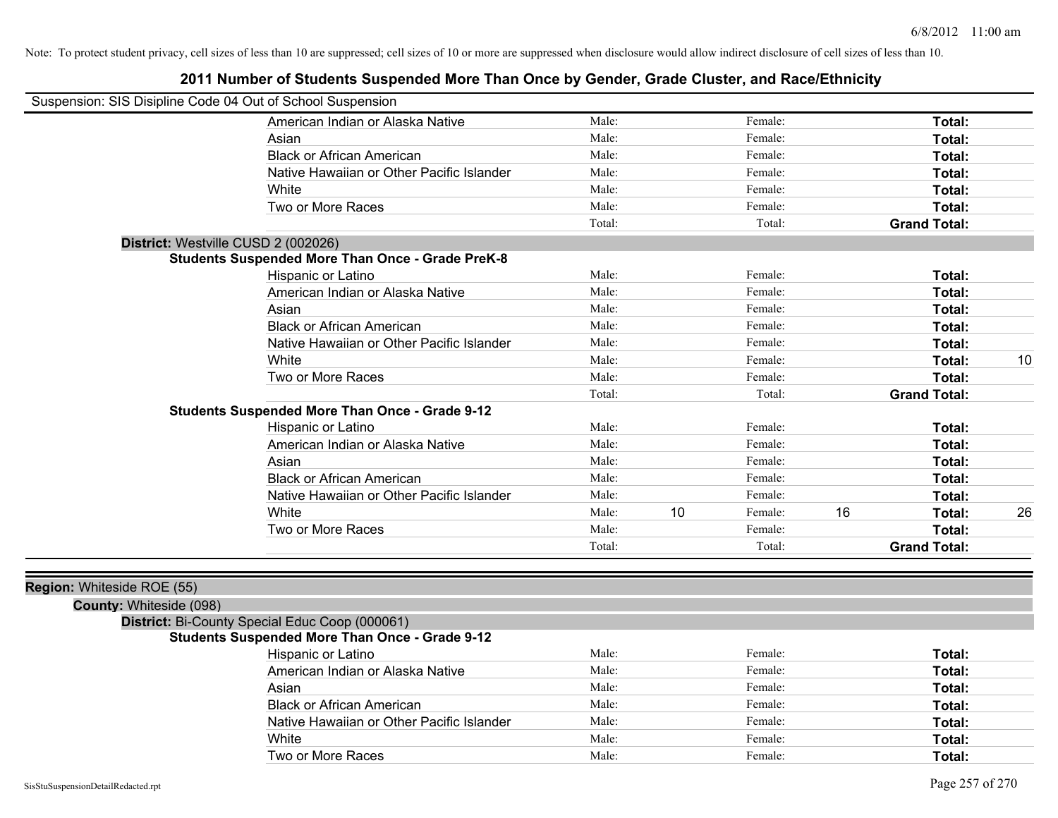Note: To protect student privacy, cell sizes of less than 10 are suppressed; cell sizes of 10 or more are suppressed when disclosure would allow indirect disclosure of cell sizes of less than 10.

# 2011 Number of Students Suspended More Than Once by Gender, Grade Cluster, and Race/Ethnicity

Suspension: SIS Disipline Code 04 Out of School Suspension

| | | | | | |
|---|---|---|---|---|---|
| American Indian or Alaska Native | Male: | Female: | | **Total:** | |
| Asian | Male: | Female: | | **Total:** | |
| Black or African American | Male: | Female: | | **Total:** | |
| Native Hawaiian or Other Pacific Islander | Male: | Female: | | **Total:** | |
| White | Male: | Female: | | **Total:** | |
| Two or More Races | Male: | Female: | | **Total:** | |
| | Total: | Total: | | **Grand Total:** | |

**District:** Westville CUSD 2 (002026)

**Students Suspended More Than Once - Grade PreK-8**

| | Male | | Female | | Total | |
|---|---|---|---|---|---|---|
| Hispanic or Latino | Male: | | Female: | | **Total:** | |
| American Indian or Alaska Native | Male: | | Female: | | **Total:** | |
| Asian | Male: | | Female: | | **Total:** | |
| Black or African American | Male: | | Female: | | **Total:** | |
| Native Hawaiian or Other Pacific Islander | Male: | | Female: | | **Total:** | |
| White | Male: | | Female: | | **Total:** | 10 |
| Two or More Races | Male: | | Female: | | **Total:** | |
| | Total: | | Total: | | **Grand Total:** | |

**Students Suspended More Than Once - Grade 9-12**

| | Male | | Female | | Total | |
|---|---|---|---|---|---|---|
| Hispanic or Latino | Male: | | Female: | | **Total:** | |
| American Indian or Alaska Native | Male: | | Female: | | **Total:** | |
| Asian | Male: | | Female: | | **Total:** | |
| Black or African American | Male: | | Female: | | **Total:** | |
| Native Hawaiian or Other Pacific Islander | Male: | | Female: | | **Total:** | |
| White | Male: | 10 | Female: | 16 | **Total:** | 26 |
| Two or More Races | Male: | | Female: | | **Total:** | |
| | Total: | | Total: | | **Grand Total:** | |

**Region:** Whiteside ROE (55)

**County:** Whiteside (098)

**District:** Bi-County Special Educ Coop (000061)

**Students Suspended More Than Once - Grade 9-12**

| | Male | | Female | | Total | |
|---|---|---|---|---|---|---|
| Hispanic or Latino | Male: | | Female: | | **Total:** | |
| American Indian or Alaska Native | Male: | | Female: | | **Total:** | |
| Asian | Male: | | Female: | | **Total:** | |
| Black or African American | Male: | | Female: | | **Total:** | |
| Native Hawaiian or Other Pacific Islander | Male: | | Female: | | **Total:** | |
| White | Male: | | Female: | | **Total:** | |
| Two or More Races | Male: | | Female: | | **Total:** | |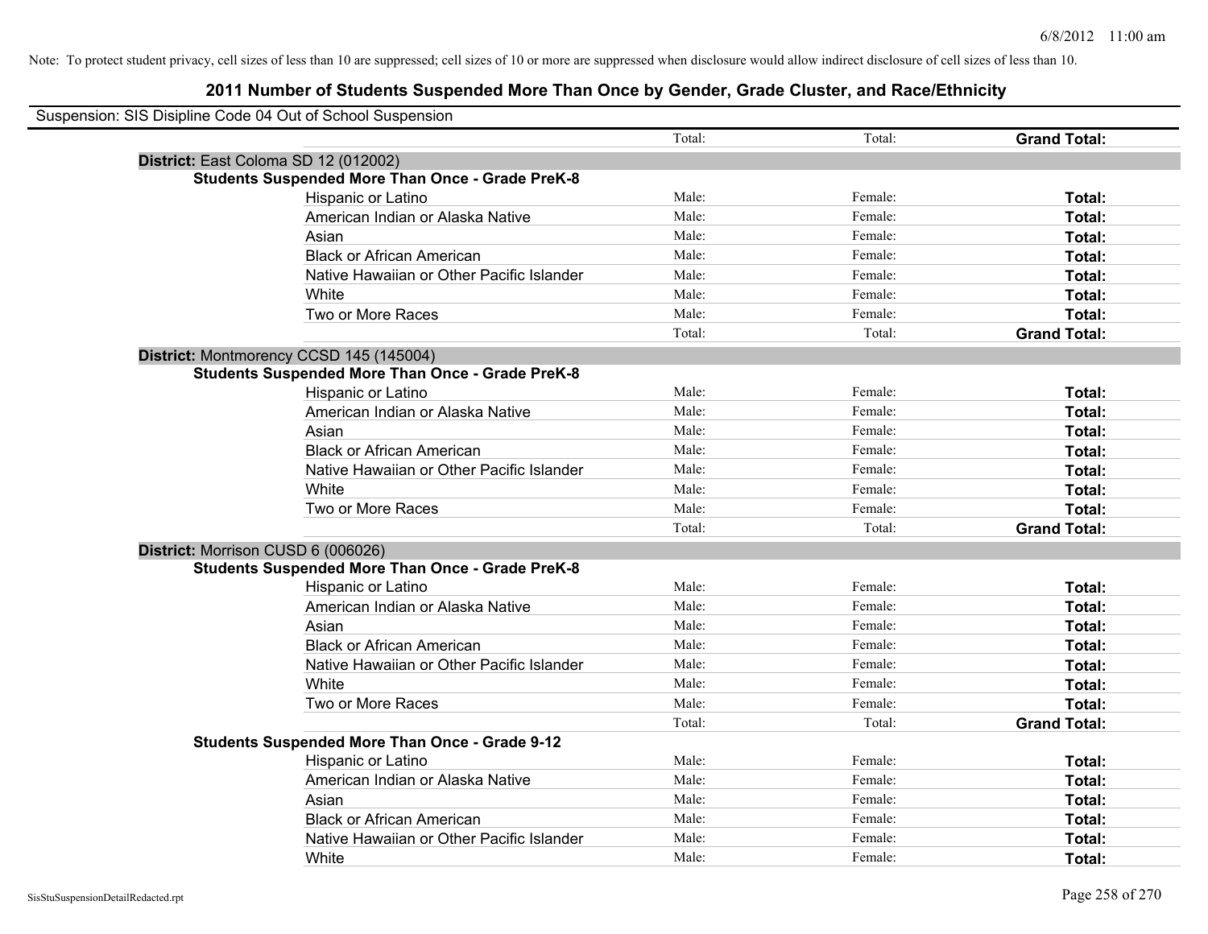Note: To protect student privacy, cell sizes of less than 10 are suppressed; cell sizes of 10 or more are suppressed when disclosure would allow indirect disclosure of cell sizes of less than 10.

# 2011 Number of Students Suspended More Than Once by Gender, Grade Cluster, and Race/Ethnicity

Suspension: SIS Disipline Code 04 Out of School Suspension

| | | | |
|---|---|---|---|
| | Total: | Total: | **Grand Total:** |
| **District:** East Coloma SD 12 (012002) | | | |
| **Students Suspended More Than Once - Grade PreK-8** | | | |
| Hispanic or Latino | Male: | Female: | **Total:** |
| American Indian or Alaska Native | Male: | Female: | **Total:** |
| Asian | Male: | Female: | **Total:** |
| Black or African American | Male: | Female: | **Total:** |
| Native Hawaiian or Other Pacific Islander | Male: | Female: | **Total:** |
| White | Male: | Female: | **Total:** |
| Two or More Races | Male: | Female: | **Total:** |
| | Total: | Total: | **Grand Total:** |
| **District:** Montmorency CCSD 145 (145004) | | | |
| **Students Suspended More Than Once - Grade PreK-8** | | | |
| Hispanic or Latino | Male: | Female: | **Total:** |
| American Indian or Alaska Native | Male: | Female: | **Total:** |
| Asian | Male: | Female: | **Total:** |
| Black or African American | Male: | Female: | **Total:** |
| Native Hawaiian or Other Pacific Islander | Male: | Female: | **Total:** |
| White | Male: | Female: | **Total:** |
| Two or More Races | Male: | Female: | **Total:** |
| | Total: | Total: | **Grand Total:** |
| **District:** Morrison CUSD 6 (006026) | | | |
| **Students Suspended More Than Once - Grade PreK-8** | | | |
| Hispanic or Latino | Male: | Female: | **Total:** |
| American Indian or Alaska Native | Male: | Female: | **Total:** |
| Asian | Male: | Female: | **Total:** |
| Black or African American | Male: | Female: | **Total:** |
| Native Hawaiian or Other Pacific Islander | Male: | Female: | **Total:** |
| White | Male: | Female: | **Total:** |
| Two or More Races | Male: | Female: | **Total:** |
| | Total: | Total: | **Grand Total:** |
| **Students Suspended More Than Once - Grade 9-12** | | | |
| Hispanic or Latino | Male: | Female: | **Total:** |
| American Indian or Alaska Native | Male: | Female: | **Total:** |
| Asian | Male: | Female: | **Total:** |
| Black or African American | Male: | Female: | **Total:** |
| Native Hawaiian or Other Pacific Islander | Male: | Female: | **Total:** |
| White | Male: | Female: | **Total:** |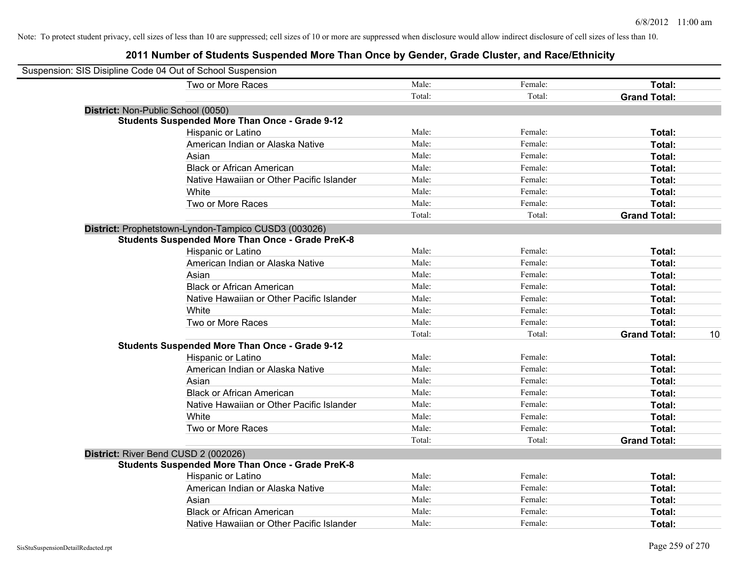Note: To protect student privacy, cell sizes of less than 10 are suppressed; cell sizes of 10 or more are suppressed when disclosure would allow indirect disclosure of cell sizes of less than 10.

## 2011 Number of Students Suspended More Than Once by Gender, Grade Cluster, and Race/Ethnicity

Suspension: SIS Disipline Code 04 Out of School Suspension

| | Male | Female | Total | |
|---|---|---|---|---|
| Two or More Races | Male: | Female: | **Total:** | |
| | Total: | Total: | **Grand Total:** | |
| **District:** Non-Public School (0050) | | | | |
| **Students Suspended More Than Once - Grade 9-12** | | | | |
| Hispanic or Latino | Male: | Female: | **Total:** | |
| American Indian or Alaska Native | Male: | Female: | **Total:** | |
| Asian | Male: | Female: | **Total:** | |
| Black or African American | Male: | Female: | **Total:** | |
| Native Hawaiian or Other Pacific Islander | Male: | Female: | **Total:** | |
| White | Male: | Female: | **Total:** | |
| Two or More Races | Male: | Female: | **Total:** | |
| | Total: | Total: | **Grand Total:** | |
| **District:** Prophetstown-Lyndon-Tampico CUSD3 (003026) | | | | |
| **Students Suspended More Than Once - Grade PreK-8** | | | | |
| Hispanic or Latino | Male: | Female: | **Total:** | |
| American Indian or Alaska Native | Male: | Female: | **Total:** | |
| Asian | Male: | Female: | **Total:** | |
| Black or African American | Male: | Female: | **Total:** | |
| Native Hawaiian or Other Pacific Islander | Male: | Female: | **Total:** | |
| White | Male: | Female: | **Total:** | |
| Two or More Races | Male: | Female: | **Total:** | |
| | Total: | Total: | **Grand Total:** | 10 |
| **Students Suspended More Than Once - Grade 9-12** | | | | |
| Hispanic or Latino | Male: | Female: | **Total:** | |
| American Indian or Alaska Native | Male: | Female: | **Total:** | |
| Asian | Male: | Female: | **Total:** | |
| Black or African American | Male: | Female: | **Total:** | |
| Native Hawaiian or Other Pacific Islander | Male: | Female: | **Total:** | |
| White | Male: | Female: | **Total:** | |
| Two or More Races | Male: | Female: | **Total:** | |
| | Total: | Total: | **Grand Total:** | |
| **District:** River Bend CUSD 2 (002026) | | | | |
| **Students Suspended More Than Once - Grade PreK-8** | | | | |
| Hispanic or Latino | Male: | Female: | **Total:** | |
| American Indian or Alaska Native | Male: | Female: | **Total:** | |
| Asian | Male: | Female: | **Total:** | |
| Black or African American | Male: | Female: | **Total:** | |
| Native Hawaiian or Other Pacific Islander | Male: | Female: | **Total:** | |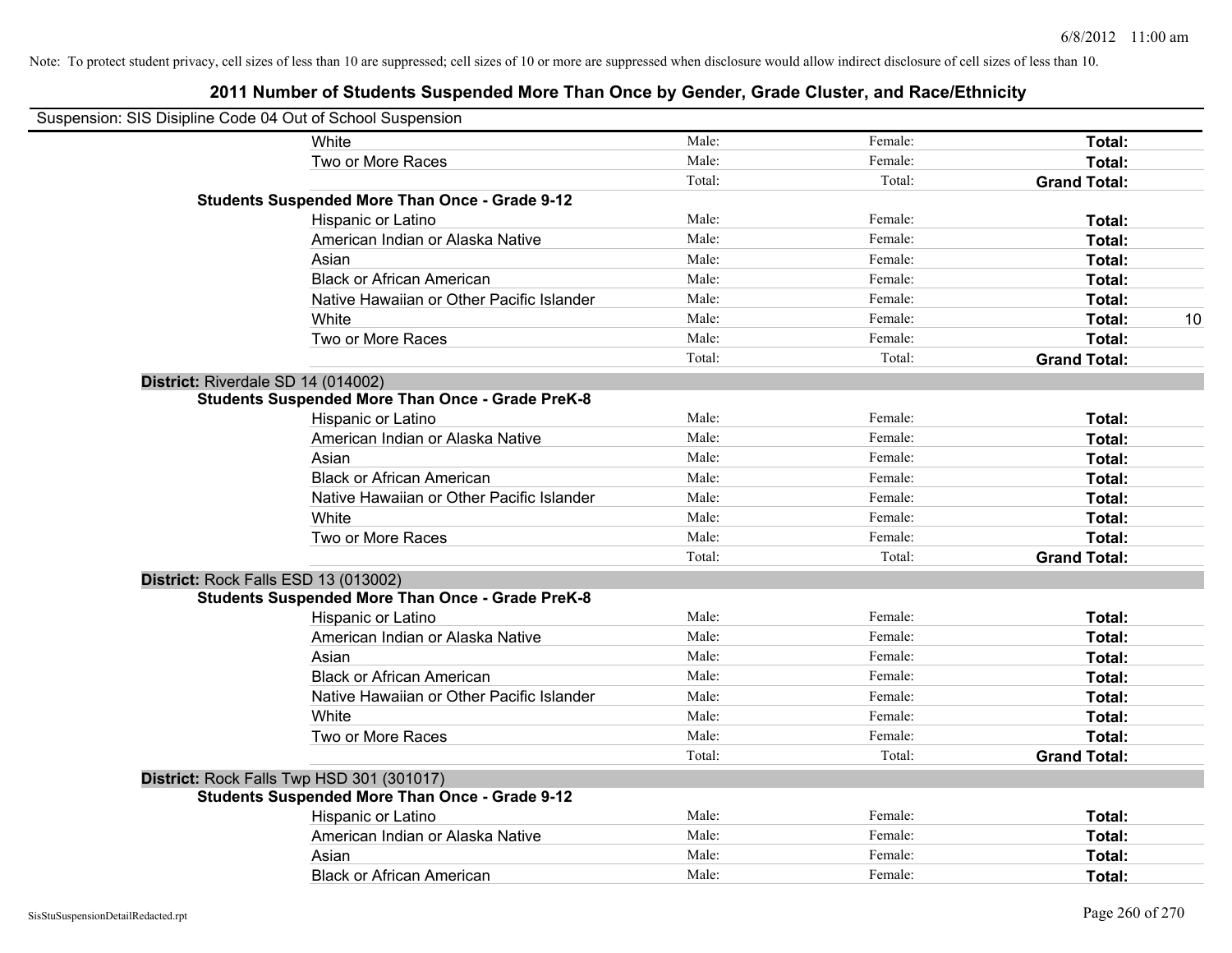Note: To protect student privacy, cell sizes of less than 10 are suppressed; cell sizes of 10 or more are suppressed when disclosure would allow indirect disclosure of cell sizes of less than 10.

## 2011 Number of Students Suspended More Than Once by Gender, Grade Cluster, and Race/Ethnicity

Suspension: SIS Disipline Code 04 Out of School Suspension

| | | | | | |
|---|---|---|---|---|---|
| | White | Male: | Female: | **Total:** | |
| | Two or More Races | Male: | Female: | **Total:** | |
| | | Total: | Total: | **Grand Total:** | |
| **Students Suspended More Than Once - Grade 9-12** | | | | | |
| | Hispanic or Latino | Male: | Female: | **Total:** | |
| | American Indian or Alaska Native | Male: | Female: | **Total:** | |
| | Asian | Male: | Female: | **Total:** | |
| | Black or African American | Male: | Female: | **Total:** | |
| | Native Hawaiian or Other Pacific Islander | Male: | Female: | **Total:** | |
| | White | Male: | Female: | **Total:** | 10 |
| | Two or More Races | Male: | Female: | **Total:** | |
| | | Total: | Total: | **Grand Total:** | |
| **District:** Riverdale SD 14 (014002) | | | | | |
| **Students Suspended More Than Once - Grade PreK-8** | | | | | |
| | Hispanic or Latino | Male: | Female: | **Total:** | |
| | American Indian or Alaska Native | Male: | Female: | **Total:** | |
| | Asian | Male: | Female: | **Total:** | |
| | Black or African American | Male: | Female: | **Total:** | |
| | Native Hawaiian or Other Pacific Islander | Male: | Female: | **Total:** | |
| | White | Male: | Female: | **Total:** | |
| | Two or More Races | Male: | Female: | **Total:** | |
| | | Total: | Total: | **Grand Total:** | |
| **District:** Rock Falls ESD 13 (013002) | | | | | |
| **Students Suspended More Than Once - Grade PreK-8** | | | | | |
| | Hispanic or Latino | Male: | Female: | **Total:** | |
| | American Indian or Alaska Native | Male: | Female: | **Total:** | |
| | Asian | Male: | Female: | **Total:** | |
| | Black or African American | Male: | Female: | **Total:** | |
| | Native Hawaiian or Other Pacific Islander | Male: | Female: | **Total:** | |
| | White | Male: | Female: | **Total:** | |
| | Two or More Races | Male: | Female: | **Total:** | |
| | | Total: | Total: | **Grand Total:** | |
| **District:** Rock Falls Twp HSD 301 (301017) | | | | | |
| **Students Suspended More Than Once - Grade 9-12** | | | | | |
| | Hispanic or Latino | Male: | Female: | **Total:** | |
| | American Indian or Alaska Native | Male: | Female: | **Total:** | |
| | Asian | Male: | Female: | **Total:** | |
| | Black or African American | Male: | Female: | **Total:** | |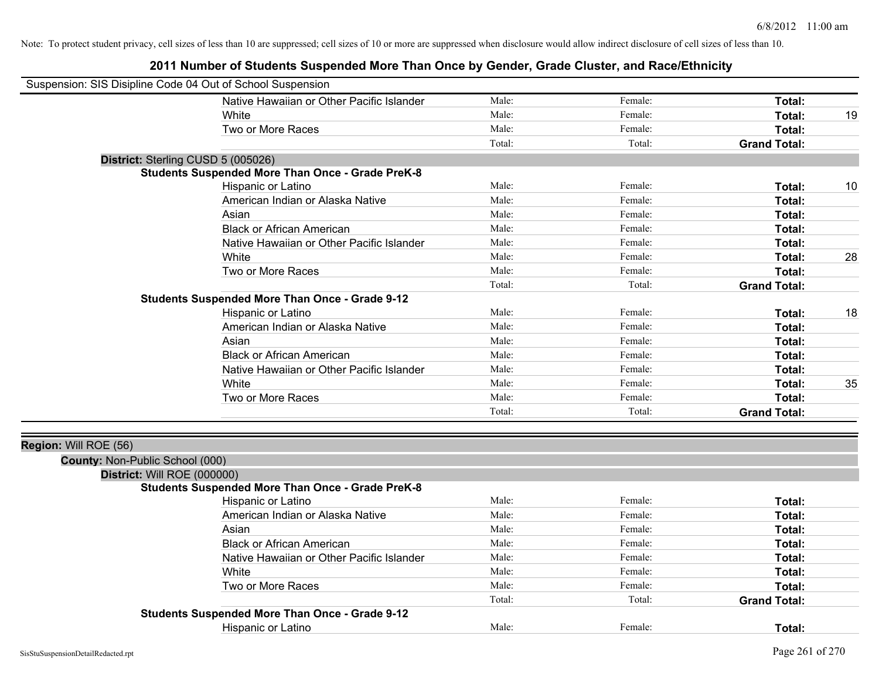Note: To protect student privacy, cell sizes of less than 10 are suppressed; cell sizes of 10 or more are suppressed when disclosure would allow indirect disclosure of cell sizes of less than 10.

## 2011 Number of Students Suspended More Than Once by Gender, Grade Cluster, and Race/Ethnicity

Suspension: SIS Disipline Code 04 Out of School Suspension

| | Male | Female | Total | |
|---|---|---|---|---|
| Native Hawaiian or Other Pacific Islander | Male: | Female: | **Total:** | |
| White | Male: | Female: | **Total:** | 19 |
| Two or More Races | Male: | Female: | **Total:** | |
| | Total: | Total: | **Grand Total:** | |

**District:** Sterling CUSD 5 (005026)

**Students Suspended More Than Once - Grade PreK-8**

| | Male | Female | Total | |
|---|---|---|---|---|
| Hispanic or Latino | Male: | Female: | **Total:** | 10 |
| American Indian or Alaska Native | Male: | Female: | **Total:** | |
| Asian | Male: | Female: | **Total:** | |
| Black or African American | Male: | Female: | **Total:** | |
| Native Hawaiian or Other Pacific Islander | Male: | Female: | **Total:** | |
| White | Male: | Female: | **Total:** | 28 |
| Two or More Races | Male: | Female: | **Total:** | |
| | Total: | Total: | **Grand Total:** | |

**Students Suspended More Than Once - Grade 9-12**

| | Male | Female | Total | |
|---|---|---|---|---|
| Hispanic or Latino | Male: | Female: | **Total:** | 18 |
| American Indian or Alaska Native | Male: | Female: | **Total:** | |
| Asian | Male: | Female: | **Total:** | |
| Black or African American | Male: | Female: | **Total:** | |
| Native Hawaiian or Other Pacific Islander | Male: | Female: | **Total:** | |
| White | Male: | Female: | **Total:** | 35 |
| Two or More Races | Male: | Female: | **Total:** | |
| | Total: | Total: | **Grand Total:** | |

**Region:** Will ROE (56)

**County:** Non-Public School (000)

**District:** Will ROE (000000)

**Students Suspended More Than Once - Grade PreK-8**

| | Male | Female | Total | |
|---|---|---|---|---|
| Hispanic or Latino | Male: | Female: | **Total:** | |
| American Indian or Alaska Native | Male: | Female: | **Total:** | |
| Asian | Male: | Female: | **Total:** | |
| Black or African American | Male: | Female: | **Total:** | |
| Native Hawaiian or Other Pacific Islander | Male: | Female: | **Total:** | |
| White | Male: | Female: | **Total:** | |
| Two or More Races | Male: | Female: | **Total:** | |
| | Total: | Total: | **Grand Total:** | |

**Students Suspended More Than Once - Grade 9-12**

| | Male | Female | Total | |
|---|---|---|---|---|
| Hispanic or Latino | Male: | Female: | **Total:** | |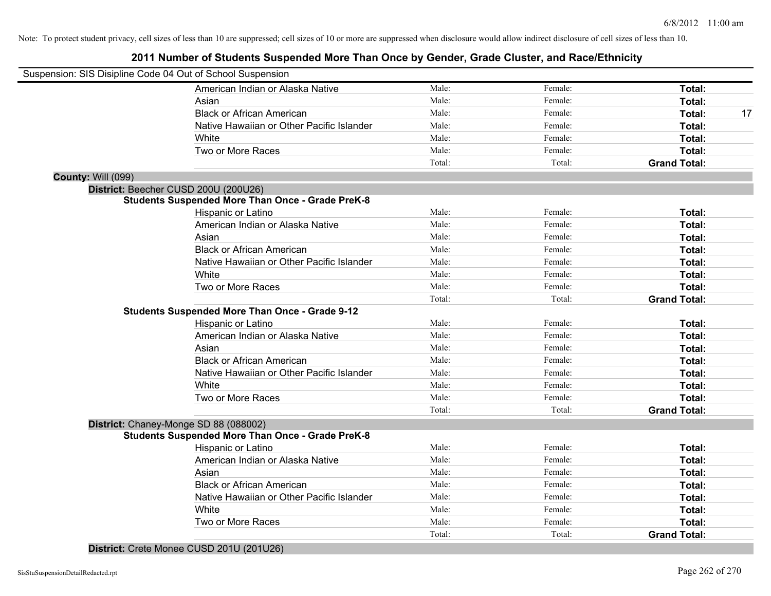Note: To protect student privacy, cell sizes of less than 10 are suppressed; cell sizes of 10 or more are suppressed when disclosure would allow indirect disclosure of cell sizes of less than 10.

# 2011 Number of Students Suspended More Than Once by Gender, Grade Cluster, and Race/Ethnicity

Suspension: SIS Disipline Code 04 Out of School Suspension

| | | | |
|---|---|---|---|
| American Indian or Alaska Native | Male: | Female: | **Total:** |
| Asian | Male: | Female: | **Total:** |
| Black or African American | Male: | Female: | **Total:** 17 |
| Native Hawaiian or Other Pacific Islander | Male: | Female: | **Total:** |
| White | Male: | Female: | **Total:** |
| Two or More Races | Male: | Female: | **Total:** |
| | Total: | Total: | **Grand Total:** |

**County:** Will (099)

**District:** Beecher CUSD 200U (200U26)

**Students Suspended More Than Once - Grade PreK-8**

| | | | |
|---|---|---|---|
| Hispanic or Latino | Male: | Female: | **Total:** |
| American Indian or Alaska Native | Male: | Female: | **Total:** |
| Asian | Male: | Female: | **Total:** |
| Black or African American | Male: | Female: | **Total:** |
| Native Hawaiian or Other Pacific Islander | Male: | Female: | **Total:** |
| White | Male: | Female: | **Total:** |
| Two or More Races | Male: | Female: | **Total:** |
| | Total: | Total: | **Grand Total:** |

**Students Suspended More Than Once - Grade 9-12**

| | | | |
|---|---|---|---|
| Hispanic or Latino | Male: | Female: | **Total:** |
| American Indian or Alaska Native | Male: | Female: | **Total:** |
| Asian | Male: | Female: | **Total:** |
| Black or African American | Male: | Female: | **Total:** |
| Native Hawaiian or Other Pacific Islander | Male: | Female: | **Total:** |
| White | Male: | Female: | **Total:** |
| Two or More Races | Male: | Female: | **Total:** |
| | Total: | Total: | **Grand Total:** |

**District:** Chaney-Monge SD 88 (088002)

**Students Suspended More Than Once - Grade PreK-8**

| | | | |
|---|---|---|---|
| Hispanic or Latino | Male: | Female: | **Total:** |
| American Indian or Alaska Native | Male: | Female: | **Total:** |
| Asian | Male: | Female: | **Total:** |
| Black or African American | Male: | Female: | **Total:** |
| Native Hawaiian or Other Pacific Islander | Male: | Female: | **Total:** |
| White | Male: | Female: | **Total:** |
| Two or More Races | Male: | Female: | **Total:** |
| | Total: | Total: | **Grand Total:** |

**District:** Crete Monee CUSD 201U (201U26)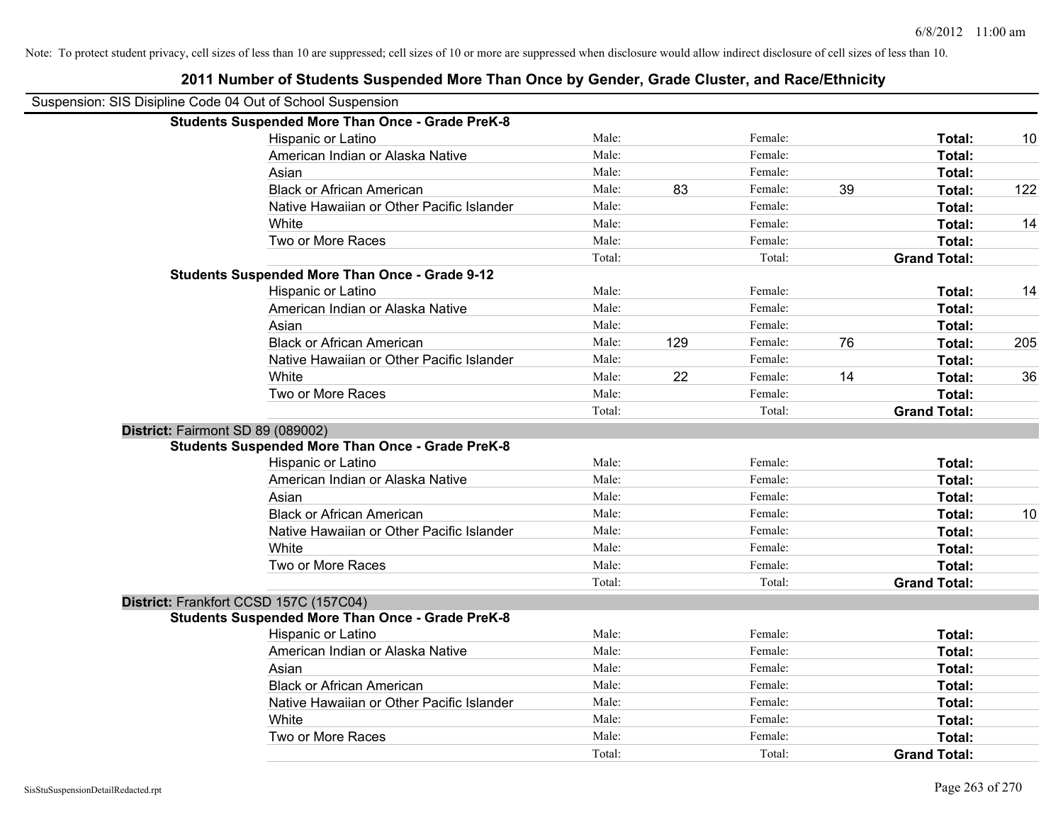Note: To protect student privacy, cell sizes of less than 10 are suppressed; cell sizes of 10 or more are suppressed when disclosure would allow indirect disclosure of cell sizes of less than 10.

# 2011 Number of Students Suspended More Than Once by Gender, Grade Cluster, and Race/Ethnicity

Suspension: SIS Disipline Code 04 Out of School Suspension

**Students Suspended More Than Once - Grade PreK-8**

| Race/Ethnicity | Male: | | Female: | | Total: | |
|---|---|---|---|---|---|---|
| Hispanic or Latino | Male: | | Female: | | **Total:** | 10 |
| American Indian or Alaska Native | Male: | | Female: | | **Total:** | |
| Asian | Male: | | Female: | | **Total:** | |
| Black or African American | Male: | 83 | Female: | 39 | **Total:** | 122 |
| Native Hawaiian or Other Pacific Islander | Male: | | Female: | | **Total:** | |
| White | Male: | | Female: | | **Total:** | 14 |
| Two or More Races | Male: | | Female: | | **Total:** | |
| | Total: | | Total: | | **Grand Total:** | |

**Students Suspended More Than Once - Grade 9-12**

| Race/Ethnicity | Male: | | Female: | | Total: | |
|---|---|---|---|---|---|---|
| Hispanic or Latino | Male: | | Female: | | **Total:** | 14 |
| American Indian or Alaska Native | Male: | | Female: | | **Total:** | |
| Asian | Male: | | Female: | | **Total:** | |
| Black or African American | Male: | 129 | Female: | 76 | **Total:** | 205 |
| Native Hawaiian or Other Pacific Islander | Male: | | Female: | | **Total:** | |
| White | Male: | 22 | Female: | 14 | **Total:** | 36 |
| Two or More Races | Male: | | Female: | | **Total:** | |
| | Total: | | Total: | | **Grand Total:** | |

**District:** Fairmont SD 89 (089002)

**Students Suspended More Than Once - Grade PreK-8**

| Race/Ethnicity | Male: | | Female: | | Total: | |
|---|---|---|---|---|---|---|
| Hispanic or Latino | Male: | | Female: | | **Total:** | |
| American Indian or Alaska Native | Male: | | Female: | | **Total:** | |
| Asian | Male: | | Female: | | **Total:** | |
| Black or African American | Male: | | Female: | | **Total:** | 10 |
| Native Hawaiian or Other Pacific Islander | Male: | | Female: | | **Total:** | |
| White | Male: | | Female: | | **Total:** | |
| Two or More Races | Male: | | Female: | | **Total:** | |
| | Total: | | Total: | | **Grand Total:** | |

**District:** Frankfort CCSD 157C (157C04)

**Students Suspended More Than Once - Grade PreK-8**

| Race/Ethnicity | Male: | | Female: | | Total: | |
|---|---|---|---|---|---|---|
| Hispanic or Latino | Male: | | Female: | | **Total:** | |
| American Indian or Alaska Native | Male: | | Female: | | **Total:** | |
| Asian | Male: | | Female: | | **Total:** | |
| Black or African American | Male: | | Female: | | **Total:** | |
| Native Hawaiian or Other Pacific Islander | Male: | | Female: | | **Total:** | |
| White | Male: | | Female: | | **Total:** | |
| Two or More Races | Male: | | Female: | | **Total:** | |
| | Total: | | Total: | | **Grand Total:** | |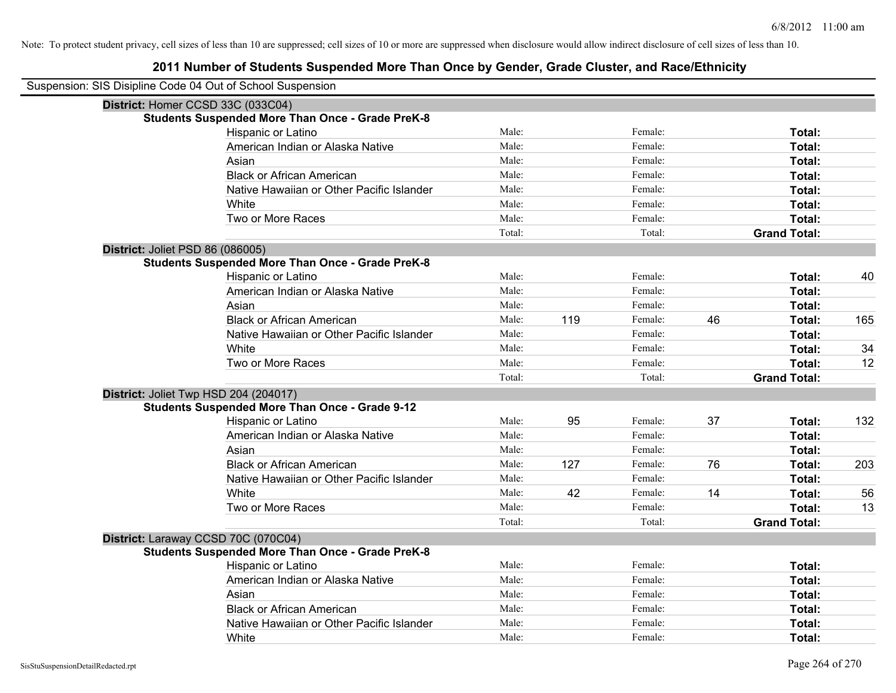Note: To protect student privacy, cell sizes of less than 10 are suppressed; cell sizes of 10 or more are suppressed when disclosure would allow indirect disclosure of cell sizes of less than 10.

# 2011 Number of Students Suspended More Than Once by Gender, Grade Cluster, and Race/Ethnicity

Suspension: SIS Disipline Code 04 Out of School Suspension

**District:** Homer CCSD 33C (033C04)

**Students Suspended More Than Once - Grade PreK-8**

| Race/Ethnicity | | Male | | Female | | Total |
|---|---|---|---|---|---|---|
| Hispanic or Latino | Male: | | Female: | | **Total:** | |
| American Indian or Alaska Native | Male: | | Female: | | **Total:** | |
| Asian | Male: | | Female: | | **Total:** | |
| Black or African American | Male: | | Female: | | **Total:** | |
| Native Hawaiian or Other Pacific Islander | Male: | | Female: | | **Total:** | |
| White | Male: | | Female: | | **Total:** | |
| Two or More Races | Male: | | Female: | | **Total:** | |
| | Total: | | Total: | | **Grand Total:** | |

**District:** Joliet PSD 86 (086005)

**Students Suspended More Than Once - Grade PreK-8**

| Race/Ethnicity | | Male | | Female | | Total |
|---|---|---|---|---|---|---|
| Hispanic or Latino | Male: | | Female: | | **Total:** | 40 |
| American Indian or Alaska Native | Male: | | Female: | | **Total:** | |
| Asian | Male: | | Female: | | **Total:** | |
| Black or African American | Male: | 119 | Female: | 46 | **Total:** | 165 |
| Native Hawaiian or Other Pacific Islander | Male: | | Female: | | **Total:** | |
| White | Male: | | Female: | | **Total:** | 34 |
| Two or More Races | Male: | | Female: | | **Total:** | 12 |
| | Total: | | Total: | | **Grand Total:** | |

**District:** Joliet Twp HSD 204 (204017)

**Students Suspended More Than Once - Grade 9-12**

| Race/Ethnicity | | Male | | Female | | Total |
|---|---|---|---|---|---|---|
| Hispanic or Latino | Male: | 95 | Female: | 37 | **Total:** | 132 |
| American Indian or Alaska Native | Male: | | Female: | | **Total:** | |
| Asian | Male: | | Female: | | **Total:** | |
| Black or African American | Male: | 127 | Female: | 76 | **Total:** | 203 |
| Native Hawaiian or Other Pacific Islander | Male: | | Female: | | **Total:** | |
| White | Male: | 42 | Female: | 14 | **Total:** | 56 |
| Two or More Races | Male: | | Female: | | **Total:** | 13 |
| | Total: | | Total: | | **Grand Total:** | |

**District:** Laraway CCSD 70C (070C04)

**Students Suspended More Than Once - Grade PreK-8**

| Race/Ethnicity | | Male | | Female | | Total |
|---|---|---|---|---|---|---|
| Hispanic or Latino | Male: | | Female: | | **Total:** | |
| American Indian or Alaska Native | Male: | | Female: | | **Total:** | |
| Asian | Male: | | Female: | | **Total:** | |
| Black or African American | Male: | | Female: | | **Total:** | |
| Native Hawaiian or Other Pacific Islander | Male: | | Female: | | **Total:** | |
| White | Male: | | Female: | | **Total:** | |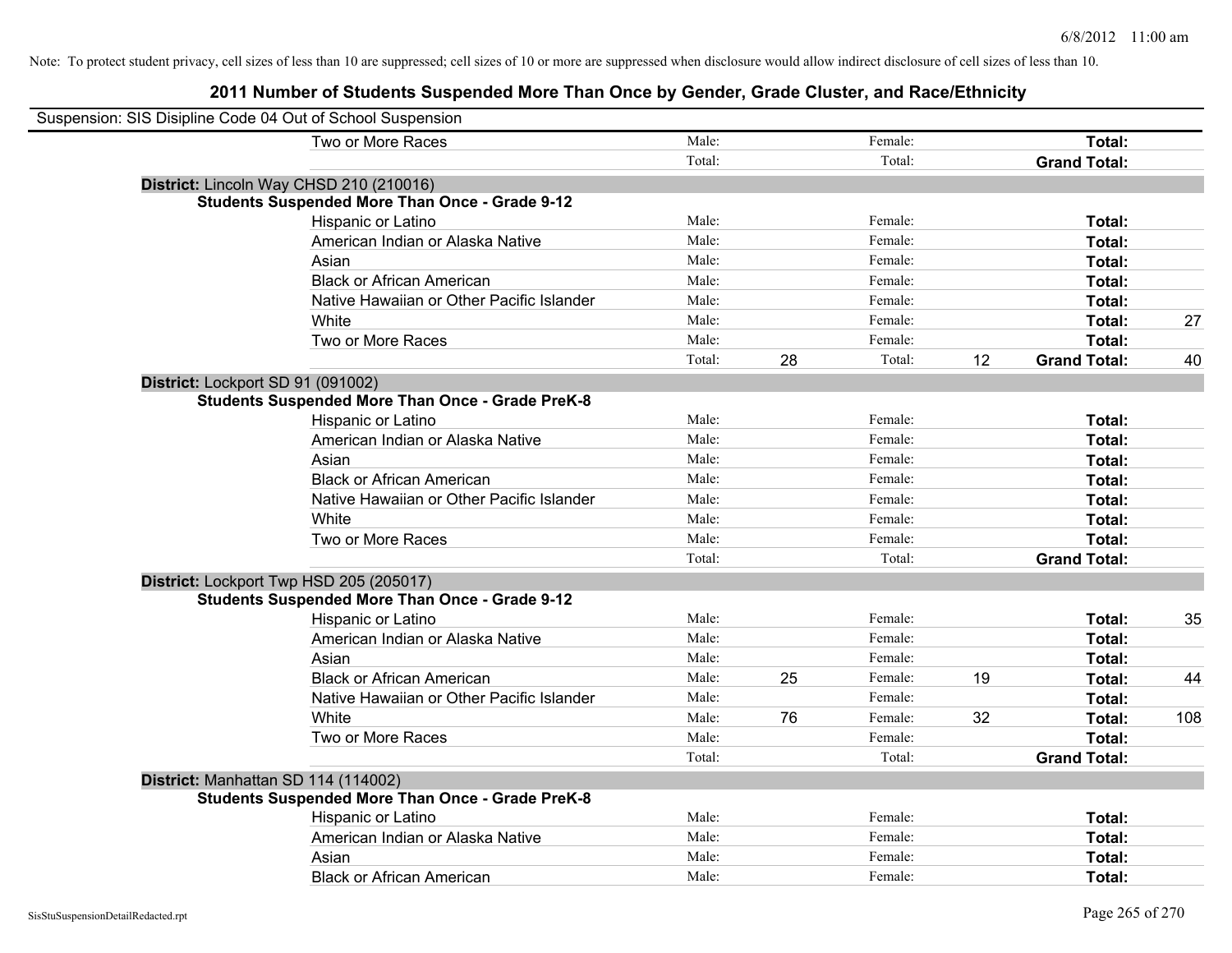Note: To protect student privacy, cell sizes of less than 10 are suppressed; cell sizes of 10 or more are suppressed when disclosure would allow indirect disclosure of cell sizes of less than 10.

## 2011 Number of Students Suspended More Than Once by Gender, Grade Cluster, and Race/Ethnicity

Suspension: SIS Disipline Code 04 Out of School Suspension

| | | | | | | |
|---|---|---|---|---|---|---|
| Two or More Races | Male: | | Female: | | **Total:** | |
| | Total: | | Total: | | **Grand Total:** | |

**District:** Lincoln Way CHSD 210 (210016)

**Students Suspended More Than Once - Grade 9-12**

| | | | | | | |
|---|---|---|---|---|---|---|
| Hispanic or Latino | Male: | | Female: | | **Total:** | |
| American Indian or Alaska Native | Male: | | Female: | | **Total:** | |
| Asian | Male: | | Female: | | **Total:** | |
| Black or African American | Male: | | Female: | | **Total:** | |
| Native Hawaiian or Other Pacific Islander | Male: | | Female: | | **Total:** | |
| White | Male: | | Female: | | **Total:** | 27 |
| Two or More Races | Male: | | Female: | | **Total:** | |
| | Total: | 28 | Total: | 12 | **Grand Total:** | 40 |

**District:** Lockport SD 91 (091002)

**Students Suspended More Than Once - Grade PreK-8**

| | | | | | | |
|---|---|---|---|---|---|---|
| Hispanic or Latino | Male: | | Female: | | **Total:** | |
| American Indian or Alaska Native | Male: | | Female: | | **Total:** | |
| Asian | Male: | | Female: | | **Total:** | |
| Black or African American | Male: | | Female: | | **Total:** | |
| Native Hawaiian or Other Pacific Islander | Male: | | Female: | | **Total:** | |
| White | Male: | | Female: | | **Total:** | |
| Two or More Races | Male: | | Female: | | **Total:** | |
| | Total: | | Total: | | **Grand Total:** | |

**District:** Lockport Twp HSD 205 (205017)

**Students Suspended More Than Once - Grade 9-12**

| | | | | | | |
|---|---|---|---|---|---|---|
| Hispanic or Latino | Male: | | Female: | | **Total:** | 35 |
| American Indian or Alaska Native | Male: | | Female: | | **Total:** | |
| Asian | Male: | | Female: | | **Total:** | |
| Black or African American | Male: | 25 | Female: | 19 | **Total:** | 44 |
| Native Hawaiian or Other Pacific Islander | Male: | | Female: | | **Total:** | |
| White | Male: | 76 | Female: | 32 | **Total:** | 108 |
| Two or More Races | Male: | | Female: | | **Total:** | |
| | Total: | | Total: | | **Grand Total:** | |

**District:** Manhattan SD 114 (114002)

**Students Suspended More Than Once - Grade PreK-8**

| | | | | | | |
|---|---|---|---|---|---|---|
| Hispanic or Latino | Male: | | Female: | | **Total:** | |
| American Indian or Alaska Native | Male: | | Female: | | **Total:** | |
| Asian | Male: | | Female: | | **Total:** | |
| Black or African American | Male: | | Female: | | **Total:** | |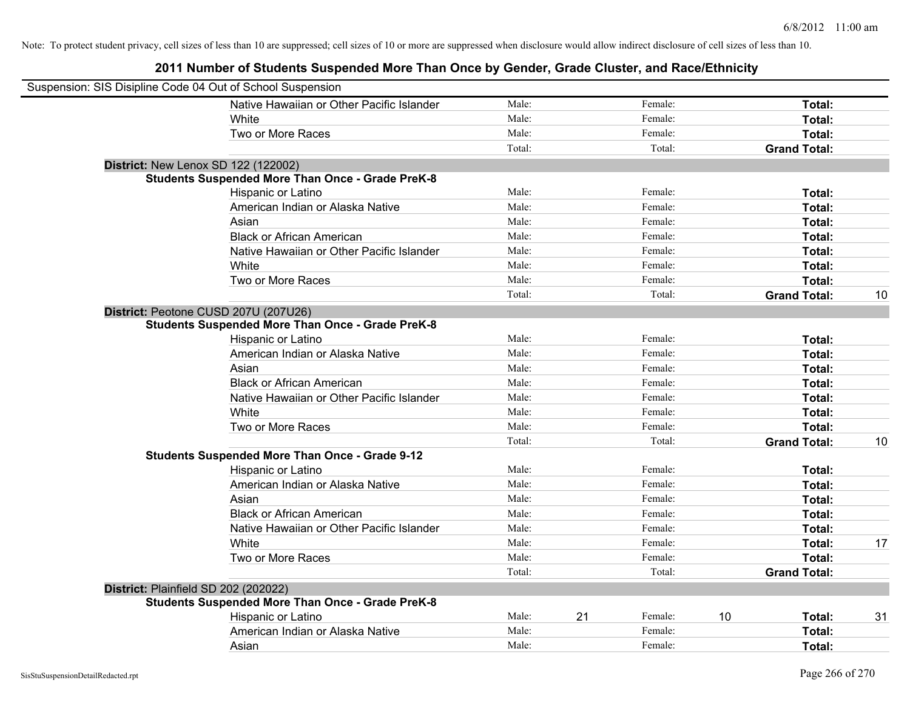Note: To protect student privacy, cell sizes of less than 10 are suppressed; cell sizes of 10 or more are suppressed when disclosure would allow indirect disclosure of cell sizes of less than 10.

## 2011 Number of Students Suspended More Than Once by Gender, Grade Cluster, and Race/Ethnicity

Suspension: SIS Disipline Code 04 Out of School Suspension

| | | | | | | | |
|---|---|---|---|---|---|---|---|
| Native Hawaiian or Other Pacific Islander | Male: | | Female: | | **Total:** | |
| White | Male: | | Female: | | **Total:** | |
| Two or More Races | Male: | | Female: | | **Total:** | |
| | Total: | | Total: | | **Grand Total:** | |

**District:** New Lenox SD 122 (122002)

**Students Suspended More Than Once - Grade PreK-8**

| | | | | | | |
|---|---|---|---|---|---|---|
| Hispanic or Latino | Male: | | Female: | | **Total:** | |
| American Indian or Alaska Native | Male: | | Female: | | **Total:** | |
| Asian | Male: | | Female: | | **Total:** | |
| Black or African American | Male: | | Female: | | **Total:** | |
| Native Hawaiian or Other Pacific Islander | Male: | | Female: | | **Total:** | |
| White | Male: | | Female: | | **Total:** | |
| Two or More Races | Male: | | Female: | | **Total:** | |
| | Total: | | Total: | | **Grand Total:** | 10 |

**District:** Peotone CUSD 207U (207U26)

**Students Suspended More Than Once - Grade PreK-8**

| | | | | | | |
|---|---|---|---|---|---|---|
| Hispanic or Latino | Male: | | Female: | | **Total:** | |
| American Indian or Alaska Native | Male: | | Female: | | **Total:** | |
| Asian | Male: | | Female: | | **Total:** | |
| Black or African American | Male: | | Female: | | **Total:** | |
| Native Hawaiian or Other Pacific Islander | Male: | | Female: | | **Total:** | |
| White | Male: | | Female: | | **Total:** | |
| Two or More Races | Male: | | Female: | | **Total:** | |
| | Total: | | Total: | | **Grand Total:** | 10 |

**Students Suspended More Than Once - Grade 9-12**

| | | | | | | |
|---|---|---|---|---|---|---|
| Hispanic or Latino | Male: | | Female: | | **Total:** | |
| American Indian or Alaska Native | Male: | | Female: | | **Total:** | |
| Asian | Male: | | Female: | | **Total:** | |
| Black or African American | Male: | | Female: | | **Total:** | |
| Native Hawaiian or Other Pacific Islander | Male: | | Female: | | **Total:** | |
| White | Male: | | Female: | | **Total:** | 17 |
| Two or More Races | Male: | | Female: | | **Total:** | |
| | Total: | | Total: | | **Grand Total:** | |

**District:** Plainfield SD 202 (202022)

**Students Suspended More Than Once - Grade PreK-8**

| | | | | | | |
|---|---|---|---|---|---|---|
| Hispanic or Latino | Male: | 21 | Female: | 10 | **Total:** | 31 |
| American Indian or Alaska Native | Male: | | Female: | | **Total:** | |
| Asian | Male: | | Female: | | **Total:** | |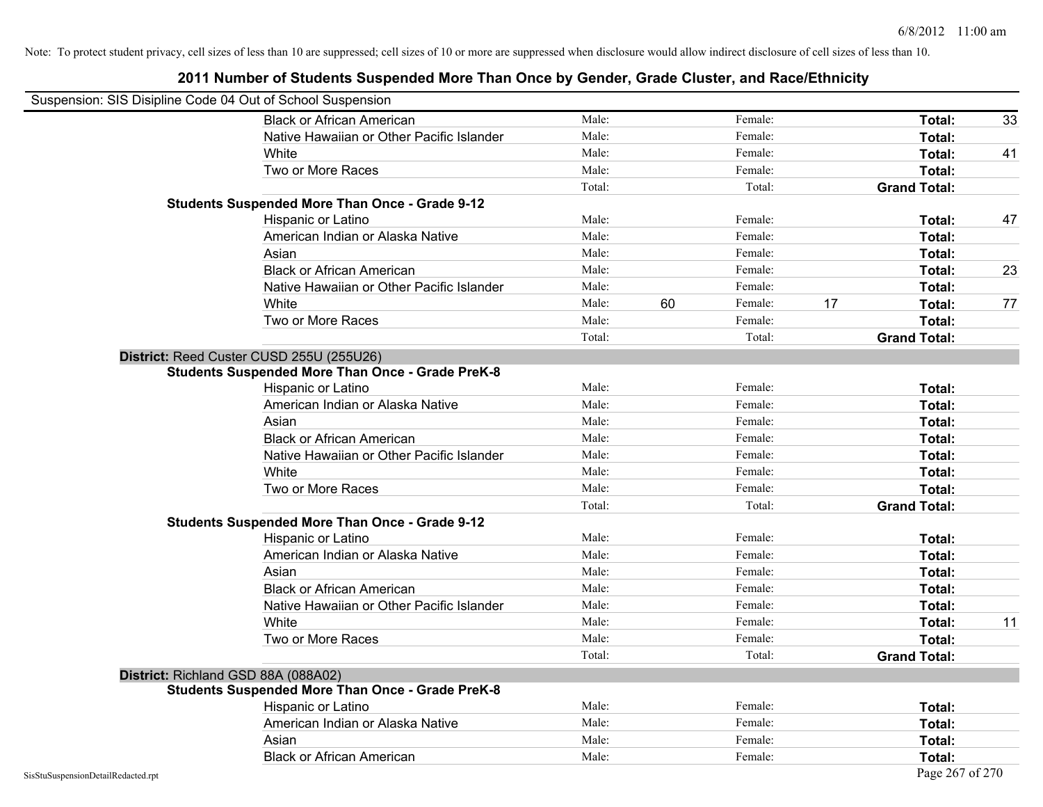Note: To protect student privacy, cell sizes of less than 10 are suppressed; cell sizes of 10 or more are suppressed when disclosure would allow indirect disclosure of cell sizes of less than 10.

# 2011 Number of Students Suspended More Than Once by Gender, Grade Cluster, and Race/Ethnicity

Suspension: SIS Disipline Code 04 Out of School Suspension

| | | | | | | |
|---|---|---|---|---|---|---|
| Black or African American | Male: | | Female: | | **Total:** | 33 |
| Native Hawaiian or Other Pacific Islander | Male: | | Female: | | **Total:** | |
| White | Male: | | Female: | | **Total:** | 41 |
| Two or More Races | Male: | | Female: | | **Total:** | |
| | Total: | | Total: | | **Grand Total:** | |

**Students Suspended More Than Once - Grade 9-12**

| | | | | | | |
|---|---|---|---|---|---|---|
| Hispanic or Latino | Male: | | Female: | | **Total:** | 47 |
| American Indian or Alaska Native | Male: | | Female: | | **Total:** | |
| Asian | Male: | | Female: | | **Total:** | |
| Black or African American | Male: | | Female: | | **Total:** | 23 |
| Native Hawaiian or Other Pacific Islander | Male: | | Female: | | **Total:** | |
| White | Male: | 60 | Female: | 17 | **Total:** | 77 |
| Two or More Races | Male: | | Female: | | **Total:** | |
| | Total: | | Total: | | **Grand Total:** | |

**District:** Reed Custer CUSD 255U (255U26)

**Students Suspended More Than Once - Grade PreK-8**

| | | | | | | |
|---|---|---|---|---|---|---|
| Hispanic or Latino | Male: | | Female: | | **Total:** | |
| American Indian or Alaska Native | Male: | | Female: | | **Total:** | |
| Asian | Male: | | Female: | | **Total:** | |
| Black or African American | Male: | | Female: | | **Total:** | |
| Native Hawaiian or Other Pacific Islander | Male: | | Female: | | **Total:** | |
| White | Male: | | Female: | | **Total:** | |
| Two or More Races | Male: | | Female: | | **Total:** | |
| | Total: | | Total: | | **Grand Total:** | |

**Students Suspended More Than Once - Grade 9-12**

| | | | | | | |
|---|---|---|---|---|---|---|
| Hispanic or Latino | Male: | | Female: | | **Total:** | |
| American Indian or Alaska Native | Male: | | Female: | | **Total:** | |
| Asian | Male: | | Female: | | **Total:** | |
| Black or African American | Male: | | Female: | | **Total:** | |
| Native Hawaiian or Other Pacific Islander | Male: | | Female: | | **Total:** | |
| White | Male: | | Female: | | **Total:** | 11 |
| Two or More Races | Male: | | Female: | | **Total:** | |
| | Total: | | Total: | | **Grand Total:** | |

**District:** Richland GSD 88A (088A02)

**Students Suspended More Than Once - Grade PreK-8**

| | | | | | | |
|---|---|---|---|---|---|---|
| Hispanic or Latino | Male: | | Female: | | **Total:** | |
| American Indian or Alaska Native | Male: | | Female: | | **Total:** | |
| Asian | Male: | | Female: | | **Total:** | |
| Black or African American | Male: | | Female: | | **Total:** | |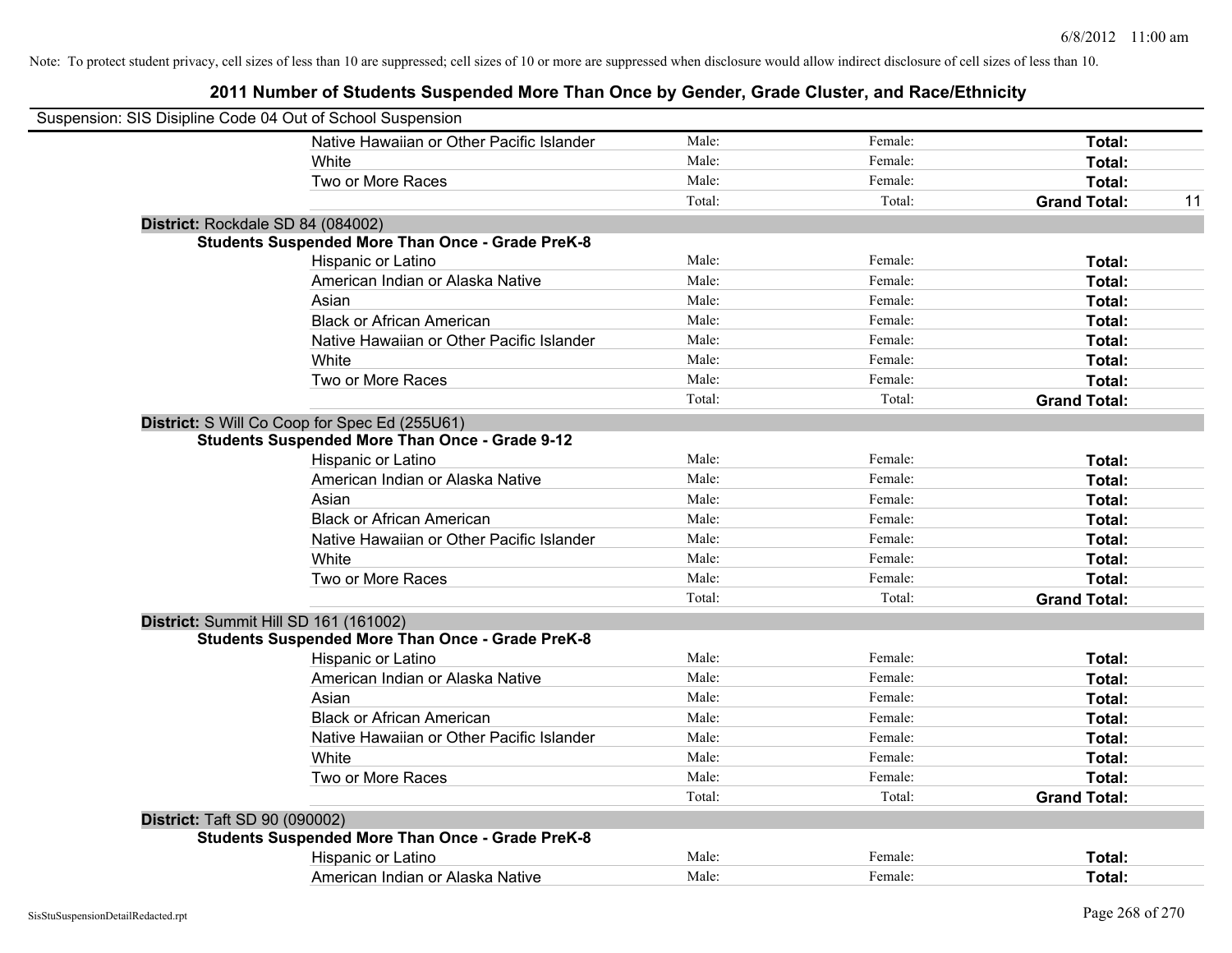Note: To protect student privacy, cell sizes of less than 10 are suppressed; cell sizes of 10 or more are suppressed when disclosure would allow indirect disclosure of cell sizes of less than 10.

## 2011 Number of Students Suspended More Than Once by Gender, Grade Cluster, and Race/Ethnicity

Suspension: SIS Disipline Code 04 Out of School Suspension

| | | | | |
|---|---|---|---|---|
| Native Hawaiian or Other Pacific Islander | Male: | Female: | **Total:** | |
| White | Male: | Female: | **Total:** | |
| Two or More Races | Male: | Female: | **Total:** | |
| | Total: | Total: | **Grand Total:** | 11 |

**District:** Rockdale SD 84 (084002)

**Students Suspended More Than Once - Grade PreK-8**

| | | | | |
|---|---|---|---|---|
| Hispanic or Latino | Male: | Female: | **Total:** | |
| American Indian or Alaska Native | Male: | Female: | **Total:** | |
| Asian | Male: | Female: | **Total:** | |
| Black or African American | Male: | Female: | **Total:** | |
| Native Hawaiian or Other Pacific Islander | Male: | Female: | **Total:** | |
| White | Male: | Female: | **Total:** | |
| Two or More Races | Male: | Female: | **Total:** | |
| | Total: | Total: | **Grand Total:** | |

**District:** S Will Co Coop for Spec Ed (255U61)

**Students Suspended More Than Once - Grade 9-12**

| | | | | |
|---|---|---|---|---|
| Hispanic or Latino | Male: | Female: | **Total:** | |
| American Indian or Alaska Native | Male: | Female: | **Total:** | |
| Asian | Male: | Female: | **Total:** | |
| Black or African American | Male: | Female: | **Total:** | |
| Native Hawaiian or Other Pacific Islander | Male: | Female: | **Total:** | |
| White | Male: | Female: | **Total:** | |
| Two or More Races | Male: | Female: | **Total:** | |
| | Total: | Total: | **Grand Total:** | |

**District:** Summit Hill SD 161 (161002)

**Students Suspended More Than Once - Grade PreK-8**

| | | | | |
|---|---|---|---|---|
| Hispanic or Latino | Male: | Female: | **Total:** | |
| American Indian or Alaska Native | Male: | Female: | **Total:** | |
| Asian | Male: | Female: | **Total:** | |
| Black or African American | Male: | Female: | **Total:** | |
| Native Hawaiian or Other Pacific Islander | Male: | Female: | **Total:** | |
| White | Male: | Female: | **Total:** | |
| Two or More Races | Male: | Female: | **Total:** | |
| | Total: | Total: | **Grand Total:** | |

**District:** Taft SD 90 (090002)

**Students Suspended More Than Once - Grade PreK-8**

| | | | | |
|---|---|---|---|---|
| Hispanic or Latino | Male: | Female: | **Total:** | |
| American Indian or Alaska Native | Male: | Female: | **Total:** | |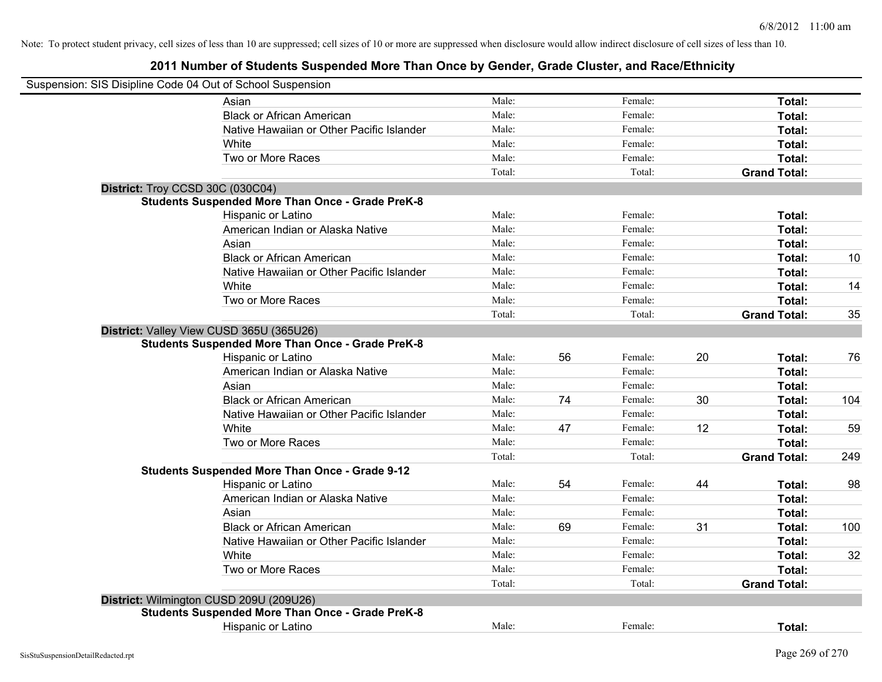Note: To protect student privacy, cell sizes of less than 10 are suppressed; cell sizes of 10 or more are suppressed when disclosure would allow indirect disclosure of cell sizes of less than 10.

# 2011 Number of Students Suspended More Than Once by Gender, Grade Cluster, and Race/Ethnicity

Suspension: SIS Disipline Code 04 Out of School Suspension

| | | | | | | |
|---|---|---|---|---|---|---|
| Asian | Male: | | Female: | | **Total:** | |
| Black or African American | Male: | | Female: | | **Total:** | |
| Native Hawaiian or Other Pacific Islander | Male: | | Female: | | **Total:** | |
| White | Male: | | Female: | | **Total:** | |
| Two or More Races | Male: | | Female: | | **Total:** | |
| | Total: | | Total: | | **Grand Total:** | |

**District:** Troy CCSD 30C (030C04)

**Students Suspended More Than Once - Grade PreK-8**

| | | | | | | |
|---|---|---|---|---|---|---|
| Hispanic or Latino | Male: | | Female: | | **Total:** | |
| American Indian or Alaska Native | Male: | | Female: | | **Total:** | |
| Asian | Male: | | Female: | | **Total:** | |
| Black or African American | Male: | | Female: | | **Total:** | 10 |
| Native Hawaiian or Other Pacific Islander | Male: | | Female: | | **Total:** | |
| White | Male: | | Female: | | **Total:** | 14 |
| Two or More Races | Male: | | Female: | | **Total:** | |
| | Total: | | Total: | | **Grand Total:** | 35 |

**District:** Valley View CUSD 365U (365U26)

**Students Suspended More Than Once - Grade PreK-8**

| | | | | | | |
|---|---|---|---|---|---|---|
| Hispanic or Latino | Male: | 56 | Female: | 20 | **Total:** | 76 |
| American Indian or Alaska Native | Male: | | Female: | | **Total:** | |
| Asian | Male: | | Female: | | **Total:** | |
| Black or African American | Male: | 74 | Female: | 30 | **Total:** | 104 |
| Native Hawaiian or Other Pacific Islander | Male: | | Female: | | **Total:** | |
| White | Male: | 47 | Female: | 12 | **Total:** | 59 |
| Two or More Races | Male: | | Female: | | **Total:** | |
| | Total: | | Total: | | **Grand Total:** | 249 |

**Students Suspended More Than Once - Grade 9-12**

| | | | | | | |
|---|---|---|---|---|---|---|
| Hispanic or Latino | Male: | 54 | Female: | 44 | **Total:** | 98 |
| American Indian or Alaska Native | Male: | | Female: | | **Total:** | |
| Asian | Male: | | Female: | | **Total:** | |
| Black or African American | Male: | 69 | Female: | 31 | **Total:** | 100 |
| Native Hawaiian or Other Pacific Islander | Male: | | Female: | | **Total:** | |
| White | Male: | | Female: | | **Total:** | 32 |
| Two or More Races | Male: | | Female: | | **Total:** | |
| | Total: | | Total: | | **Grand Total:** | |

**District:** Wilmington CUSD 209U (209U26)

**Students Suspended More Than Once - Grade PreK-8**

| | | | | | | |
|---|---|---|---|---|---|---|
| Hispanic or Latino | Male: | | Female: | | **Total:** | |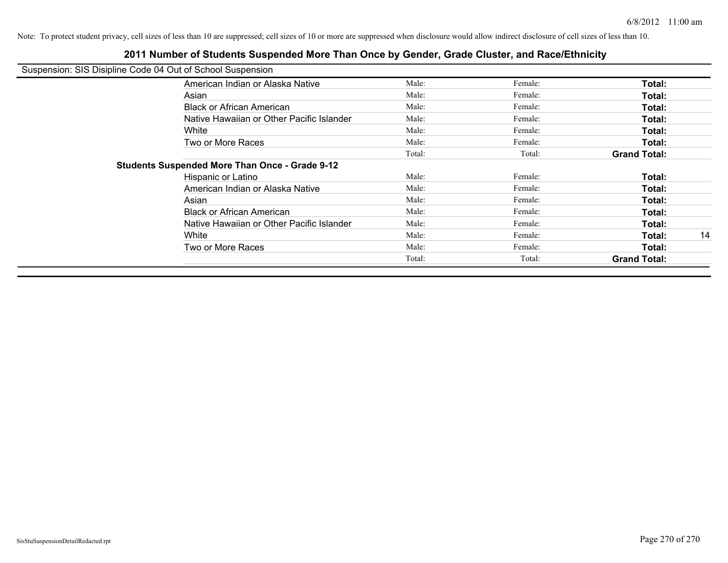Note: To protect student privacy, cell sizes of less than 10 are suppressed; cell sizes of 10 or more are suppressed when disclosure would allow indirect disclosure of cell sizes of less than 10.

## 2011 Number of Students Suspended More Than Once by Gender, Grade Cluster, and Race/Ethnicity

Suspension: SIS Disipline Code 04 Out of School Suspension

| | | | | | |
|---|---|---|---|---|---|
| | American Indian or Alaska Native | Male: | Female: | **Total:** | |
| | Asian | Male: | Female: | **Total:** | |
| | Black or African American | Male: | Female: | **Total:** | |
| | Native Hawaiian or Other Pacific Islander | Male: | Female: | **Total:** | |
| | White | Male: | Female: | **Total:** | |
| | Two or More Races | Male: | Female: | **Total:** | |
| | | Total: | Total: | **Grand Total:** | |
| **Students Suspended More Than Once - Grade 9-12** | | | | | |
| | Hispanic or Latino | Male: | Female: | **Total:** | |
| | American Indian or Alaska Native | Male: | Female: | **Total:** | |
| | Asian | Male: | Female: | **Total:** | |
| | Black or African American | Male: | Female: | **Total:** | |
| | Native Hawaiian or Other Pacific Islander | Male: | Female: | **Total:** | |
| | White | Male: | Female: | **Total:** | 14 |
| | Two or More Races | Male: | Female: | **Total:** | |
| | | Total: | Total: | **Grand Total:** | |